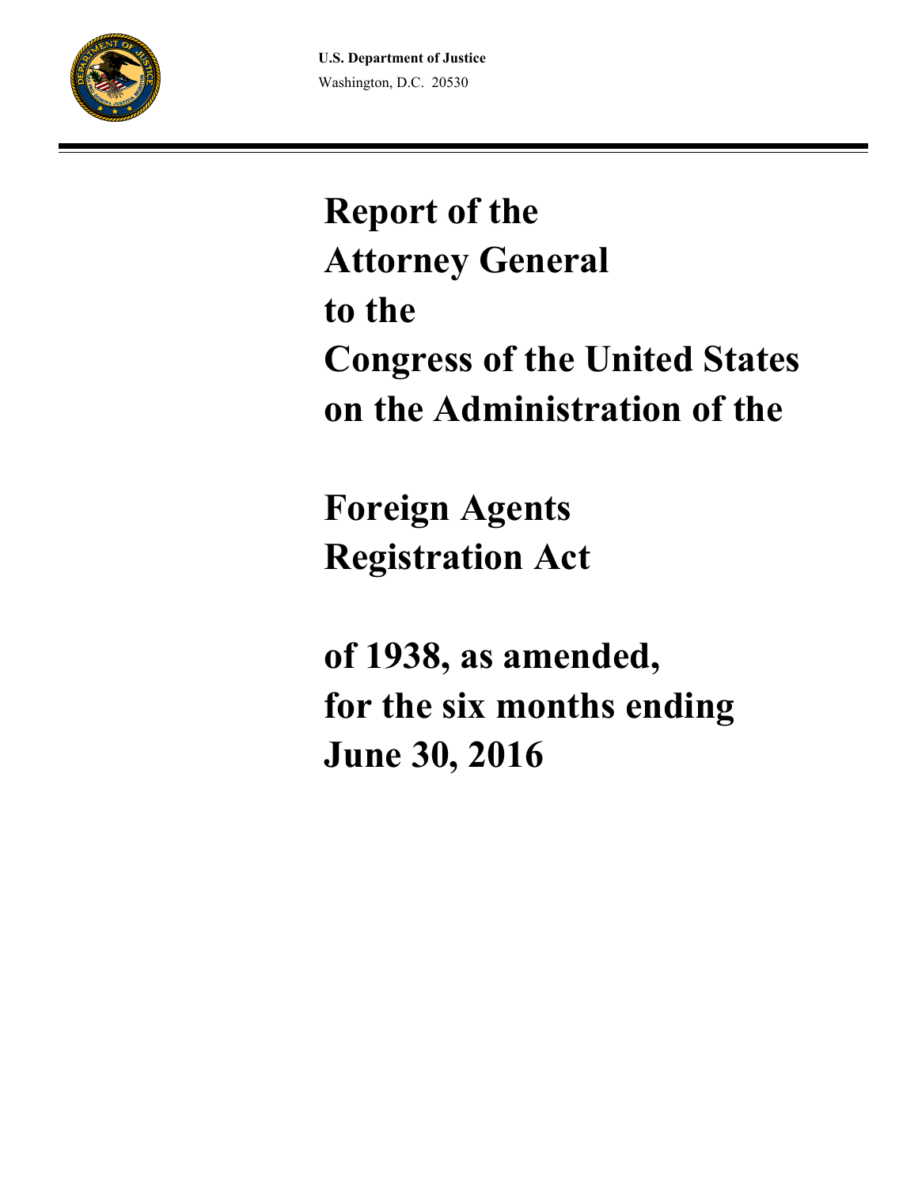**U.S. Department of Justice**
Washington, D.C. 20530

# Report of the Attorney General to the Congress of the United States on the Administration of the

# Foreign Agents Registration Act

# of 1938, as amended, for the six months ending June 30, 2016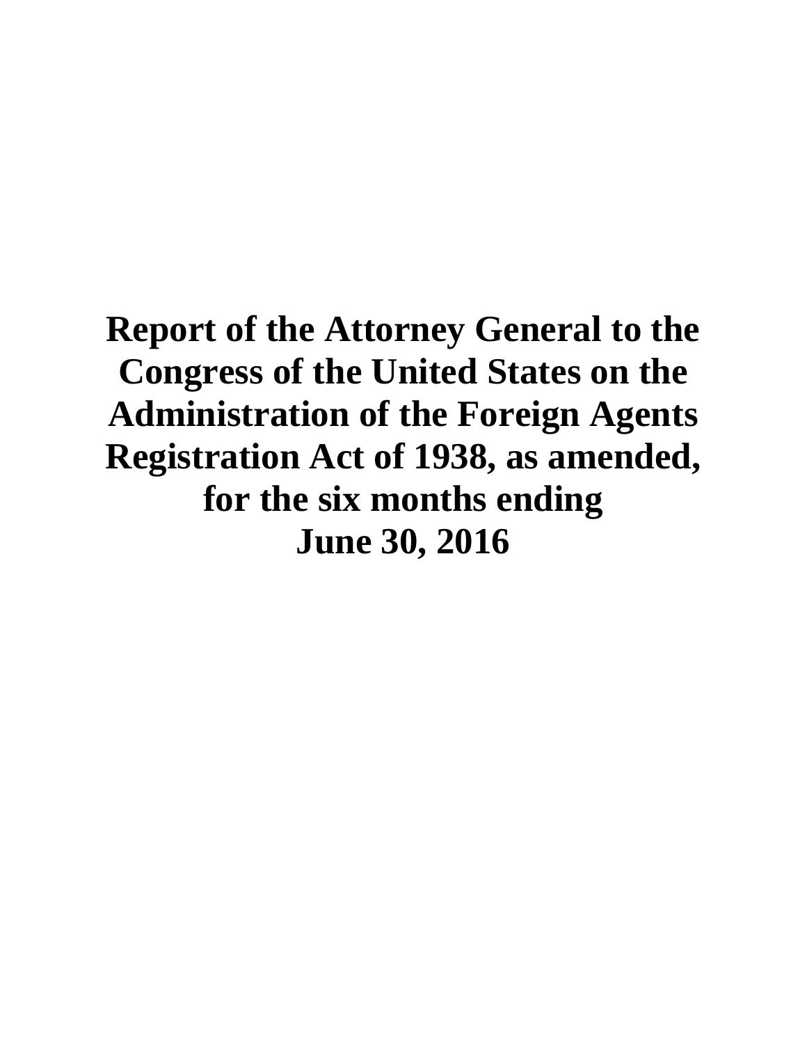# Report of the Attorney General to the Congress of the United States on the Administration of the Foreign Agents Registration Act of 1938, as amended, for the six months ending June 30, 2016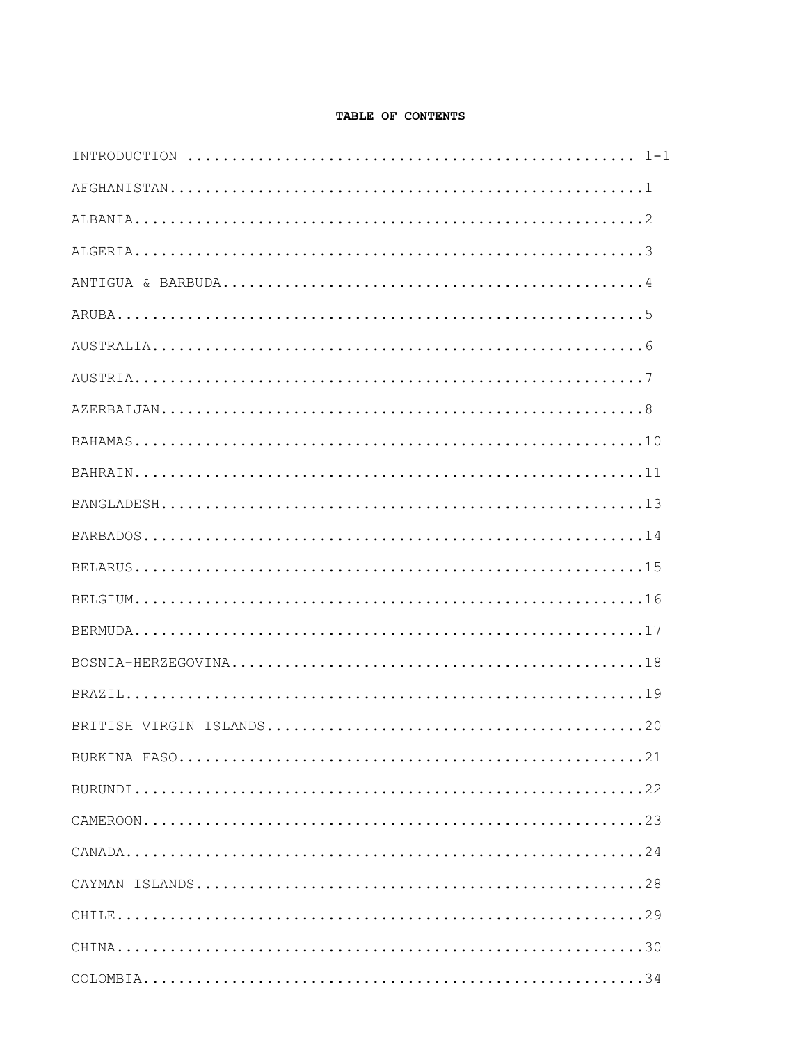# TABLE OF CONTENTS

| | |
|---|---|
| INTRODUCTION | 1-1 |
| AFGHANISTAN | 1 |
| ALBANIA | 2 |
| ALGERIA | 3 |
| ANTIGUA & BARBUDA | 4 |
| ARUBA | 5 |
| AUSTRALIA | 6 |
| AUSTRIA | 7 |
| AZERBAIJAN | 8 |
| BAHAMAS | 10 |
| BAHRAIN | 11 |
| BANGLADESH | 13 |
| BARBADOS | 14 |
| BELARUS | 15 |
| BELGIUM | 16 |
| BERMUDA | 17 |
| BOSNIA-HERZEGOVINA | 18 |
| BRAZIL | 19 |
| BRITISH VIRGIN ISLANDS | 20 |
| BURKINA FASO | 21 |
| BURUNDI | 22 |
| CAMEROON | 23 |
| CANADA | 24 |
| CAYMAN ISLANDS | 28 |
| CHILE | 29 |
| CHINA | 30 |
| COLOMBIA | 34 |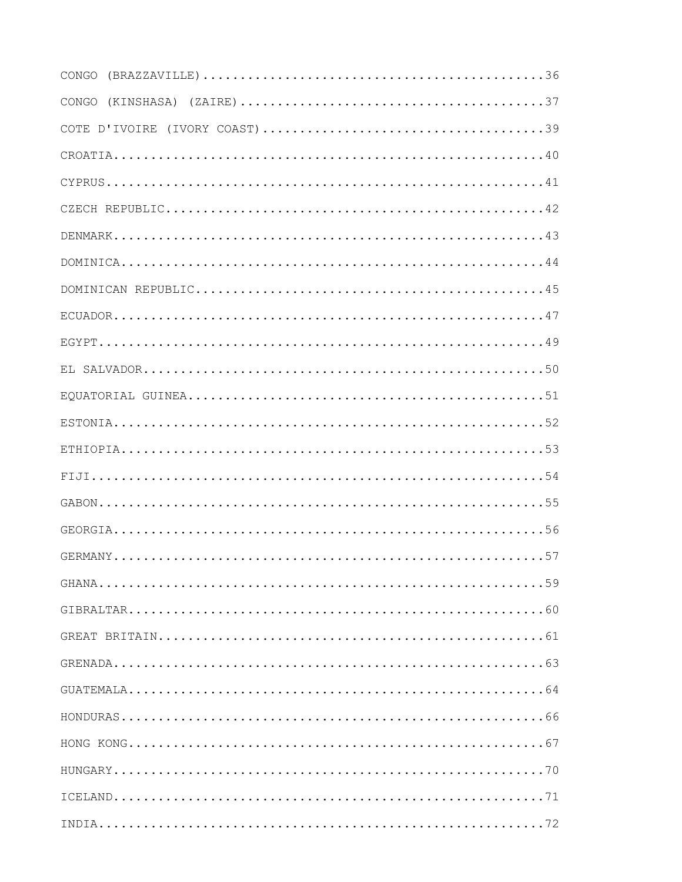CONGO (BRAZZAVILLE)............................................36

CONGO (KINSHASA) (ZAIRE).......................................37

COTE D'IVOIRE (IVORY COAST)....................................39

CROATIA........................................................40

CYPRUS.........................................................41

CZECH REPUBLIC.................................................42

DENMARK........................................................43

DOMINICA.......................................................44

DOMINICAN REPUBLIC.............................................45

ECUADOR........................................................47

EGYPT..........................................................49

EL SALVADOR....................................................50

EQUATORIAL GUINEA..............................................51

ESTONIA........................................................52

ETHIOPIA.......................................................53

FIJI...........................................................54

GABON..........................................................55

GEORGIA........................................................56

GERMANY........................................................57

GHANA..........................................................59

GIBRALTAR......................................................60

GREAT BRITAIN..................................................61

GRENADA........................................................63

GUATEMALA......................................................64

HONDURAS.......................................................66

HONG KONG......................................................67

HUNGARY........................................................70

ICELAND........................................................71

INDIA..........................................................72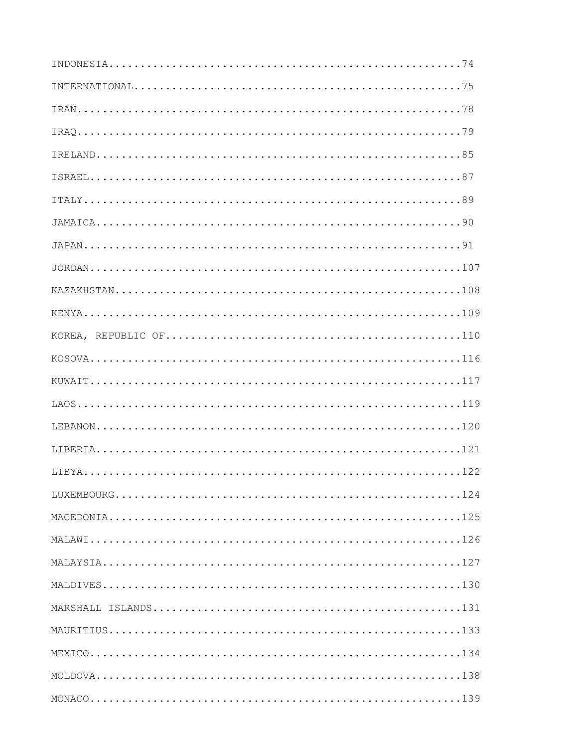INDONESIA.......................................................74

INTERNATIONAL...................................................75

IRAN............................................................78

IRAQ............................................................79

IRELAND.........................................................85

ISRAEL..........................................................87

ITALY...........................................................89

JAMAICA.........................................................90

JAPAN...........................................................91

JORDAN..........................................................107

KAZAKHSTAN......................................................108

KENYA...........................................................109

KOREA, REPUBLIC OF..............................................110

KOSOVA..........................................................116

KUWAIT..........................................................117

LAOS............................................................119

LEBANON.........................................................120

LIBERIA.........................................................121

LIBYA...........................................................122

LUXEMBOURG......................................................124

MACEDONIA.......................................................125

MALAWI..........................................................126

MALAYSIA........................................................127

MALDIVES........................................................130

MARSHALL ISLANDS................................................131

MAURITIUS.......................................................133

MEXICO..........................................................134

MOLDOVA.........................................................138

MONACO..........................................................139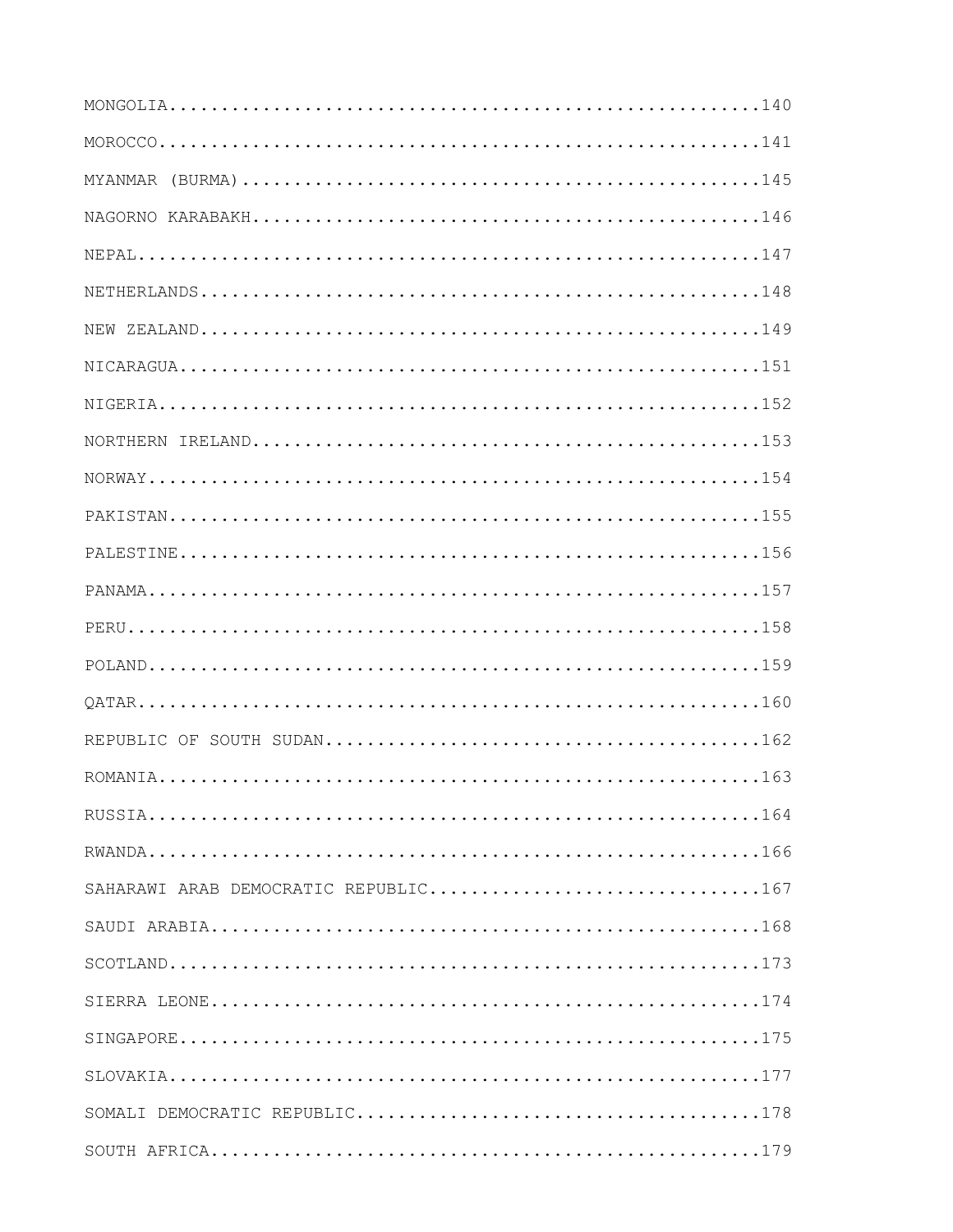MONGOLIA.........................................................140

MOROCCO..........................................................141

MYANMAR (BURMA)..................................................145

NAGORNO KARABAKH.................................................146

NEPAL............................................................147

NETHERLANDS......................................................148

NEW ZEALAND......................................................149

NICARAGUA........................................................151

NIGERIA..........................................................152

NORTHERN IRELAND................................................153

NORWAY...........................................................154

PAKISTAN.........................................................155

PALESTINE........................................................156

PANAMA...........................................................157

PERU.............................................................158

POLAND...........................................................159

QATAR............................................................160

REPUBLIC OF SOUTH SUDAN..........................................162

ROMANIA..........................................................163

RUSSIA...........................................................164

RWANDA...........................................................166

SAHARAWI ARAB DEMOCRATIC REPUBLIC................................167

SAUDI ARABIA.....................................................168

SCOTLAND.........................................................173

SIERRA LEONE.....................................................174

SINGAPORE........................................................175

SLOVAKIA.........................................................177

SOMALI DEMOCRATIC REPUBLIC.......................................178

SOUTH AFRICA.....................................................179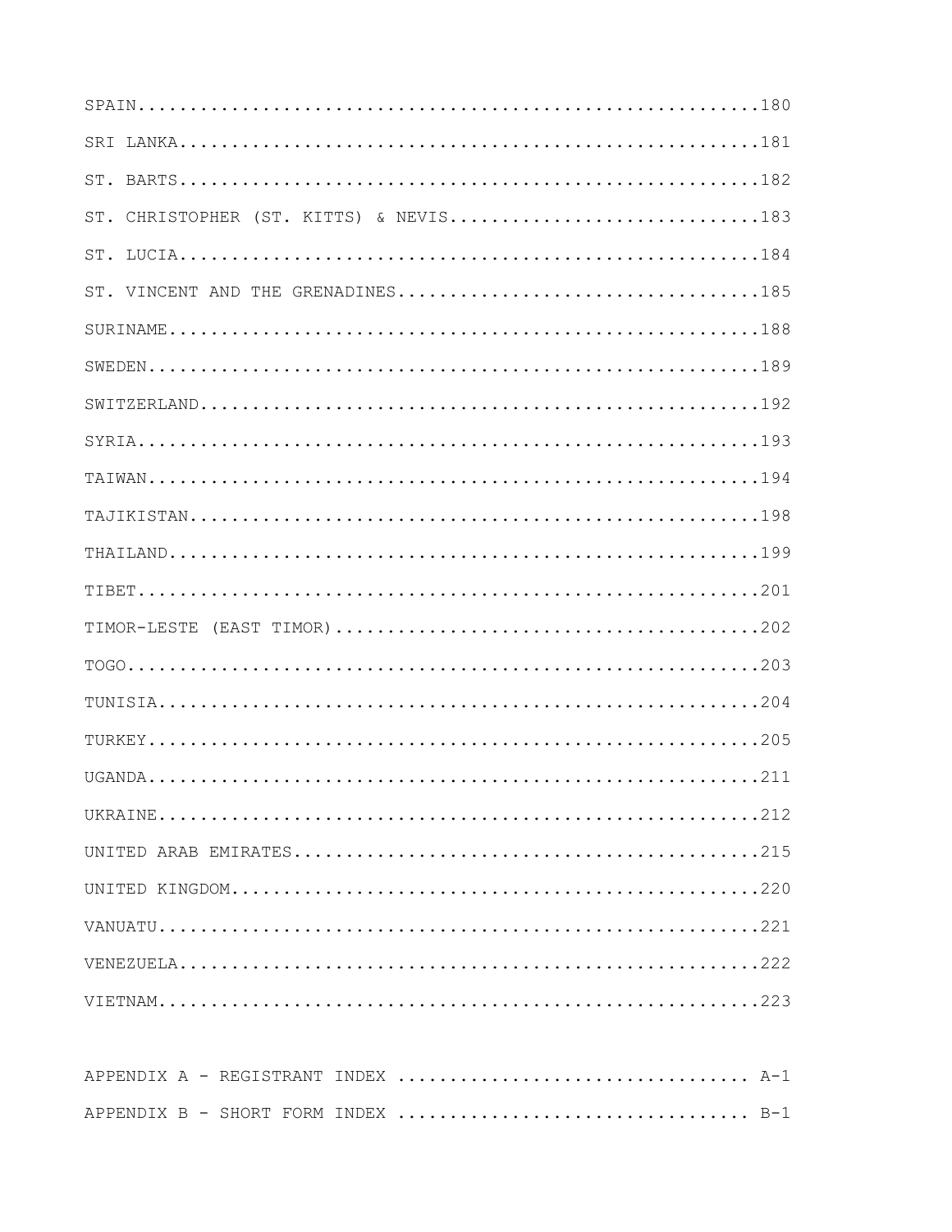SPAIN.......................................................180

SRI LANKA...................................................181

ST. BARTS...................................................182

ST. CHRISTOPHER (ST. KITTS) & NEVIS.........................183

ST. LUCIA...................................................184

ST. VINCENT AND THE GRENADINES..............................185

SURINAME....................................................188

SWEDEN......................................................189

SWITZERLAND.................................................192

SYRIA.......................................................193

TAIWAN......................................................194

TAJIKISTAN..................................................198

THAILAND....................................................199

TIBET.......................................................201

TIMOR-LESTE (EAST TIMOR)....................................202

TOGO........................................................203

TUNISIA.....................................................204

TURKEY......................................................205

UGANDA......................................................211

UKRAINE.....................................................212

UNITED ARAB EMIRATES........................................215

UNITED KINGDOM..............................................220

VANUATU.....................................................221

VENEZUELA...................................................222

VIETNAM.....................................................223

APPENDIX A - REGISTRANT INDEX ................................ A-1

APPENDIX B - SHORT FORM INDEX ................................ B-1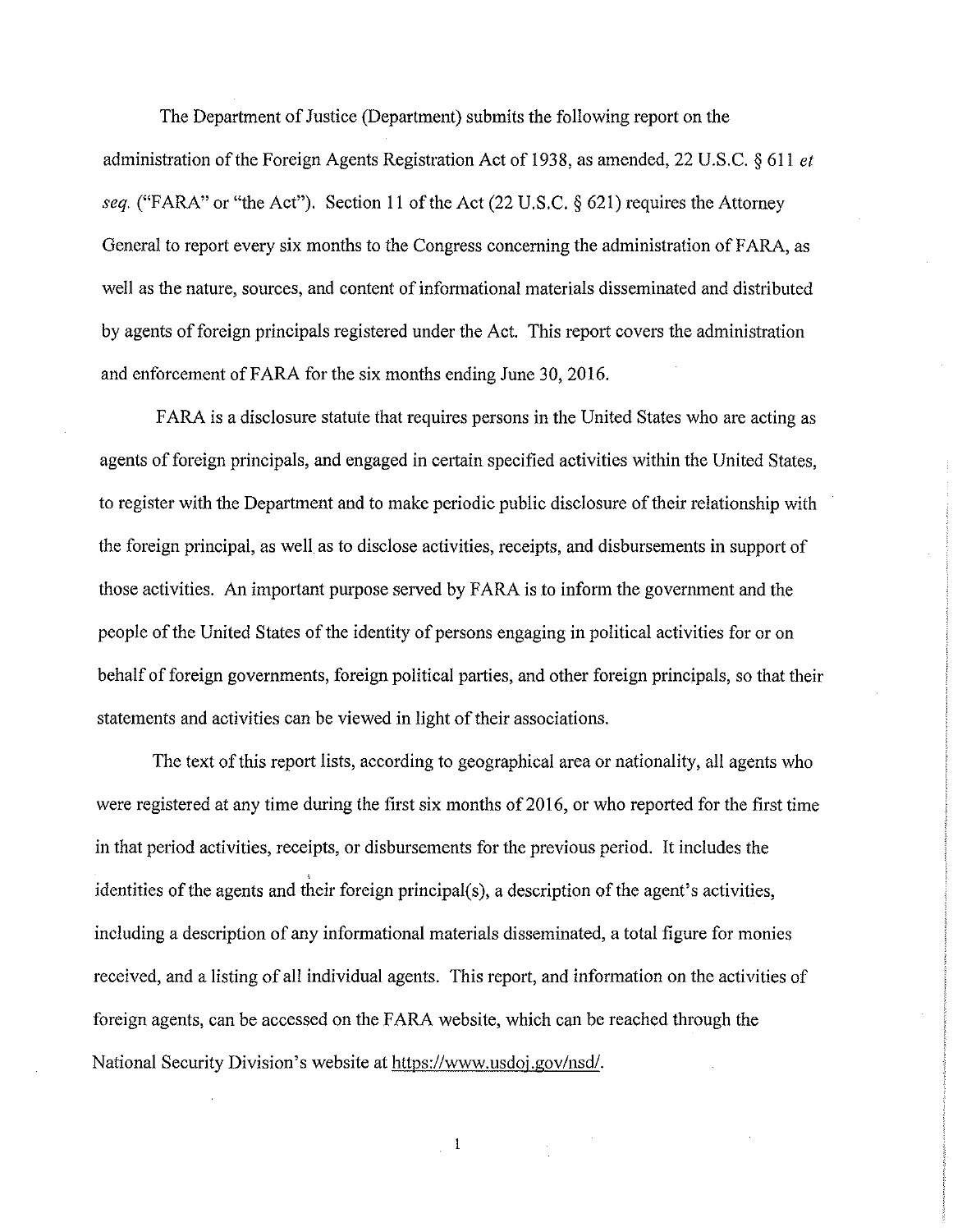The Department of Justice (Department) submits the following report on the administration of the Foreign Agents Registration Act of 1938, as amended, 22 U.S.C. § 611 *et seq.* ("FARA" or "the Act"). Section 11 of the Act (22 U.S.C. § 621) requires the Attorney General to report every six months to the Congress concerning the administration of FARA, as well as the nature, sources, and content of informational materials disseminated and distributed by agents of foreign principals registered under the Act. This report covers the administration and enforcement of FARA for the six months ending June 30, 2016.

FARA is a disclosure statute that requires persons in the United States who are acting as agents of foreign principals, and engaged in certain specified activities within the United States, to register with the Department and to make periodic public disclosure of their relationship with the foreign principal, as well as to disclose activities, receipts, and disbursements in support of those activities. An important purpose served by FARA is to inform the government and the people of the United States of the identity of persons engaging in political activities for or on behalf of foreign governments, foreign political parties, and other foreign principals, so that their statements and activities can be viewed in light of their associations.

The text of this report lists, according to geographical area or nationality, all agents who were registered at any time during the first six months of 2016, or who reported for the first time in that period activities, receipts, or disbursements for the previous period. It includes the identities of the agents and their foreign principal(s), a description of the agent's activities, including a description of any informational materials disseminated, a total figure for monies received, and a listing of all individual agents. This report, and information on the activities of foreign agents, can be accessed on the FARA website, which can be reached through the National Security Division's website at https://www.usdoj.gov/nsd/.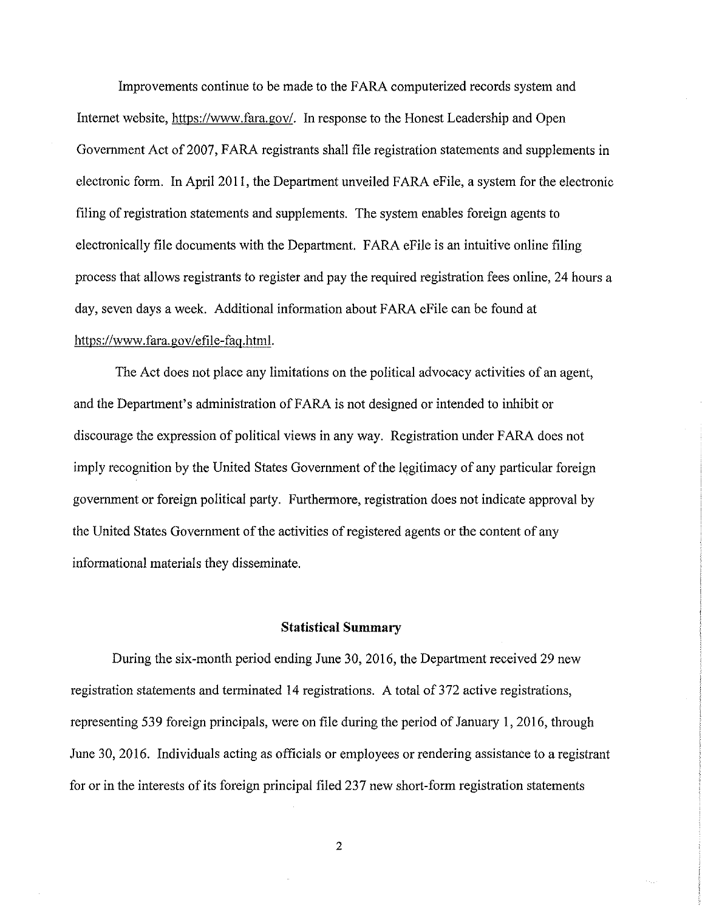Improvements continue to be made to the FARA computerized records system and Internet website, https://www.fara.gov/. In response to the Honest Leadership and Open Government Act of 2007, FARA registrants shall file registration statements and supplements in electronic form. In April 2011, the Department unveiled FARA eFile, a system for the electronic filing of registration statements and supplements. The system enables foreign agents to electronically file documents with the Department. FARA eFile is an intuitive online filing process that allows registrants to register and pay the required registration fees online, 24 hours a day, seven days a week. Additional information about FARA eFile can be found at https://www.fara.gov/efile-faq.html.

The Act does not place any limitations on the political advocacy activities of an agent, and the Department's administration of FARA is not designed or intended to inhibit or discourage the expression of political views in any way. Registration under FARA does not imply recognition by the United States Government of the legitimacy of any particular foreign government or foreign political party. Furthermore, registration does not indicate approval by the United States Government of the activities of registered agents or the content of any informational materials they disseminate.

## Statistical Summary

During the six-month period ending June 30, 2016, the Department received 29 new registration statements and terminated 14 registrations. A total of 372 active registrations, representing 539 foreign principals, were on file during the period of January 1, 2016, through June 30, 2016. Individuals acting as officials or employees or rendering assistance to a registrant for or in the interests of its foreign principal filed 237 new short-form registration statements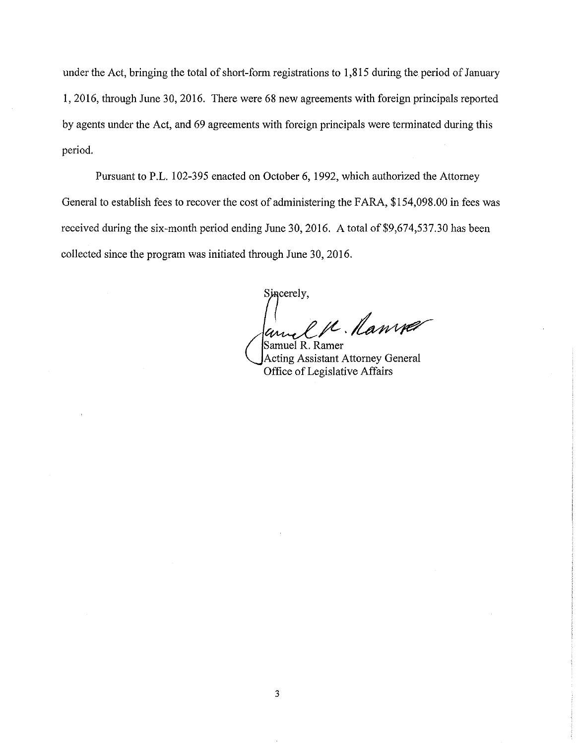under the Act, bringing the total of short-form registrations to 1,815 during the period of January 1, 2016, through June 30, 2016. There were 68 new agreements with foreign principals reported by agents under the Act, and 69 agreements with foreign principals were terminated during this period.

Pursuant to P.L. 102-395 enacted on October 6, 1992, which authorized the Attorney General to establish fees to recover the cost of administering the FARA, $154,098.00 in fees was received during the six-month period ending June 30, 2016. A total of $9,674,537.30 has been collected since the program was initiated through June 30, 2016.

Sincerely,

Samuel R. Ramer
Acting Assistant Attorney General
Office of Legislative Affairs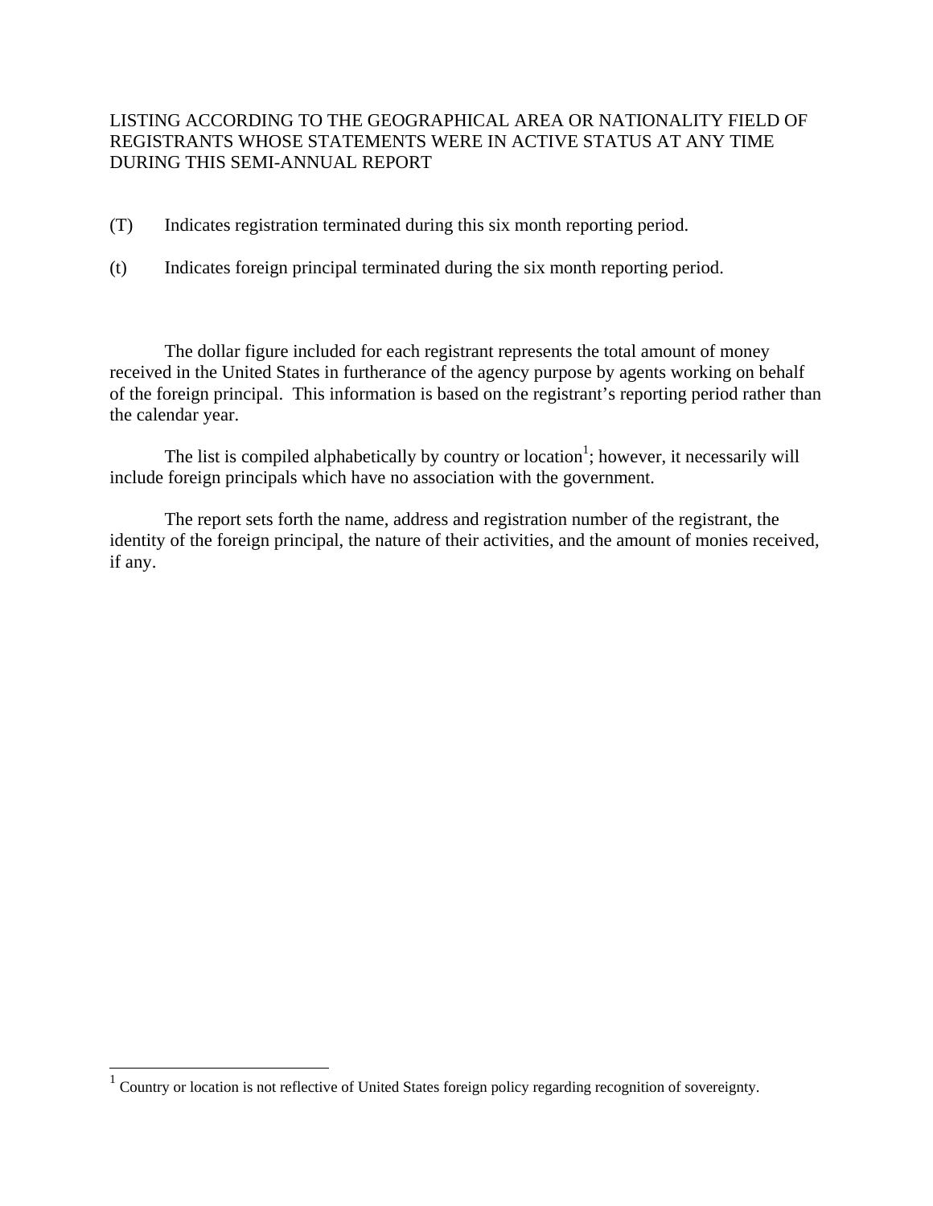LISTING ACCORDING TO THE GEOGRAPHICAL AREA OR NATIONALITY FIELD OF REGISTRANTS WHOSE STATEMENTS WERE IN ACTIVE STATUS AT ANY TIME DURING THIS SEMI-ANNUAL REPORT

(T) Indicates registration terminated during this six month reporting period.

(t) Indicates foreign principal terminated during the six month reporting period.

The dollar figure included for each registrant represents the total amount of money received in the United States in furtherance of the agency purpose by agents working on behalf of the foreign principal. This information is based on the registrant's reporting period rather than the calendar year.

The list is compiled alphabetically by country or location[1]; however, it necessarily will include foreign principals which have no association with the government.

The report sets forth the name, address and registration number of the registrant, the identity of the foreign principal, the nature of their activities, and the amount of monies received, if any.

[1] Country or location is not reflective of United States foreign policy regarding recognition of sovereignty.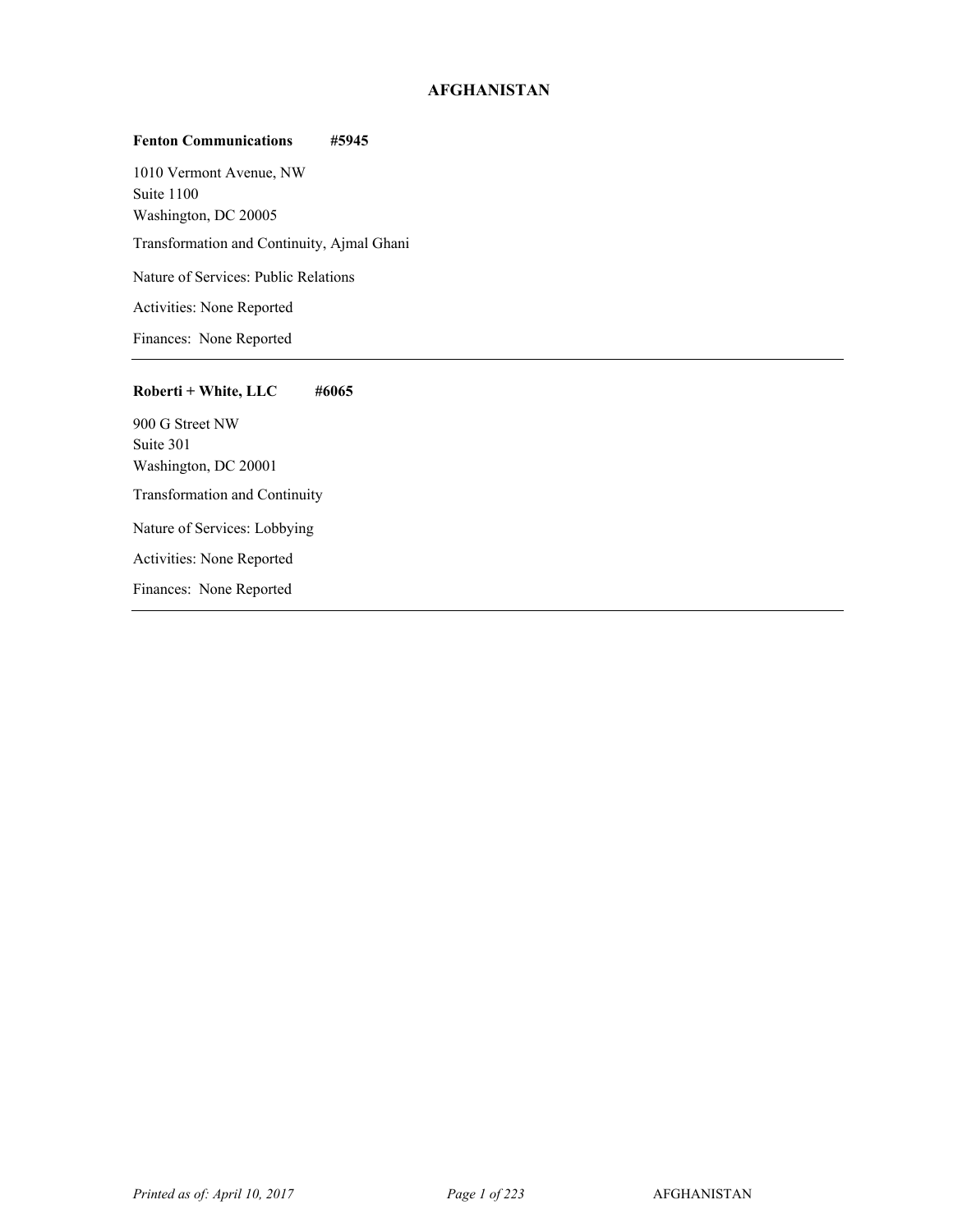# AFGHANISTAN

**Fenton Communications #5945**

1010 Vermont Avenue, NW
Suite 1100
Washington, DC 20005

Transformation and Continuity, Ajmal Ghani

Nature of Services: Public Relations

Activities: None Reported

Finances: None Reported

---

**Roberti + White, LLC #6065**

900 G Street NW
Suite 301
Washington, DC 20001

Transformation and Continuity

Nature of Services: Lobbying

Activities: None Reported

Finances: None Reported

---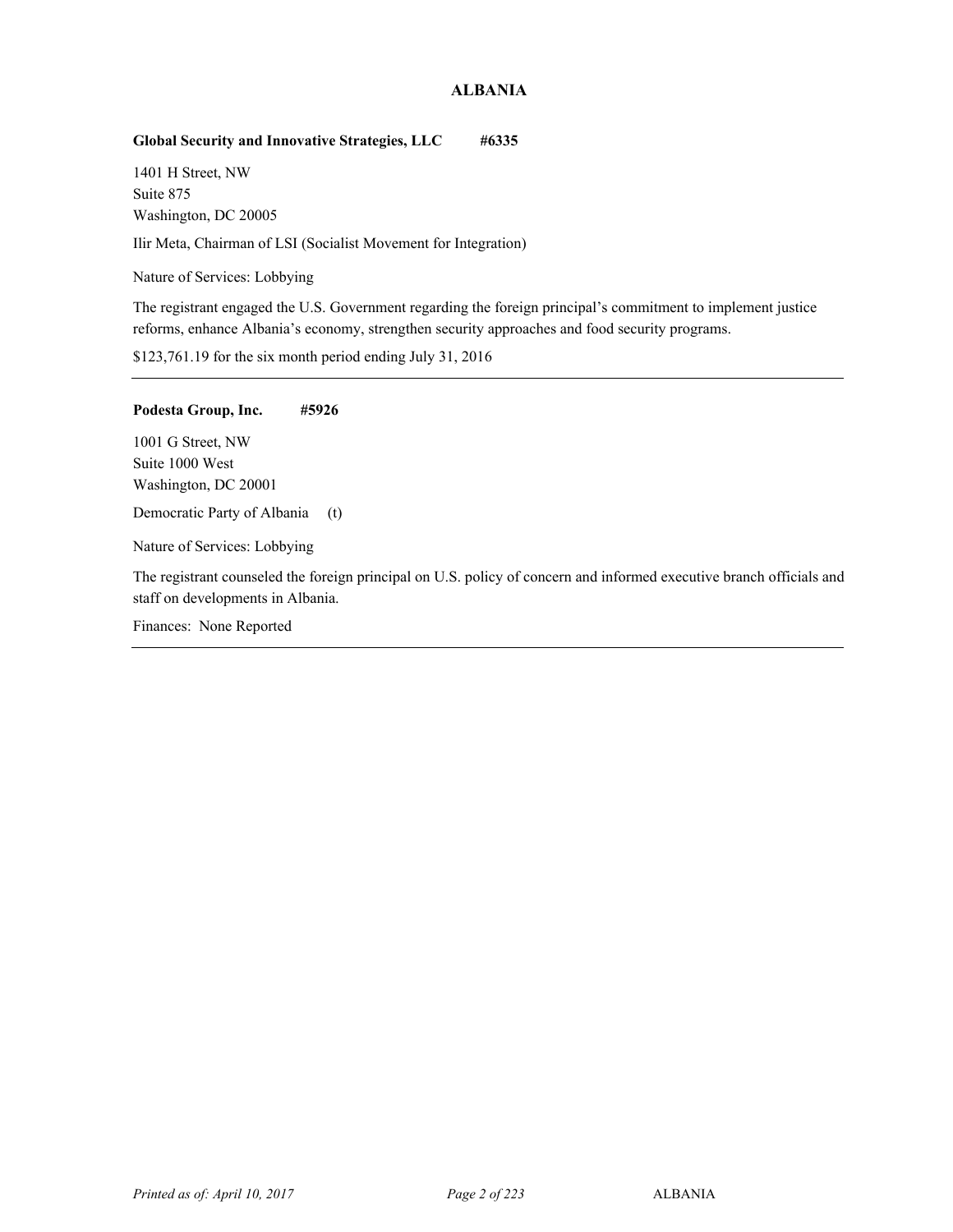# ALBANIA

**Global Security and Innovative Strategies, LLC #6335**

1401 H Street, NW
Suite 875
Washington, DC 20005

Ilir Meta, Chairman of LSI (Socialist Movement for Integration)

Nature of Services: Lobbying

The registrant engaged the U.S. Government regarding the foreign principal's commitment to implement justice reforms, enhance Albania's economy, strengthen security approaches and food security programs.

$123,761.19 for the six month period ending July 31, 2016

---

**Podesta Group, Inc. #5926**

1001 G Street, NW
Suite 1000 West
Washington, DC 20001

Democratic Party of Albania (t)

Nature of Services: Lobbying

The registrant counseled the foreign principal on U.S. policy of concern and informed executive branch officials and staff on developments in Albania.

Finances: None Reported

---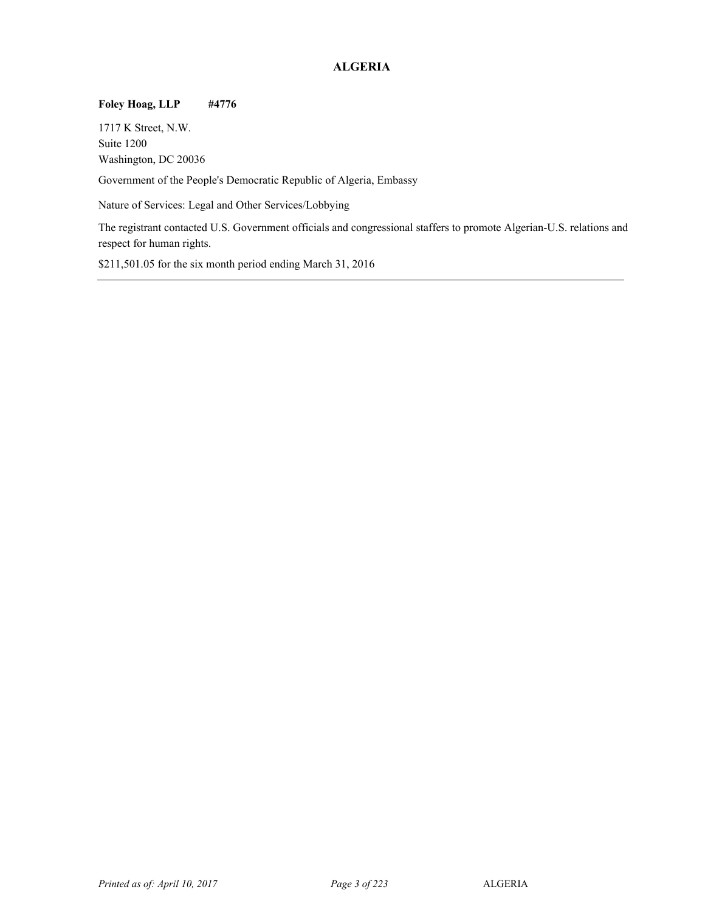# ALGERIA

**Foley Hoag, LLP #4776**

1717 K Street, N.W.
Suite 1200
Washington, DC 20036

Government of the People's Democratic Republic of Algeria, Embassy

Nature of Services: Legal and Other Services/Lobbying

The registrant contacted U.S. Government officials and congressional staffers to promote Algerian-U.S. relations and respect for human rights.

$211,501.05 for the six month period ending March 31, 2016

---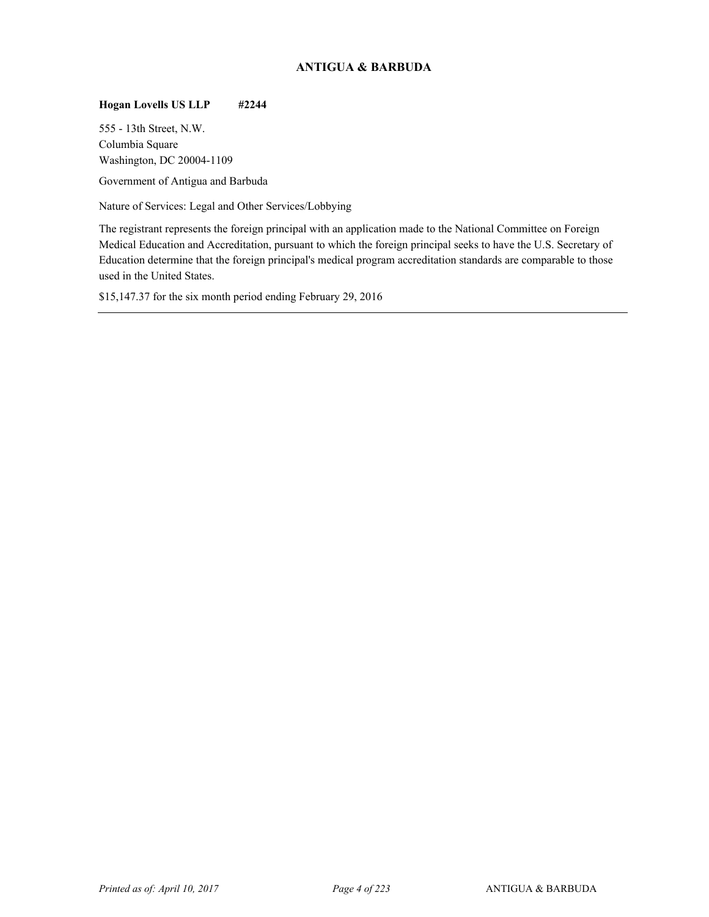## ANTIGUA & BARBUDA

**Hogan Lovells US LLP #2244**

555 - 13th Street, N.W.
Columbia Square
Washington, DC 20004-1109

Government of Antigua and Barbuda

Nature of Services: Legal and Other Services/Lobbying

The registrant represents the foreign principal with an application made to the National Committee on Foreign Medical Education and Accreditation, pursuant to which the foreign principal seeks to have the U.S. Secretary of Education determine that the foreign principal's medical program accreditation standards are comparable to those used in the United States.

$15,147.37 for the six month period ending February 29, 2016

---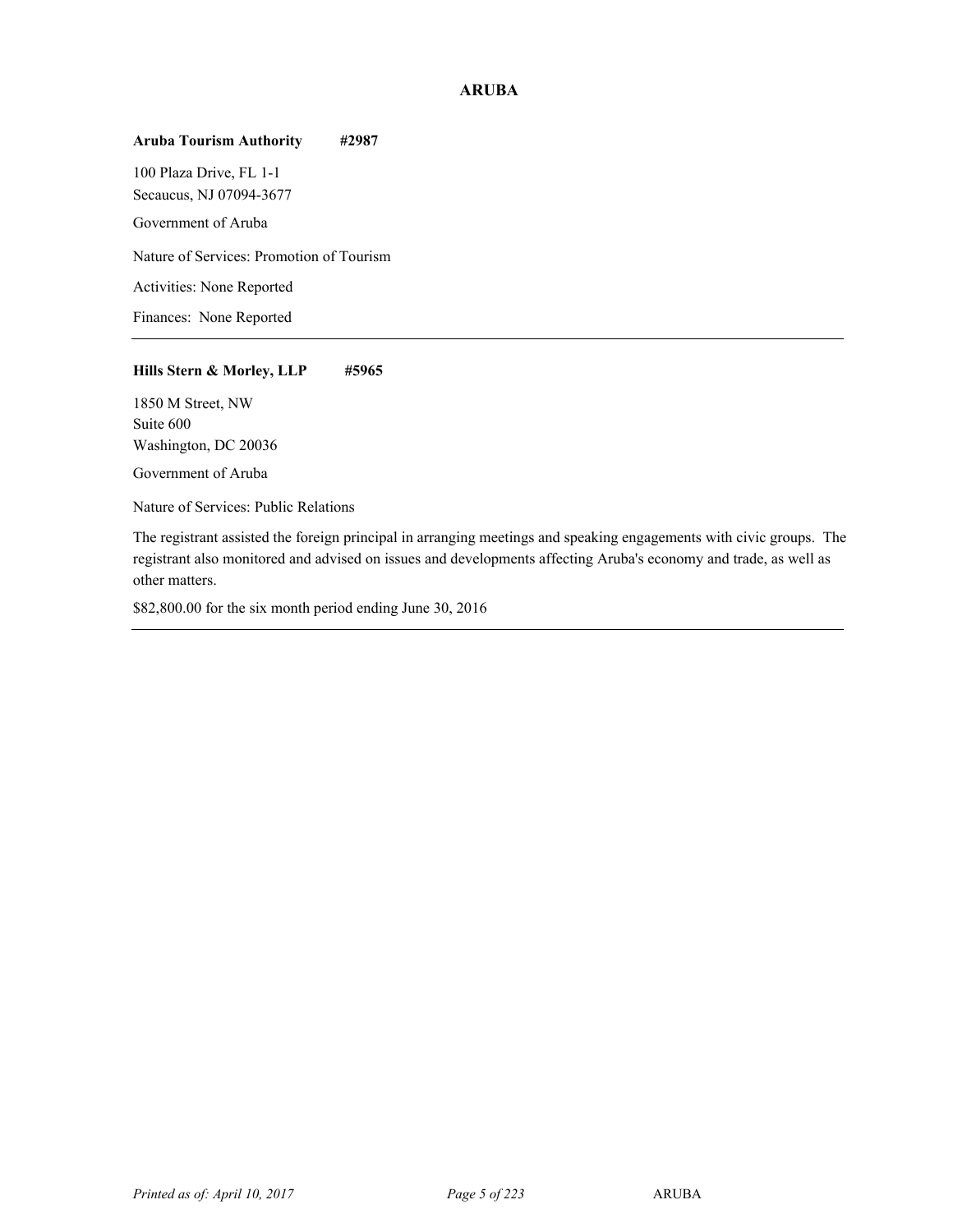## ARUBA

**Aruba Tourism Authority #2987**

100 Plaza Drive, FL 1-1
Secaucus, NJ 07094-3677

Government of Aruba

Nature of Services: Promotion of Tourism

Activities: None Reported

Finances: None Reported

---

**Hills Stern & Morley, LLP #5965**

1850 M Street, NW
Suite 600
Washington, DC 20036

Government of Aruba

Nature of Services: Public Relations

The registrant assisted the foreign principal in arranging meetings and speaking engagements with civic groups. The registrant also monitored and advised on issues and developments affecting Aruba's economy and trade, as well as other matters.

$82,800.00 for the six month period ending June 30, 2016

---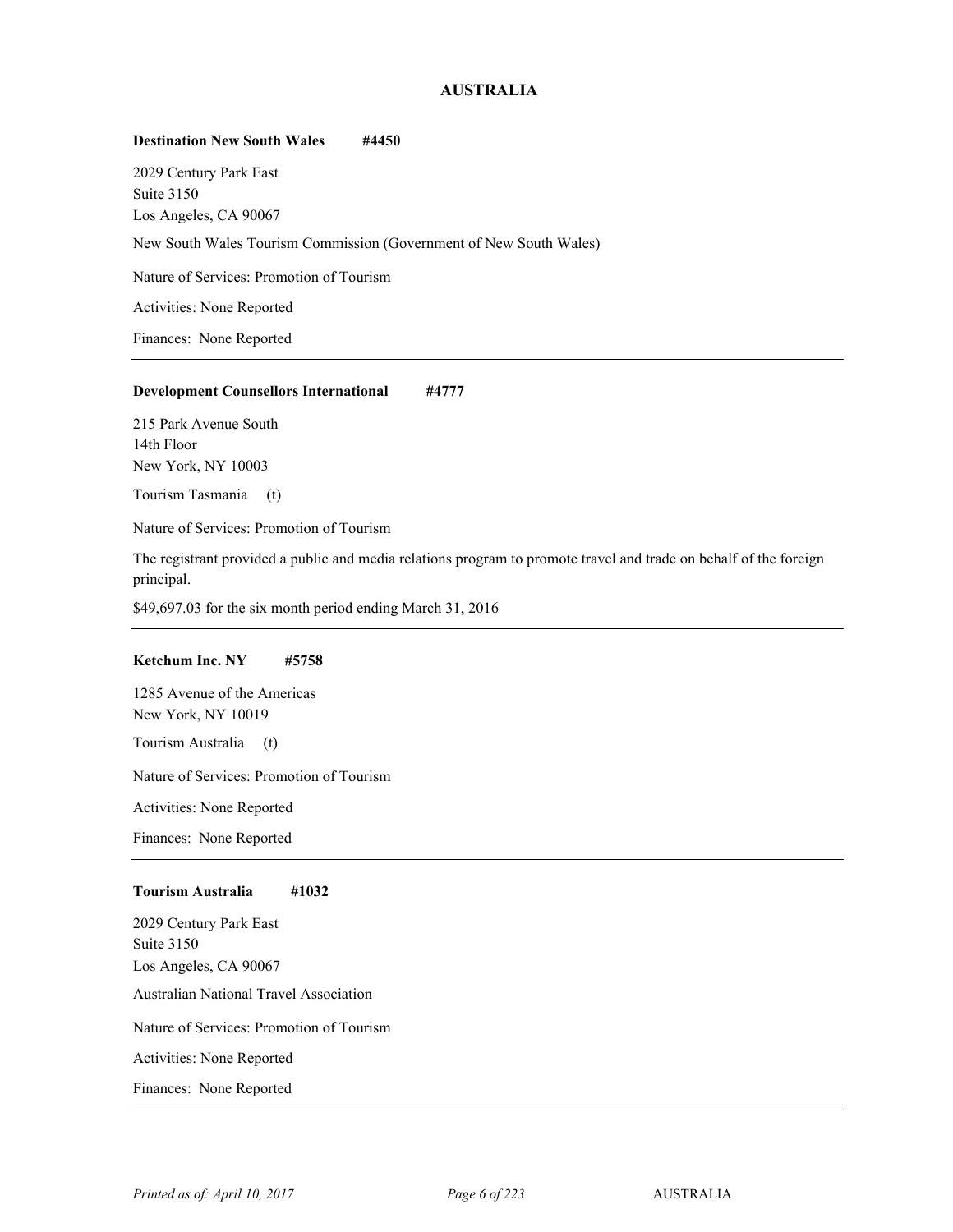# AUSTRALIA

**Destination New South Wales #4450**

2029 Century Park East
Suite 3150
Los Angeles, CA 90067

New South Wales Tourism Commission (Government of New South Wales)

Nature of Services: Promotion of Tourism

Activities: None Reported

Finances: None Reported

---

**Development Counsellors International #4777**

215 Park Avenue South
14th Floor
New York, NY 10003

Tourism Tasmania (t)

Nature of Services: Promotion of Tourism

The registrant provided a public and media relations program to promote travel and trade on behalf of the foreign principal.

$49,697.03 for the six month period ending March 31, 2016

---

**Ketchum Inc. NY #5758**

1285 Avenue of the Americas
New York, NY 10019

Tourism Australia (t)

Nature of Services: Promotion of Tourism

Activities: None Reported

Finances: None Reported

---

**Tourism Australia #1032**

2029 Century Park East
Suite 3150
Los Angeles, CA 90067

Australian National Travel Association

Nature of Services: Promotion of Tourism

Activities: None Reported

Finances: None Reported

---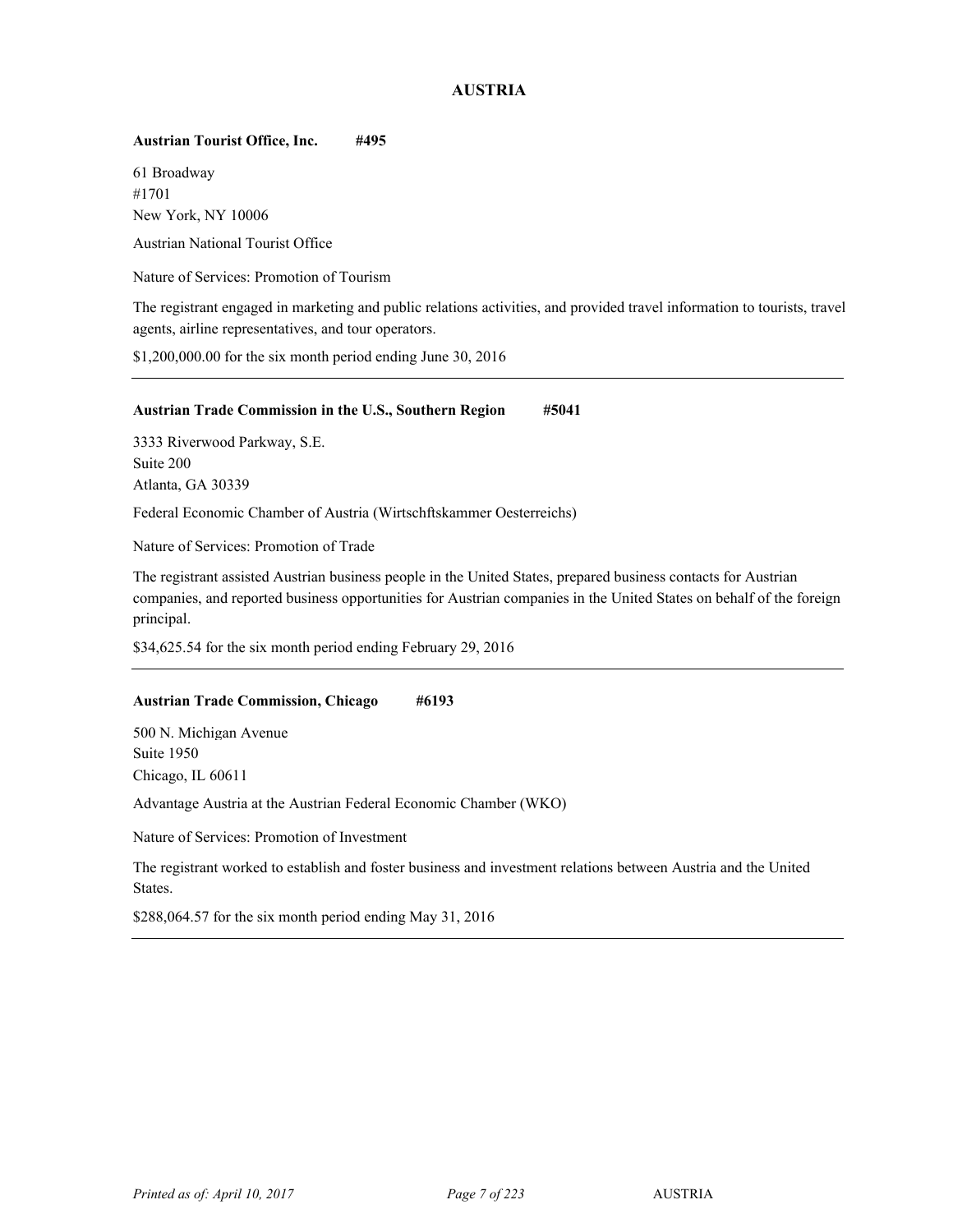## AUSTRIA

**Austrian Tourist Office, Inc. #495**

61 Broadway
#1701
New York, NY 10006

Austrian National Tourist Office

Nature of Services: Promotion of Tourism

The registrant engaged in marketing and public relations activities, and provided travel information to tourists, travel agents, airline representatives, and tour operators.

$1,200,000.00 for the six month period ending June 30, 2016

---

**Austrian Trade Commission in the U.S., Southern Region #5041**

3333 Riverwood Parkway, S.E.
Suite 200
Atlanta, GA 30339

Federal Economic Chamber of Austria (Wirtschftskammer Oesterreichs)

Nature of Services: Promotion of Trade

The registrant assisted Austrian business people in the United States, prepared business contacts for Austrian companies, and reported business opportunities for Austrian companies in the United States on behalf of the foreign principal.

$34,625.54 for the six month period ending February 29, 2016

---

**Austrian Trade Commission, Chicago #6193**

500 N. Michigan Avenue
Suite 1950
Chicago, IL 60611

Advantage Austria at the Austrian Federal Economic Chamber (WKO)

Nature of Services: Promotion of Investment

The registrant worked to establish and foster business and investment relations between Austria and the United States.

$288,064.57 for the six month period ending May 31, 2016

---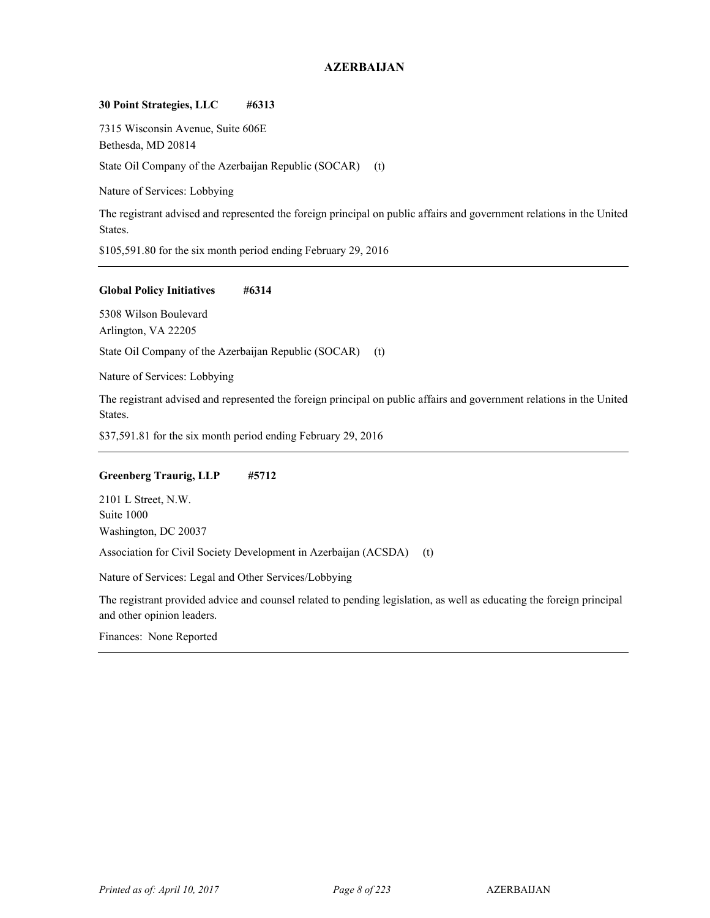# AZERBAIJAN

**30 Point Strategies, LLC #6313**

7315 Wisconsin Avenue, Suite 606E
Bethesda, MD 20814

State Oil Company of the Azerbaijan Republic (SOCAR) (t)

Nature of Services: Lobbying

The registrant advised and represented the foreign principal on public affairs and government relations in the United States.

$105,591.80 for the six month period ending February 29, 2016

---

**Global Policy Initiatives #6314**

5308 Wilson Boulevard
Arlington, VA 22205

State Oil Company of the Azerbaijan Republic (SOCAR) (t)

Nature of Services: Lobbying

The registrant advised and represented the foreign principal on public affairs and government relations in the United States.

$37,591.81 for the six month period ending February 29, 2016

---

**Greenberg Traurig, LLP #5712**

2101 L Street, N.W.
Suite 1000
Washington, DC 20037

Association for Civil Society Development in Azerbaijan (ACSDA) (t)

Nature of Services: Legal and Other Services/Lobbying

The registrant provided advice and counsel related to pending legislation, as well as educating the foreign principal and other opinion leaders.

Finances: None Reported

---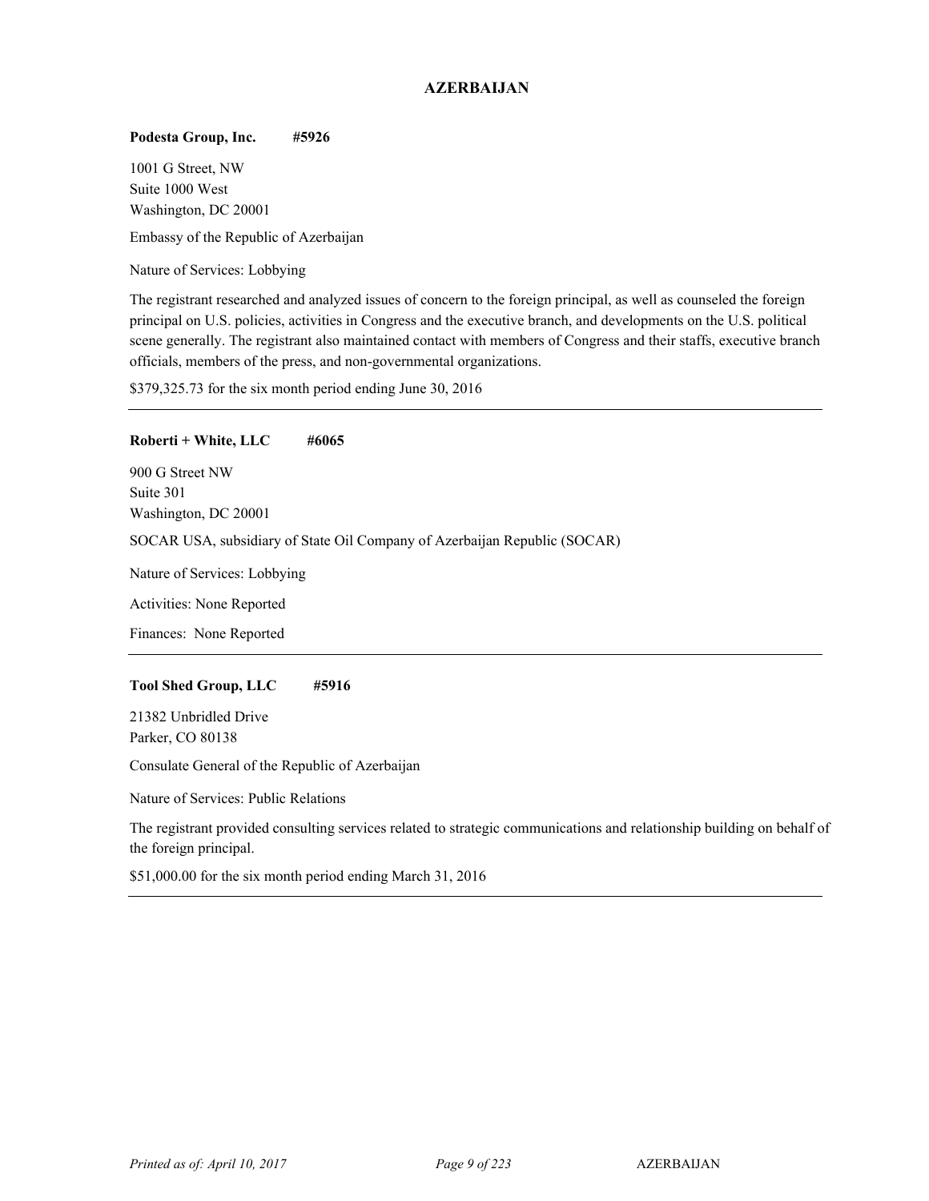## AZERBAIJAN

**Podesta Group, Inc. #5926**

1001 G Street, NW
Suite 1000 West
Washington, DC 20001

Embassy of the Republic of Azerbaijan

Nature of Services: Lobbying

The registrant researched and analyzed issues of concern to the foreign principal, as well as counseled the foreign principal on U.S. policies, activities in Congress and the executive branch, and developments on the U.S. political scene generally. The registrant also maintained contact with members of Congress and their staffs, executive branch officials, members of the press, and non-governmental organizations.

$379,325.73 for the six month period ending June 30, 2016

---

**Roberti + White, LLC #6065**

900 G Street NW
Suite 301
Washington, DC 20001

SOCAR USA, subsidiary of State Oil Company of Azerbaijan Republic (SOCAR)

Nature of Services: Lobbying

Activities: None Reported

Finances: None Reported

---

**Tool Shed Group, LLC #5916**

21382 Unbridled Drive
Parker, CO 80138

Consulate General of the Republic of Azerbaijan

Nature of Services: Public Relations

The registrant provided consulting services related to strategic communications and relationship building on behalf of the foreign principal.

$51,000.00 for the six month period ending March 31, 2016

---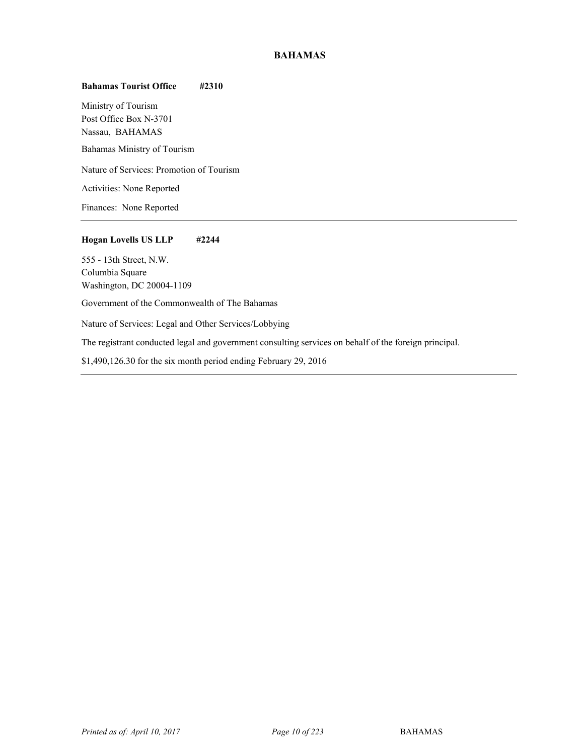## BAHAMAS

**Bahamas Tourist Office #2310**

Ministry of Tourism
Post Office Box N-3701
Nassau, BAHAMAS

Bahamas Ministry of Tourism

Nature of Services: Promotion of Tourism

Activities: None Reported

Finances: None Reported

---

**Hogan Lovells US LLP #2244**

555 - 13th Street, N.W.
Columbia Square
Washington, DC 20004-1109

Government of the Commonwealth of The Bahamas

Nature of Services: Legal and Other Services/Lobbying

The registrant conducted legal and government consulting services on behalf of the foreign principal.

$1,490,126.30 for the six month period ending February 29, 2016

---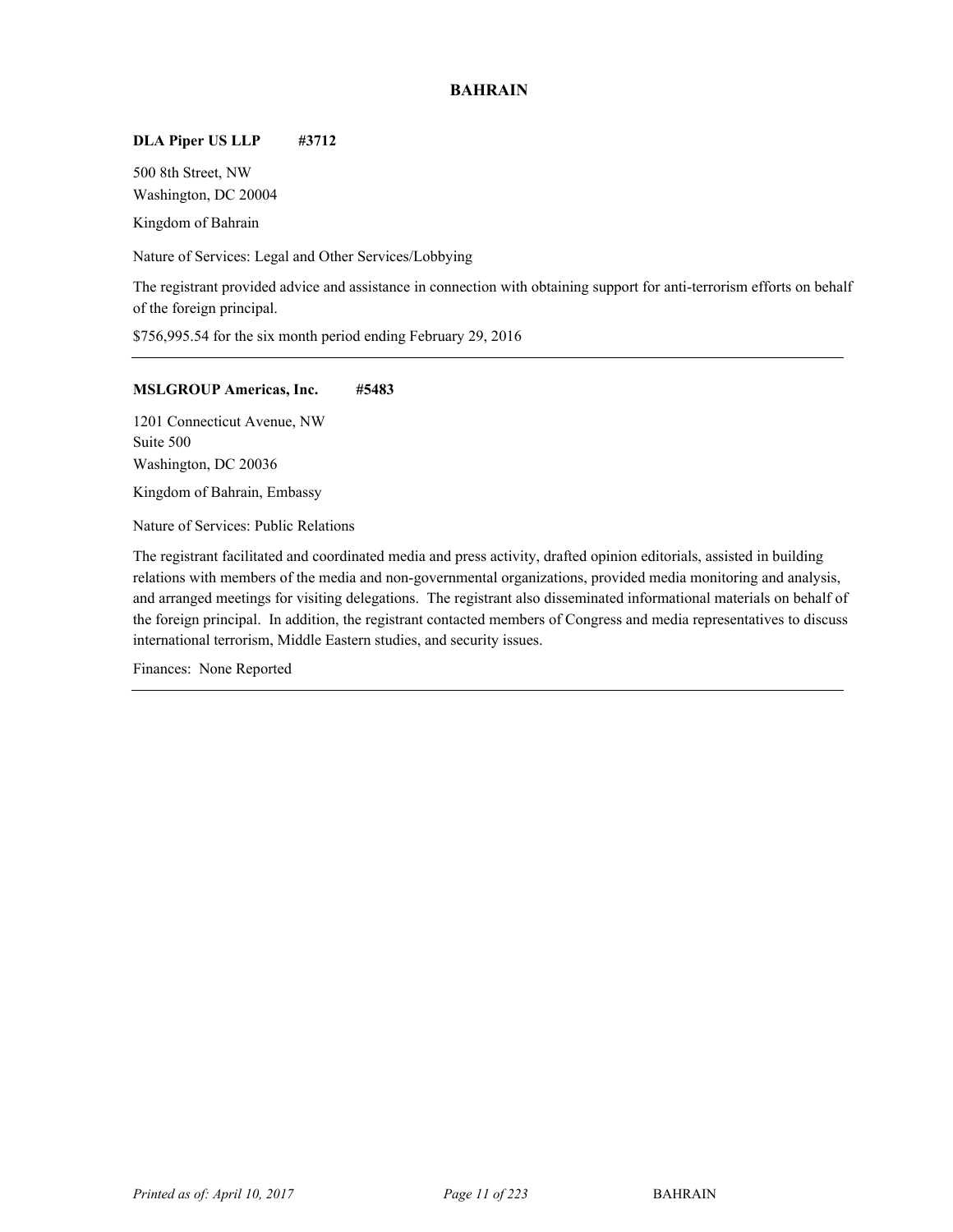# BAHRAIN

**DLA Piper US LLP #3712**

500 8th Street, NW
Washington, DC 20004

Kingdom of Bahrain

Nature of Services: Legal and Other Services/Lobbying

The registrant provided advice and assistance in connection with obtaining support for anti-terrorism efforts on behalf of the foreign principal.

$756,995.54 for the six month period ending February 29, 2016

---

**MSLGROUP Americas, Inc. #5483**

1201 Connecticut Avenue, NW
Suite 500
Washington, DC 20036

Kingdom of Bahrain, Embassy

Nature of Services: Public Relations

The registrant facilitated and coordinated media and press activity, drafted opinion editorials, assisted in building relations with members of the media and non-governmental organizations, provided media monitoring and analysis, and arranged meetings for visiting delegations. The registrant also disseminated informational materials on behalf of the foreign principal. In addition, the registrant contacted members of Congress and media representatives to discuss international terrorism, Middle Eastern studies, and security issues.

Finances: None Reported

---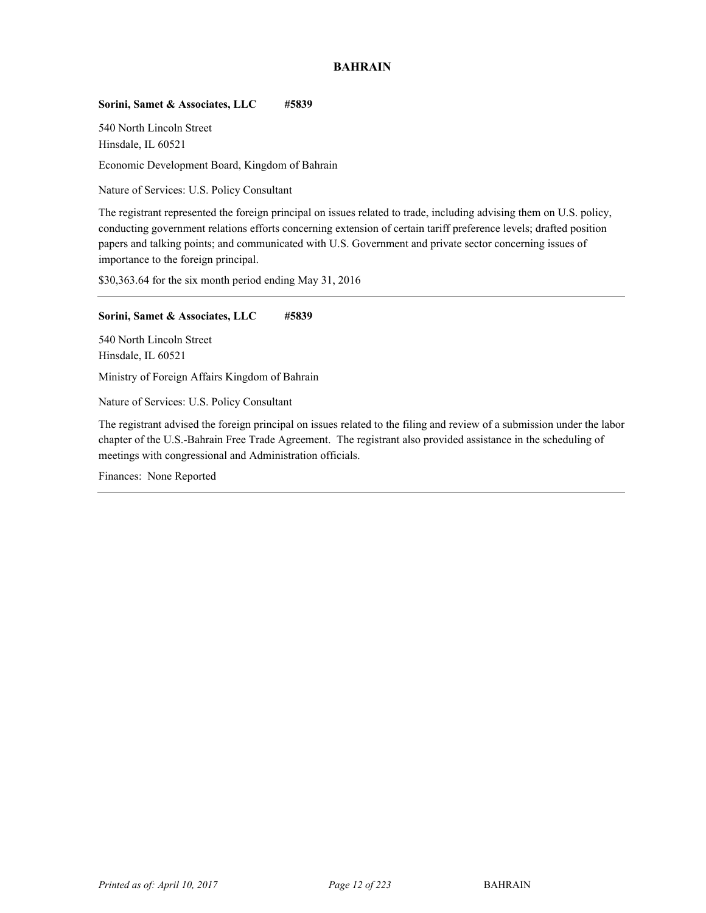## BAHRAIN

**Sorini, Samet & Associates, LLC #5839**

540 North Lincoln Street
Hinsdale, IL 60521

Economic Development Board, Kingdom of Bahrain

Nature of Services: U.S. Policy Consultant

The registrant represented the foreign principal on issues related to trade, including advising them on U.S. policy, conducting government relations efforts concerning extension of certain tariff preference levels; drafted position papers and talking points; and communicated with U.S. Government and private sector concerning issues of importance to the foreign principal.

$30,363.64 for the six month period ending May 31, 2016

---

**Sorini, Samet & Associates, LLC #5839**

540 North Lincoln Street
Hinsdale, IL 60521

Ministry of Foreign Affairs Kingdom of Bahrain

Nature of Services: U.S. Policy Consultant

The registrant advised the foreign principal on issues related to the filing and review of a submission under the labor chapter of the U.S.-Bahrain Free Trade Agreement. The registrant also provided assistance in the scheduling of meetings with congressional and Administration officials.

Finances: None Reported

---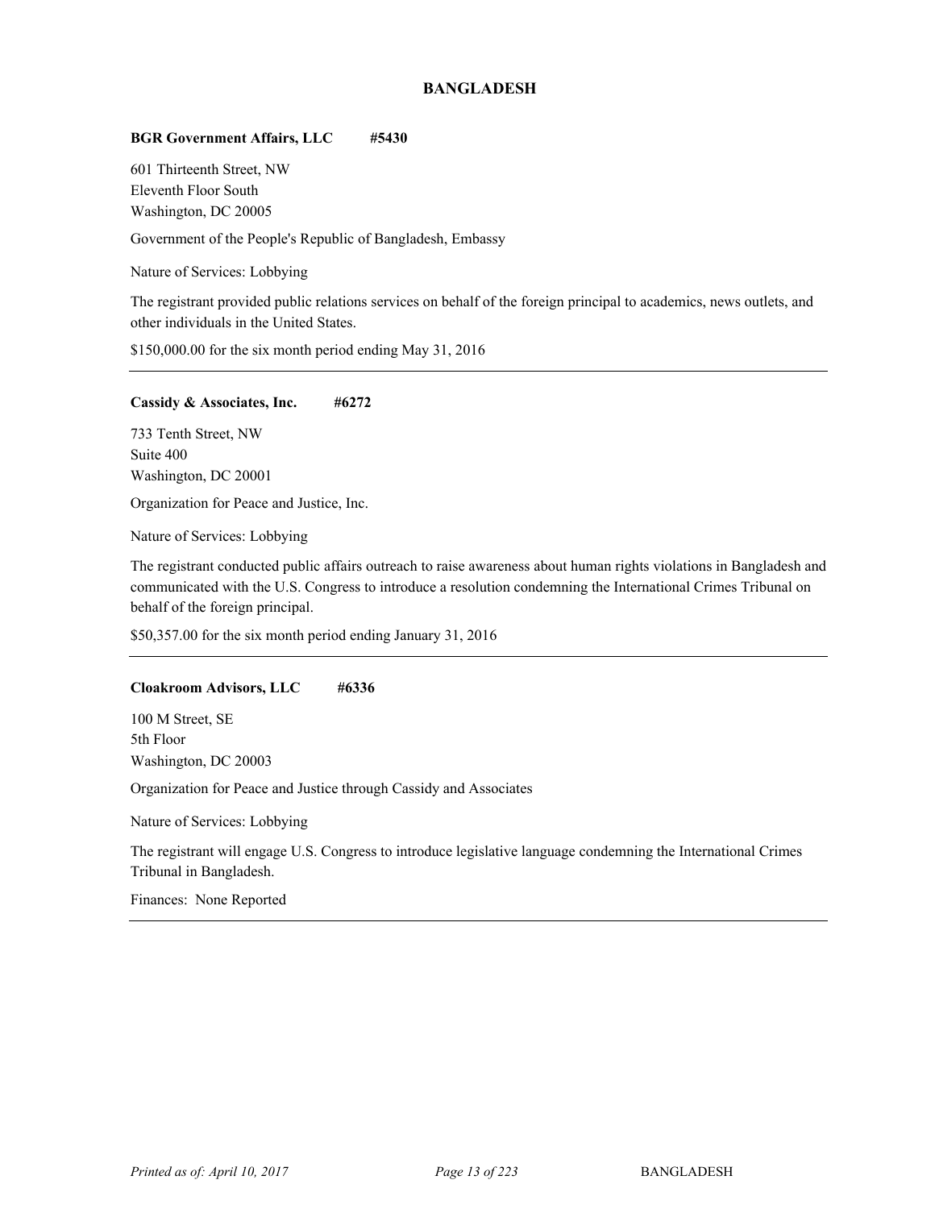# BANGLADESH

**BGR Government Affairs, LLC #5430**

601 Thirteenth Street, NW
Eleventh Floor South
Washington, DC 20005

Government of the People's Republic of Bangladesh, Embassy

Nature of Services: Lobbying

The registrant provided public relations services on behalf of the foreign principal to academics, news outlets, and other individuals in the United States.

$150,000.00 for the six month period ending May 31, 2016

---

**Cassidy & Associates, Inc. #6272**

733 Tenth Street, NW
Suite 400
Washington, DC 20001

Organization for Peace and Justice, Inc.

Nature of Services: Lobbying

The registrant conducted public affairs outreach to raise awareness about human rights violations in Bangladesh and communicated with the U.S. Congress to introduce a resolution condemning the International Crimes Tribunal on behalf of the foreign principal.

$50,357.00 for the six month period ending January 31, 2016

---

**Cloakroom Advisors, LLC #6336**

100 M Street, SE
5th Floor
Washington, DC 20003

Organization for Peace and Justice through Cassidy and Associates

Nature of Services: Lobbying

The registrant will engage U.S. Congress to introduce legislative language condemning the International Crimes Tribunal in Bangladesh.

Finances: None Reported

---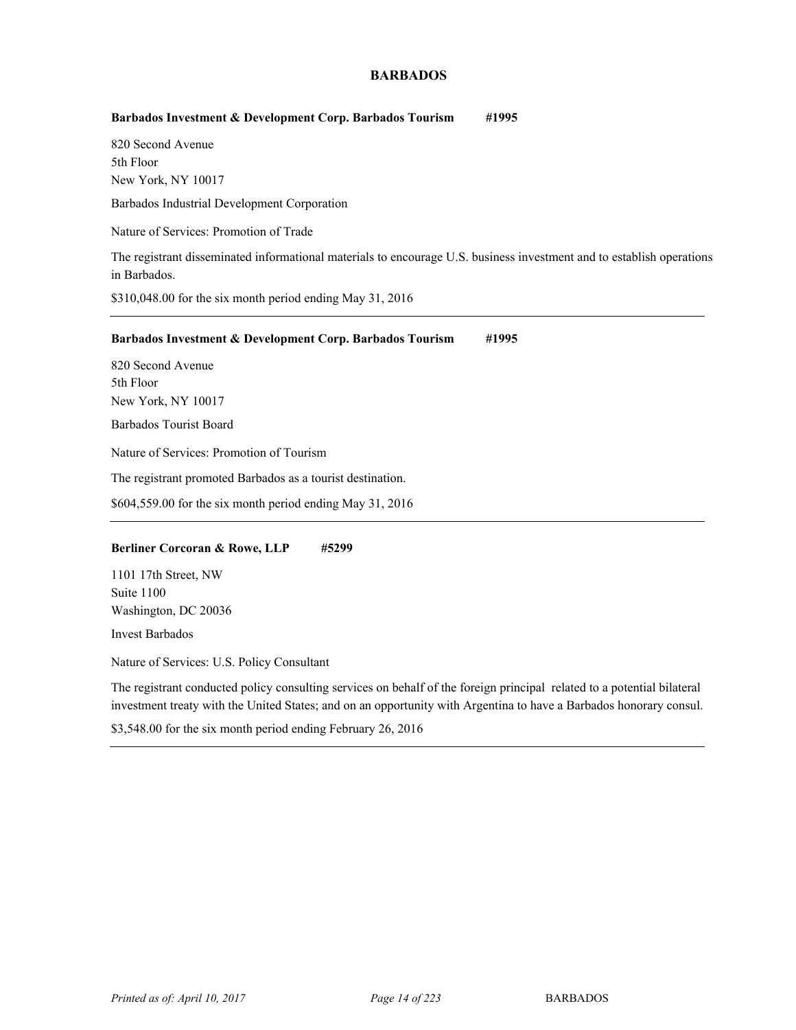## BARBADOS

**Barbados Investment & Development Corp. Barbados Tourism #1995**

820 Second Avenue
5th Floor
New York, NY 10017

Barbados Industrial Development Corporation

Nature of Services: Promotion of Trade

The registrant disseminated informational materials to encourage U.S. business investment and to establish operations in Barbados.

$310,048.00 for the six month period ending May 31, 2016

---

**Barbados Investment & Development Corp. Barbados Tourism #1995**

820 Second Avenue
5th Floor
New York, NY 10017

Barbados Tourist Board

Nature of Services: Promotion of Tourism

The registrant promoted Barbados as a tourist destination.

$604,559.00 for the six month period ending May 31, 2016

---

**Berliner Corcoran & Rowe, LLP #5299**

1101 17th Street, NW
Suite 1100
Washington, DC 20036

Invest Barbados

Nature of Services: U.S. Policy Consultant

The registrant conducted policy consulting services on behalf of the foreign principal related to a potential bilateral investment treaty with the United States; and on an opportunity with Argentina to have a Barbados honorary consul.

$3,548.00 for the six month period ending February 26, 2016

---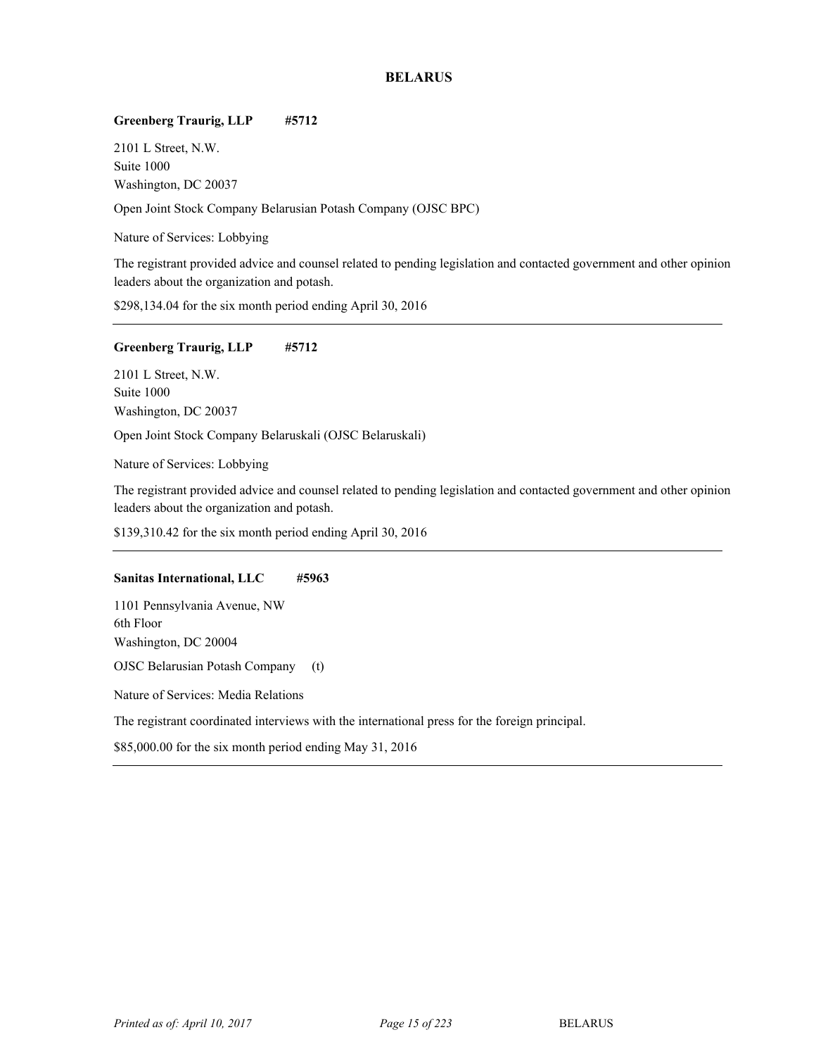# BELARUS

**Greenberg Traurig, LLP #5712**

2101 L Street, N.W.
Suite 1000
Washington, DC 20037

Open Joint Stock Company Belarusian Potash Company (OJSC BPC)

Nature of Services: Lobbying

The registrant provided advice and counsel related to pending legislation and contacted government and other opinion leaders about the organization and potash.

$298,134.04 for the six month period ending April 30, 2016

---

**Greenberg Traurig, LLP #5712**

2101 L Street, N.W.
Suite 1000
Washington, DC 20037

Open Joint Stock Company Belaruskali (OJSC Belaruskali)

Nature of Services: Lobbying

The registrant provided advice and counsel related to pending legislation and contacted government and other opinion leaders about the organization and potash.

$139,310.42 for the six month period ending April 30, 2016

---

**Sanitas International, LLC #5963**

1101 Pennsylvania Avenue, NW
6th Floor
Washington, DC 20004

OJSC Belarusian Potash Company (t)

Nature of Services: Media Relations

The registrant coordinated interviews with the international press for the foreign principal.

$85,000.00 for the six month period ending May 31, 2016

---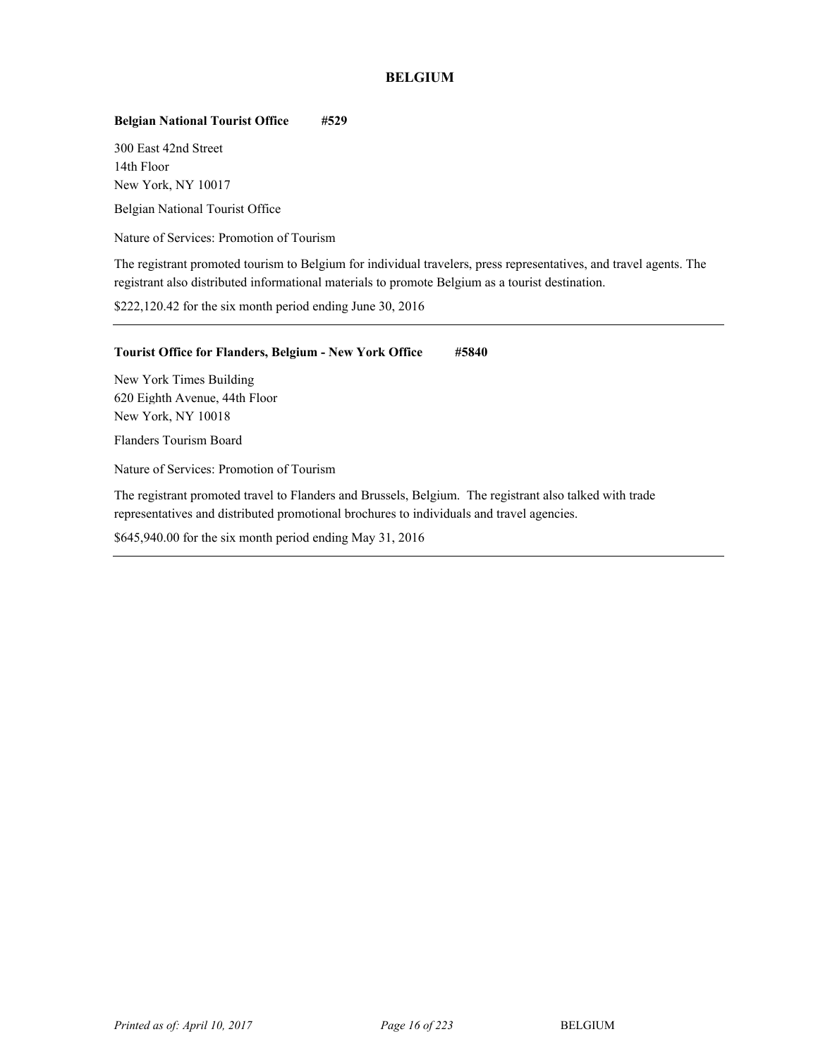# BELGIUM

**Belgian National Tourist Office #529**

300 East 42nd Street
14th Floor
New York, NY 10017

Belgian National Tourist Office

Nature of Services: Promotion of Tourism

The registrant promoted tourism to Belgium for individual travelers, press representatives, and travel agents. The registrant also distributed informational materials to promote Belgium as a tourist destination.

$222,120.42 for the six month period ending June 30, 2016

---

**Tourist Office for Flanders, Belgium - New York Office #5840**

New York Times Building
620 Eighth Avenue, 44th Floor
New York, NY 10018

Flanders Tourism Board

Nature of Services: Promotion of Tourism

The registrant promoted travel to Flanders and Brussels, Belgium. The registrant also talked with trade representatives and distributed promotional brochures to individuals and travel agencies.

$645,940.00 for the six month period ending May 31, 2016

---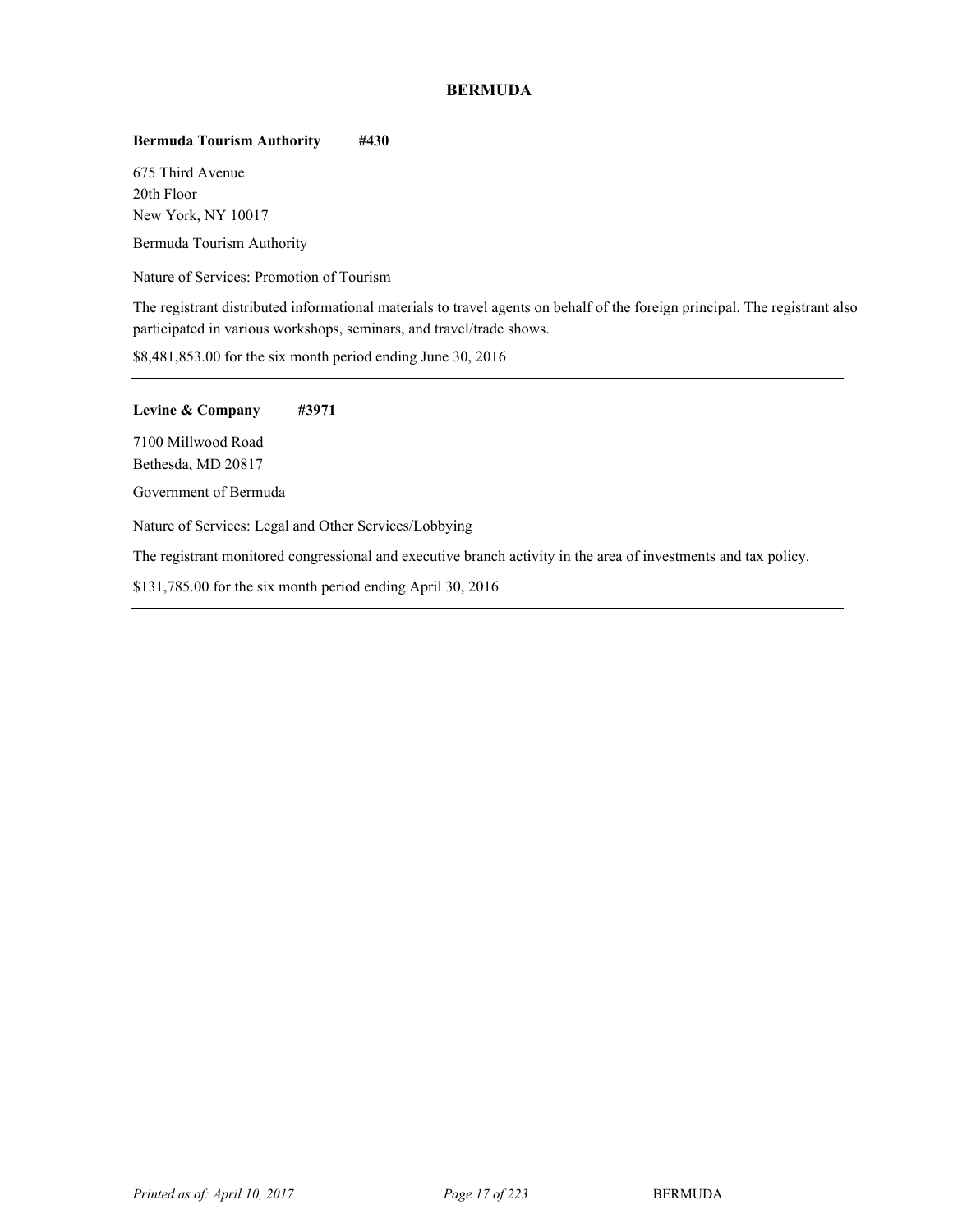## BERMUDA

**Bermuda Tourism Authority #430**

675 Third Avenue
20th Floor
New York, NY 10017

Bermuda Tourism Authority

Nature of Services: Promotion of Tourism

The registrant distributed informational materials to travel agents on behalf of the foreign principal. The registrant also participated in various workshops, seminars, and travel/trade shows.

$8,481,853.00 for the six month period ending June 30, 2016

---

**Levine & Company #3971**

7100 Millwood Road
Bethesda, MD 20817

Government of Bermuda

Nature of Services: Legal and Other Services/Lobbying

The registrant monitored congressional and executive branch activity in the area of investments and tax policy.

$131,785.00 for the six month period ending April 30, 2016

---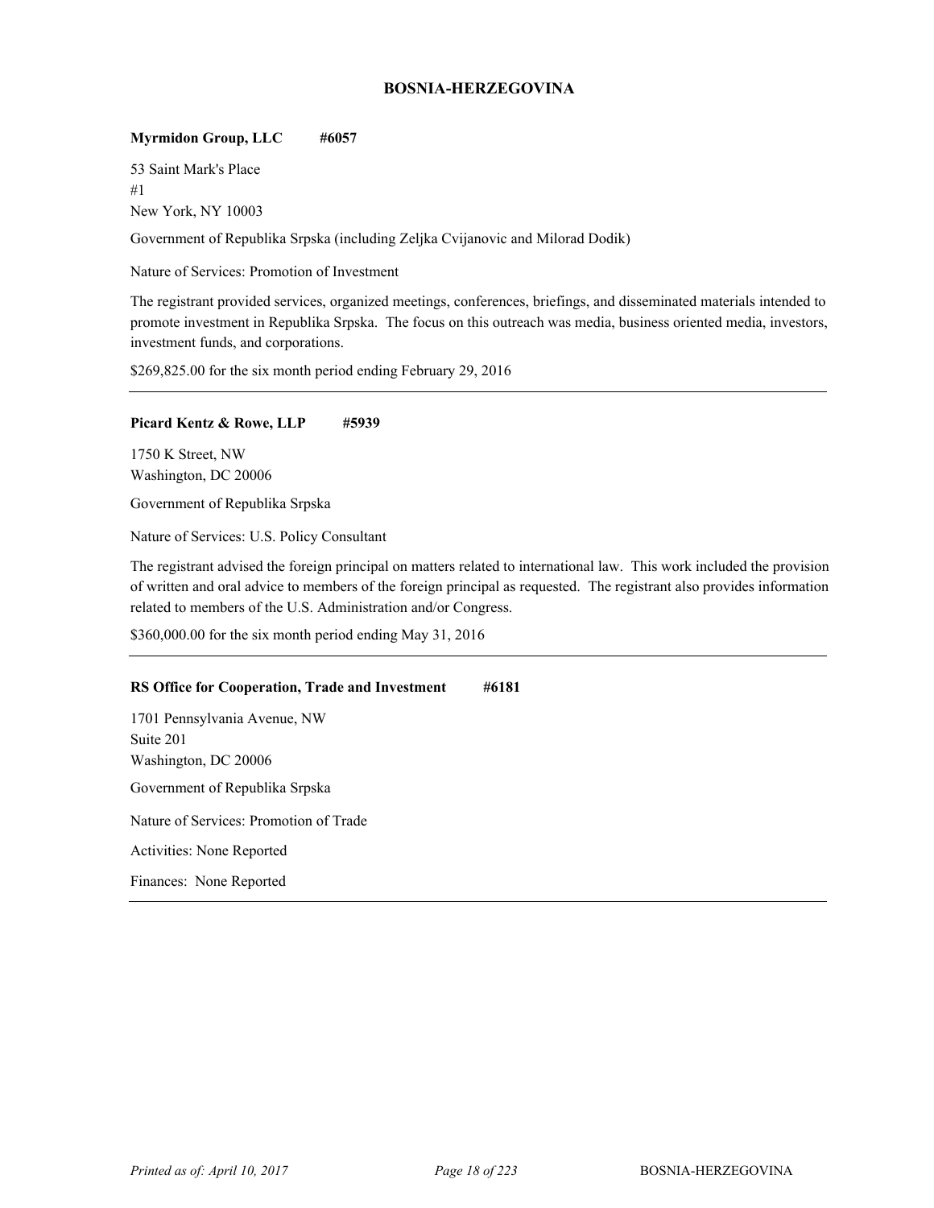## BOSNIA-HERZEGOVINA

**Myrmidon Group, LLC #6057**

53 Saint Mark's Place
#1
New York, NY 10003

Government of Republika Srpska (including Zeljka Cvijanovic and Milorad Dodik)

Nature of Services: Promotion of Investment

The registrant provided services, organized meetings, conferences, briefings, and disseminated materials intended to promote investment in Republika Srpska. The focus on this outreach was media, business oriented media, investors, investment funds, and corporations.

$269,825.00 for the six month period ending February 29, 2016

---

**Picard Kentz & Rowe, LLP #5939**

1750 K Street, NW
Washington, DC 20006

Government of Republika Srpska

Nature of Services: U.S. Policy Consultant

The registrant advised the foreign principal on matters related to international law. This work included the provision of written and oral advice to members of the foreign principal as requested. The registrant also provides information related to members of the U.S. Administration and/or Congress.

$360,000.00 for the six month period ending May 31, 2016

---

**RS Office for Cooperation, Trade and Investment #6181**

1701 Pennsylvania Avenue, NW
Suite 201
Washington, DC 20006

Government of Republika Srpska

Nature of Services: Promotion of Trade

Activities: None Reported

Finances: None Reported

---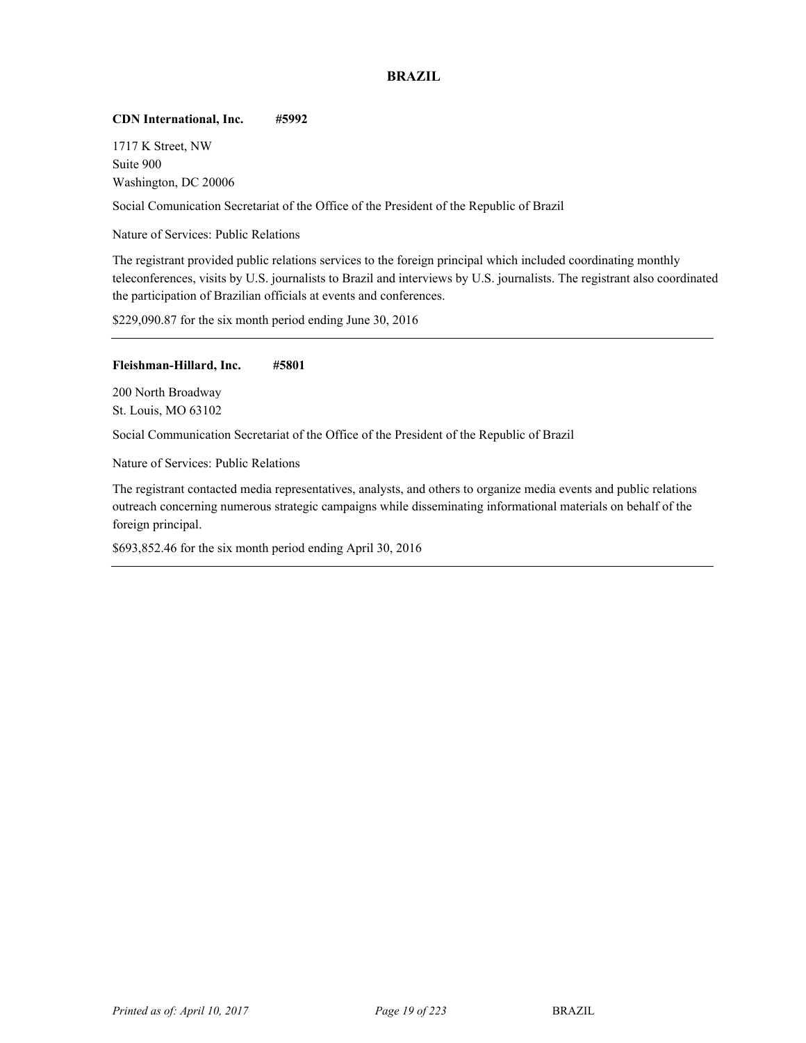# BRAZIL

**CDN International, Inc. #5992**

1717 K Street, NW
Suite 900
Washington, DC 20006

Social Comunication Secretariat of the Office of the President of the Republic of Brazil

Nature of Services: Public Relations

The registrant provided public relations services to the foreign principal which included coordinating monthly teleconferences, visits by U.S. journalists to Brazil and interviews by U.S. journalists. The registrant also coordinated the participation of Brazilian officials at events and conferences.

$229,090.87 for the six month period ending June 30, 2016

---

**Fleishman-Hillard, Inc. #5801**

200 North Broadway
St. Louis, MO 63102

Social Communication Secretariat of the Office of the President of the Republic of Brazil

Nature of Services: Public Relations

The registrant contacted media representatives, analysts, and others to organize media events and public relations outreach concerning numerous strategic campaigns while disseminating informational materials on behalf of the foreign principal.

$693,852.46 for the six month period ending April 30, 2016

---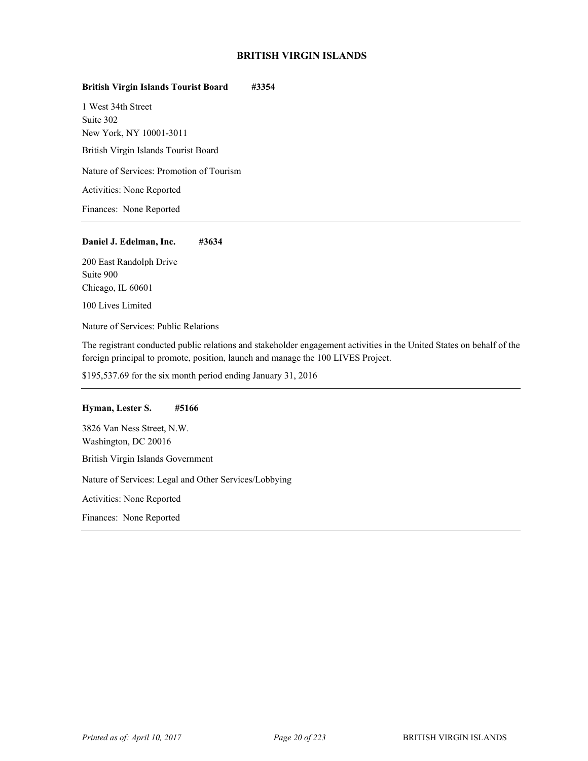## BRITISH VIRGIN ISLANDS

**British Virgin Islands Tourist Board #3354**

1 West 34th Street
Suite 302
New York, NY 10001-3011

British Virgin Islands Tourist Board

Nature of Services: Promotion of Tourism

Activities: None Reported

Finances: None Reported

---

**Daniel J. Edelman, Inc. #3634**

200 East Randolph Drive
Suite 900
Chicago, IL 60601

100 Lives Limited

Nature of Services: Public Relations

The registrant conducted public relations and stakeholder engagement activities in the United States on behalf of the foreign principal to promote, position, launch and manage the 100 LIVES Project.

$195,537.69 for the six month period ending January 31, 2016

---

**Hyman, Lester S. #5166**

3826 Van Ness Street, N.W.
Washington, DC 20016

British Virgin Islands Government

Nature of Services: Legal and Other Services/Lobbying

Activities: None Reported

Finances: None Reported

---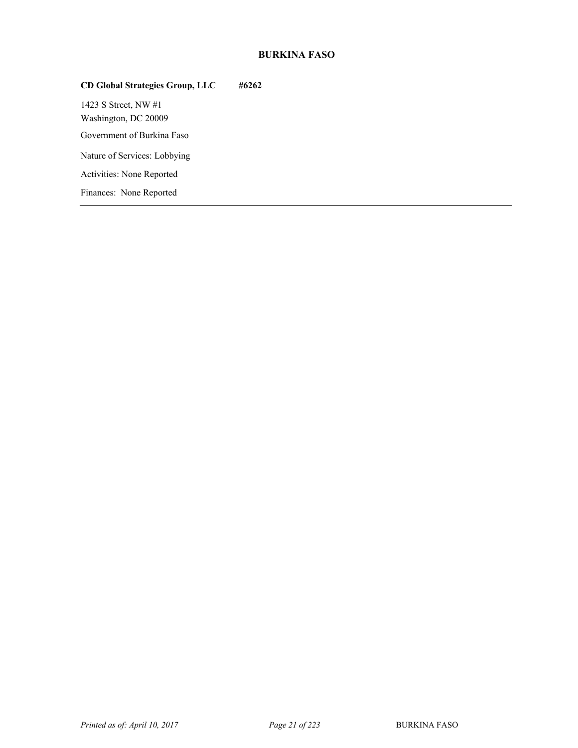## BURKINA FASO

**CD Global Strategies Group, LLC #6262**

1423 S Street, NW #1
Washington, DC 20009

Government of Burkina Faso

Nature of Services: Lobbying

Activities: None Reported

Finances: None Reported

---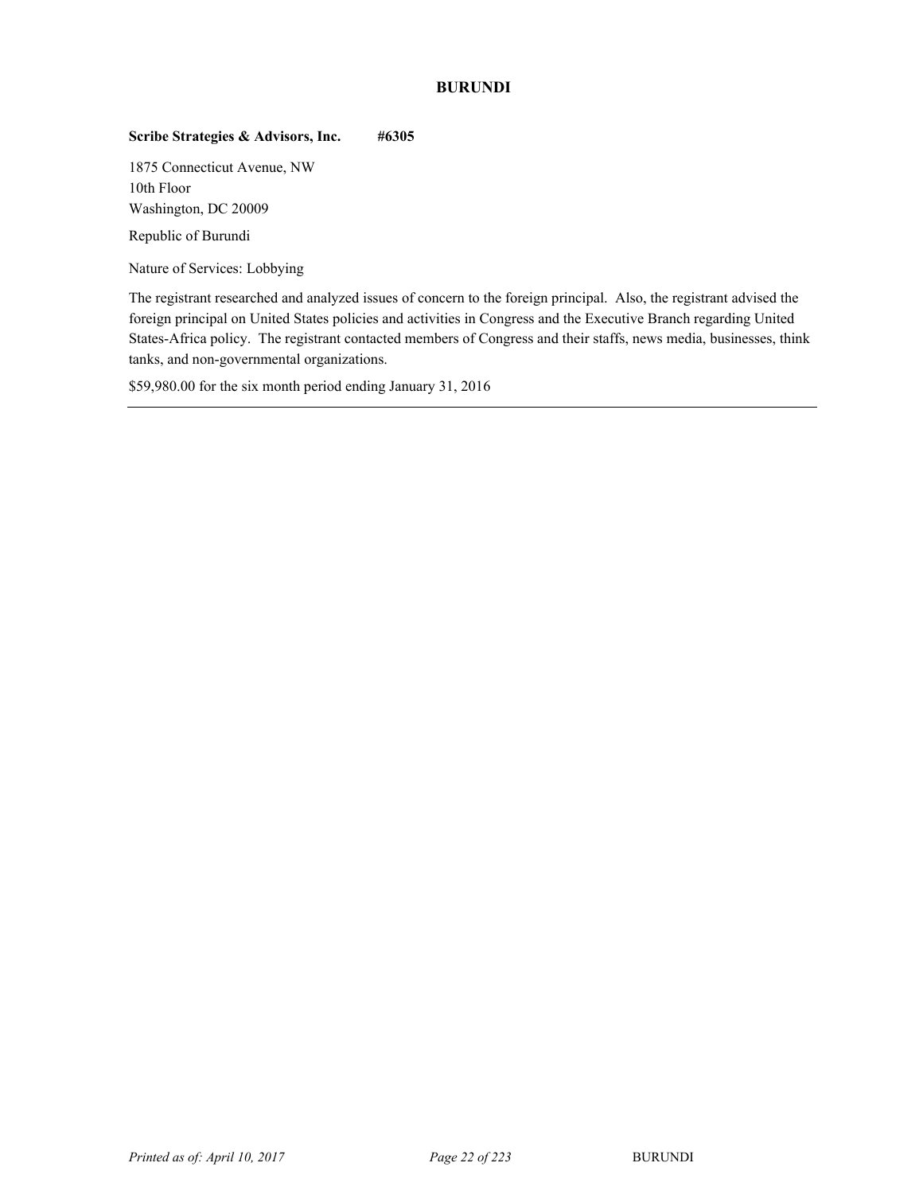## BURUNDI

**Scribe Strategies & Advisors, Inc. #6305**

1875 Connecticut Avenue, NW
10th Floor
Washington, DC 20009

Republic of Burundi

Nature of Services: Lobbying

The registrant researched and analyzed issues of concern to the foreign principal. Also, the registrant advised the foreign principal on United States policies and activities in Congress and the Executive Branch regarding United States-Africa policy. The registrant contacted members of Congress and their staffs, news media, businesses, think tanks, and non-governmental organizations.

$59,980.00 for the six month period ending January 31, 2016

---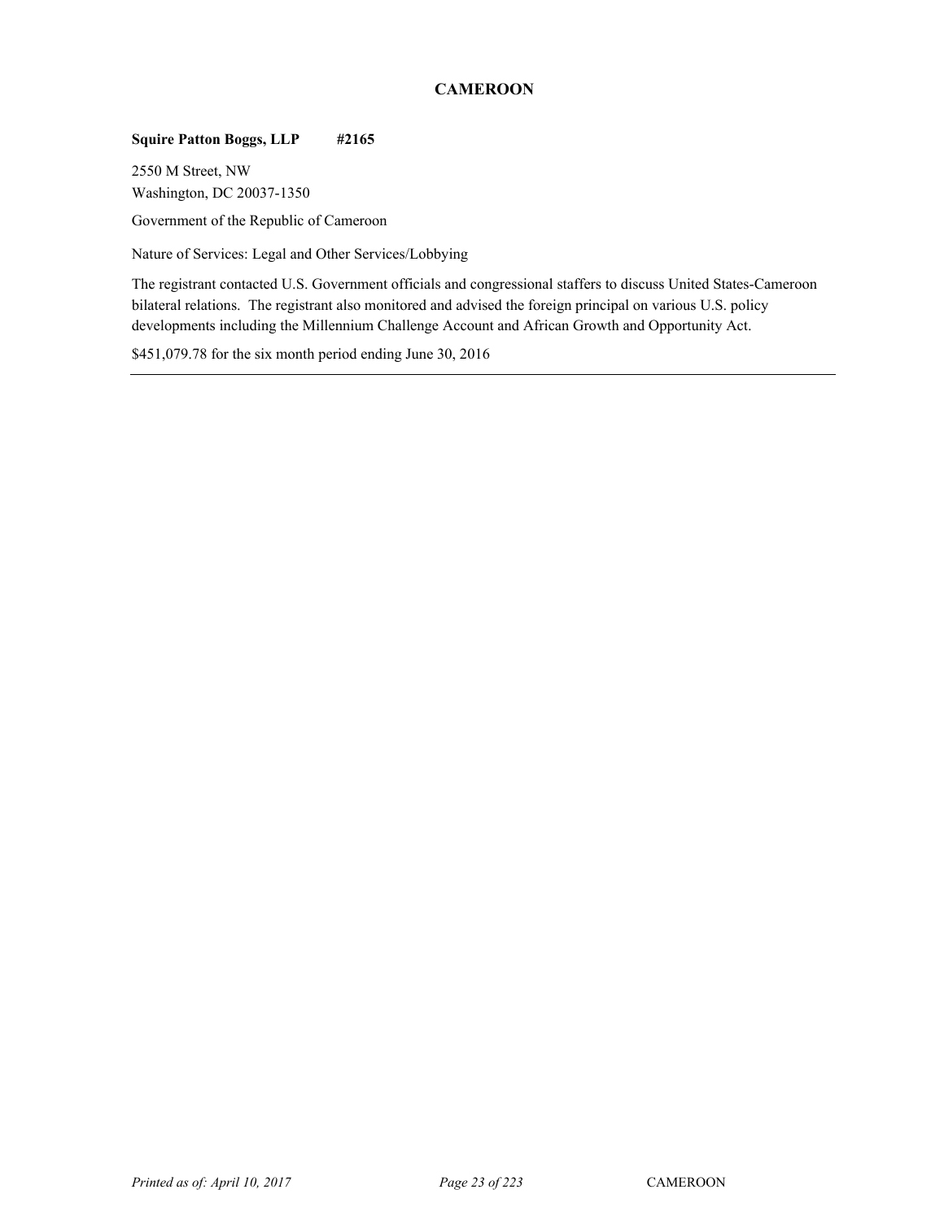## CAMEROON

**Squire Patton Boggs, LLP #2165**

2550 M Street, NW
Washington, DC 20037-1350

Government of the Republic of Cameroon

Nature of Services: Legal and Other Services/Lobbying

The registrant contacted U.S. Government officials and congressional staffers to discuss United States-Cameroon bilateral relations. The registrant also monitored and advised the foreign principal on various U.S. policy developments including the Millennium Challenge Account and African Growth and Opportunity Act.

$451,079.78 for the six month period ending June 30, 2016

---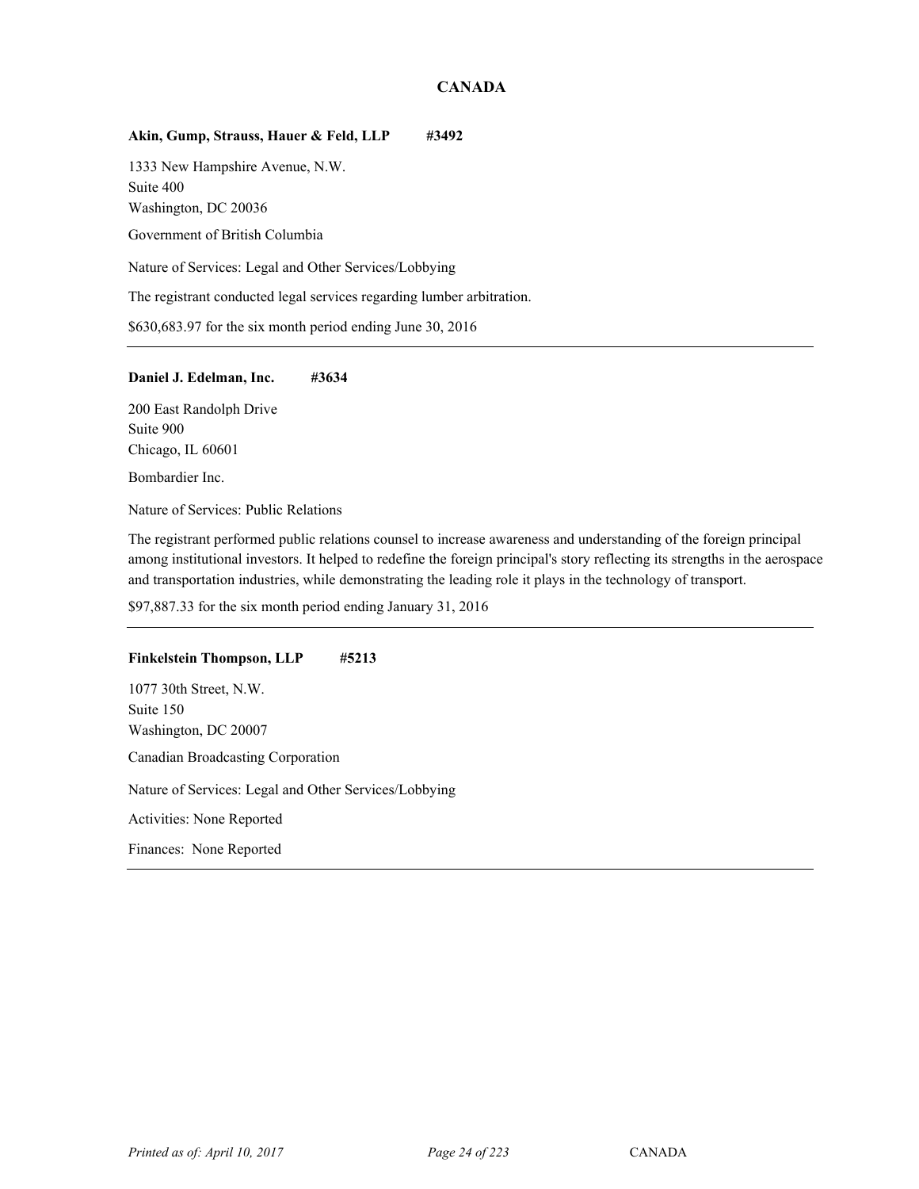# CANADA

**Akin, Gump, Strauss, Hauer & Feld, LLP #3492**

1333 New Hampshire Avenue, N.W.
Suite 400
Washington, DC 20036

Government of British Columbia

Nature of Services: Legal and Other Services/Lobbying

The registrant conducted legal services regarding lumber arbitration.

$630,683.97 for the six month period ending June 30, 2016

---

**Daniel J. Edelman, Inc. #3634**

200 East Randolph Drive
Suite 900
Chicago, IL 60601

Bombardier Inc.

Nature of Services: Public Relations

The registrant performed public relations counsel to increase awareness and understanding of the foreign principal among institutional investors. It helped to redefine the foreign principal's story reflecting its strengths in the aerospace and transportation industries, while demonstrating the leading role it plays in the technology of transport.

$97,887.33 for the six month period ending January 31, 2016

---

**Finkelstein Thompson, LLP #5213**

1077 30th Street, N.W.
Suite 150
Washington, DC 20007

Canadian Broadcasting Corporation

Nature of Services: Legal and Other Services/Lobbying

Activities: None Reported

Finances: None Reported

---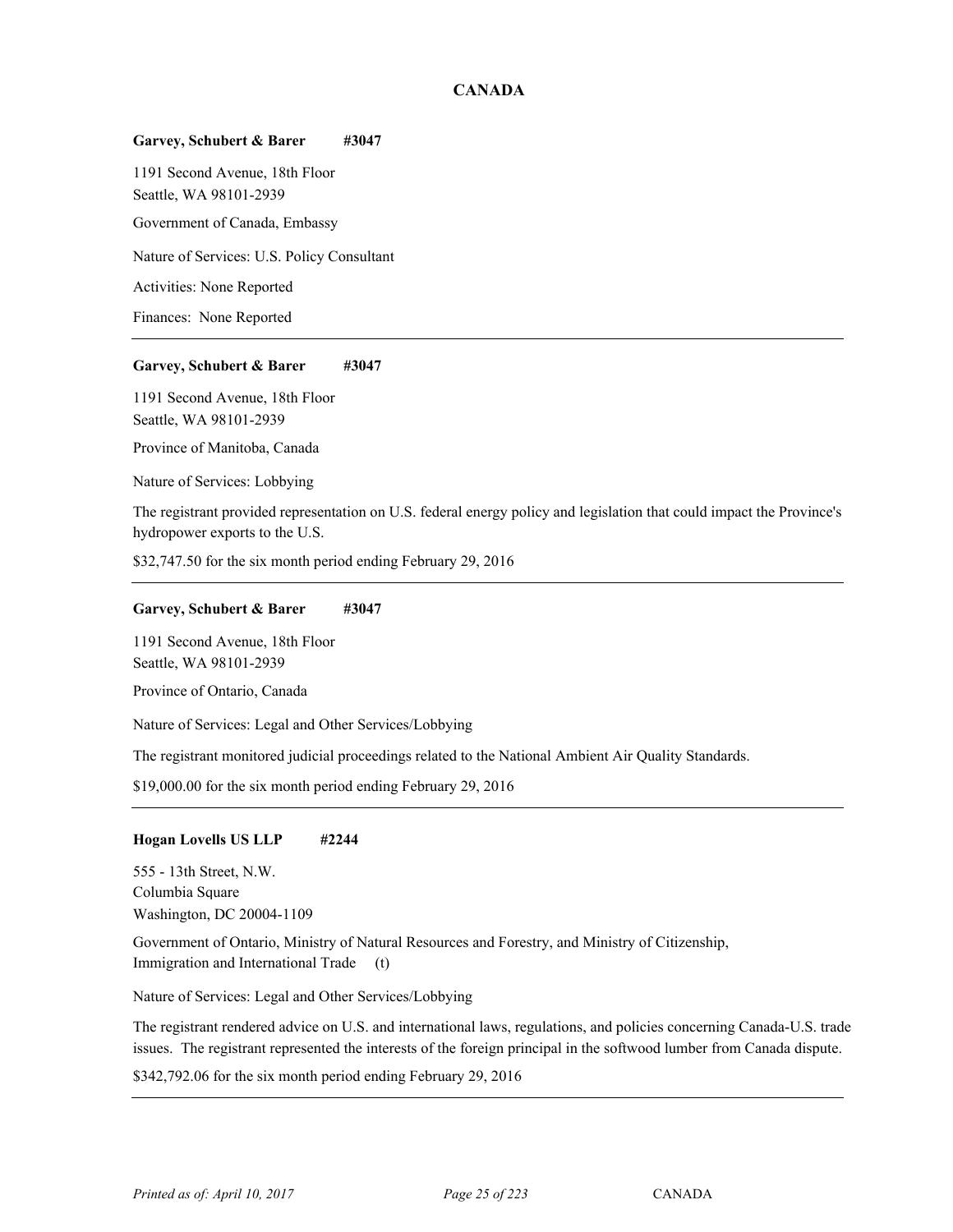# CANADA

**Garvey, Schubert & Barer #3047**

1191 Second Avenue, 18th Floor
Seattle, WA 98101-2939

Government of Canada, Embassy

Nature of Services: U.S. Policy Consultant

Activities: None Reported

Finances: None Reported

---

**Garvey, Schubert & Barer #3047**

1191 Second Avenue, 18th Floor
Seattle, WA 98101-2939

Province of Manitoba, Canada

Nature of Services: Lobbying

The registrant provided representation on U.S. federal energy policy and legislation that could impact the Province's hydropower exports to the U.S.

$32,747.50 for the six month period ending February 29, 2016

---

**Garvey, Schubert & Barer #3047**

1191 Second Avenue, 18th Floor
Seattle, WA 98101-2939

Province of Ontario, Canada

Nature of Services: Legal and Other Services/Lobbying

The registrant monitored judicial proceedings related to the National Ambient Air Quality Standards.

$19,000.00 for the six month period ending February 29, 2016

---

**Hogan Lovells US LLP #2244**

555 - 13th Street, N.W.
Columbia Square
Washington, DC 20004-1109

Government of Ontario, Ministry of Natural Resources and Forestry, and Ministry of Citizenship, Immigration and International Trade (t)

Nature of Services: Legal and Other Services/Lobbying

The registrant rendered advice on U.S. and international laws, regulations, and policies concerning Canada-U.S. trade issues. The registrant represented the interests of the foreign principal in the softwood lumber from Canada dispute.

$342,792.06 for the six month period ending February 29, 2016

---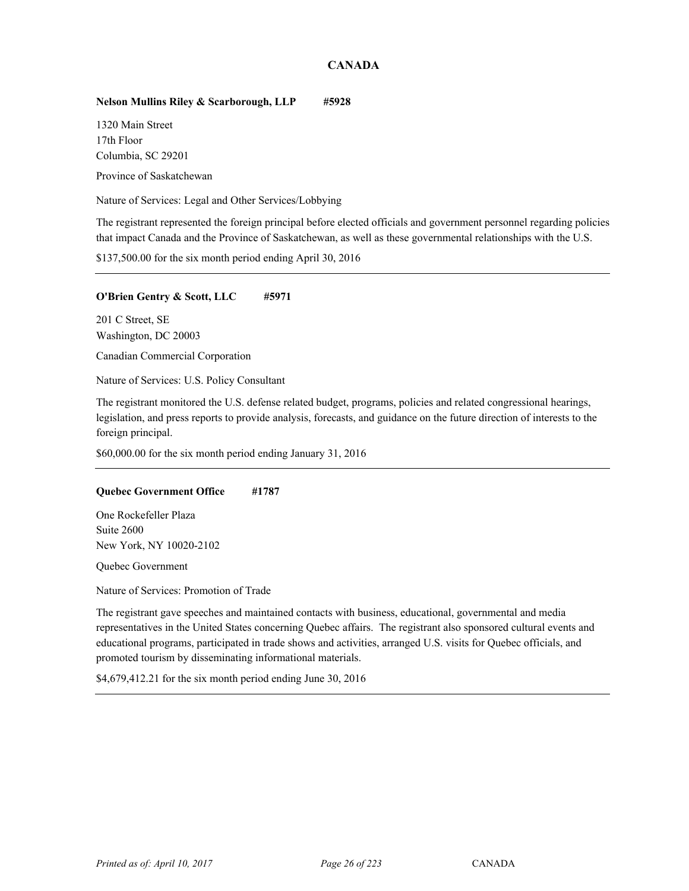## CANADA

**Nelson Mullins Riley & Scarborough, LLP #5928**

1320 Main Street
17th Floor
Columbia, SC 29201

Province of Saskatchewan

Nature of Services: Legal and Other Services/Lobbying

The registrant represented the foreign principal before elected officials and government personnel regarding policies that impact Canada and the Province of Saskatchewan, as well as these governmental relationships with the U.S.

$137,500.00 for the six month period ending April 30, 2016

---

**O'Brien Gentry & Scott, LLC #5971**

201 C Street, SE
Washington, DC 20003

Canadian Commercial Corporation

Nature of Services: U.S. Policy Consultant

The registrant monitored the U.S. defense related budget, programs, policies and related congressional hearings, legislation, and press reports to provide analysis, forecasts, and guidance on the future direction of interests to the foreign principal.

$60,000.00 for the six month period ending January 31, 2016

---

**Quebec Government Office #1787**

One Rockefeller Plaza
Suite 2600
New York, NY 10020-2102

Quebec Government

Nature of Services: Promotion of Trade

The registrant gave speeches and maintained contacts with business, educational, governmental and media representatives in the United States concerning Quebec affairs. The registrant also sponsored cultural events and educational programs, participated in trade shows and activities, arranged U.S. visits for Quebec officials, and promoted tourism by disseminating informational materials.

$4,679,412.21 for the six month period ending June 30, 2016

---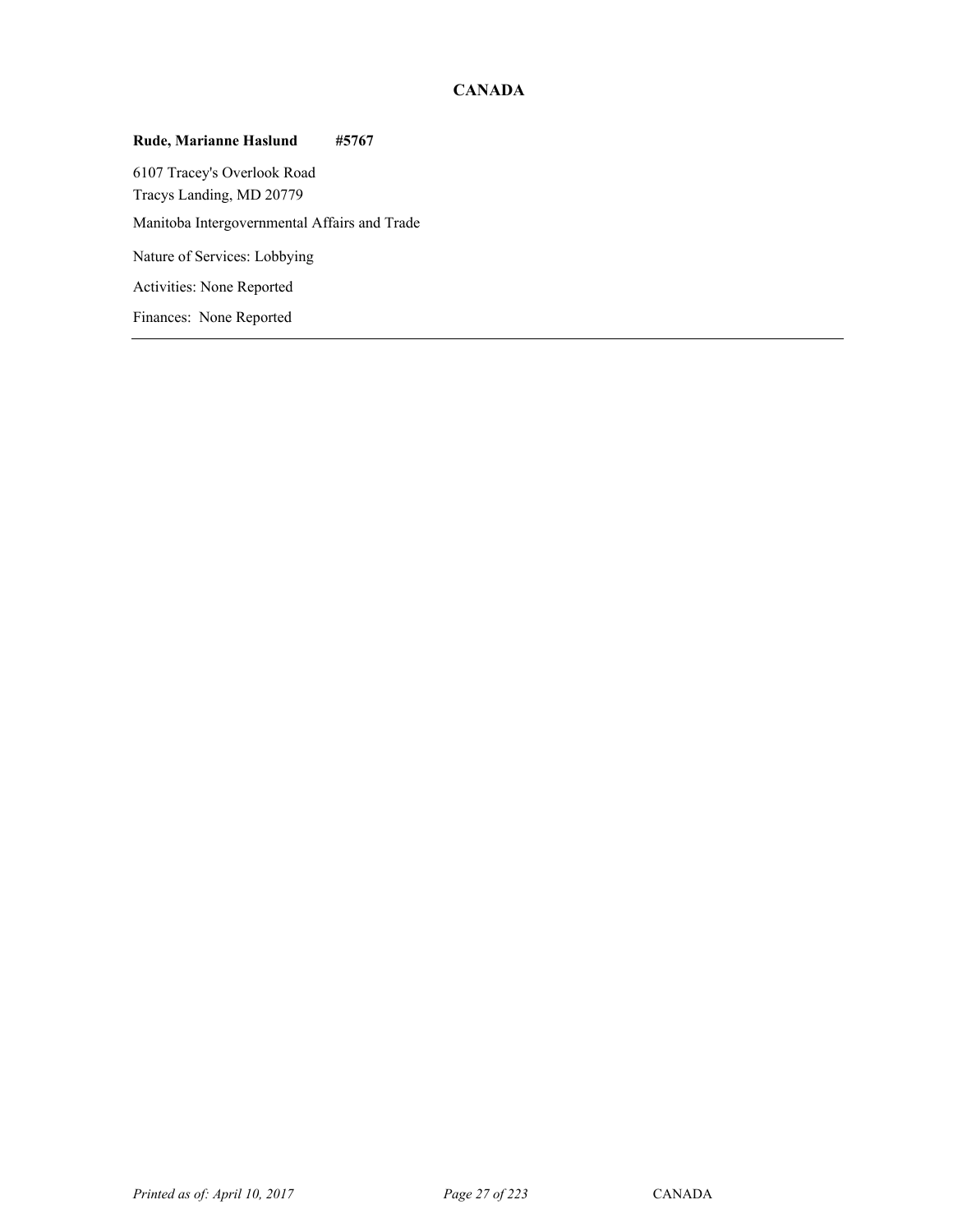# CANADA

**Rude, Marianne Haslund #5767**

6107 Tracey's Overlook Road
Tracys Landing, MD 20779

Manitoba Intergovernmental Affairs and Trade

Nature of Services: Lobbying

Activities: None Reported

Finances: None Reported

---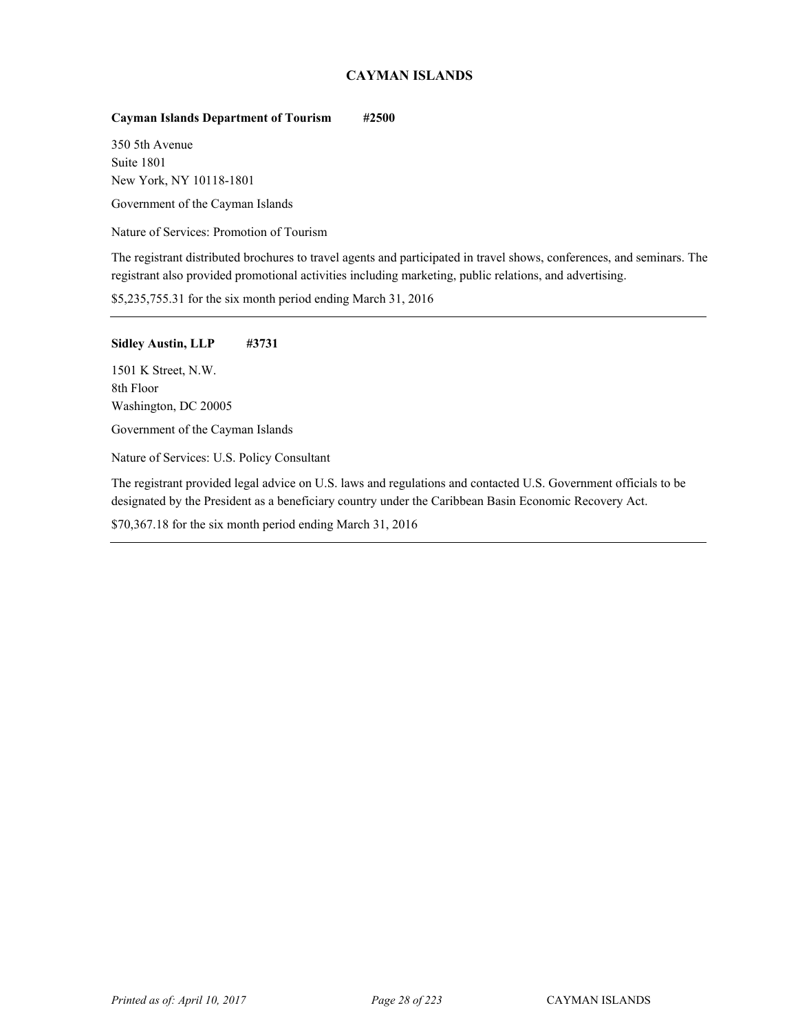## CAYMAN ISLANDS

**Cayman Islands Department of Tourism #2500**

350 5th Avenue
Suite 1801
New York, NY 10118-1801

Government of the Cayman Islands

Nature of Services: Promotion of Tourism

The registrant distributed brochures to travel agents and participated in travel shows, conferences, and seminars. The registrant also provided promotional activities including marketing, public relations, and advertising.

$5,235,755.31 for the six month period ending March 31, 2016

---

**Sidley Austin, LLP #3731**

1501 K Street, N.W.
8th Floor
Washington, DC 20005

Government of the Cayman Islands

Nature of Services: U.S. Policy Consultant

The registrant provided legal advice on U.S. laws and regulations and contacted U.S. Government officials to be designated by the President as a beneficiary country under the Caribbean Basin Economic Recovery Act.

$70,367.18 for the six month period ending March 31, 2016

---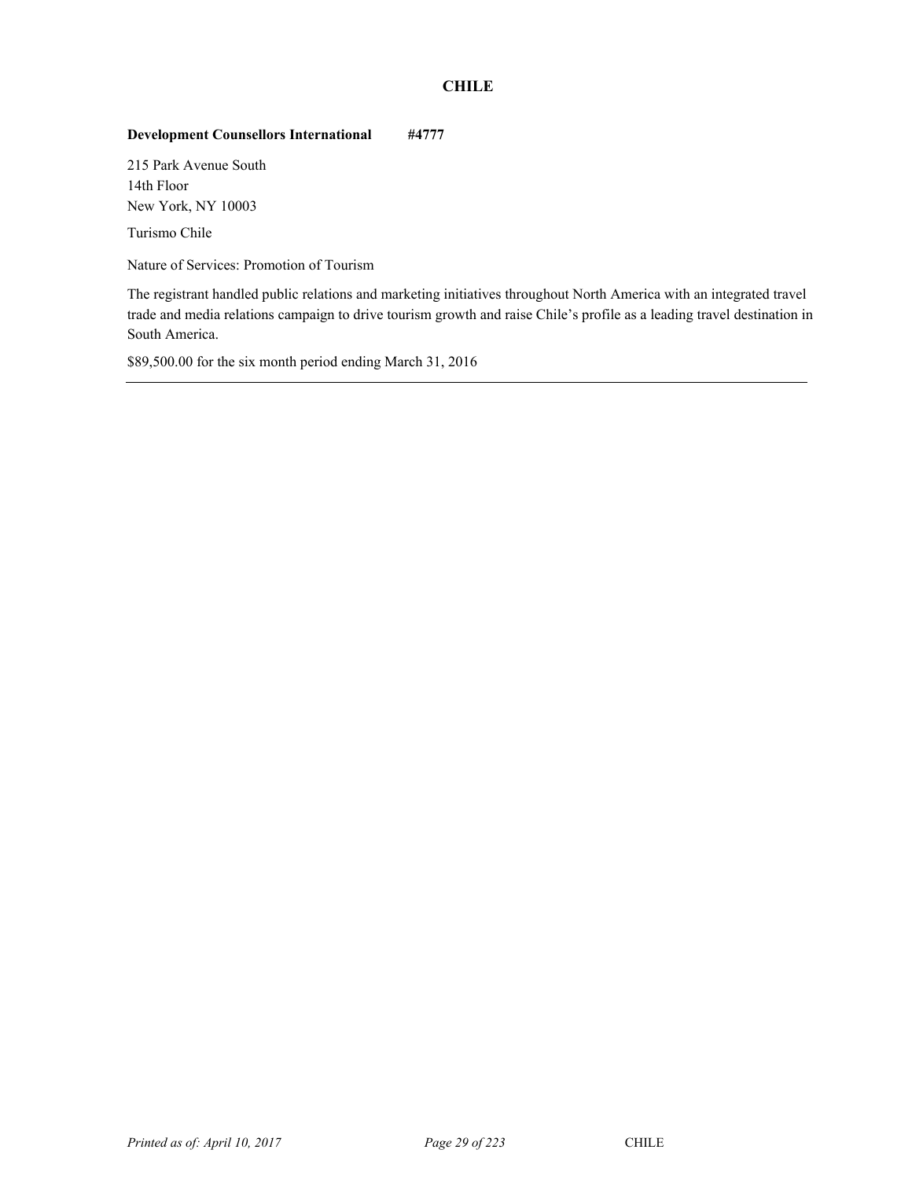## CHILE

**Development Counsellors International #4777**

215 Park Avenue South
14th Floor
New York, NY 10003

Turismo Chile

Nature of Services: Promotion of Tourism

The registrant handled public relations and marketing initiatives throughout North America with an integrated travel trade and media relations campaign to drive tourism growth and raise Chile's profile as a leading travel destination in South America.

$89,500.00 for the six month period ending March 31, 2016

---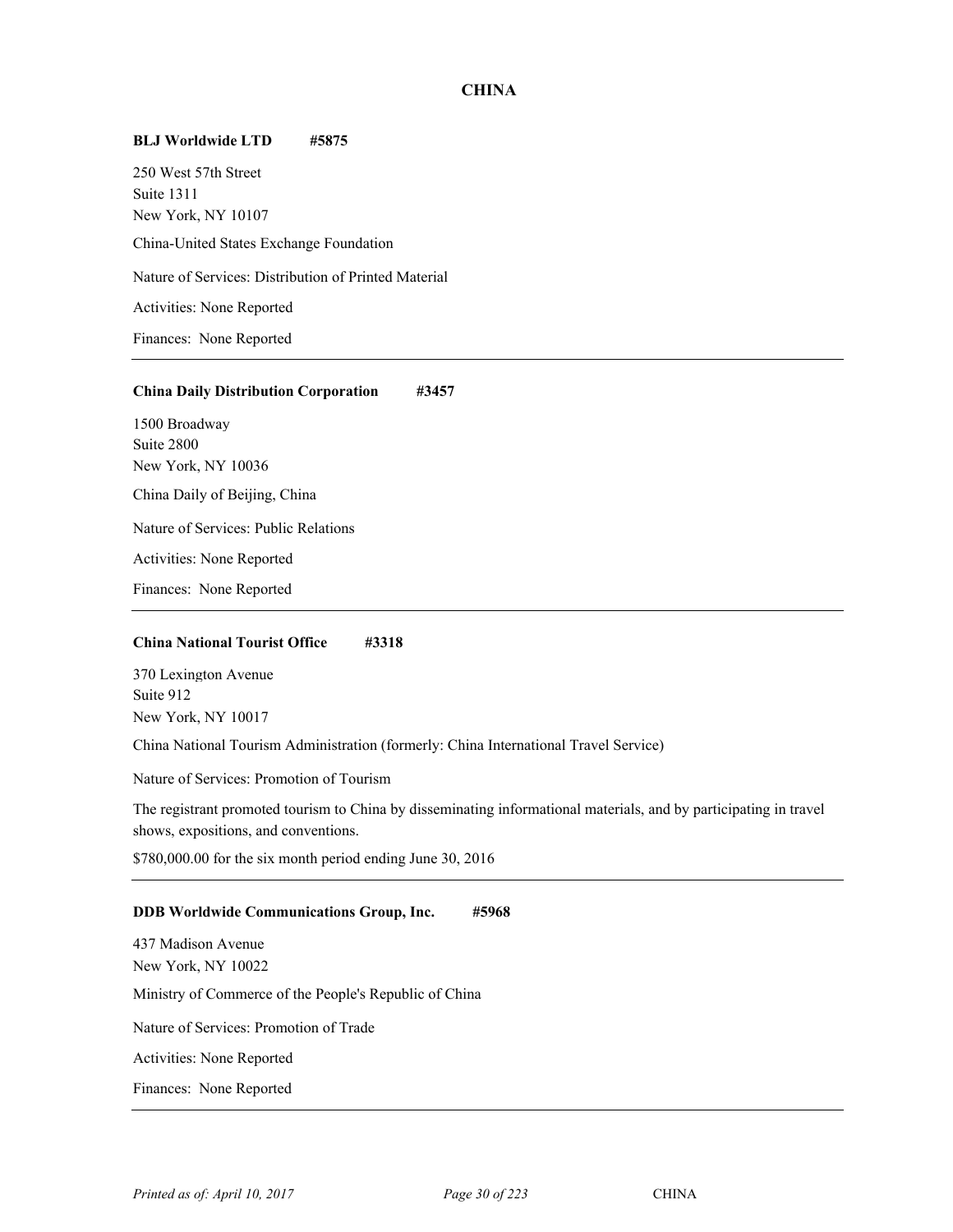## CHINA

**BLJ Worldwide LTD #5875**

250 West 57th Street
Suite 1311
New York, NY 10107

China-United States Exchange Foundation

Nature of Services: Distribution of Printed Material

Activities: None Reported

Finances: None Reported

---

**China Daily Distribution Corporation #3457**

1500 Broadway
Suite 2800
New York, NY 10036

China Daily of Beijing, China

Nature of Services: Public Relations

Activities: None Reported

Finances: None Reported

---

**China National Tourist Office #3318**

370 Lexington Avenue
Suite 912
New York, NY 10017

China National Tourism Administration (formerly: China International Travel Service)

Nature of Services: Promotion of Tourism

The registrant promoted tourism to China by disseminating informational materials, and by participating in travel shows, expositions, and conventions.

$780,000.00 for the six month period ending June 30, 2016

---

**DDB Worldwide Communications Group, Inc. #5968**

437 Madison Avenue
New York, NY 10022

Ministry of Commerce of the People's Republic of China

Nature of Services: Promotion of Trade

Activities: None Reported

Finances: None Reported

---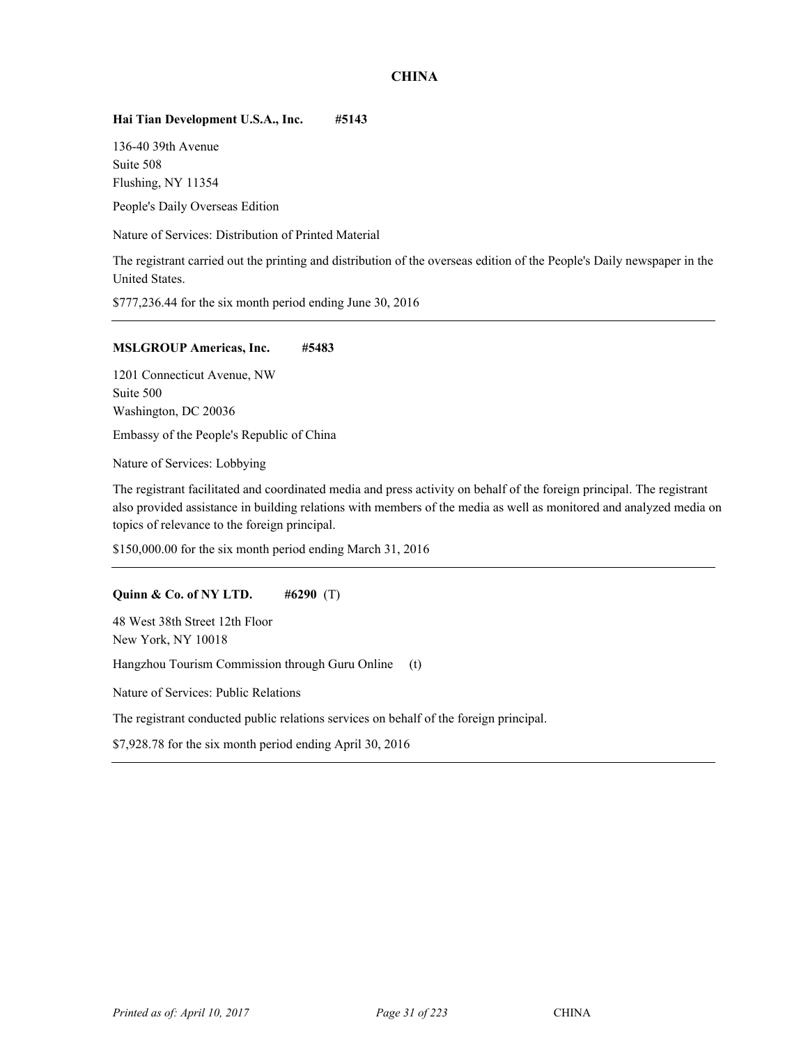# CHINA

**Hai Tian Development U.S.A., Inc. #5143**

136-40 39th Avenue
Suite 508
Flushing, NY 11354

People's Daily Overseas Edition

Nature of Services: Distribution of Printed Material

The registrant carried out the printing and distribution of the overseas edition of the People's Daily newspaper in the United States.

$777,236.44 for the six month period ending June 30, 2016

---

**MSLGROUP Americas, Inc. #5483**

1201 Connecticut Avenue, NW
Suite 500
Washington, DC 20036

Embassy of the People's Republic of China

Nature of Services: Lobbying

The registrant facilitated and coordinated media and press activity on behalf of the foreign principal. The registrant also provided assistance in building relations with members of the media as well as monitored and analyzed media on topics of relevance to the foreign principal.

$150,000.00 for the six month period ending March 31, 2016

---

**Quinn & Co. of NY LTD. #6290** (T)

48 West 38th Street 12th Floor
New York, NY 10018

Hangzhou Tourism Commission through Guru Online (t)

Nature of Services: Public Relations

The registrant conducted public relations services on behalf of the foreign principal.

$7,928.78 for the six month period ending April 30, 2016

---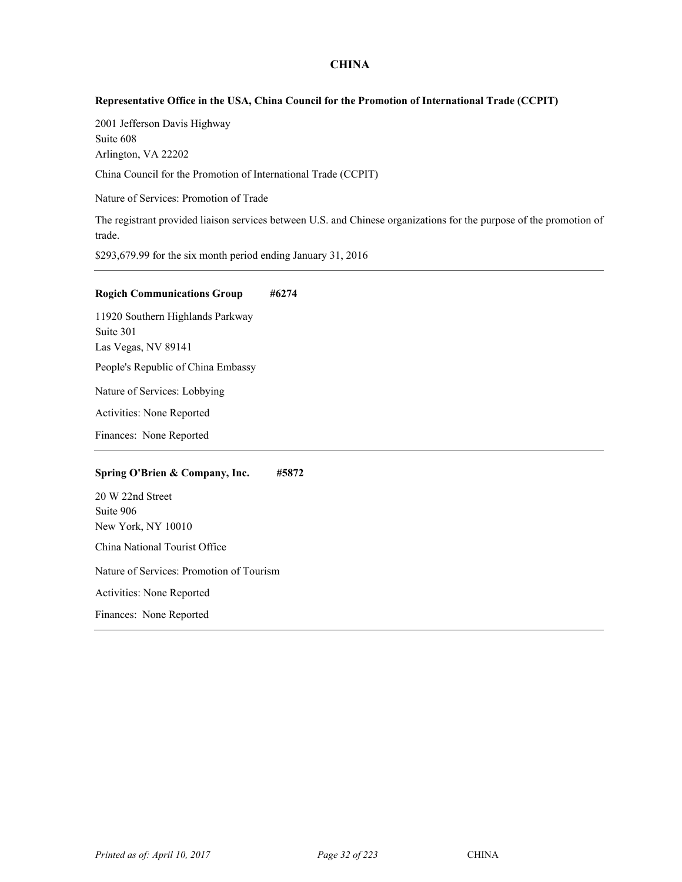## CHINA

**Representative Office in the USA, China Council for the Promotion of International Trade (CCPIT)**

2001 Jefferson Davis Highway
Suite 608
Arlington, VA 22202

China Council for the Promotion of International Trade (CCPIT)

Nature of Services: Promotion of Trade

The registrant provided liaison services between U.S. and Chinese organizations for the purpose of the promotion of trade.

$293,679.99 for the six month period ending January 31, 2016

---

**Rogich Communications Group #6274**

11920 Southern Highlands Parkway
Suite 301
Las Vegas, NV 89141

People's Republic of China Embassy

Nature of Services: Lobbying

Activities: None Reported

Finances: None Reported

---

**Spring O'Brien & Company, Inc. #5872**

20 W 22nd Street
Suite 906
New York, NY 10010

China National Tourist Office

Nature of Services: Promotion of Tourism

Activities: None Reported

Finances: None Reported

---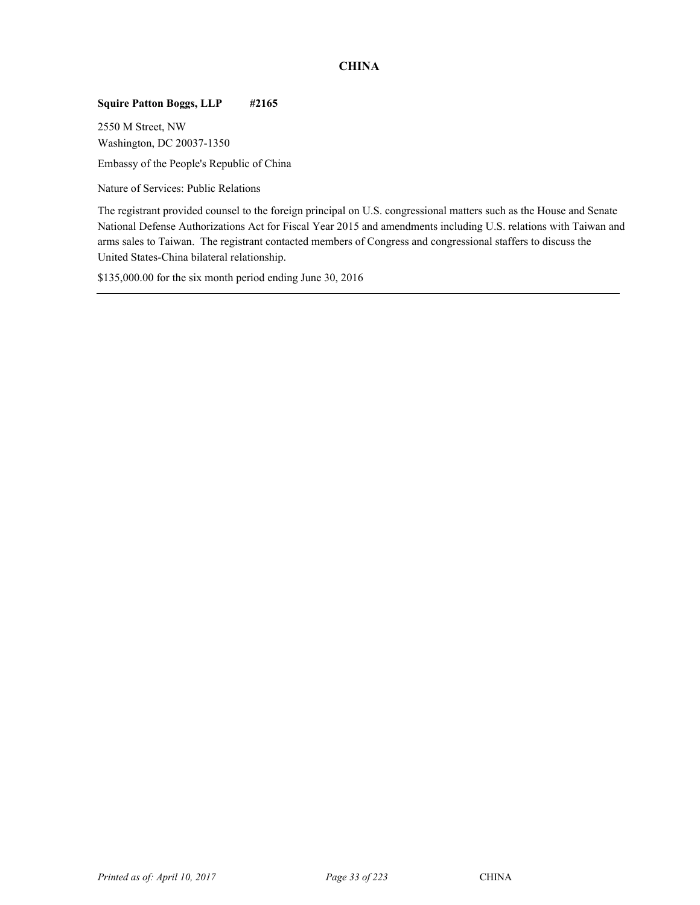## CHINA

**Squire Patton Boggs, LLP #2165**

2550 M Street, NW
Washington, DC 20037-1350

Embassy of the People's Republic of China

Nature of Services: Public Relations

The registrant provided counsel to the foreign principal on U.S. congressional matters such as the House and Senate National Defense Authorizations Act for Fiscal Year 2015 and amendments including U.S. relations with Taiwan and arms sales to Taiwan. The registrant contacted members of Congress and congressional staffers to discuss the United States-China bilateral relationship.

$135,000.00 for the six month period ending June 30, 2016

---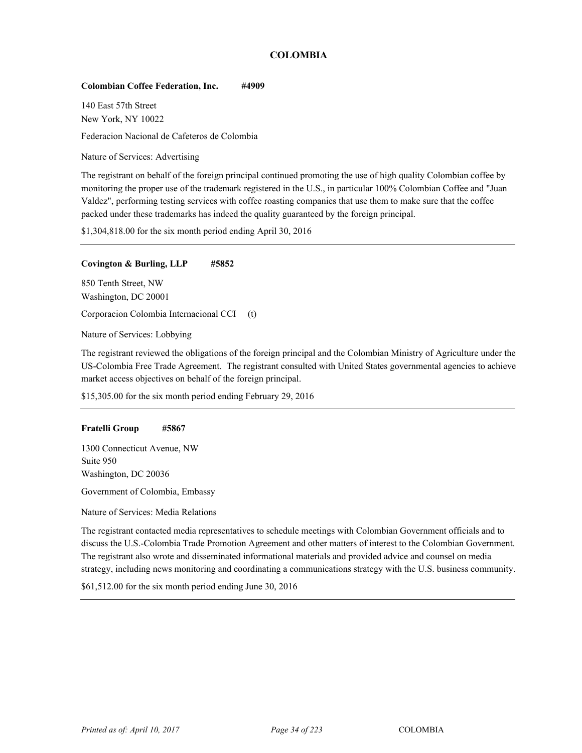# COLOMBIA

**Colombian Coffee Federation, Inc. #4909**

140 East 57th Street
New York, NY 10022

Federacion Nacional de Cafeteros de Colombia

Nature of Services: Advertising

The registrant on behalf of the foreign principal continued promoting the use of high quality Colombian coffee by monitoring the proper use of the trademark registered in the U.S., in particular 100% Colombian Coffee and "Juan Valdez", performing testing services with coffee roasting companies that use them to make sure that the coffee packed under these trademarks has indeed the quality guaranteed by the foreign principal.

$1,304,818.00 for the six month period ending April 30, 2016

---

**Covington & Burling, LLP #5852**

850 Tenth Street, NW
Washington, DC 20001

Corporacion Colombia Internacional CCI (t)

Nature of Services: Lobbying

The registrant reviewed the obligations of the foreign principal and the Colombian Ministry of Agriculture under the US-Colombia Free Trade Agreement. The registrant consulted with United States governmental agencies to achieve market access objectives on behalf of the foreign principal.

$15,305.00 for the six month period ending February 29, 2016

---

**Fratelli Group #5867**

1300 Connecticut Avenue, NW
Suite 950
Washington, DC 20036

Government of Colombia, Embassy

Nature of Services: Media Relations

The registrant contacted media representatives to schedule meetings with Colombian Government officials and to discuss the U.S.-Colombia Trade Promotion Agreement and other matters of interest to the Colombian Government. The registrant also wrote and disseminated informational materials and provided advice and counsel on media strategy, including news monitoring and coordinating a communications strategy with the U.S. business community.

$61,512.00 for the six month period ending June 30, 2016

---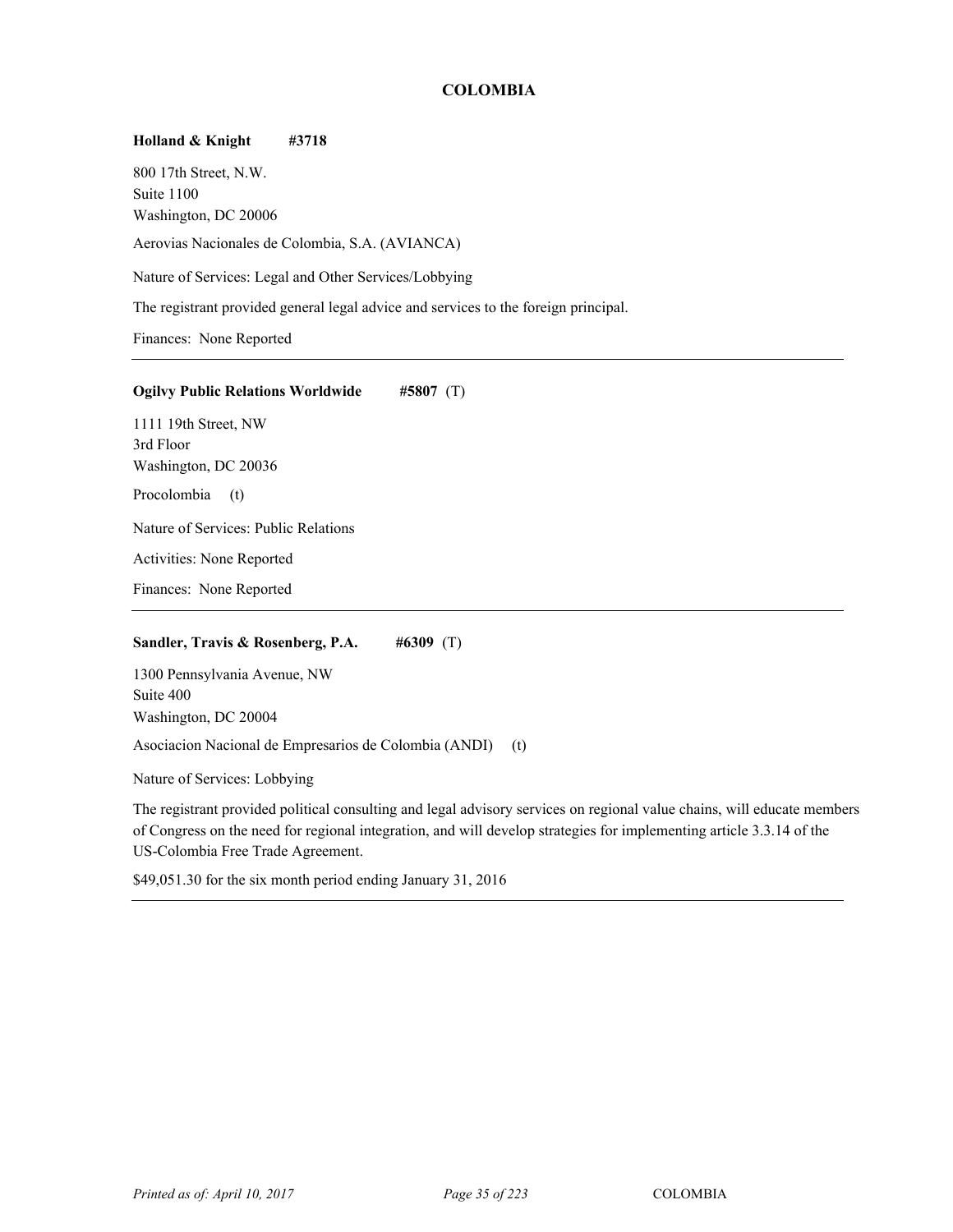# COLOMBIA

**Holland & Knight** **#3718**

800 17th Street, N.W.
Suite 1100
Washington, DC 20006

Aerovias Nacionales de Colombia, S.A. (AVIANCA)

Nature of Services: Legal and Other Services/Lobbying

The registrant provided general legal advice and services to the foreign principal.

Finances: None Reported

---

**Ogilvy Public Relations Worldwide** **#5807** (T)

1111 19th Street, NW
3rd Floor
Washington, DC 20036

Procolombia (t)

Nature of Services: Public Relations

Activities: None Reported

Finances: None Reported

---

**Sandler, Travis & Rosenberg, P.A.** **#6309** (T)

1300 Pennsylvania Avenue, NW
Suite 400
Washington, DC 20004

Asociacion Nacional de Empresarios de Colombia (ANDI) (t)

Nature of Services: Lobbying

The registrant provided political consulting and legal advisory services on regional value chains, will educate members of Congress on the need for regional integration, and will develop strategies for implementing article 3.3.14 of the US-Colombia Free Trade Agreement.

$49,051.30 for the six month period ending January 31, 2016

---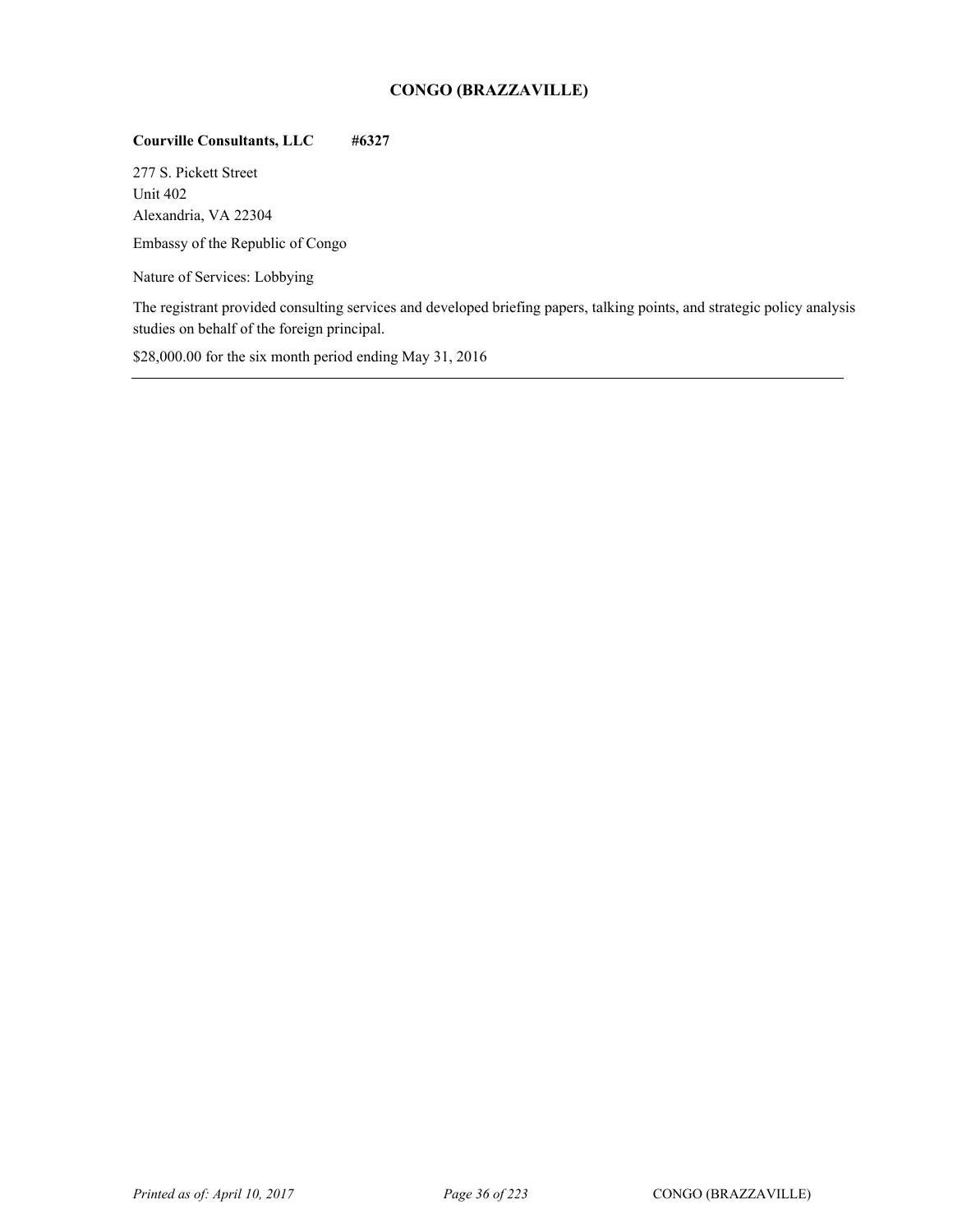## CONGO (BRAZZAVILLE)

**Courville Consultants, LLC** **#6327**

277 S. Pickett Street
Unit 402
Alexandria, VA 22304

Embassy of the Republic of Congo

Nature of Services: Lobbying

The registrant provided consulting services and developed briefing papers, talking points, and strategic policy analysis studies on behalf of the foreign principal.

$28,000.00 for the six month period ending May 31, 2016

---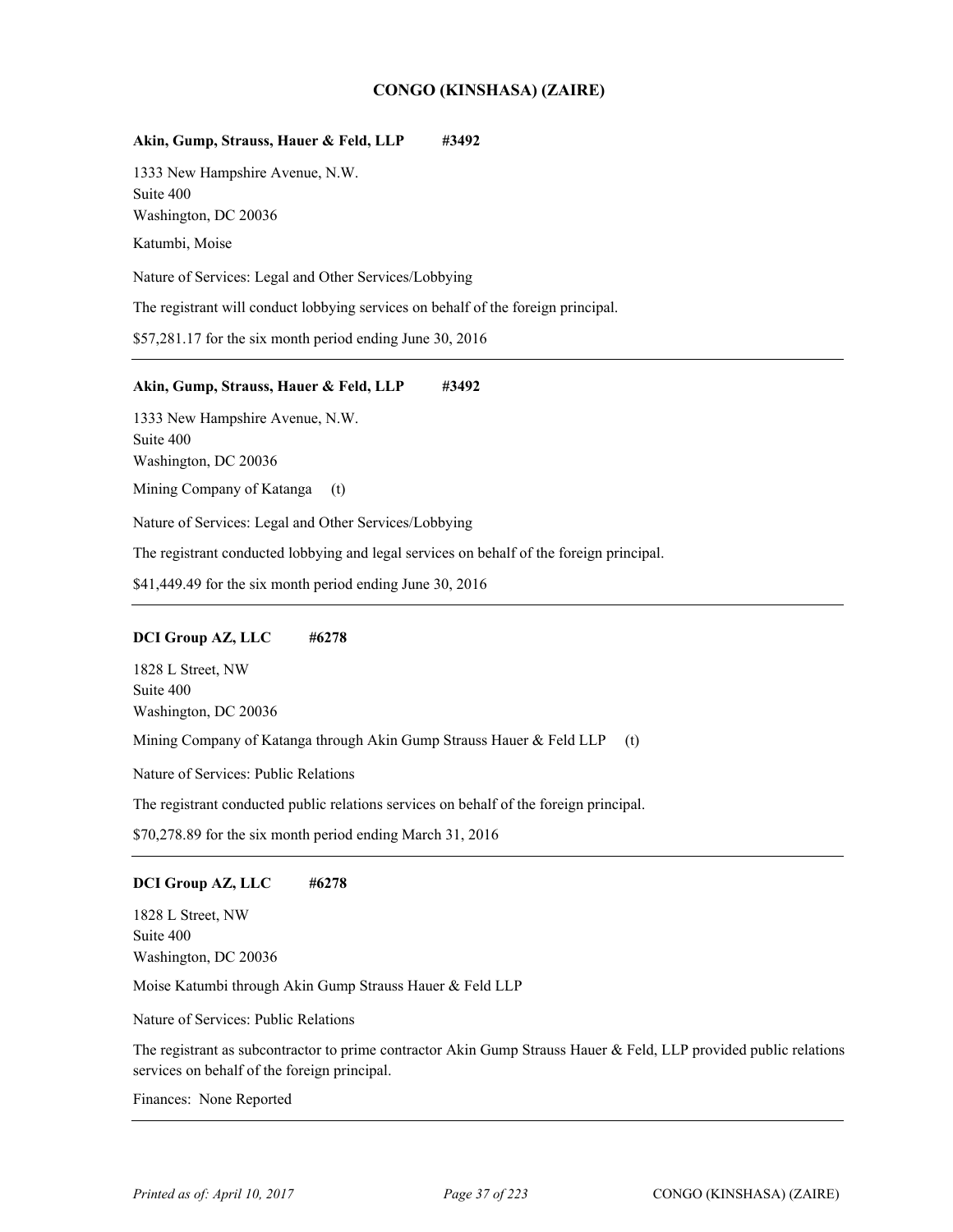## CONGO (KINSHASA) (ZAIRE)

**Akin, Gump, Strauss, Hauer & Feld, LLP #3492**

1333 New Hampshire Avenue, N.W.
Suite 400
Washington, DC 20036

Katumbi, Moise

Nature of Services: Legal and Other Services/Lobbying

The registrant will conduct lobbying services on behalf of the foreign principal.

$57,281.17 for the six month period ending June 30, 2016

---

**Akin, Gump, Strauss, Hauer & Feld, LLP #3492**

1333 New Hampshire Avenue, N.W.
Suite 400
Washington, DC 20036

Mining Company of Katanga (t)

Nature of Services: Legal and Other Services/Lobbying

The registrant conducted lobbying and legal services on behalf of the foreign principal.

$41,449.49 for the six month period ending June 30, 2016

---

**DCI Group AZ, LLC #6278**

1828 L Street, NW
Suite 400
Washington, DC 20036

Mining Company of Katanga through Akin Gump Strauss Hauer & Feld LLP (t)

Nature of Services: Public Relations

The registrant conducted public relations services on behalf of the foreign principal.

$70,278.89 for the six month period ending March 31, 2016

---

**DCI Group AZ, LLC #6278**

1828 L Street, NW
Suite 400
Washington, DC 20036

Moise Katumbi through Akin Gump Strauss Hauer & Feld LLP

Nature of Services: Public Relations

The registrant as subcontractor to prime contractor Akin Gump Strauss Hauer & Feld, LLP provided public relations services on behalf of the foreign principal.

Finances: None Reported

---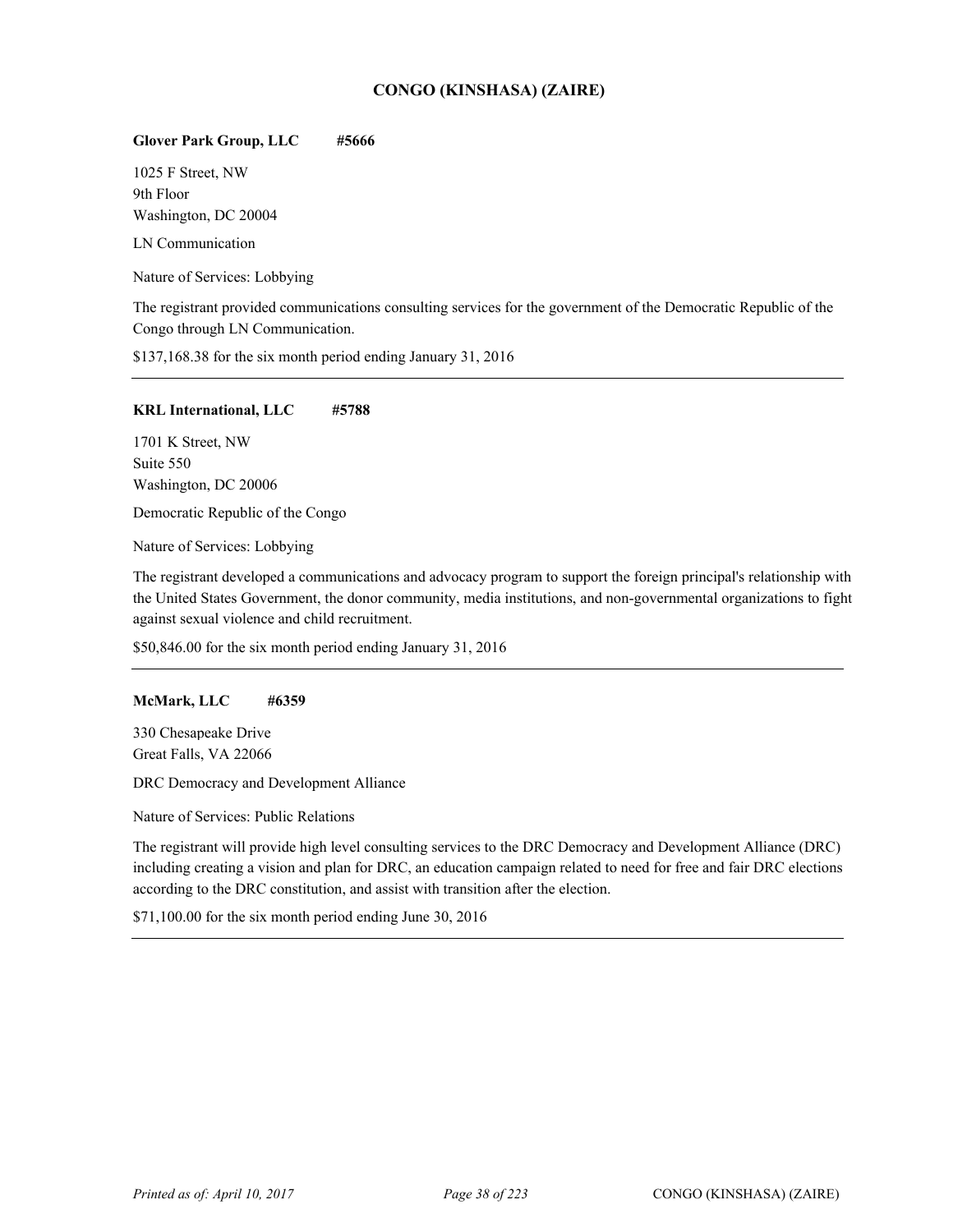## CONGO (KINSHASA) (ZAIRE)

**Glover Park Group, LLC #5666**

1025 F Street, NW
9th Floor
Washington, DC 20004

LN Communication

Nature of Services: Lobbying

The registrant provided communications consulting services for the government of the Democratic Republic of the Congo through LN Communication.

$137,168.38 for the six month period ending January 31, 2016

---

**KRL International, LLC #5788**

1701 K Street, NW
Suite 550
Washington, DC 20006

Democratic Republic of the Congo

Nature of Services: Lobbying

The registrant developed a communications and advocacy program to support the foreign principal's relationship with the United States Government, the donor community, media institutions, and non-governmental organizations to fight against sexual violence and child recruitment.

$50,846.00 for the six month period ending January 31, 2016

---

**McMark, LLC #6359**

330 Chesapeake Drive
Great Falls, VA 22066

DRC Democracy and Development Alliance

Nature of Services: Public Relations

The registrant will provide high level consulting services to the DRC Democracy and Development Alliance (DRC) including creating a vision and plan for DRC, an education campaign related to need for free and fair DRC elections according to the DRC constitution, and assist with transition after the election.

$71,100.00 for the six month period ending June 30, 2016

---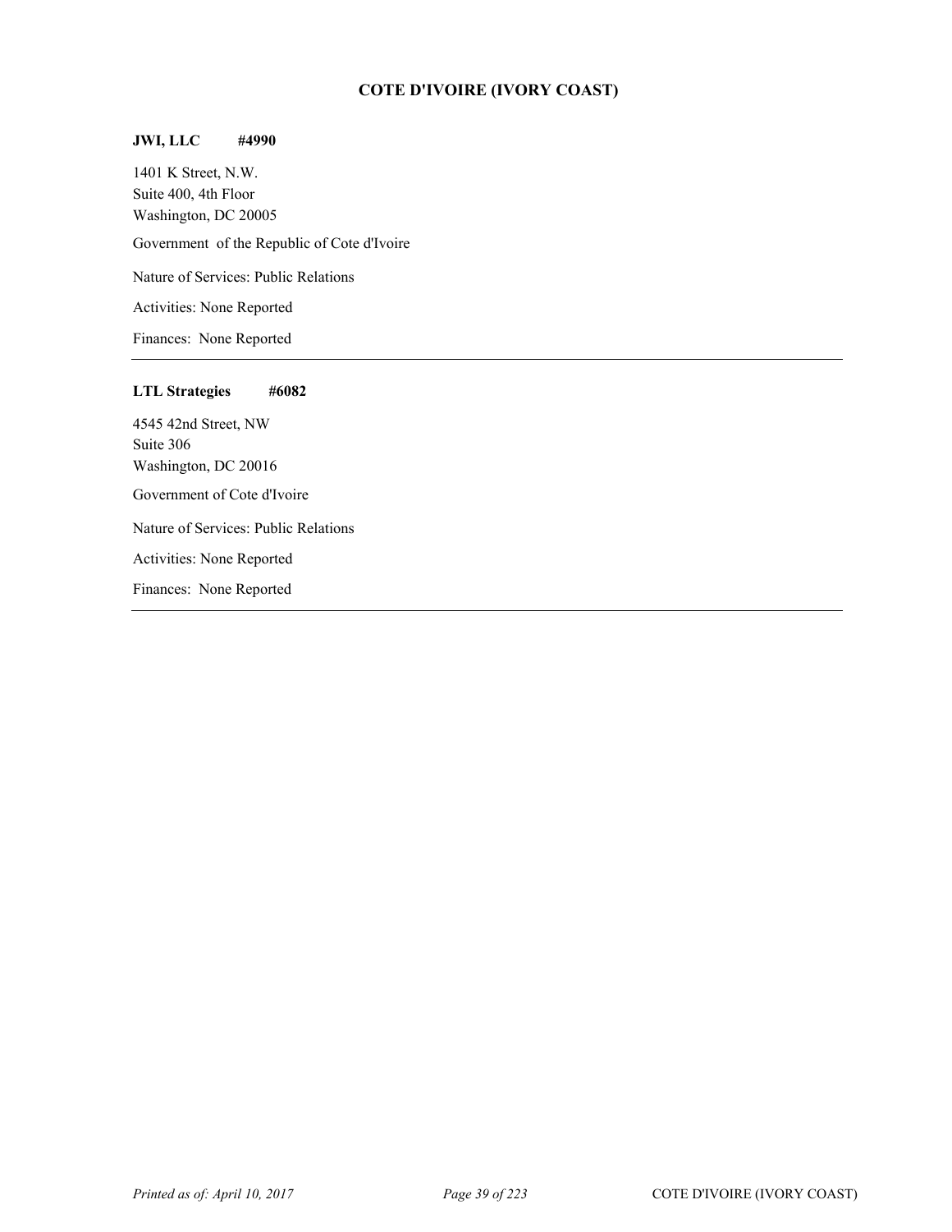## COTE D'IVOIRE (IVORY COAST)

**JWI, LLC #4990**

1401 K Street, N.W.
Suite 400, 4th Floor
Washington, DC 20005

Government of the Republic of Cote d'Ivoire

Nature of Services: Public Relations

Activities: None Reported

Finances: None Reported

---

**LTL Strategies #6082**

4545 42nd Street, NW
Suite 306
Washington, DC 20016

Government of Cote d'Ivoire

Nature of Services: Public Relations

Activities: None Reported

Finances: None Reported

---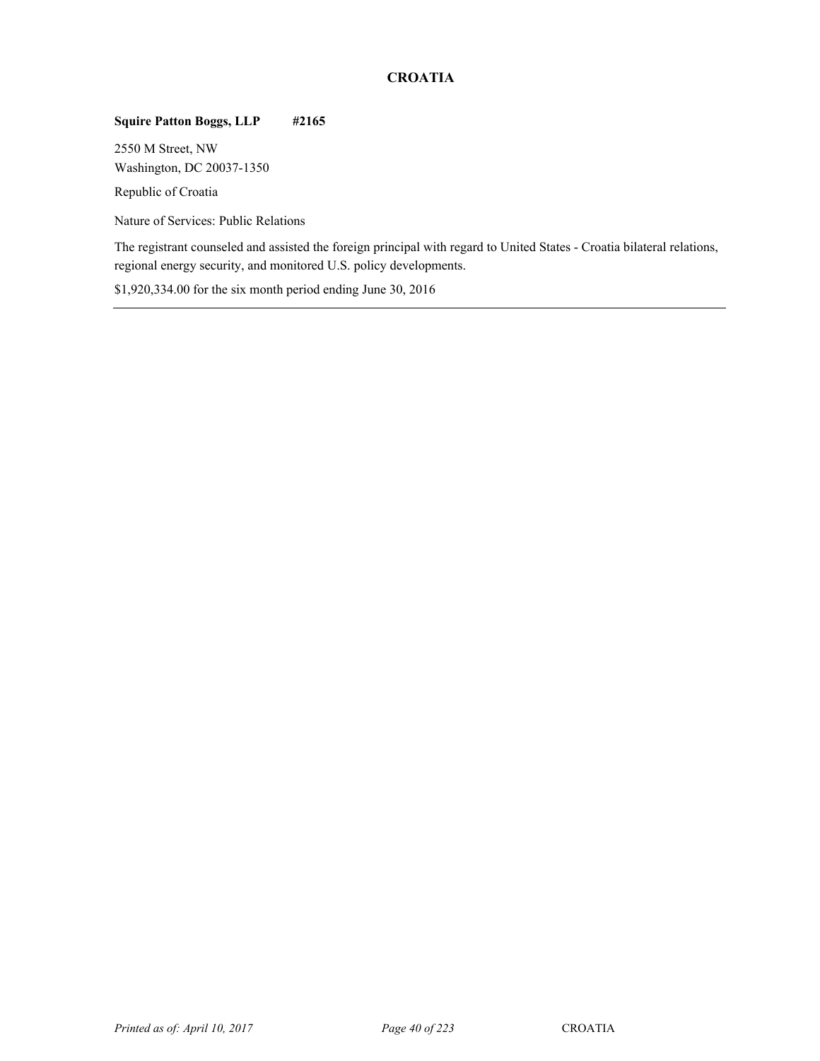## CROATIA

**Squire Patton Boggs, LLP #2165**

2550 M Street, NW
Washington, DC 20037-1350

Republic of Croatia

Nature of Services: Public Relations

The registrant counseled and assisted the foreign principal with regard to United States - Croatia bilateral relations, regional energy security, and monitored U.S. policy developments.

$1,920,334.00 for the six month period ending June 30, 2016

---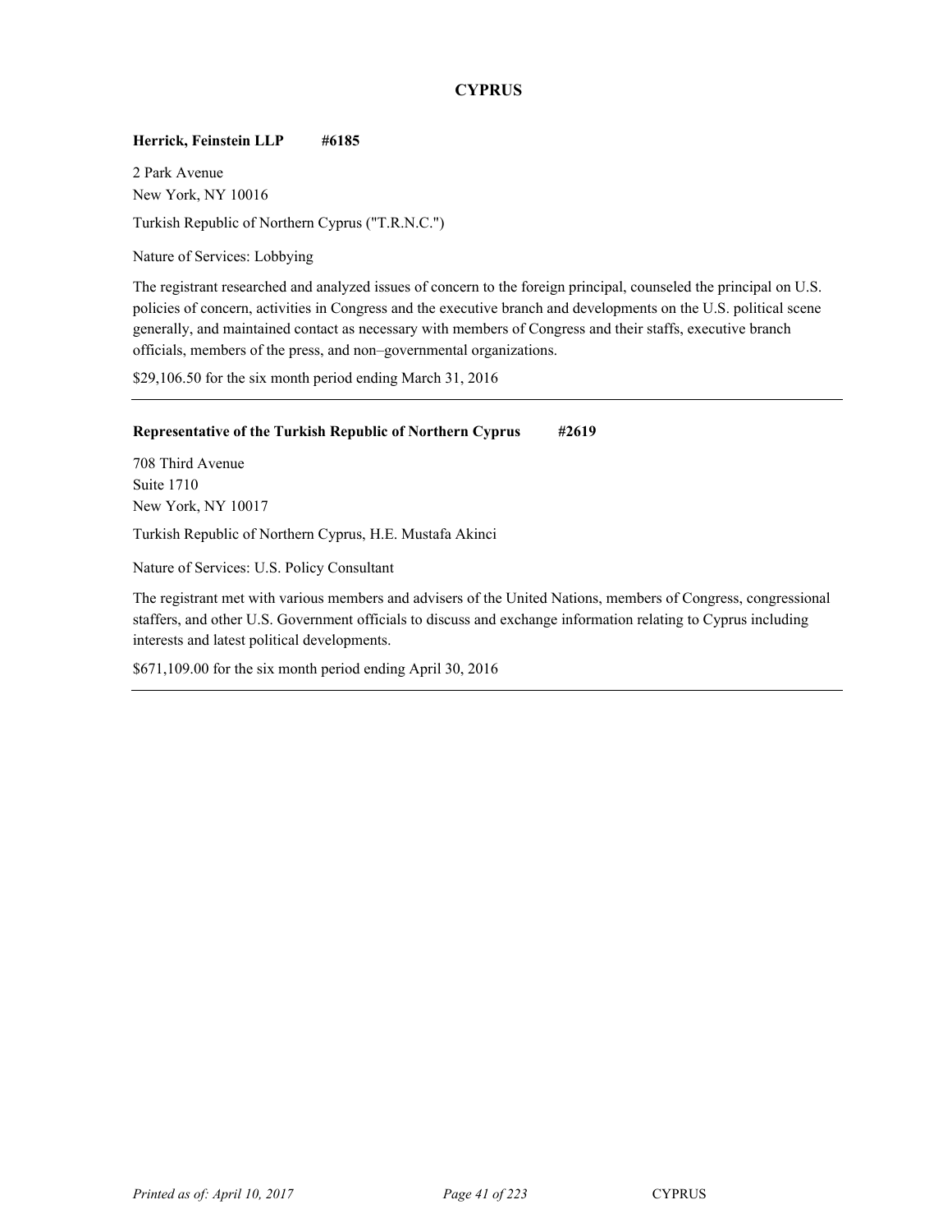# CYPRUS

**Herrick, Feinstein LLP #6185**

2 Park Avenue
New York, NY 10016

Turkish Republic of Northern Cyprus ("T.R.N.C.")

Nature of Services: Lobbying

The registrant researched and analyzed issues of concern to the foreign principal, counseled the principal on U.S. policies of concern, activities in Congress and the executive branch and developments on the U.S. political scene generally, and maintained contact as necessary with members of Congress and their staffs, executive branch officials, members of the press, and non–governmental organizations.

$29,106.50 for the six month period ending March 31, 2016

---

**Representative of the Turkish Republic of Northern Cyprus #2619**

708 Third Avenue
Suite 1710
New York, NY 10017

Turkish Republic of Northern Cyprus, H.E. Mustafa Akinci

Nature of Services: U.S. Policy Consultant

The registrant met with various members and advisers of the United Nations, members of Congress, congressional staffers, and other U.S. Government officials to discuss and exchange information relating to Cyprus including interests and latest political developments.

$671,109.00 for the six month period ending April 30, 2016

---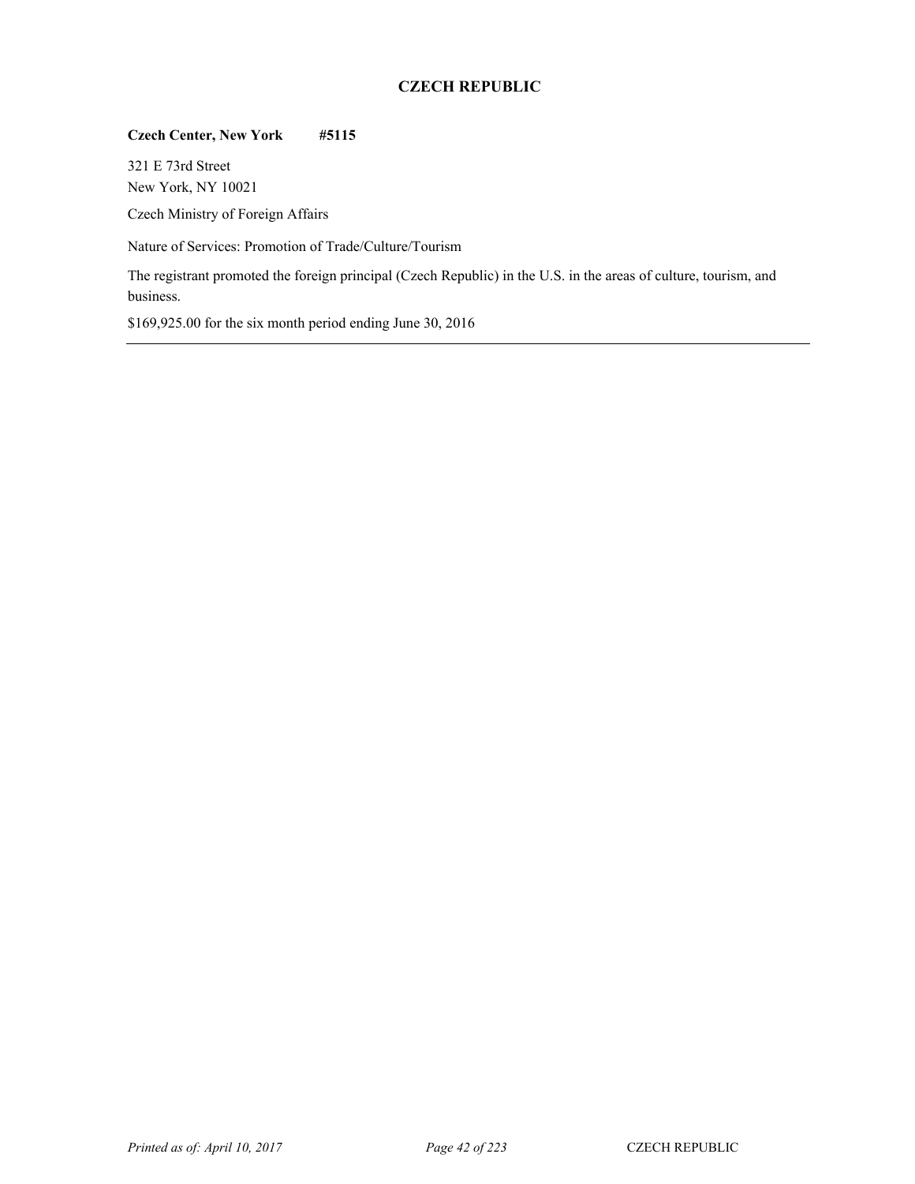## CZECH REPUBLIC

**Czech Center, New York #5115**

321 E 73rd Street
New York, NY 10021

Czech Ministry of Foreign Affairs

Nature of Services: Promotion of Trade/Culture/Tourism

The registrant promoted the foreign principal (Czech Republic) in the U.S. in the areas of culture, tourism, and business.

$169,925.00 for the six month period ending June 30, 2016

---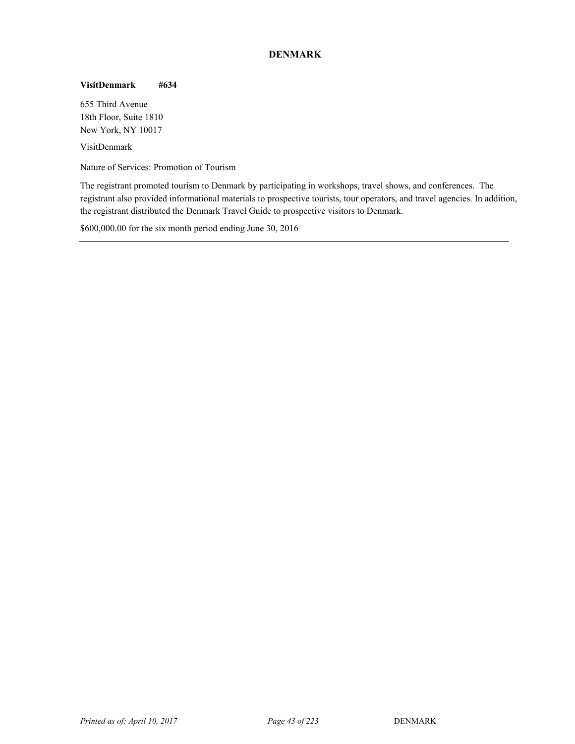## DENMARK

**VisitDenmark #634**

655 Third Avenue
18th Floor, Suite 1810
New York, NY 10017

VisitDenmark

Nature of Services: Promotion of Tourism

The registrant promoted tourism to Denmark by participating in workshops, travel shows, and conferences. The registrant also provided informational materials to prospective tourists, tour operators, and travel agencies. In addition, the registrant distributed the Denmark Travel Guide to prospective visitors to Denmark.

$600,000.00 for the six month period ending June 30, 2016

---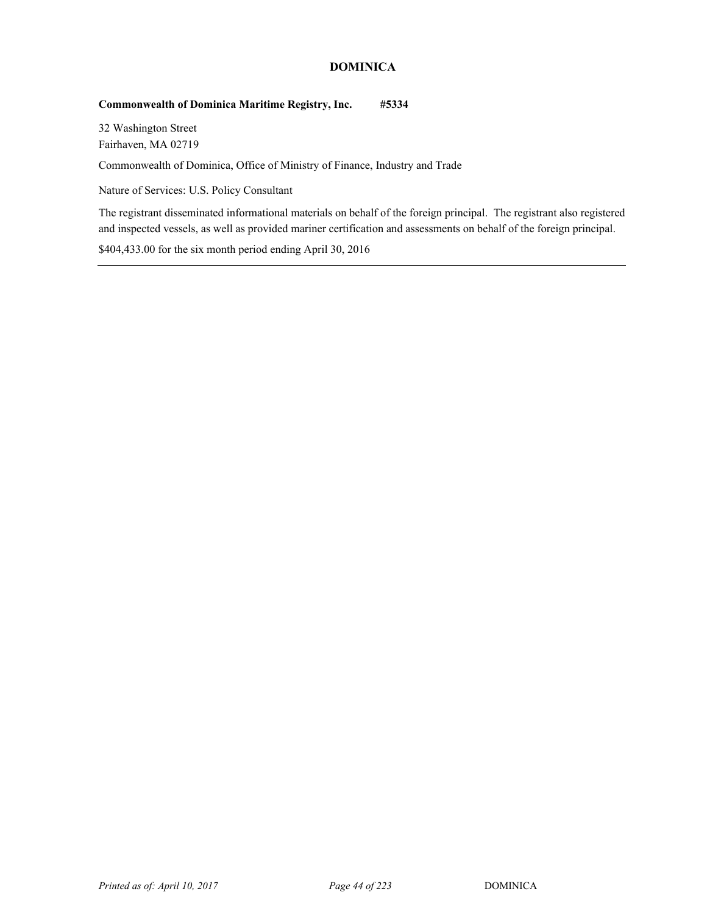## DOMINICA

**Commonwealth of Dominica Maritime Registry, Inc. #5334**

32 Washington Street
Fairhaven, MA 02719

Commonwealth of Dominica, Office of Ministry of Finance, Industry and Trade

Nature of Services: U.S. Policy Consultant

The registrant disseminated informational materials on behalf of the foreign principal. The registrant also registered and inspected vessels, as well as provided mariner certification and assessments on behalf of the foreign principal.

$404,433.00 for the six month period ending April 30, 2016

---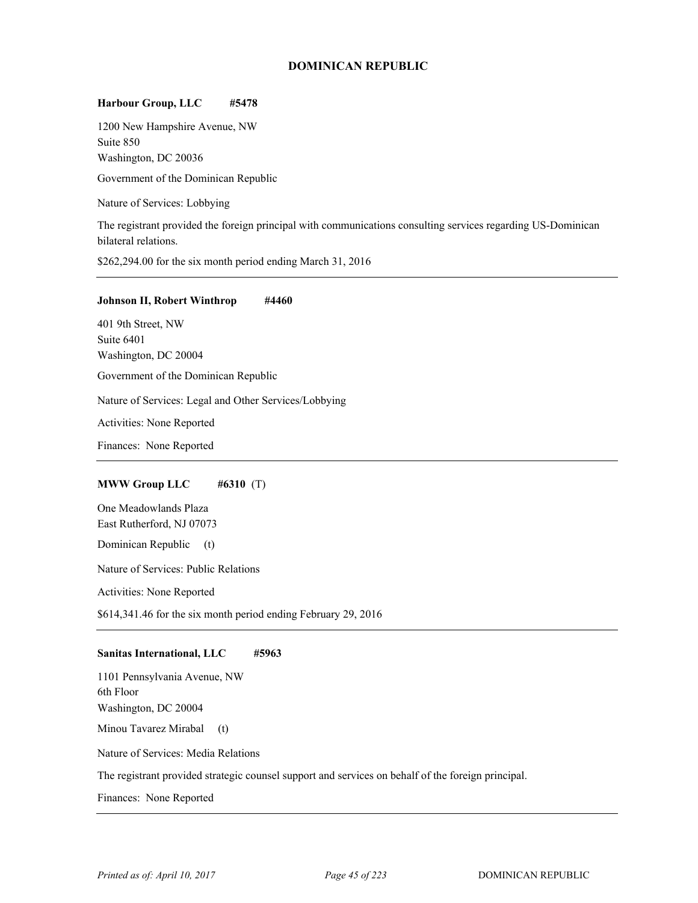## DOMINICAN REPUBLIC

**Harbour Group, LLC** **#5478**

1200 New Hampshire Avenue, NW
Suite 850
Washington, DC 20036

Government of the Dominican Republic

Nature of Services: Lobbying

The registrant provided the foreign principal with communications consulting services regarding US-Dominican bilateral relations.

$262,294.00 for the six month period ending March 31, 2016

---

**Johnson II, Robert Winthrop** **#4460**

401 9th Street, NW
Suite 6401
Washington, DC 20004

Government of the Dominican Republic

Nature of Services: Legal and Other Services/Lobbying

Activities: None Reported

Finances: None Reported

---

**MWW Group LLC** **#6310** (T)

One Meadowlands Plaza
East Rutherford, NJ 07073

Dominican Republic (t)

Nature of Services: Public Relations

Activities: None Reported

$614,341.46 for the six month period ending February 29, 2016

---

**Sanitas International, LLC** **#5963**

1101 Pennsylvania Avenue, NW
6th Floor
Washington, DC 20004

Minou Tavarez Mirabal (t)

Nature of Services: Media Relations

The registrant provided strategic counsel support and services on behalf of the foreign principal.

Finances: None Reported

---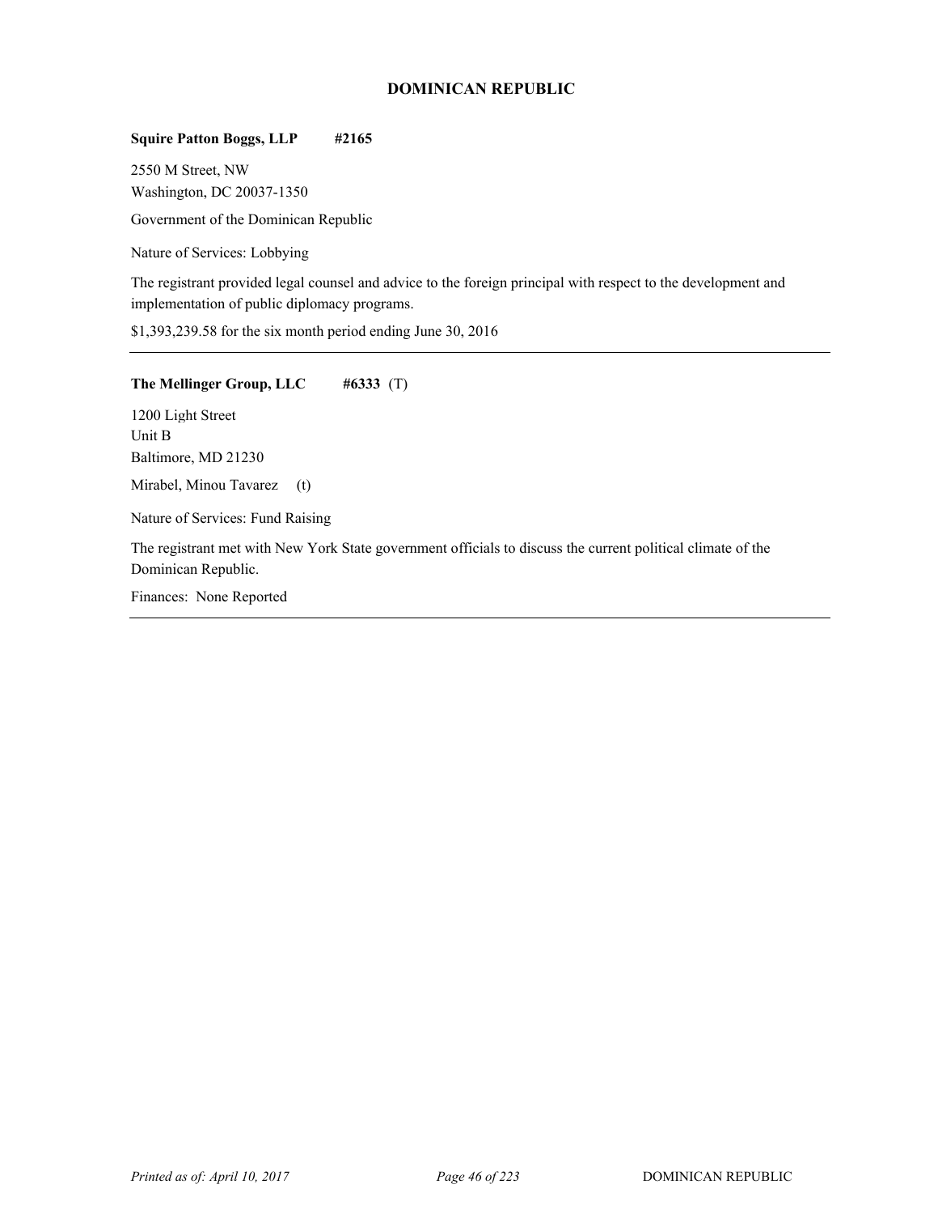## DOMINICAN REPUBLIC

**Squire Patton Boggs, LLP #2165**

2550 M Street, NW
Washington, DC 20037-1350

Government of the Dominican Republic

Nature of Services: Lobbying

The registrant provided legal counsel and advice to the foreign principal with respect to the development and implementation of public diplomacy programs.

$1,393,239.58 for the six month period ending June 30, 2016

---

**The Mellinger Group, LLC #6333** (T)

1200 Light Street
Unit B
Baltimore, MD 21230

Mirabel, Minou Tavarez (t)

Nature of Services: Fund Raising

The registrant met with New York State government officials to discuss the current political climate of the Dominican Republic.

Finances: None Reported

---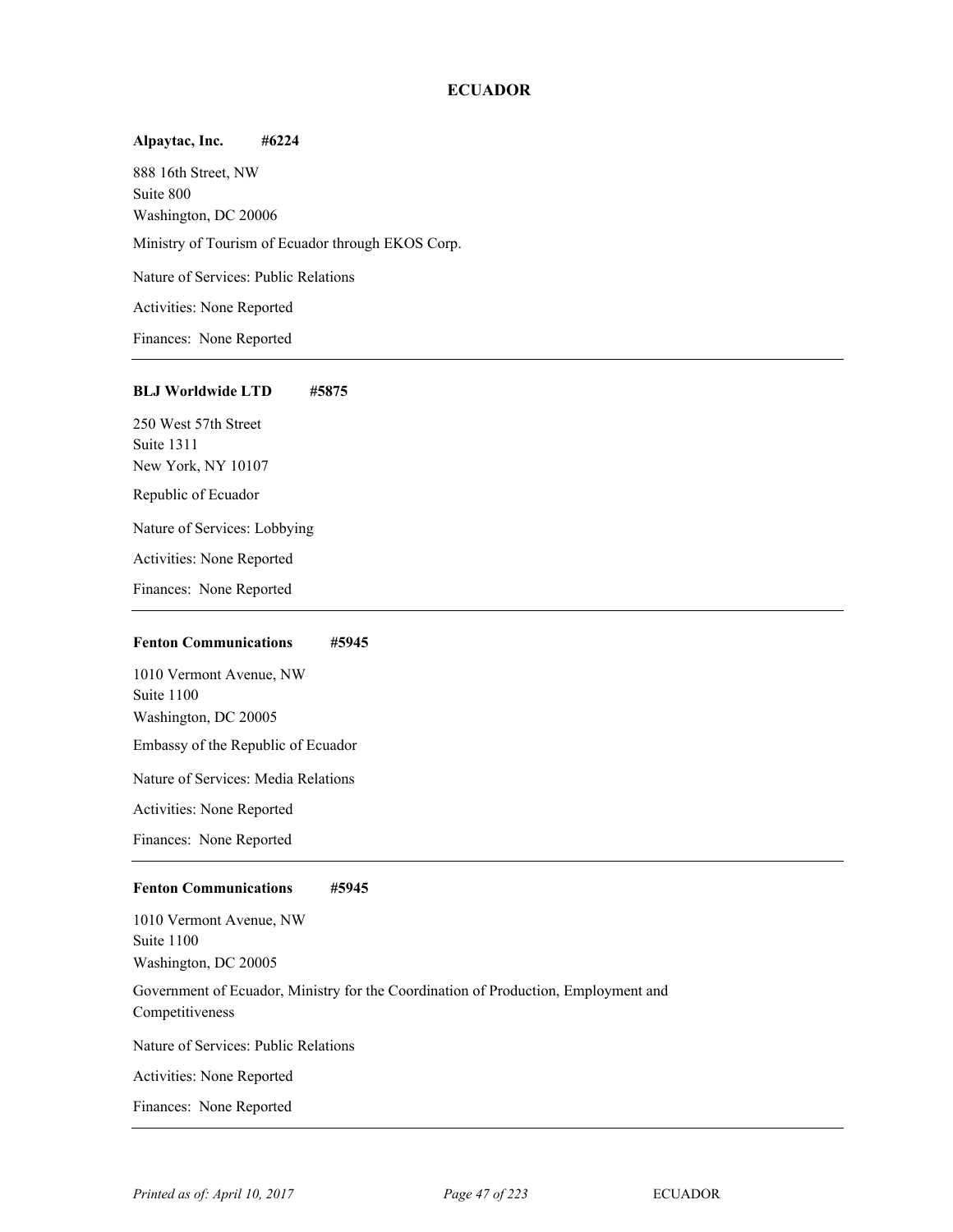# ECUADOR

**Alpaytac, Inc. #6224**

888 16th Street, NW
Suite 800
Washington, DC 20006

Ministry of Tourism of Ecuador through EKOS Corp.

Nature of Services: Public Relations

Activities: None Reported

Finances: None Reported

---

**BLJ Worldwide LTD #5875**

250 West 57th Street
Suite 1311
New York, NY 10107

Republic of Ecuador

Nature of Services: Lobbying

Activities: None Reported

Finances: None Reported

---

**Fenton Communications #5945**

1010 Vermont Avenue, NW
Suite 1100
Washington, DC 20005

Embassy of the Republic of Ecuador

Nature of Services: Media Relations

Activities: None Reported

Finances: None Reported

---

**Fenton Communications #5945**

1010 Vermont Avenue, NW
Suite 1100
Washington, DC 20005

Government of Ecuador, Ministry for the Coordination of Production, Employment and Competitiveness

Nature of Services: Public Relations

Activities: None Reported

Finances: None Reported

---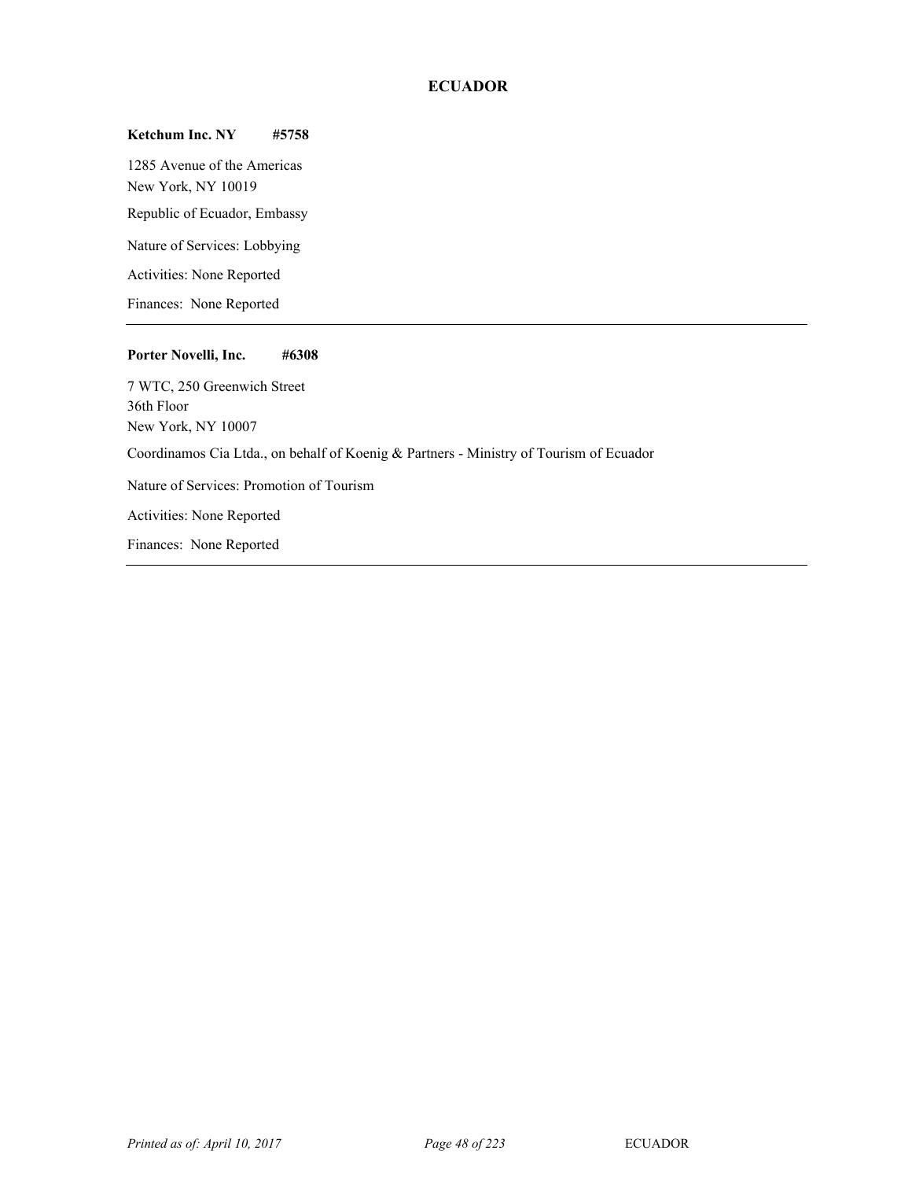# ECUADOR

**Ketchum Inc. NY #5758**

1285 Avenue of the Americas
New York, NY 10019

Republic of Ecuador, Embassy

Nature of Services: Lobbying

Activities: None Reported

Finances: None Reported

---

**Porter Novelli, Inc. #6308**

7 WTC, 250 Greenwich Street
36th Floor
New York, NY 10007

Coordinamos Cia Ltda., on behalf of Koenig & Partners - Ministry of Tourism of Ecuador

Nature of Services: Promotion of Tourism

Activities: None Reported

Finances: None Reported

---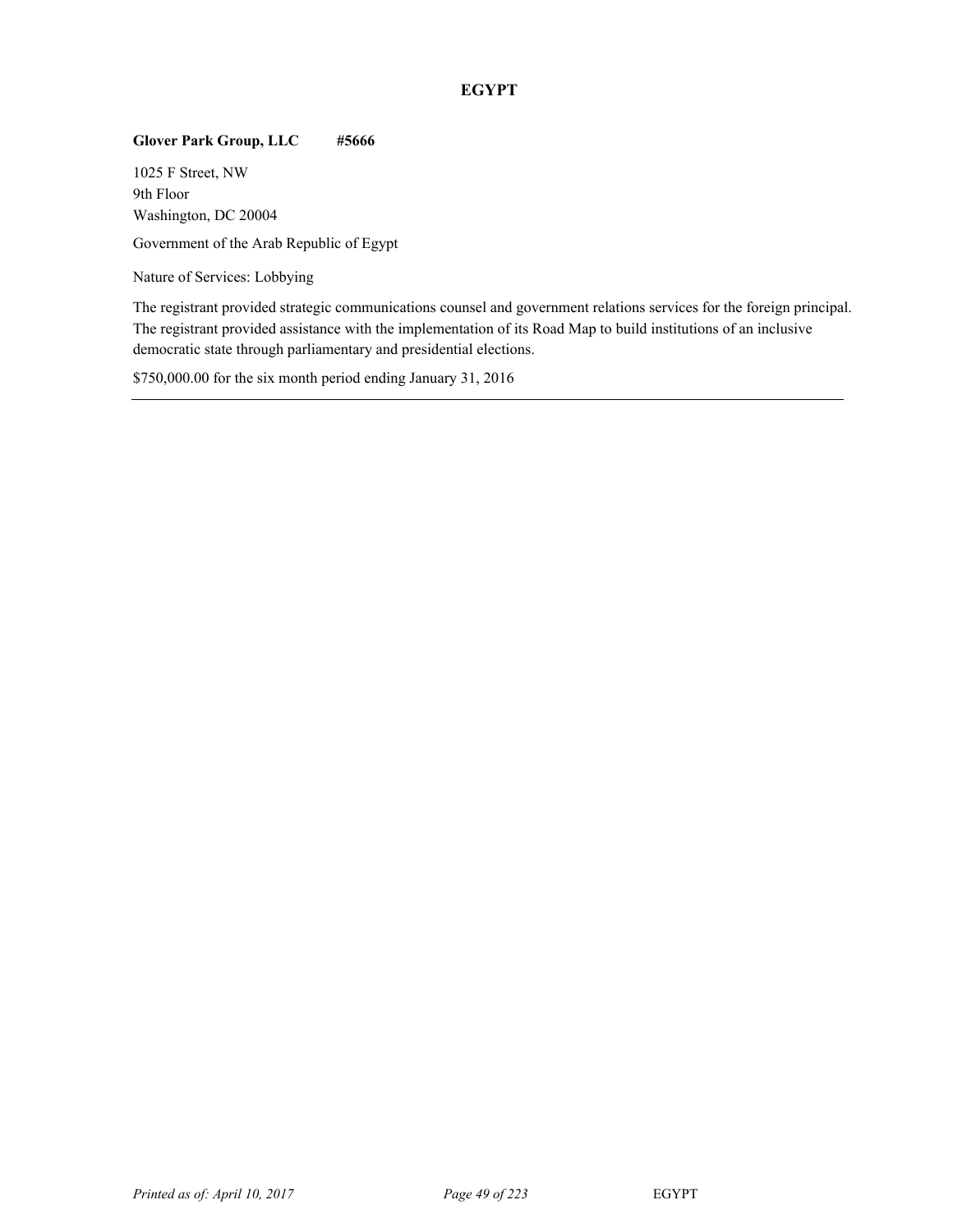## EGYPT

**Glover Park Group, LLC #5666**

1025 F Street, NW
9th Floor
Washington, DC 20004

Government of the Arab Republic of Egypt

Nature of Services: Lobbying

The registrant provided strategic communications counsel and government relations services for the foreign principal. The registrant provided assistance with the implementation of its Road Map to build institutions of an inclusive democratic state through parliamentary and presidential elections.

$750,000.00 for the six month period ending January 31, 2016

---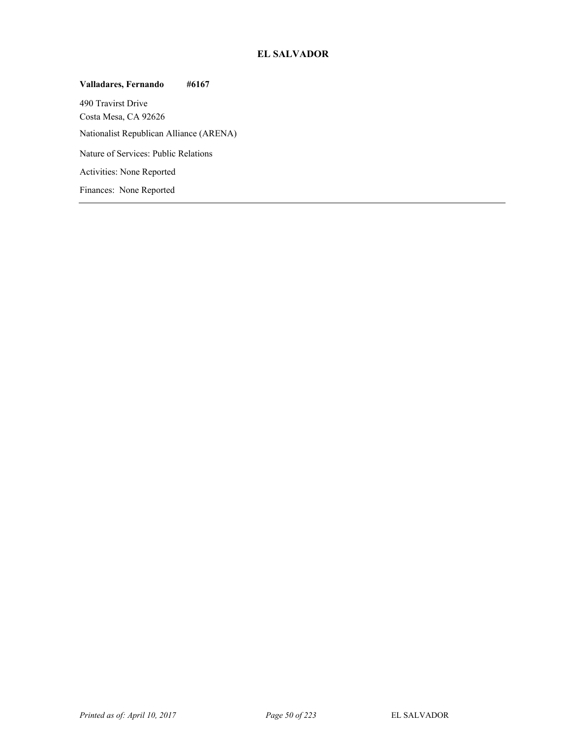# EL SALVADOR

**Valladares, Fernando #6167**

490 Travirst Drive
Costa Mesa, CA 92626

Nationalist Republican Alliance (ARENA)

Nature of Services: Public Relations

Activities: None Reported

Finances: None Reported

---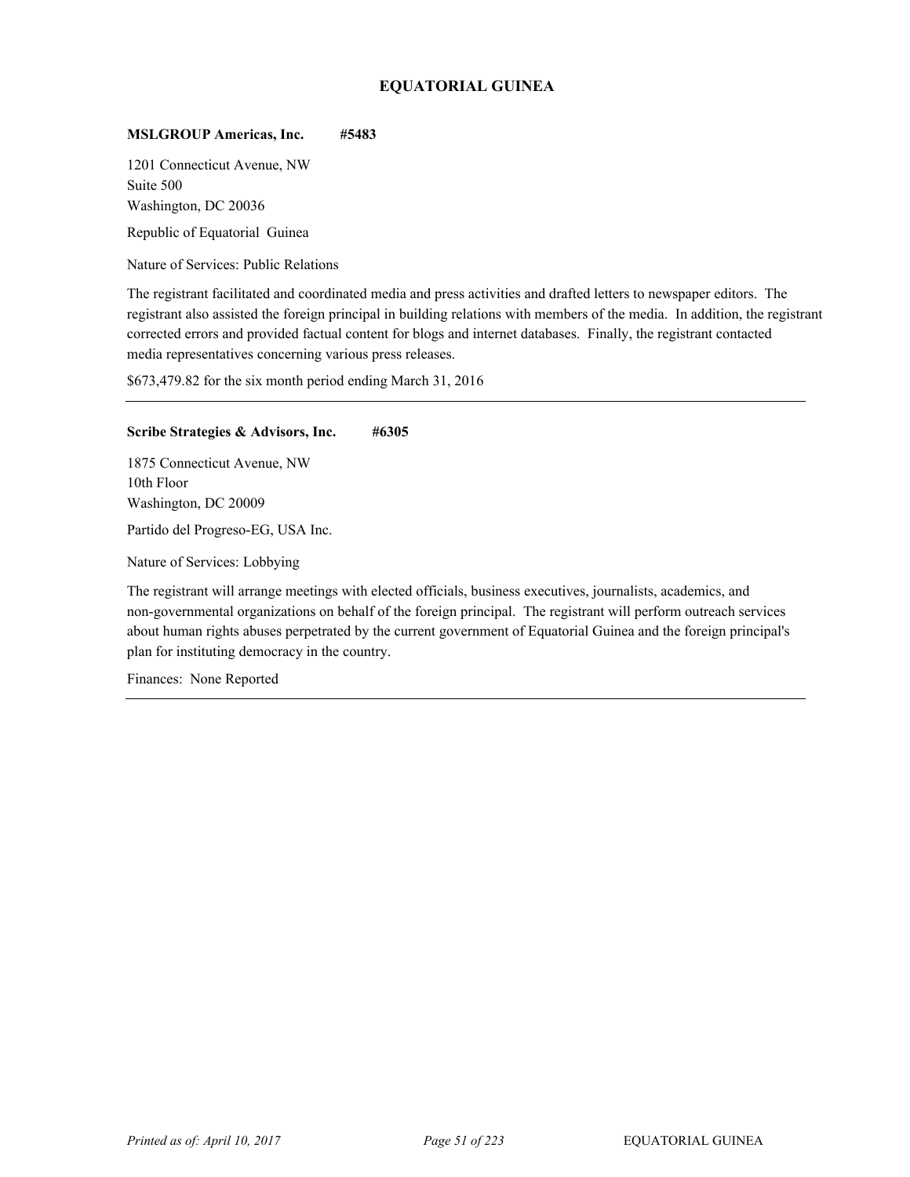## EQUATORIAL GUINEA

**MSLGROUP Americas, Inc. #5483**

1201 Connecticut Avenue, NW
Suite 500
Washington, DC 20036

Republic of Equatorial Guinea

Nature of Services: Public Relations

The registrant facilitated and coordinated media and press activities and drafted letters to newspaper editors. The registrant also assisted the foreign principal in building relations with members of the media. In addition, the registrant corrected errors and provided factual content for blogs and internet databases. Finally, the registrant contacted media representatives concerning various press releases.

$673,479.82 for the six month period ending March 31, 2016

---

**Scribe Strategies & Advisors, Inc. #6305**

1875 Connecticut Avenue, NW
10th Floor
Washington, DC 20009

Partido del Progreso-EG, USA Inc.

Nature of Services: Lobbying

The registrant will arrange meetings with elected officials, business executives, journalists, academics, and non-governmental organizations on behalf of the foreign principal. The registrant will perform outreach services about human rights abuses perpetrated by the current government of Equatorial Guinea and the foreign principal's plan for instituting democracy in the country.

Finances: None Reported

---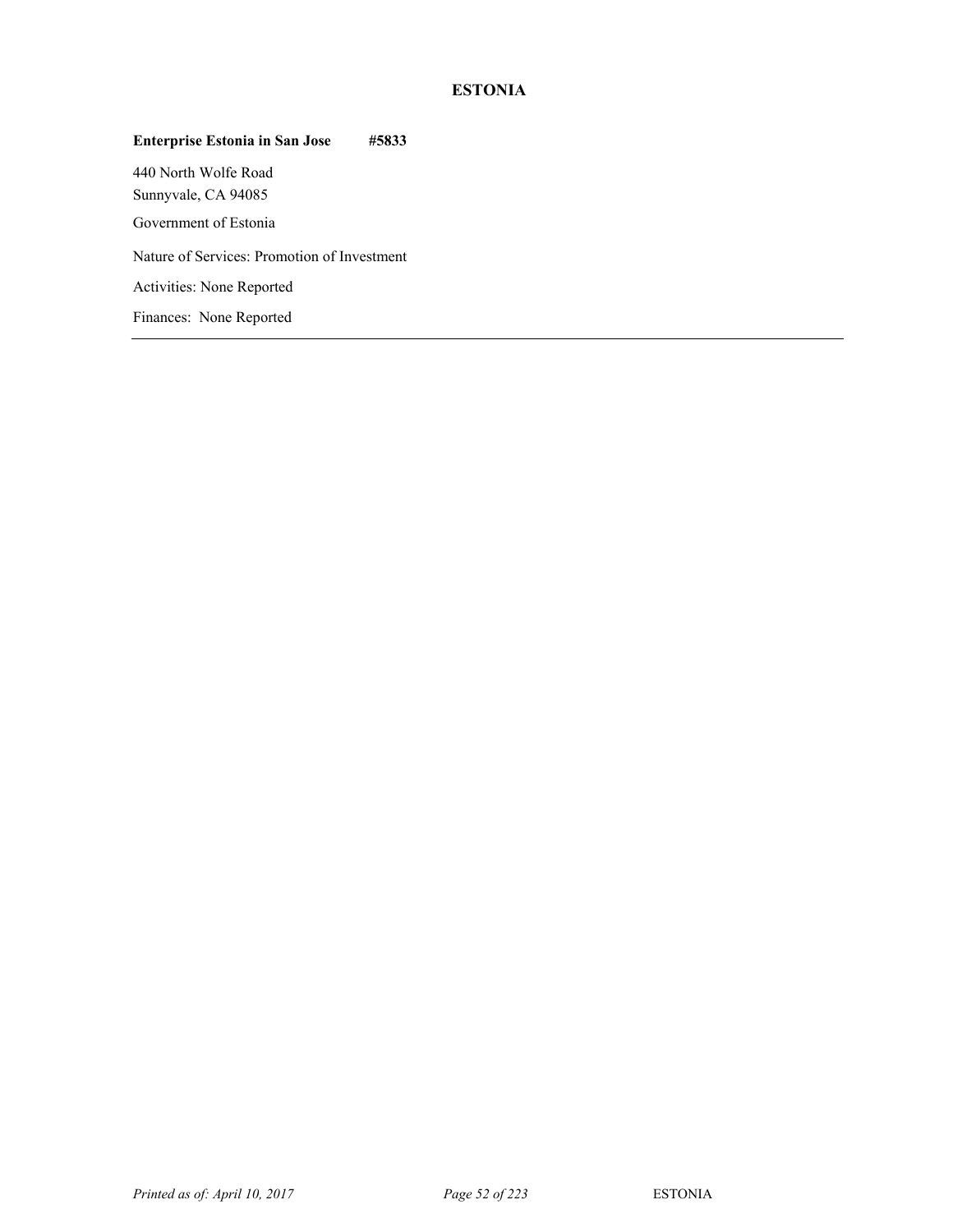# ESTONIA

**Enterprise Estonia in San Jose #5833**

440 North Wolfe Road
Sunnyvale, CA 94085

Government of Estonia

Nature of Services: Promotion of Investment

Activities: None Reported

Finances: None Reported

---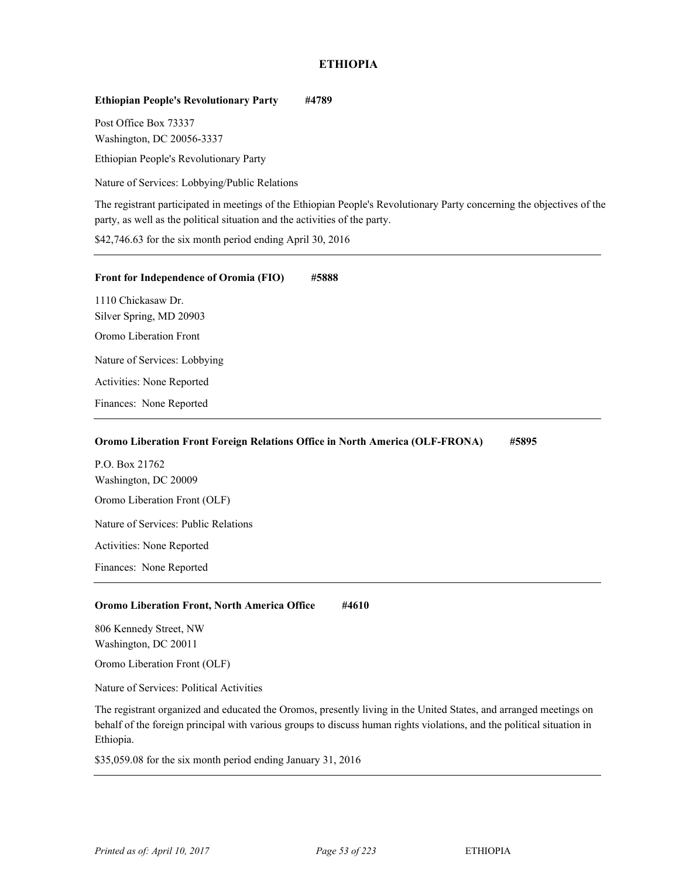## ETHIOPIA

**Ethiopian People's Revolutionary Party #4789**

Post Office Box 73337
Washington, DC 20056-3337

Ethiopian People's Revolutionary Party

Nature of Services: Lobbying/Public Relations

The registrant participated in meetings of the Ethiopian People's Revolutionary Party concerning the objectives of the party, as well as the political situation and the activities of the party.

$42,746.63 for the six month period ending April 30, 2016

---

**Front for Independence of Oromia (FIO) #5888**

1110 Chickasaw Dr.
Silver Spring, MD 20903

Oromo Liberation Front

Nature of Services: Lobbying

Activities: None Reported

Finances: None Reported

---

**Oromo Liberation Front Foreign Relations Office in North America (OLF-FRONA) #5895**

P.O. Box 21762
Washington, DC 20009

Oromo Liberation Front (OLF)

Nature of Services: Public Relations

Activities: None Reported

Finances: None Reported

---

**Oromo Liberation Front, North America Office #4610**

806 Kennedy Street, NW
Washington, DC 20011

Oromo Liberation Front (OLF)

Nature of Services: Political Activities

The registrant organized and educated the Oromos, presently living in the United States, and arranged meetings on behalf of the foreign principal with various groups to discuss human rights violations, and the political situation in Ethiopia.

$35,059.08 for the six month period ending January 31, 2016

---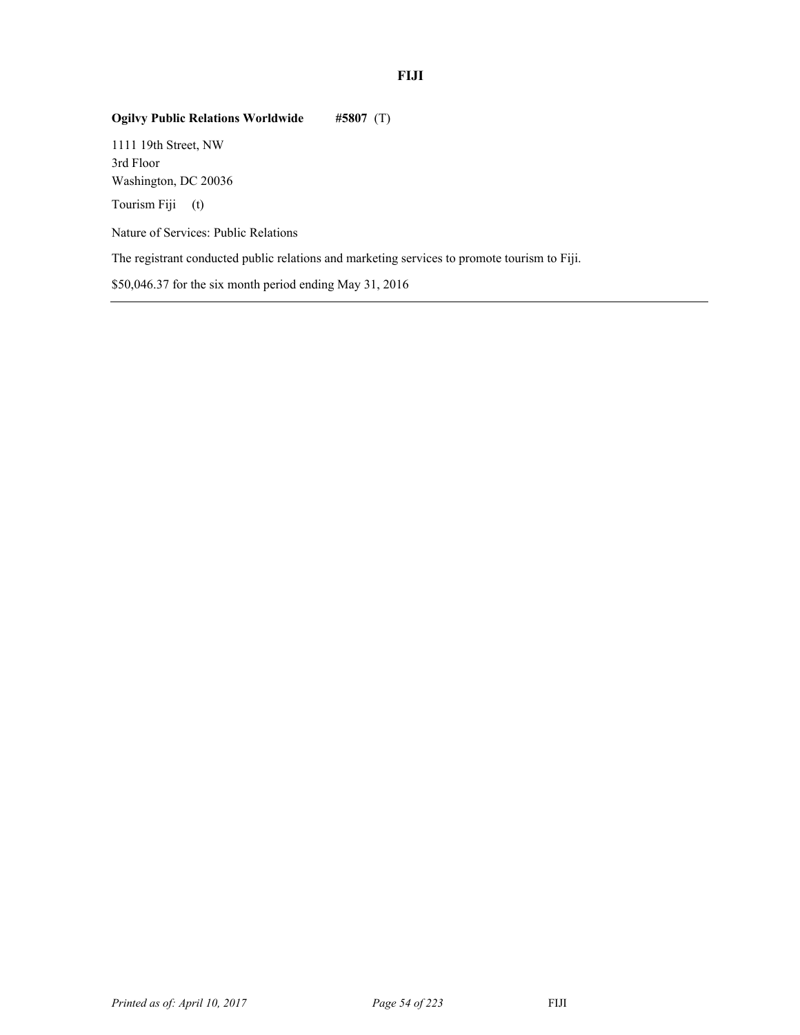# FIJI

**Ogilvy Public Relations Worldwide** **#5807** (T)

1111 19th Street, NW
3rd Floor
Washington, DC 20036

Tourism Fiji (t)

Nature of Services: Public Relations

The registrant conducted public relations and marketing services to promote tourism to Fiji.

$50,046.37 for the six month period ending May 31, 2016

---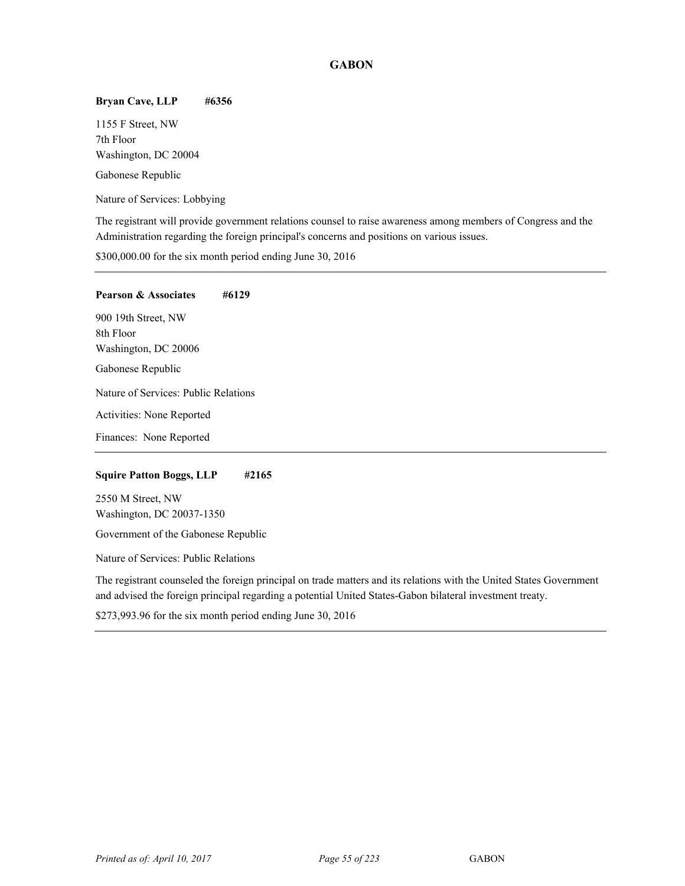# GABON

**Bryan Cave, LLP #6356**

1155 F Street, NW
7th Floor
Washington, DC 20004

Gabonese Republic

Nature of Services: Lobbying

The registrant will provide government relations counsel to raise awareness among members of Congress and the Administration regarding the foreign principal's concerns and positions on various issues.

$300,000.00 for the six month period ending June 30, 2016

---

**Pearson & Associates #6129**

900 19th Street, NW
8th Floor
Washington, DC 20006

Gabonese Republic

Nature of Services: Public Relations

Activities: None Reported

Finances: None Reported

---

**Squire Patton Boggs, LLP #2165**

2550 M Street, NW
Washington, DC 20037-1350

Government of the Gabonese Republic

Nature of Services: Public Relations

The registrant counseled the foreign principal on trade matters and its relations with the United States Government and advised the foreign principal regarding a potential United States-Gabon bilateral investment treaty.

$273,993.96 for the six month period ending June 30, 2016

---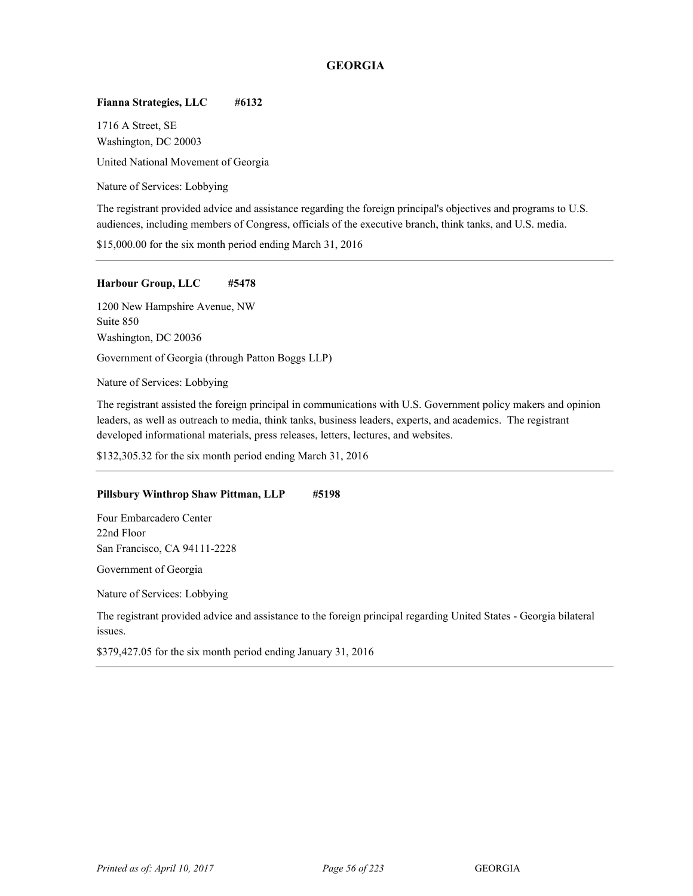## GEORGIA

**Fianna Strategies, LLC #6132**

1716 A Street, SE
Washington, DC 20003

United National Movement of Georgia

Nature of Services: Lobbying

The registrant provided advice and assistance regarding the foreign principal's objectives and programs to U.S. audiences, including members of Congress, officials of the executive branch, think tanks, and U.S. media.

$15,000.00 for the six month period ending March 31, 2016

---

**Harbour Group, LLC #5478**

1200 New Hampshire Avenue, NW
Suite 850
Washington, DC 20036

Government of Georgia (through Patton Boggs LLP)

Nature of Services: Lobbying

The registrant assisted the foreign principal in communications with U.S. Government policy makers and opinion leaders, as well as outreach to media, think tanks, business leaders, experts, and academics. The registrant developed informational materials, press releases, letters, lectures, and websites.

$132,305.32 for the six month period ending March 31, 2016

---

**Pillsbury Winthrop Shaw Pittman, LLP #5198**

Four Embarcadero Center
22nd Floor
San Francisco, CA 94111-2228

Government of Georgia

Nature of Services: Lobbying

The registrant provided advice and assistance to the foreign principal regarding United States - Georgia bilateral issues.

$379,427.05 for the six month period ending January 31, 2016

---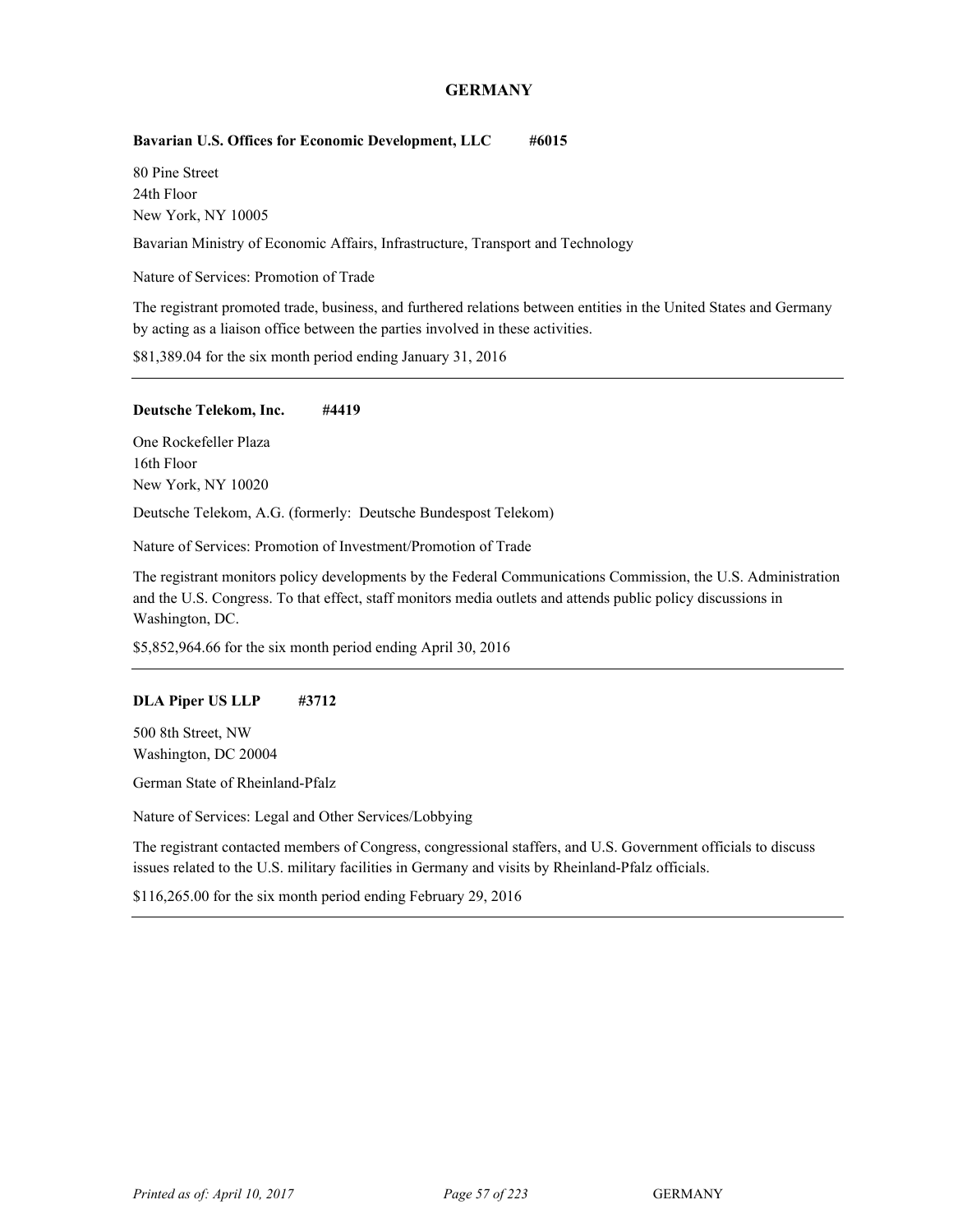# GERMANY

**Bavarian U.S. Offices for Economic Development, LLC #6015**

80 Pine Street
24th Floor
New York, NY 10005

Bavarian Ministry of Economic Affairs, Infrastructure, Transport and Technology

Nature of Services: Promotion of Trade

The registrant promoted trade, business, and furthered relations between entities in the United States and Germany by acting as a liaison office between the parties involved in these activities.

$81,389.04 for the six month period ending January 31, 2016

---

**Deutsche Telekom, Inc. #4419**

One Rockefeller Plaza
16th Floor
New York, NY 10020

Deutsche Telekom, A.G. (formerly: Deutsche Bundespost Telekom)

Nature of Services: Promotion of Investment/Promotion of Trade

The registrant monitors policy developments by the Federal Communications Commission, the U.S. Administration and the U.S. Congress. To that effect, staff monitors media outlets and attends public policy discussions in Washington, DC.

$5,852,964.66 for the six month period ending April 30, 2016

---

**DLA Piper US LLP #3712**

500 8th Street, NW
Washington, DC 20004

German State of Rheinland-Pfalz

Nature of Services: Legal and Other Services/Lobbying

The registrant contacted members of Congress, congressional staffers, and U.S. Government officials to discuss issues related to the U.S. military facilities in Germany and visits by Rheinland-Pfalz officials.

$116,265.00 for the six month period ending February 29, 2016

---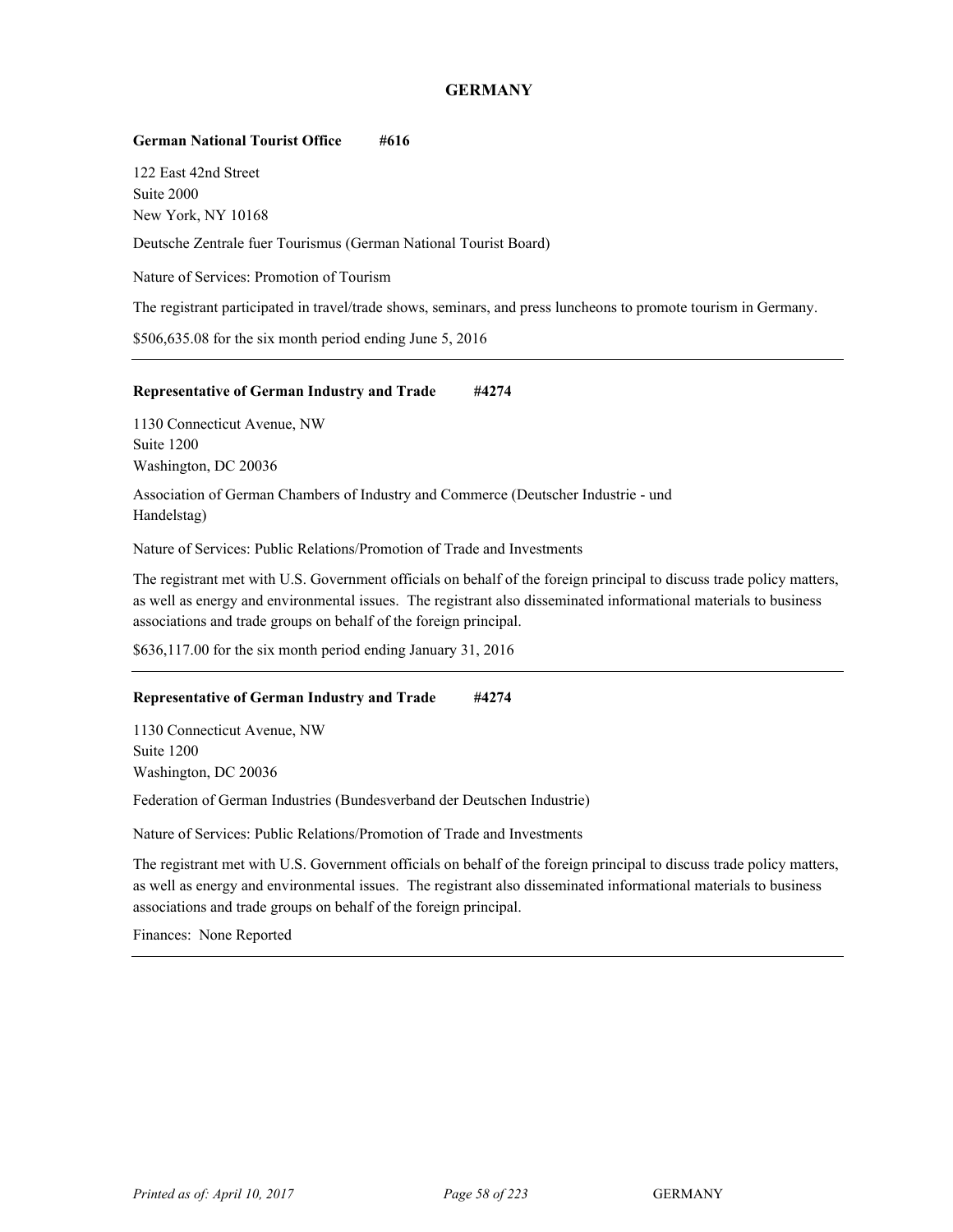## GERMANY

**German National Tourist Office #616**

122 East 42nd Street
Suite 2000
New York, NY 10168

Deutsche Zentrale fuer Tourismus (German National Tourist Board)

Nature of Services: Promotion of Tourism

The registrant participated in travel/trade shows, seminars, and press luncheons to promote tourism in Germany.

$506,635.08 for the six month period ending June 5, 2016

---

**Representative of German Industry and Trade #4274**

1130 Connecticut Avenue, NW
Suite 1200
Washington, DC 20036

Association of German Chambers of Industry and Commerce (Deutscher Industrie - und Handelstag)

Nature of Services: Public Relations/Promotion of Trade and Investments

The registrant met with U.S. Government officials on behalf of the foreign principal to discuss trade policy matters, as well as energy and environmental issues. The registrant also disseminated informational materials to business associations and trade groups on behalf of the foreign principal.

$636,117.00 for the six month period ending January 31, 2016

---

**Representative of German Industry and Trade #4274**

1130 Connecticut Avenue, NW
Suite 1200
Washington, DC 20036

Federation of German Industries (Bundesverband der Deutschen Industrie)

Nature of Services: Public Relations/Promotion of Trade and Investments

The registrant met with U.S. Government officials on behalf of the foreign principal to discuss trade policy matters, as well as energy and environmental issues. The registrant also disseminated informational materials to business associations and trade groups on behalf of the foreign principal.

Finances: None Reported

---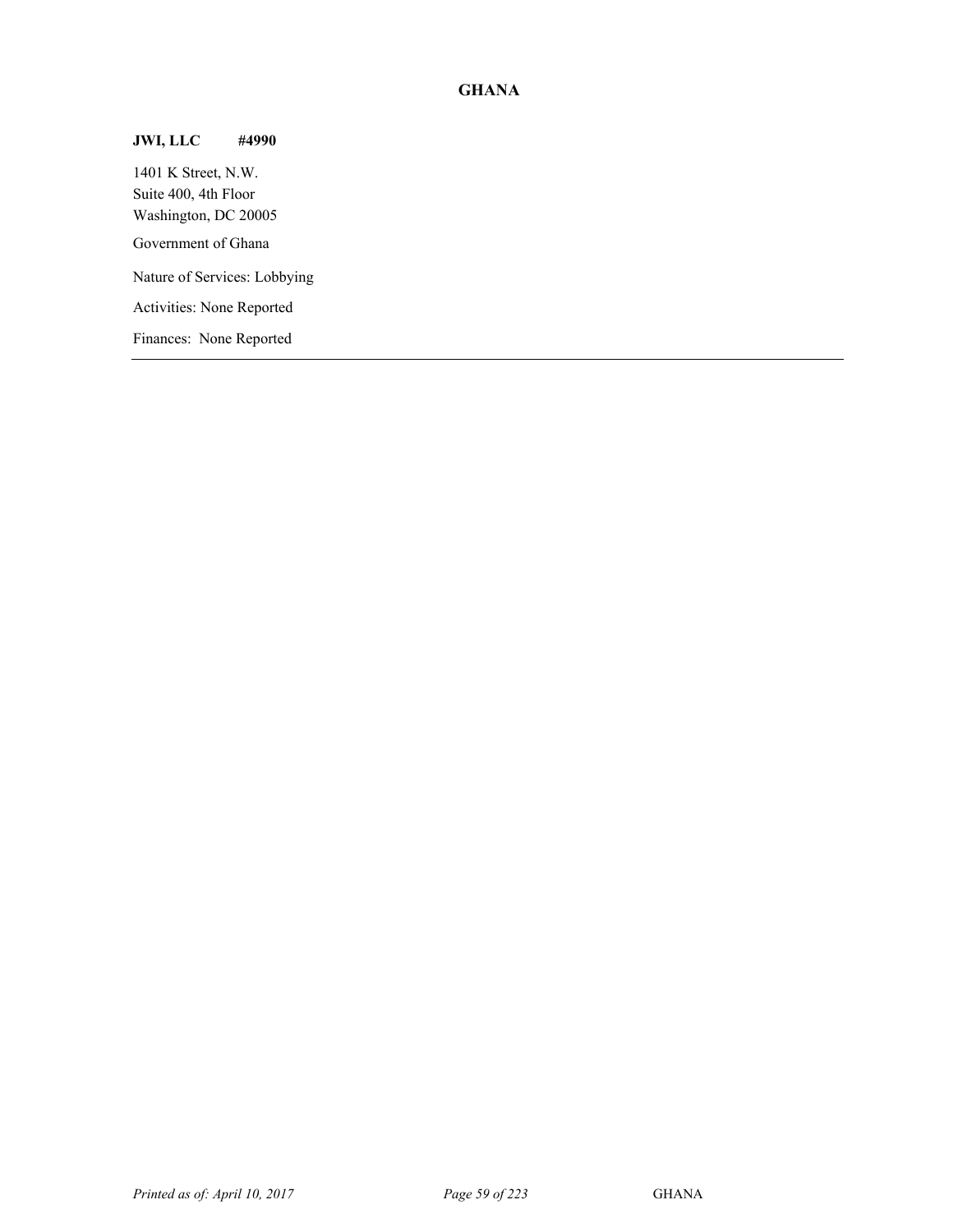## GHANA

**JWI, LLC #4990**

1401 K Street, N.W.
Suite 400, 4th Floor
Washington, DC 20005

Government of Ghana

Nature of Services: Lobbying

Activities: None Reported

Finances: None Reported

---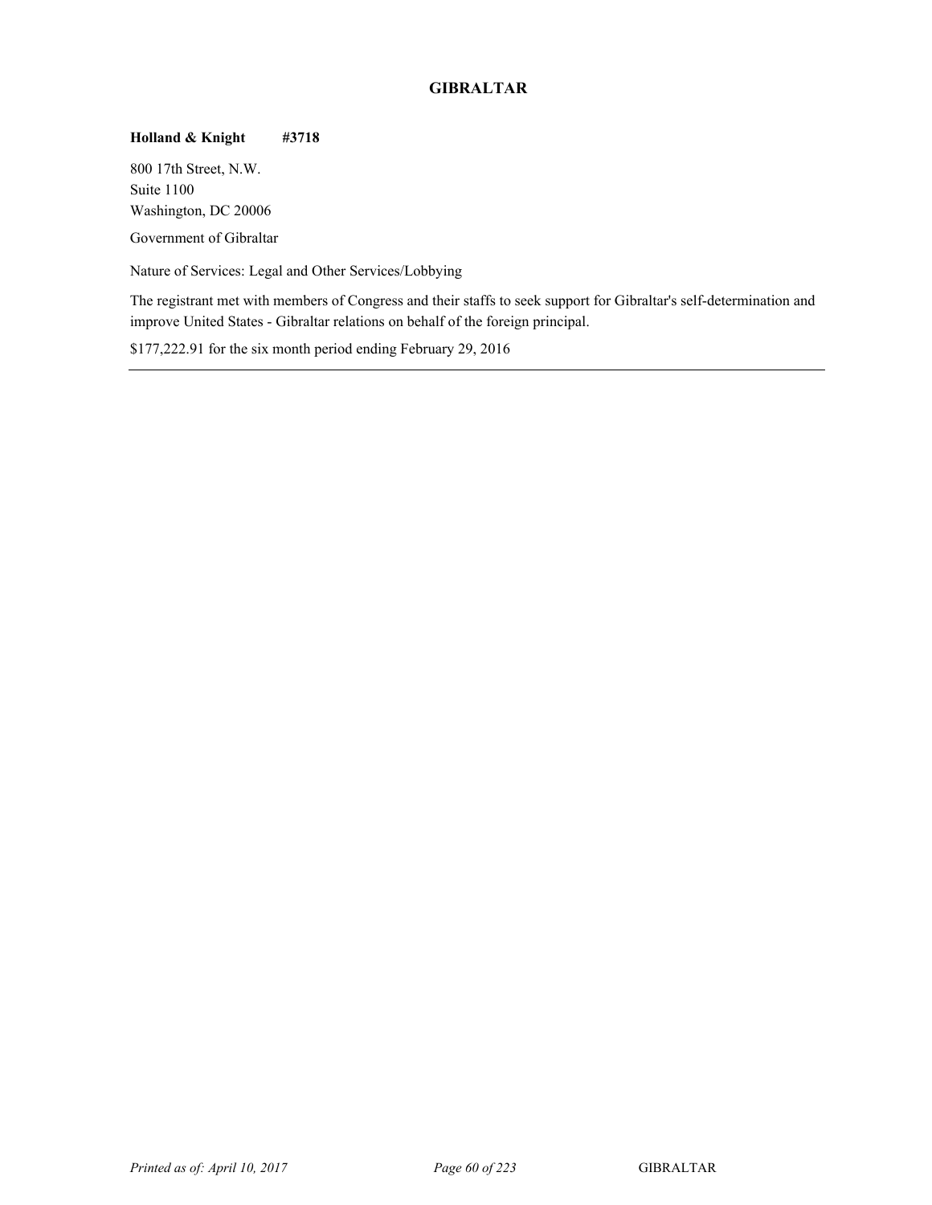## GIBRALTAR

**Holland & Knight #3718**

800 17th Street, N.W.
Suite 1100
Washington, DC 20006

Government of Gibraltar

Nature of Services: Legal and Other Services/Lobbying

The registrant met with members of Congress and their staffs to seek support for Gibraltar's self-determination and improve United States - Gibraltar relations on behalf of the foreign principal.

$177,222.91 for the six month period ending February 29, 2016

---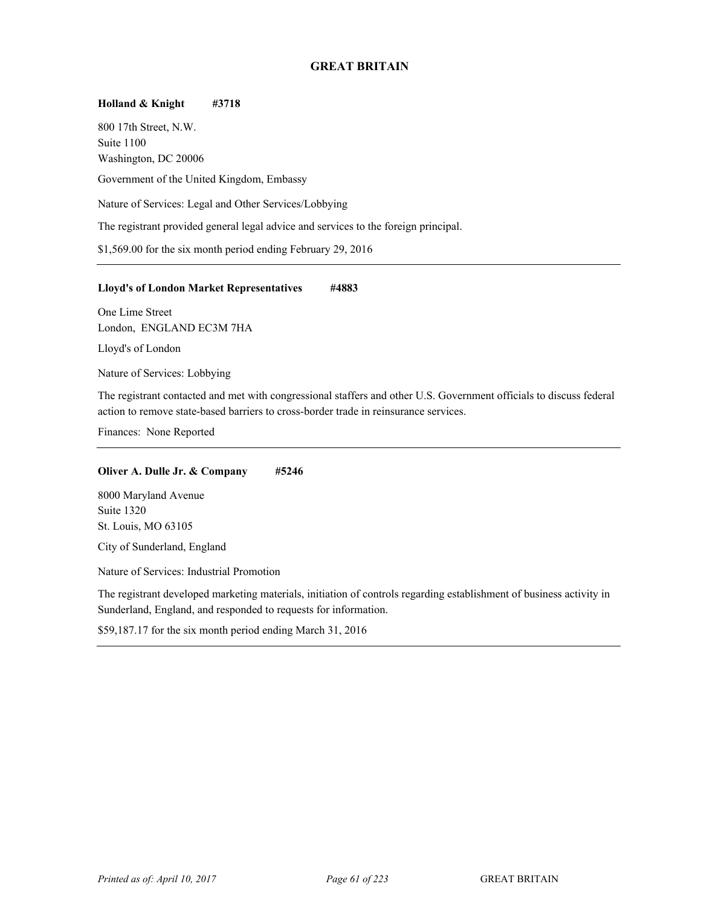# GREAT BRITAIN

**Holland & Knight #3718**

800 17th Street, N.W.
Suite 1100
Washington, DC 20006

Government of the United Kingdom, Embassy

Nature of Services: Legal and Other Services/Lobbying

The registrant provided general legal advice and services to the foreign principal.

$1,569.00 for the six month period ending February 29, 2016

---

**Lloyd's of London Market Representatives #4883**

One Lime Street
London, ENGLAND EC3M 7HA

Lloyd's of London

Nature of Services: Lobbying

The registrant contacted and met with congressional staffers and other U.S. Government officials to discuss federal action to remove state-based barriers to cross-border trade in reinsurance services.

Finances: None Reported

---

**Oliver A. Dulle Jr. & Company #5246**

8000 Maryland Avenue
Suite 1320
St. Louis, MO 63105

City of Sunderland, England

Nature of Services: Industrial Promotion

The registrant developed marketing materials, initiation of controls regarding establishment of business activity in Sunderland, England, and responded to requests for information.

$59,187.17 for the six month period ending March 31, 2016

---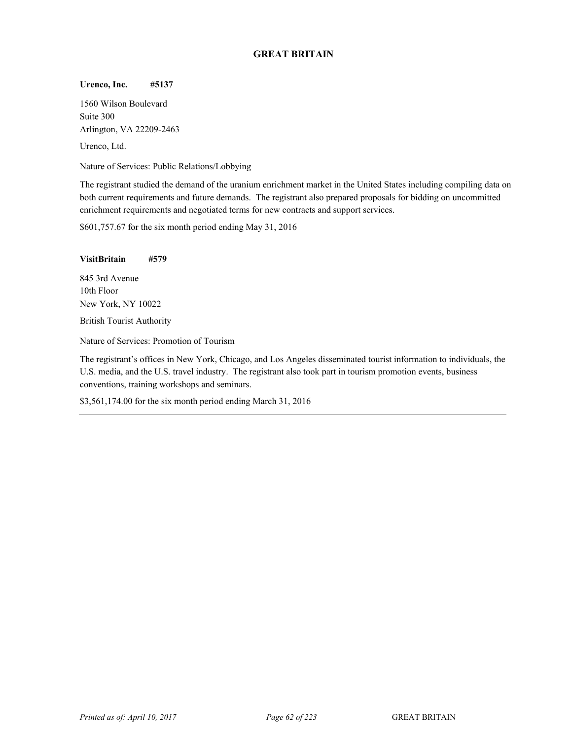## GREAT BRITAIN

**Urenco, Inc. #5137**

1560 Wilson Boulevard
Suite 300
Arlington, VA 22209-2463

Urenco, Ltd.

Nature of Services: Public Relations/Lobbying

The registrant studied the demand of the uranium enrichment market in the United States including compiling data on both current requirements and future demands. The registrant also prepared proposals for bidding on uncommitted enrichment requirements and negotiated terms for new contracts and support services.

$601,757.67 for the six month period ending May 31, 2016

---

**VisitBritain #579**

845 3rd Avenue
10th Floor
New York, NY 10022

British Tourist Authority

Nature of Services: Promotion of Tourism

The registrant's offices in New York, Chicago, and Los Angeles disseminated tourist information to individuals, the U.S. media, and the U.S. travel industry. The registrant also took part in tourism promotion events, business conventions, training workshops and seminars.

$3,561,174.00 for the six month period ending March 31, 2016

---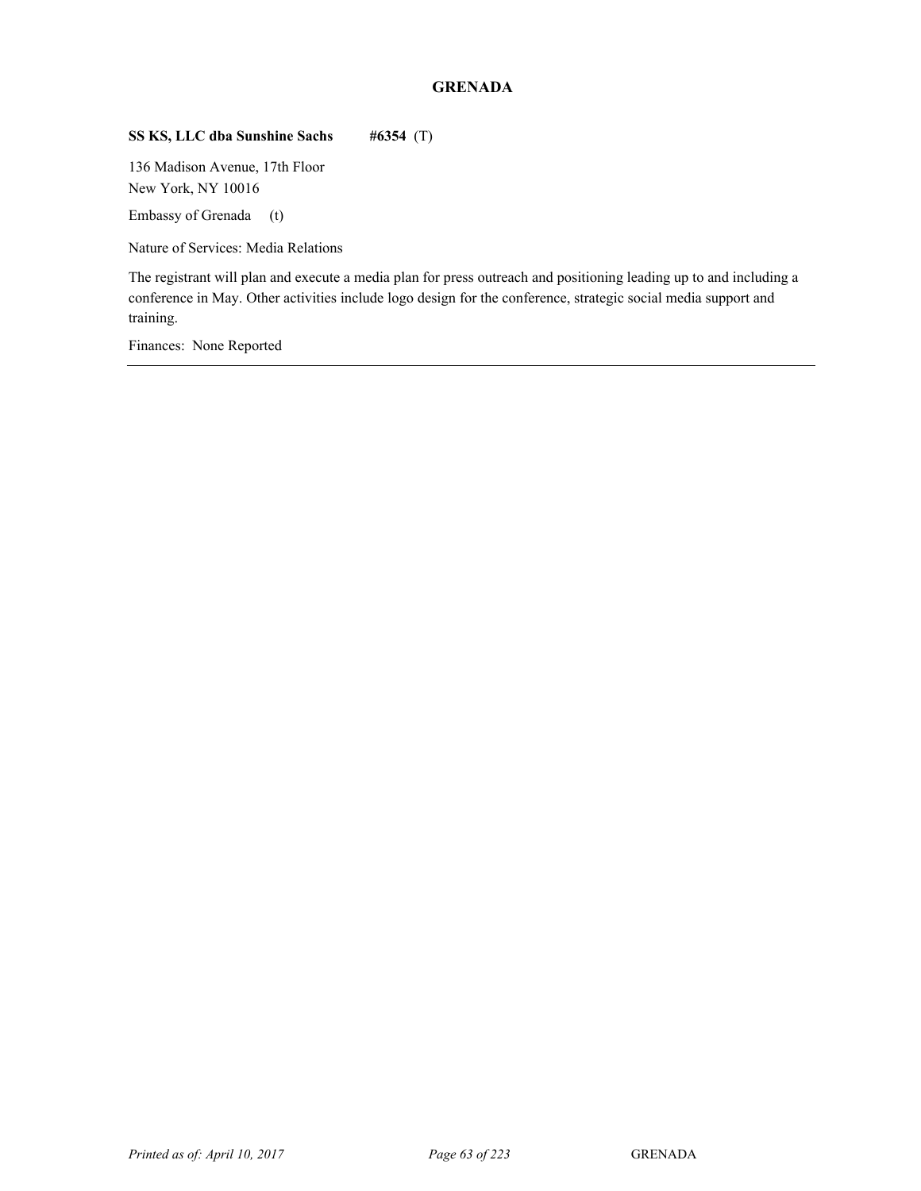## GRENADA

**SS KS, LLC dba Sunshine Sachs** **#6354** (T)

136 Madison Avenue, 17th Floor
New York, NY 10016

Embassy of Grenada (t)

Nature of Services: Media Relations

The registrant will plan and execute a media plan for press outreach and positioning leading up to and including a conference in May. Other activities include logo design for the conference, strategic social media support and training.

Finances: None Reported

---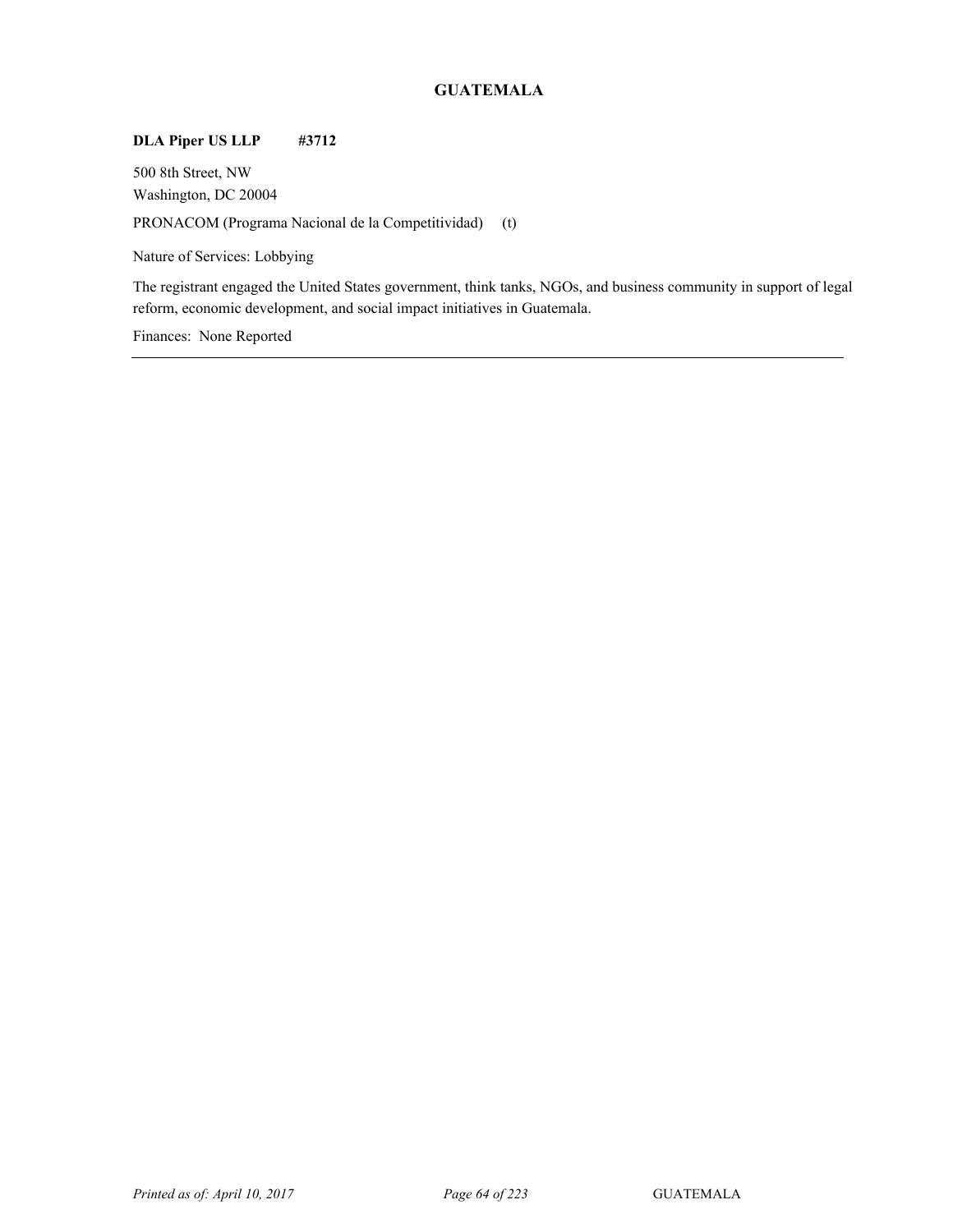## GUATEMALA

**DLA Piper US LLP** **#3712**

500 8th Street, NW
Washington, DC 20004

PRONACOM (Programa Nacional de la Competitividad) (t)

Nature of Services: Lobbying

The registrant engaged the United States government, think tanks, NGOs, and business community in support of legal reform, economic development, and social impact initiatives in Guatemala.

Finances: None Reported

---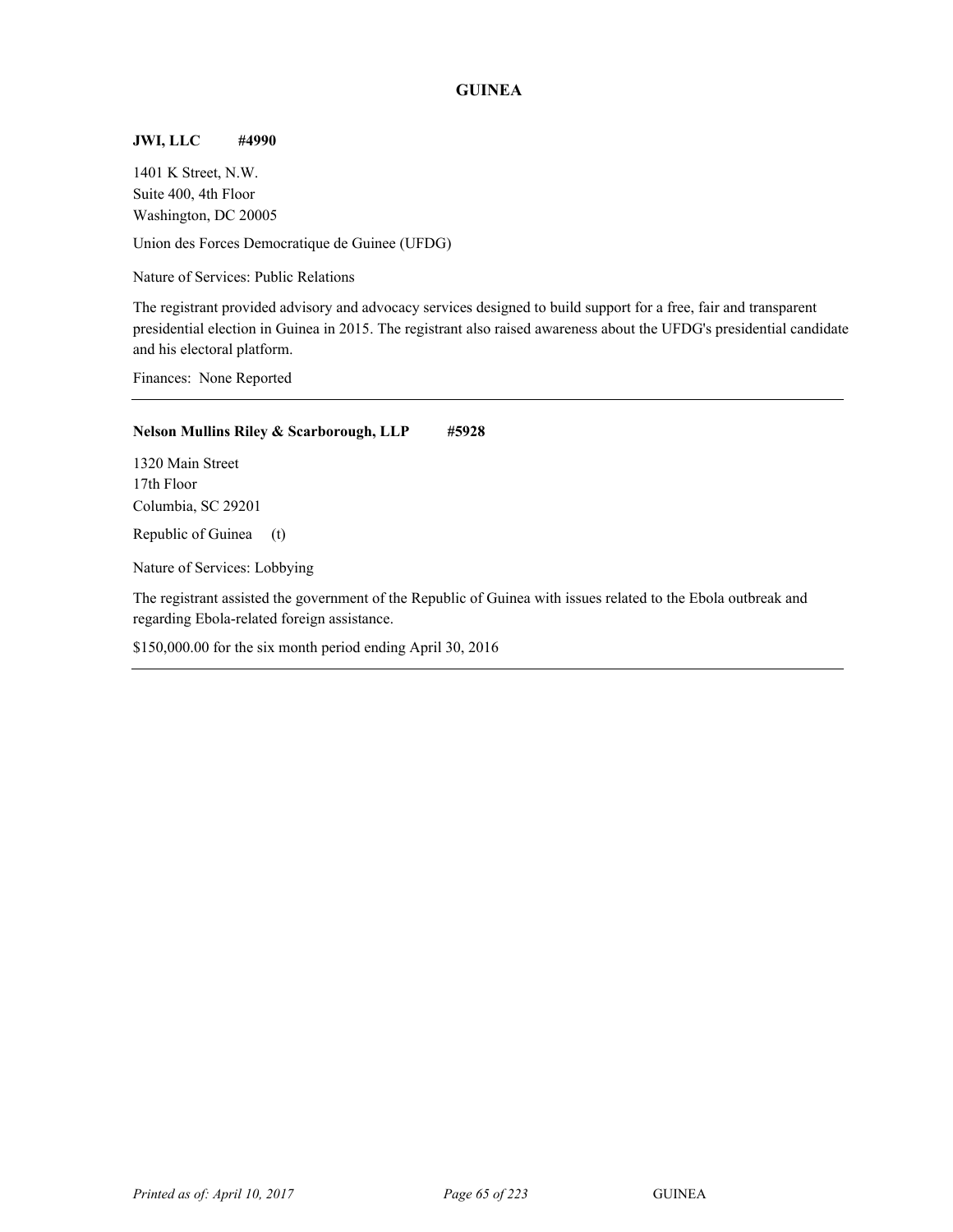## GUINEA

**JWI, LLC #4990**

1401 K Street, N.W.
Suite 400, 4th Floor
Washington, DC 20005

Union des Forces Democratique de Guinee (UFDG)

Nature of Services: Public Relations

The registrant provided advisory and advocacy services designed to build support for a free, fair and transparent presidential election in Guinea in 2015. The registrant also raised awareness about the UFDG's presidential candidate and his electoral platform.

Finances: None Reported

---

**Nelson Mullins Riley & Scarborough, LLP #5928**

1320 Main Street
17th Floor
Columbia, SC 29201

Republic of Guinea (t)

Nature of Services: Lobbying

The registrant assisted the government of the Republic of Guinea with issues related to the Ebola outbreak and regarding Ebola-related foreign assistance.

$150,000.00 for the six month period ending April 30, 2016

---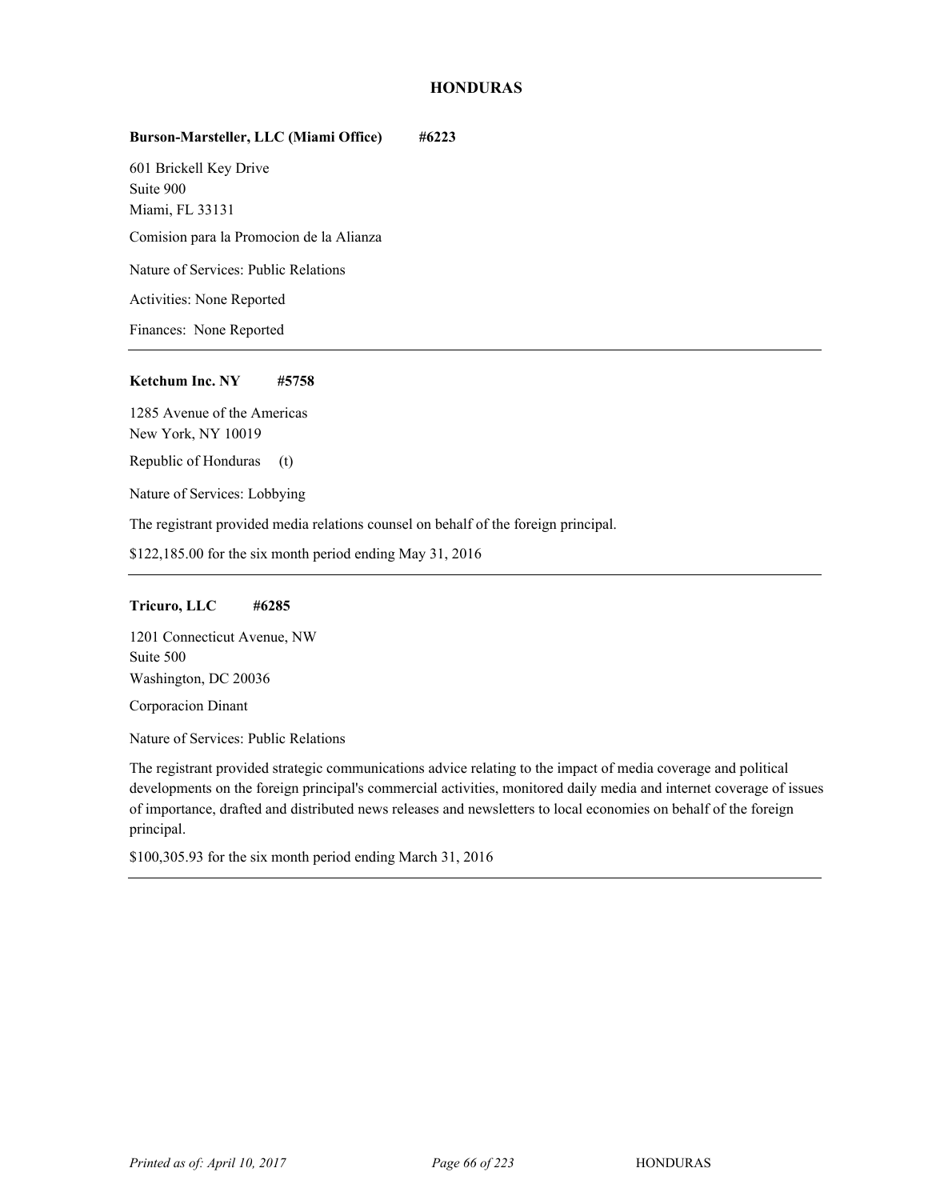## HONDURAS

**Burson-Marsteller, LLC (Miami Office) #6223**

601 Brickell Key Drive
Suite 900
Miami, FL 33131

Comision para la Promocion de la Alianza

Nature of Services: Public Relations

Activities: None Reported

Finances: None Reported

---

**Ketchum Inc. NY #5758**

1285 Avenue of the Americas
New York, NY 10019

Republic of Honduras (t)

Nature of Services: Lobbying

The registrant provided media relations counsel on behalf of the foreign principal.

$122,185.00 for the six month period ending May 31, 2016

---

**Tricuro, LLC #6285**

1201 Connecticut Avenue, NW
Suite 500
Washington, DC 20036

Corporacion Dinant

Nature of Services: Public Relations

The registrant provided strategic communications advice relating to the impact of media coverage and political developments on the foreign principal's commercial activities, monitored daily media and internet coverage of issues of importance, drafted and distributed news releases and newsletters to local economies on behalf of the foreign principal.

$100,305.93 for the six month period ending March 31, 2016

---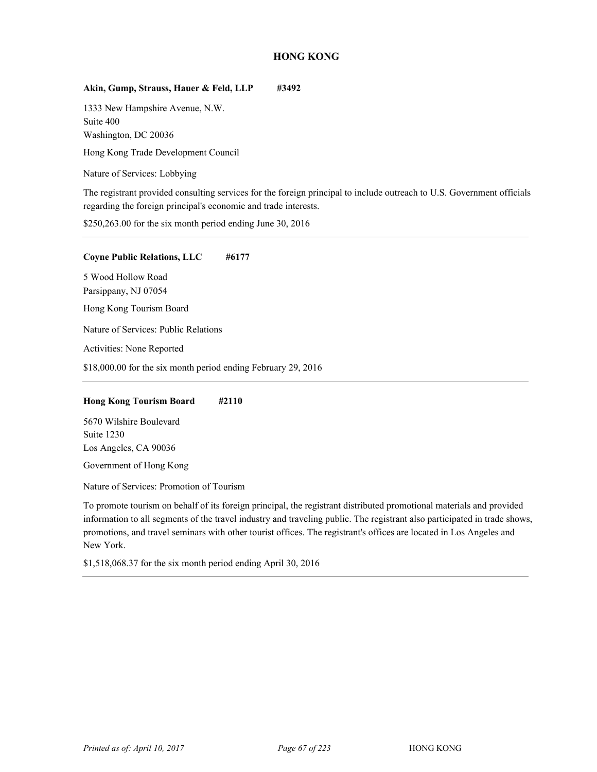## HONG KONG

**Akin, Gump, Strauss, Hauer & Feld, LLP #3492**

1333 New Hampshire Avenue, N.W.
Suite 400
Washington, DC 20036

Hong Kong Trade Development Council

Nature of Services: Lobbying

The registrant provided consulting services for the foreign principal to include outreach to U.S. Government officials regarding the foreign principal's economic and trade interests.

$250,263.00 for the six month period ending June 30, 2016

---

**Coyne Public Relations, LLC #6177**

5 Wood Hollow Road
Parsippany, NJ 07054

Hong Kong Tourism Board

Nature of Services: Public Relations

Activities: None Reported

$18,000.00 for the six month period ending February 29, 2016

---

**Hong Kong Tourism Board #2110**

5670 Wilshire Boulevard
Suite 1230
Los Angeles, CA 90036

Government of Hong Kong

Nature of Services: Promotion of Tourism

To promote tourism on behalf of its foreign principal, the registrant distributed promotional materials and provided information to all segments of the travel industry and traveling public. The registrant also participated in trade shows, promotions, and travel seminars with other tourist offices. The registrant's offices are located in Los Angeles and New York.

$1,518,068.37 for the six month period ending April 30, 2016

---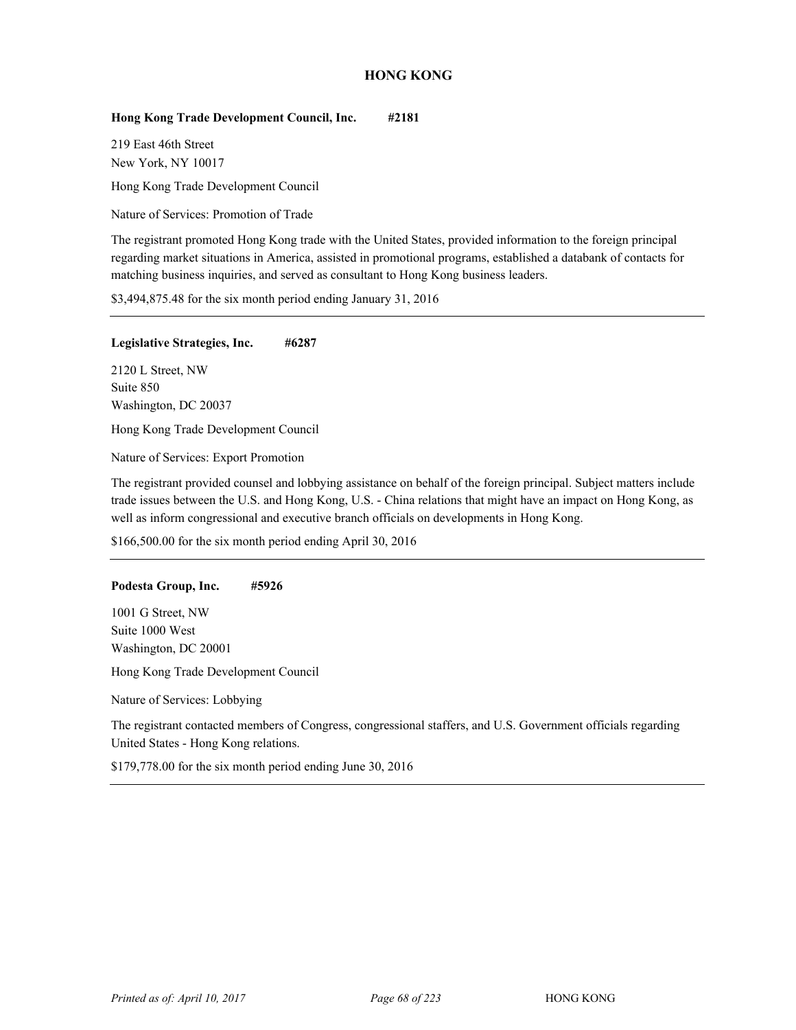# HONG KONG

**Hong Kong Trade Development Council, Inc. #2181**

219 East 46th Street
New York, NY 10017

Hong Kong Trade Development Council

Nature of Services: Promotion of Trade

The registrant promoted Hong Kong trade with the United States, provided information to the foreign principal regarding market situations in America, assisted in promotional programs, established a databank of contacts for matching business inquiries, and served as consultant to Hong Kong business leaders.

$3,494,875.48 for the six month period ending January 31, 2016

---

**Legislative Strategies, Inc. #6287**

2120 L Street, NW
Suite 850
Washington, DC 20037

Hong Kong Trade Development Council

Nature of Services: Export Promotion

The registrant provided counsel and lobbying assistance on behalf of the foreign principal. Subject matters include trade issues between the U.S. and Hong Kong, U.S. - China relations that might have an impact on Hong Kong, as well as inform congressional and executive branch officials on developments in Hong Kong.

$166,500.00 for the six month period ending April 30, 2016

---

**Podesta Group, Inc. #5926**

1001 G Street, NW
Suite 1000 West
Washington, DC 20001

Hong Kong Trade Development Council

Nature of Services: Lobbying

The registrant contacted members of Congress, congressional staffers, and U.S. Government officials regarding United States - Hong Kong relations.

$179,778.00 for the six month period ending June 30, 2016

---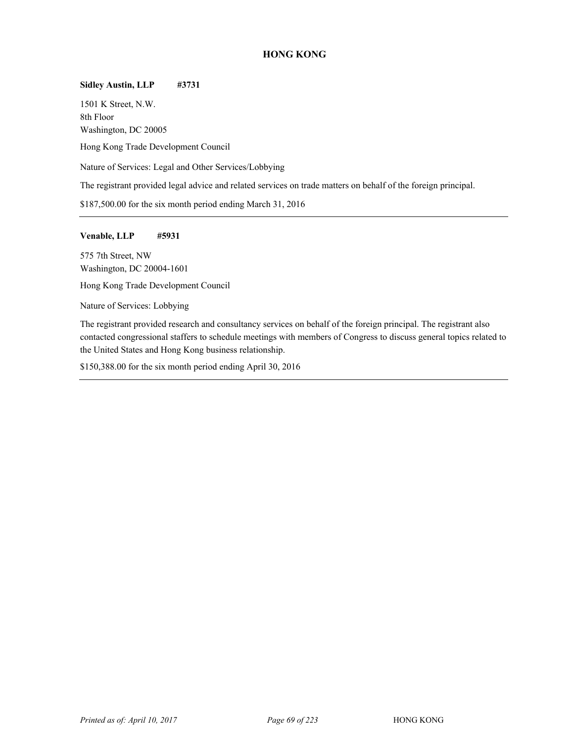## HONG KONG

**Sidley Austin, LLP #3731**

1501 K Street, N.W.
8th Floor
Washington, DC 20005

Hong Kong Trade Development Council

Nature of Services: Legal and Other Services/Lobbying

The registrant provided legal advice and related services on trade matters on behalf of the foreign principal.

$187,500.00 for the six month period ending March 31, 2016

---

**Venable, LLP #5931**

575 7th Street, NW
Washington, DC 20004-1601

Hong Kong Trade Development Council

Nature of Services: Lobbying

The registrant provided research and consultancy services on behalf of the foreign principal. The registrant also contacted congressional staffers to schedule meetings with members of Congress to discuss general topics related to the United States and Hong Kong business relationship.

$150,388.00 for the six month period ending April 30, 2016

---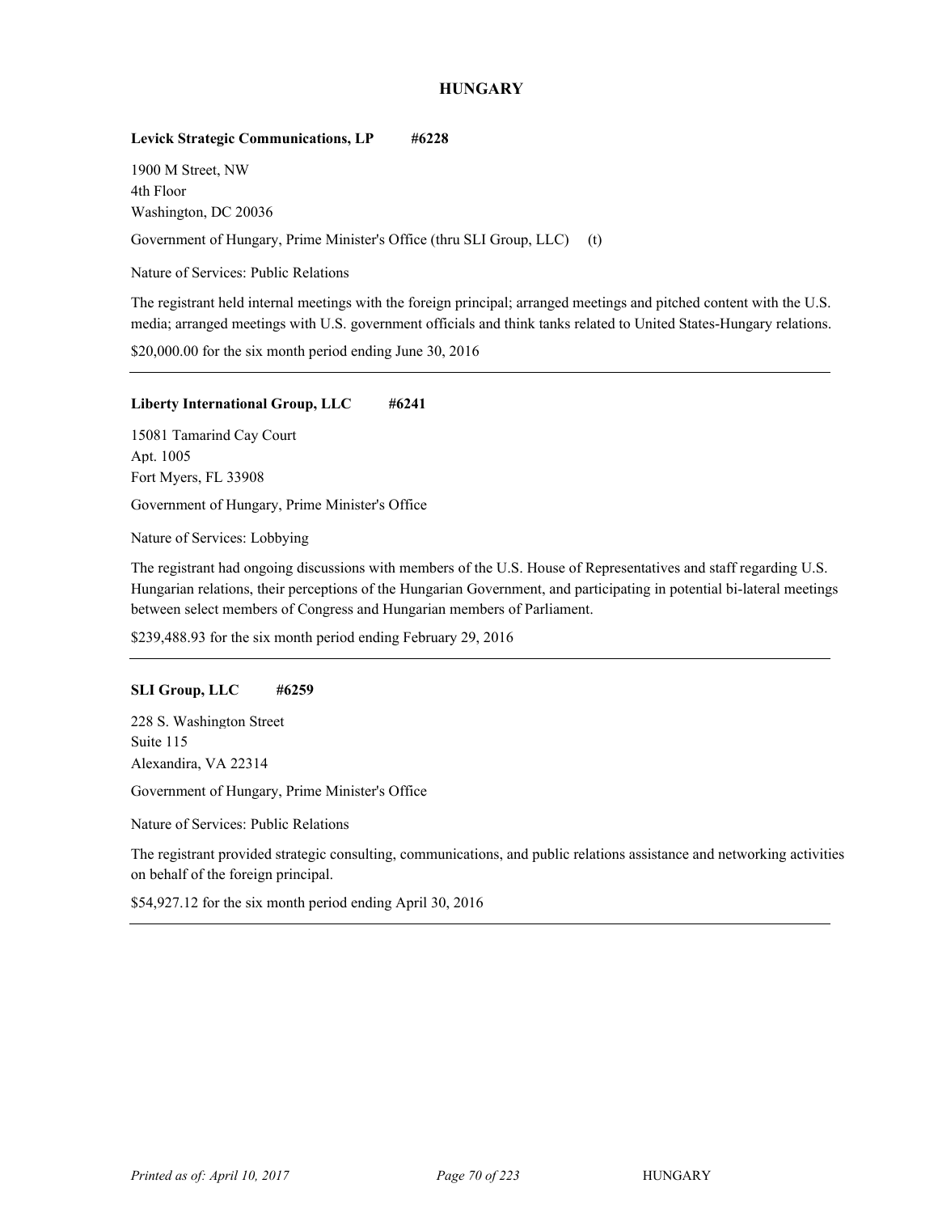## HUNGARY

**Levick Strategic Communications, LP** **#6228**

1900 M Street, NW
4th Floor
Washington, DC 20036

Government of Hungary, Prime Minister's Office (thru SLI Group, LLC) (t)

Nature of Services: Public Relations

The registrant held internal meetings with the foreign principal; arranged meetings and pitched content with the U.S. media; arranged meetings with U.S. government officials and think tanks related to United States-Hungary relations.

$20,000.00 for the six month period ending June 30, 2016

---

**Liberty International Group, LLC** **#6241**

15081 Tamarind Cay Court
Apt. 1005
Fort Myers, FL 33908

Government of Hungary, Prime Minister's Office

Nature of Services: Lobbying

The registrant had ongoing discussions with members of the U.S. House of Representatives and staff regarding U.S. Hungarian relations, their perceptions of the Hungarian Government, and participating in potential bi-lateral meetings between select members of Congress and Hungarian members of Parliament.

$239,488.93 for the six month period ending February 29, 2016

---

**SLI Group, LLC** **#6259**

228 S. Washington Street
Suite 115
Alexandira, VA 22314

Government of Hungary, Prime Minister's Office

Nature of Services: Public Relations

The registrant provided strategic consulting, communications, and public relations assistance and networking activities on behalf of the foreign principal.

$54,927.12 for the six month period ending April 30, 2016

---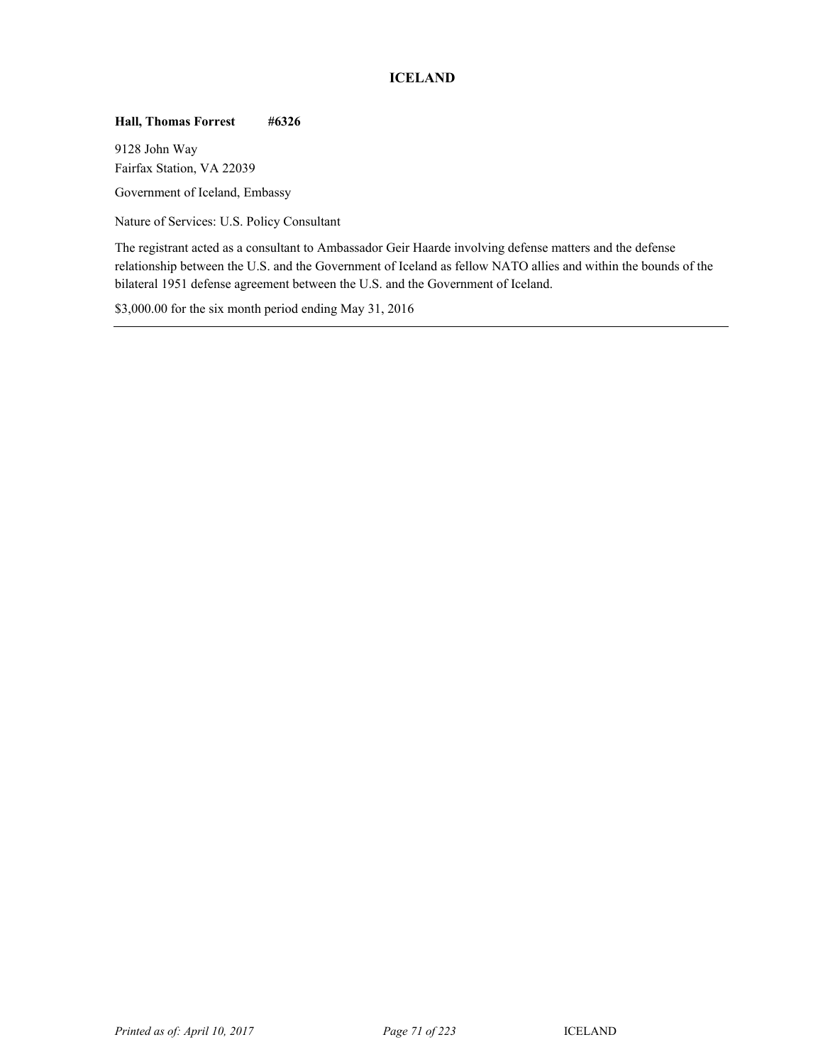## ICELAND

**Hall, Thomas Forrest #6326**

9128 John Way
Fairfax Station, VA 22039

Government of Iceland, Embassy

Nature of Services: U.S. Policy Consultant

The registrant acted as a consultant to Ambassador Geir Haarde involving defense matters and the defense relationship between the U.S. and the Government of Iceland as fellow NATO allies and within the bounds of the bilateral 1951 defense agreement between the U.S. and the Government of Iceland.

$3,000.00 for the six month period ending May 31, 2016

---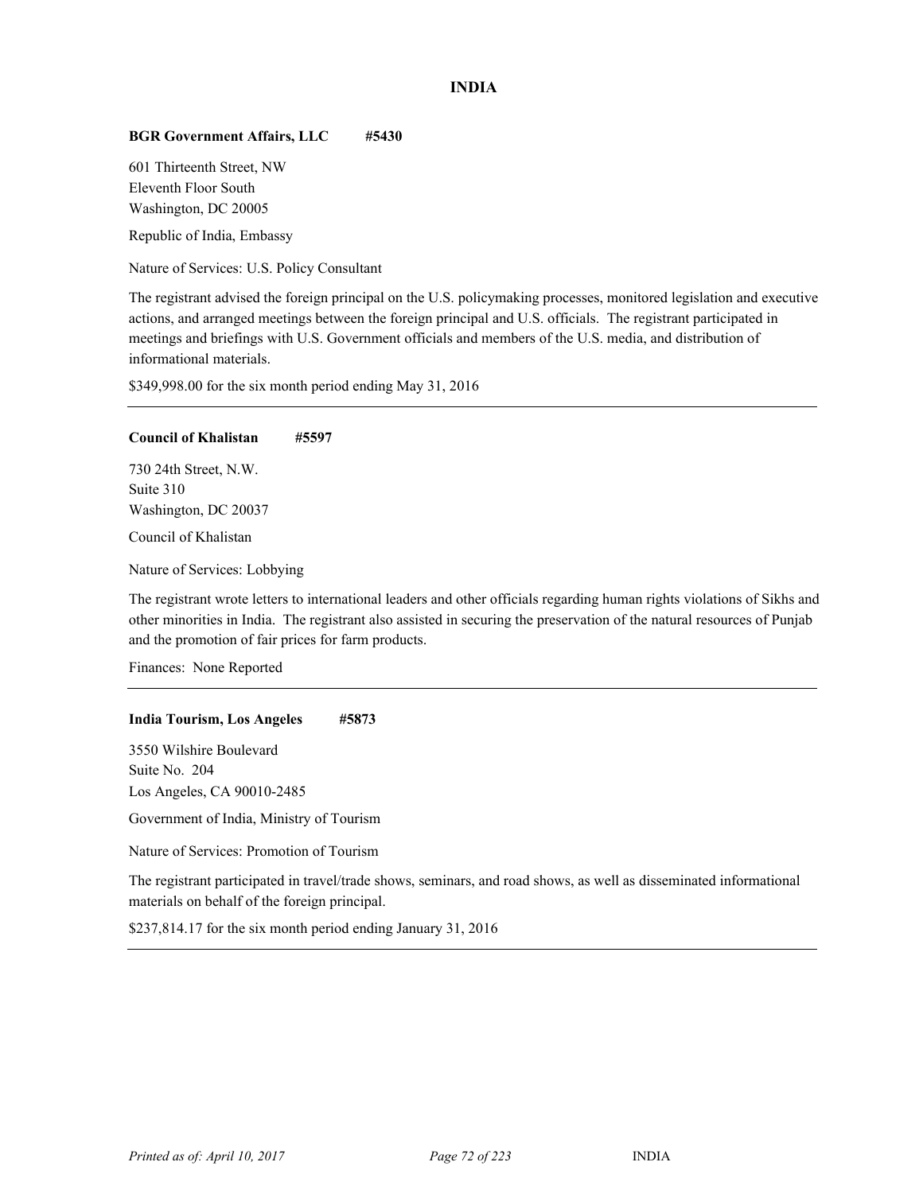## INDIA

**BGR Government Affairs, LLC #5430**

601 Thirteenth Street, NW
Eleventh Floor South
Washington, DC 20005

Republic of India, Embassy

Nature of Services: U.S. Policy Consultant

The registrant advised the foreign principal on the U.S. policymaking processes, monitored legislation and executive actions, and arranged meetings between the foreign principal and U.S. officials. The registrant participated in meetings and briefings with U.S. Government officials and members of the U.S. media, and distribution of informational materials.

$349,998.00 for the six month period ending May 31, 2016

---

**Council of Khalistan #5597**

730 24th Street, N.W.
Suite 310
Washington, DC 20037

Council of Khalistan

Nature of Services: Lobbying

The registrant wrote letters to international leaders and other officials regarding human rights violations of Sikhs and other minorities in India. The registrant also assisted in securing the preservation of the natural resources of Punjab and the promotion of fair prices for farm products.

Finances: None Reported

---

**India Tourism, Los Angeles #5873**

3550 Wilshire Boulevard
Suite No. 204
Los Angeles, CA 90010-2485

Government of India, Ministry of Tourism

Nature of Services: Promotion of Tourism

The registrant participated in travel/trade shows, seminars, and road shows, as well as disseminated informational materials on behalf of the foreign principal.

$237,814.17 for the six month period ending January 31, 2016

---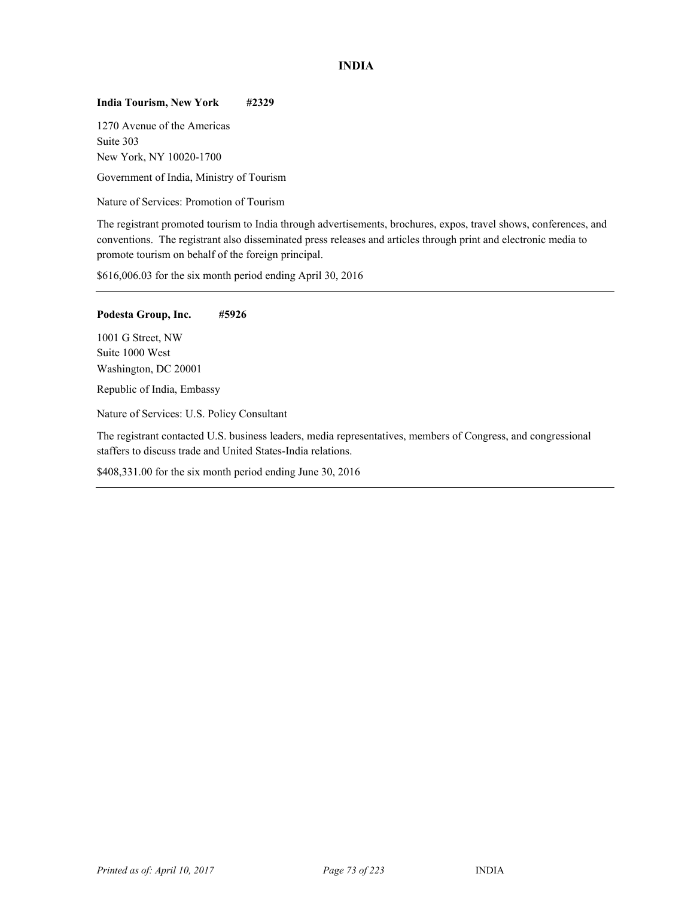## INDIA

**India Tourism, New York #2329**

1270 Avenue of the Americas
Suite 303
New York, NY 10020-1700

Government of India, Ministry of Tourism

Nature of Services: Promotion of Tourism

The registrant promoted tourism to India through advertisements, brochures, expos, travel shows, conferences, and conventions. The registrant also disseminated press releases and articles through print and electronic media to promote tourism on behalf of the foreign principal.

$616,006.03 for the six month period ending April 30, 2016

---

**Podesta Group, Inc. #5926**

1001 G Street, NW
Suite 1000 West
Washington, DC 20001

Republic of India, Embassy

Nature of Services: U.S. Policy Consultant

The registrant contacted U.S. business leaders, media representatives, members of Congress, and congressional staffers to discuss trade and United States-India relations.

$408,331.00 for the six month period ending June 30, 2016

---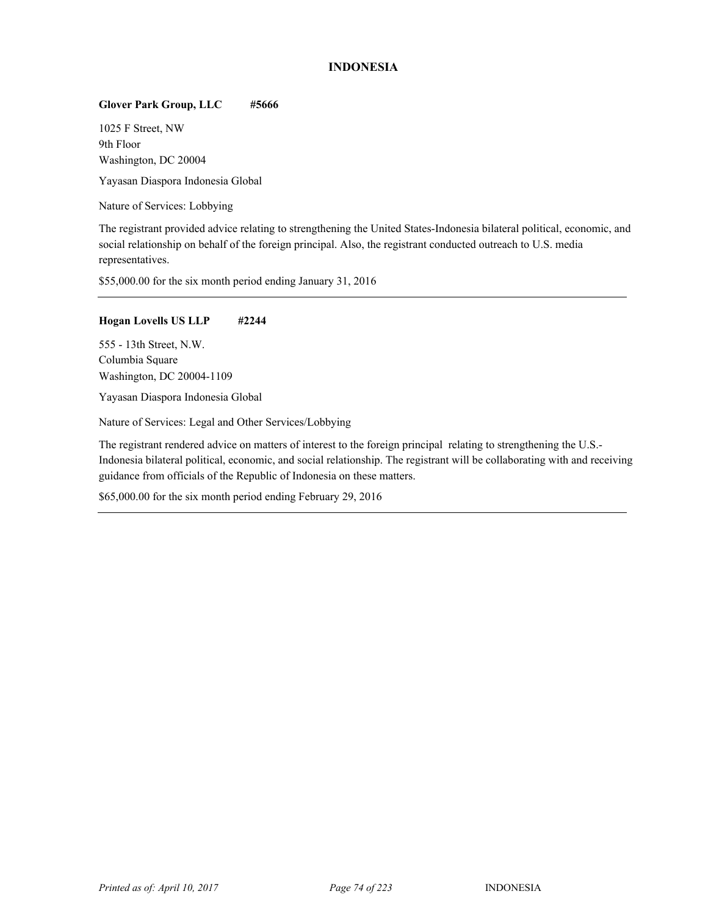# INDONESIA

**Glover Park Group, LLC #5666**

1025 F Street, NW
9th Floor
Washington, DC 20004

Yayasan Diaspora Indonesia Global

Nature of Services: Lobbying

The registrant provided advice relating to strengthening the United States-Indonesia bilateral political, economic, and social relationship on behalf of the foreign principal. Also, the registrant conducted outreach to U.S. media representatives.

$55,000.00 for the six month period ending January 31, 2016

---

**Hogan Lovells US LLP #2244**

555 - 13th Street, N.W.
Columbia Square
Washington, DC 20004-1109

Yayasan Diaspora Indonesia Global

Nature of Services: Legal and Other Services/Lobbying

The registrant rendered advice on matters of interest to the foreign principal relating to strengthening the U.S.-Indonesia bilateral political, economic, and social relationship. The registrant will be collaborating with and receiving guidance from officials of the Republic of Indonesia on these matters.

$65,000.00 for the six month period ending February 29, 2016

---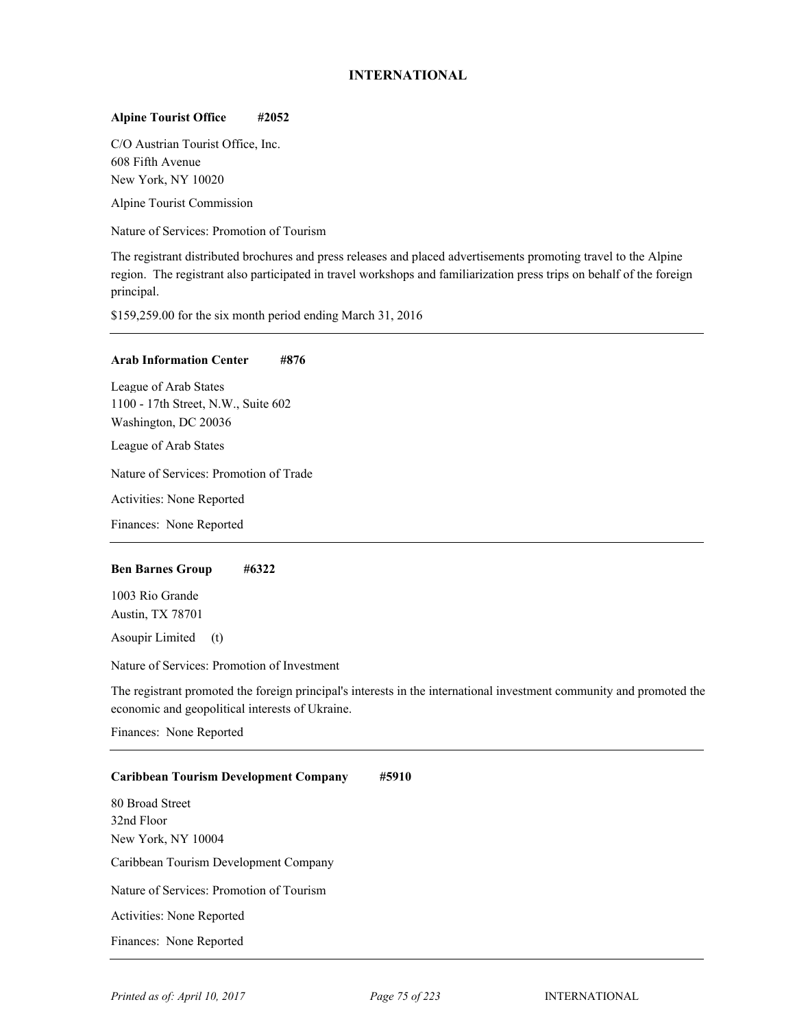## INTERNATIONAL

**Alpine Tourist Office #2052**

C/O Austrian Tourist Office, Inc.
608 Fifth Avenue
New York, NY 10020

Alpine Tourist Commission

Nature of Services: Promotion of Tourism

The registrant distributed brochures and press releases and placed advertisements promoting travel to the Alpine region. The registrant also participated in travel workshops and familiarization press trips on behalf of the foreign principal.

$159,259.00 for the six month period ending March 31, 2016

---

**Arab Information Center #876**

League of Arab States
1100 - 17th Street, N.W., Suite 602
Washington, DC 20036

League of Arab States

Nature of Services: Promotion of Trade

Activities: None Reported

Finances: None Reported

---

**Ben Barnes Group #6322**

1003 Rio Grande
Austin, TX 78701

Asoupir Limited (t)

Nature of Services: Promotion of Investment

The registrant promoted the foreign principal's interests in the international investment community and promoted the economic and geopolitical interests of Ukraine.

Finances: None Reported

---

**Caribbean Tourism Development Company #5910**

80 Broad Street
32nd Floor
New York, NY 10004

Caribbean Tourism Development Company

Nature of Services: Promotion of Tourism

Activities: None Reported

Finances: None Reported

---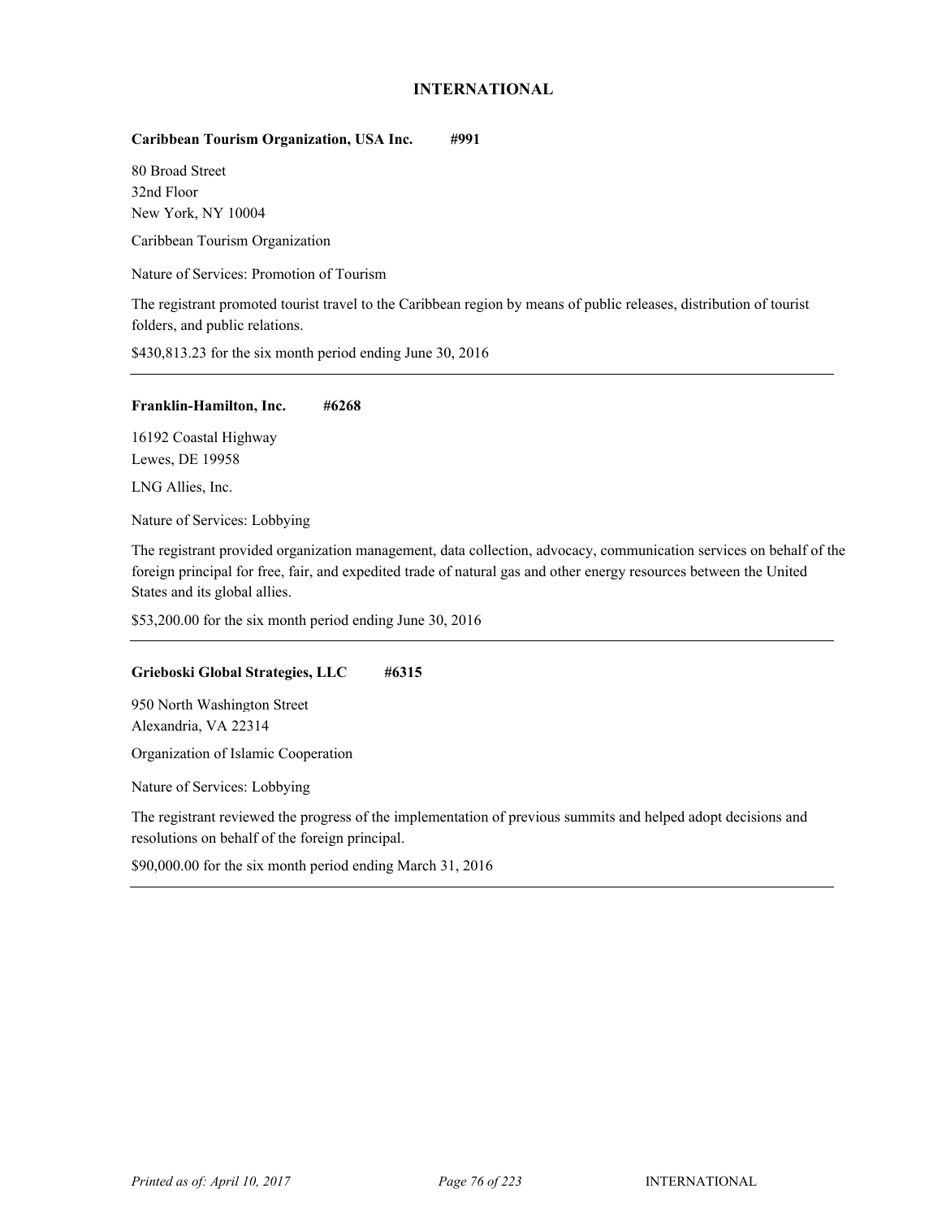## INTERNATIONAL

**Caribbean Tourism Organization, USA Inc. #991**

80 Broad Street
32nd Floor
New York, NY 10004

Caribbean Tourism Organization

Nature of Services: Promotion of Tourism

The registrant promoted tourist travel to the Caribbean region by means of public releases, distribution of tourist folders, and public relations.

$430,813.23 for the six month period ending June 30, 2016

---

**Franklin-Hamilton, Inc. #6268**

16192 Coastal Highway
Lewes, DE 19958

LNG Allies, Inc.

Nature of Services: Lobbying

The registrant provided organization management, data collection, advocacy, communication services on behalf of the foreign principal for free, fair, and expedited trade of natural gas and other energy resources between the United States and its global allies.

$53,200.00 for the six month period ending June 30, 2016

---

**Grieboski Global Strategies, LLC #6315**

950 North Washington Street
Alexandria, VA 22314

Organization of Islamic Cooperation

Nature of Services: Lobbying

The registrant reviewed the progress of the implementation of previous summits and helped adopt decisions and resolutions on behalf of the foreign principal.

$90,000.00 for the six month period ending March 31, 2016

---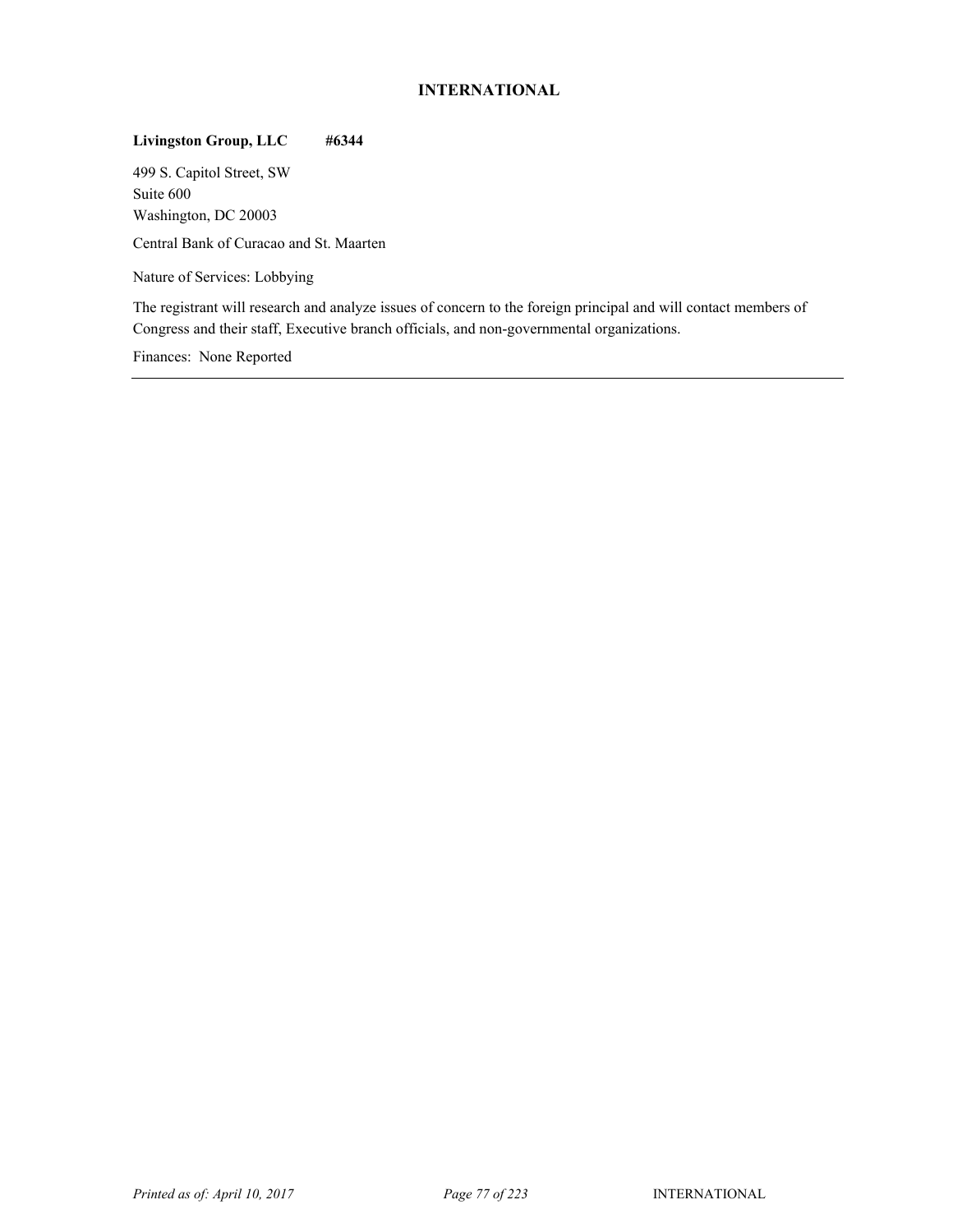**Livingston Group, LLC #6344**

499 S. Capitol Street, SW
Suite 600
Washington, DC 20003

Central Bank of Curacao and St. Maarten

Nature of Services: Lobbying

The registrant will research and analyze issues of concern to the foreign principal and will contact members of Congress and their staff, Executive branch officials, and non-governmental organizations.

Finances: None Reported

---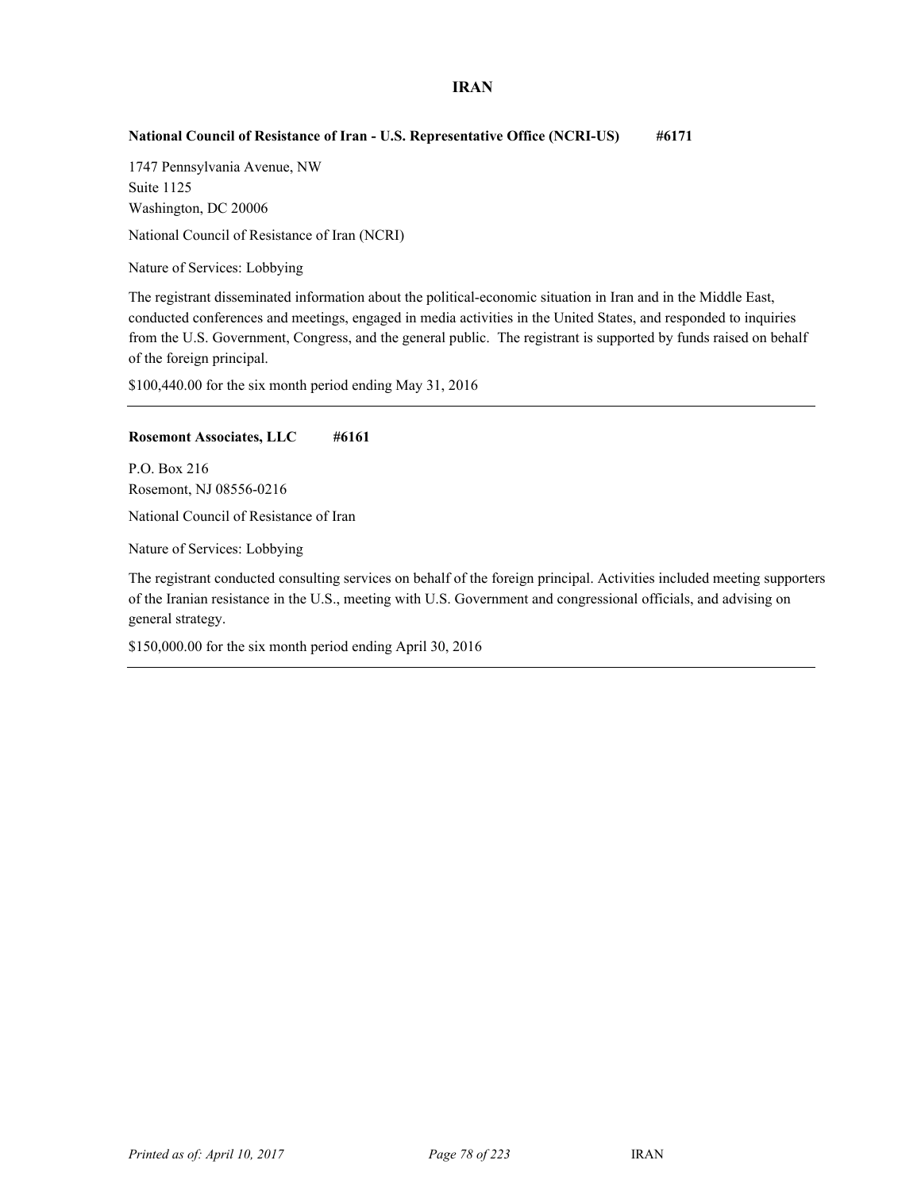# IRAN

**National Council of Resistance of Iran - U.S. Representative Office (NCRI-US) #6171**

1747 Pennsylvania Avenue, NW
Suite 1125
Washington, DC 20006

National Council of Resistance of Iran (NCRI)

Nature of Services: Lobbying

The registrant disseminated information about the political-economic situation in Iran and in the Middle East, conducted conferences and meetings, engaged in media activities in the United States, and responded to inquiries from the U.S. Government, Congress, and the general public. The registrant is supported by funds raised on behalf of the foreign principal.

$100,440.00 for the six month period ending May 31, 2016

---

**Rosemont Associates, LLC #6161**

P.O. Box 216
Rosemont, NJ 08556-0216

National Council of Resistance of Iran

Nature of Services: Lobbying

The registrant conducted consulting services on behalf of the foreign principal. Activities included meeting supporters of the Iranian resistance in the U.S., meeting with U.S. Government and congressional officials, and advising on general strategy.

$150,000.00 for the six month period ending April 30, 2016

---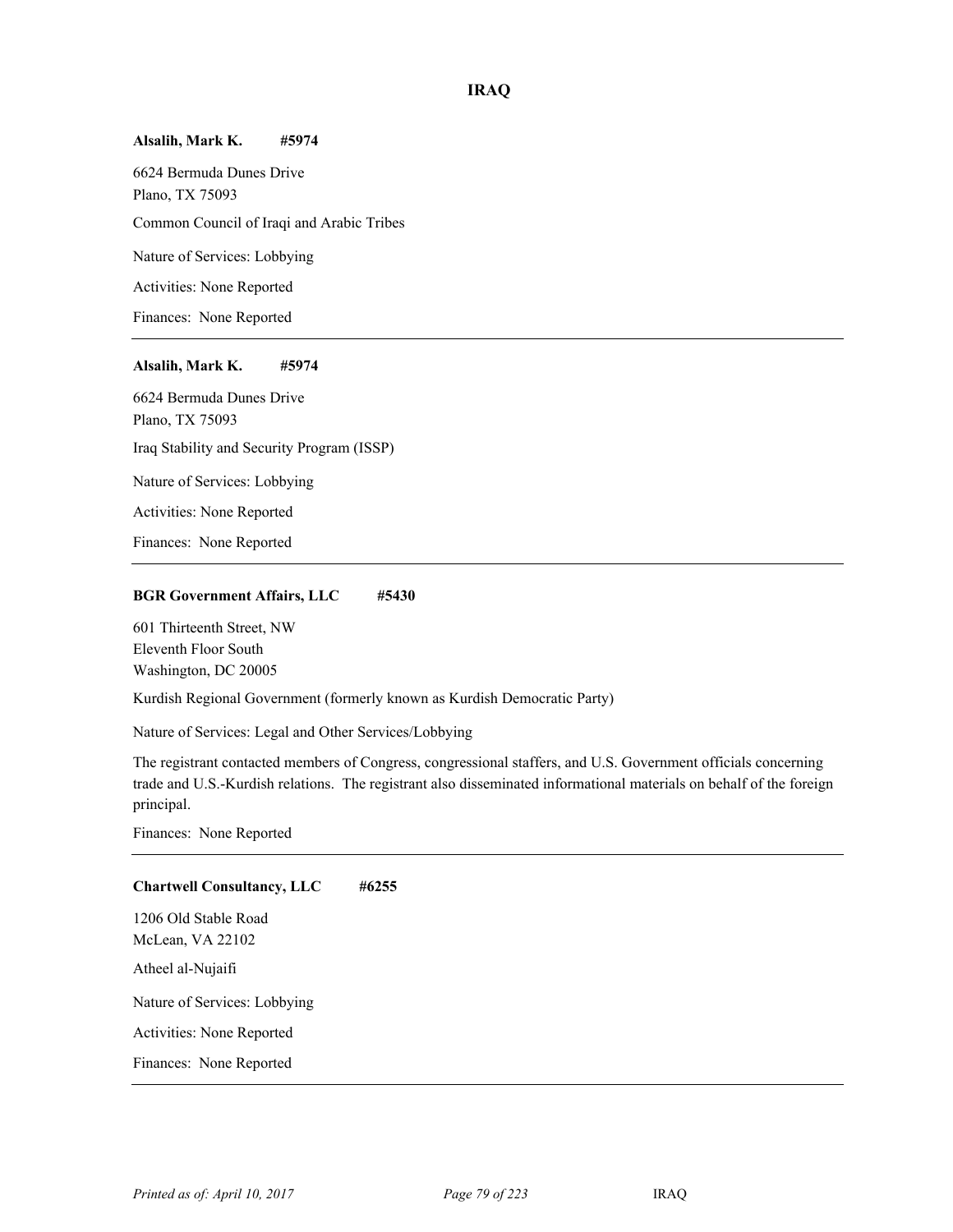## IRAQ

**Alsalih, Mark K. #5974**

6624 Bermuda Dunes Drive
Plano, TX 75093

Common Council of Iraqi and Arabic Tribes

Nature of Services: Lobbying

Activities: None Reported

Finances: None Reported

---

**Alsalih, Mark K. #5974**

6624 Bermuda Dunes Drive
Plano, TX 75093

Iraq Stability and Security Program (ISSP)

Nature of Services: Lobbying

Activities: None Reported

Finances: None Reported

---

**BGR Government Affairs, LLC #5430**

601 Thirteenth Street, NW
Eleventh Floor South
Washington, DC 20005

Kurdish Regional Government (formerly known as Kurdish Democratic Party)

Nature of Services: Legal and Other Services/Lobbying

The registrant contacted members of Congress, congressional staffers, and U.S. Government officials concerning trade and U.S.-Kurdish relations. The registrant also disseminated informational materials on behalf of the foreign principal.

Finances: None Reported

---

**Chartwell Consultancy, LLC #6255**

1206 Old Stable Road
McLean, VA 22102

Atheel al-Nujaifi

Nature of Services: Lobbying

Activities: None Reported

Finances: None Reported

---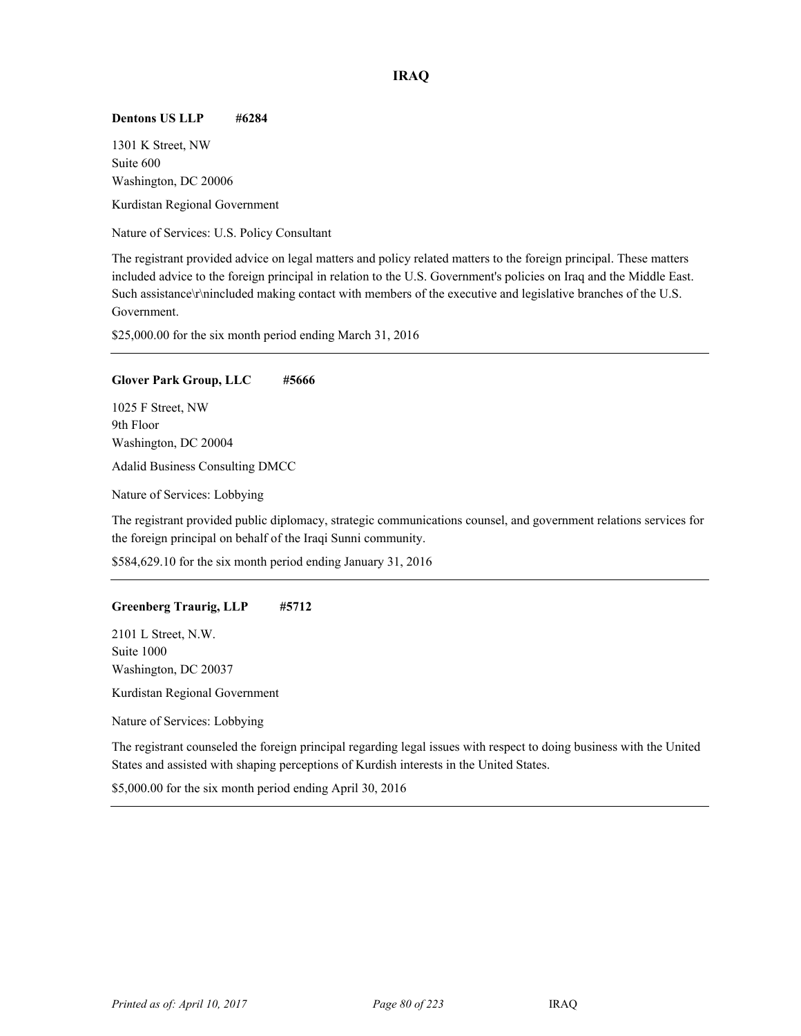## IRAQ

**Dentons US LLP #6284**

1301 K Street, NW
Suite 600
Washington, DC 20006

Kurdistan Regional Government

Nature of Services: U.S. Policy Consultant

The registrant provided advice on legal matters and policy related matters to the foreign principal. These matters included advice to the foreign principal in relation to the U.S. Government's policies on Iraq and the Middle East. Such assistance\r\nincluded making contact with members of the executive and legislative branches of the U.S. Government.

$25,000.00 for the six month period ending March 31, 2016

---

**Glover Park Group, LLC #5666**

1025 F Street, NW
9th Floor
Washington, DC 20004

Adalid Business Consulting DMCC

Nature of Services: Lobbying

The registrant provided public diplomacy, strategic communications counsel, and government relations services for the foreign principal on behalf of the Iraqi Sunni community.

$584,629.10 for the six month period ending January 31, 2016

---

**Greenberg Traurig, LLP #5712**

2101 L Street, N.W.
Suite 1000
Washington, DC 20037

Kurdistan Regional Government

Nature of Services: Lobbying

The registrant counseled the foreign principal regarding legal issues with respect to doing business with the United States and assisted with shaping perceptions of Kurdish interests in the United States.

$5,000.00 for the six month period ending April 30, 2016

---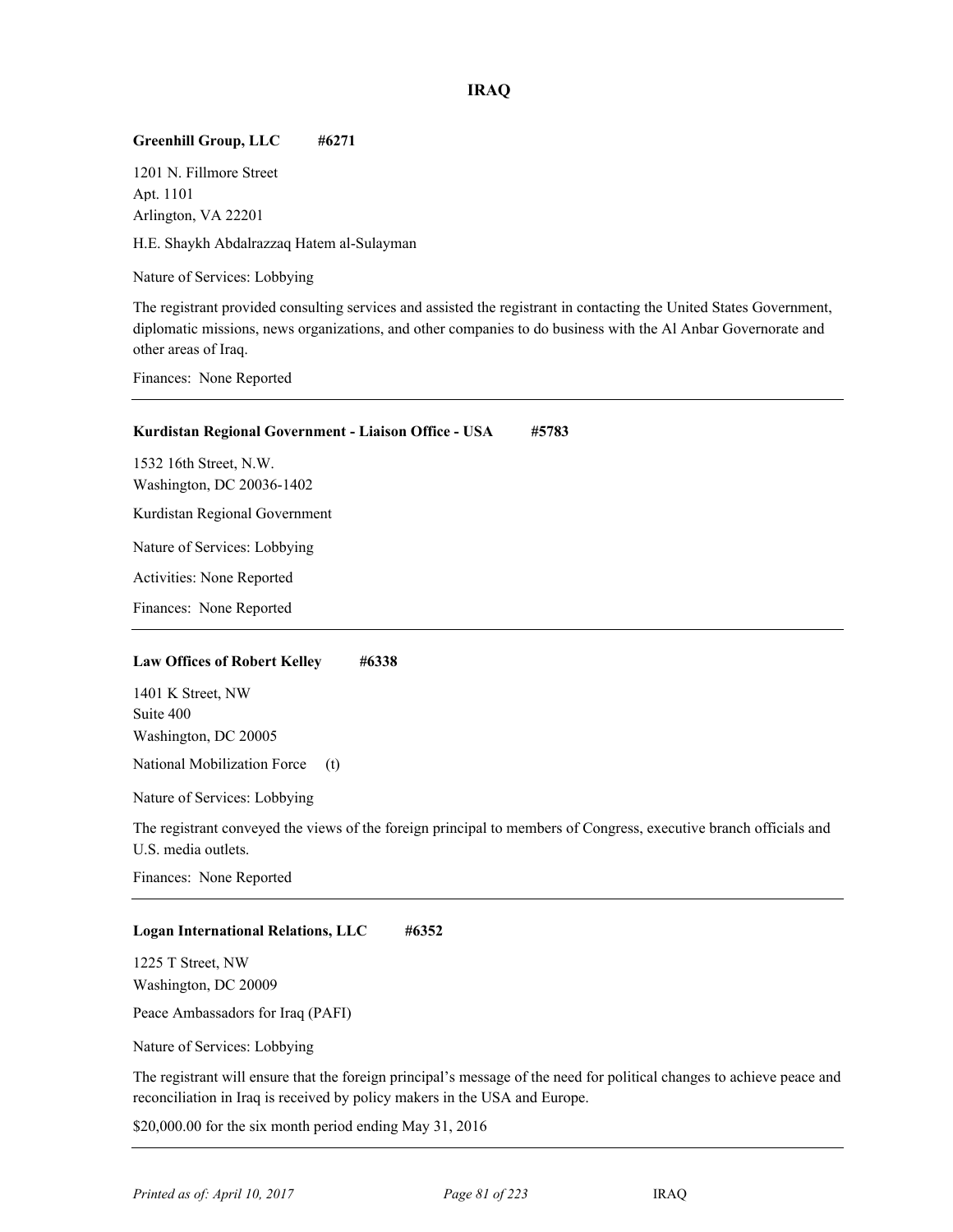## IRAQ

**Greenhill Group, LLC #6271**

1201 N. Fillmore Street
Apt. 1101
Arlington, VA 22201

H.E. Shaykh Abdalrazzaq Hatem al-Sulayman

Nature of Services: Lobbying

The registrant provided consulting services and assisted the registrant in contacting the United States Government, diplomatic missions, news organizations, and other companies to do business with the Al Anbar Governorate and other areas of Iraq.

Finances: None Reported

---

**Kurdistan Regional Government - Liaison Office - USA #5783**

1532 16th Street, N.W.
Washington, DC 20036-1402

Kurdistan Regional Government

Nature of Services: Lobbying

Activities: None Reported

Finances: None Reported

---

**Law Offices of Robert Kelley #6338**

1401 K Street, NW
Suite 400
Washington, DC 20005

National Mobilization Force (t)

Nature of Services: Lobbying

The registrant conveyed the views of the foreign principal to members of Congress, executive branch officials and U.S. media outlets.

Finances: None Reported

---

**Logan International Relations, LLC #6352**

1225 T Street, NW
Washington, DC 20009

Peace Ambassadors for Iraq (PAFI)

Nature of Services: Lobbying

The registrant will ensure that the foreign principal's message of the need for political changes to achieve peace and reconciliation in Iraq is received by policy makers in the USA and Europe.

$20,000.00 for the six month period ending May 31, 2016

---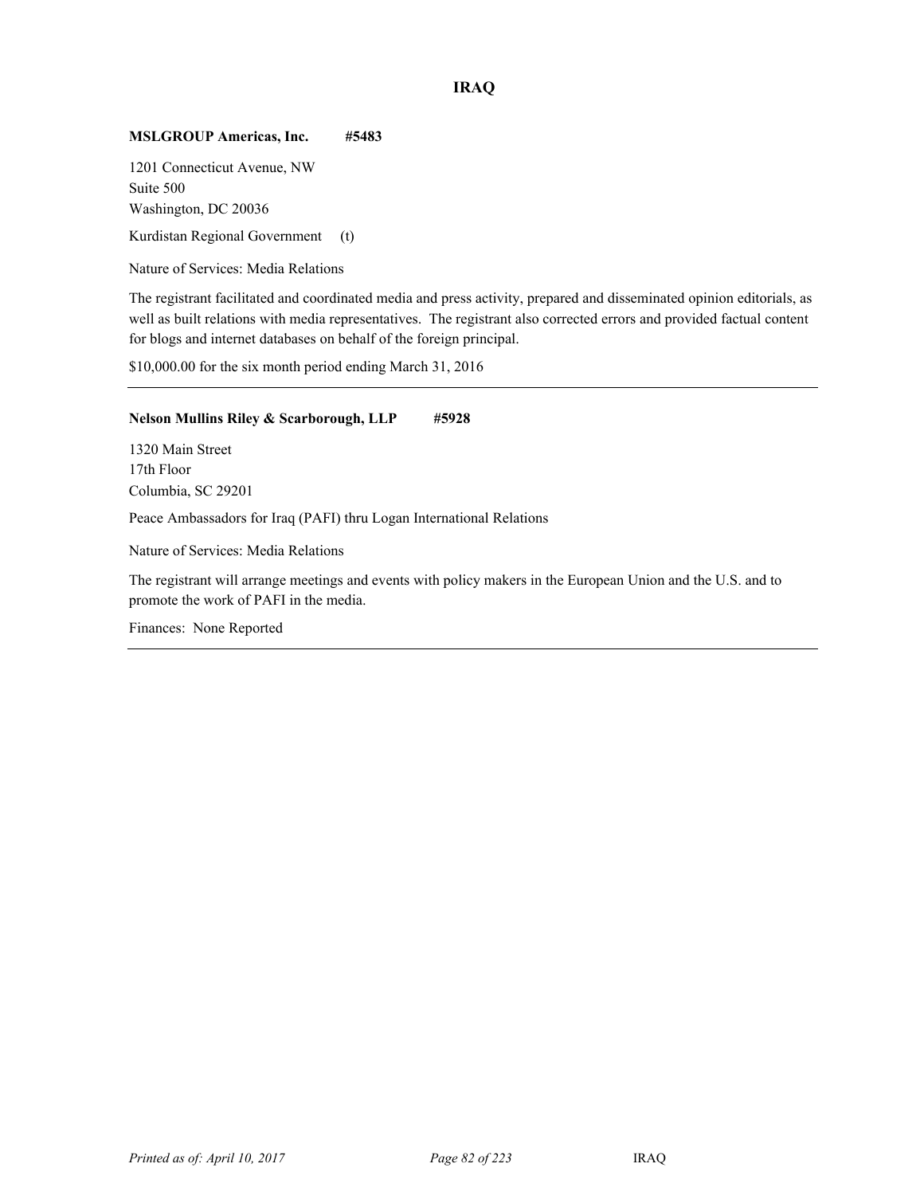# IRAQ

**MSLGROUP Americas, Inc. #5483**

1201 Connecticut Avenue, NW
Suite 500
Washington, DC 20036

Kurdistan Regional Government (t)

Nature of Services: Media Relations

The registrant facilitated and coordinated media and press activity, prepared and disseminated opinion editorials, as well as built relations with media representatives. The registrant also corrected errors and provided factual content for blogs and internet databases on behalf of the foreign principal.

$10,000.00 for the six month period ending March 31, 2016

---

**Nelson Mullins Riley & Scarborough, LLP #5928**

1320 Main Street
17th Floor
Columbia, SC 29201

Peace Ambassadors for Iraq (PAFI) thru Logan International Relations

Nature of Services: Media Relations

The registrant will arrange meetings and events with policy makers in the European Union and the U.S. and to promote the work of PAFI in the media.

Finances: None Reported

---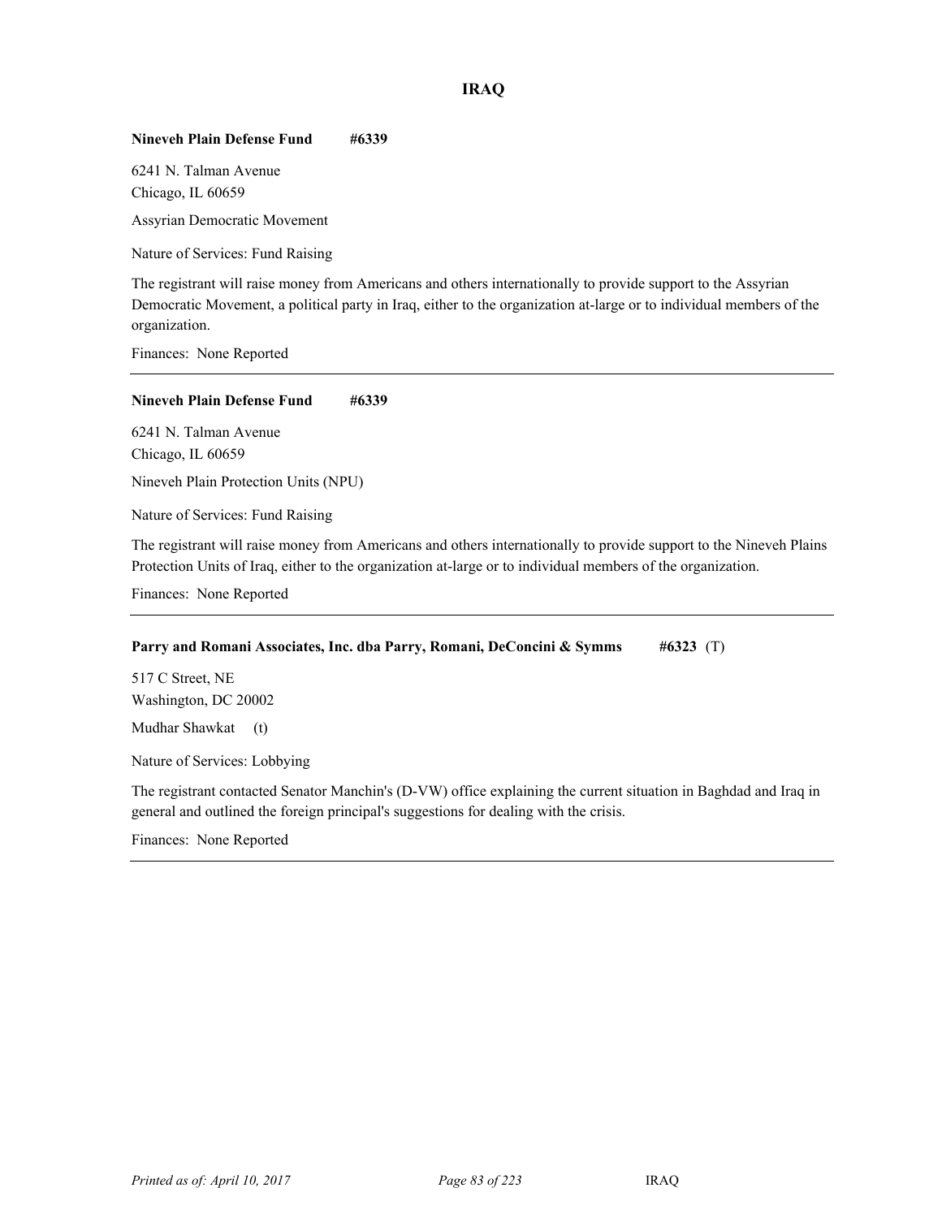## IRAQ

**Nineveh Plain Defense Fund #6339**

6241 N. Talman Avenue
Chicago, IL 60659

Assyrian Democratic Movement

Nature of Services: Fund Raising

The registrant will raise money from Americans and others internationally to provide support to the Assyrian Democratic Movement, a political party in Iraq, either to the organization at-large or to individual members of the organization.

Finances: None Reported

---

**Nineveh Plain Defense Fund #6339**

6241 N. Talman Avenue
Chicago, IL 60659

Nineveh Plain Protection Units (NPU)

Nature of Services: Fund Raising

The registrant will raise money from Americans and others internationally to provide support to the Nineveh Plains Protection Units of Iraq, either to the organization at-large or to individual members of the organization.

Finances: None Reported

---

**Parry and Romani Associates, Inc. dba Parry, Romani, DeConcini & Symms #6323** (T)

517 C Street, NE
Washington, DC 20002

Mudhar Shawkat (t)

Nature of Services: Lobbying

The registrant contacted Senator Manchin's (D-VW) office explaining the current situation in Baghdad and Iraq in general and outlined the foreign principal's suggestions for dealing with the crisis.

Finances: None Reported

---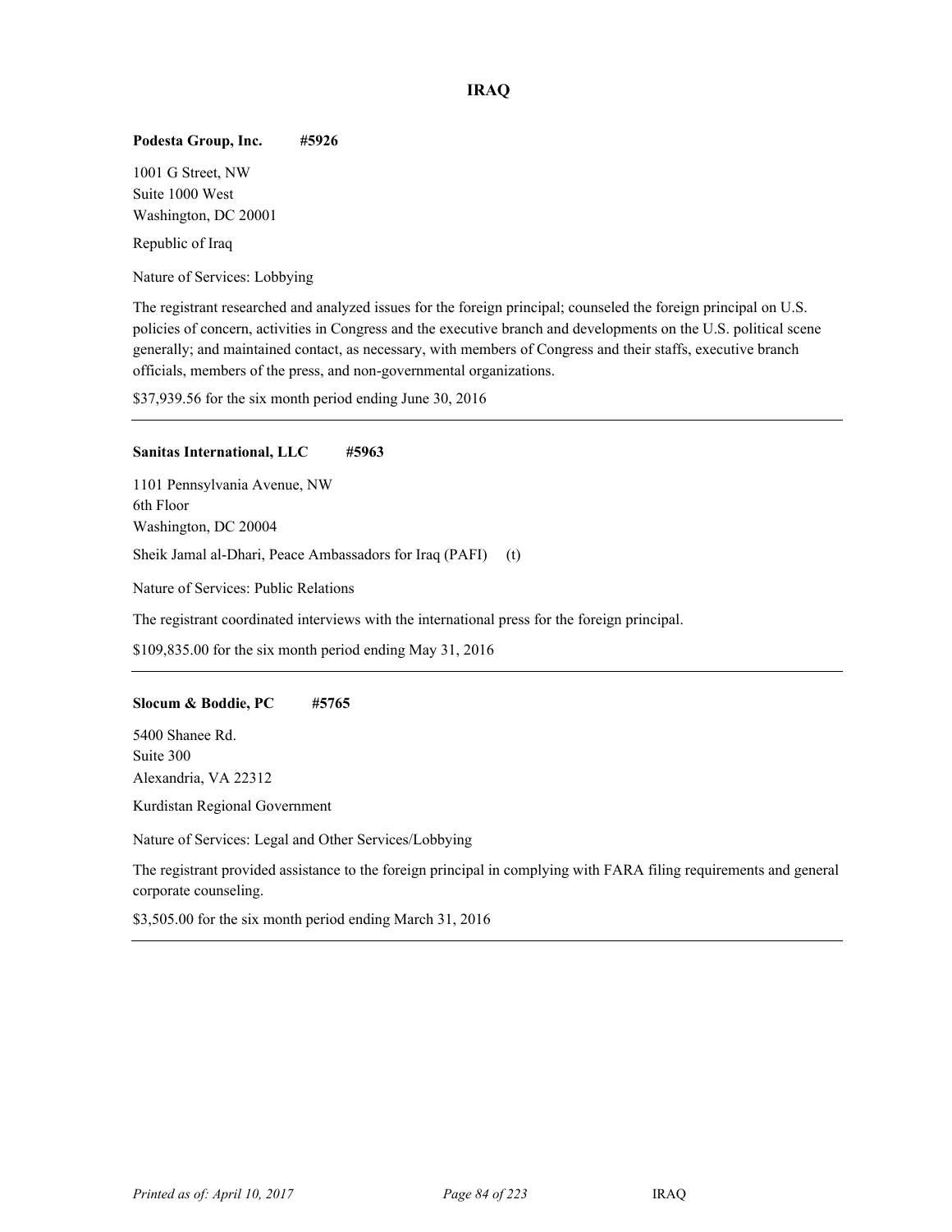## IRAQ

**Podesta Group, Inc.** **#5926**

1001 G Street, NW
Suite 1000 West
Washington, DC 20001

Republic of Iraq

Nature of Services: Lobbying

The registrant researched and analyzed issues for the foreign principal; counseled the foreign principal on U.S. policies of concern, activities in Congress and the executive branch and developments on the U.S. political scene generally; and maintained contact, as necessary, with members of Congress and their staffs, executive branch officials, members of the press, and non-governmental organizations.

$37,939.56 for the six month period ending June 30, 2016

---

**Sanitas International, LLC** **#5963**

1101 Pennsylvania Avenue, NW
6th Floor
Washington, DC 20004

Sheik Jamal al-Dhari, Peace Ambassadors for Iraq (PAFI) (t)

Nature of Services: Public Relations

The registrant coordinated interviews with the international press for the foreign principal.

$109,835.00 for the six month period ending May 31, 2016

---

**Slocum & Boddie, PC** **#5765**

5400 Shanee Rd.
Suite 300
Alexandria, VA 22312

Kurdistan Regional Government

Nature of Services: Legal and Other Services/Lobbying

The registrant provided assistance to the foreign principal in complying with FARA filing requirements and general corporate counseling.

$3,505.00 for the six month period ending March 31, 2016

---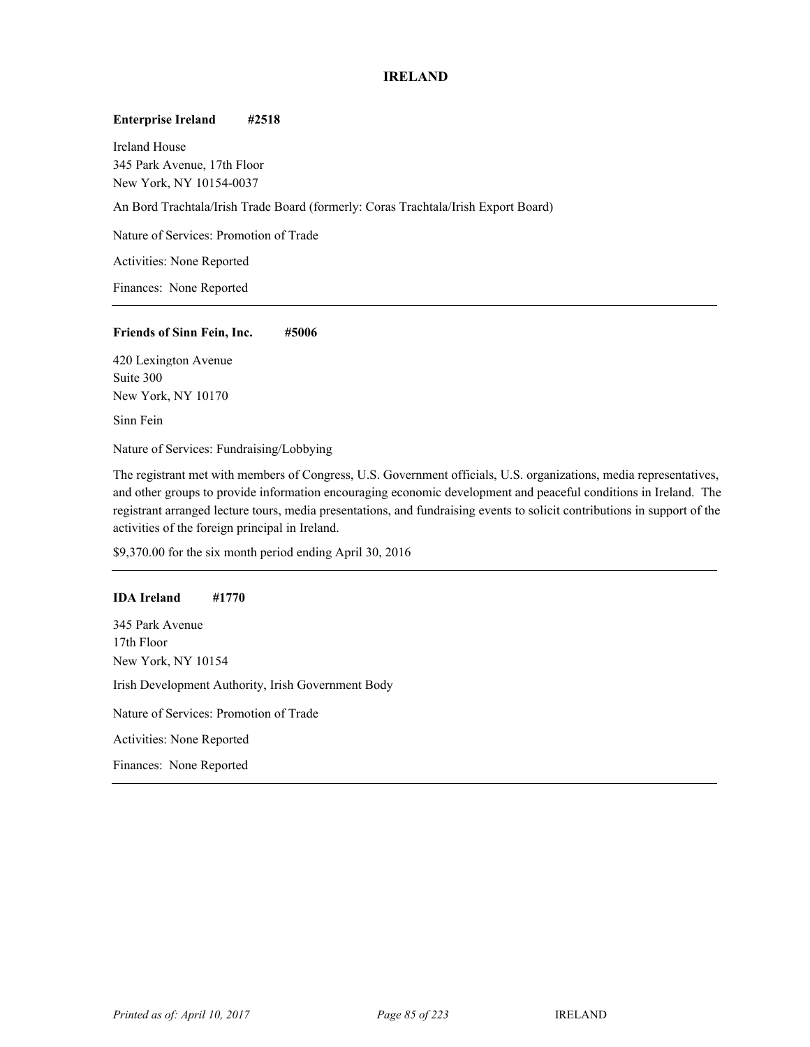# IRELAND

**Enterprise Ireland #2518**

Ireland House
345 Park Avenue, 17th Floor
New York, NY 10154-0037

An Bord Trachtala/Irish Trade Board (formerly: Coras Trachtala/Irish Export Board)

Nature of Services: Promotion of Trade

Activities: None Reported

Finances: None Reported

---

**Friends of Sinn Fein, Inc. #5006**

420 Lexington Avenue
Suite 300
New York, NY 10170

Sinn Fein

Nature of Services: Fundraising/Lobbying

The registrant met with members of Congress, U.S. Government officials, U.S. organizations, media representatives, and other groups to provide information encouraging economic development and peaceful conditions in Ireland. The registrant arranged lecture tours, media presentations, and fundraising events to solicit contributions in support of the activities of the foreign principal in Ireland.

$9,370.00 for the six month period ending April 30, 2016

---

**IDA Ireland #1770**

345 Park Avenue
17th Floor
New York, NY 10154

Irish Development Authority, Irish Government Body

Nature of Services: Promotion of Trade

Activities: None Reported

Finances: None Reported

---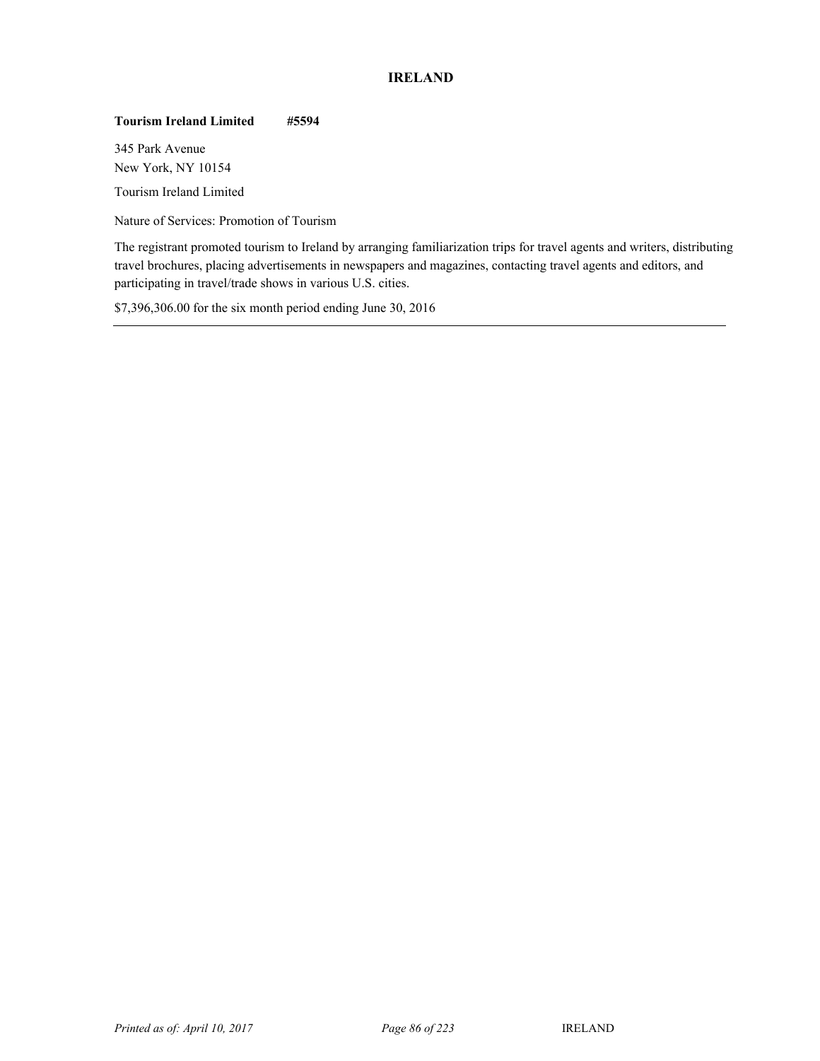## IRELAND

**Tourism Ireland Limited** **#5594**

345 Park Avenue
New York, NY 10154

Tourism Ireland Limited

Nature of Services: Promotion of Tourism

The registrant promoted tourism to Ireland by arranging familiarization trips for travel agents and writers, distributing travel brochures, placing advertisements in newspapers and magazines, contacting travel agents and editors, and participating in travel/trade shows in various U.S. cities.

$7,396,306.00 for the six month period ending June 30, 2016

---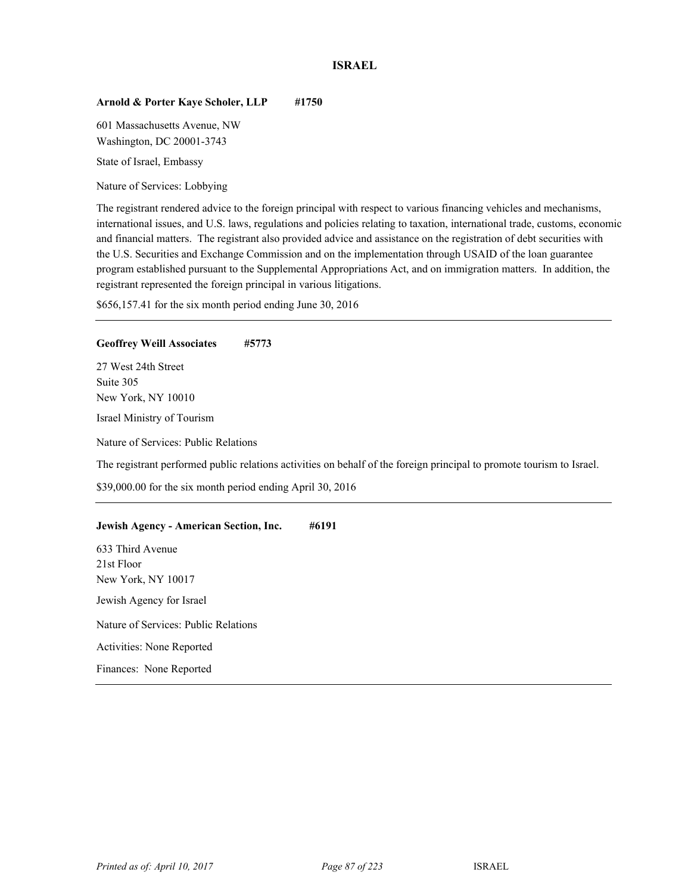## ISRAEL

**Arnold & Porter Kaye Scholer, LLP #1750**

601 Massachusetts Avenue, NW
Washington, DC 20001-3743

State of Israel, Embassy

Nature of Services: Lobbying

The registrant rendered advice to the foreign principal with respect to various financing vehicles and mechanisms, international issues, and U.S. laws, regulations and policies relating to taxation, international trade, customs, economic and financial matters. The registrant also provided advice and assistance on the registration of debt securities with the U.S. Securities and Exchange Commission and on the implementation through USAID of the loan guarantee program established pursuant to the Supplemental Appropriations Act, and on immigration matters. In addition, the registrant represented the foreign principal in various litigations.

$656,157.41 for the six month period ending June 30, 2016

---

**Geoffrey Weill Associates #5773**

27 West 24th Street
Suite 305
New York, NY 10010

Israel Ministry of Tourism

Nature of Services: Public Relations

The registrant performed public relations activities on behalf of the foreign principal to promote tourism to Israel.

$39,000.00 for the six month period ending April 30, 2016

---

**Jewish Agency - American Section, Inc. #6191**

633 Third Avenue
21st Floor
New York, NY 10017

Jewish Agency for Israel

Nature of Services: Public Relations

Activities: None Reported

Finances: None Reported

---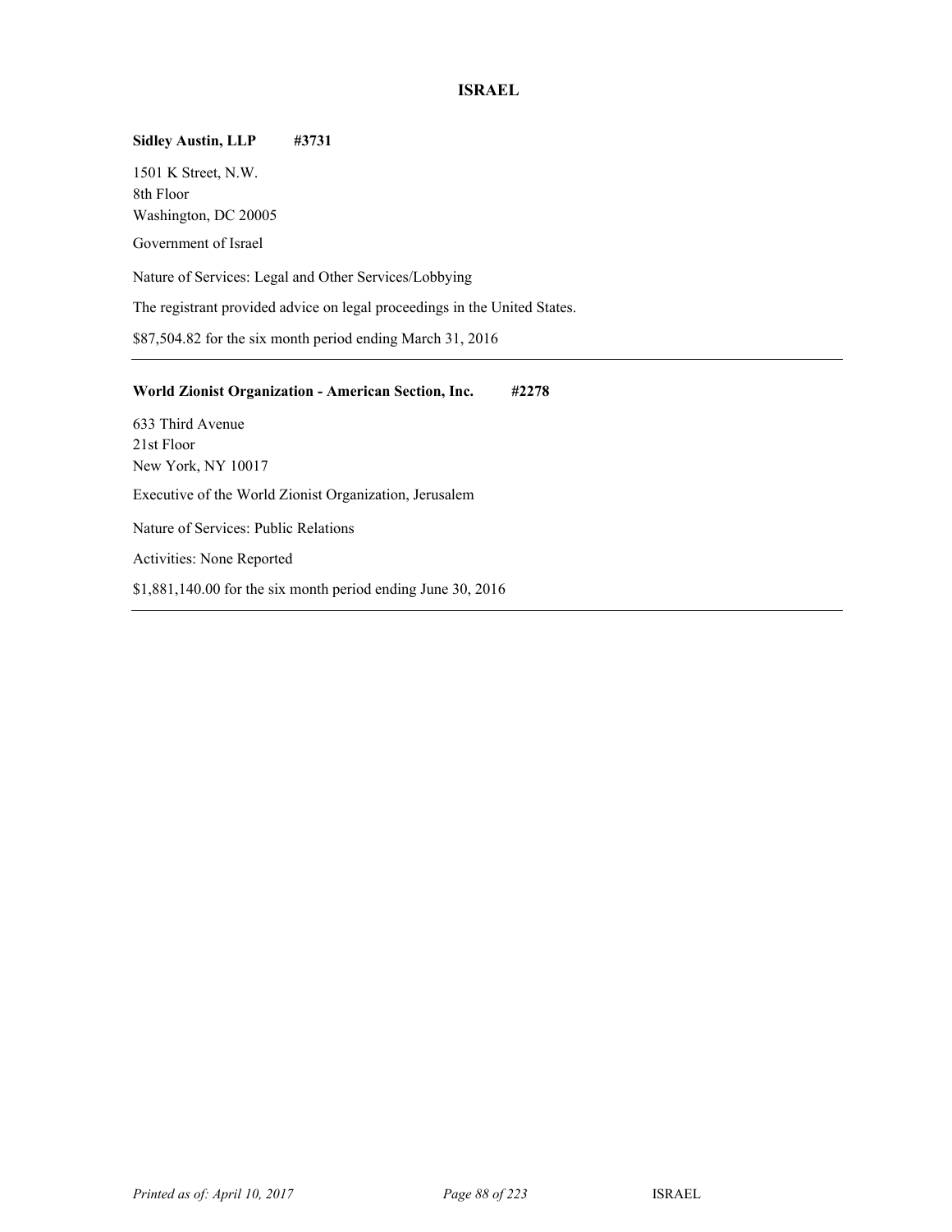# ISRAEL

**Sidley Austin, LLP #3731**

1501 K Street, N.W.
8th Floor
Washington, DC 20005

Government of Israel

Nature of Services: Legal and Other Services/Lobbying

The registrant provided advice on legal proceedings in the United States.

$87,504.82 for the six month period ending March 31, 2016

---

**World Zionist Organization - American Section, Inc. #2278**

633 Third Avenue
21st Floor
New York, NY 10017

Executive of the World Zionist Organization, Jerusalem

Nature of Services: Public Relations

Activities: None Reported

$1,881,140.00 for the six month period ending June 30, 2016

---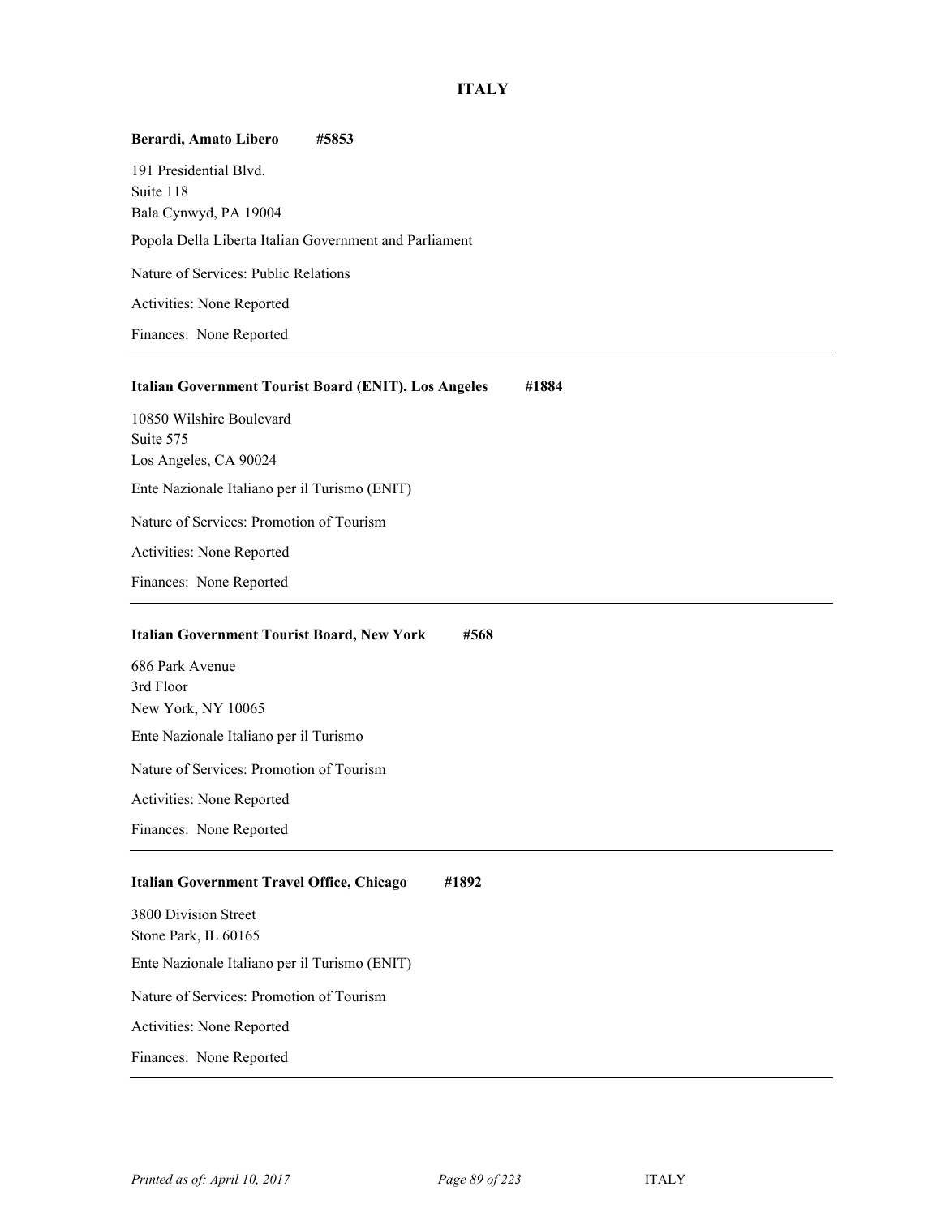# ITALY

**Berardi, Amato Libero #5853**

191 Presidential Blvd.
Suite 118
Bala Cynwyd, PA 19004

Popola Della Liberta Italian Government and Parliament

Nature of Services: Public Relations

Activities: None Reported

Finances: None Reported

---

**Italian Government Tourist Board (ENIT), Los Angeles #1884**

10850 Wilshire Boulevard
Suite 575
Los Angeles, CA 90024

Ente Nazionale Italiano per il Turismo (ENIT)

Nature of Services: Promotion of Tourism

Activities: None Reported

Finances: None Reported

---

**Italian Government Tourist Board, New York #568**

686 Park Avenue
3rd Floor
New York, NY 10065

Ente Nazionale Italiano per il Turismo

Nature of Services: Promotion of Tourism

Activities: None Reported

Finances: None Reported

---

**Italian Government Travel Office, Chicago #1892**

3800 Division Street
Stone Park, IL 60165

Ente Nazionale Italiano per il Turismo (ENIT)

Nature of Services: Promotion of Tourism

Activities: None Reported

Finances: None Reported

---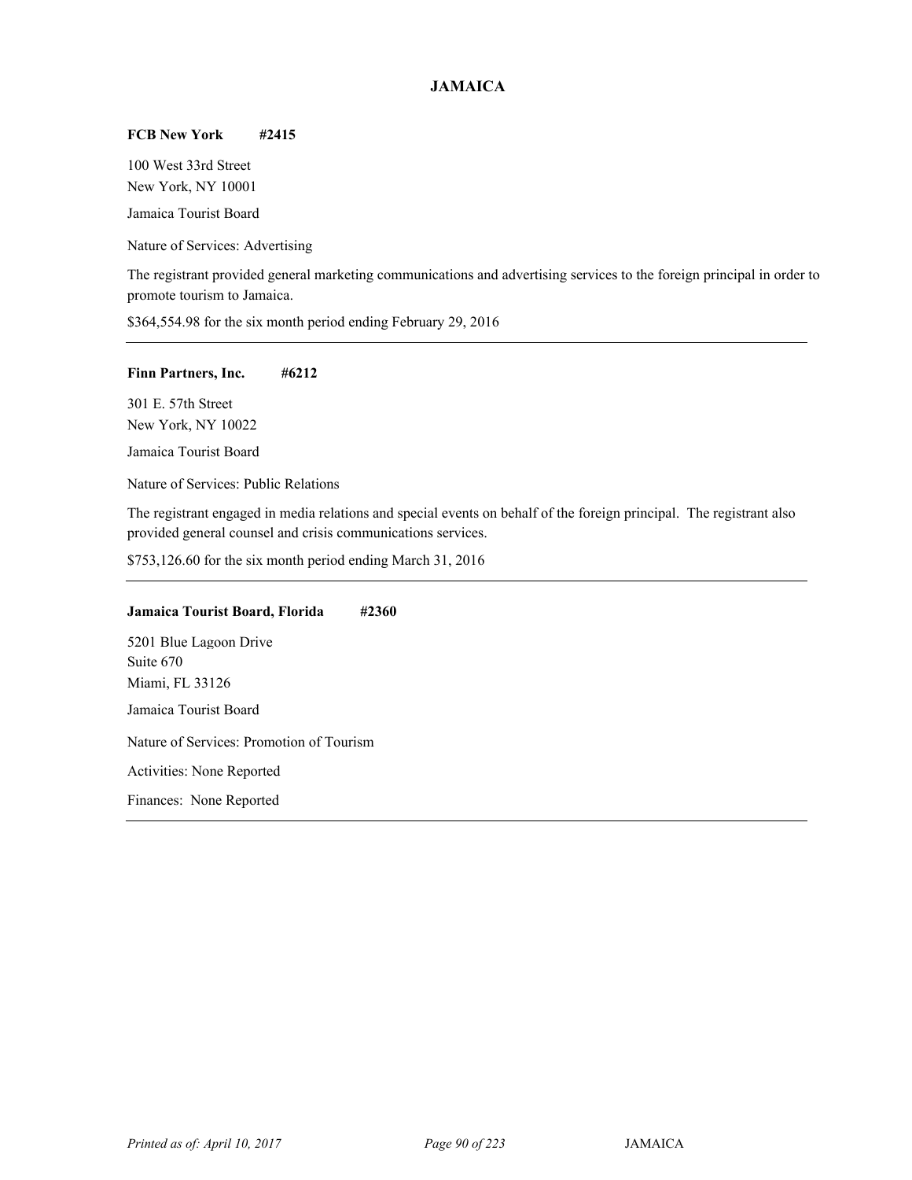# JAMAICA

**FCB New York #2415**

100 West 33rd Street
New York, NY 10001

Jamaica Tourist Board

Nature of Services: Advertising

The registrant provided general marketing communications and advertising services to the foreign principal in order to promote tourism to Jamaica.

$364,554.98 for the six month period ending February 29, 2016

---

**Finn Partners, Inc. #6212**

301 E. 57th Street
New York, NY 10022

Jamaica Tourist Board

Nature of Services: Public Relations

The registrant engaged in media relations and special events on behalf of the foreign principal. The registrant also provided general counsel and crisis communications services.

$753,126.60 for the six month period ending March 31, 2016

---

**Jamaica Tourist Board, Florida #2360**

5201 Blue Lagoon Drive
Suite 670
Miami, FL 33126

Jamaica Tourist Board

Nature of Services: Promotion of Tourism

Activities: None Reported

Finances: None Reported

---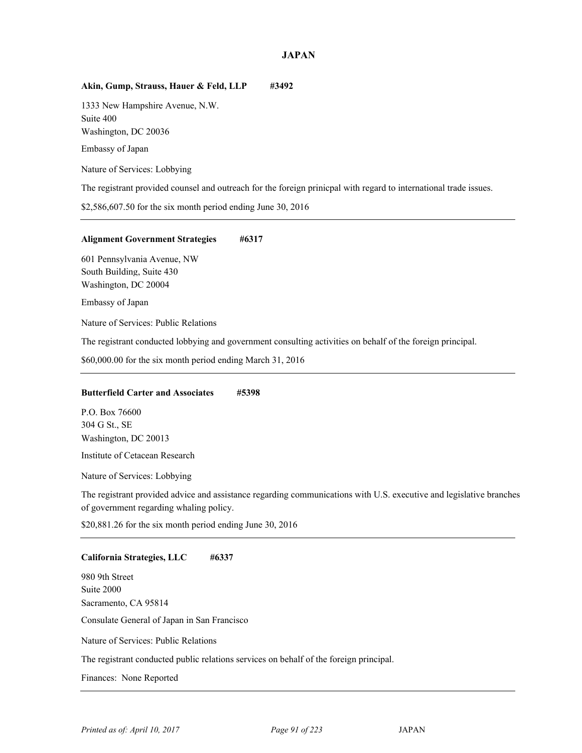## JAPAN

**Akin, Gump, Strauss, Hauer & Feld, LLP** **#3492**

1333 New Hampshire Avenue, N.W.
Suite 400
Washington, DC 20036

Embassy of Japan

Nature of Services: Lobbying

The registrant provided counsel and outreach for the foreign prinicpal with regard to international trade issues.

$2,586,607.50 for the six month period ending June 30, 2016

---

**Alignment Government Strategies** **#6317**

601 Pennsylvania Avenue, NW
South Building, Suite 430
Washington, DC 20004

Embassy of Japan

Nature of Services: Public Relations

The registrant conducted lobbying and government consulting activities on behalf of the foreign principal.

$60,000.00 for the six month period ending March 31, 2016

---

**Butterfield Carter and Associates** **#5398**

P.O. Box 76600
304 G St., SE
Washington, DC 20013

Institute of Cetacean Research

Nature of Services: Lobbying

The registrant provided advice and assistance regarding communications with U.S. executive and legislative branches of government regarding whaling policy.

$20,881.26 for the six month period ending June 30, 2016

---

**California Strategies, LLC** **#6337**

980 9th Street
Suite 2000
Sacramento, CA 95814

Consulate General of Japan in San Francisco

Nature of Services: Public Relations

The registrant conducted public relations services on behalf of the foreign principal.

Finances: None Reported

---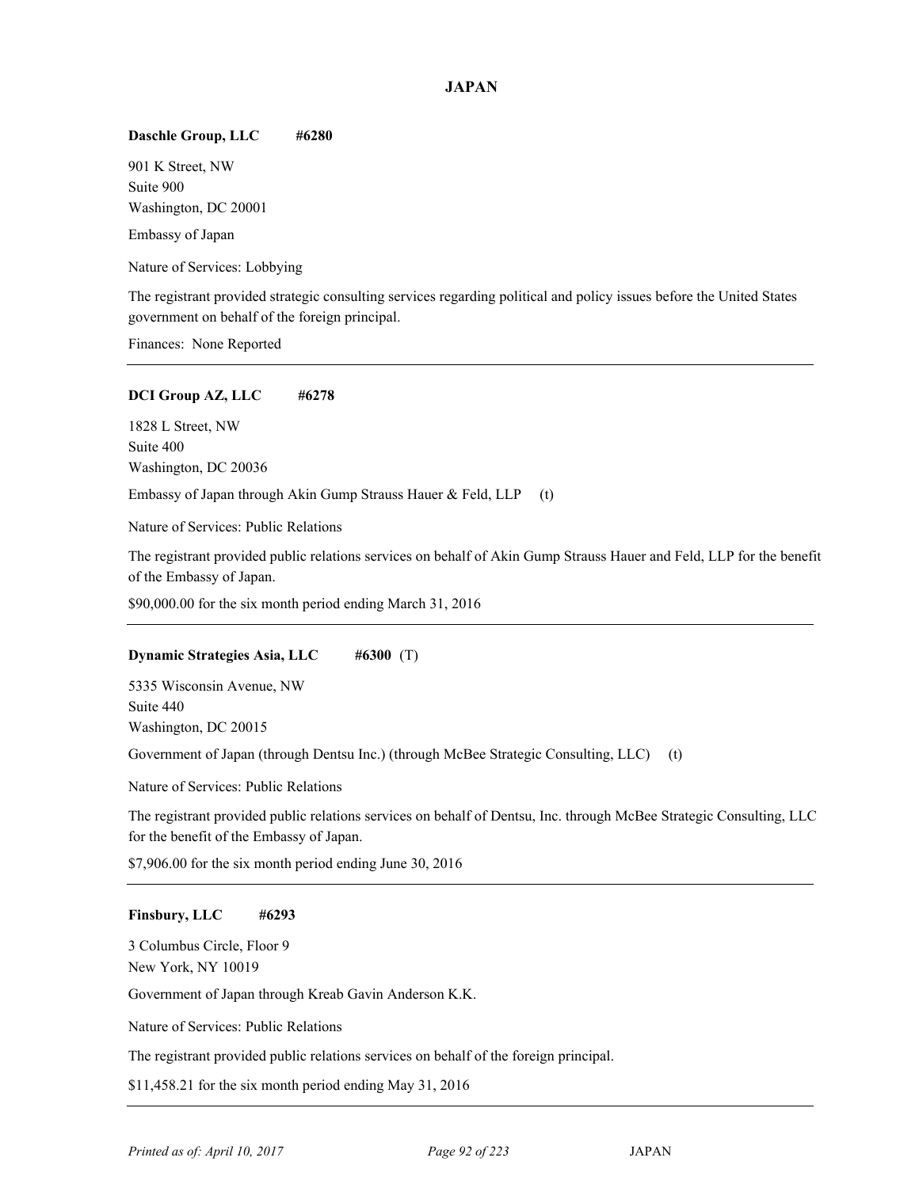# JAPAN

**Daschle Group, LLC #6280**

901 K Street, NW
Suite 900
Washington, DC 20001

Embassy of Japan

Nature of Services: Lobbying

The registrant provided strategic consulting services regarding political and policy issues before the United States government on behalf of the foreign principal.

Finances: None Reported

---

**DCI Group AZ, LLC #6278**

1828 L Street, NW
Suite 400
Washington, DC 20036

Embassy of Japan through Akin Gump Strauss Hauer & Feld, LLP (t)

Nature of Services: Public Relations

The registrant provided public relations services on behalf of Akin Gump Strauss Hauer and Feld, LLP for the benefit of the Embassy of Japan.

$90,000.00 for the six month period ending March 31, 2016

---

**Dynamic Strategies Asia, LLC #6300** (T)

5335 Wisconsin Avenue, NW
Suite 440
Washington, DC 20015

Government of Japan (through Dentsu Inc.) (through McBee Strategic Consulting, LLC) (t)

Nature of Services: Public Relations

The registrant provided public relations services on behalf of Dentsu, Inc. through McBee Strategic Consulting, LLC for the benefit of the Embassy of Japan.

$7,906.00 for the six month period ending June 30, 2016

---

**Finsbury, LLC #6293**

3 Columbus Circle, Floor 9
New York, NY 10019

Government of Japan through Kreab Gavin Anderson K.K.

Nature of Services: Public Relations

The registrant provided public relations services on behalf of the foreign principal.

$11,458.21 for the six month period ending May 31, 2016

---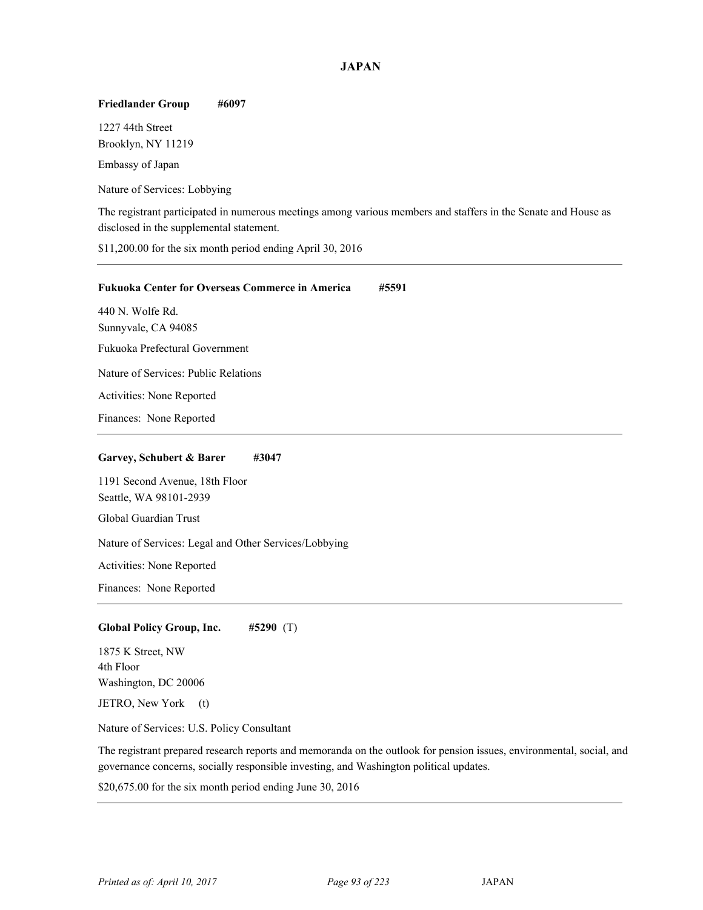# JAPAN

**Friedlander Group** **#6097**

1227 44th Street
Brooklyn, NY 11219

Embassy of Japan

Nature of Services: Lobbying

The registrant participated in numerous meetings among various members and staffers in the Senate and House as disclosed in the supplemental statement.

$11,200.00 for the six month period ending April 30, 2016

---

**Fukuoka Center for Overseas Commerce in America** **#5591**

440 N. Wolfe Rd.
Sunnyvale, CA 94085

Fukuoka Prefectural Government

Nature of Services: Public Relations

Activities: None Reported

Finances: None Reported

---

**Garvey, Schubert & Barer** **#3047**

1191 Second Avenue, 18th Floor
Seattle, WA 98101-2939

Global Guardian Trust

Nature of Services: Legal and Other Services/Lobbying

Activities: None Reported

Finances: None Reported

---

**Global Policy Group, Inc.** **#5290** (T)

1875 K Street, NW
4th Floor
Washington, DC 20006

JETRO, New York (t)

Nature of Services: U.S. Policy Consultant

The registrant prepared research reports and memoranda on the outlook for pension issues, environmental, social, and governance concerns, socially responsible investing, and Washington political updates.

$20,675.00 for the six month period ending June 30, 2016

---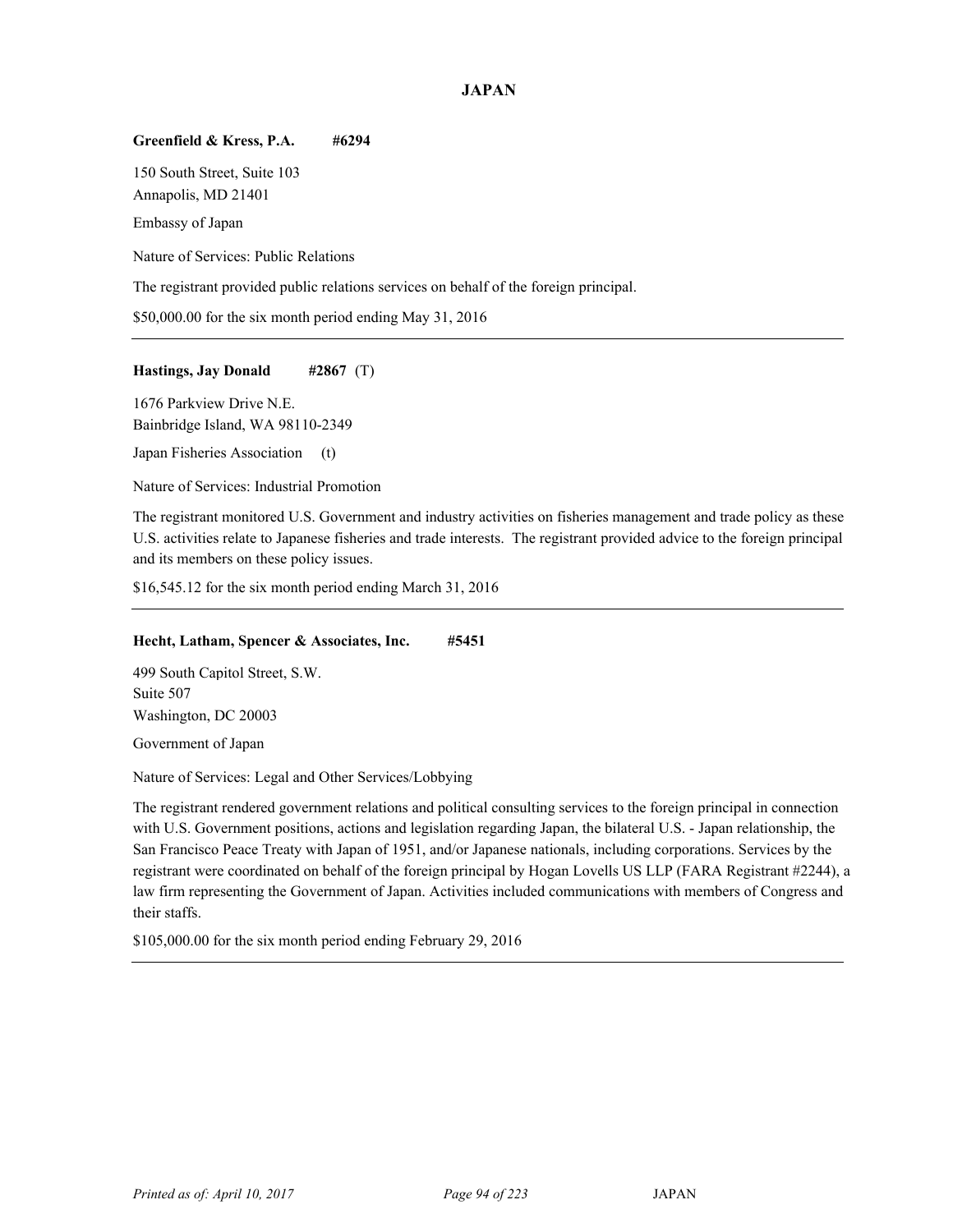## JAPAN

**Greenfield & Kress, P.A. #6294**

150 South Street, Suite 103
Annapolis, MD 21401

Embassy of Japan

Nature of Services: Public Relations

The registrant provided public relations services on behalf of the foreign principal.

$50,000.00 for the six month period ending May 31, 2016

---

**Hastings, Jay Donald #2867** (T)

1676 Parkview Drive N.E.
Bainbridge Island, WA 98110-2349

Japan Fisheries Association (t)

Nature of Services: Industrial Promotion

The registrant monitored U.S. Government and industry activities on fisheries management and trade policy as these U.S. activities relate to Japanese fisheries and trade interests. The registrant provided advice to the foreign principal and its members on these policy issues.

$16,545.12 for the six month period ending March 31, 2016

---

**Hecht, Latham, Spencer & Associates, Inc. #5451**

499 South Capitol Street, S.W.
Suite 507
Washington, DC 20003

Government of Japan

Nature of Services: Legal and Other Services/Lobbying

The registrant rendered government relations and political consulting services to the foreign principal in connection with U.S. Government positions, actions and legislation regarding Japan, the bilateral U.S. - Japan relationship, the San Francisco Peace Treaty with Japan of 1951, and/or Japanese nationals, including corporations. Services by the registrant were coordinated on behalf of the foreign principal by Hogan Lovells US LLP (FARA Registrant #2244), a law firm representing the Government of Japan. Activities included communications with members of Congress and their staffs.

$105,000.00 for the six month period ending February 29, 2016

---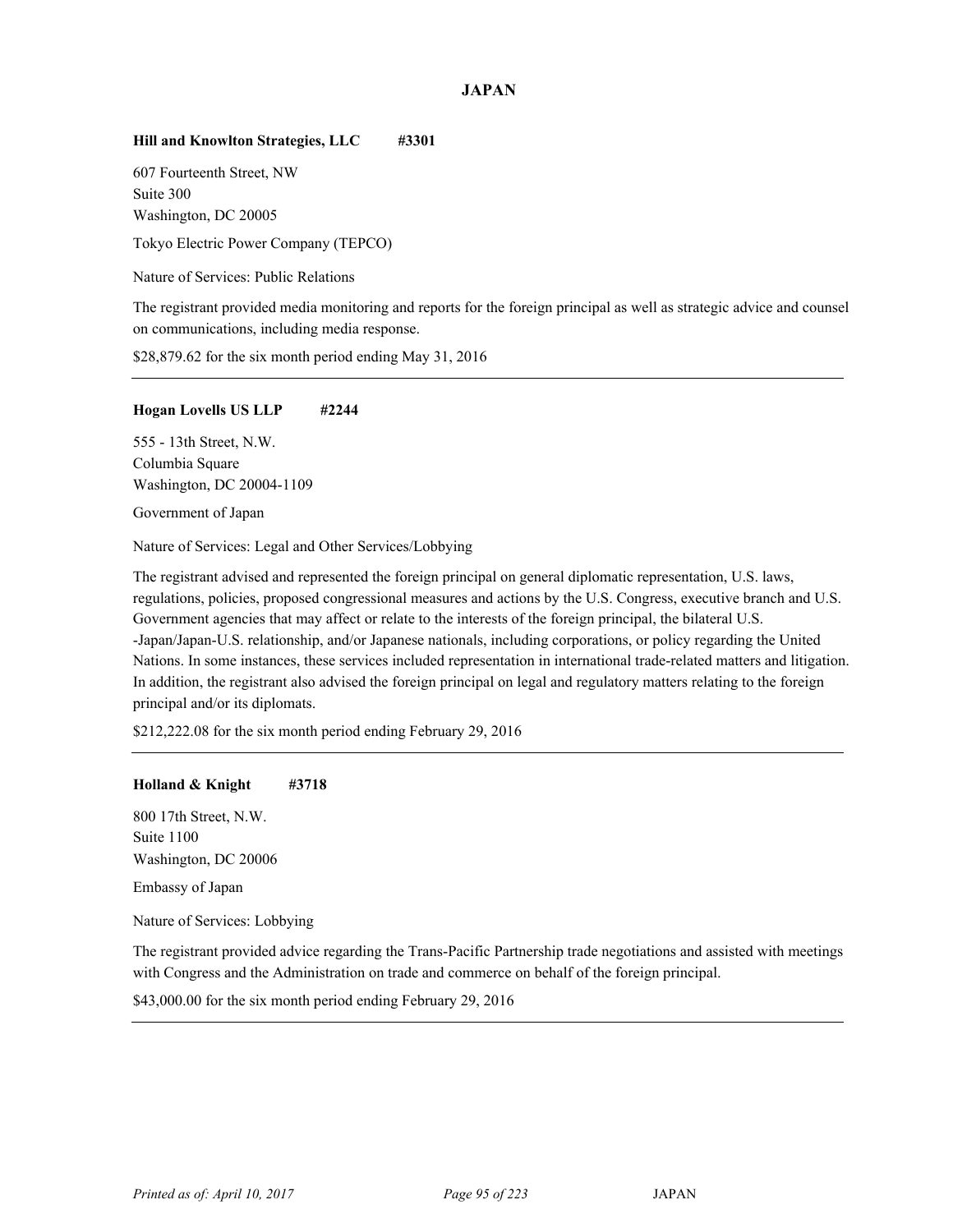## JAPAN

**Hill and Knowlton Strategies, LLC #3301**

607 Fourteenth Street, NW
Suite 300
Washington, DC 20005

Tokyo Electric Power Company (TEPCO)

Nature of Services: Public Relations

The registrant provided media monitoring and reports for the foreign principal as well as strategic advice and counsel on communications, including media response.

$28,879.62 for the six month period ending May 31, 2016

---

**Hogan Lovells US LLP #2244**

555 - 13th Street, N.W.
Columbia Square
Washington, DC 20004-1109

Government of Japan

Nature of Services: Legal and Other Services/Lobbying

The registrant advised and represented the foreign principal on general diplomatic representation, U.S. laws, regulations, policies, proposed congressional measures and actions by the U.S. Congress, executive branch and U.S. Government agencies that may affect or relate to the interests of the foreign principal, the bilateral U.S. -Japan/Japan-U.S. relationship, and/or Japanese nationals, including corporations, or policy regarding the United Nations. In some instances, these services included representation in international trade-related matters and litigation. In addition, the registrant also advised the foreign principal on legal and regulatory matters relating to the foreign principal and/or its diplomats.

$212,222.08 for the six month period ending February 29, 2016

---

**Holland & Knight #3718**

800 17th Street, N.W.
Suite 1100
Washington, DC 20006

Embassy of Japan

Nature of Services: Lobbying

The registrant provided advice regarding the Trans-Pacific Partnership trade negotiations and assisted with meetings with Congress and the Administration on trade and commerce on behalf of the foreign principal.

$43,000.00 for the six month period ending February 29, 2016

---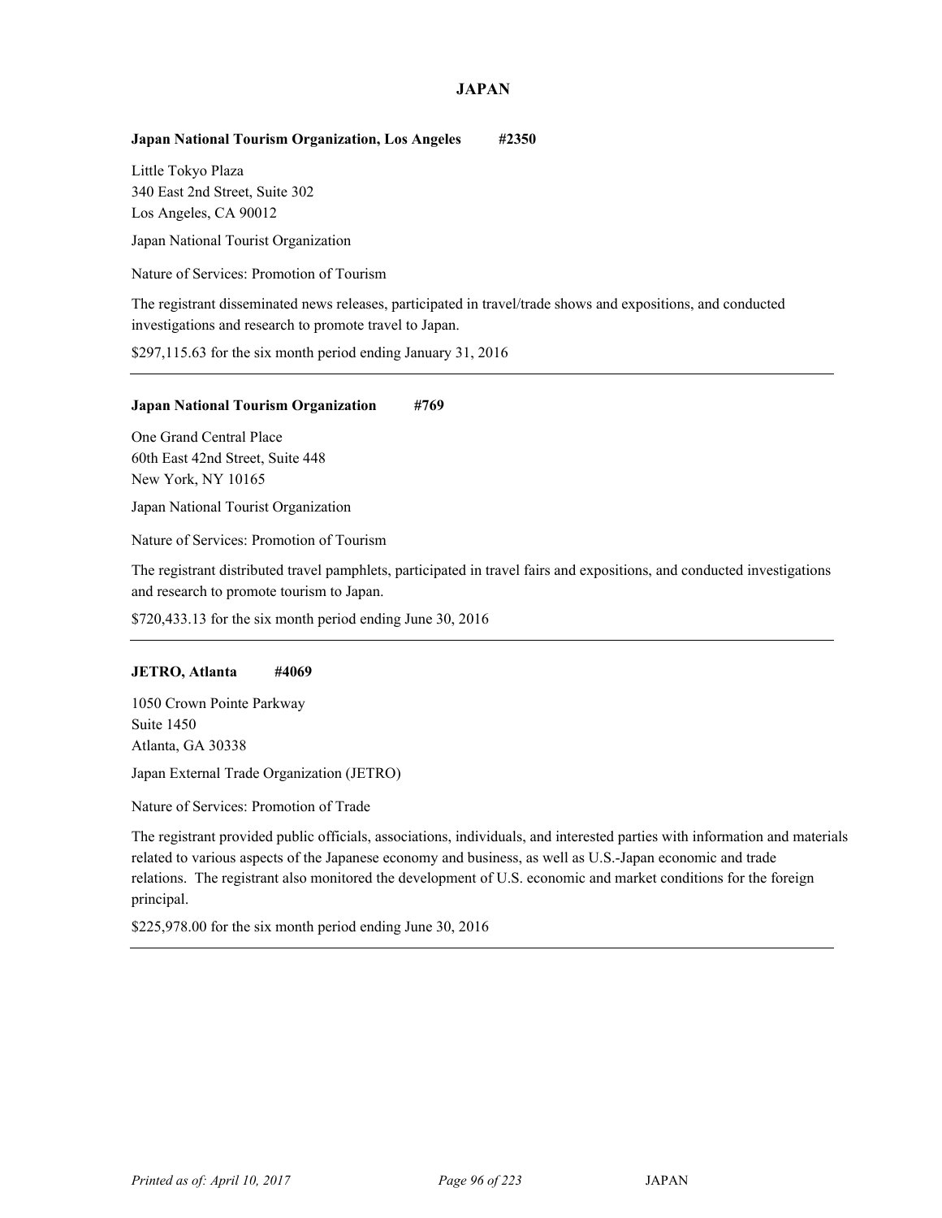## JAPAN

**Japan National Tourism Organization, Los Angeles #2350**

Little Tokyo Plaza
340 East 2nd Street, Suite 302
Los Angeles, CA 90012

Japan National Tourist Organization

Nature of Services: Promotion of Tourism

The registrant disseminated news releases, participated in travel/trade shows and expositions, and conducted investigations and research to promote travel to Japan.

$297,115.63 for the six month period ending January 31, 2016

---

**Japan National Tourism Organization #769**

One Grand Central Place
60th East 42nd Street, Suite 448
New York, NY 10165

Japan National Tourist Organization

Nature of Services: Promotion of Tourism

The registrant distributed travel pamphlets, participated in travel fairs and expositions, and conducted investigations and research to promote tourism to Japan.

$720,433.13 for the six month period ending June 30, 2016

---

**JETRO, Atlanta #4069**

1050 Crown Pointe Parkway
Suite 1450
Atlanta, GA 30338

Japan External Trade Organization (JETRO)

Nature of Services: Promotion of Trade

The registrant provided public officials, associations, individuals, and interested parties with information and materials related to various aspects of the Japanese economy and business, as well as U.S.-Japan economic and trade relations. The registrant also monitored the development of U.S. economic and market conditions for the foreign principal.

$225,978.00 for the six month period ending June 30, 2016

---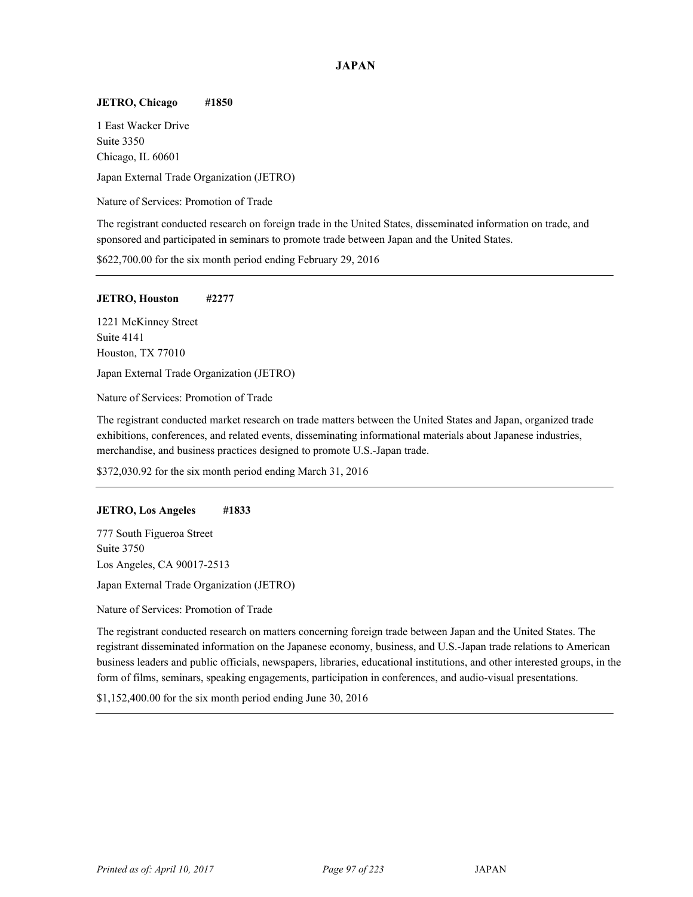# JAPAN

**JETRO, Chicago #1850**

1 East Wacker Drive
Suite 3350
Chicago, IL 60601

Japan External Trade Organization (JETRO)

Nature of Services: Promotion of Trade

The registrant conducted research on foreign trade in the United States, disseminated information on trade, and sponsored and participated in seminars to promote trade between Japan and the United States.

$622,700.00 for the six month period ending February 29, 2016

---

**JETRO, Houston #2277**

1221 McKinney Street
Suite 4141
Houston, TX 77010

Japan External Trade Organization (JETRO)

Nature of Services: Promotion of Trade

The registrant conducted market research on trade matters between the United States and Japan, organized trade exhibitions, conferences, and related events, disseminating informational materials about Japanese industries, merchandise, and business practices designed to promote U.S.-Japan trade.

$372,030.92 for the six month period ending March 31, 2016

---

**JETRO, Los Angeles #1833**

777 South Figueroa Street
Suite 3750
Los Angeles, CA 90017-2513

Japan External Trade Organization (JETRO)

Nature of Services: Promotion of Trade

The registrant conducted research on matters concerning foreign trade between Japan and the United States. The registrant disseminated information on the Japanese economy, business, and U.S.-Japan trade relations to American business leaders and public officials, newspapers, libraries, educational institutions, and other interested groups, in the form of films, seminars, speaking engagements, participation in conferences, and audio-visual presentations.

$1,152,400.00 for the six month period ending June 30, 2016

---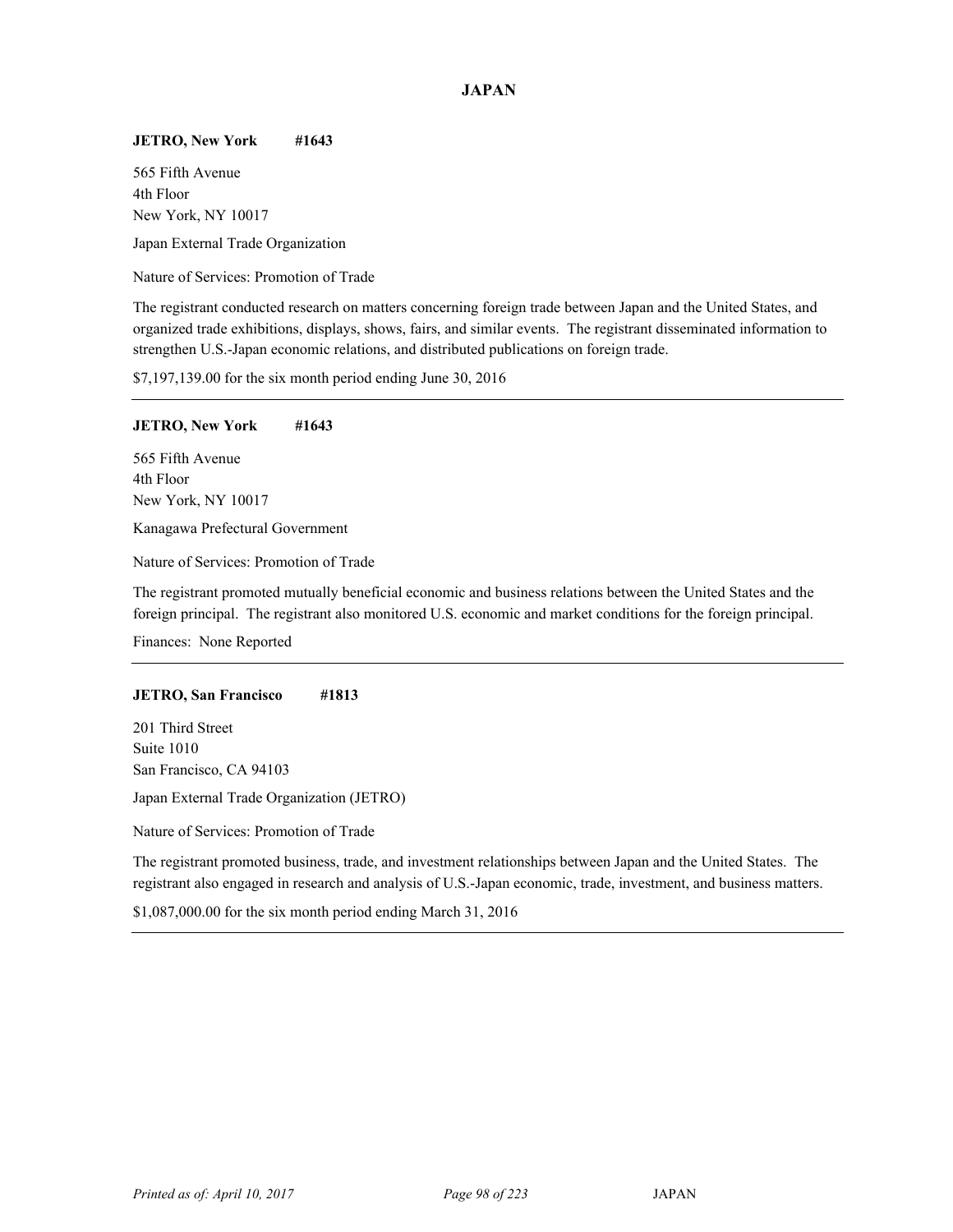## JAPAN

**JETRO, New York #1643**

565 Fifth Avenue
4th Floor
New York, NY 10017

Japan External Trade Organization

Nature of Services: Promotion of Trade

The registrant conducted research on matters concerning foreign trade between Japan and the United States, and organized trade exhibitions, displays, shows, fairs, and similar events. The registrant disseminated information to strengthen U.S.-Japan economic relations, and distributed publications on foreign trade.

$7,197,139.00 for the six month period ending June 30, 2016

---

**JETRO, New York #1643**

565 Fifth Avenue
4th Floor
New York, NY 10017

Kanagawa Prefectural Government

Nature of Services: Promotion of Trade

The registrant promoted mutually beneficial economic and business relations between the United States and the foreign principal. The registrant also monitored U.S. economic and market conditions for the foreign principal.

Finances: None Reported

---

**JETRO, San Francisco #1813**

201 Third Street
Suite 1010
San Francisco, CA 94103

Japan External Trade Organization (JETRO)

Nature of Services: Promotion of Trade

The registrant promoted business, trade, and investment relationships between Japan and the United States. The registrant also engaged in research and analysis of U.S.-Japan economic, trade, investment, and business matters.

$1,087,000.00 for the six month period ending March 31, 2016

---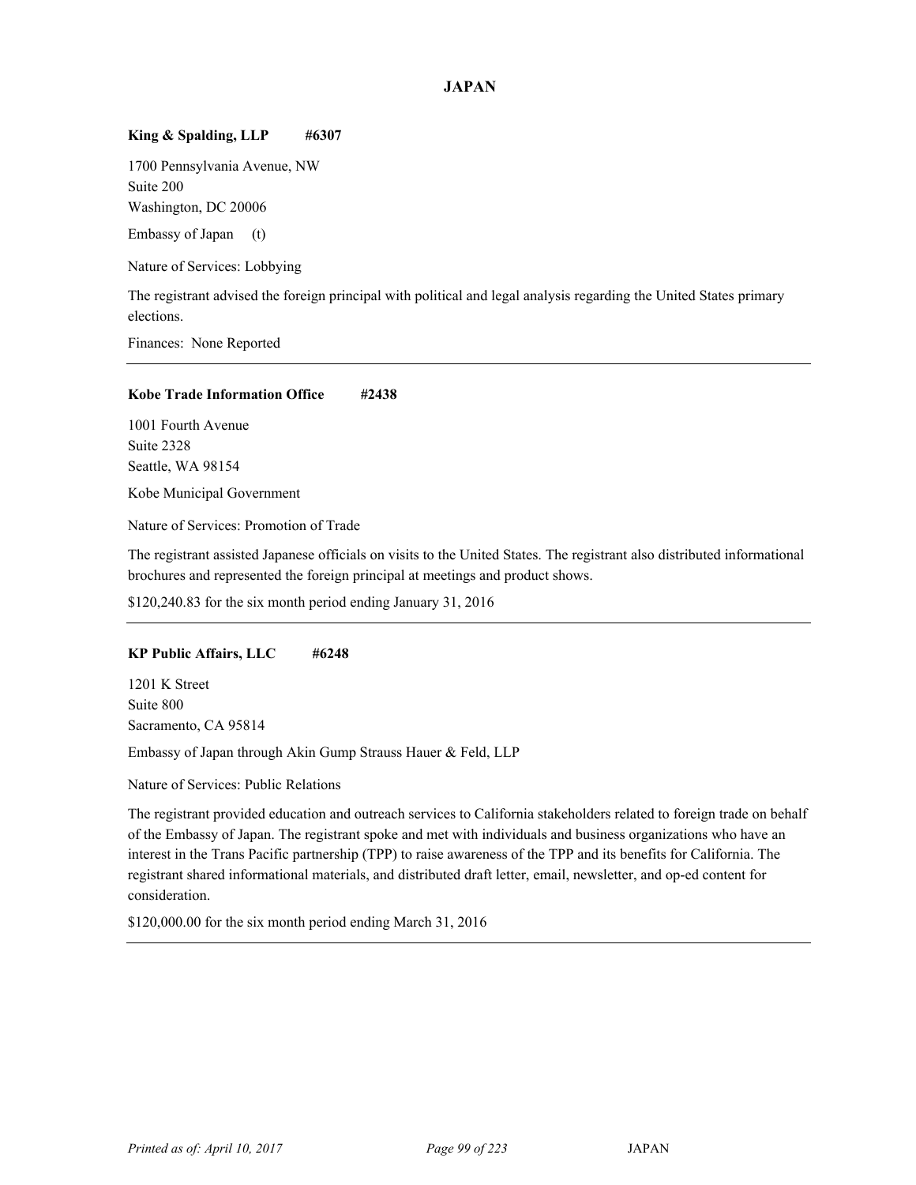## JAPAN

**King & Spalding, LLP #6307**

1700 Pennsylvania Avenue, NW
Suite 200
Washington, DC 20006

Embassy of Japan (t)

Nature of Services: Lobbying

The registrant advised the foreign principal with political and legal analysis regarding the United States primary elections.

Finances: None Reported

---

**Kobe Trade Information Office #2438**

1001 Fourth Avenue
Suite 2328
Seattle, WA 98154

Kobe Municipal Government

Nature of Services: Promotion of Trade

The registrant assisted Japanese officials on visits to the United States. The registrant also distributed informational brochures and represented the foreign principal at meetings and product shows.

$120,240.83 for the six month period ending January 31, 2016

---

**KP Public Affairs, LLC #6248**

1201 K Street
Suite 800
Sacramento, CA 95814

Embassy of Japan through Akin Gump Strauss Hauer & Feld, LLP

Nature of Services: Public Relations

The registrant provided education and outreach services to California stakeholders related to foreign trade on behalf of the Embassy of Japan. The registrant spoke and met with individuals and business organizations who have an interest in the Trans Pacific partnership (TPP) to raise awareness of the TPP and its benefits for California. The registrant shared informational materials, and distributed draft letter, email, newsletter, and op-ed content for consideration.

$120,000.00 for the six month period ending March 31, 2016

---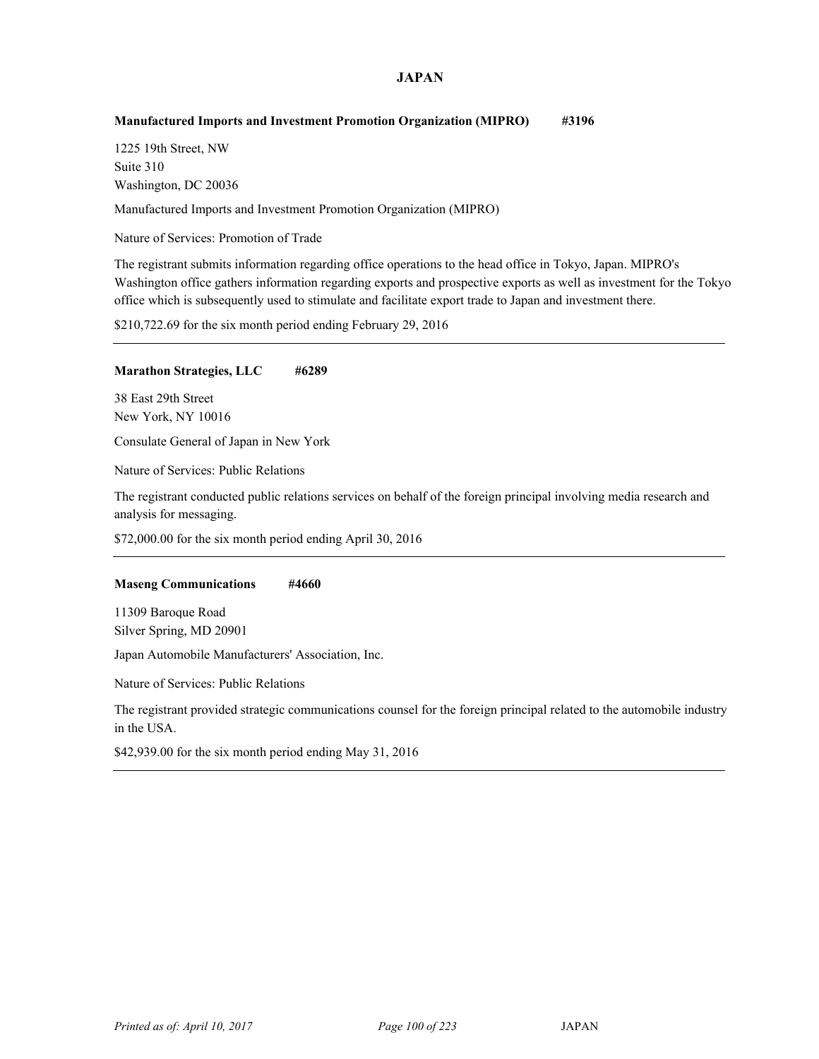## JAPAN

**Manufactured Imports and Investment Promotion Organization (MIPRO) #3196**

1225 19th Street, NW
Suite 310
Washington, DC 20036

Manufactured Imports and Investment Promotion Organization (MIPRO)

Nature of Services: Promotion of Trade

The registrant submits information regarding office operations to the head office in Tokyo, Japan. MIPRO's Washington office gathers information regarding exports and prospective exports as well as investment for the Tokyo office which is subsequently used to stimulate and facilitate export trade to Japan and investment there.

$210,722.69 for the six month period ending February 29, 2016

---

**Marathon Strategies, LLC #6289**

38 East 29th Street
New York, NY 10016

Consulate General of Japan in New York

Nature of Services: Public Relations

The registrant conducted public relations services on behalf of the foreign principal involving media research and analysis for messaging.

$72,000.00 for the six month period ending April 30, 2016

---

**Maseng Communications #4660**

11309 Baroque Road
Silver Spring, MD 20901

Japan Automobile Manufacturers' Association, Inc.

Nature of Services: Public Relations

The registrant provided strategic communications counsel for the foreign principal related to the automobile industry in the USA.

$42,939.00 for the six month period ending May 31, 2016

---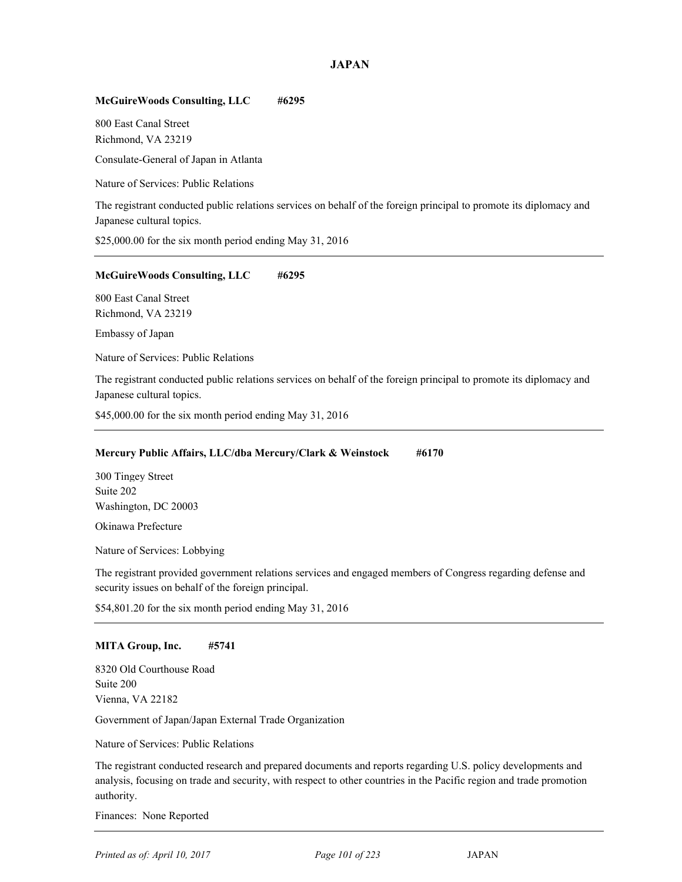## JAPAN

**McGuireWoods Consulting, LLC** **#6295**

800 East Canal Street
Richmond, VA 23219

Consulate-General of Japan in Atlanta

Nature of Services: Public Relations

The registrant conducted public relations services on behalf of the foreign principal to promote its diplomacy and Japanese cultural topics.

$25,000.00 for the six month period ending May 31, 2016

---

**McGuireWoods Consulting, LLC** **#6295**

800 East Canal Street
Richmond, VA 23219

Embassy of Japan

Nature of Services: Public Relations

The registrant conducted public relations services on behalf of the foreign principal to promote its diplomacy and Japanese cultural topics.

$45,000.00 for the six month period ending May 31, 2016

---

**Mercury Public Affairs, LLC/dba Mercury/Clark & Weinstock** **#6170**

300 Tingey Street
Suite 202
Washington, DC 20003

Okinawa Prefecture

Nature of Services: Lobbying

The registrant provided government relations services and engaged members of Congress regarding defense and security issues on behalf of the foreign principal.

$54,801.20 for the six month period ending May 31, 2016

---

**MITA Group, Inc.** **#5741**

8320 Old Courthouse Road
Suite 200
Vienna, VA 22182

Government of Japan/Japan External Trade Organization

Nature of Services: Public Relations

The registrant conducted research and prepared documents and reports regarding U.S. policy developments and analysis, focusing on trade and security, with respect to other countries in the Pacific region and trade promotion authority.

Finances: None Reported

---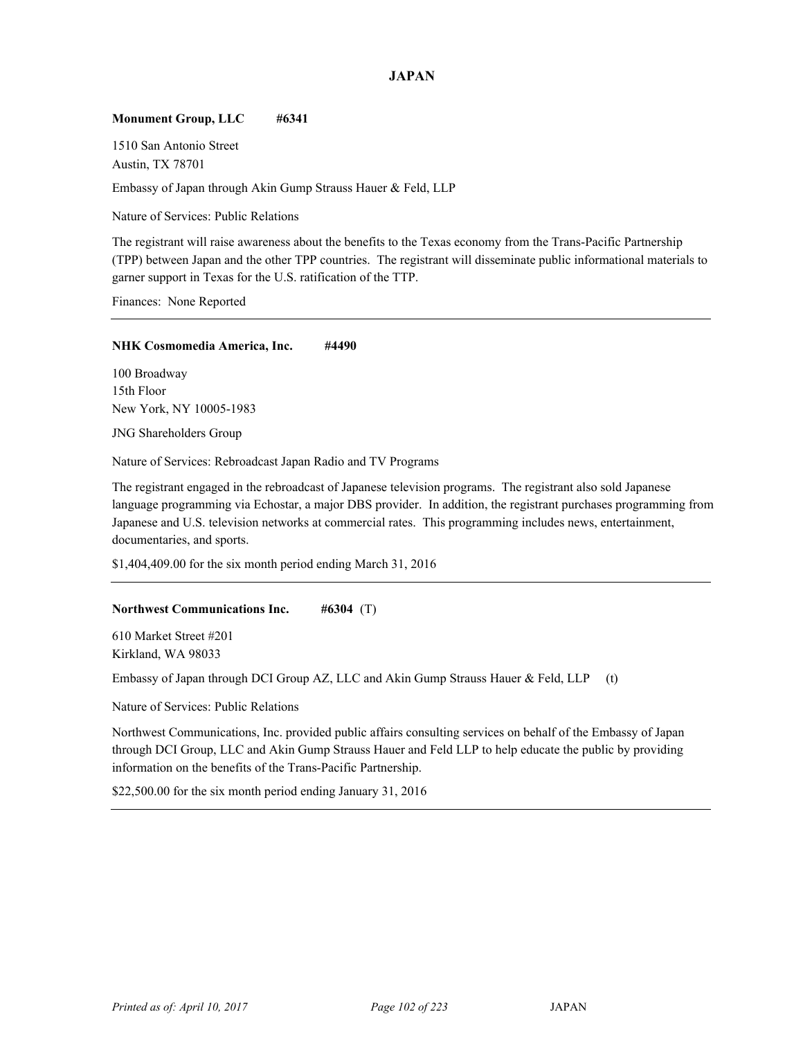# JAPAN

**Monument Group, LLC #6341**

1510 San Antonio Street
Austin, TX 78701

Embassy of Japan through Akin Gump Strauss Hauer & Feld, LLP

Nature of Services: Public Relations

The registrant will raise awareness about the benefits to the Texas economy from the Trans-Pacific Partnership (TPP) between Japan and the other TPP countries. The registrant will disseminate public informational materials to garner support in Texas for the U.S. ratification of the TTP.

Finances: None Reported

---

**NHK Cosmomedia America, Inc. #4490**

100 Broadway
15th Floor
New York, NY 10005-1983

JNG Shareholders Group

Nature of Services: Rebroadcast Japan Radio and TV Programs

The registrant engaged in the rebroadcast of Japanese television programs. The registrant also sold Japanese language programming via Echostar, a major DBS provider. In addition, the registrant purchases programming from Japanese and U.S. television networks at commercial rates. This programming includes news, entertainment, documentaries, and sports.

$1,404,409.00 for the six month period ending March 31, 2016

---

**Northwest Communications Inc. #6304** (T)

610 Market Street #201
Kirkland, WA 98033

Embassy of Japan through DCI Group AZ, LLC and Akin Gump Strauss Hauer & Feld, LLP (t)

Nature of Services: Public Relations

Northwest Communications, Inc. provided public affairs consulting services on behalf of the Embassy of Japan through DCI Group, LLC and Akin Gump Strauss Hauer and Feld LLP to help educate the public by providing information on the benefits of the Trans-Pacific Partnership.

$22,500.00 for the six month period ending January 31, 2016

---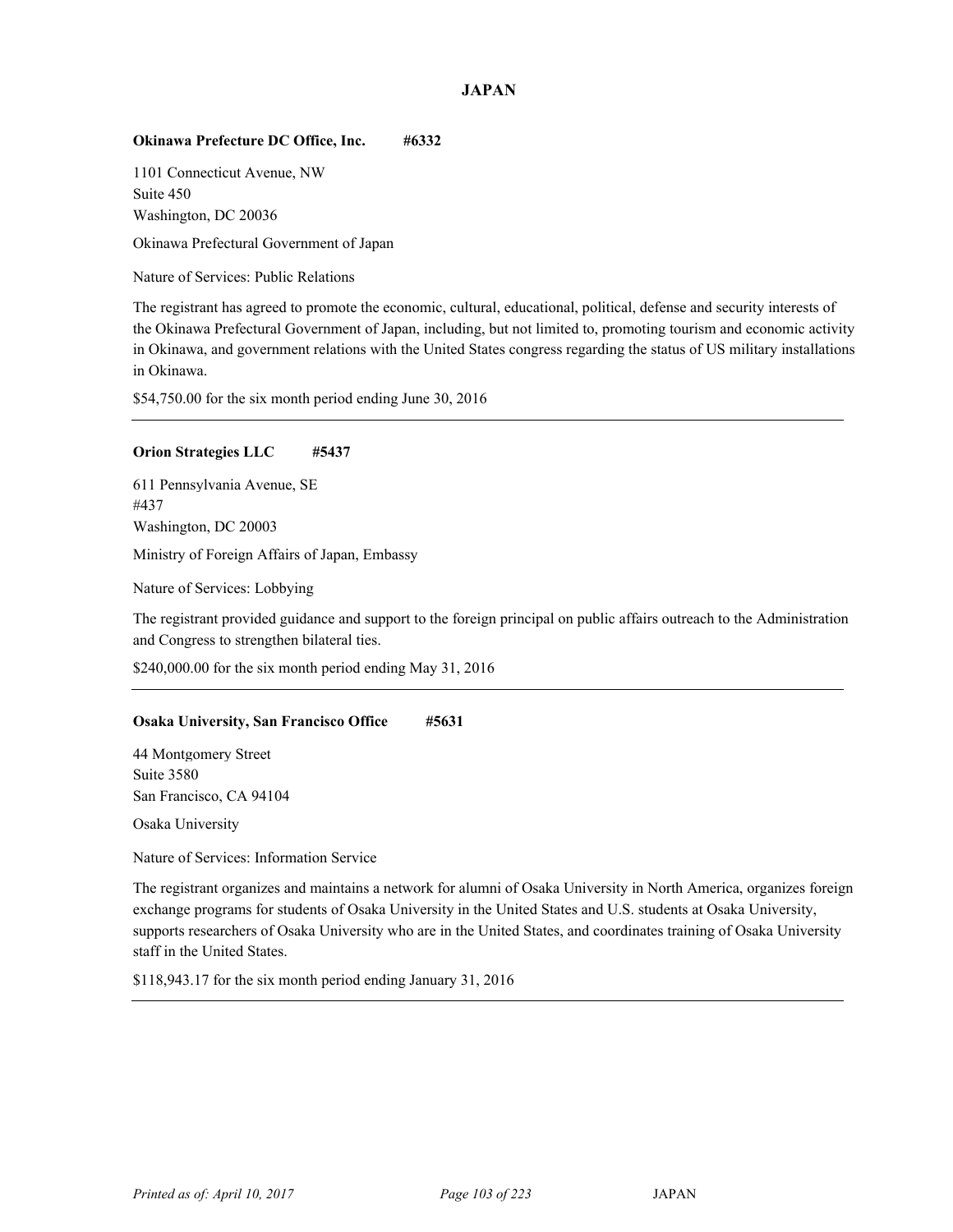# JAPAN

**Okinawa Prefecture DC Office, Inc. #6332**

1101 Connecticut Avenue, NW
Suite 450
Washington, DC 20036

Okinawa Prefectural Government of Japan

Nature of Services: Public Relations

The registrant has agreed to promote the economic, cultural, educational, political, defense and security interests of the Okinawa Prefectural Government of Japan, including, but not limited to, promoting tourism and economic activity in Okinawa, and government relations with the United States congress regarding the status of US military installations in Okinawa.

$54,750.00 for the six month period ending June 30, 2016

---

**Orion Strategies LLC #5437**

611 Pennsylvania Avenue, SE
#437
Washington, DC 20003

Ministry of Foreign Affairs of Japan, Embassy

Nature of Services: Lobbying

The registrant provided guidance and support to the foreign principal on public affairs outreach to the Administration and Congress to strengthen bilateral ties.

$240,000.00 for the six month period ending May 31, 2016

---

**Osaka University, San Francisco Office #5631**

44 Montgomery Street
Suite 3580
San Francisco, CA 94104

Osaka University

Nature of Services: Information Service

The registrant organizes and maintains a network for alumni of Osaka University in North America, organizes foreign exchange programs for students of Osaka University in the United States and U.S. students at Osaka University, supports researchers of Osaka University who are in the United States, and coordinates training of Osaka University staff in the United States.

$118,943.17 for the six month period ending January 31, 2016

---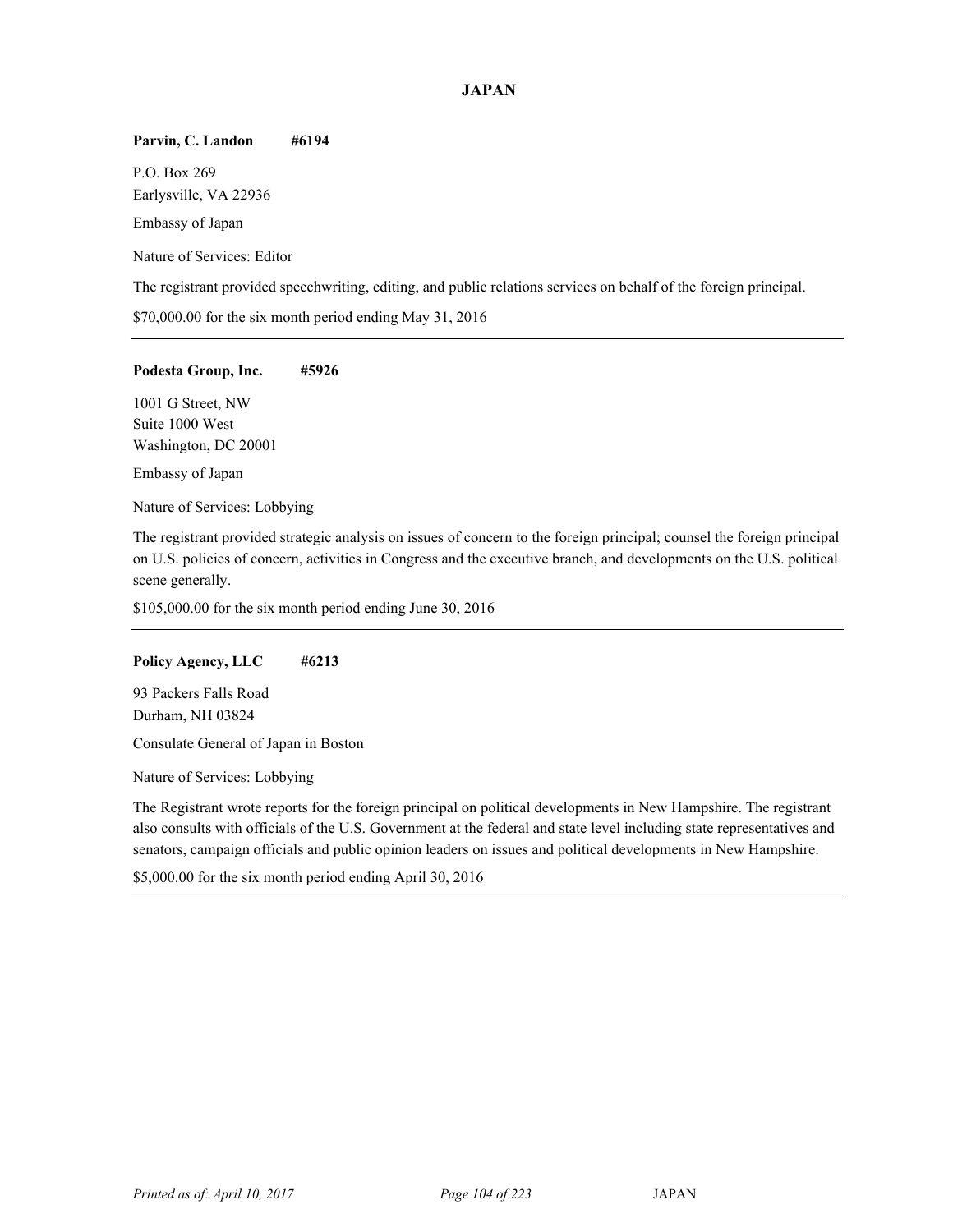## JAPAN

**Parvin, C. Landon** **#6194**

P.O. Box 269
Earlysville, VA 22936

Embassy of Japan

Nature of Services: Editor

The registrant provided speechwriting, editing, and public relations services on behalf of the foreign principal.

$70,000.00 for the six month period ending May 31, 2016

---

**Podesta Group, Inc.** **#5926**

1001 G Street, NW
Suite 1000 West
Washington, DC 20001

Embassy of Japan

Nature of Services: Lobbying

The registrant provided strategic analysis on issues of concern to the foreign principal; counsel the foreign principal on U.S. policies of concern, activities in Congress and the executive branch, and developments on the U.S. political scene generally.

$105,000.00 for the six month period ending June 30, 2016

---

**Policy Agency, LLC** **#6213**

93 Packers Falls Road
Durham, NH 03824

Consulate General of Japan in Boston

Nature of Services: Lobbying

The Registrant wrote reports for the foreign principal on political developments in New Hampshire. The registrant also consults with officials of the U.S. Government at the federal and state level including state representatives and senators, campaign officials and public opinion leaders on issues and political developments in New Hampshire.

$5,000.00 for the six month period ending April 30, 2016

---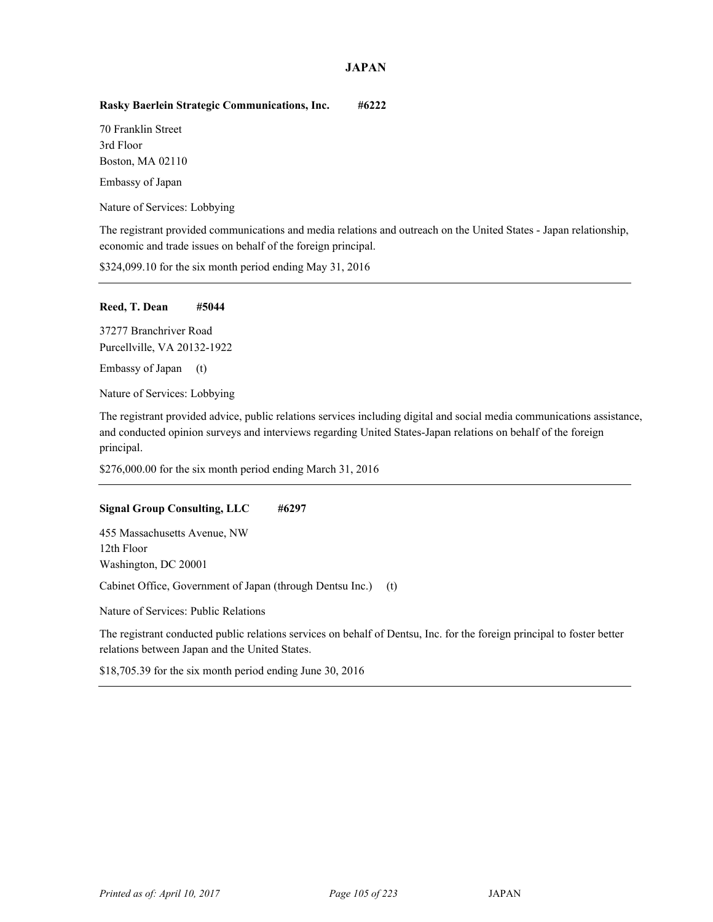# JAPAN

**Rasky Baerlein Strategic Communications, Inc. #6222**

70 Franklin Street
3rd Floor
Boston, MA 02110

Embassy of Japan

Nature of Services: Lobbying

The registrant provided communications and media relations and outreach on the United States - Japan relationship, economic and trade issues on behalf of the foreign principal.

$324,099.10 for the six month period ending May 31, 2016

---

**Reed, T. Dean #5044**

37277 Branchriver Road
Purcellville, VA 20132-1922

Embassy of Japan (t)

Nature of Services: Lobbying

The registrant provided advice, public relations services including digital and social media communications assistance, and conducted opinion surveys and interviews regarding United States-Japan relations on behalf of the foreign principal.

$276,000.00 for the six month period ending March 31, 2016

---

**Signal Group Consulting, LLC #6297**

455 Massachusetts Avenue, NW
12th Floor
Washington, DC 20001

Cabinet Office, Government of Japan (through Dentsu Inc.) (t)

Nature of Services: Public Relations

The registrant conducted public relations services on behalf of Dentsu, Inc. for the foreign principal to foster better relations between Japan and the United States.

$18,705.39 for the six month period ending June 30, 2016

---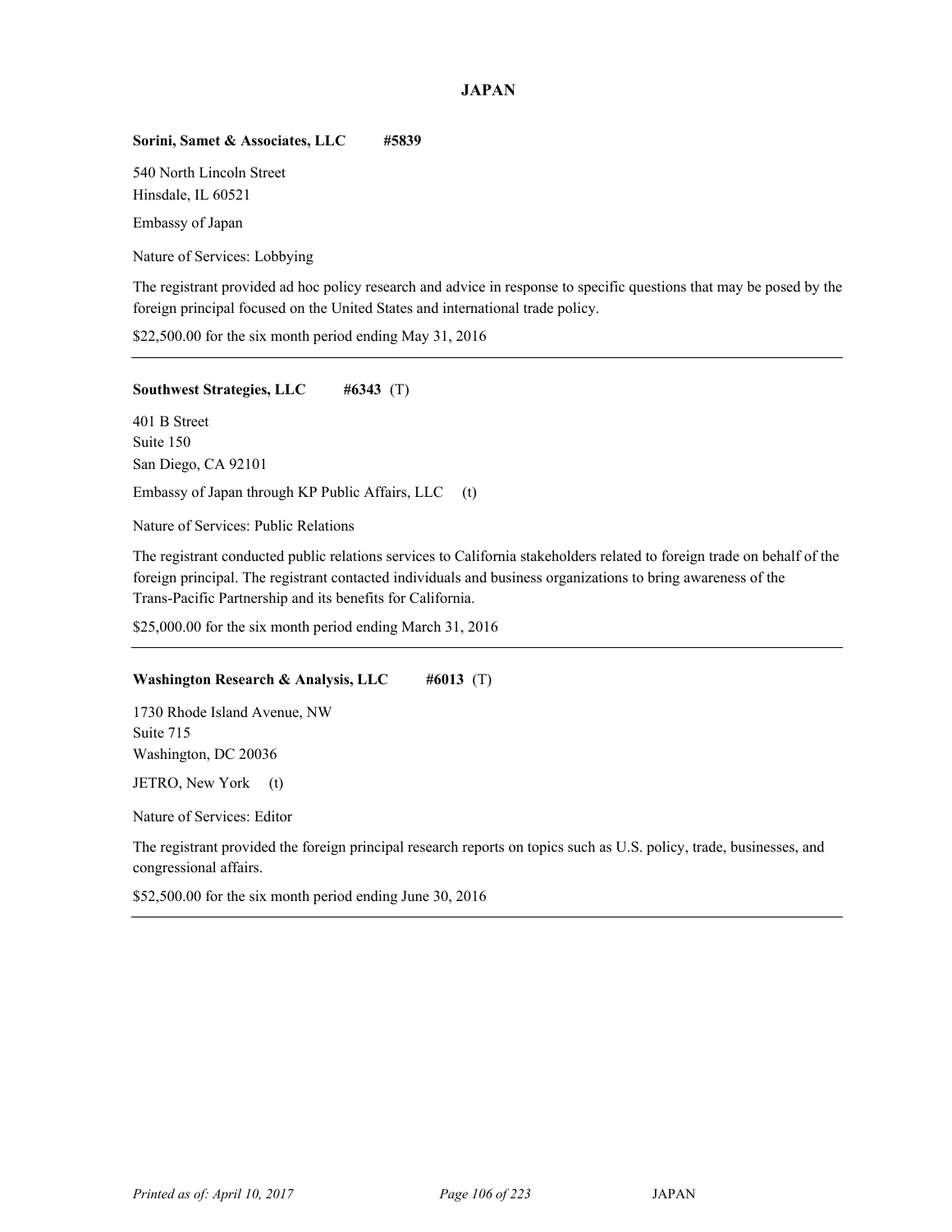## JAPAN

**Sorini, Samet & Associates, LLC #5839**

540 North Lincoln Street
Hinsdale, IL 60521

Embassy of Japan

Nature of Services: Lobbying

The registrant provided ad hoc policy research and advice in response to specific questions that may be posed by the foreign principal focused on the United States and international trade policy.

$22,500.00 for the six month period ending May 31, 2016

---

**Southwest Strategies, LLC #6343** (T)

401 B Street
Suite 150
San Diego, CA 92101

Embassy of Japan through KP Public Affairs, LLC (t)

Nature of Services: Public Relations

The registrant conducted public relations services to California stakeholders related to foreign trade on behalf of the foreign principal. The registrant contacted individuals and business organizations to bring awareness of the Trans-Pacific Partnership and its benefits for California.

$25,000.00 for the six month period ending March 31, 2016

---

**Washington Research & Analysis, LLC #6013** (T)

1730 Rhode Island Avenue, NW
Suite 715
Washington, DC 20036

JETRO, New York (t)

Nature of Services: Editor

The registrant provided the foreign principal research reports on topics such as U.S. policy, trade, businesses, and congressional affairs.

$52,500.00 for the six month period ending June 30, 2016

---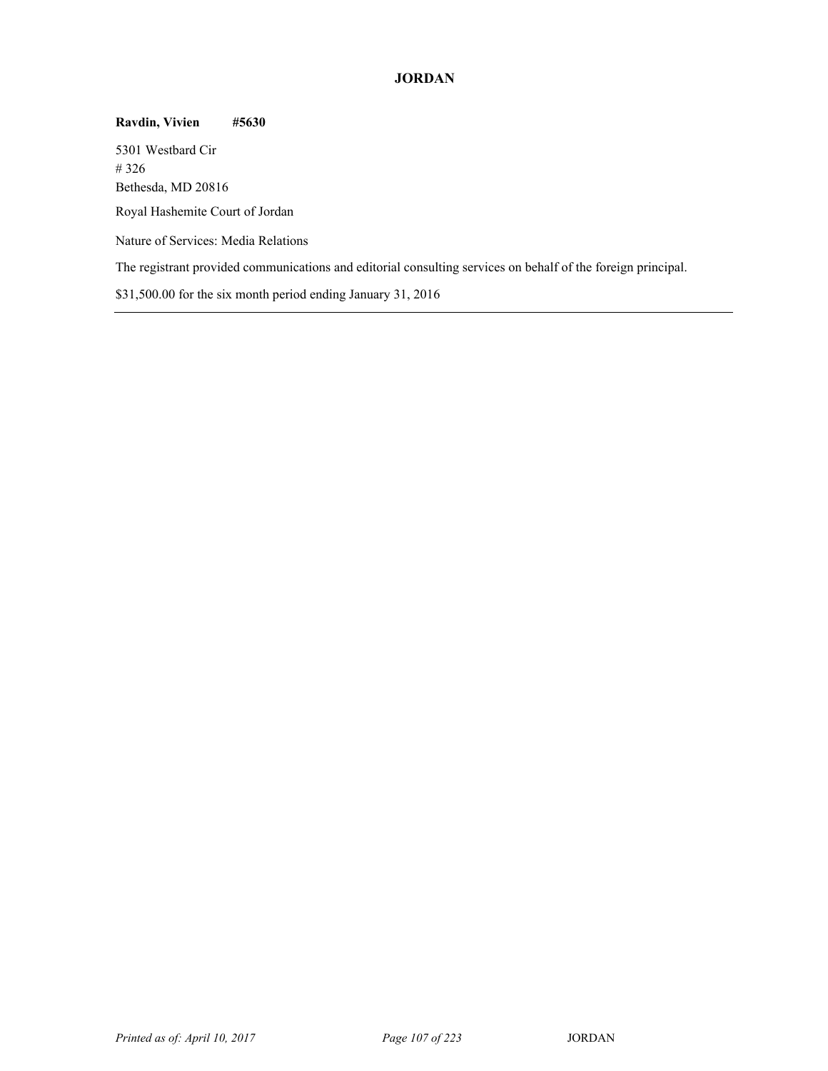## JORDAN

**Ravdin, Vivien #5630**

5301 Westbard Cir
# 326
Bethesda, MD 20816

Royal Hashemite Court of Jordan

Nature of Services: Media Relations

The registrant provided communications and editorial consulting services on behalf of the foreign principal.

$31,500.00 for the six month period ending January 31, 2016

---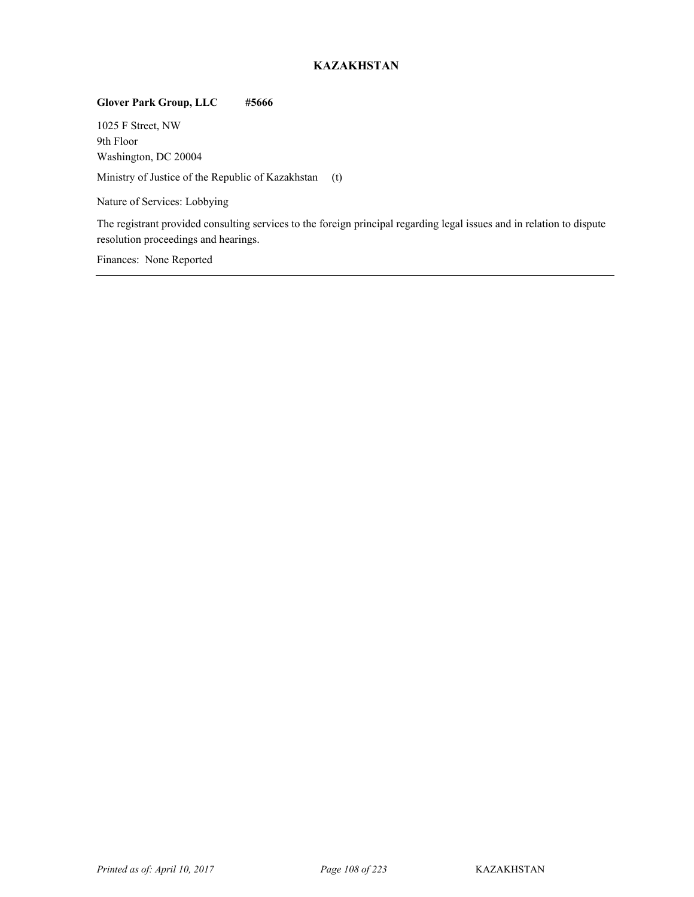# KAZAKHSTAN

**Glover Park Group, LLC #5666**

1025 F Street, NW
9th Floor
Washington, DC 20004

Ministry of Justice of the Republic of Kazakhstan (t)

Nature of Services: Lobbying

The registrant provided consulting services to the foreign principal regarding legal issues and in relation to dispute resolution proceedings and hearings.

Finances: None Reported

---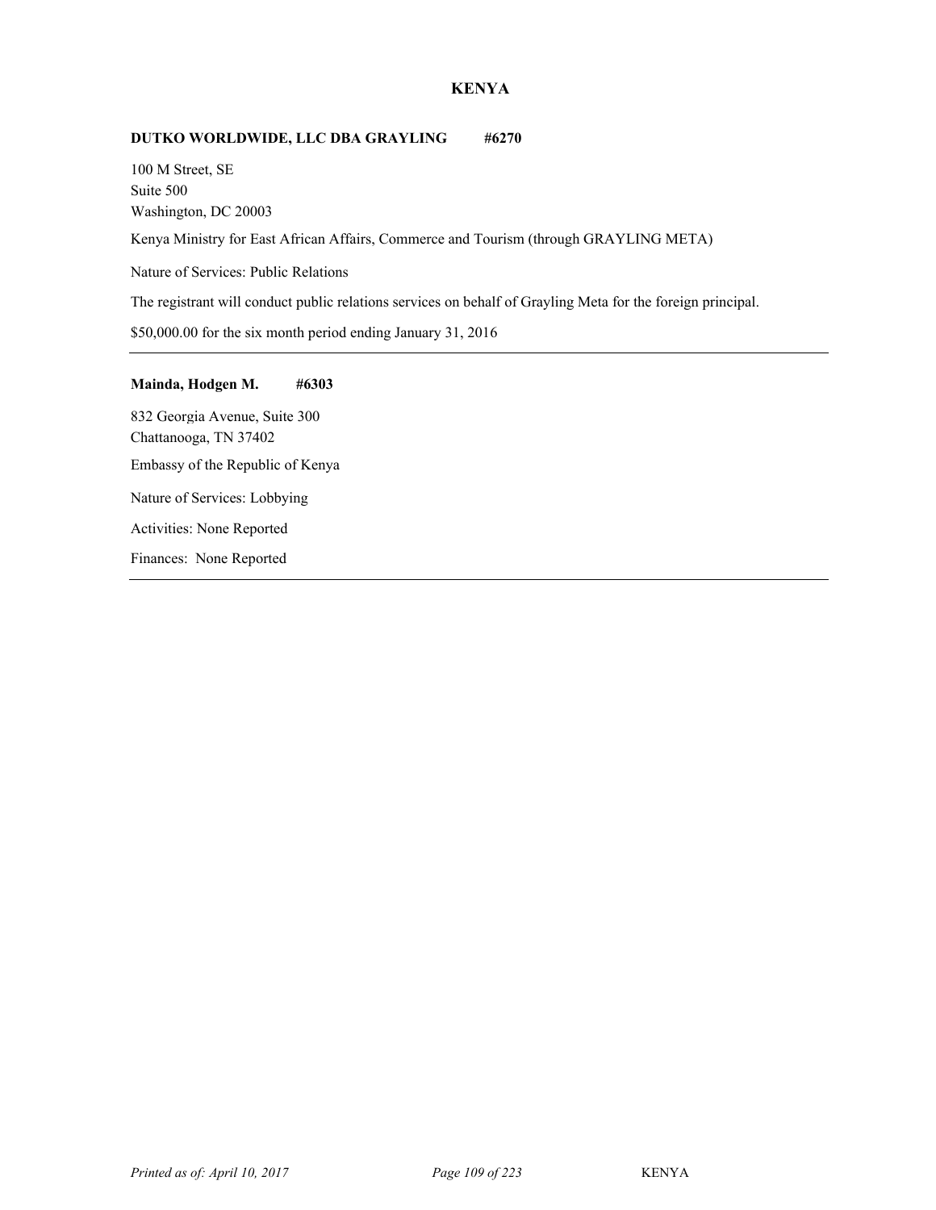# KENYA

**DUTKO WORLDWIDE, LLC DBA GRAYLING #6270**

100 M Street, SE
Suite 500
Washington, DC 20003

Kenya Ministry for East African Affairs, Commerce and Tourism (through GRAYLING META)

Nature of Services: Public Relations

The registrant will conduct public relations services on behalf of Grayling Meta for the foreign principal.

$50,000.00 for the six month period ending January 31, 2016

---

**Mainda, Hodgen M. #6303**

832 Georgia Avenue, Suite 300
Chattanooga, TN 37402

Embassy of the Republic of Kenya

Nature of Services: Lobbying

Activities: None Reported

Finances: None Reported

---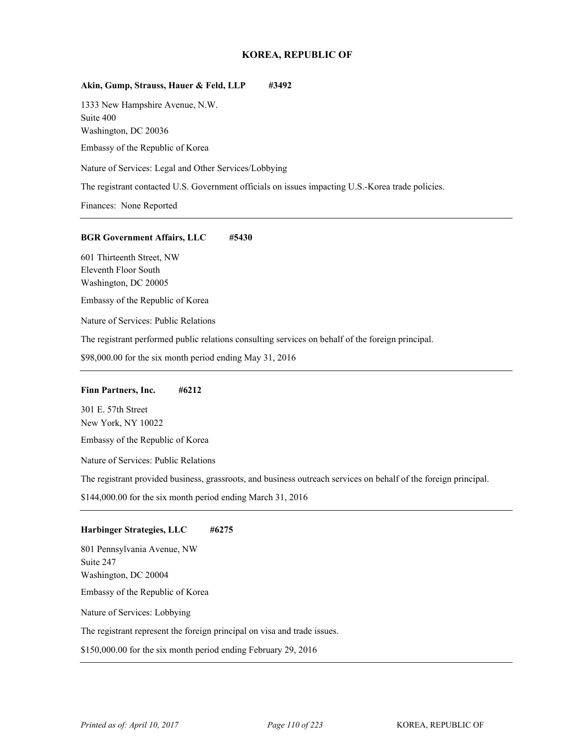## KOREA, REPUBLIC OF

**Akin, Gump, Strauss, Hauer & Feld, LLP #3492**

1333 New Hampshire Avenue, N.W.
Suite 400
Washington, DC 20036

Embassy of the Republic of Korea

Nature of Services: Legal and Other Services/Lobbying

The registrant contacted U.S. Government officials on issues impacting U.S.-Korea trade policies.

Finances: None Reported

---

**BGR Government Affairs, LLC #5430**

601 Thirteenth Street, NW
Eleventh Floor South
Washington, DC 20005

Embassy of the Republic of Korea

Nature of Services: Public Relations

The registrant performed public relations consulting services on behalf of the foreign principal.

$98,000.00 for the six month period ending May 31, 2016

---

**Finn Partners, Inc. #6212**

301 E. 57th Street
New York, NY 10022

Embassy of the Republic of Korea

Nature of Services: Public Relations

The registrant provided business, grassroots, and business outreach services on behalf of the foreign principal.

$144,000.00 for the six month period ending March 31, 2016

---

**Harbinger Strategies, LLC #6275**

801 Pennsylvania Avenue, NW
Suite 247
Washington, DC 20004

Embassy of the Republic of Korea

Nature of Services: Lobbying

The registrant represent the foreign principal on visa and trade issues.

$150,000.00 for the six month period ending February 29, 2016

---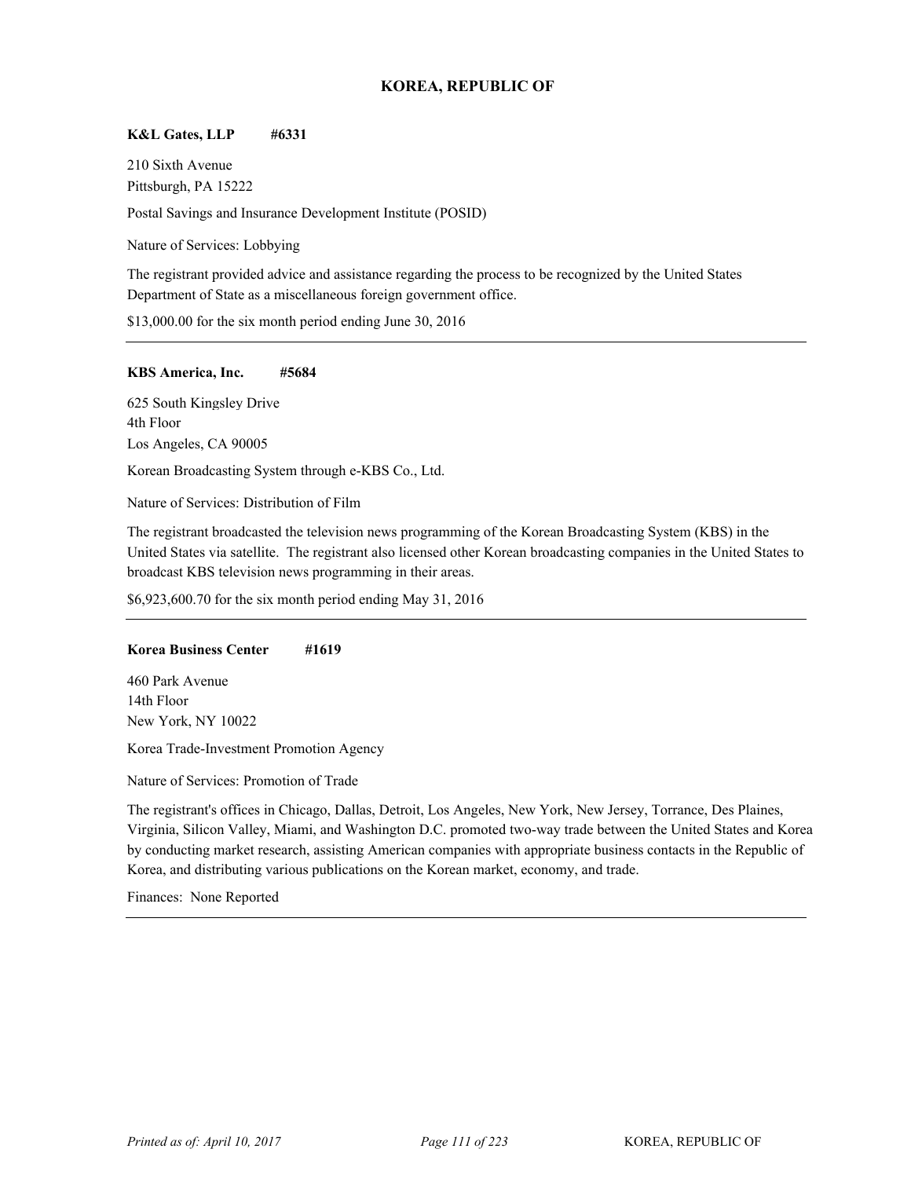## KOREA, REPUBLIC OF

**K&L Gates, LLP #6331**

210 Sixth Avenue
Pittsburgh, PA 15222

Postal Savings and Insurance Development Institute (POSID)

Nature of Services: Lobbying

The registrant provided advice and assistance regarding the process to be recognized by the United States Department of State as a miscellaneous foreign government office.

$13,000.00 for the six month period ending June 30, 2016

---

**KBS America, Inc. #5684**

625 South Kingsley Drive
4th Floor
Los Angeles, CA 90005

Korean Broadcasting System through e-KBS Co., Ltd.

Nature of Services: Distribution of Film

The registrant broadcasted the television news programming of the Korean Broadcasting System (KBS) in the United States via satellite. The registrant also licensed other Korean broadcasting companies in the United States to broadcast KBS television news programming in their areas.

$6,923,600.70 for the six month period ending May 31, 2016

---

**Korea Business Center #1619**

460 Park Avenue
14th Floor
New York, NY 10022

Korea Trade-Investment Promotion Agency

Nature of Services: Promotion of Trade

The registrant's offices in Chicago, Dallas, Detroit, Los Angeles, New York, New Jersey, Torrance, Des Plaines, Virginia, Silicon Valley, Miami, and Washington D.C. promoted two-way trade between the United States and Korea by conducting market research, assisting American companies with appropriate business contacts in the Republic of Korea, and distributing various publications on the Korean market, economy, and trade.

Finances: None Reported

---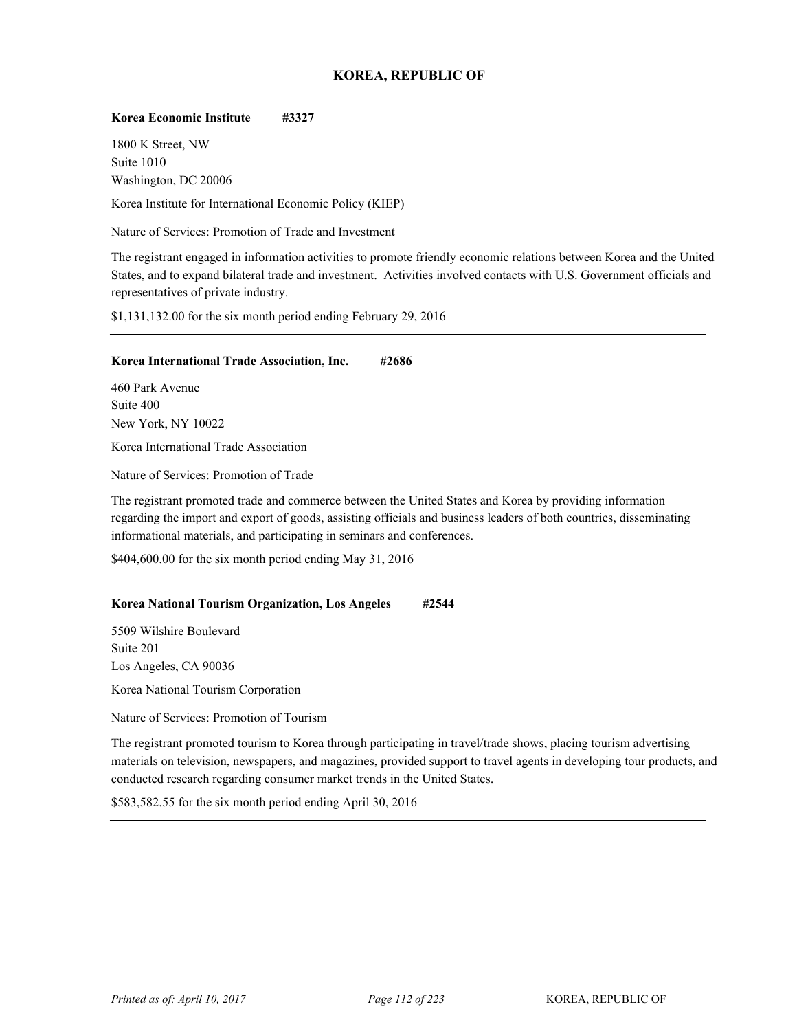## KOREA, REPUBLIC OF

**Korea Economic Institute #3327**

1800 K Street, NW
Suite 1010
Washington, DC 20006

Korea Institute for International Economic Policy (KIEP)

Nature of Services: Promotion of Trade and Investment

The registrant engaged in information activities to promote friendly economic relations between Korea and the United States, and to expand bilateral trade and investment. Activities involved contacts with U.S. Government officials and representatives of private industry.

$1,131,132.00 for the six month period ending February 29, 2016

---

**Korea International Trade Association, Inc. #2686**

460 Park Avenue
Suite 400
New York, NY 10022

Korea International Trade Association

Nature of Services: Promotion of Trade

The registrant promoted trade and commerce between the United States and Korea by providing information regarding the import and export of goods, assisting officials and business leaders of both countries, disseminating informational materials, and participating in seminars and conferences.

$404,600.00 for the six month period ending May 31, 2016

---

**Korea National Tourism Organization, Los Angeles #2544**

5509 Wilshire Boulevard
Suite 201
Los Angeles, CA 90036

Korea National Tourism Corporation

Nature of Services: Promotion of Tourism

The registrant promoted tourism to Korea through participating in travel/trade shows, placing tourism advertising materials on television, newspapers, and magazines, provided support to travel agents in developing tour products, and conducted research regarding consumer market trends in the United States.

$583,582.55 for the six month period ending April 30, 2016

---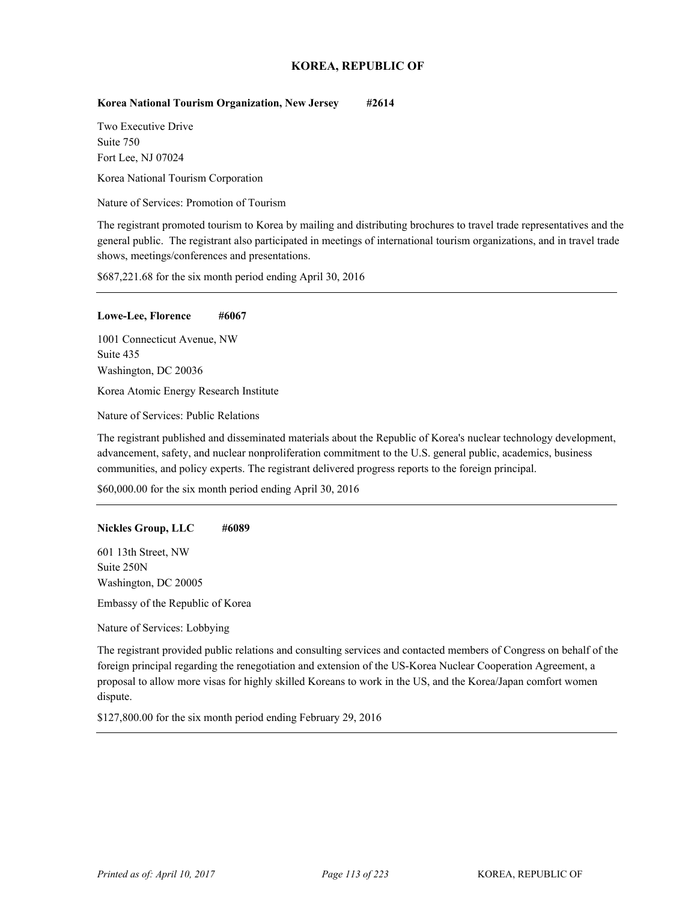## KOREA, REPUBLIC OF

**Korea National Tourism Organization, New Jersey #2614**

Two Executive Drive
Suite 750
Fort Lee, NJ 07024

Korea National Tourism Corporation

Nature of Services: Promotion of Tourism

The registrant promoted tourism to Korea by mailing and distributing brochures to travel trade representatives and the general public. The registrant also participated in meetings of international tourism organizations, and in travel trade shows, meetings/conferences and presentations.

$687,221.68 for the six month period ending April 30, 2016

---

**Lowe-Lee, Florence #6067**

1001 Connecticut Avenue, NW
Suite 435
Washington, DC 20036

Korea Atomic Energy Research Institute

Nature of Services: Public Relations

The registrant published and disseminated materials about the Republic of Korea's nuclear technology development, advancement, safety, and nuclear nonproliferation commitment to the U.S. general public, academics, business communities, and policy experts. The registrant delivered progress reports to the foreign principal.

$60,000.00 for the six month period ending April 30, 2016

---

**Nickles Group, LLC #6089**

601 13th Street, NW
Suite 250N
Washington, DC 20005

Embassy of the Republic of Korea

Nature of Services: Lobbying

The registrant provided public relations and consulting services and contacted members of Congress on behalf of the foreign principal regarding the renegotiation and extension of the US-Korea Nuclear Cooperation Agreement, a proposal to allow more visas for highly skilled Koreans to work in the US, and the Korea/Japan comfort women dispute.

$127,800.00 for the six month period ending February 29, 2016

---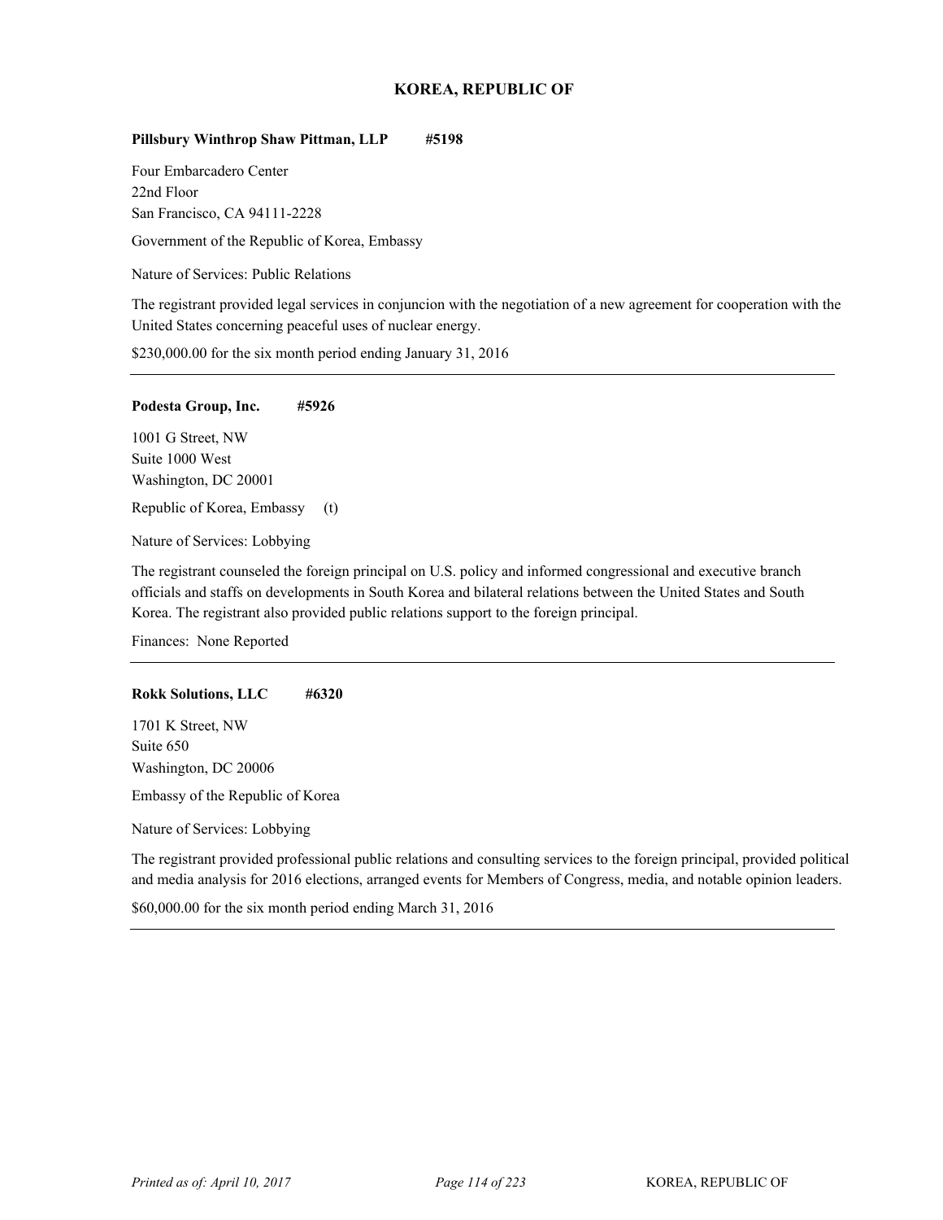## KOREA, REPUBLIC OF

**Pillsbury Winthrop Shaw Pittman, LLP #5198**

Four Embarcadero Center
22nd Floor
San Francisco, CA 94111-2228

Government of the Republic of Korea, Embassy

Nature of Services: Public Relations

The registrant provided legal services in conjuncion with the negotiation of a new agreement for cooperation with the United States concerning peaceful uses of nuclear energy.

$230,000.00 for the six month period ending January 31, 2016

---

**Podesta Group, Inc. #5926**

1001 G Street, NW
Suite 1000 West
Washington, DC 20001

Republic of Korea, Embassy (t)

Nature of Services: Lobbying

The registrant counseled the foreign principal on U.S. policy and informed congressional and executive branch officials and staffs on developments in South Korea and bilateral relations between the United States and South Korea. The registrant also provided public relations support to the foreign principal.

Finances: None Reported

---

**Rokk Solutions, LLC #6320**

1701 K Street, NW
Suite 650
Washington, DC 20006

Embassy of the Republic of Korea

Nature of Services: Lobbying

The registrant provided professional public relations and consulting services to the foreign principal, provided political and media analysis for 2016 elections, arranged events for Members of Congress, media, and notable opinion leaders.

$60,000.00 for the six month period ending March 31, 2016

---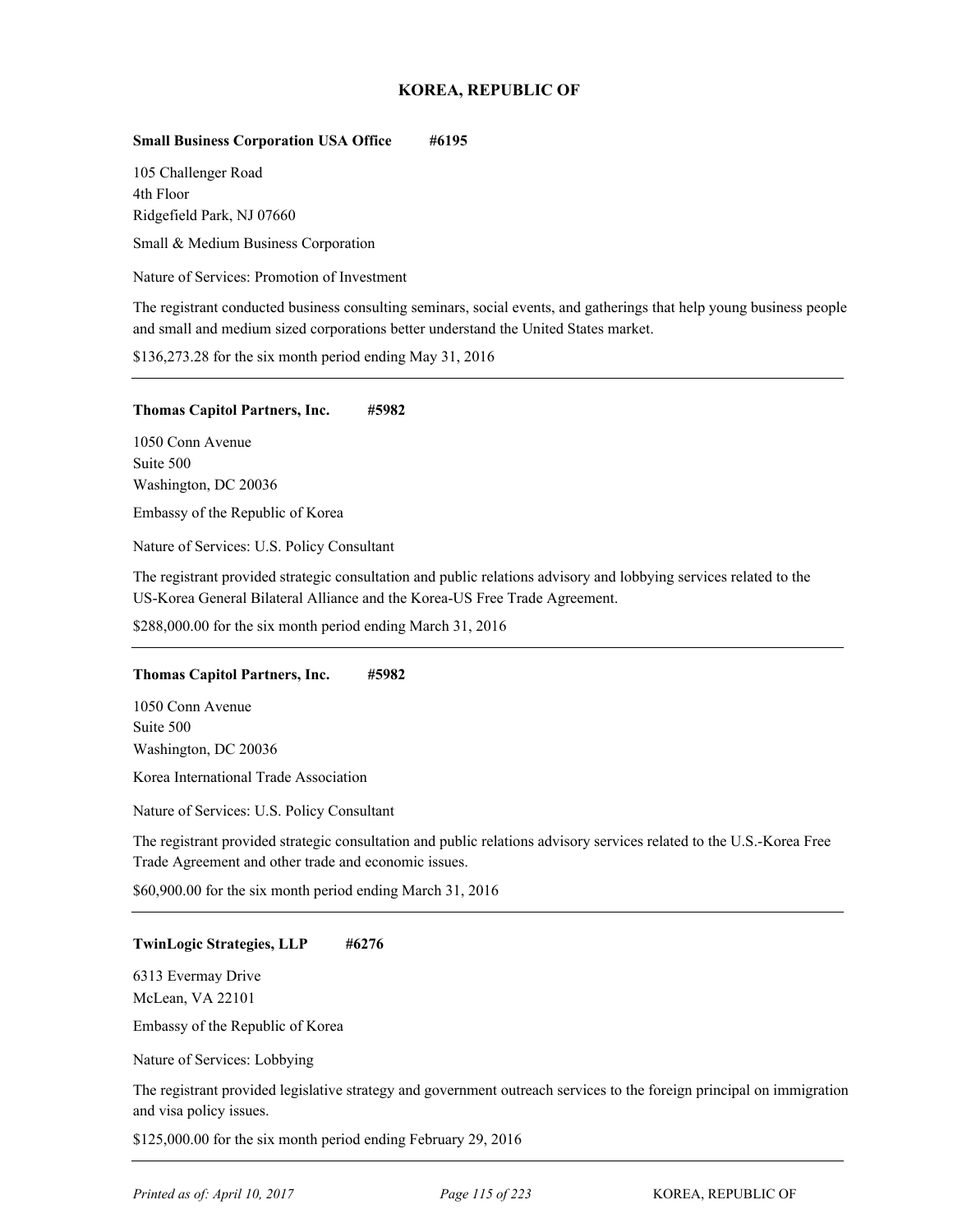## KOREA, REPUBLIC OF

**Small Business Corporation USA Office #6195**

105 Challenger Road
4th Floor
Ridgefield Park, NJ 07660

Small & Medium Business Corporation

Nature of Services: Promotion of Investment

The registrant conducted business consulting seminars, social events, and gatherings that help young business people and small and medium sized corporations better understand the United States market.

$136,273.28 for the six month period ending May 31, 2016

---

**Thomas Capitol Partners, Inc. #5982**

1050 Conn Avenue
Suite 500
Washington, DC 20036

Embassy of the Republic of Korea

Nature of Services: U.S. Policy Consultant

The registrant provided strategic consultation and public relations advisory and lobbying services related to the US-Korea General Bilateral Alliance and the Korea-US Free Trade Agreement.

$288,000.00 for the six month period ending March 31, 2016

---

**Thomas Capitol Partners, Inc. #5982**

1050 Conn Avenue
Suite 500
Washington, DC 20036

Korea International Trade Association

Nature of Services: U.S. Policy Consultant

The registrant provided strategic consultation and public relations advisory services related to the U.S.-Korea Free Trade Agreement and other trade and economic issues.

$60,900.00 for the six month period ending March 31, 2016

---

**TwinLogic Strategies, LLP #6276**

6313 Evermay Drive
McLean, VA 22101

Embassy of the Republic of Korea

Nature of Services: Lobbying

The registrant provided legislative strategy and government outreach services to the foreign principal on immigration and visa policy issues.

$125,000.00 for the six month period ending February 29, 2016

---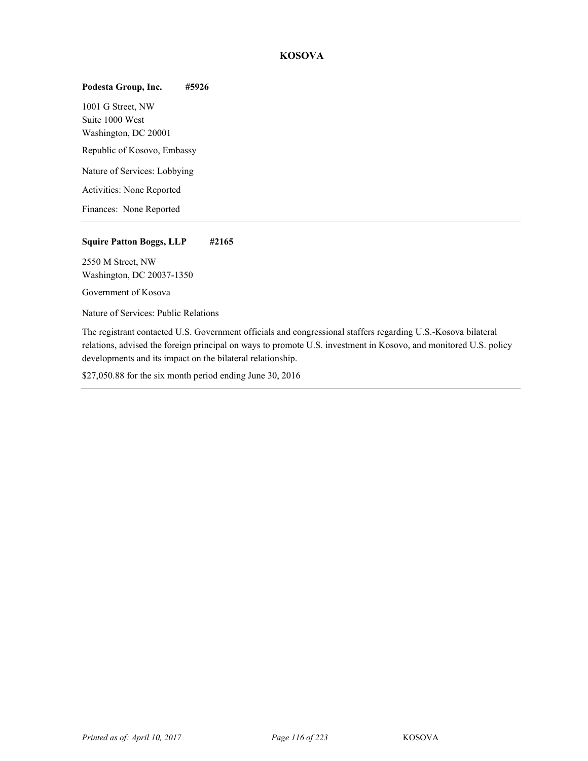## KOSOVA

**Podesta Group, Inc. #5926**

1001 G Street, NW
Suite 1000 West
Washington, DC 20001

Republic of Kosovo, Embassy

Nature of Services: Lobbying

Activities: None Reported

Finances: None Reported

---

**Squire Patton Boggs, LLP #2165**

2550 M Street, NW
Washington, DC 20037-1350

Government of Kosova

Nature of Services: Public Relations

The registrant contacted U.S. Government officials and congressional staffers regarding U.S.-Kosova bilateral relations, advised the foreign principal on ways to promote U.S. investment in Kosovo, and monitored U.S. policy developments and its impact on the bilateral relationship.

$27,050.88 for the six month period ending June 30, 2016

---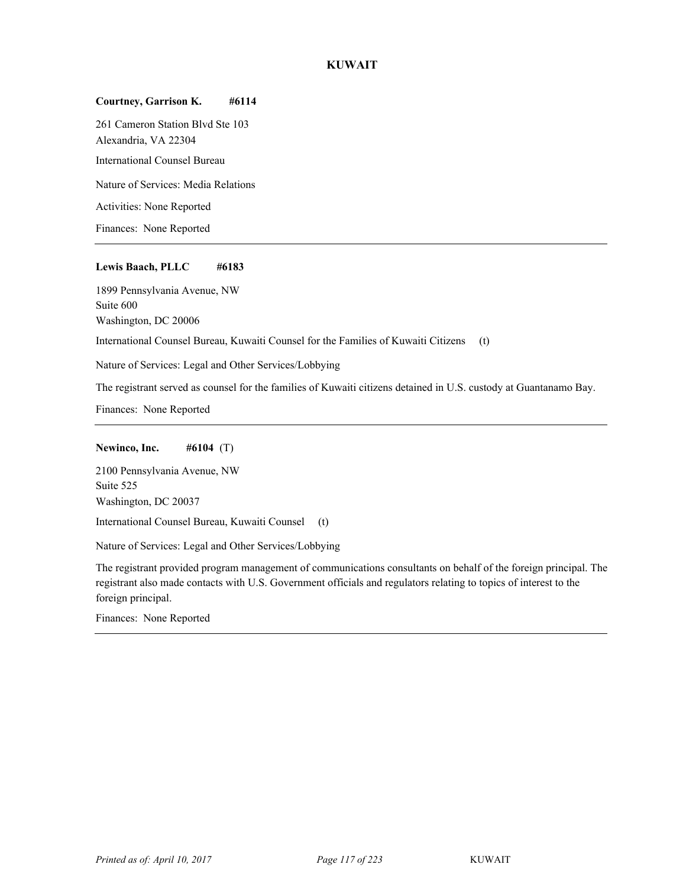# KUWAIT

**Courtney, Garrison K. #6114**

261 Cameron Station Blvd Ste 103
Alexandria, VA 22304

International Counsel Bureau

Nature of Services: Media Relations

Activities: None Reported

Finances: None Reported

---

**Lewis Baach, PLLC #6183**

1899 Pennsylvania Avenue, NW
Suite 600
Washington, DC 20006

International Counsel Bureau, Kuwaiti Counsel for the Families of Kuwaiti Citizens (t)

Nature of Services: Legal and Other Services/Lobbying

The registrant served as counsel for the families of Kuwaiti citizens detained in U.S. custody at Guantanamo Bay.

Finances: None Reported

---

**Newinco, Inc. #6104** (T)

2100 Pennsylvania Avenue, NW
Suite 525
Washington, DC 20037

International Counsel Bureau, Kuwaiti Counsel (t)

Nature of Services: Legal and Other Services/Lobbying

The registrant provided program management of communications consultants on behalf of the foreign principal. The registrant also made contacts with U.S. Government officials and regulators relating to topics of interest to the foreign principal.

Finances: None Reported

---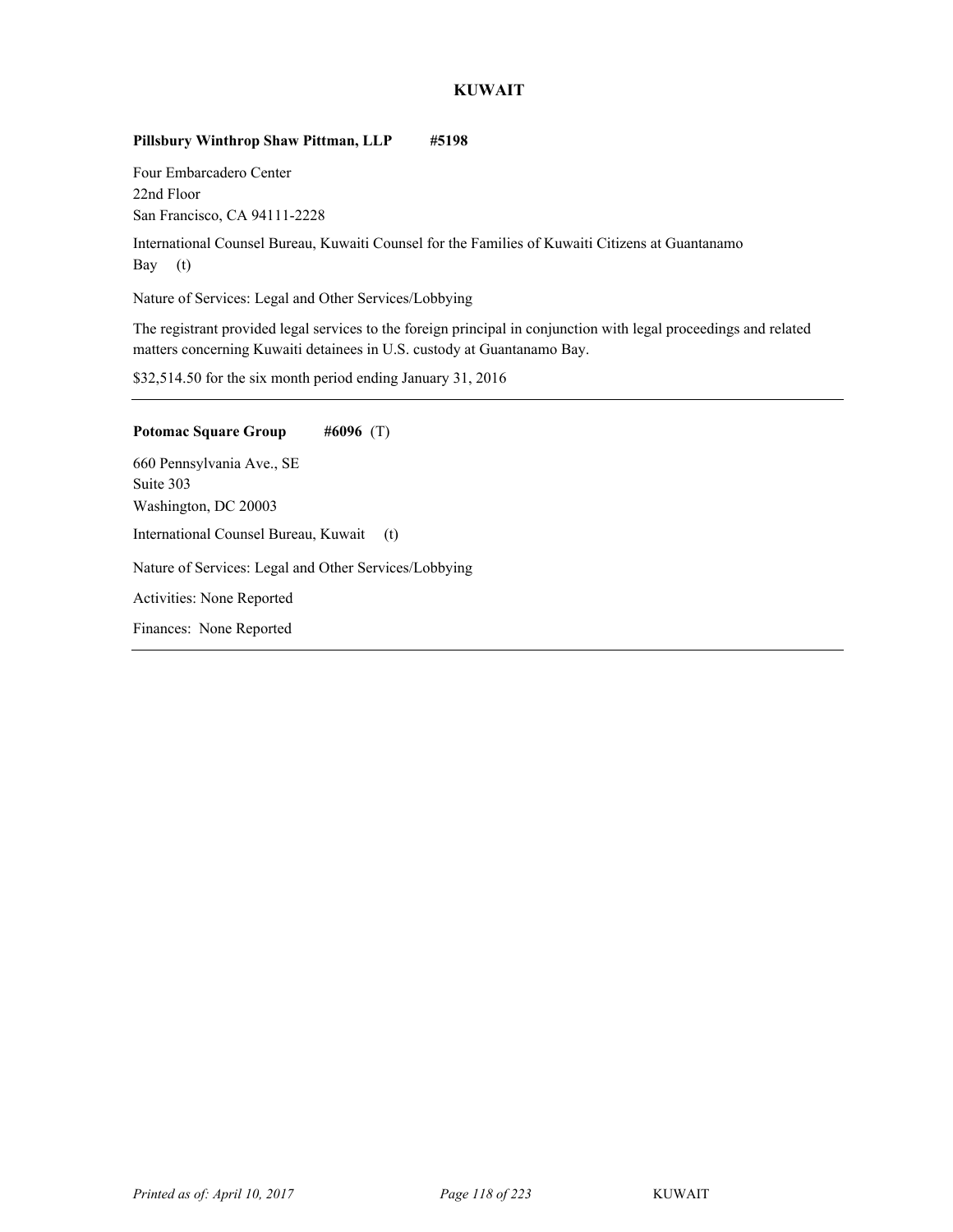# KUWAIT

**Pillsbury Winthrop Shaw Pittman, LLP #5198**

Four Embarcadero Center
22nd Floor
San Francisco, CA 94111-2228

International Counsel Bureau, Kuwaiti Counsel for the Families of Kuwaiti Citizens at Guantanamo Bay (t)

Nature of Services: Legal and Other Services/Lobbying

The registrant provided legal services to the foreign principal in conjunction with legal proceedings and related matters concerning Kuwaiti detainees in U.S. custody at Guantanamo Bay.

$32,514.50 for the six month period ending January 31, 2016

---

**Potomac Square Group #6096** (T)

660 Pennsylvania Ave., SE
Suite 303
Washington, DC 20003

International Counsel Bureau, Kuwait (t)

Nature of Services: Legal and Other Services/Lobbying

Activities: None Reported

Finances: None Reported

---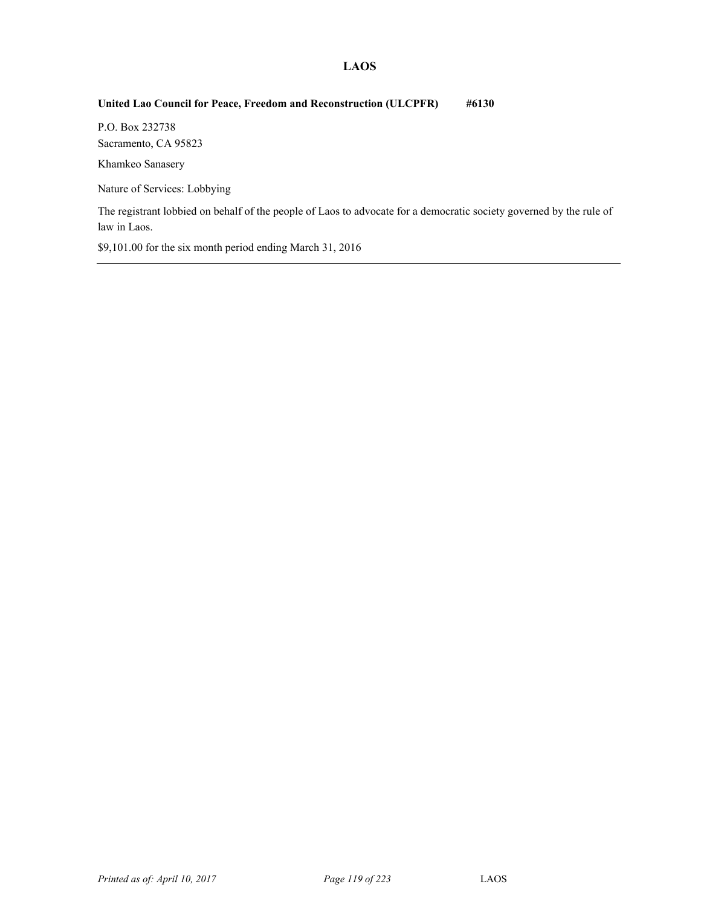## LAOS

**United Lao Council for Peace, Freedom and Reconstruction (ULCPFR) #6130**

P.O. Box 232738
Sacramento, CA 95823

Khamkeo Sanasery

Nature of Services: Lobbying

The registrant lobbied on behalf of the people of Laos to advocate for a democratic society governed by the rule of law in Laos.

$9,101.00 for the six month period ending March 31, 2016

---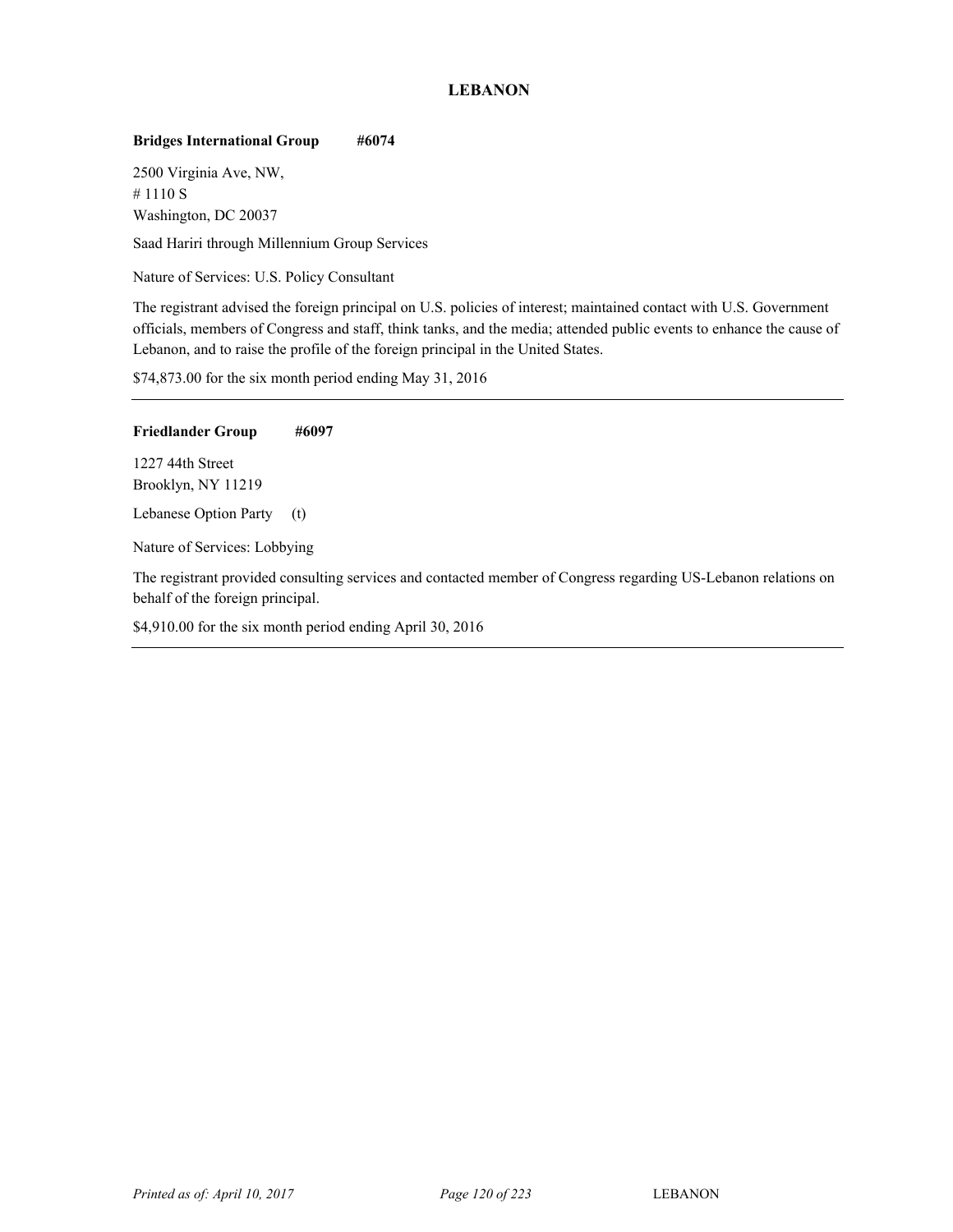## LEBANON

**Bridges International Group #6074**

2500 Virginia Ave, NW,
# 1110 S
Washington, DC 20037

Saad Hariri through Millennium Group Services

Nature of Services: U.S. Policy Consultant

The registrant advised the foreign principal on U.S. policies of interest; maintained contact with U.S. Government officials, members of Congress and staff, think tanks, and the media; attended public events to enhance the cause of Lebanon, and to raise the profile of the foreign principal in the United States.

$74,873.00 for the six month period ending May 31, 2016

---

**Friedlander Group #6097**

1227 44th Street
Brooklyn, NY 11219

Lebanese Option Party (t)

Nature of Services: Lobbying

The registrant provided consulting services and contacted member of Congress regarding US-Lebanon relations on behalf of the foreign principal.

$4,910.00 for the six month period ending April 30, 2016

---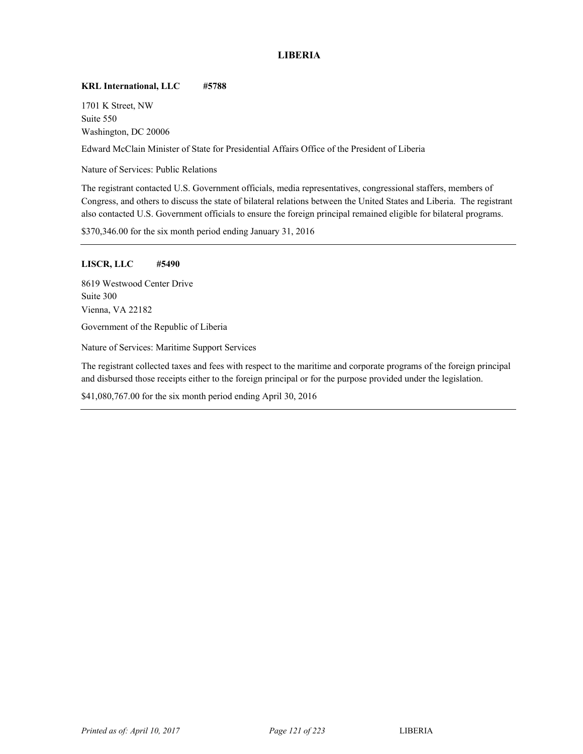## LIBERIA

**KRL International, LLC #5788**

1701 K Street, NW
Suite 550
Washington, DC 20006

Edward McClain Minister of State for Presidential Affairs Office of the President of Liberia

Nature of Services: Public Relations

The registrant contacted U.S. Government officials, media representatives, congressional staffers, members of Congress, and others to discuss the state of bilateral relations between the United States and Liberia. The registrant also contacted U.S. Government officials to ensure the foreign principal remained eligible for bilateral programs.

$370,346.00 for the six month period ending January 31, 2016

---

**LISCR, LLC #5490**

8619 Westwood Center Drive
Suite 300
Vienna, VA 22182

Government of the Republic of Liberia

Nature of Services: Maritime Support Services

The registrant collected taxes and fees with respect to the maritime and corporate programs of the foreign principal and disbursed those receipts either to the foreign principal or for the purpose provided under the legislation.

$41,080,767.00 for the six month period ending April 30, 2016

---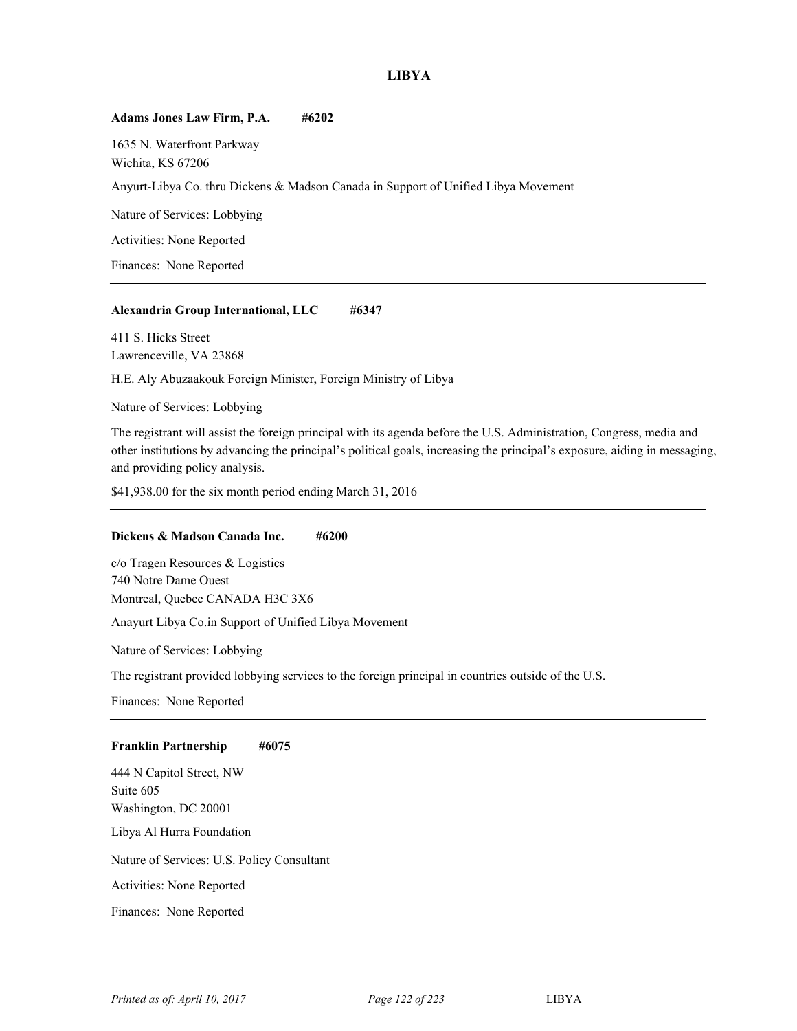# LIBYA

**Adams Jones Law Firm, P.A. #6202**

1635 N. Waterfront Parkway
Wichita, KS 67206

Anyurt-Libya Co. thru Dickens & Madson Canada in Support of Unified Libya Movement

Nature of Services: Lobbying

Activities: None Reported

Finances: None Reported

---

**Alexandria Group International, LLC #6347**

411 S. Hicks Street
Lawrenceville, VA 23868

H.E. Aly Abuzaakouk Foreign Minister, Foreign Ministry of Libya

Nature of Services: Lobbying

The registrant will assist the foreign principal with its agenda before the U.S. Administration, Congress, media and other institutions by advancing the principal's political goals, increasing the principal's exposure, aiding in messaging, and providing policy analysis.

$41,938.00 for the six month period ending March 31, 2016

---

**Dickens & Madson Canada Inc. #6200**

c/o Tragen Resources & Logistics
740 Notre Dame Ouest
Montreal, Quebec CANADA H3C 3X6

Anayurt Libya Co.in Support of Unified Libya Movement

Nature of Services: Lobbying

The registrant provided lobbying services to the foreign principal in countries outside of the U.S.

Finances: None Reported

---

**Franklin Partnership #6075**

444 N Capitol Street, NW
Suite 605
Washington, DC 20001

Libya Al Hurra Foundation

Nature of Services: U.S. Policy Consultant

Activities: None Reported

Finances: None Reported

---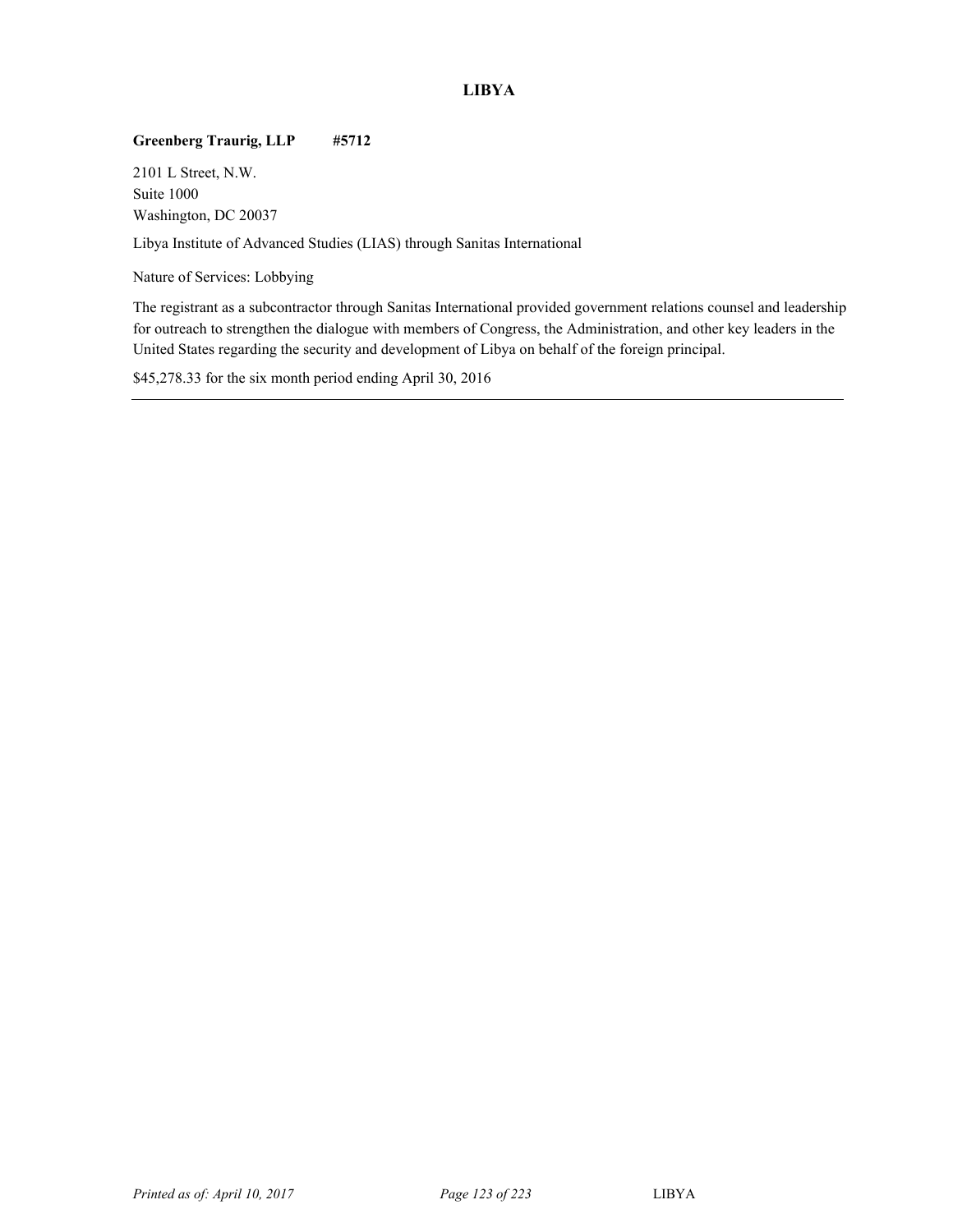## LIBYA

**Greenberg Traurig, LLP #5712**

2101 L Street, N.W.
Suite 1000
Washington, DC 20037

Libya Institute of Advanced Studies (LIAS) through Sanitas International

Nature of Services: Lobbying

The registrant as a subcontractor through Sanitas International provided government relations counsel and leadership for outreach to strengthen the dialogue with members of Congress, the Administration, and other key leaders in the United States regarding the security and development of Libya on behalf of the foreign principal.

$45,278.33 for the six month period ending April 30, 2016

---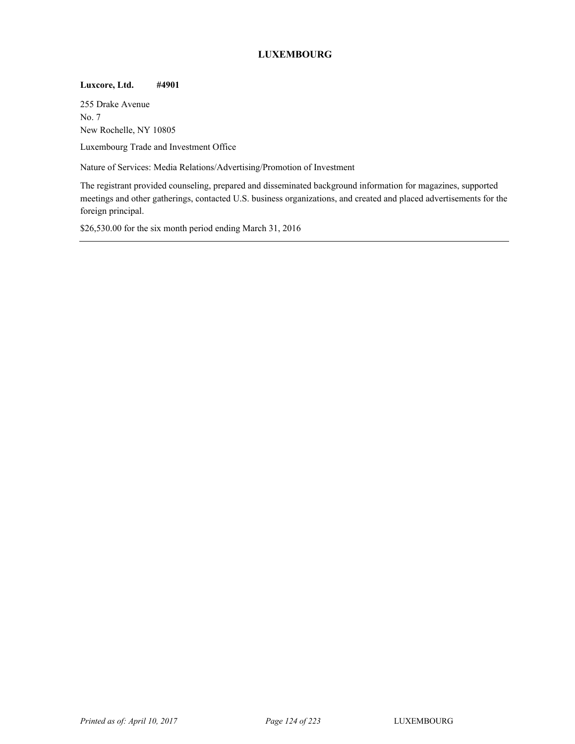## LUXEMBOURG

**Luxcore, Ltd. #4901**

255 Drake Avenue
No. 7
New Rochelle, NY 10805

Luxembourg Trade and Investment Office

Nature of Services: Media Relations/Advertising/Promotion of Investment

The registrant provided counseling, prepared and disseminated background information for magazines, supported meetings and other gatherings, contacted U.S. business organizations, and created and placed advertisements for the foreign principal.

$26,530.00 for the six month period ending March 31, 2016

---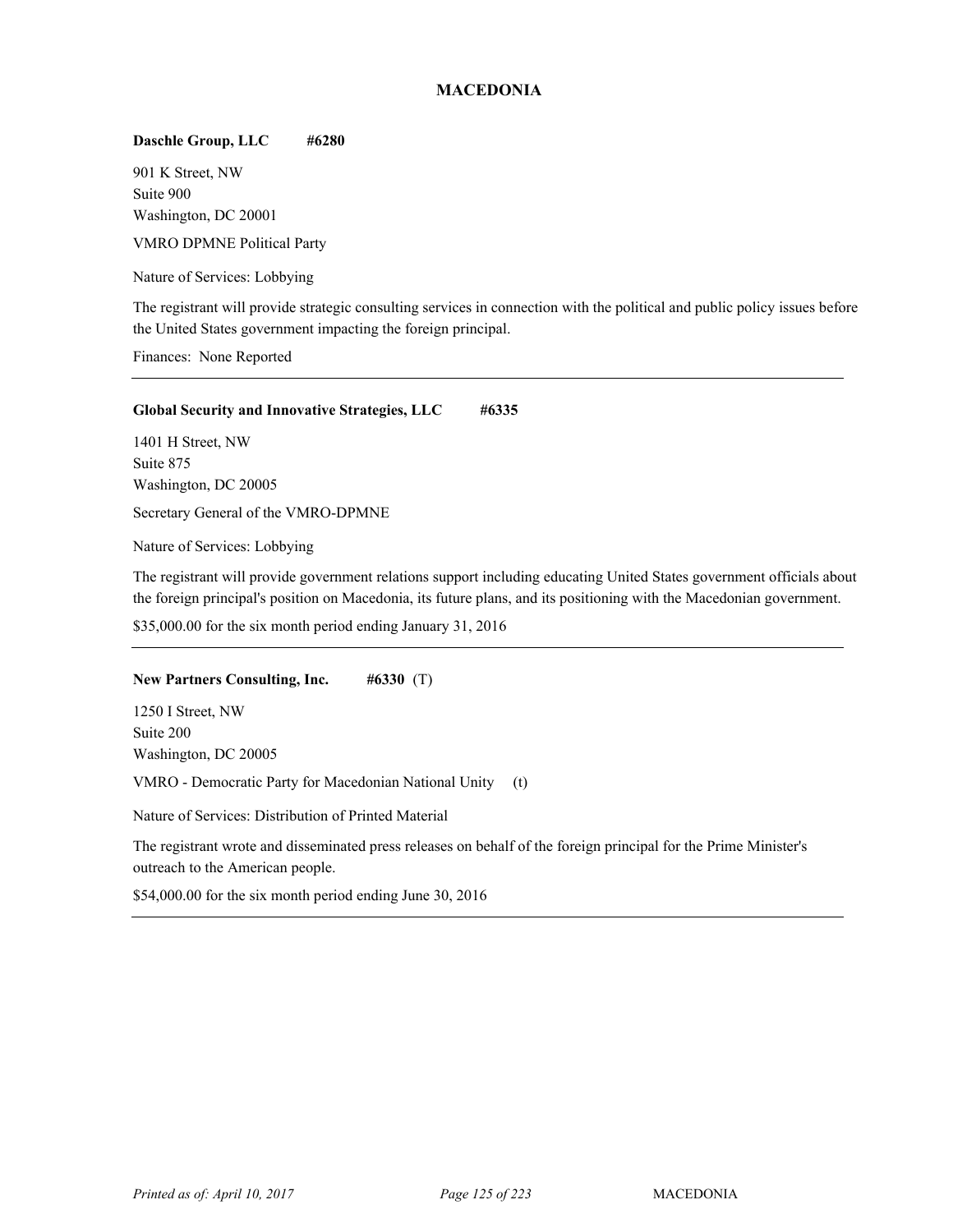# MACEDONIA

**Daschle Group, LLC    #6280**

901 K Street, NW
Suite 900
Washington, DC 20001

VMRO DPMNE Political Party

Nature of Services: Lobbying

The registrant will provide strategic consulting services in connection with the political and public policy issues before the United States government impacting the foreign principal.

Finances: None Reported

---

**Global Security and Innovative Strategies, LLC    #6335**

1401 H Street, NW
Suite 875
Washington, DC 20005

Secretary General of the VMRO-DPMNE

Nature of Services: Lobbying

The registrant will provide government relations support including educating United States government officials about the foreign principal's position on Macedonia, its future plans, and its positioning with the Macedonian government.

$35,000.00 for the six month period ending January 31, 2016

---

**New Partners Consulting, Inc.    #6330** (T)

1250 I Street, NW
Suite 200
Washington, DC 20005

VMRO - Democratic Party for Macedonian National Unity (t)

Nature of Services: Distribution of Printed Material

The registrant wrote and disseminated press releases on behalf of the foreign principal for the Prime Minister's outreach to the American people.

$54,000.00 for the six month period ending June 30, 2016

---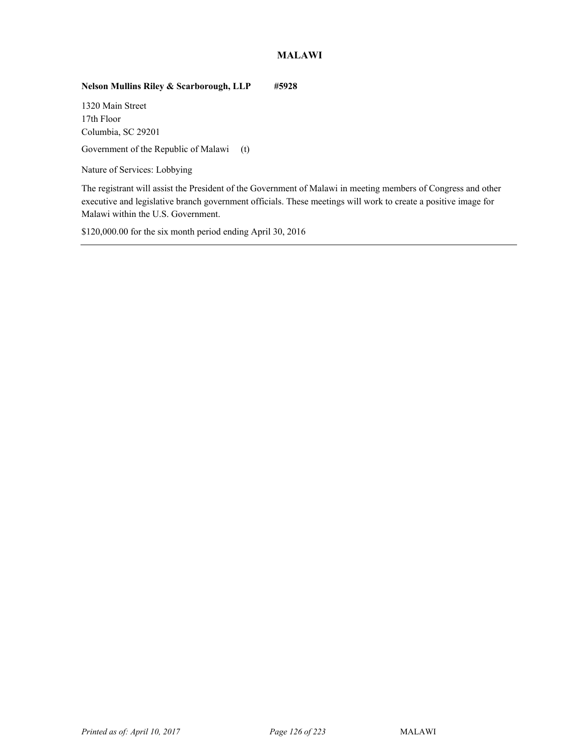## MALAWI

**Nelson Mullins Riley & Scarborough, LLP #5928**

1320 Main Street
17th Floor
Columbia, SC 29201

Government of the Republic of Malawi (t)

Nature of Services: Lobbying

The registrant will assist the President of the Government of Malawi in meeting members of Congress and other executive and legislative branch government officials. These meetings will work to create a positive image for Malawi within the U.S. Government.

$120,000.00 for the six month period ending April 30, 2016

---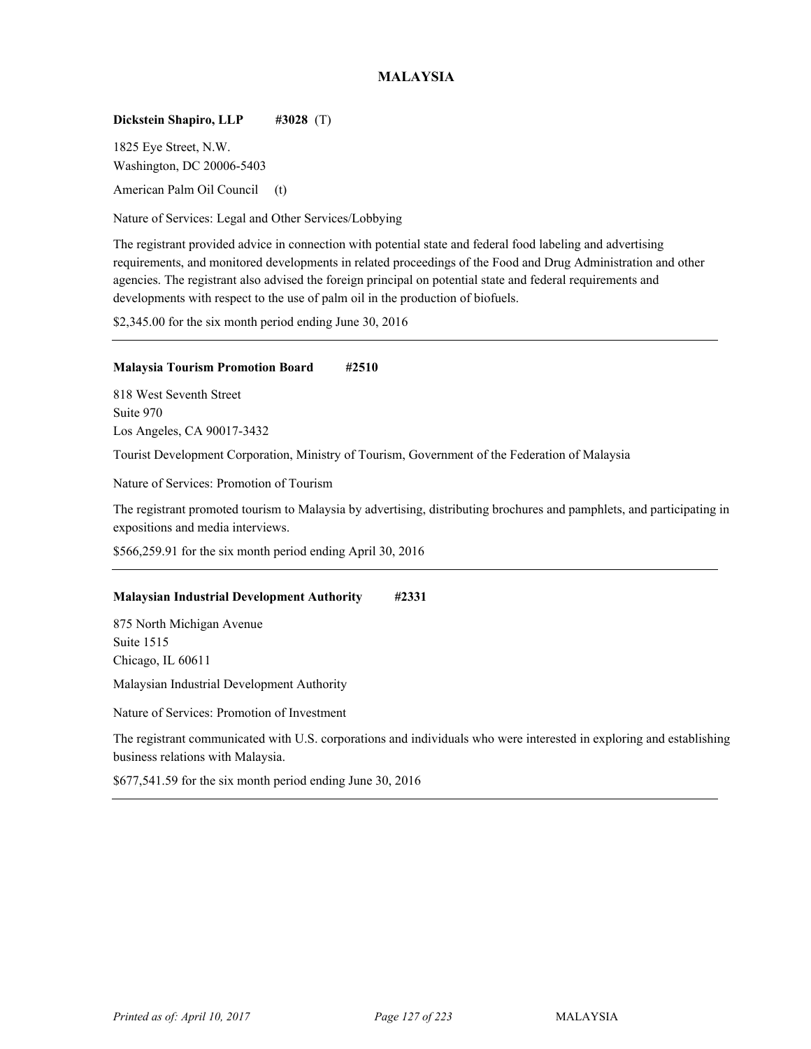# MALAYSIA

**Dickstein Shapiro, LLP** **#3028** (T)

1825 Eye Street, N.W.
Washington, DC 20006-5403

American Palm Oil Council (t)

Nature of Services: Legal and Other Services/Lobbying

The registrant provided advice in connection with potential state and federal food labeling and advertising requirements, and monitored developments in related proceedings of the Food and Drug Administration and other agencies. The registrant also advised the foreign principal on potential state and federal requirements and developments with respect to the use of palm oil in the production of biofuels.

$2,345.00 for the six month period ending June 30, 2016

---

**Malaysia Tourism Promotion Board** **#2510**

818 West Seventh Street
Suite 970
Los Angeles, CA 90017-3432

Tourist Development Corporation, Ministry of Tourism, Government of the Federation of Malaysia

Nature of Services: Promotion of Tourism

The registrant promoted tourism to Malaysia by advertising, distributing brochures and pamphlets, and participating in expositions and media interviews.

$566,259.91 for the six month period ending April 30, 2016

---

**Malaysian Industrial Development Authority** **#2331**

875 North Michigan Avenue
Suite 1515
Chicago, IL 60611

Malaysian Industrial Development Authority

Nature of Services: Promotion of Investment

The registrant communicated with U.S. corporations and individuals who were interested in exploring and establishing business relations with Malaysia.

$677,541.59 for the six month period ending June 30, 2016

---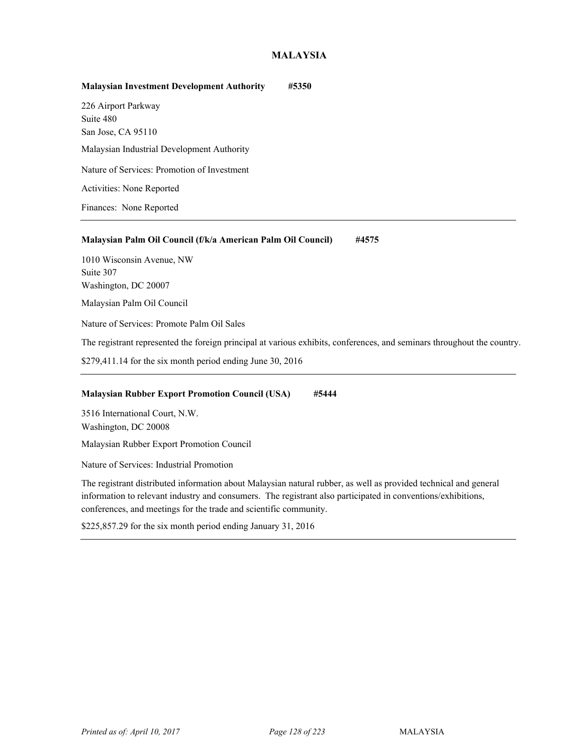## MALAYSIA

**Malaysian Investment Development Authority #5350**

226 Airport Parkway
Suite 480
San Jose, CA 95110

Malaysian Industrial Development Authority

Nature of Services: Promotion of Investment

Activities: None Reported

Finances: None Reported

---

**Malaysian Palm Oil Council (f/k/a American Palm Oil Council) #4575**

1010 Wisconsin Avenue, NW
Suite 307
Washington, DC 20007

Malaysian Palm Oil Council

Nature of Services: Promote Palm Oil Sales

The registrant represented the foreign principal at various exhibits, conferences, and seminars throughout the country.

$279,411.14 for the six month period ending June 30, 2016

---

**Malaysian Rubber Export Promotion Council (USA) #5444**

3516 International Court, N.W.
Washington, DC 20008

Malaysian Rubber Export Promotion Council

Nature of Services: Industrial Promotion

The registrant distributed information about Malaysian natural rubber, as well as provided technical and general information to relevant industry and consumers. The registrant also participated in conventions/exhibitions, conferences, and meetings for the trade and scientific community.

$225,857.29 for the six month period ending January 31, 2016

---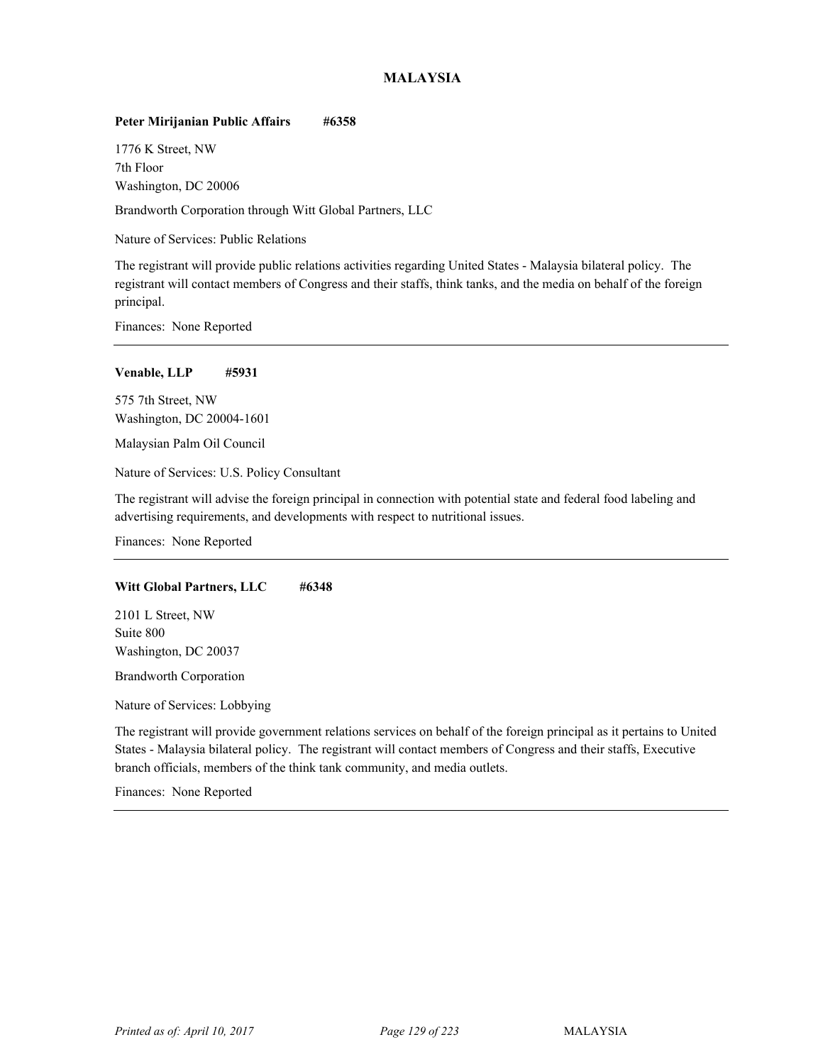# MALAYSIA

**Peter Mirijanian Public Affairs #6358**

1776 K Street, NW
7th Floor
Washington, DC 20006

Brandworth Corporation through Witt Global Partners, LLC

Nature of Services: Public Relations

The registrant will provide public relations activities regarding United States - Malaysia bilateral policy. The registrant will contact members of Congress and their staffs, think tanks, and the media on behalf of the foreign principal.

Finances: None Reported

---

**Venable, LLP #5931**

575 7th Street, NW
Washington, DC 20004-1601

Malaysian Palm Oil Council

Nature of Services: U.S. Policy Consultant

The registrant will advise the foreign principal in connection with potential state and federal food labeling and advertising requirements, and developments with respect to nutritional issues.

Finances: None Reported

---

**Witt Global Partners, LLC #6348**

2101 L Street, NW
Suite 800
Washington, DC 20037

Brandworth Corporation

Nature of Services: Lobbying

The registrant will provide government relations services on behalf of the foreign principal as it pertains to United States - Malaysia bilateral policy. The registrant will contact members of Congress and their staffs, Executive branch officials, members of the think tank community, and media outlets.

Finances: None Reported

---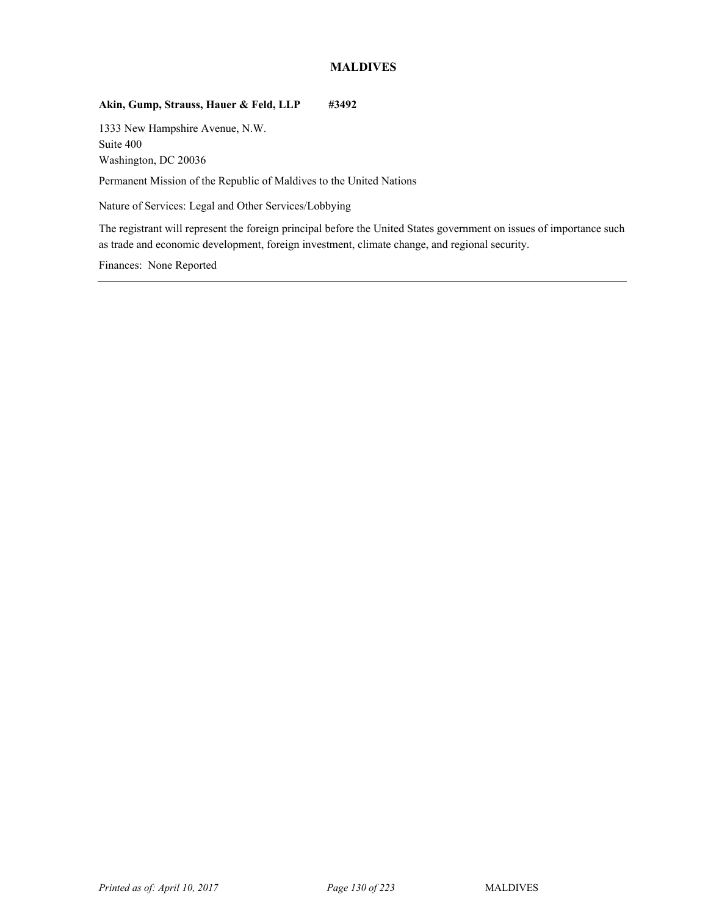## MALDIVES

**Akin, Gump, Strauss, Hauer & Feld, LLP #3492**

1333 New Hampshire Avenue, N.W.
Suite 400
Washington, DC 20036

Permanent Mission of the Republic of Maldives to the United Nations

Nature of Services: Legal and Other Services/Lobbying

The registrant will represent the foreign principal before the United States government on issues of importance such as trade and economic development, foreign investment, climate change, and regional security.

Finances: None Reported

---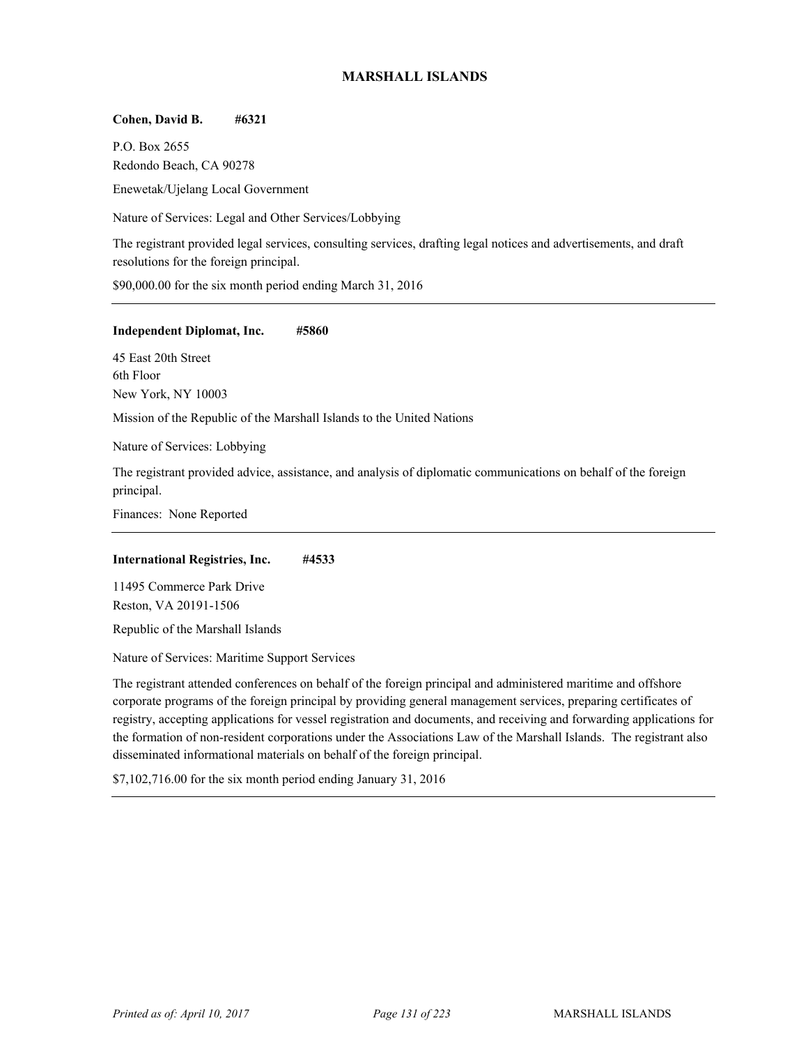## MARSHALL ISLANDS

**Cohen, David B. #6321**

P.O. Box 2655
Redondo Beach, CA 90278

Enewetak/Ujelang Local Government

Nature of Services: Legal and Other Services/Lobbying

The registrant provided legal services, consulting services, drafting legal notices and advertisements, and draft resolutions for the foreign principal.

$90,000.00 for the six month period ending March 31, 2016

---

**Independent Diplomat, Inc. #5860**

45 East 20th Street
6th Floor
New York, NY 10003

Mission of the Republic of the Marshall Islands to the United Nations

Nature of Services: Lobbying

The registrant provided advice, assistance, and analysis of diplomatic communications on behalf of the foreign principal.

Finances: None Reported

---

**International Registries, Inc. #4533**

11495 Commerce Park Drive
Reston, VA 20191-1506

Republic of the Marshall Islands

Nature of Services: Maritime Support Services

The registrant attended conferences on behalf of the foreign principal and administered maritime and offshore corporate programs of the foreign principal by providing general management services, preparing certificates of registry, accepting applications for vessel registration and documents, and receiving and forwarding applications for the formation of non-resident corporations under the Associations Law of the Marshall Islands. The registrant also disseminated informational materials on behalf of the foreign principal.

$7,102,716.00 for the six month period ending January 31, 2016

---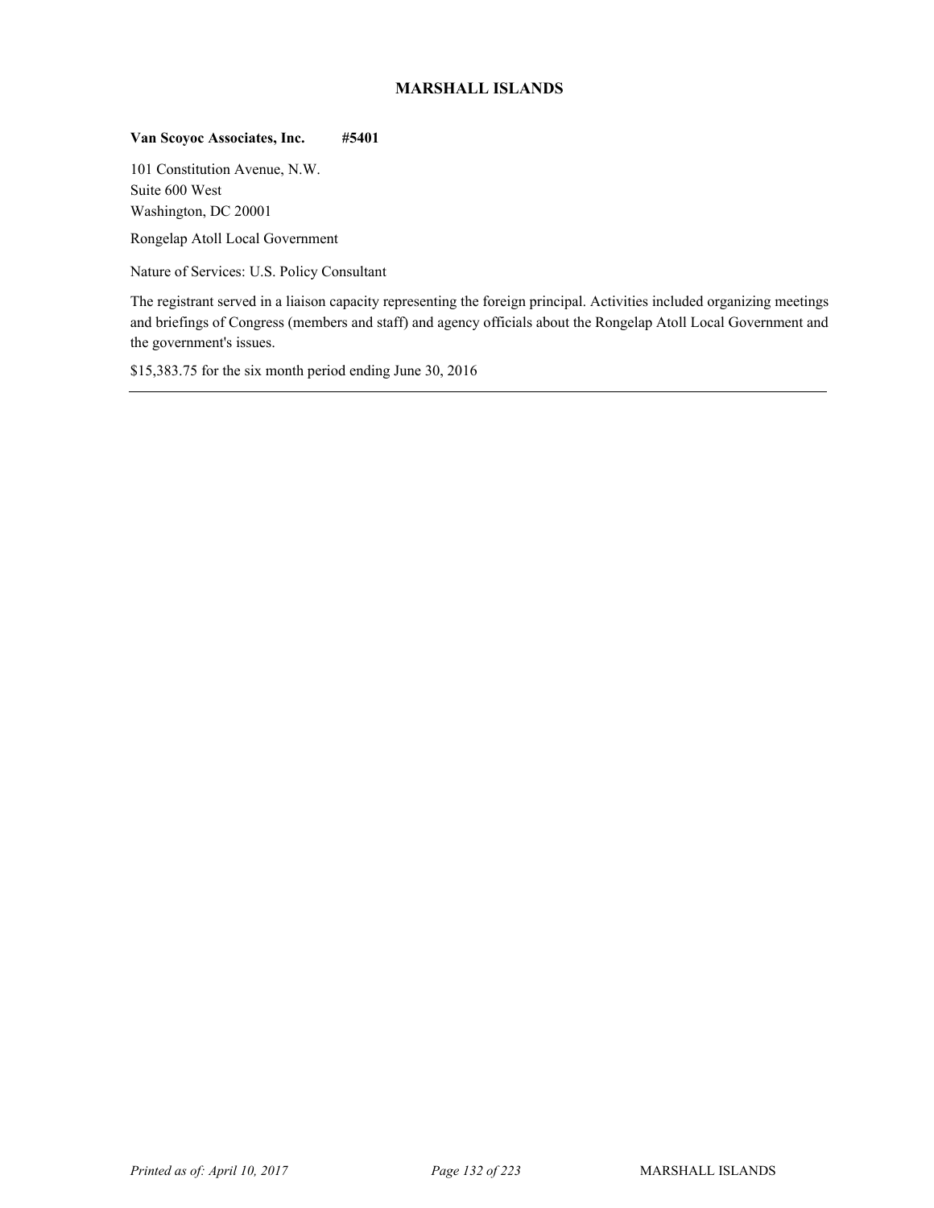## MARSHALL ISLANDS

**Van Scoyoc Associates, Inc. #5401**

101 Constitution Avenue, N.W.
Suite 600 West
Washington, DC 20001

Rongelap Atoll Local Government

Nature of Services: U.S. Policy Consultant

The registrant served in a liaison capacity representing the foreign principal. Activities included organizing meetings and briefings of Congress (members and staff) and agency officials about the Rongelap Atoll Local Government and the government's issues.

$15,383.75 for the six month period ending June 30, 2016

---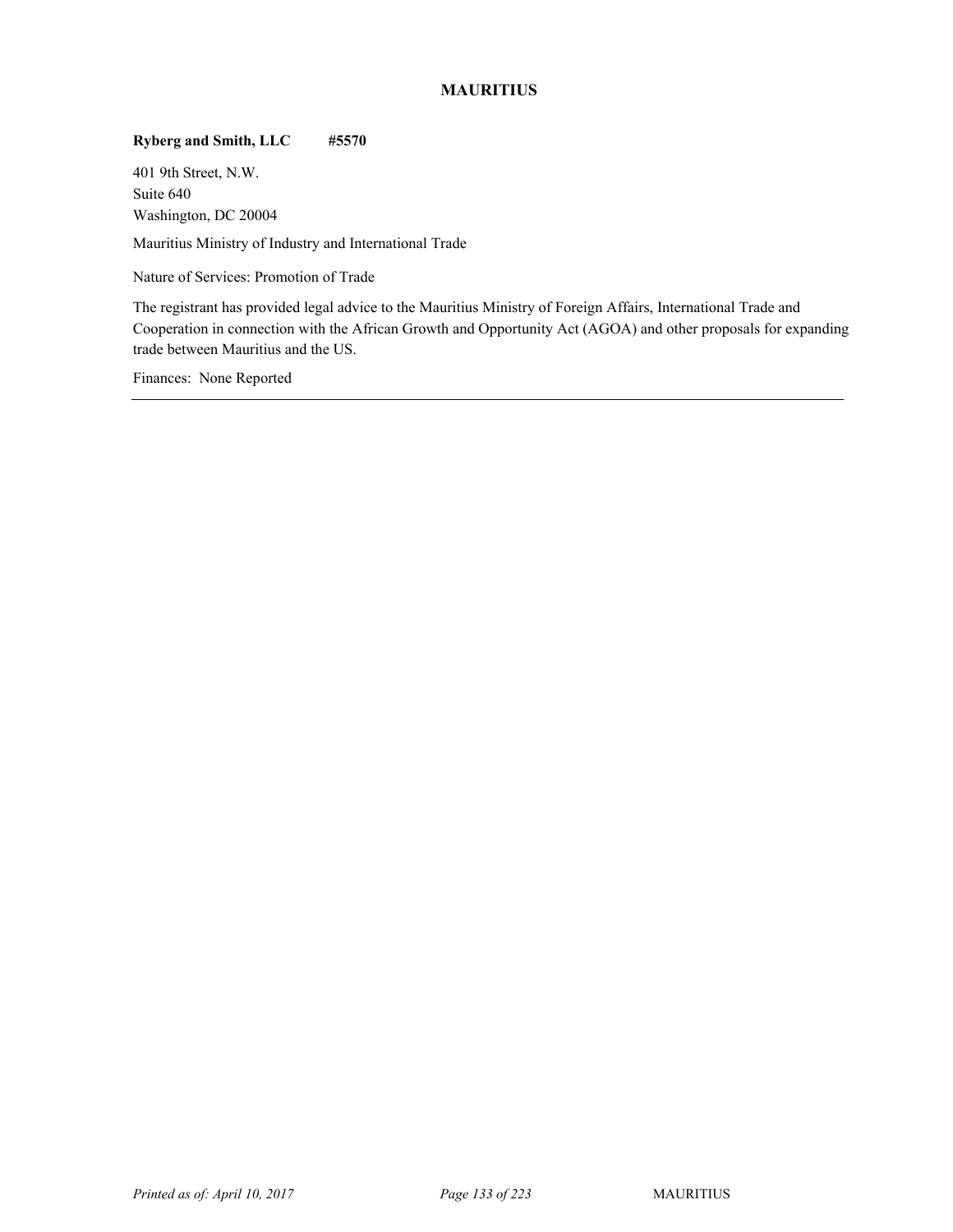## MAURITIUS

**Ryberg and Smith, LLC #5570**

401 9th Street, N.W.
Suite 640
Washington, DC 20004

Mauritius Ministry of Industry and International Trade

Nature of Services: Promotion of Trade

The registrant has provided legal advice to the Mauritius Ministry of Foreign Affairs, International Trade and Cooperation in connection with the African Growth and Opportunity Act (AGOA) and other proposals for expanding trade between Mauritius and the US.

Finances: None Reported

---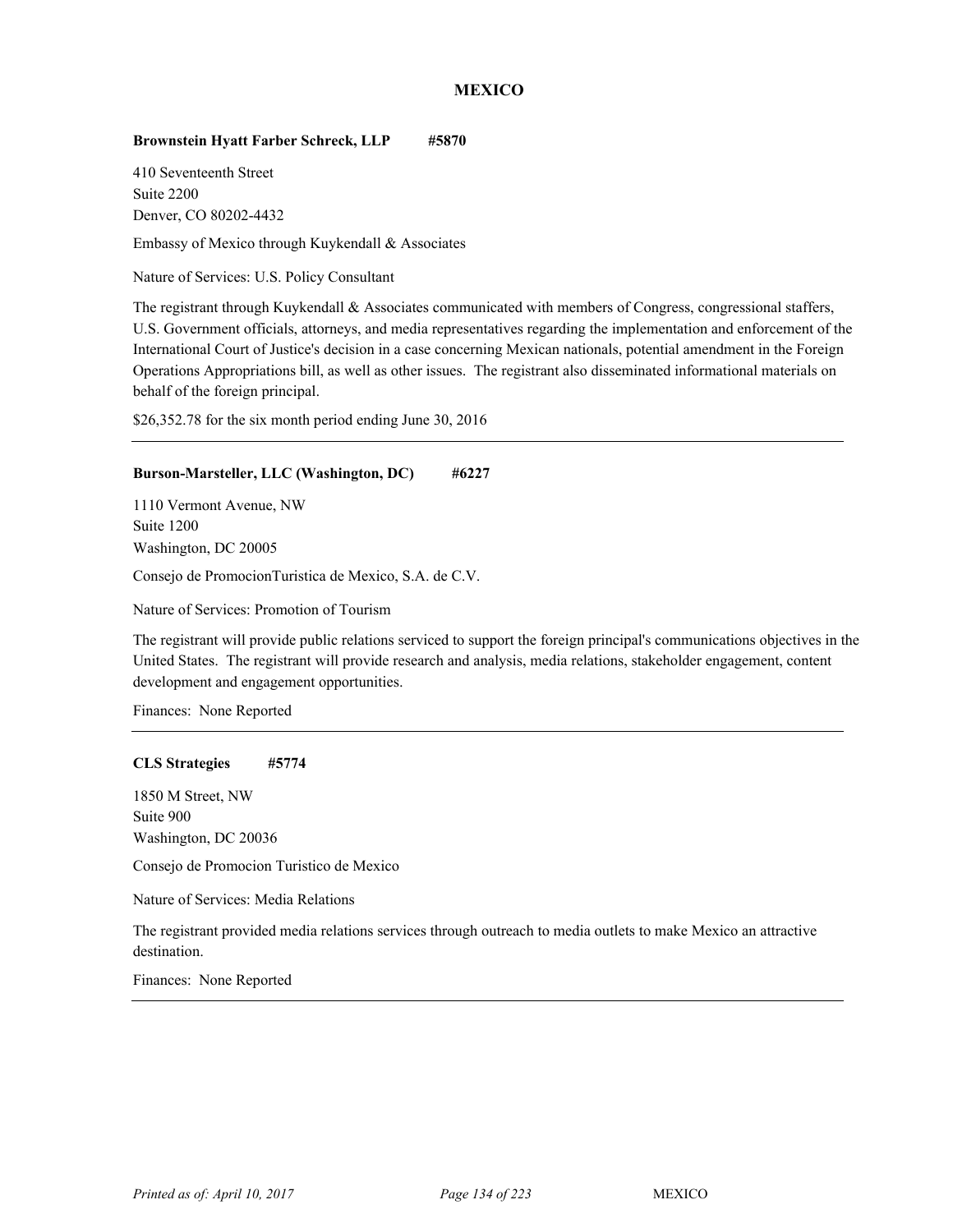# MEXICO

**Brownstein Hyatt Farber Schreck, LLP #5870**

410 Seventeenth Street
Suite 2200
Denver, CO 80202-4432

Embassy of Mexico through Kuykendall & Associates

Nature of Services: U.S. Policy Consultant

The registrant through Kuykendall & Associates communicated with members of Congress, congressional staffers, U.S. Government officials, attorneys, and media representatives regarding the implementation and enforcement of the International Court of Justice's decision in a case concerning Mexican nationals, potential amendment in the Foreign Operations Appropriations bill, as well as other issues. The registrant also disseminated informational materials on behalf of the foreign principal.

$26,352.78 for the six month period ending June 30, 2016

---

**Burson-Marsteller, LLC (Washington, DC) #6227**

1110 Vermont Avenue, NW
Suite 1200
Washington, DC 20005

Consejo de PromocionTuristica de Mexico, S.A. de C.V.

Nature of Services: Promotion of Tourism

The registrant will provide public relations serviced to support the foreign principal's communications objectives in the United States. The registrant will provide research and analysis, media relations, stakeholder engagement, content development and engagement opportunities.

Finances: None Reported

---

**CLS Strategies #5774**

1850 M Street, NW
Suite 900
Washington, DC 20036

Consejo de Promocion Turistico de Mexico

Nature of Services: Media Relations

The registrant provided media relations services through outreach to media outlets to make Mexico an attractive destination.

Finances: None Reported

---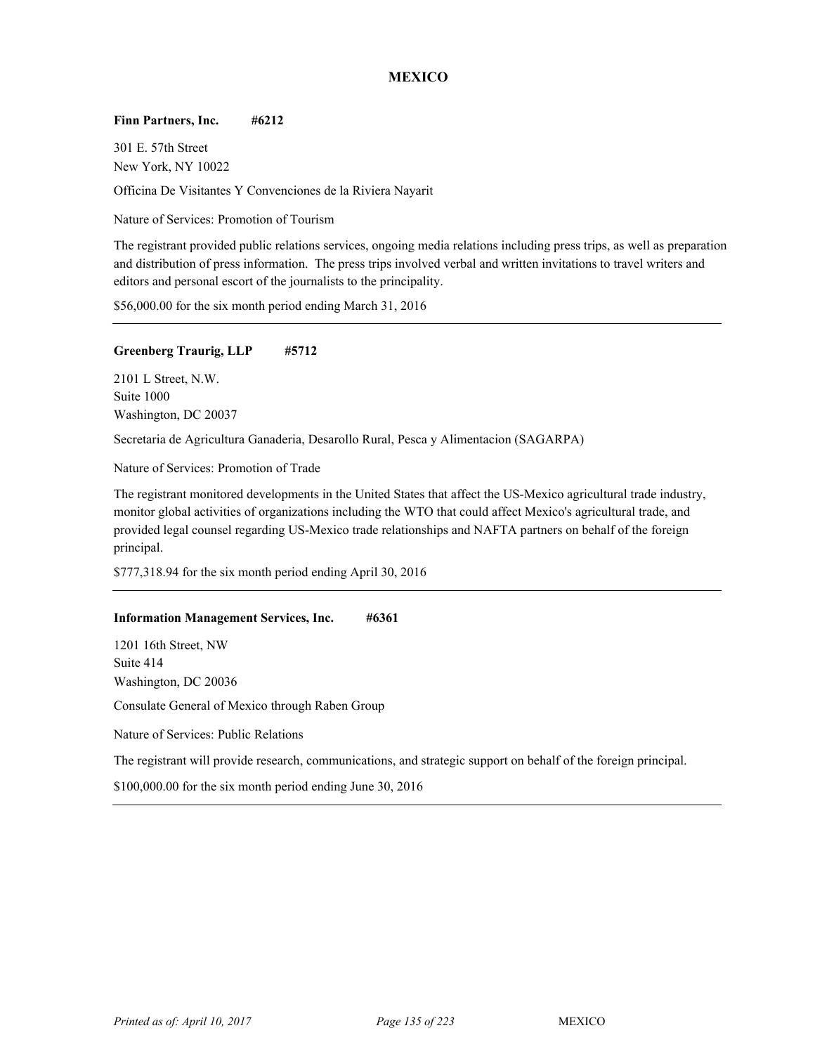## MEXICO

**Finn Partners, Inc. #6212**

301 E. 57th Street
New York, NY 10022

Officina De Visitantes Y Convenciones de la Riviera Nayarit

Nature of Services: Promotion of Tourism

The registrant provided public relations services, ongoing media relations including press trips, as well as preparation and distribution of press information. The press trips involved verbal and written invitations to travel writers and editors and personal escort of the journalists to the principality.

$56,000.00 for the six month period ending March 31, 2016

---

**Greenberg Traurig, LLP #5712**

2101 L Street, N.W.
Suite 1000
Washington, DC 20037

Secretaria de Agricultura Ganaderia, Desarollo Rural, Pesca y Alimentacion (SAGARPA)

Nature of Services: Promotion of Trade

The registrant monitored developments in the United States that affect the US-Mexico agricultural trade industry, monitor global activities of organizations including the WTO that could affect Mexico's agricultural trade, and provided legal counsel regarding US-Mexico trade relationships and NAFTA partners on behalf of the foreign principal.

$777,318.94 for the six month period ending April 30, 2016

---

**Information Management Services, Inc. #6361**

1201 16th Street, NW
Suite 414
Washington, DC 20036

Consulate General of Mexico through Raben Group

Nature of Services: Public Relations

The registrant will provide research, communications, and strategic support on behalf of the foreign principal.

$100,000.00 for the six month period ending June 30, 2016

---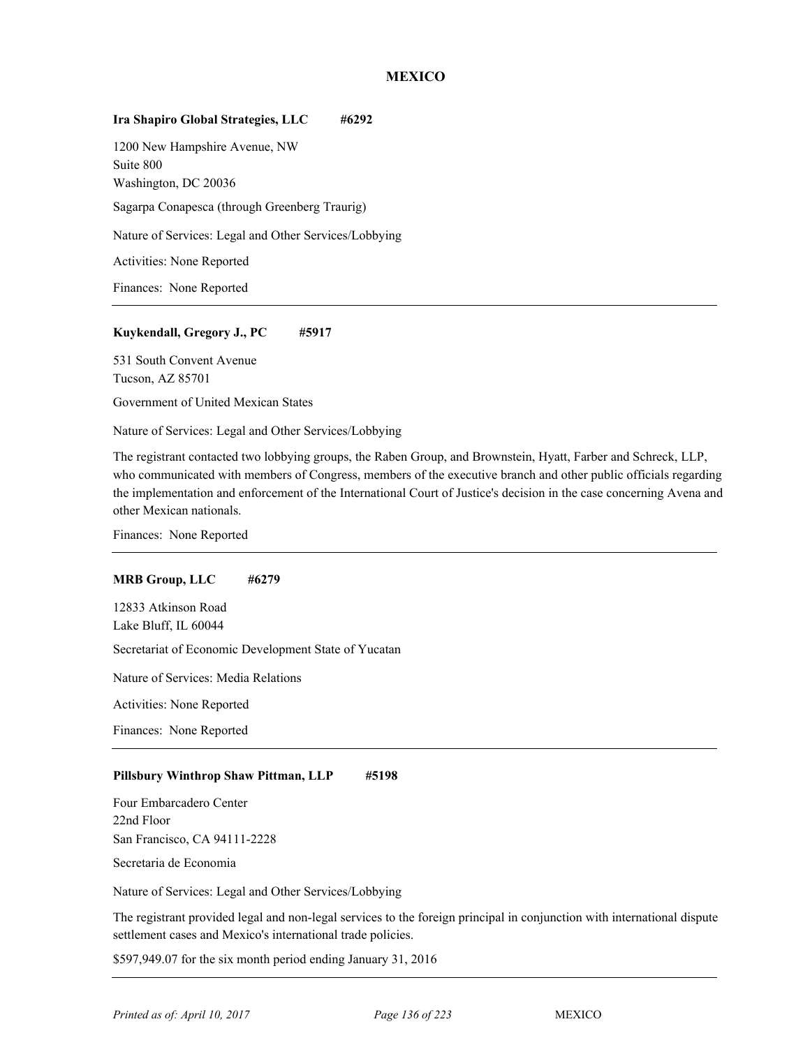## MEXICO

**Ira Shapiro Global Strategies, LLC #6292**

1200 New Hampshire Avenue, NW
Suite 800
Washington, DC 20036

Sagarpa Conapesca (through Greenberg Traurig)

Nature of Services: Legal and Other Services/Lobbying

Activities: None Reported

Finances: None Reported

---

**Kuykendall, Gregory J., PC #5917**

531 South Convent Avenue
Tucson, AZ 85701

Government of United Mexican States

Nature of Services: Legal and Other Services/Lobbying

The registrant contacted two lobbying groups, the Raben Group, and Brownstein, Hyatt, Farber and Schreck, LLP, who communicated with members of Congress, members of the executive branch and other public officials regarding the implementation and enforcement of the International Court of Justice's decision in the case concerning Avena and other Mexican nationals.

Finances: None Reported

---

**MRB Group, LLC #6279**

12833 Atkinson Road
Lake Bluff, IL 60044

Secretariat of Economic Development State of Yucatan

Nature of Services: Media Relations

Activities: None Reported

Finances: None Reported

---

**Pillsbury Winthrop Shaw Pittman, LLP #5198**

Four Embarcadero Center
22nd Floor
San Francisco, CA 94111-2228

Secretaria de Economia

Nature of Services: Legal and Other Services/Lobbying

The registrant provided legal and non-legal services to the foreign principal in conjunction with international dispute settlement cases and Mexico's international trade policies.

$597,949.07 for the six month period ending January 31, 2016

---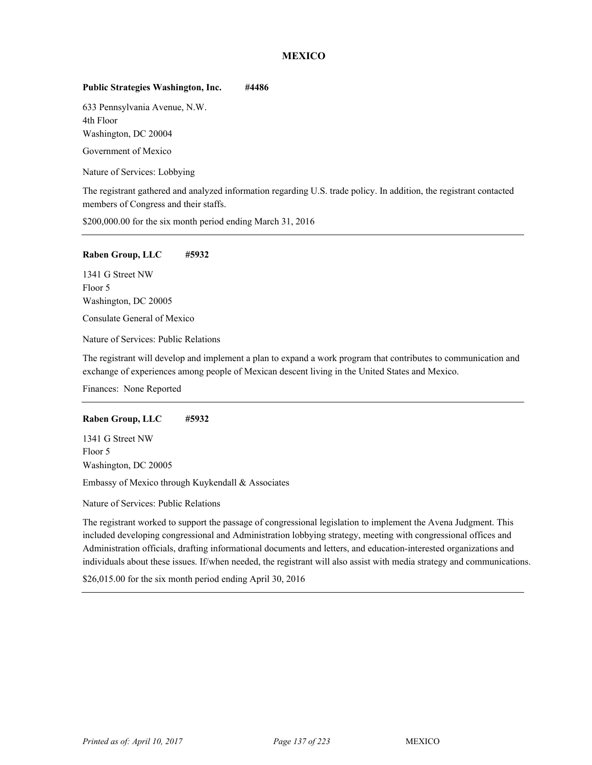# MEXICO

**Public Strategies Washington, Inc. #4486**

633 Pennsylvania Avenue, N.W.
4th Floor
Washington, DC 20004

Government of Mexico

Nature of Services: Lobbying

The registrant gathered and analyzed information regarding U.S. trade policy. In addition, the registrant contacted members of Congress and their staffs.

$200,000.00 for the six month period ending March 31, 2016

---

**Raben Group, LLC #5932**

1341 G Street NW
Floor 5
Washington, DC 20005

Consulate General of Mexico

Nature of Services: Public Relations

The registrant will develop and implement a plan to expand a work program that contributes to communication and exchange of experiences among people of Mexican descent living in the United States and Mexico.

Finances: None Reported

---

**Raben Group, LLC #5932**

1341 G Street NW
Floor 5
Washington, DC 20005

Embassy of Mexico through Kuykendall & Associates

Nature of Services: Public Relations

The registrant worked to support the passage of congressional legislation to implement the Avena Judgment. This included developing congressional and Administration lobbying strategy, meeting with congressional offices and Administration officials, drafting informational documents and letters, and education-interested organizations and individuals about these issues. If/when needed, the registrant will also assist with media strategy and communications.

$26,015.00 for the six month period ending April 30, 2016

---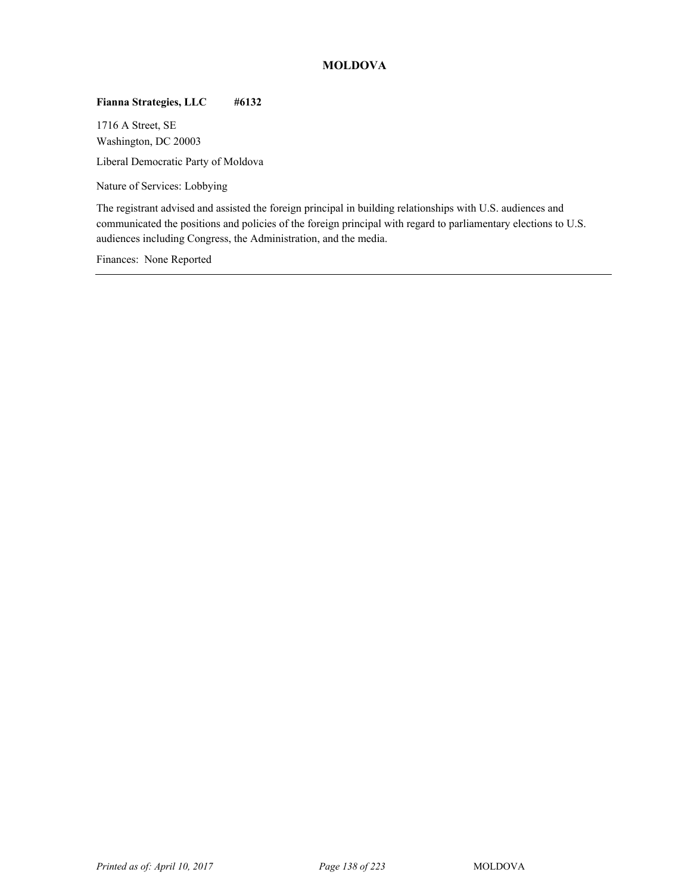## MOLDOVA

**Fianna Strategies, LLC #6132**

1716 A Street, SE
Washington, DC 20003

Liberal Democratic Party of Moldova

Nature of Services: Lobbying

The registrant advised and assisted the foreign principal in building relationships with U.S. audiences and communicated the positions and policies of the foreign principal with regard to parliamentary elections to U.S. audiences including Congress, the Administration, and the media.

Finances: None Reported

---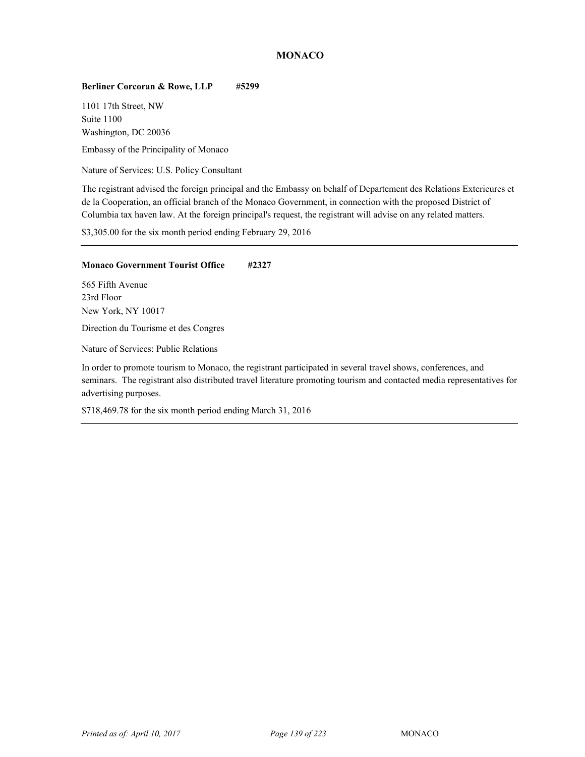## MONACO

**Berliner Corcoran & Rowe, LLP      #5299**

1101 17th Street, NW
Suite 1100
Washington, DC 20036

Embassy of the Principality of Monaco

Nature of Services: U.S. Policy Consultant

The registrant advised the foreign principal and the Embassy on behalf of Departement des Relations Exterieures et de la Cooperation, an official branch of the Monaco Government, in connection with the proposed District of Columbia tax haven law. At the foreign principal's request, the registrant will advise on any related matters.

$3,305.00 for the six month period ending February 29, 2016

---

**Monaco Government Tourist Office      #2327**

565 Fifth Avenue
23rd Floor
New York, NY 10017

Direction du Tourisme et des Congres

Nature of Services: Public Relations

In order to promote tourism to Monaco, the registrant participated in several travel shows, conferences, and seminars. The registrant also distributed travel literature promoting tourism and contacted media representatives for advertising purposes.

$718,469.78 for the six month period ending March 31, 2016

---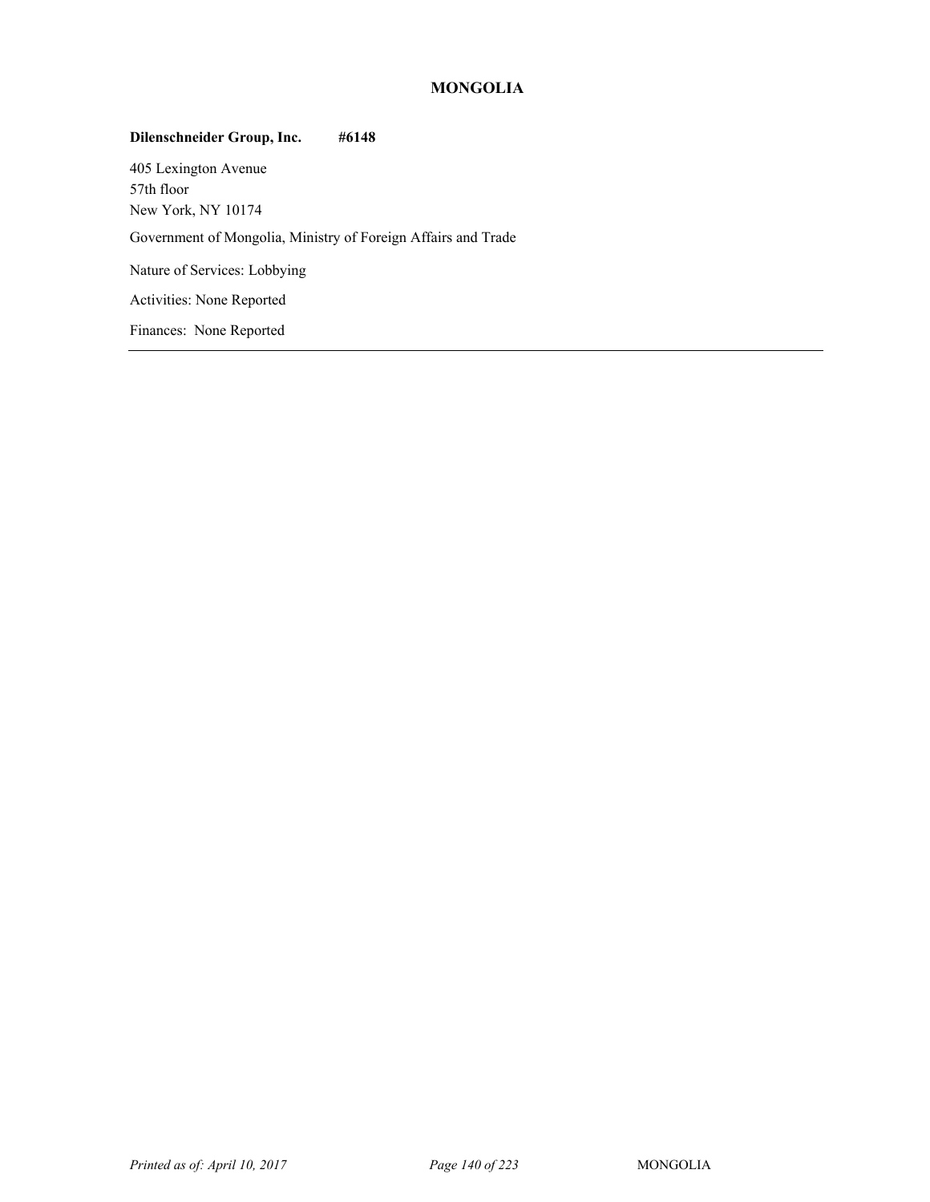## MONGOLIA

**Dilenschneider Group, Inc.** **#6148**

405 Lexington Avenue
57th floor
New York, NY 10174

Government of Mongolia, Ministry of Foreign Affairs and Trade

Nature of Services: Lobbying

Activities: None Reported

Finances: None Reported

---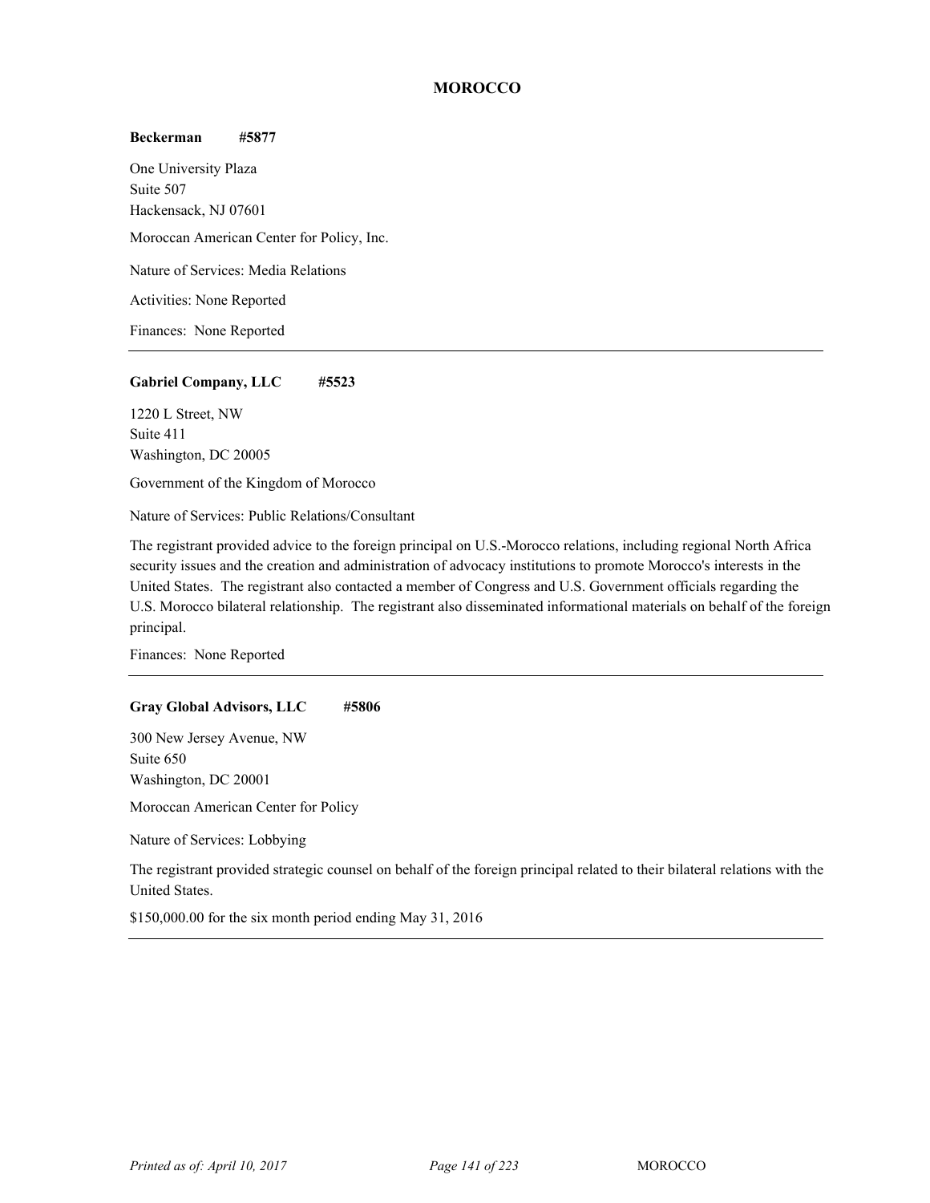## MOROCCO

**Beckerman #5877**

One University Plaza
Suite 507
Hackensack, NJ 07601

Moroccan American Center for Policy, Inc.

Nature of Services: Media Relations

Activities: None Reported

Finances: None Reported

---

**Gabriel Company, LLC #5523**

1220 L Street, NW
Suite 411
Washington, DC 20005

Government of the Kingdom of Morocco

Nature of Services: Public Relations/Consultant

The registrant provided advice to the foreign principal on U.S.-Morocco relations, including regional North Africa security issues and the creation and administration of advocacy institutions to promote Morocco's interests in the United States. The registrant also contacted a member of Congress and U.S. Government officials regarding the U.S. Morocco bilateral relationship. The registrant also disseminated informational materials on behalf of the foreign principal.

Finances: None Reported

---

**Gray Global Advisors, LLC #5806**

300 New Jersey Avenue, NW
Suite 650
Washington, DC 20001

Moroccan American Center for Policy

Nature of Services: Lobbying

The registrant provided strategic counsel on behalf of the foreign principal related to their bilateral relations with the United States.

$150,000.00 for the six month period ending May 31, 2016

---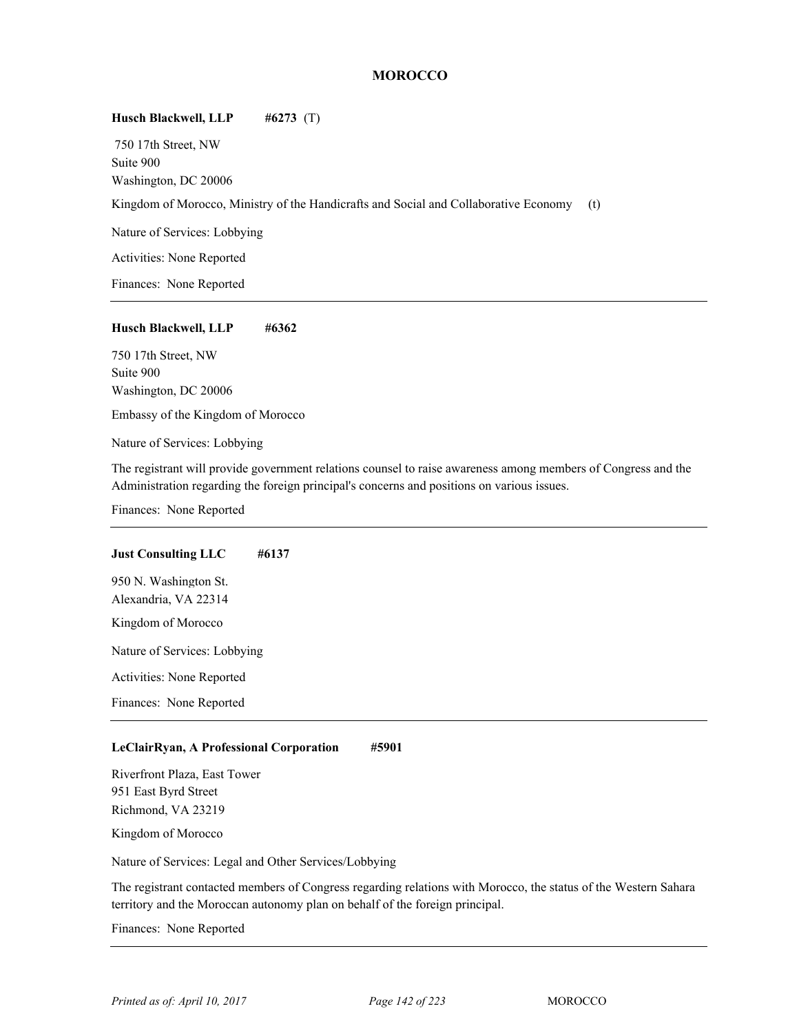# MOROCCO

**Husch Blackwell, LLP** **#6273** (T)

750 17th Street, NW
Suite 900
Washington, DC 20006

Kingdom of Morocco, Ministry of the Handicrafts and Social and Collaborative Economy (t)

Nature of Services: Lobbying

Activities: None Reported

Finances: None Reported

---

**Husch Blackwell, LLP** **#6362**

750 17th Street, NW
Suite 900
Washington, DC 20006

Embassy of the Kingdom of Morocco

Nature of Services: Lobbying

The registrant will provide government relations counsel to raise awareness among members of Congress and the Administration regarding the foreign principal's concerns and positions on various issues.

Finances: None Reported

---

**Just Consulting LLC** **#6137**

950 N. Washington St.
Alexandria, VA 22314

Kingdom of Morocco

Nature of Services: Lobbying

Activities: None Reported

Finances: None Reported

---

**LeClairRyan, A Professional Corporation** **#5901**

Riverfront Plaza, East Tower
951 East Byrd Street
Richmond, VA 23219

Kingdom of Morocco

Nature of Services: Legal and Other Services/Lobbying

The registrant contacted members of Congress regarding relations with Morocco, the status of the Western Sahara territory and the Moroccan autonomy plan on behalf of the foreign principal.

Finances: None Reported

---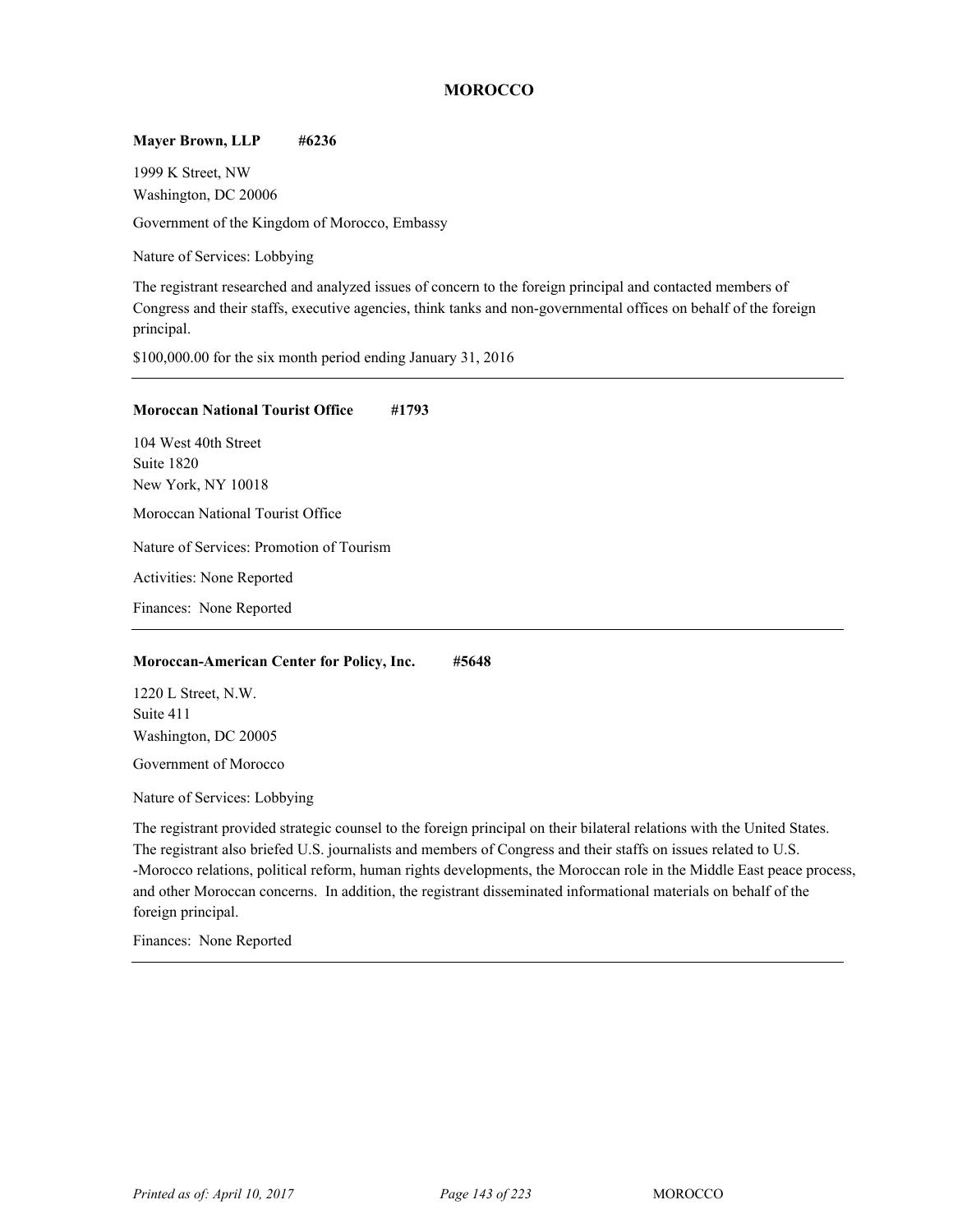# MOROCCO

**Mayer Brown, LLP #6236**

1999 K Street, NW
Washington, DC 20006

Government of the Kingdom of Morocco, Embassy

Nature of Services: Lobbying

The registrant researched and analyzed issues of concern to the foreign principal and contacted members of Congress and their staffs, executive agencies, think tanks and non-governmental offices on behalf of the foreign principal.

$100,000.00 for the six month period ending January 31, 2016

---

**Moroccan National Tourist Office #1793**

104 West 40th Street
Suite 1820
New York, NY 10018

Moroccan National Tourist Office

Nature of Services: Promotion of Tourism

Activities: None Reported

Finances: None Reported

---

**Moroccan-American Center for Policy, Inc. #5648**

1220 L Street, N.W.
Suite 411
Washington, DC 20005

Government of Morocco

Nature of Services: Lobbying

The registrant provided strategic counsel to the foreign principal on their bilateral relations with the United States. The registrant also briefed U.S. journalists and members of Congress and their staffs on issues related to U.S.-Morocco relations, political reform, human rights developments, the Moroccan role in the Middle East peace process, and other Moroccan concerns. In addition, the registrant disseminated informational materials on behalf of the foreign principal.

Finances: None Reported

---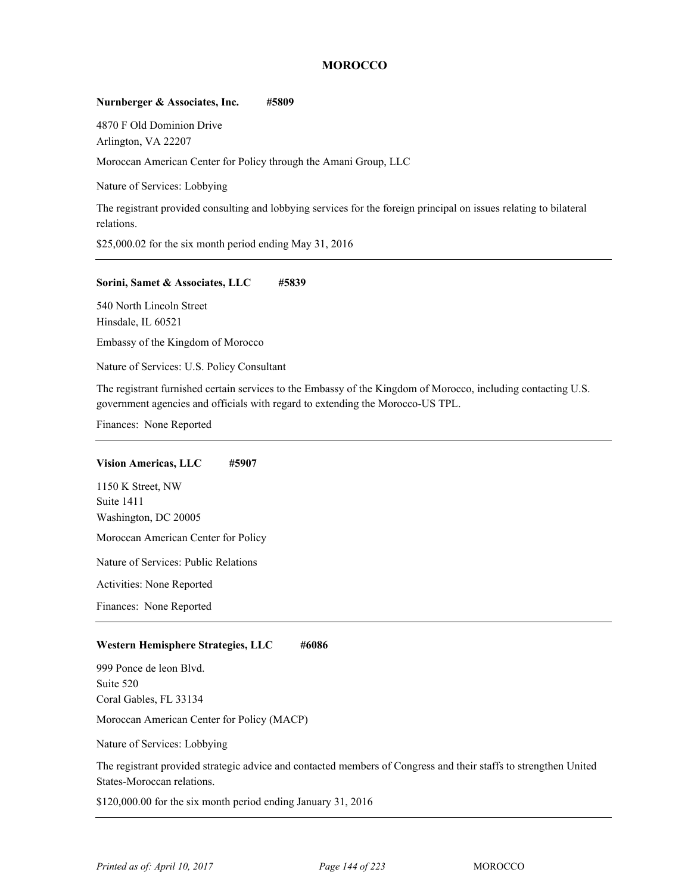## MOROCCO

**Nurnberger & Associates, Inc. #5809**

4870 F Old Dominion Drive
Arlington, VA 22207

Moroccan American Center for Policy through the Amani Group, LLC

Nature of Services: Lobbying

The registrant provided consulting and lobbying services for the foreign principal on issues relating to bilateral relations.

$25,000.02 for the six month period ending May 31, 2016

---

**Sorini, Samet & Associates, LLC #5839**

540 North Lincoln Street
Hinsdale, IL 60521

Embassy of the Kingdom of Morocco

Nature of Services: U.S. Policy Consultant

The registrant furnished certain services to the Embassy of the Kingdom of Morocco, including contacting U.S. government agencies and officials with regard to extending the Morocco-US TPL.

Finances: None Reported

---

**Vision Americas, LLC #5907**

1150 K Street, NW
Suite 1411
Washington, DC 20005

Moroccan American Center for Policy

Nature of Services: Public Relations

Activities: None Reported

Finances: None Reported

---

**Western Hemisphere Strategies, LLC #6086**

999 Ponce de leon Blvd.
Suite 520
Coral Gables, FL 33134

Moroccan American Center for Policy (MACP)

Nature of Services: Lobbying

The registrant provided strategic advice and contacted members of Congress and their staffs to strengthen United States-Moroccan relations.

$120,000.00 for the six month period ending January 31, 2016

---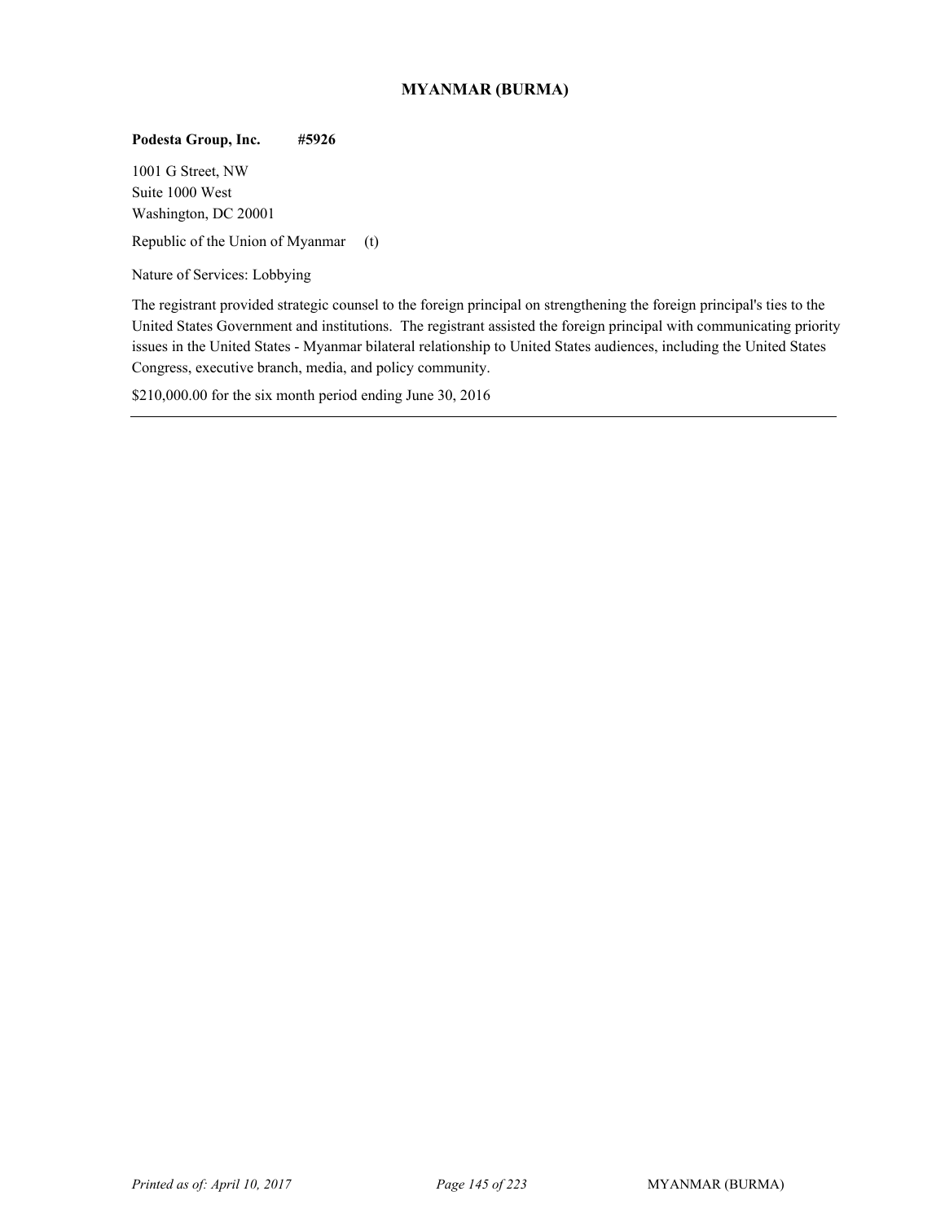## MYANMAR (BURMA)

**Podesta Group, Inc. #5926**

1001 G Street, NW
Suite 1000 West
Washington, DC 20001

Republic of the Union of Myanmar (t)

Nature of Services: Lobbying

The registrant provided strategic counsel to the foreign principal on strengthening the foreign principal's ties to the United States Government and institutions. The registrant assisted the foreign principal with communicating priority issues in the United States - Myanmar bilateral relationship to United States audiences, including the United States Congress, executive branch, media, and policy community.

$210,000.00 for the six month period ending June 30, 2016

---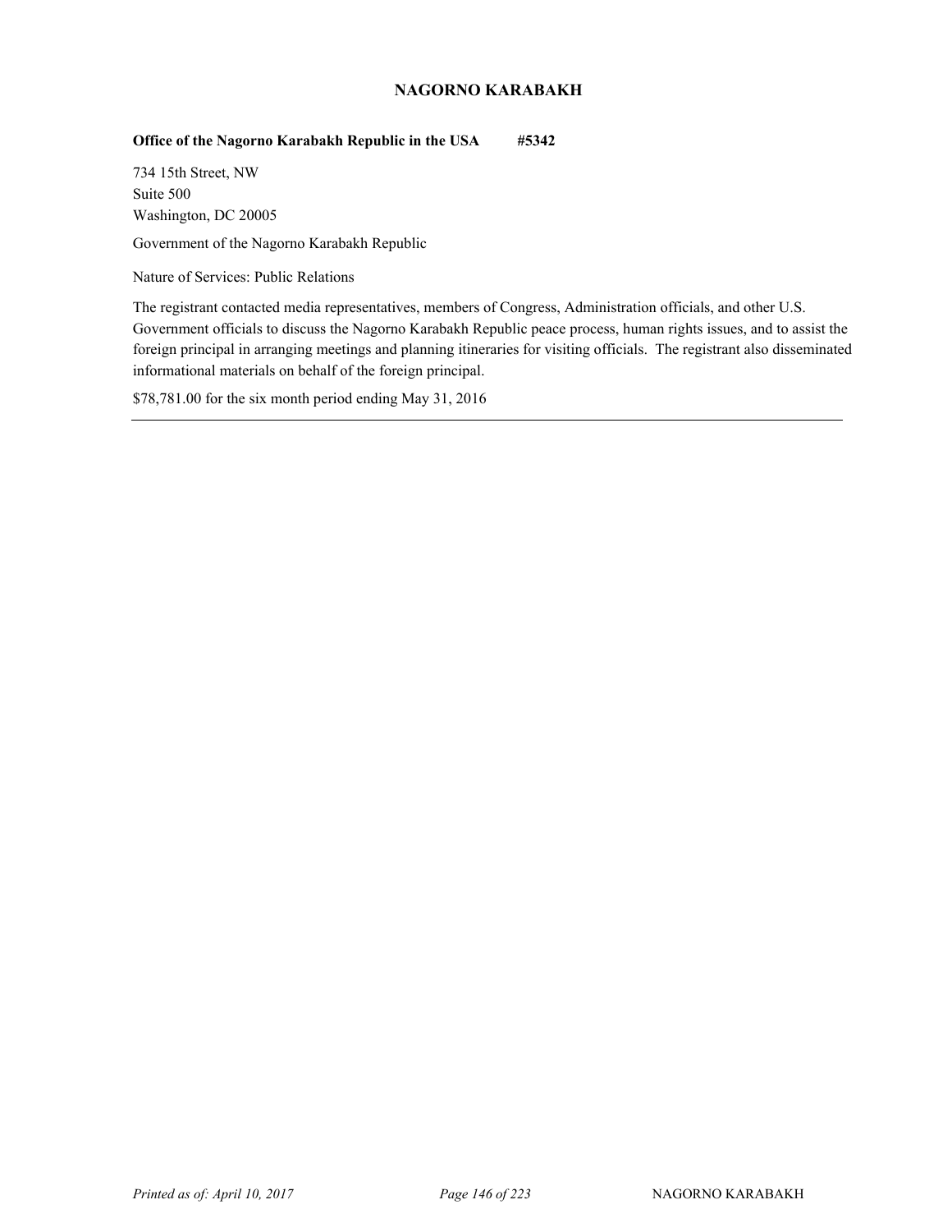## NAGORNO KARABAKH

**Office of the Nagorno Karabakh Republic in the USA #5342**

734 15th Street, NW
Suite 500
Washington, DC 20005

Government of the Nagorno Karabakh Republic

Nature of Services: Public Relations

The registrant contacted media representatives, members of Congress, Administration officials, and other U.S. Government officials to discuss the Nagorno Karabakh Republic peace process, human rights issues, and to assist the foreign principal in arranging meetings and planning itineraries for visiting officials. The registrant also disseminated informational materials on behalf of the foreign principal.

$78,781.00 for the six month period ending May 31, 2016

---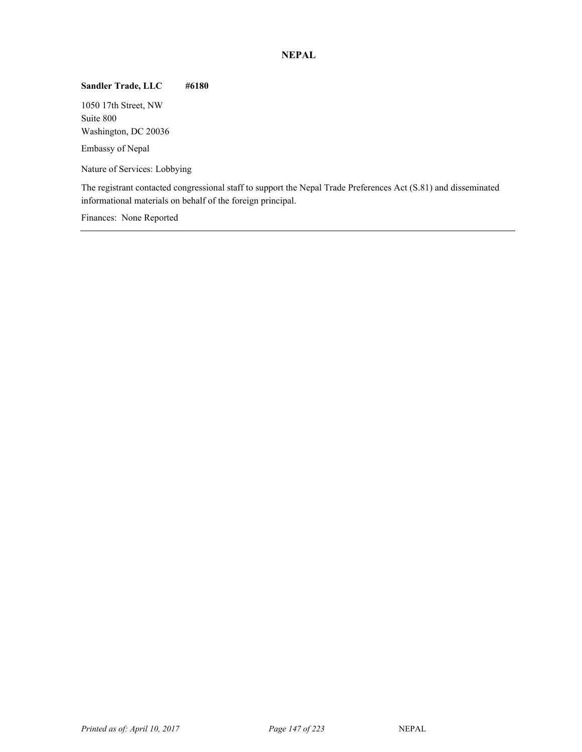## NEPAL

**Sandler Trade, LLC #6180**

1050 17th Street, NW
Suite 800
Washington, DC 20036

Embassy of Nepal

Nature of Services: Lobbying

The registrant contacted congressional staff to support the Nepal Trade Preferences Act (S.81) and disseminated informational materials on behalf of the foreign principal.

Finances: None Reported

---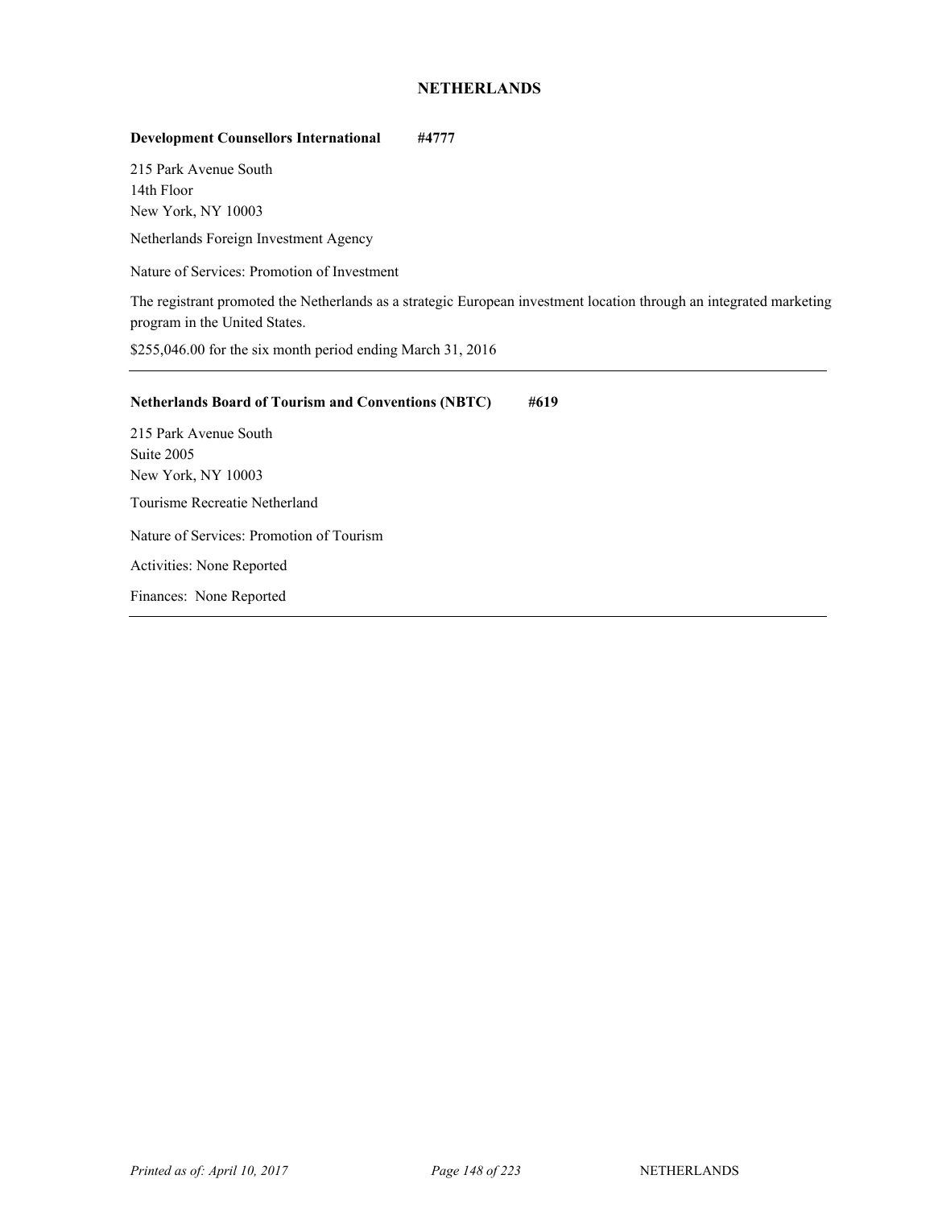## NETHERLANDS

**Development Counsellors International** **#4777**

215 Park Avenue South
14th Floor
New York, NY 10003

Netherlands Foreign Investment Agency

Nature of Services: Promotion of Investment

The registrant promoted the Netherlands as a strategic European investment location through an integrated marketing program in the United States.

$255,046.00 for the six month period ending March 31, 2016

---

**Netherlands Board of Tourism and Conventions (NBTC)** **#619**

215 Park Avenue South
Suite 2005
New York, NY 10003

Tourisme Recreatie Netherland

Nature of Services: Promotion of Tourism

Activities: None Reported

Finances: None Reported

---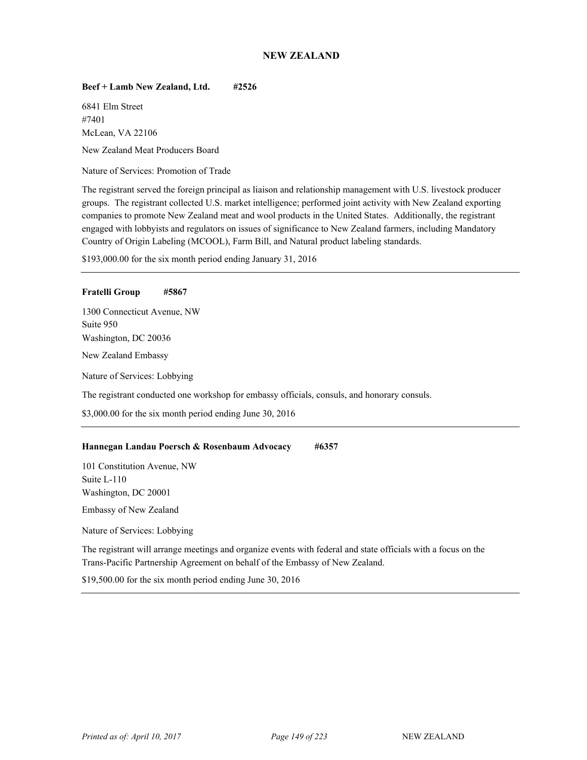# NEW ZEALAND

**Beef + Lamb New Zealand, Ltd. #2526**

6841 Elm Street
#7401
McLean, VA 22106

New Zealand Meat Producers Board

Nature of Services: Promotion of Trade

The registrant served the foreign principal as liaison and relationship management with U.S. livestock producer groups. The registrant collected U.S. market intelligence; performed joint activity with New Zealand exporting companies to promote New Zealand meat and wool products in the United States. Additionally, the registrant engaged with lobbyists and regulators on issues of significance to New Zealand farmers, including Mandatory Country of Origin Labeling (MCOOL), Farm Bill, and Natural product labeling standards.

$193,000.00 for the six month period ending January 31, 2016

---

**Fratelli Group #5867**

1300 Connecticut Avenue, NW
Suite 950
Washington, DC 20036

New Zealand Embassy

Nature of Services: Lobbying

The registrant conducted one workshop for embassy officials, consuls, and honorary consuls.

$3,000.00 for the six month period ending June 30, 2016

---

**Hannegan Landau Poersch & Rosenbaum Advocacy #6357**

101 Constitution Avenue, NW
Suite L-110
Washington, DC 20001

Embassy of New Zealand

Nature of Services: Lobbying

The registrant will arrange meetings and organize events with federal and state officials with a focus on the Trans-Pacific Partnership Agreement on behalf of the Embassy of New Zealand.

$19,500.00 for the six month period ending June 30, 2016

---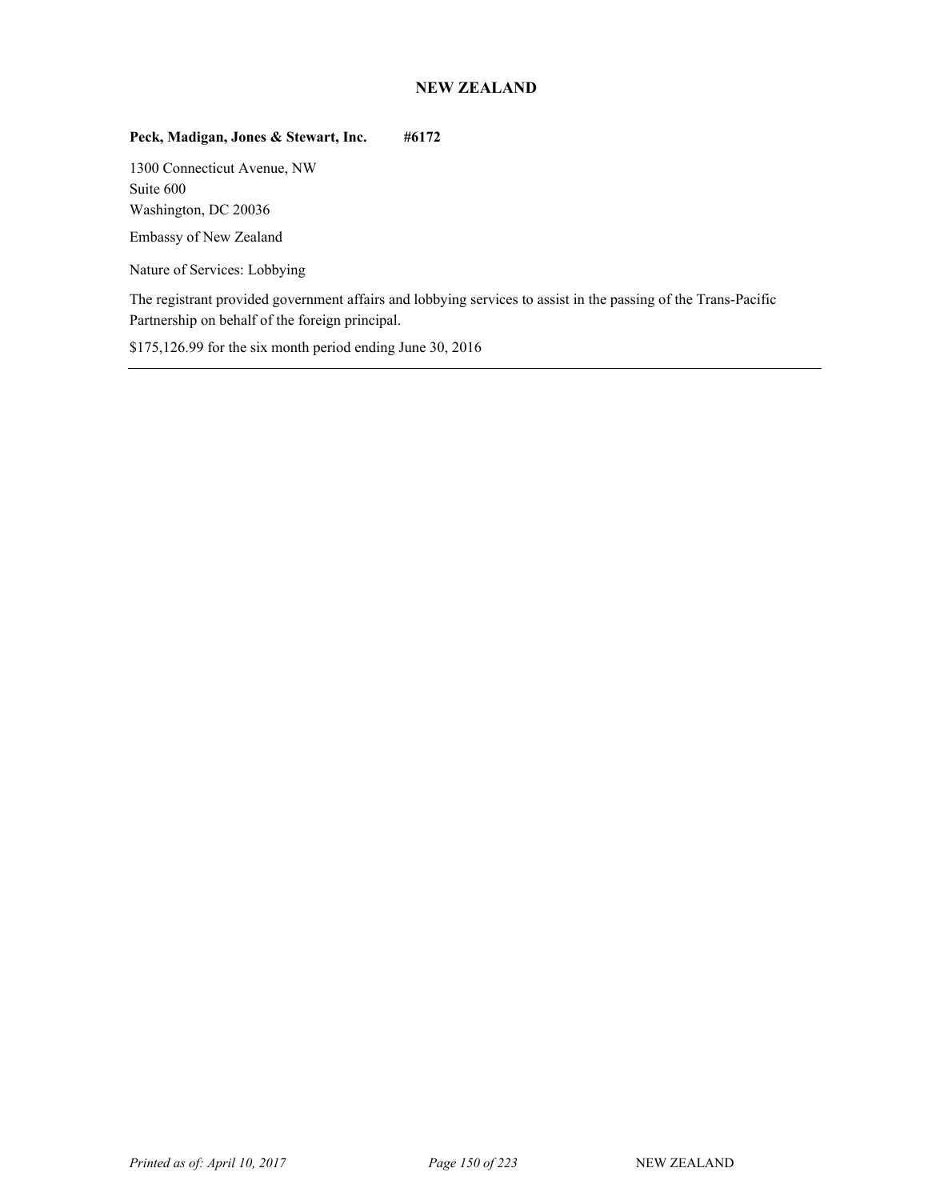## NEW ZEALAND

**Peck, Madigan, Jones & Stewart, Inc. #6172**

1300 Connecticut Avenue, NW
Suite 600
Washington, DC 20036

Embassy of New Zealand

Nature of Services: Lobbying

The registrant provided government affairs and lobbying services to assist in the passing of the Trans-Pacific Partnership on behalf of the foreign principal.

$175,126.99 for the six month period ending June 30, 2016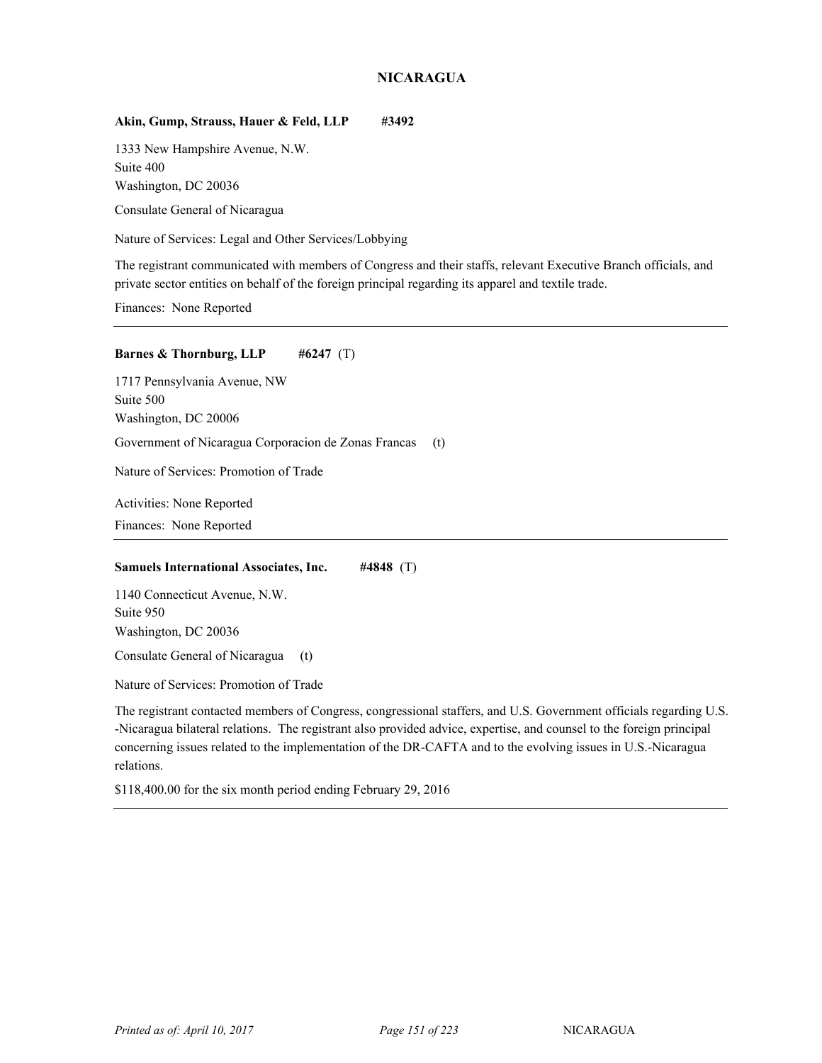# NICARAGUA

**Akin, Gump, Strauss, Hauer & Feld, LLP #3492**

1333 New Hampshire Avenue, N.W.
Suite 400
Washington, DC 20036

Consulate General of Nicaragua

Nature of Services: Legal and Other Services/Lobbying

The registrant communicated with members of Congress and their staffs, relevant Executive Branch officials, and private sector entities on behalf of the foreign principal regarding its apparel and textile trade.

Finances: None Reported

---

**Barnes & Thornburg, LLP #6247** (T)

1717 Pennsylvania Avenue, NW
Suite 500
Washington, DC 20006

Government of Nicaragua Corporacion de Zonas Francas (t)

Nature of Services: Promotion of Trade

Activities: None Reported

Finances: None Reported

---

**Samuels International Associates, Inc. #4848** (T)

1140 Connecticut Avenue, N.W.
Suite 950
Washington, DC 20036

Consulate General of Nicaragua (t)

Nature of Services: Promotion of Trade

The registrant contacted members of Congress, congressional staffers, and U.S. Government officials regarding U.S. -Nicaragua bilateral relations. The registrant also provided advice, expertise, and counsel to the foreign principal concerning issues related to the implementation of the DR-CAFTA and to the evolving issues in U.S.-Nicaragua relations.

$118,400.00 for the six month period ending February 29, 2016

---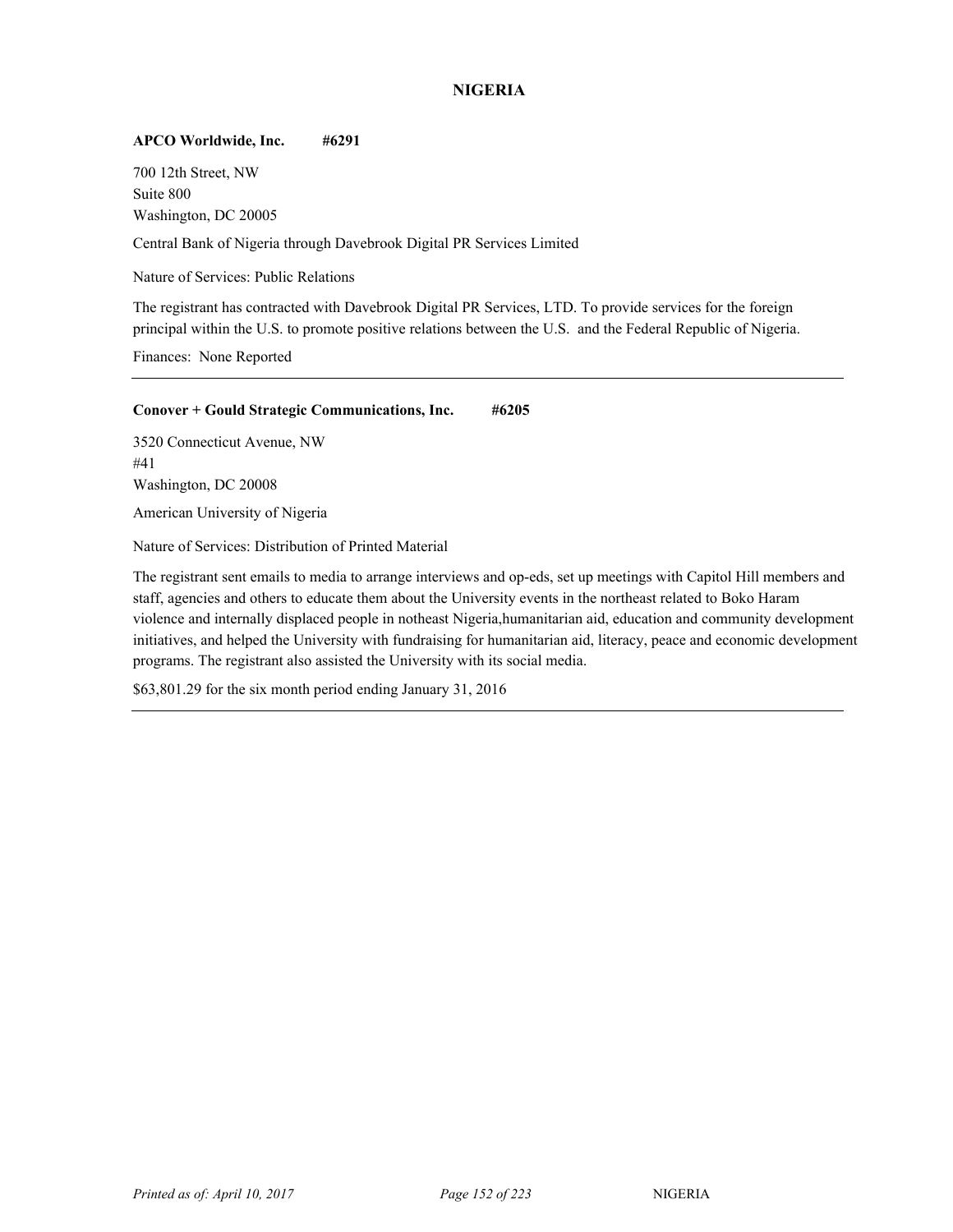# NIGERIA

**APCO Worldwide, Inc. #6291**

700 12th Street, NW
Suite 800
Washington, DC 20005

Central Bank of Nigeria through Davebrook Digital PR Services Limited

Nature of Services: Public Relations

The registrant has contracted with Davebrook Digital PR Services, LTD. To provide services for the foreign principal within the U.S. to promote positive relations between the U.S. and the Federal Republic of Nigeria.

Finances: None Reported

---

**Conover + Gould Strategic Communications, Inc. #6205**

3520 Connecticut Avenue, NW
#41
Washington, DC 20008

American University of Nigeria

Nature of Services: Distribution of Printed Material

The registrant sent emails to media to arrange interviews and op-eds, set up meetings with Capitol Hill members and staff, agencies and others to educate them about the University events in the northeast related to Boko Haram violence and internally displaced people in notheast Nigeria,humanitarian aid, education and community development initiatives, and helped the University with fundraising for humanitarian aid, literacy, peace and economic development programs. The registrant also assisted the University with its social media.

$63,801.29 for the six month period ending January 31, 2016

---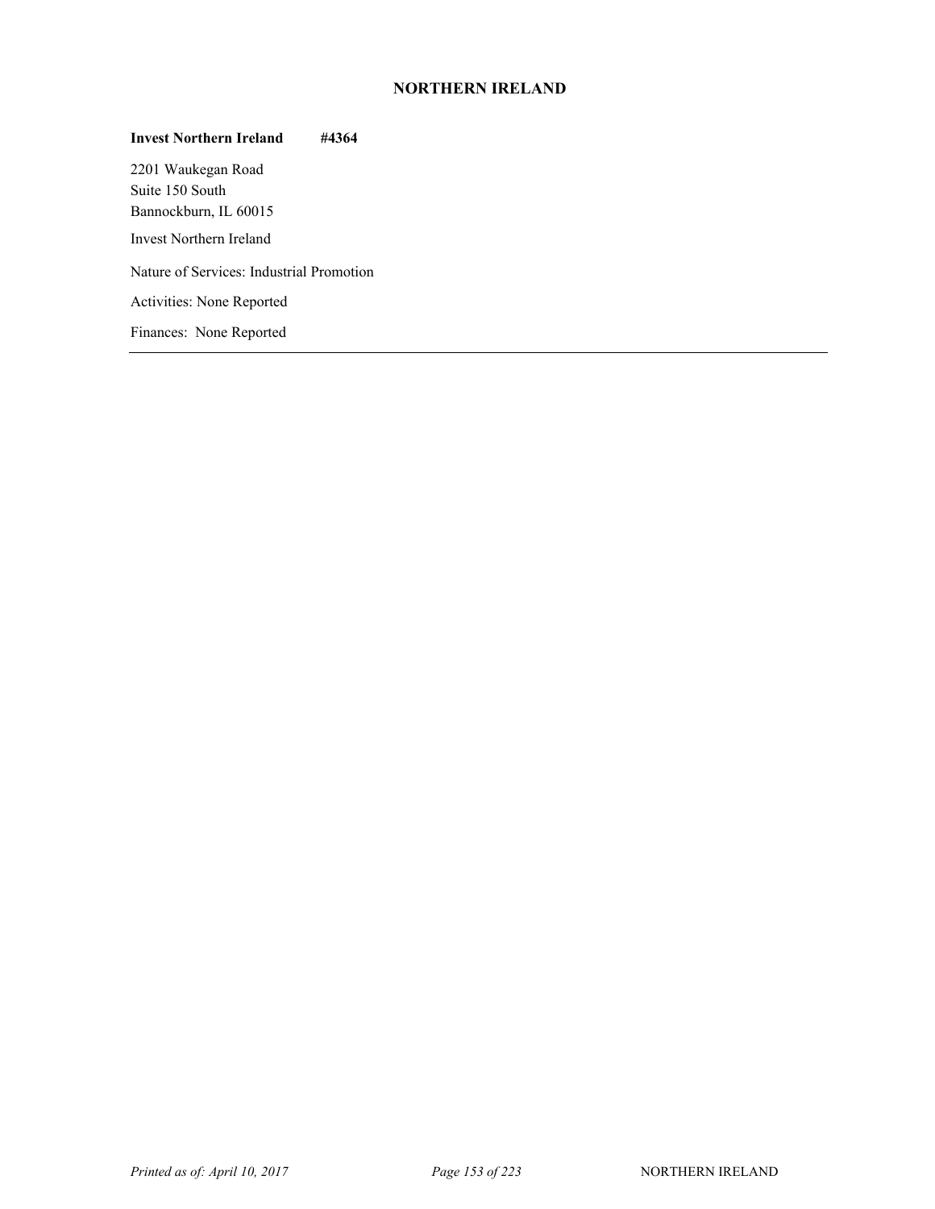## NORTHERN IRELAND

**Invest Northern Ireland #4364**

2201 Waukegan Road
Suite 150 South
Bannockburn, IL 60015

Invest Northern Ireland

Nature of Services: Industrial Promotion

Activities: None Reported

Finances: None Reported

---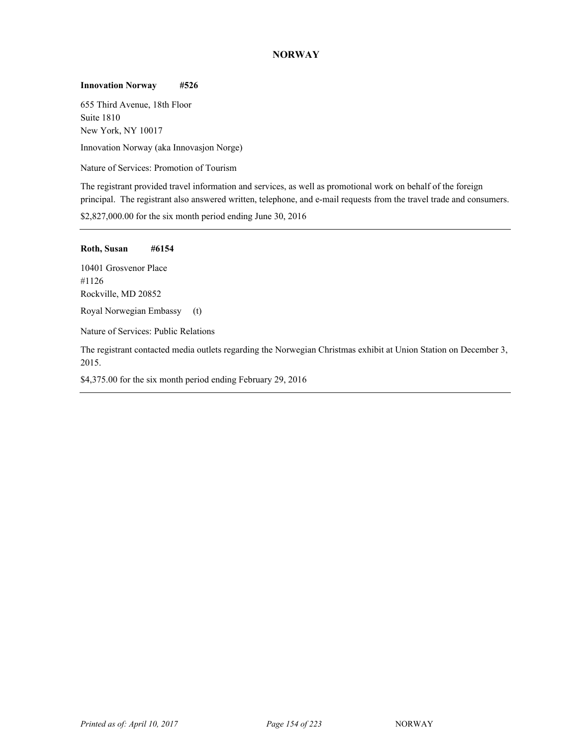# NORWAY

**Innovation Norway #526**

655 Third Avenue, 18th Floor
Suite 1810
New York, NY 10017

Innovation Norway (aka Innovasjon Norge)

Nature of Services: Promotion of Tourism

The registrant provided travel information and services, as well as promotional work on behalf of the foreign principal. The registrant also answered written, telephone, and e-mail requests from the travel trade and consumers.

$2,827,000.00 for the six month period ending June 30, 2016

---

**Roth, Susan #6154**

10401 Grosvenor Place
#1126
Rockville, MD 20852

Royal Norwegian Embassy (t)

Nature of Services: Public Relations

The registrant contacted media outlets regarding the Norwegian Christmas exhibit at Union Station on December 3, 2015.

$4,375.00 for the six month period ending February 29, 2016

---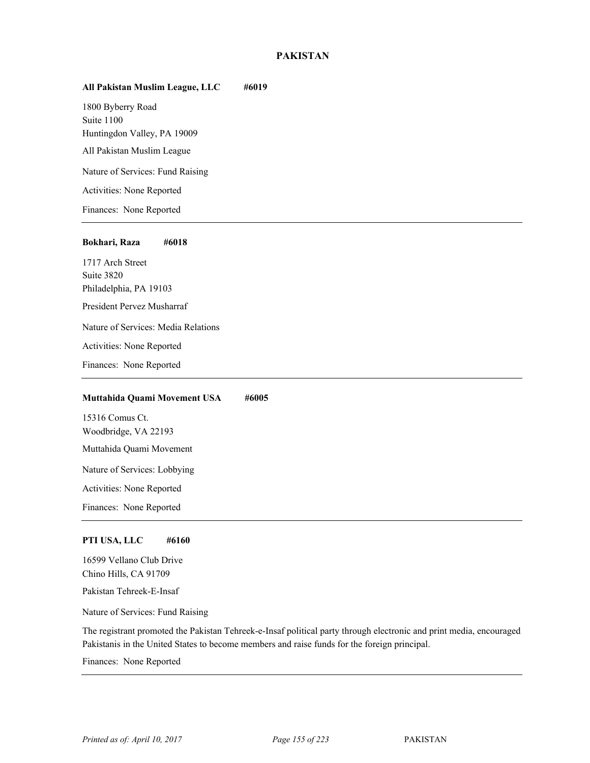# PAKISTAN

**All Pakistan Muslim League, LLC #6019**

1800 Byberry Road
Suite 1100
Huntingdon Valley, PA 19009

All Pakistan Muslim League

Nature of Services: Fund Raising

Activities: None Reported

Finances: None Reported

---

**Bokhari, Raza #6018**

1717 Arch Street
Suite 3820
Philadelphia, PA 19103

President Pervez Musharraf

Nature of Services: Media Relations

Activities: None Reported

Finances: None Reported

---

**Muttahida Quami Movement USA #6005**

15316 Comus Ct.
Woodbridge, VA 22193

Muttahida Quami Movement

Nature of Services: Lobbying

Activities: None Reported

Finances: None Reported

---

**PTI USA, LLC #6160**

16599 Vellano Club Drive
Chino Hills, CA 91709

Pakistan Tehreek-E-Insaf

Nature of Services: Fund Raising

The registrant promoted the Pakistan Tehreek-e-Insaf political party through electronic and print media, encouraged Pakistanis in the United States to become members and raise funds for the foreign principal.

Finances: None Reported

---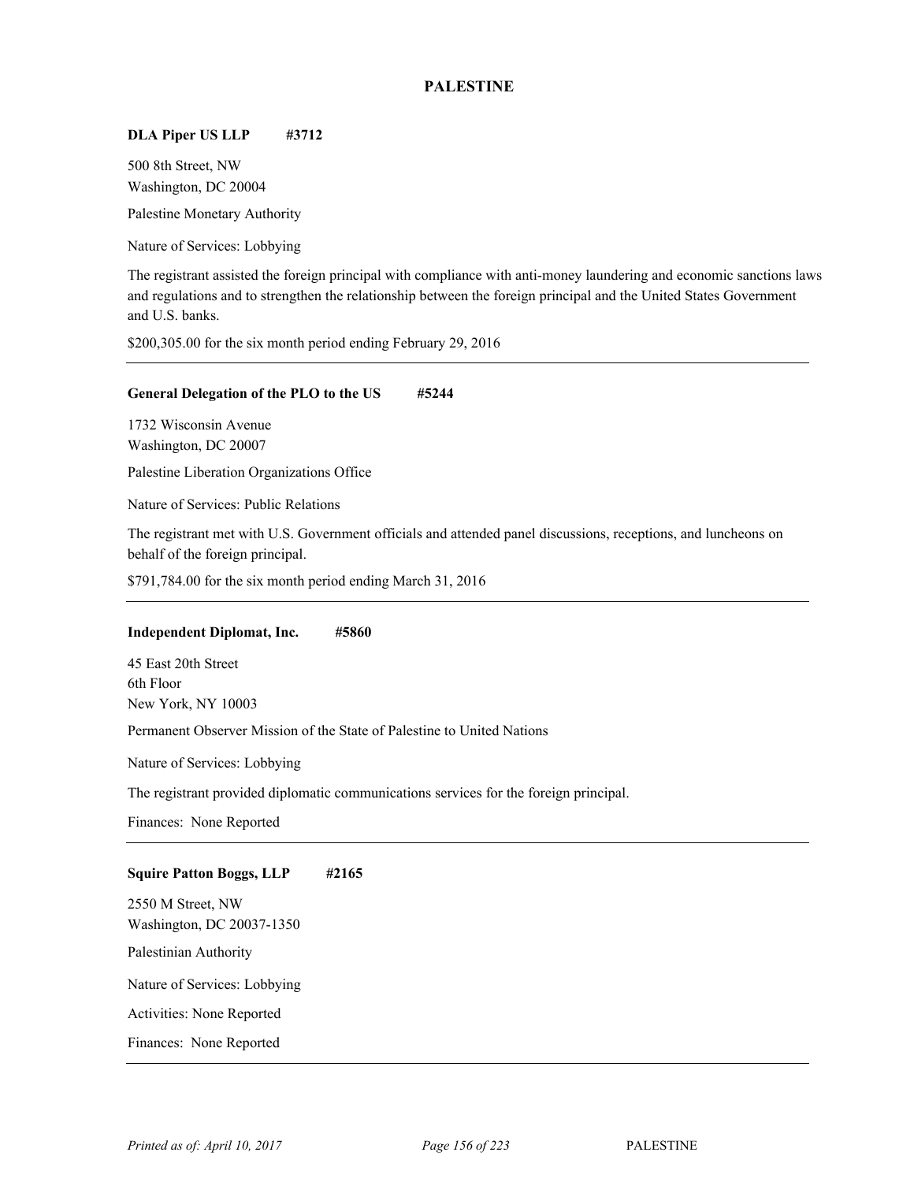## PALESTINE

**DLA Piper US LLP #3712**

500 8th Street, NW
Washington, DC 20004

Palestine Monetary Authority

Nature of Services: Lobbying

The registrant assisted the foreign principal with compliance with anti-money laundering and economic sanctions laws and regulations and to strengthen the relationship between the foreign principal and the United States Government and U.S. banks.

$200,305.00 for the six month period ending February 29, 2016

---

**General Delegation of the PLO to the US #5244**

1732 Wisconsin Avenue
Washington, DC 20007

Palestine Liberation Organizations Office

Nature of Services: Public Relations

The registrant met with U.S. Government officials and attended panel discussions, receptions, and luncheons on behalf of the foreign principal.

$791,784.00 for the six month period ending March 31, 2016

---

**Independent Diplomat, Inc. #5860**

45 East 20th Street
6th Floor
New York, NY 10003

Permanent Observer Mission of the State of Palestine to United Nations

Nature of Services: Lobbying

The registrant provided diplomatic communications services for the foreign principal.

Finances: None Reported

---

**Squire Patton Boggs, LLP #2165**

2550 M Street, NW
Washington, DC 20037-1350

Palestinian Authority

Nature of Services: Lobbying

Activities: None Reported

Finances: None Reported

---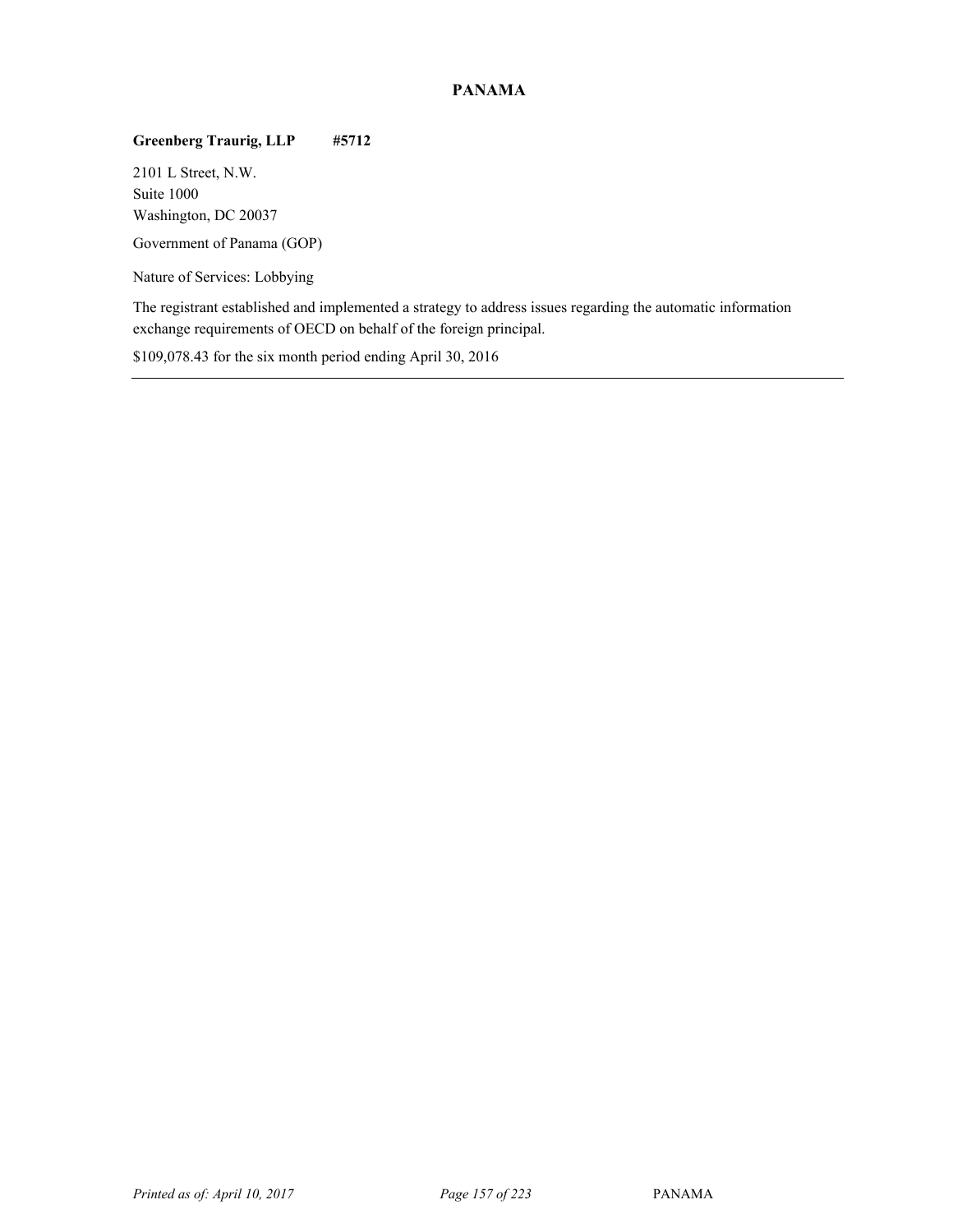# PANAMA

**Greenberg Traurig, LLP #5712**

2101 L Street, N.W.
Suite 1000
Washington, DC 20037

Government of Panama (GOP)

Nature of Services: Lobbying

The registrant established and implemented a strategy to address issues regarding the automatic information exchange requirements of OECD on behalf of the foreign principal.

$109,078.43 for the six month period ending April 30, 2016

---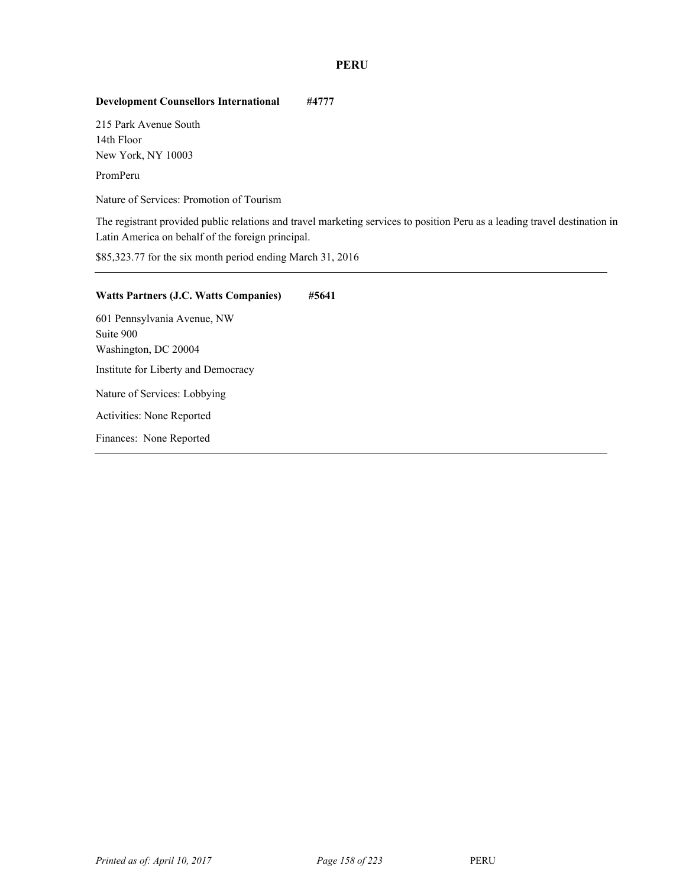# PERU

**Development Counsellors International #4777**

215 Park Avenue South
14th Floor
New York, NY 10003

PromPeru

Nature of Services: Promotion of Tourism

The registrant provided public relations and travel marketing services to position Peru as a leading travel destination in Latin America on behalf of the foreign principal.

$85,323.77 for the six month period ending March 31, 2016

---

**Watts Partners (J.C. Watts Companies) #5641**

601 Pennsylvania Avenue, NW
Suite 900
Washington, DC 20004

Institute for Liberty and Democracy

Nature of Services: Lobbying

Activities: None Reported

Finances: None Reported

---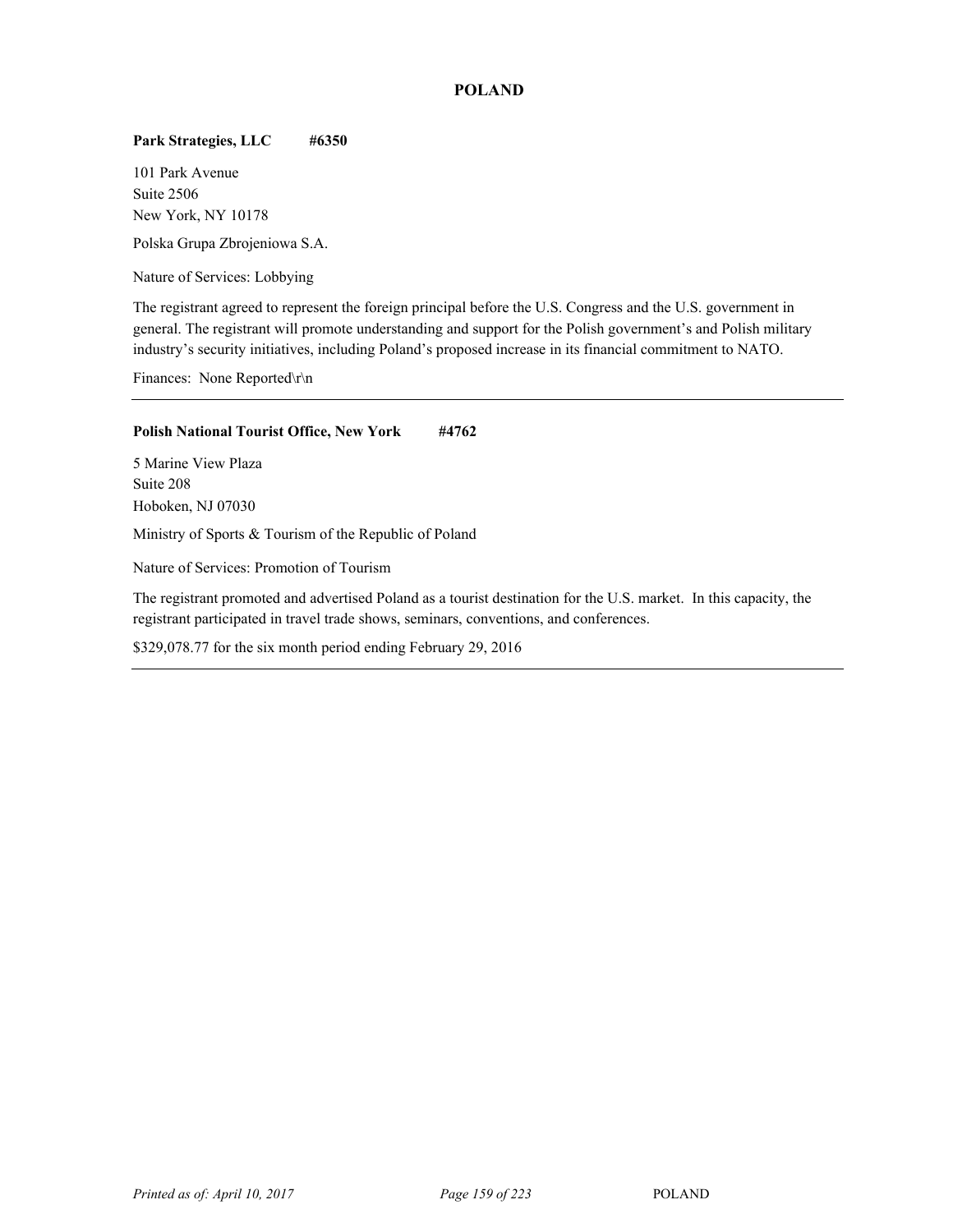# POLAND

**Park Strategies, LLC #6350**

101 Park Avenue
Suite 2506
New York, NY 10178

Polska Grupa Zbrojeniowa S.A.

Nature of Services: Lobbying

The registrant agreed to represent the foreign principal before the U.S. Congress and the U.S. government in general. The registrant will promote understanding and support for the Polish government's and Polish military industry's security initiatives, including Poland's proposed increase in its financial commitment to NATO.

Finances: None Reported\r\n

---

**Polish National Tourist Office, New York #4762**

5 Marine View Plaza
Suite 208
Hoboken, NJ 07030

Ministry of Sports & Tourism of the Republic of Poland

Nature of Services: Promotion of Tourism

The registrant promoted and advertised Poland as a tourist destination for the U.S. market. In this capacity, the registrant participated in travel trade shows, seminars, conventions, and conferences.

$329,078.77 for the six month period ending February 29, 2016

---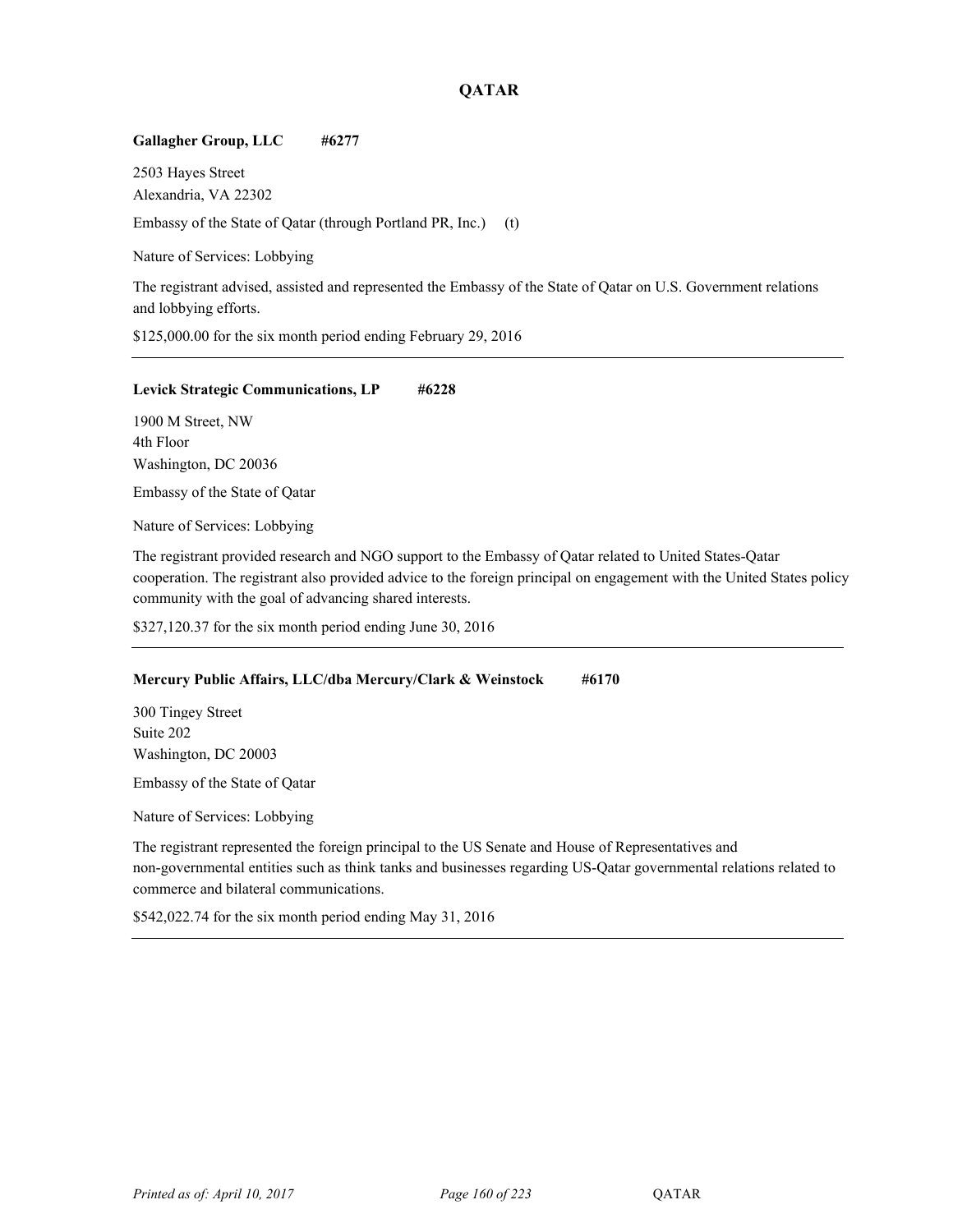# QATAR

**Gallagher Group, LLC #6277**

2503 Hayes Street
Alexandria, VA 22302

Embassy of the State of Qatar (through Portland PR, Inc.) (t)

Nature of Services: Lobbying

The registrant advised, assisted and represented the Embassy of the State of Qatar on U.S. Government relations and lobbying efforts.

$125,000.00 for the six month period ending February 29, 2016

---

**Levick Strategic Communications, LP #6228**

1900 M Street, NW
4th Floor
Washington, DC 20036

Embassy of the State of Qatar

Nature of Services: Lobbying

The registrant provided research and NGO support to the Embassy of Qatar related to United States-Qatar cooperation. The registrant also provided advice to the foreign principal on engagement with the United States policy community with the goal of advancing shared interests.

$327,120.37 for the six month period ending June 30, 2016

---

**Mercury Public Affairs, LLC/dba Mercury/Clark & Weinstock #6170**

300 Tingey Street
Suite 202
Washington, DC 20003

Embassy of the State of Qatar

Nature of Services: Lobbying

The registrant represented the foreign principal to the US Senate and House of Representatives and non-governmental entities such as think tanks and businesses regarding US-Qatar governmental relations related to commerce and bilateral communications.

$542,022.74 for the six month period ending May 31, 2016

---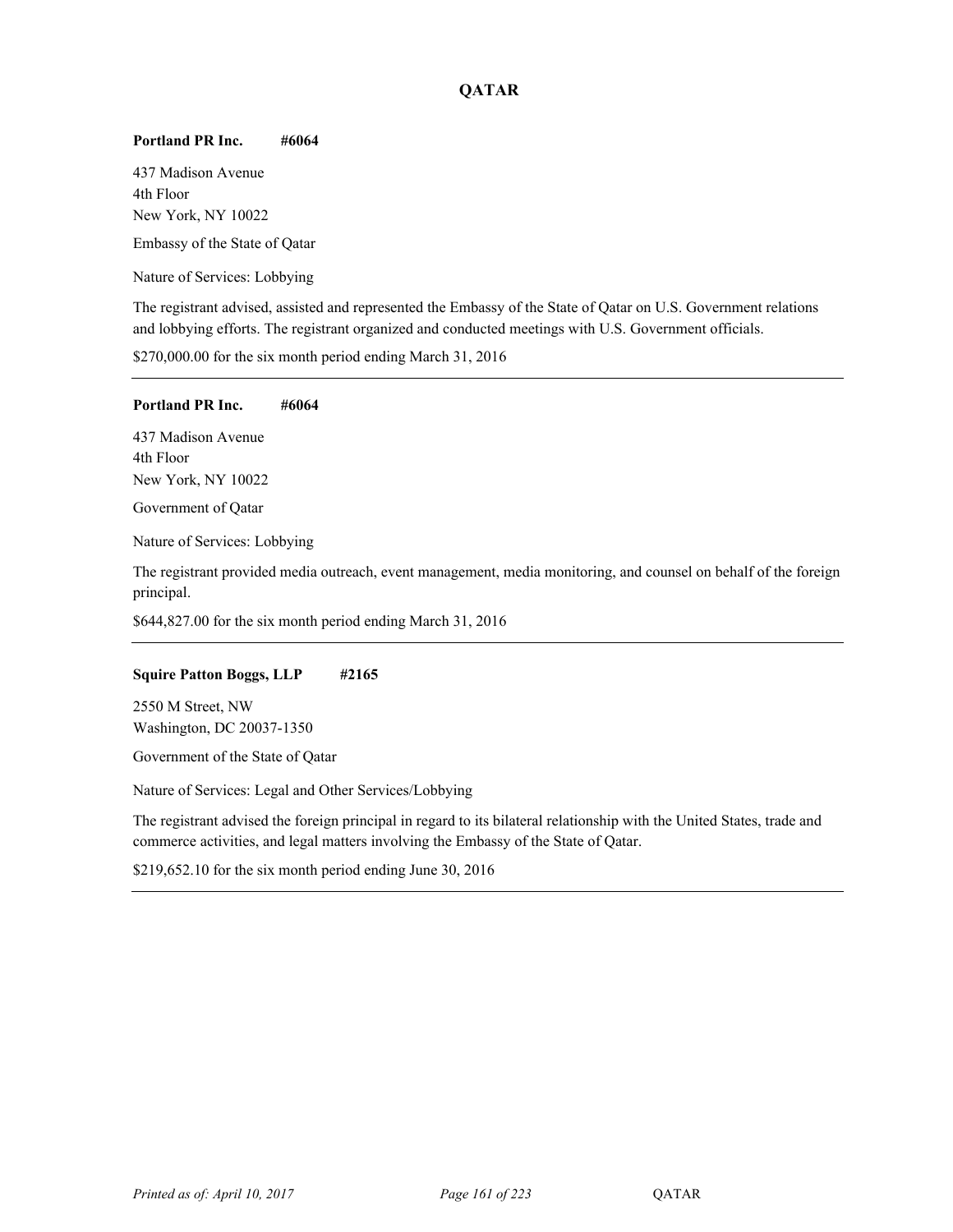## QATAR

**Portland PR Inc. #6064**

437 Madison Avenue
4th Floor
New York, NY 10022

Embassy of the State of Qatar

Nature of Services: Lobbying

The registrant advised, assisted and represented the Embassy of the State of Qatar on U.S. Government relations and lobbying efforts. The registrant organized and conducted meetings with U.S. Government officials.

$270,000.00 for the six month period ending March 31, 2016

---

**Portland PR Inc. #6064**

437 Madison Avenue
4th Floor
New York, NY 10022

Government of Qatar

Nature of Services: Lobbying

The registrant provided media outreach, event management, media monitoring, and counsel on behalf of the foreign principal.

$644,827.00 for the six month period ending March 31, 2016

---

**Squire Patton Boggs, LLP #2165**

2550 M Street, NW
Washington, DC 20037-1350

Government of the State of Qatar

Nature of Services: Legal and Other Services/Lobbying

The registrant advised the foreign principal in regard to its bilateral relationship with the United States, trade and commerce activities, and legal matters involving the Embassy of the State of Qatar.

$219,652.10 for the six month period ending June 30, 2016

---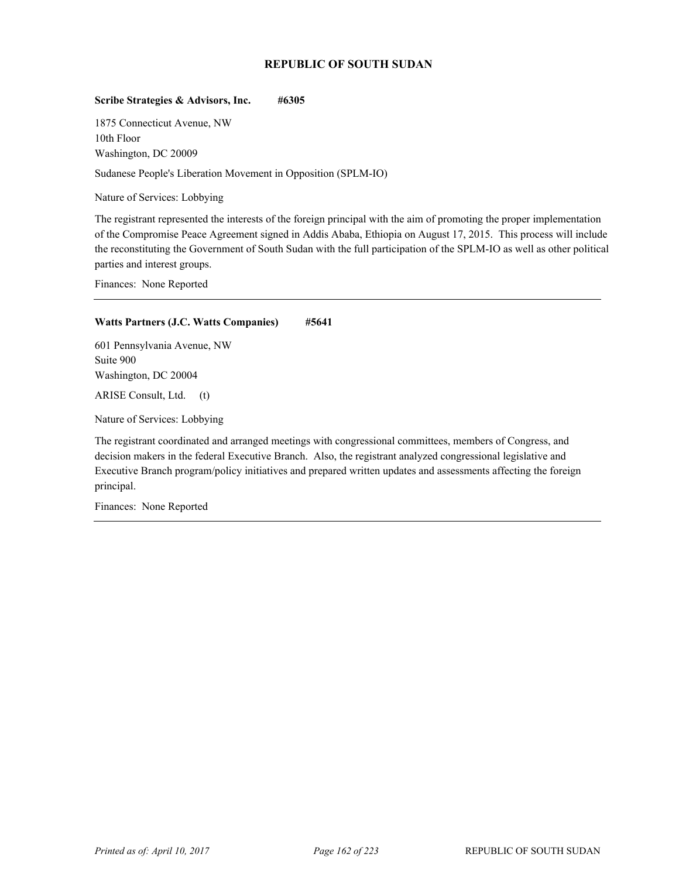## REPUBLIC OF SOUTH SUDAN

**Scribe Strategies & Advisors, Inc. #6305**

1875 Connecticut Avenue, NW
10th Floor
Washington, DC 20009

Sudanese People's Liberation Movement in Opposition (SPLM-IO)

Nature of Services: Lobbying

The registrant represented the interests of the foreign principal with the aim of promoting the proper implementation of the Compromise Peace Agreement signed in Addis Ababa, Ethiopia on August 17, 2015. This process will include the reconstituting the Government of South Sudan with the full participation of the SPLM-IO as well as other political parties and interest groups.

Finances: None Reported

---

**Watts Partners (J.C. Watts Companies) #5641**

601 Pennsylvania Avenue, NW
Suite 900
Washington, DC 20004

ARISE Consult, Ltd. (t)

Nature of Services: Lobbying

The registrant coordinated and arranged meetings with congressional committees, members of Congress, and decision makers in the federal Executive Branch. Also, the registrant analyzed congressional legislative and Executive Branch program/policy initiatives and prepared written updates and assessments affecting the foreign principal.

Finances: None Reported

---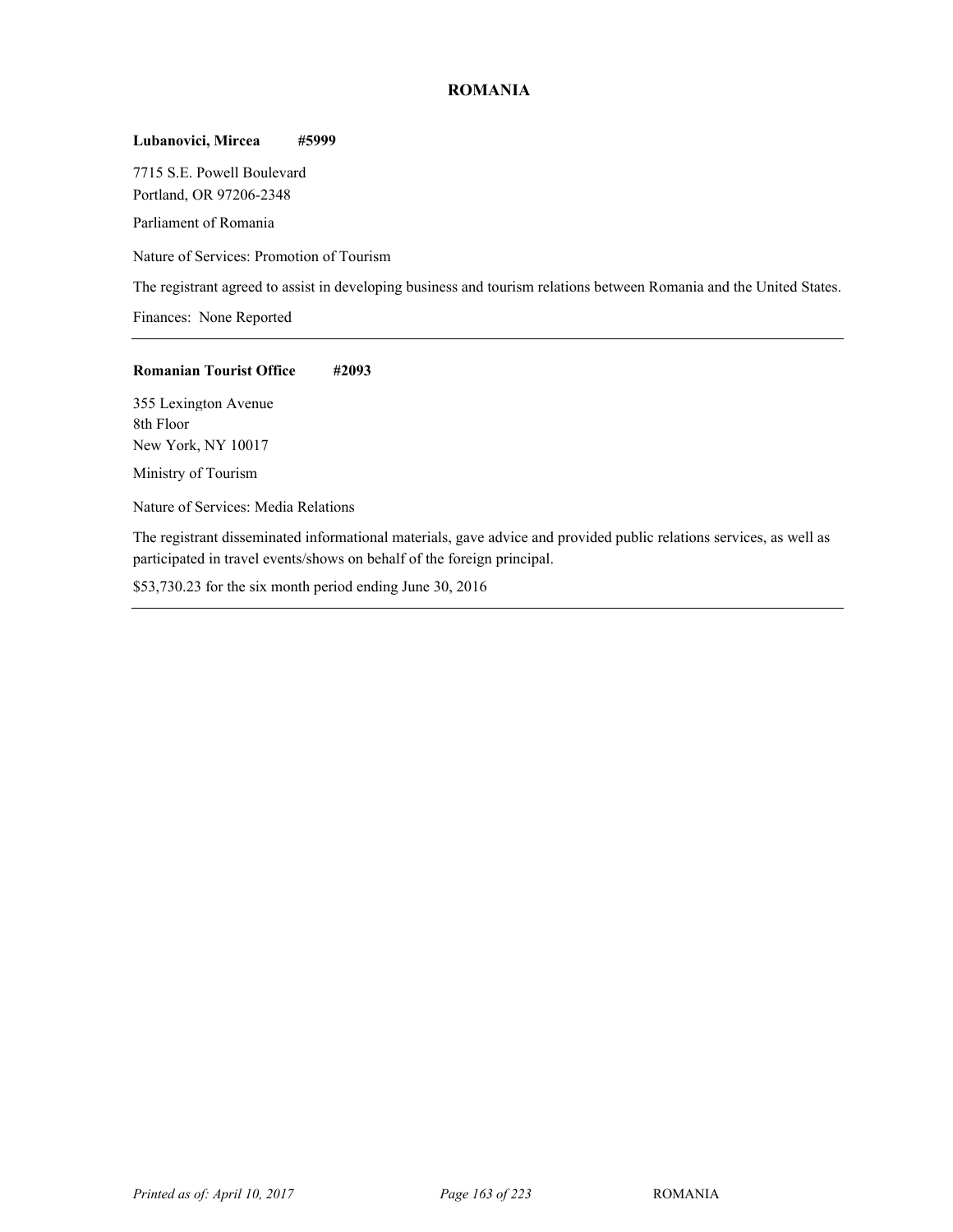## ROMANIA

**Lubanovici, Mircea #5999**

7715 S.E. Powell Boulevard
Portland, OR 97206-2348

Parliament of Romania

Nature of Services: Promotion of Tourism

The registrant agreed to assist in developing business and tourism relations between Romania and the United States.

Finances: None Reported

---

**Romanian Tourist Office #2093**

355 Lexington Avenue
8th Floor
New York, NY 10017

Ministry of Tourism

Nature of Services: Media Relations

The registrant disseminated informational materials, gave advice and provided public relations services, as well as participated in travel events/shows on behalf of the foreign principal.

$53,730.23 for the six month period ending June 30, 2016

---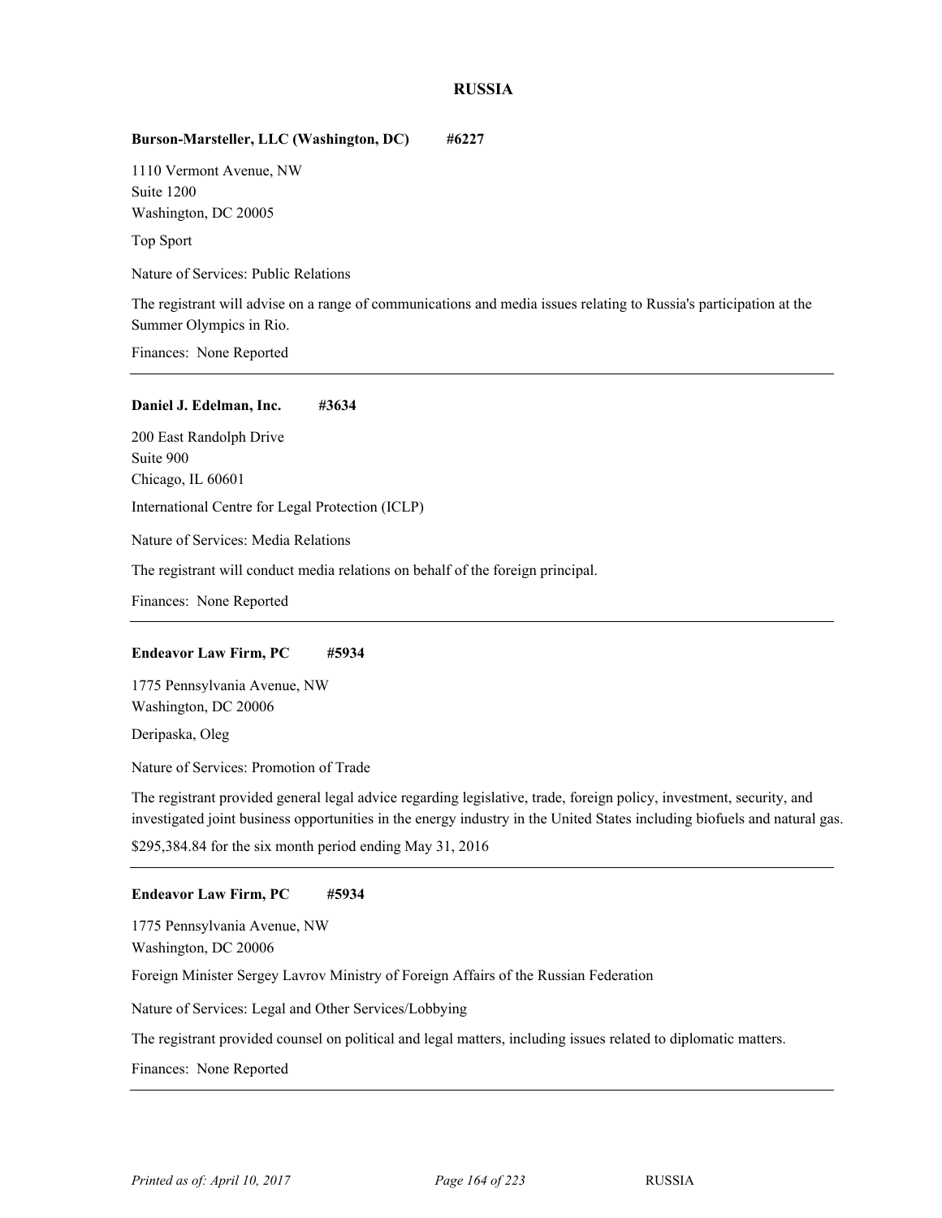## RUSSIA

**Burson-Marsteller, LLC (Washington, DC) #6227**

1110 Vermont Avenue, NW
Suite 1200
Washington, DC 20005

Top Sport

Nature of Services: Public Relations

The registrant will advise on a range of communications and media issues relating to Russia's participation at the Summer Olympics in Rio.

Finances: None Reported

---

**Daniel J. Edelman, Inc. #3634**

200 East Randolph Drive
Suite 900
Chicago, IL 60601

International Centre for Legal Protection (ICLP)

Nature of Services: Media Relations

The registrant will conduct media relations on behalf of the foreign principal.

Finances: None Reported

---

**Endeavor Law Firm, PC #5934**

1775 Pennsylvania Avenue, NW
Washington, DC 20006

Deripaska, Oleg

Nature of Services: Promotion of Trade

The registrant provided general legal advice regarding legislative, trade, foreign policy, investment, security, and investigated joint business opportunities in the energy industry in the United States including biofuels and natural gas.

$295,384.84 for the six month period ending May 31, 2016

---

**Endeavor Law Firm, PC #5934**

1775 Pennsylvania Avenue, NW
Washington, DC 20006

Foreign Minister Sergey Lavrov Ministry of Foreign Affairs of the Russian Federation

Nature of Services: Legal and Other Services/Lobbying

The registrant provided counsel on political and legal matters, including issues related to diplomatic matters.

Finances: None Reported

---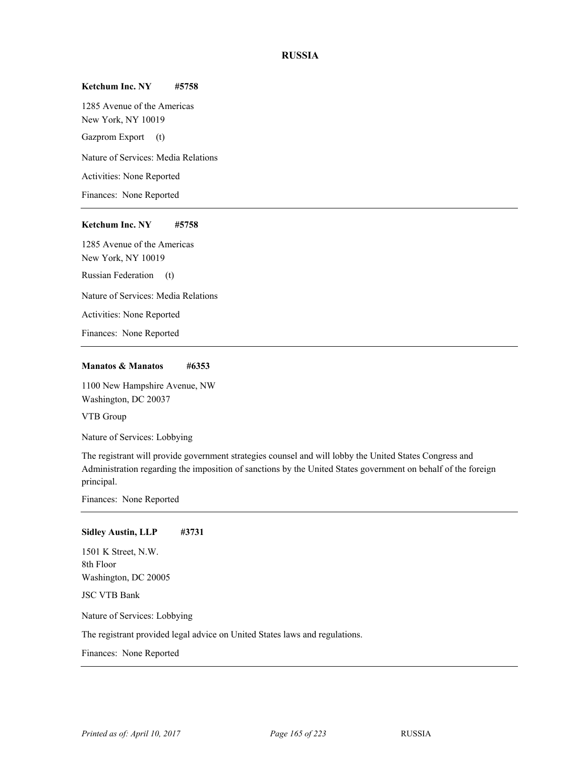## RUSSIA

**Ketchum Inc. NY #5758**

1285 Avenue of the Americas
New York, NY 10019

Gazprom Export (t)

Nature of Services: Media Relations

Activities: None Reported

Finances: None Reported

---

**Ketchum Inc. NY #5758**

1285 Avenue of the Americas
New York, NY 10019

Russian Federation (t)

Nature of Services: Media Relations

Activities: None Reported

Finances: None Reported

---

**Manatos & Manatos #6353**

1100 New Hampshire Avenue, NW
Washington, DC 20037

VTB Group

Nature of Services: Lobbying

The registrant will provide government strategies counsel and will lobby the United States Congress and Administration regarding the imposition of sanctions by the United States government on behalf of the foreign principal.

Finances: None Reported

---

**Sidley Austin, LLP #3731**

1501 K Street, N.W.
8th Floor
Washington, DC 20005

JSC VTB Bank

Nature of Services: Lobbying

The registrant provided legal advice on United States laws and regulations.

Finances: None Reported

---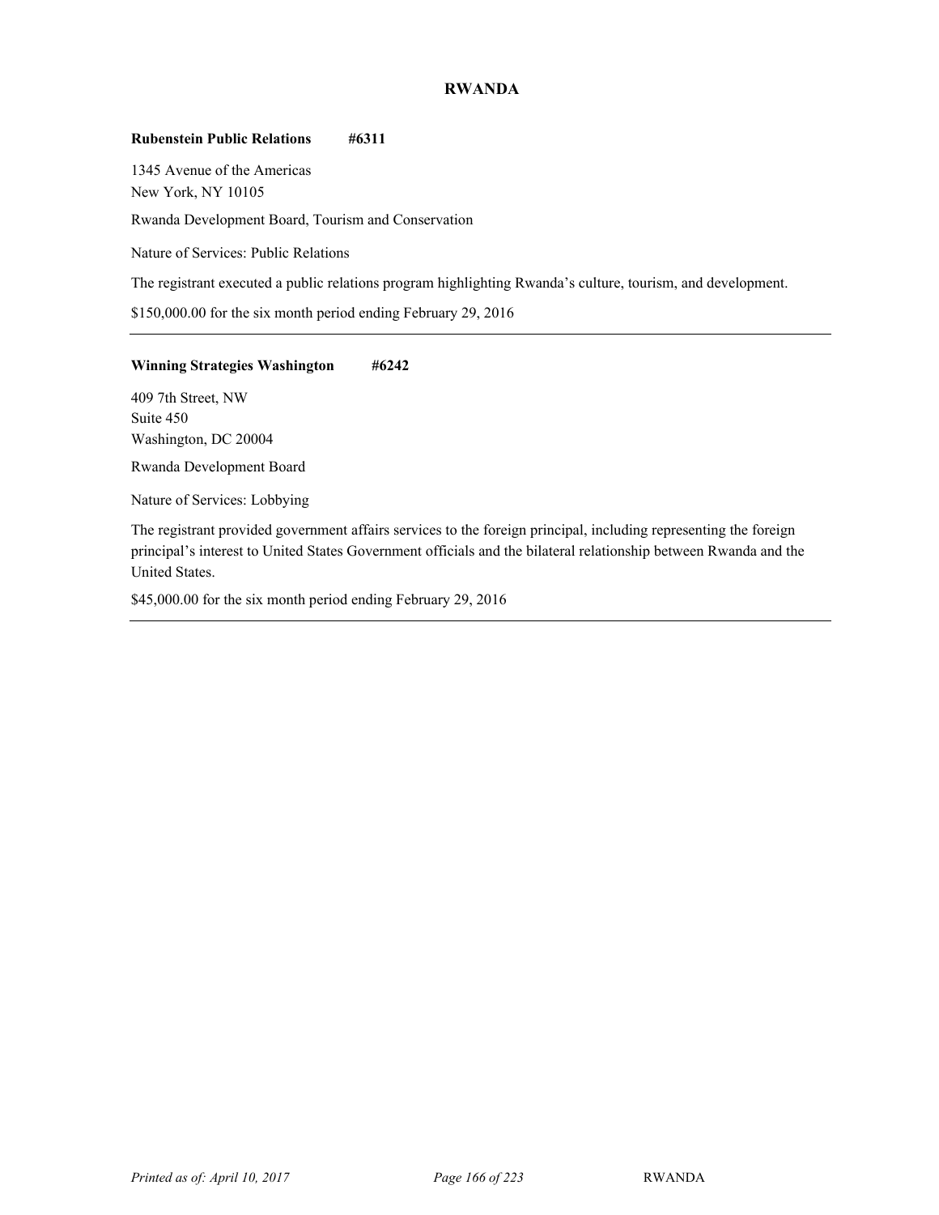## RWANDA

**Rubenstein Public Relations #6311**

1345 Avenue of the Americas
New York, NY 10105

Rwanda Development Board, Tourism and Conservation

Nature of Services: Public Relations

The registrant executed a public relations program highlighting Rwanda's culture, tourism, and development.

$150,000.00 for the six month period ending February 29, 2016

---

**Winning Strategies Washington #6242**

409 7th Street, NW
Suite 450
Washington, DC 20004

Rwanda Development Board

Nature of Services: Lobbying

The registrant provided government affairs services to the foreign principal, including representing the foreign principal's interest to United States Government officials and the bilateral relationship between Rwanda and the United States.

$45,000.00 for the six month period ending February 29, 2016

---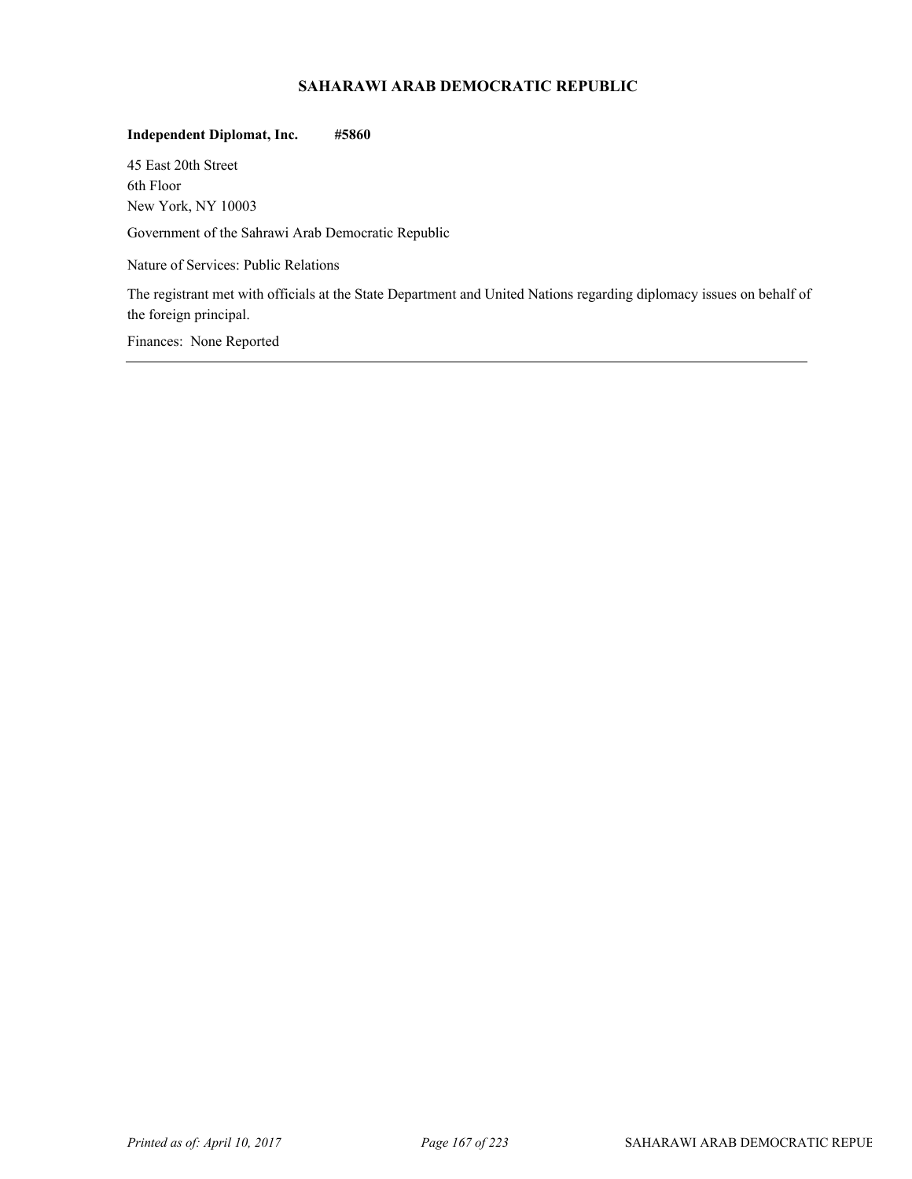## SAHARAWI ARAB DEMOCRATIC REPUBLIC

**Independent Diplomat, Inc.** **#5860**

45 East 20th Street
6th Floor
New York, NY 10003

Government of the Sahrawi Arab Democratic Republic

Nature of Services: Public Relations

The registrant met with officials at the State Department and United Nations regarding diplomacy issues on behalf of the foreign principal.

Finances: None Reported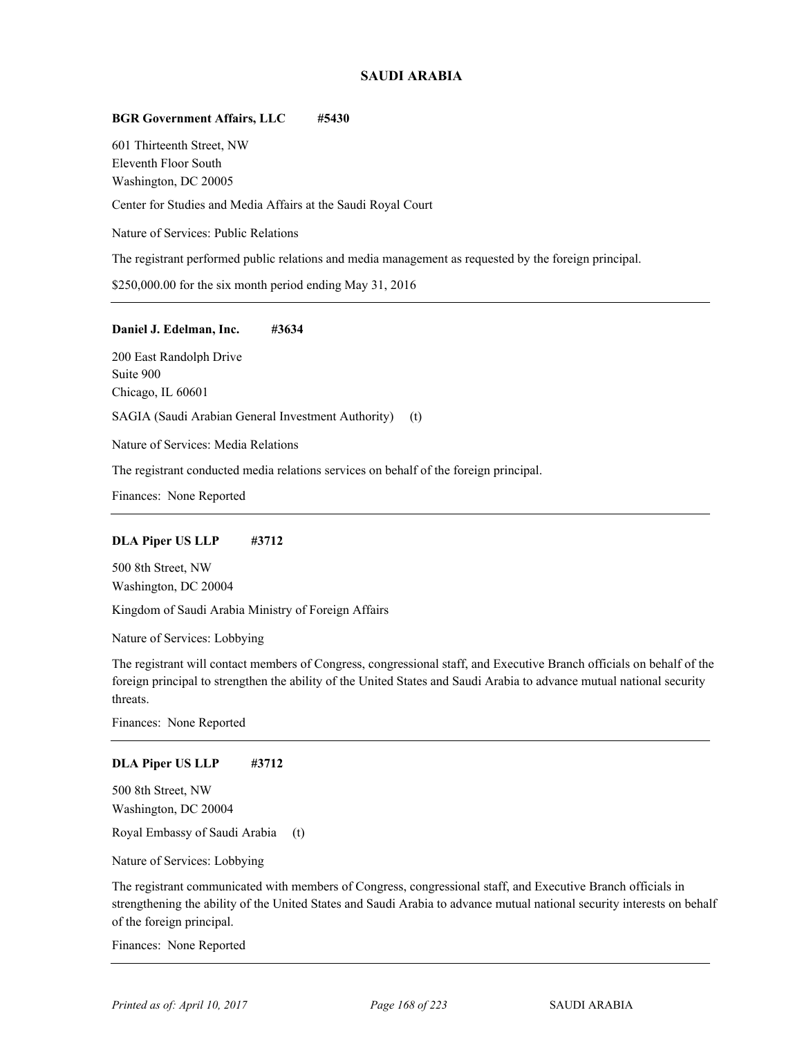## SAUDI ARABIA

**BGR Government Affairs, LLC #5430**

601 Thirteenth Street, NW
Eleventh Floor South
Washington, DC 20005

Center for Studies and Media Affairs at the Saudi Royal Court

Nature of Services: Public Relations

The registrant performed public relations and media management as requested by the foreign principal.

$250,000.00 for the six month period ending May 31, 2016

---

**Daniel J. Edelman, Inc. #3634**

200 East Randolph Drive
Suite 900
Chicago, IL 60601

SAGIA (Saudi Arabian General Investment Authority) (t)

Nature of Services: Media Relations

The registrant conducted media relations services on behalf of the foreign principal.

Finances: None Reported

---

**DLA Piper US LLP #3712**

500 8th Street, NW
Washington, DC 20004

Kingdom of Saudi Arabia Ministry of Foreign Affairs

Nature of Services: Lobbying

The registrant will contact members of Congress, congressional staff, and Executive Branch officials on behalf of the foreign principal to strengthen the ability of the United States and Saudi Arabia to advance mutual national security threats.

Finances: None Reported

---

**DLA Piper US LLP #3712**

500 8th Street, NW
Washington, DC 20004

Royal Embassy of Saudi Arabia (t)

Nature of Services: Lobbying

The registrant communicated with members of Congress, congressional staff, and Executive Branch officials in strengthening the ability of the United States and Saudi Arabia to advance mutual national security interests on behalf of the foreign principal.

Finances: None Reported

---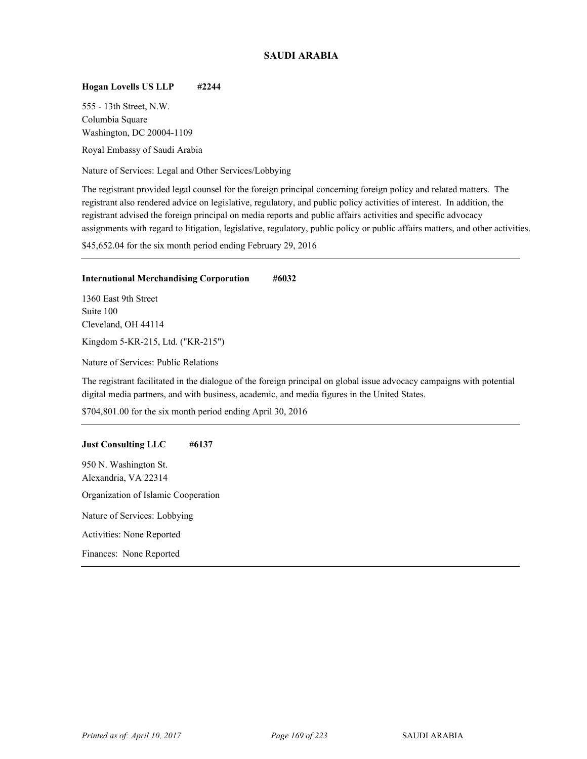## SAUDI ARABIA

**Hogan Lovells US LLP #2244**

555 - 13th Street, N.W.
Columbia Square
Washington, DC 20004-1109

Royal Embassy of Saudi Arabia

Nature of Services: Legal and Other Services/Lobbying

The registrant provided legal counsel for the foreign principal concerning foreign policy and related matters. The registrant also rendered advice on legislative, regulatory, and public policy activities of interest. In addition, the registrant advised the foreign principal on media reports and public affairs activities and specific advocacy assignments with regard to litigation, legislative, regulatory, public policy or public affairs matters, and other activities.

$45,652.04 for the six month period ending February 29, 2016

---

**International Merchandising Corporation #6032**

1360 East 9th Street
Suite 100
Cleveland, OH 44114

Kingdom 5-KR-215, Ltd. ("KR-215")

Nature of Services: Public Relations

The registrant facilitated in the dialogue of the foreign principal on global issue advocacy campaigns with potential digital media partners, and with business, academic, and media figures in the United States.

$704,801.00 for the six month period ending April 30, 2016

---

**Just Consulting LLC #6137**

950 N. Washington St.
Alexandria, VA 22314

Organization of Islamic Cooperation

Nature of Services: Lobbying

Activities: None Reported

Finances: None Reported

---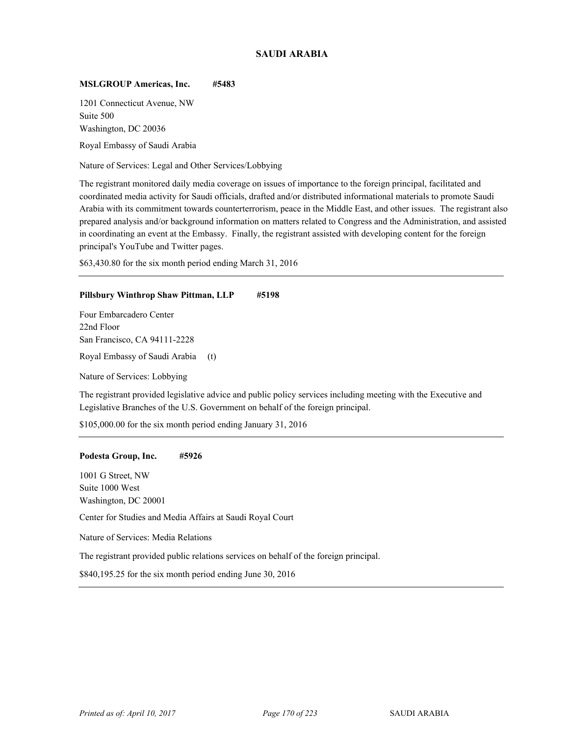## SAUDI ARABIA

**MSLGROUP Americas, Inc. #5483**

1201 Connecticut Avenue, NW
Suite 500
Washington, DC 20036

Royal Embassy of Saudi Arabia

Nature of Services: Legal and Other Services/Lobbying

The registrant monitored daily media coverage on issues of importance to the foreign principal, facilitated and coordinated media activity for Saudi officials, drafted and/or distributed informational materials to promote Saudi Arabia with its commitment towards counterterrorism, peace in the Middle East, and other issues. The registrant also prepared analysis and/or background information on matters related to Congress and the Administration, and assisted in coordinating an event at the Embassy. Finally, the registrant assisted with developing content for the foreign principal's YouTube and Twitter pages.

$63,430.80 for the six month period ending March 31, 2016

---

**Pillsbury Winthrop Shaw Pittman, LLP #5198**

Four Embarcadero Center
22nd Floor
San Francisco, CA 94111-2228

Royal Embassy of Saudi Arabia (t)

Nature of Services: Lobbying

The registrant provided legislative advice and public policy services including meeting with the Executive and Legislative Branches of the U.S. Government on behalf of the foreign principal.

$105,000.00 for the six month period ending January 31, 2016

---

**Podesta Group, Inc. #5926**

1001 G Street, NW
Suite 1000 West
Washington, DC 20001

Center for Studies and Media Affairs at Saudi Royal Court

Nature of Services: Media Relations

The registrant provided public relations services on behalf of the foreign principal.

$840,195.25 for the six month period ending June 30, 2016

---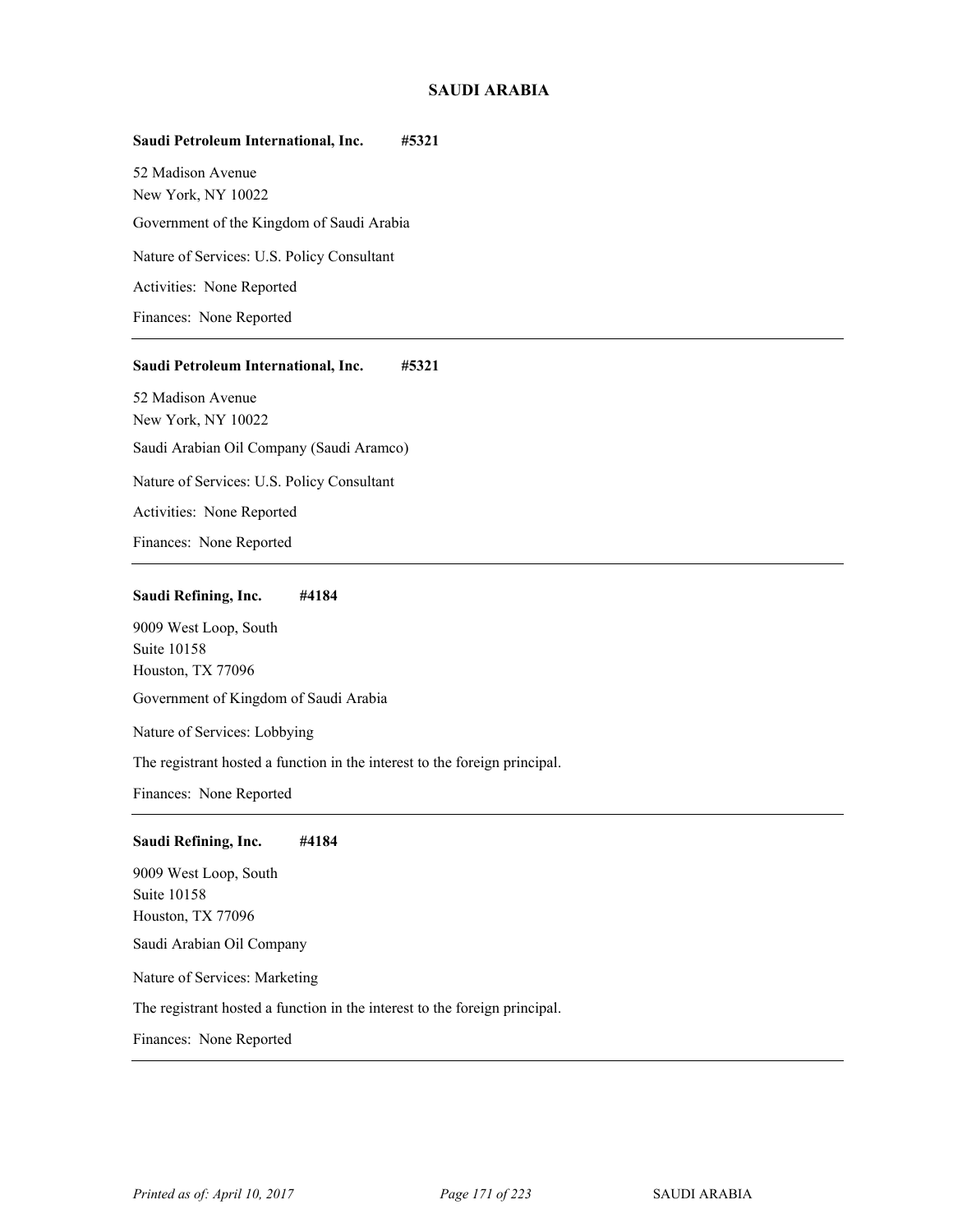## SAUDI ARABIA

**Saudi Petroleum International, Inc. #5321**

52 Madison Avenue
New York, NY 10022

Government of the Kingdom of Saudi Arabia

Nature of Services: U.S. Policy Consultant

Activities: None Reported

Finances: None Reported

---

**Saudi Petroleum International, Inc. #5321**

52 Madison Avenue
New York, NY 10022

Saudi Arabian Oil Company (Saudi Aramco)

Nature of Services: U.S. Policy Consultant

Activities: None Reported

Finances: None Reported

---

**Saudi Refining, Inc. #4184**

9009 West Loop, South
Suite 10158
Houston, TX 77096

Government of Kingdom of Saudi Arabia

Nature of Services: Lobbying

The registrant hosted a function in the interest to the foreign principal.

Finances: None Reported

---

**Saudi Refining, Inc. #4184**

9009 West Loop, South
Suite 10158
Houston, TX 77096

Saudi Arabian Oil Company

Nature of Services: Marketing

The registrant hosted a function in the interest to the foreign principal.

Finances: None Reported

---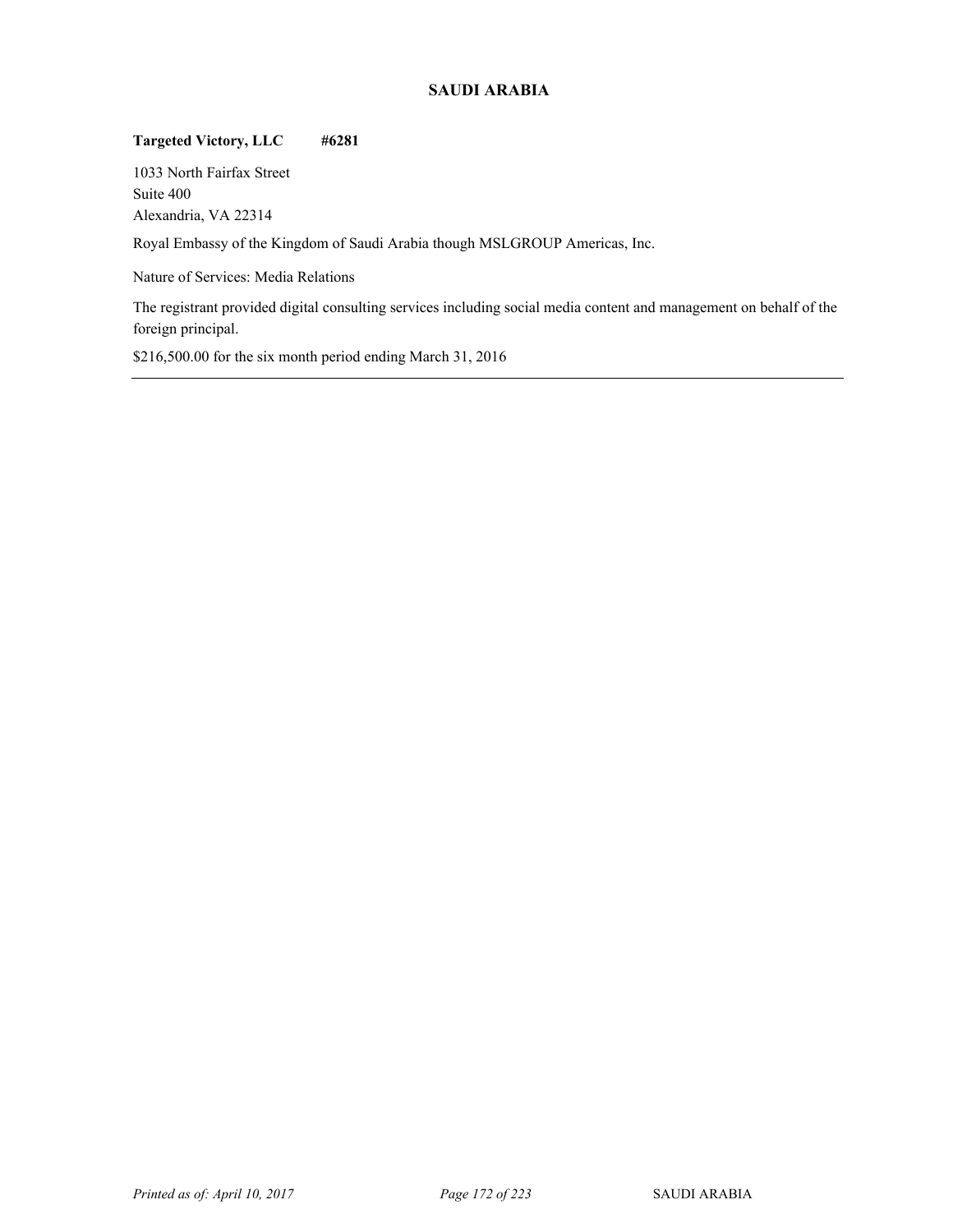## SAUDI ARABIA

**Targeted Victory, LLC #6281**

1033 North Fairfax Street
Suite 400
Alexandria, VA 22314

Royal Embassy of the Kingdom of Saudi Arabia though MSLGROUP Americas, Inc.

Nature of Services: Media Relations

The registrant provided digital consulting services including social media content and management on behalf of the foreign principal.

$216,500.00 for the six month period ending March 31, 2016

---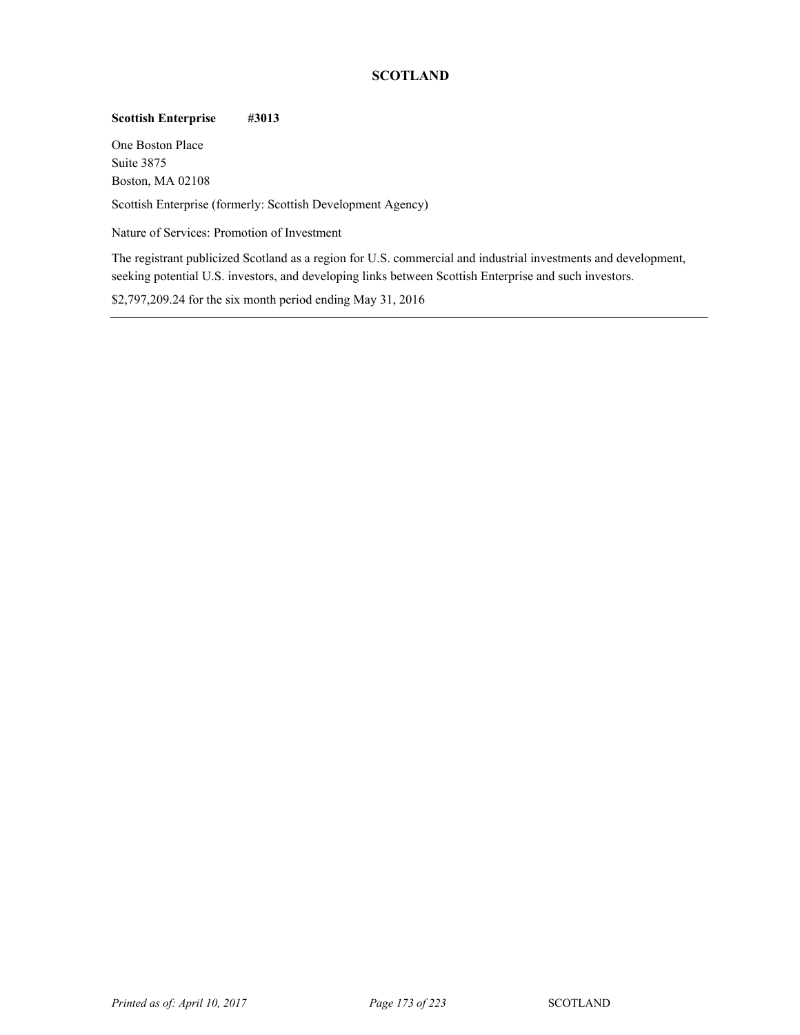## SCOTLAND

**Scottish Enterprise #3013**

One Boston Place
Suite 3875
Boston, MA 02108

Scottish Enterprise (formerly: Scottish Development Agency)

Nature of Services: Promotion of Investment

The registrant publicized Scotland as a region for U.S. commercial and industrial investments and development, seeking potential U.S. investors, and developing links between Scottish Enterprise and such investors.

$2,797,209.24 for the six month period ending May 31, 2016

---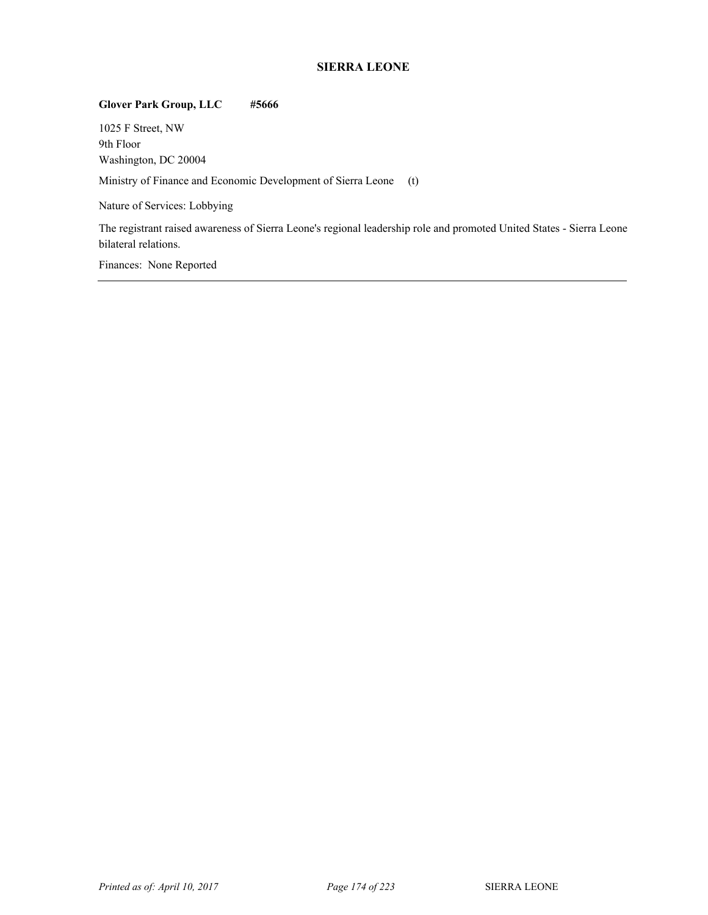## SIERRA LEONE

**Glover Park Group, LLC #5666**

1025 F Street, NW
9th Floor
Washington, DC 20004

Ministry of Finance and Economic Development of Sierra Leone (t)

Nature of Services: Lobbying

The registrant raised awareness of Sierra Leone's regional leadership role and promoted United States - Sierra Leone bilateral relations.

Finances: None Reported

---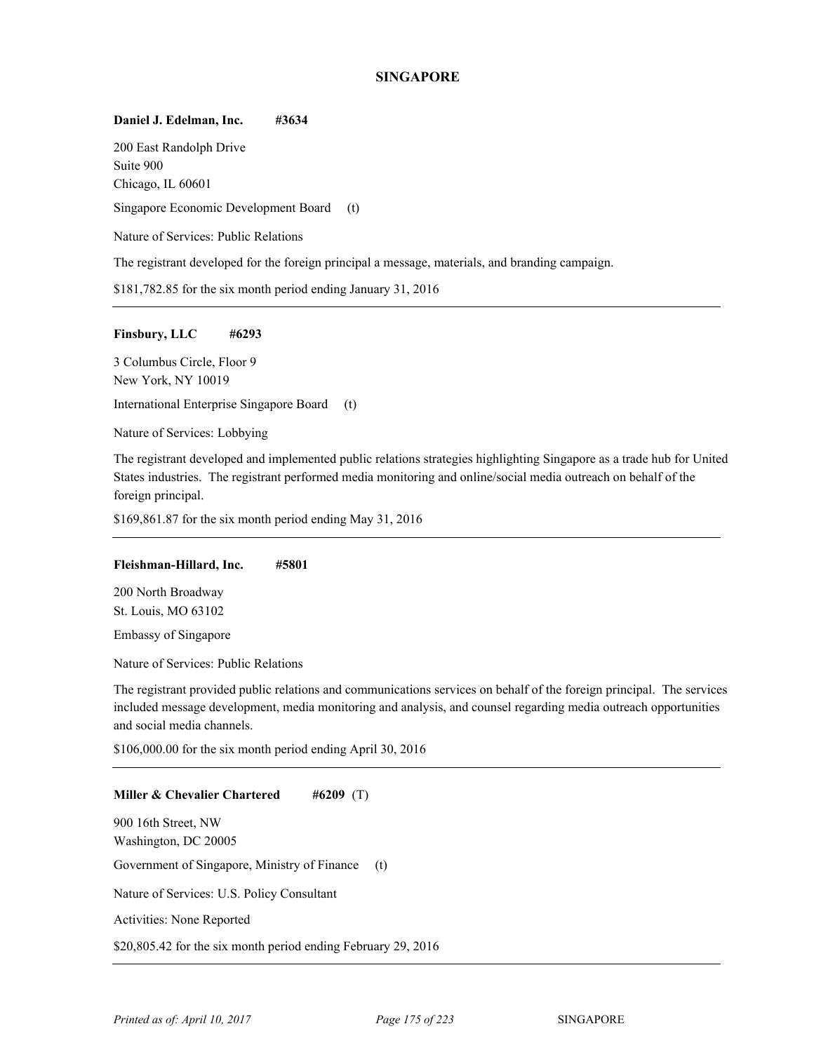## SINGAPORE

**Daniel J. Edelman, Inc.** **#3634**

200 East Randolph Drive
Suite 900
Chicago, IL 60601

Singapore Economic Development Board (t)

Nature of Services: Public Relations

The registrant developed for the foreign principal a message, materials, and branding campaign.

$181,782.85 for the six month period ending January 31, 2016

---

**Finsbury, LLC** **#6293**

3 Columbus Circle, Floor 9
New York, NY 10019

International Enterprise Singapore Board (t)

Nature of Services: Lobbying

The registrant developed and implemented public relations strategies highlighting Singapore as a trade hub for United States industries. The registrant performed media monitoring and online/social media outreach on behalf of the foreign principal.

$169,861.87 for the six month period ending May 31, 2016

---

**Fleishman-Hillard, Inc.** **#5801**

200 North Broadway
St. Louis, MO 63102

Embassy of Singapore

Nature of Services: Public Relations

The registrant provided public relations and communications services on behalf of the foreign principal. The services included message development, media monitoring and analysis, and counsel regarding media outreach opportunities and social media channels.

$106,000.00 for the six month period ending April 30, 2016

---

**Miller & Chevalier Chartered** **#6209** (T)

900 16th Street, NW
Washington, DC 20005

Government of Singapore, Ministry of Finance (t)

Nature of Services: U.S. Policy Consultant

Activities: None Reported

$20,805.42 for the six month period ending February 29, 2016

---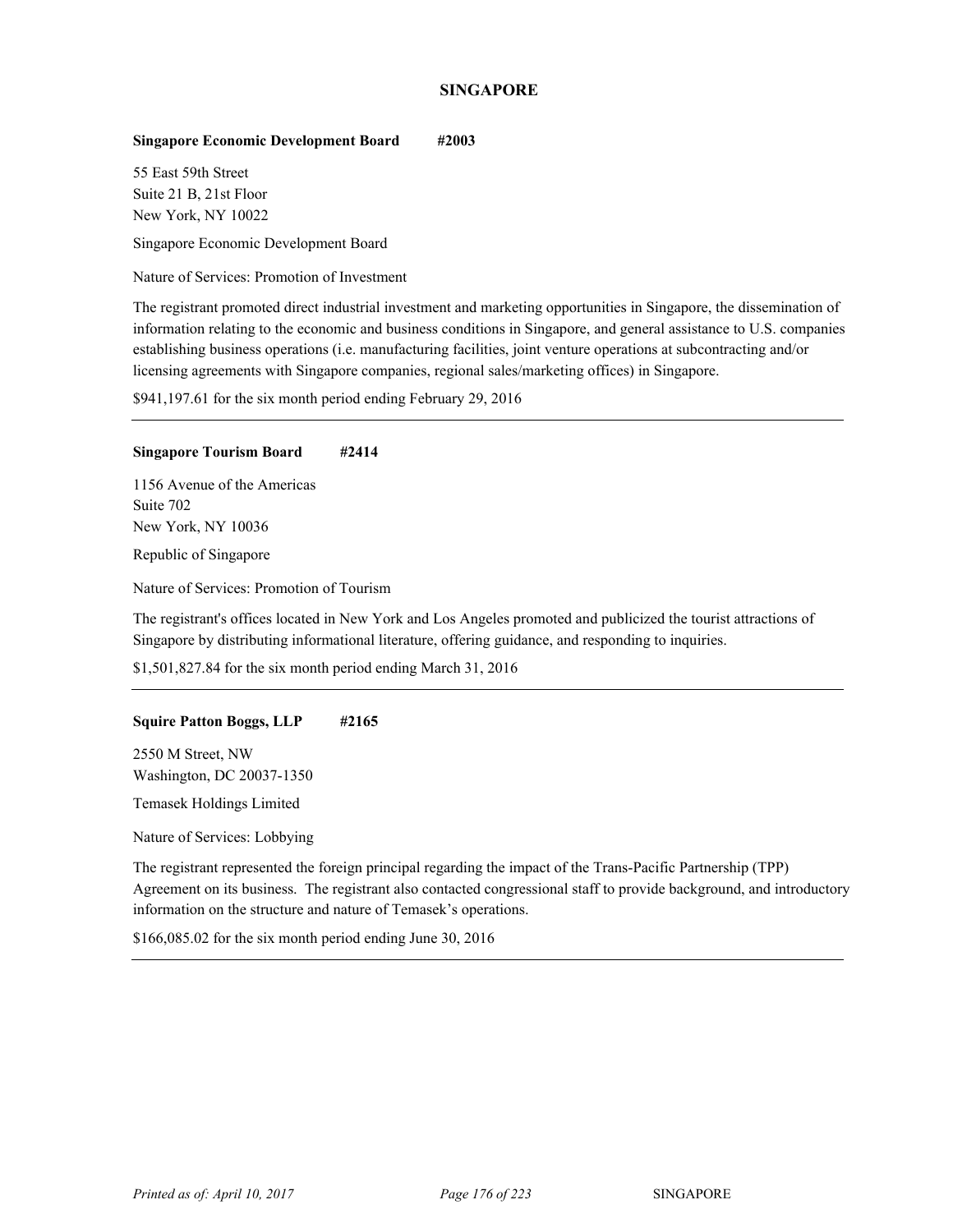## SINGAPORE

**Singapore Economic Development Board #2003**

55 East 59th Street
Suite 21 B, 21st Floor
New York, NY 10022

Singapore Economic Development Board

Nature of Services: Promotion of Investment

The registrant promoted direct industrial investment and marketing opportunities in Singapore, the dissemination of information relating to the economic and business conditions in Singapore, and general assistance to U.S. companies establishing business operations (i.e. manufacturing facilities, joint venture operations at subcontracting and/or licensing agreements with Singapore companies, regional sales/marketing offices) in Singapore.

$941,197.61 for the six month period ending February 29, 2016

---

**Singapore Tourism Board #2414**

1156 Avenue of the Americas
Suite 702
New York, NY 10036

Republic of Singapore

Nature of Services: Promotion of Tourism

The registrant's offices located in New York and Los Angeles promoted and publicized the tourist attractions of Singapore by distributing informational literature, offering guidance, and responding to inquiries.

$1,501,827.84 for the six month period ending March 31, 2016

---

**Squire Patton Boggs, LLP #2165**

2550 M Street, NW
Washington, DC 20037-1350

Temasek Holdings Limited

Nature of Services: Lobbying

The registrant represented the foreign principal regarding the impact of the Trans-Pacific Partnership (TPP) Agreement on its business. The registrant also contacted congressional staff to provide background, and introductory information on the structure and nature of Temasek's operations.

$166,085.02 for the six month period ending June 30, 2016

---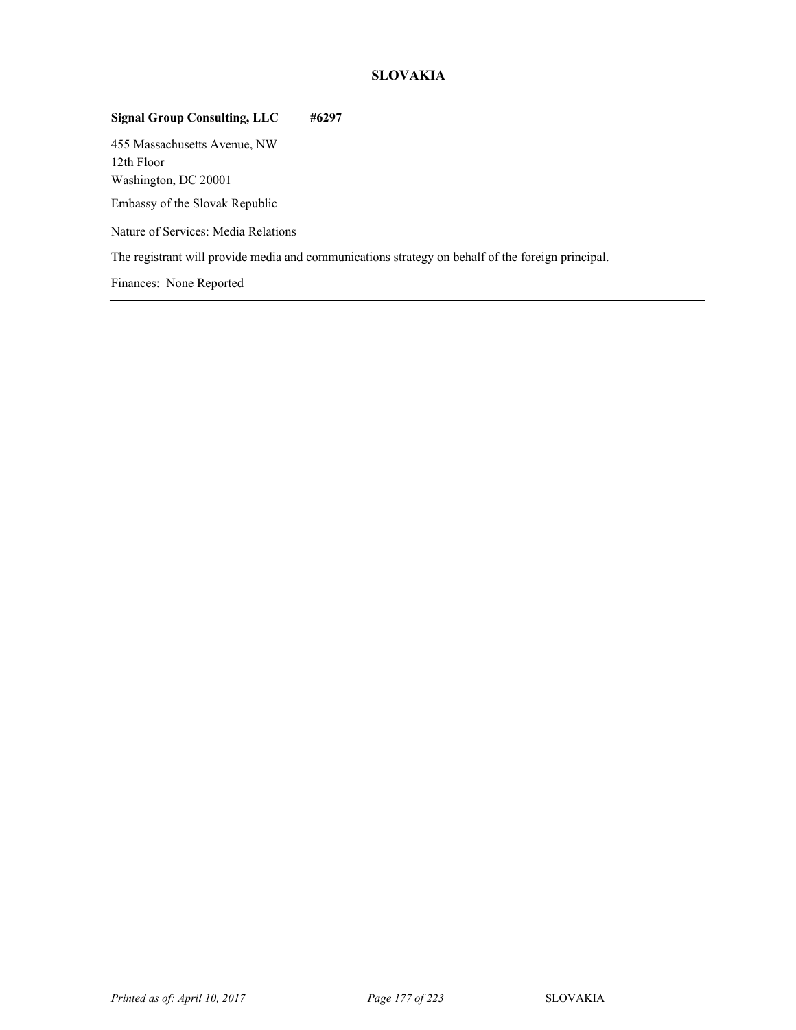## SLOVAKIA

**Signal Group Consulting, LLC #6297**

455 Massachusetts Avenue, NW
12th Floor
Washington, DC 20001

Embassy of the Slovak Republic

Nature of Services: Media Relations

The registrant will provide media and communications strategy on behalf of the foreign principal.

Finances: None Reported

---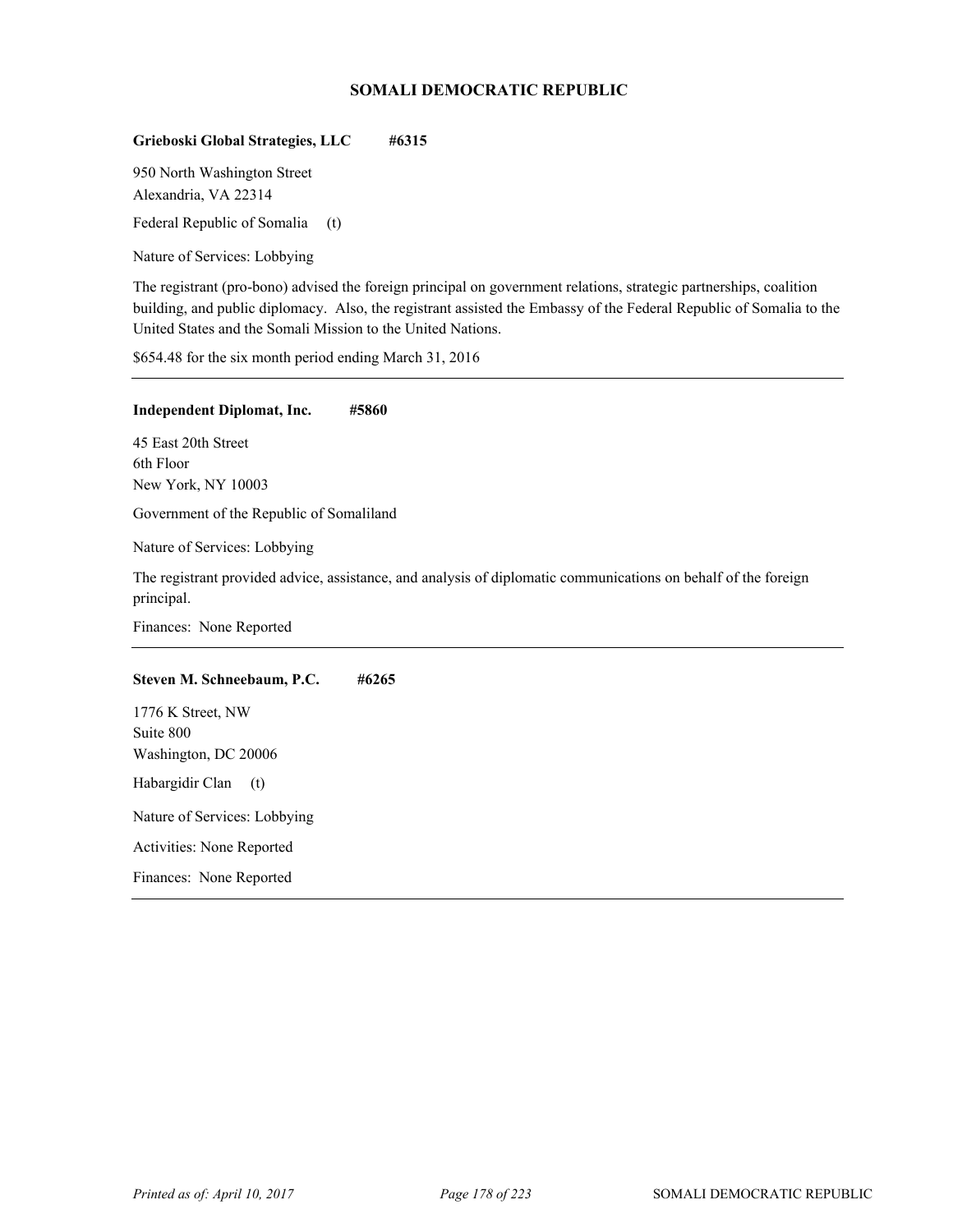## SOMALI DEMOCRATIC REPUBLIC

**Grieboski Global Strategies, LLC #6315**

950 North Washington Street
Alexandria, VA 22314

Federal Republic of Somalia (t)

Nature of Services: Lobbying

The registrant (pro-bono) advised the foreign principal on government relations, strategic partnerships, coalition building, and public diplomacy. Also, the registrant assisted the Embassy of the Federal Republic of Somalia to the United States and the Somali Mission to the United Nations.

$654.48 for the six month period ending March 31, 2016

---

**Independent Diplomat, Inc. #5860**

45 East 20th Street
6th Floor
New York, NY 10003

Government of the Republic of Somaliland

Nature of Services: Lobbying

The registrant provided advice, assistance, and analysis of diplomatic communications on behalf of the foreign principal.

Finances: None Reported

---

**Steven M. Schneebaum, P.C. #6265**

1776 K Street, NW
Suite 800
Washington, DC 20006

Habargidir Clan (t)

Nature of Services: Lobbying

Activities: None Reported

Finances: None Reported

---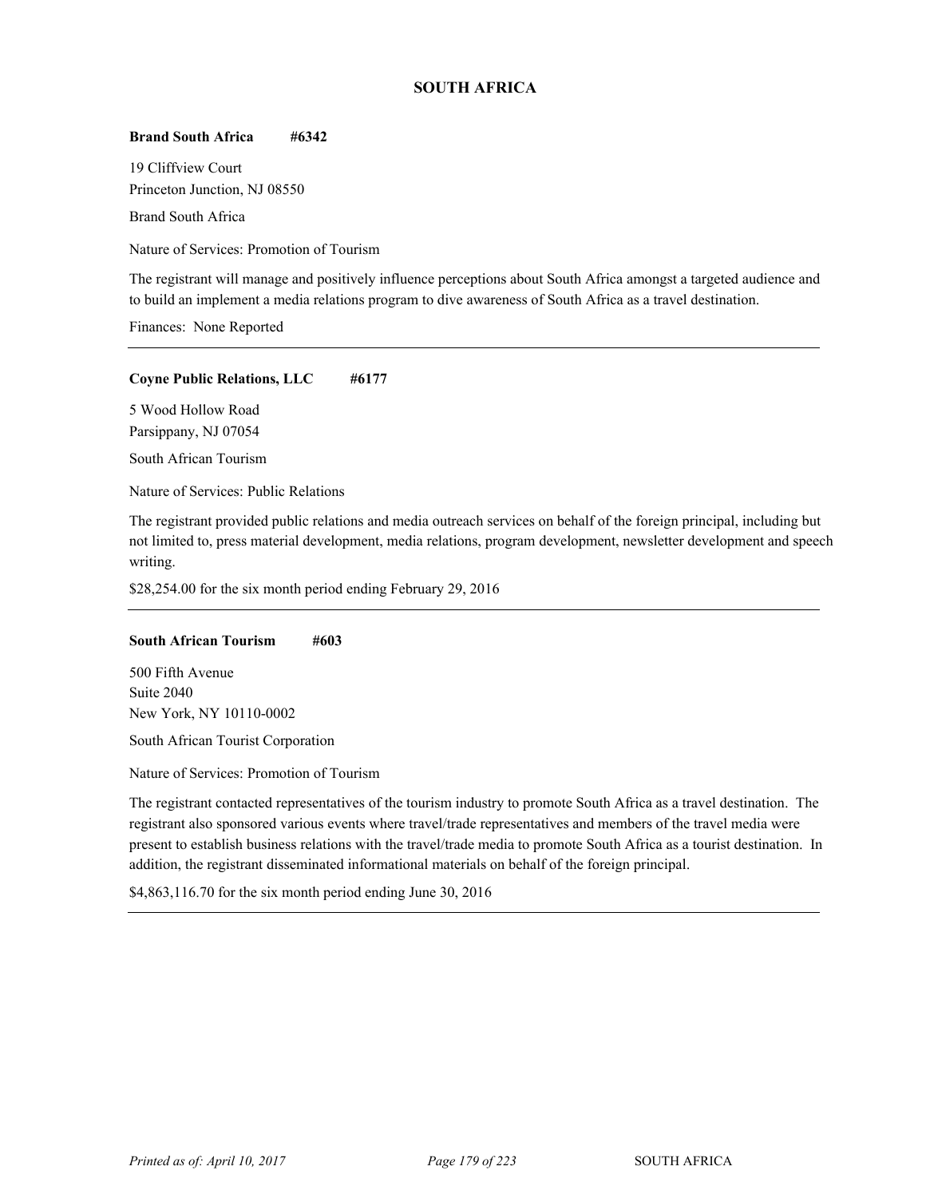## SOUTH AFRICA

**Brand South Africa** **#6342**

19 Cliffview Court
Princeton Junction, NJ 08550

Brand South Africa

Nature of Services: Promotion of Tourism

The registrant will manage and positively influence perceptions about South Africa amongst a targeted audience and to build an implement a media relations program to dive awareness of South Africa as a travel destination.

Finances: None Reported

---

**Coyne Public Relations, LLC** **#6177**

5 Wood Hollow Road
Parsippany, NJ 07054

South African Tourism

Nature of Services: Public Relations

The registrant provided public relations and media outreach services on behalf of the foreign principal, including but not limited to, press material development, media relations, program development, newsletter development and speech writing.

$28,254.00 for the six month period ending February 29, 2016

---

**South African Tourism** **#603**

500 Fifth Avenue
Suite 2040
New York, NY 10110-0002

South African Tourist Corporation

Nature of Services: Promotion of Tourism

The registrant contacted representatives of the tourism industry to promote South Africa as a travel destination. The registrant also sponsored various events where travel/trade representatives and members of the travel media were present to establish business relations with the travel/trade media to promote South Africa as a tourist destination. In addition, the registrant disseminated informational materials on behalf of the foreign principal.

$4,863,116.70 for the six month period ending June 30, 2016

---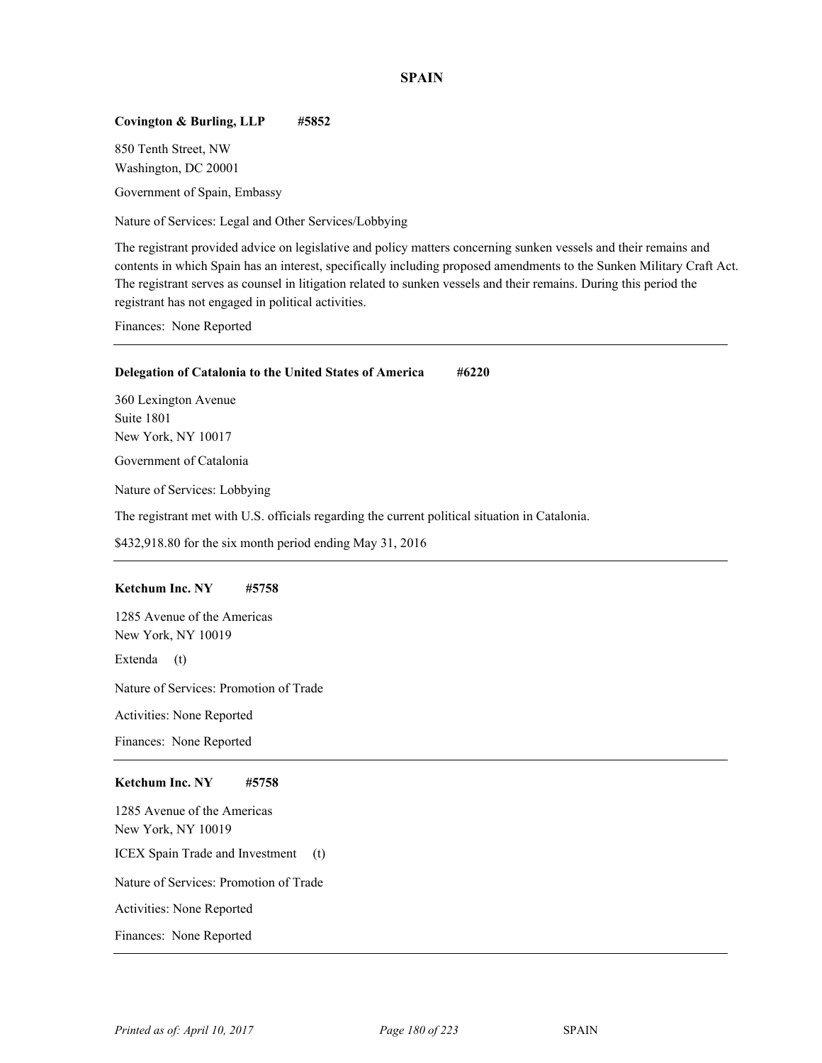## SPAIN

**Covington & Burling, LLP #5852**

850 Tenth Street, NW
Washington, DC 20001

Government of Spain, Embassy

Nature of Services: Legal and Other Services/Lobbying

The registrant provided advice on legislative and policy matters concerning sunken vessels and their remains and contents in which Spain has an interest, specifically including proposed amendments to the Sunken Military Craft Act. The registrant serves as counsel in litigation related to sunken vessels and their remains. During this period the registrant has not engaged in political activities.

Finances: None Reported

---

**Delegation of Catalonia to the United States of America #6220**

360 Lexington Avenue
Suite 1801
New York, NY 10017

Government of Catalonia

Nature of Services: Lobbying

The registrant met with U.S. officials regarding the current political situation in Catalonia.

$432,918.80 for the six month period ending May 31, 2016

---

**Ketchum Inc. NY #5758**

1285 Avenue of the Americas
New York, NY 10019

Extenda (t)

Nature of Services: Promotion of Trade

Activities: None Reported

Finances: None Reported

---

**Ketchum Inc. NY #5758**

1285 Avenue of the Americas
New York, NY 10019

ICEX Spain Trade and Investment (t)

Nature of Services: Promotion of Trade

Activities: None Reported

Finances: None Reported

---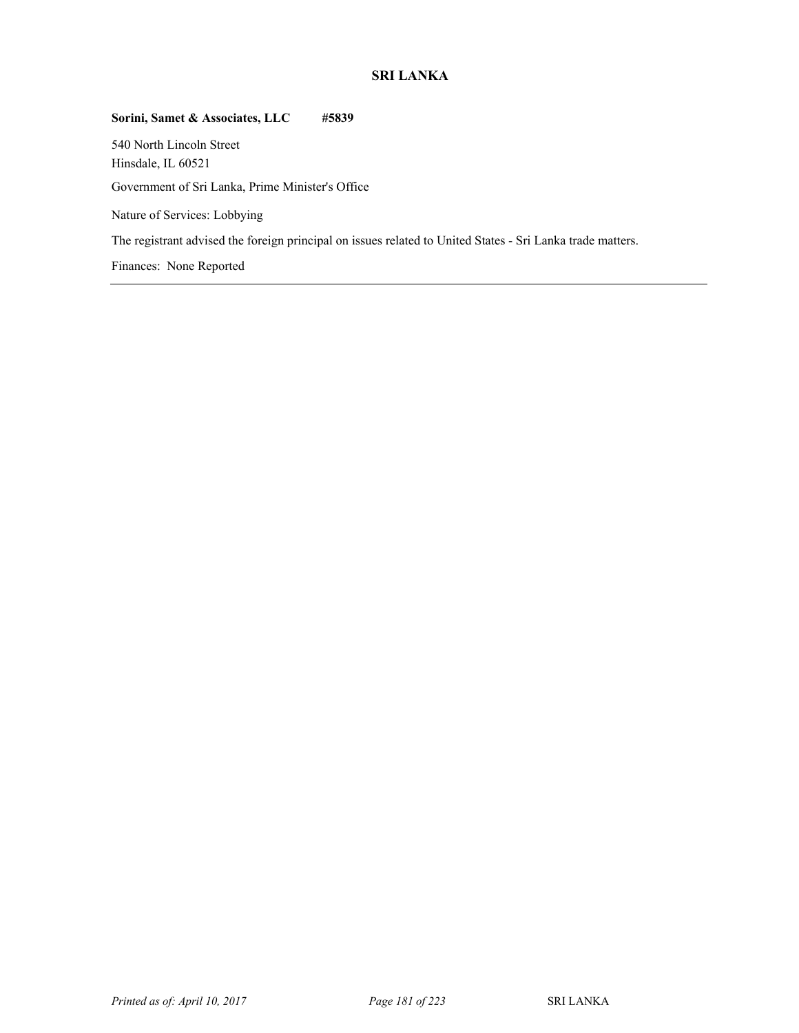## SRI LANKA

**Sorini, Samet & Associates, LLC #5839**

540 North Lincoln Street
Hinsdale, IL 60521

Government of Sri Lanka, Prime Minister's Office

Nature of Services: Lobbying

The registrant advised the foreign principal on issues related to United States - Sri Lanka trade matters.

Finances: None Reported

---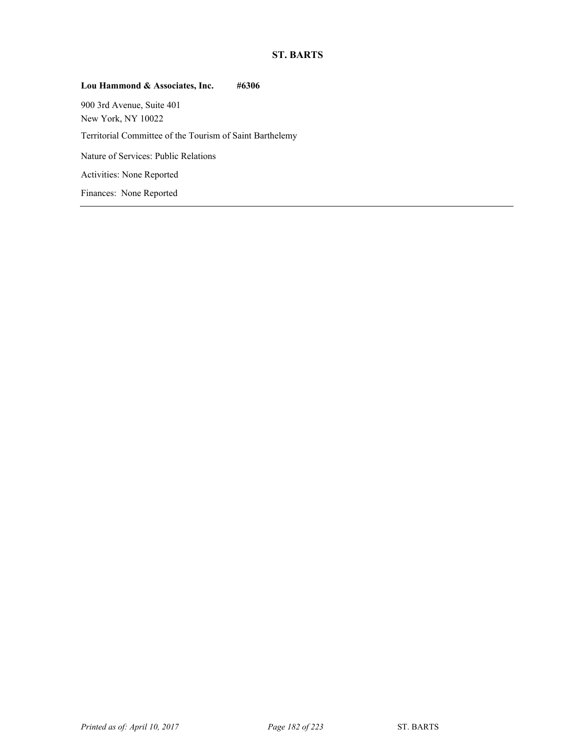## ST. BARTS

**Lou Hammond & Associates, Inc. #6306**

900 3rd Avenue, Suite 401
New York, NY 10022

Territorial Committee of the Tourism of Saint Barthelemy

Nature of Services: Public Relations

Activities: None Reported

Finances: None Reported

---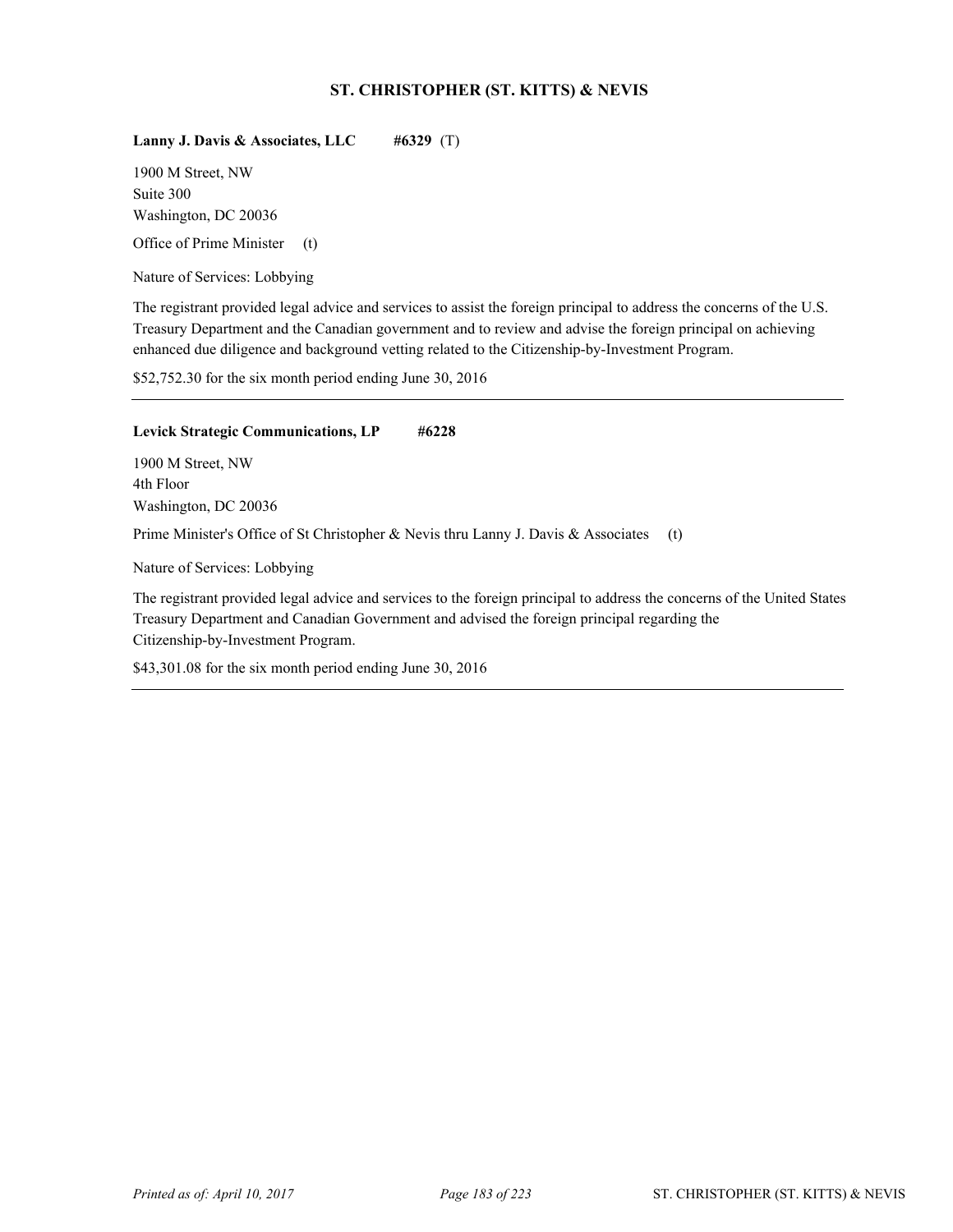## ST. CHRISTOPHER (ST. KITTS) & NEVIS

**Lanny J. Davis & Associates, LLC** **#6329** (T)

1900 M Street, NW
Suite 300
Washington, DC 20036

Office of Prime Minister (t)

Nature of Services: Lobbying

The registrant provided legal advice and services to assist the foreign principal to address the concerns of the U.S. Treasury Department and the Canadian government and to review and advise the foreign principal on achieving enhanced due diligence and background vetting related to the Citizenship-by-Investment Program.

$52,752.30 for the six month period ending June 30, 2016

---

**Levick Strategic Communications, LP** **#6228**

1900 M Street, NW
4th Floor
Washington, DC 20036

Prime Minister's Office of St Christopher & Nevis thru Lanny J. Davis & Associates (t)

Nature of Services: Lobbying

The registrant provided legal advice and services to the foreign principal to address the concerns of the United States Treasury Department and Canadian Government and advised the foreign principal regarding the Citizenship-by-Investment Program.

$43,301.08 for the six month period ending June 30, 2016

---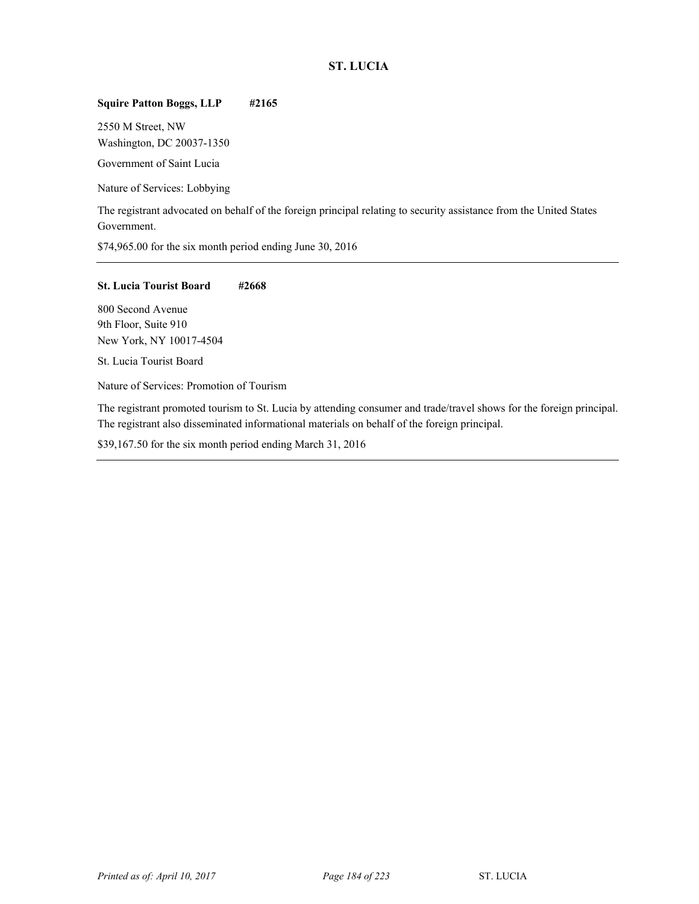## ST. LUCIA

**Squire Patton Boggs, LLP #2165**

2550 M Street, NW
Washington, DC 20037-1350

Government of Saint Lucia

Nature of Services: Lobbying

The registrant advocated on behalf of the foreign principal relating to security assistance from the United States Government.

$74,965.00 for the six month period ending June 30, 2016

---

**St. Lucia Tourist Board #2668**

800 Second Avenue
9th Floor, Suite 910
New York, NY 10017-4504

St. Lucia Tourist Board

Nature of Services: Promotion of Tourism

The registrant promoted tourism to St. Lucia by attending consumer and trade/travel shows for the foreign principal. The registrant also disseminated informational materials on behalf of the foreign principal.

$39,167.50 for the six month period ending March 31, 2016

---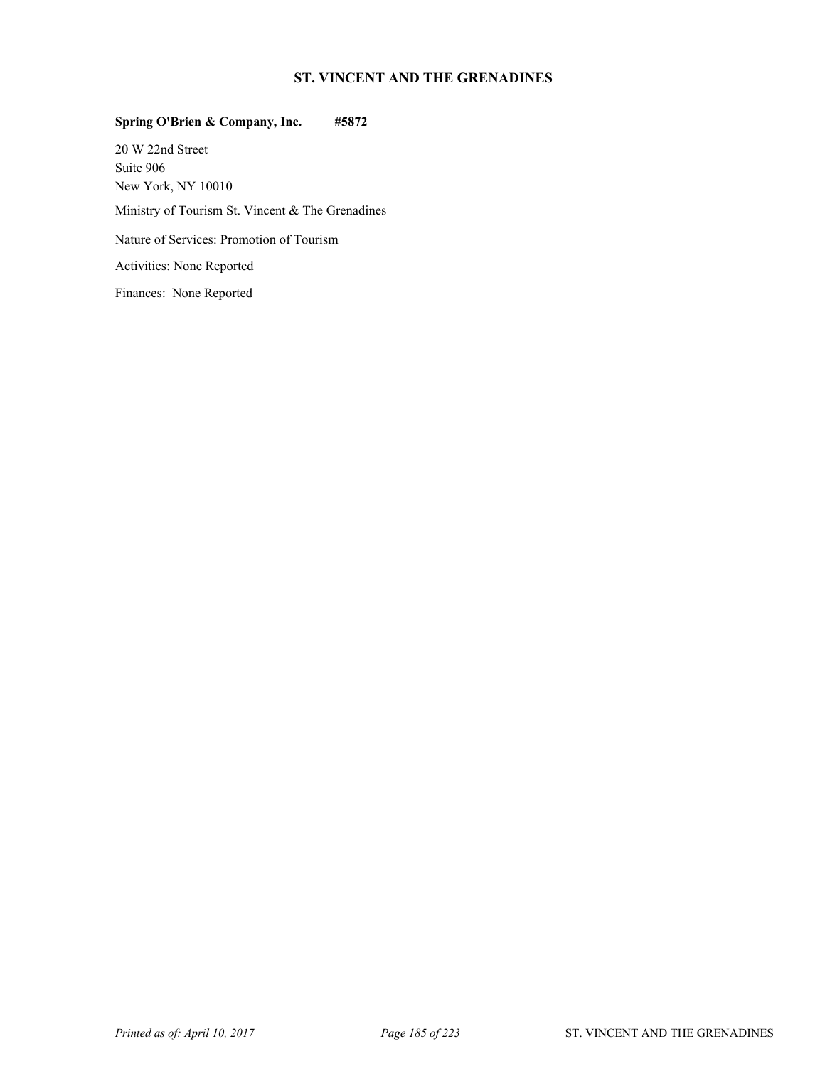## ST. VINCENT AND THE GRENADINES

**Spring O'Brien & Company, Inc. #5872**

20 W 22nd Street
Suite 906
New York, NY 10010

Ministry of Tourism St. Vincent & The Grenadines

Nature of Services: Promotion of Tourism

Activities: None Reported

Finances: None Reported

---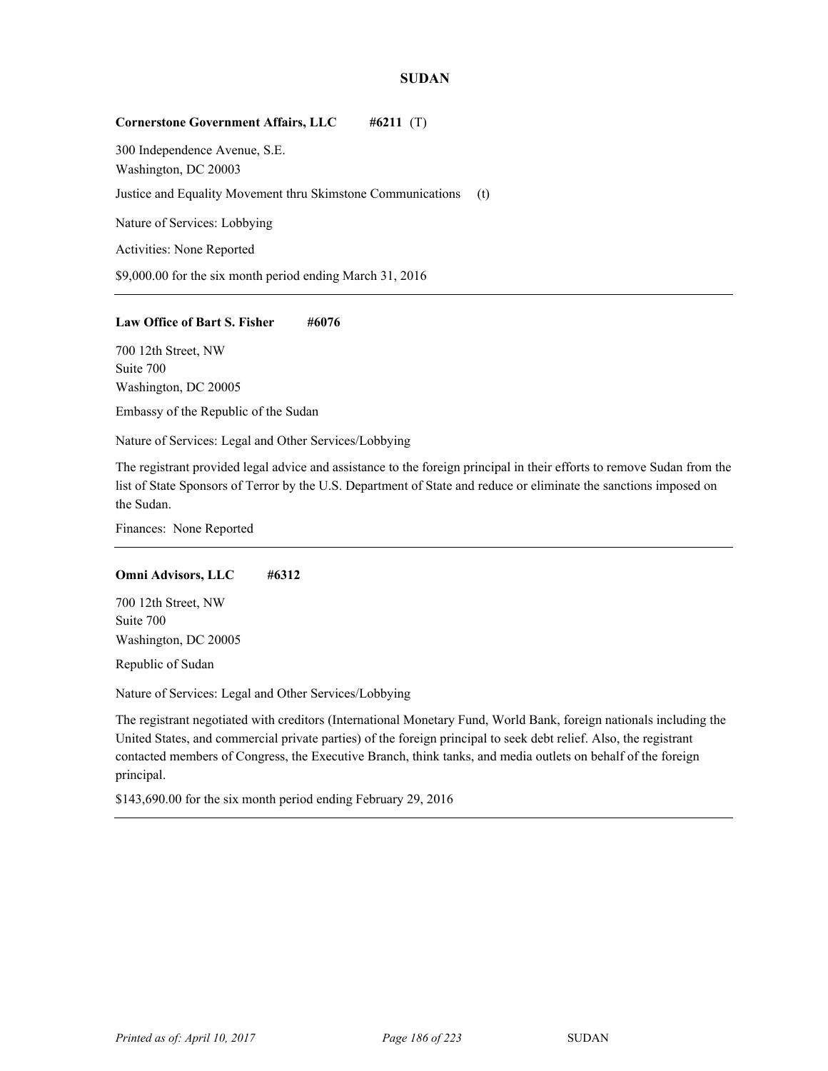## SUDAN

**Cornerstone Government Affairs, LLC** **#6211** (T)

300 Independence Avenue, S.E.
Washington, DC 20003

Justice and Equality Movement thru Skimstone Communications (t)

Nature of Services: Lobbying

Activities: None Reported

$9,000.00 for the six month period ending March 31, 2016

---

**Law Office of Bart S. Fisher** **#6076**

700 12th Street, NW
Suite 700
Washington, DC 20005

Embassy of the Republic of the Sudan

Nature of Services: Legal and Other Services/Lobbying

The registrant provided legal advice and assistance to the foreign principal in their efforts to remove Sudan from the list of State Sponsors of Terror by the U.S. Department of State and reduce or eliminate the sanctions imposed on the Sudan.

Finances: None Reported

---

**Omni Advisors, LLC** **#6312**

700 12th Street, NW
Suite 700
Washington, DC 20005

Republic of Sudan

Nature of Services: Legal and Other Services/Lobbying

The registrant negotiated with creditors (International Monetary Fund, World Bank, foreign nationals including the United States, and commercial private parties) of the foreign principal to seek debt relief. Also, the registrant contacted members of Congress, the Executive Branch, think tanks, and media outlets on behalf of the foreign principal.

$143,690.00 for the six month period ending February 29, 2016

---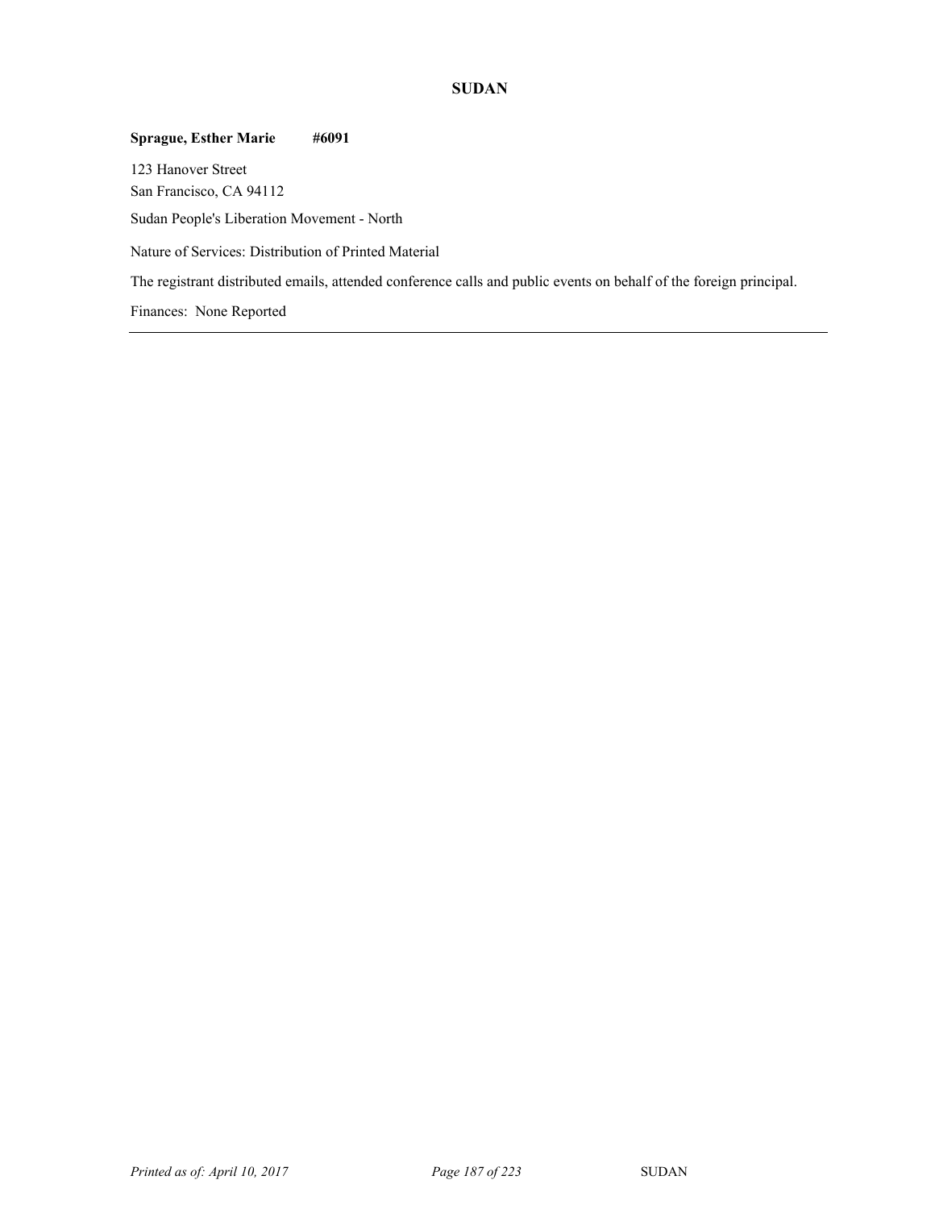## SUDAN

**Sprague, Esther Marie #6091**

123 Hanover Street
San Francisco, CA 94112

Sudan People's Liberation Movement - North

Nature of Services: Distribution of Printed Material

The registrant distributed emails, attended conference calls and public events on behalf of the foreign principal.

Finances: None Reported

---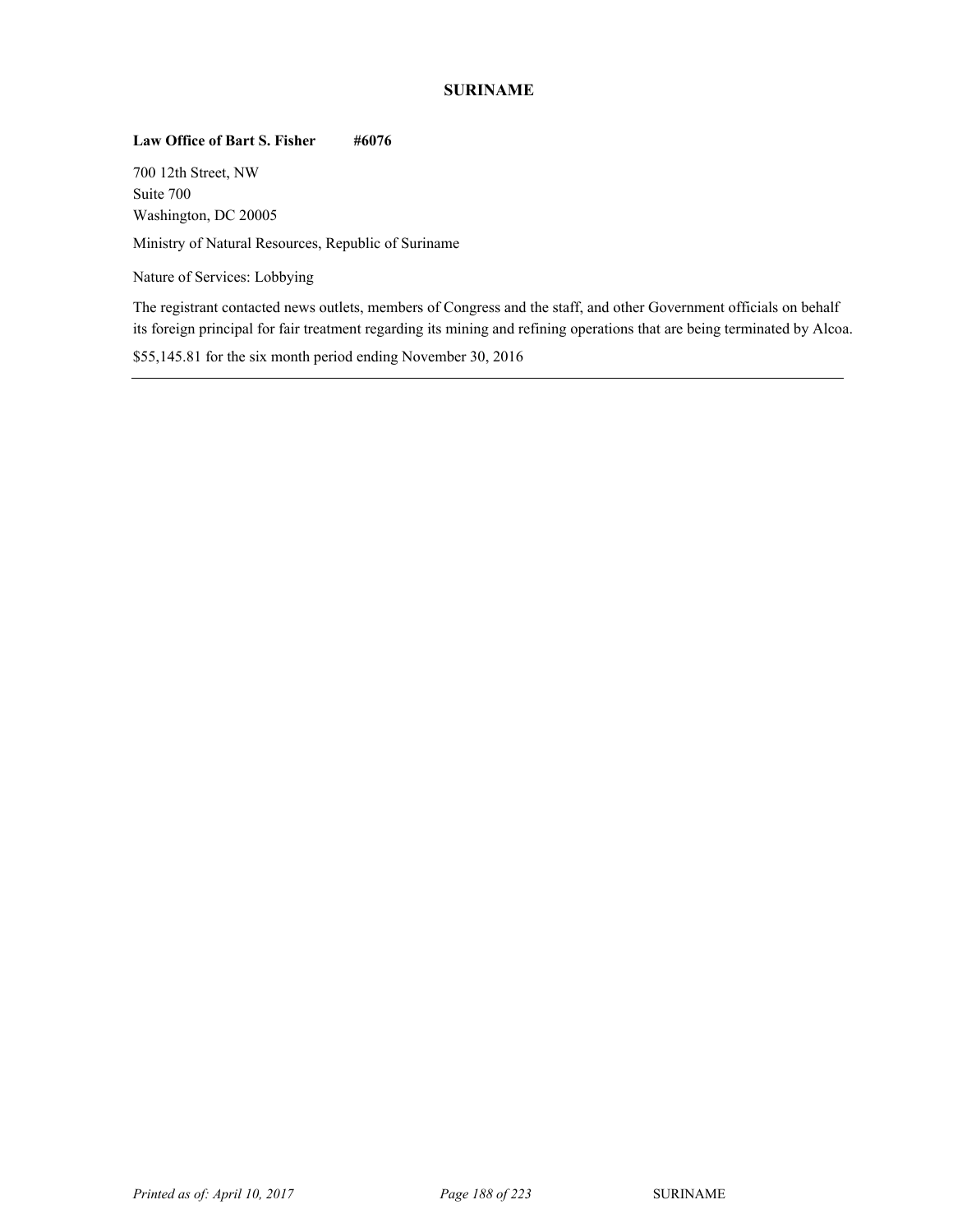## SURINAME

**Law Office of Bart S. Fisher #6076**

700 12th Street, NW
Suite 700
Washington, DC 20005

Ministry of Natural Resources, Republic of Suriname

Nature of Services: Lobbying

The registrant contacted news outlets, members of Congress and the staff, and other Government officials on behalf its foreign principal for fair treatment regarding its mining and refining operations that are being terminated by Alcoa.

$55,145.81 for the six month period ending November 30, 2016

---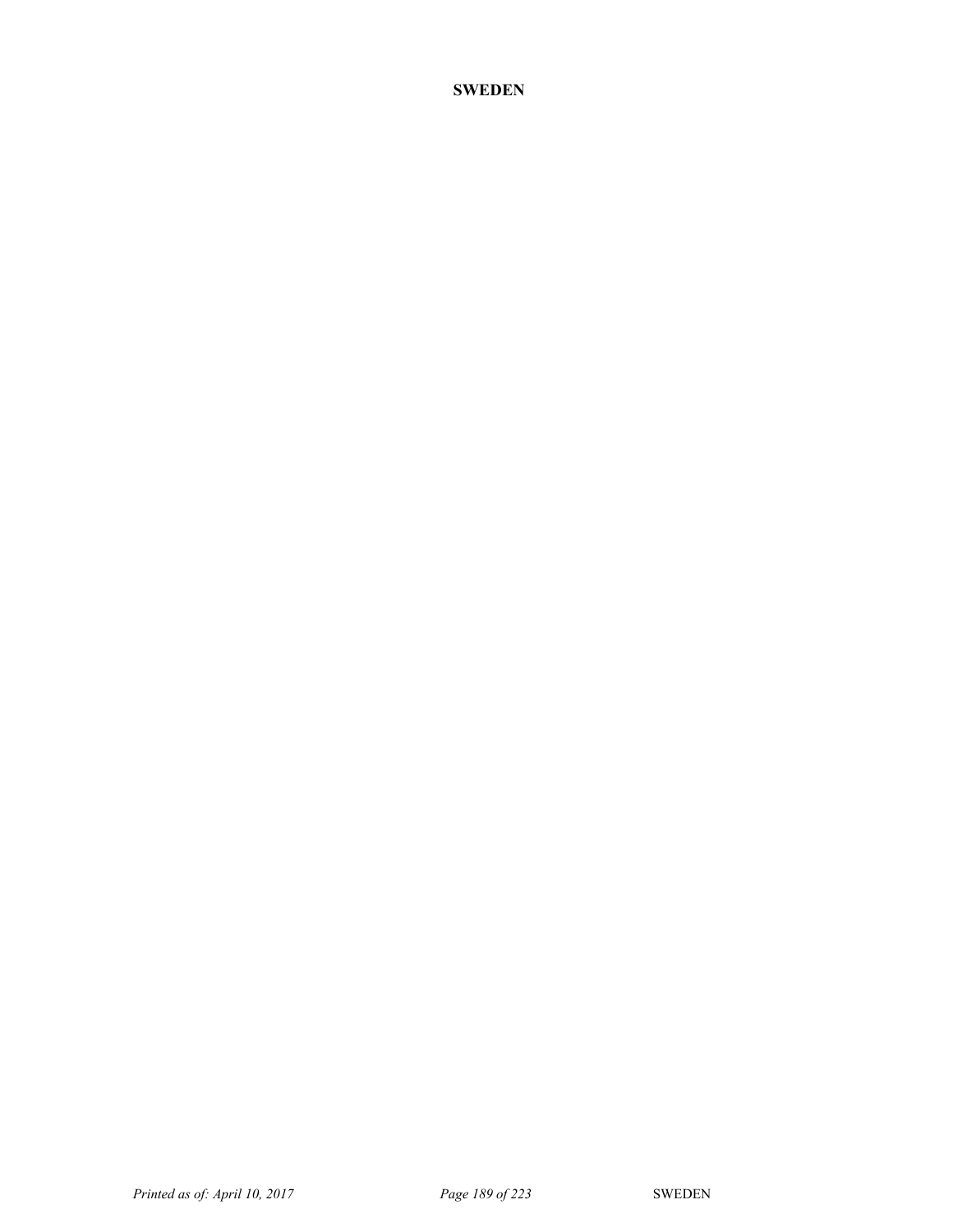**SWEDEN**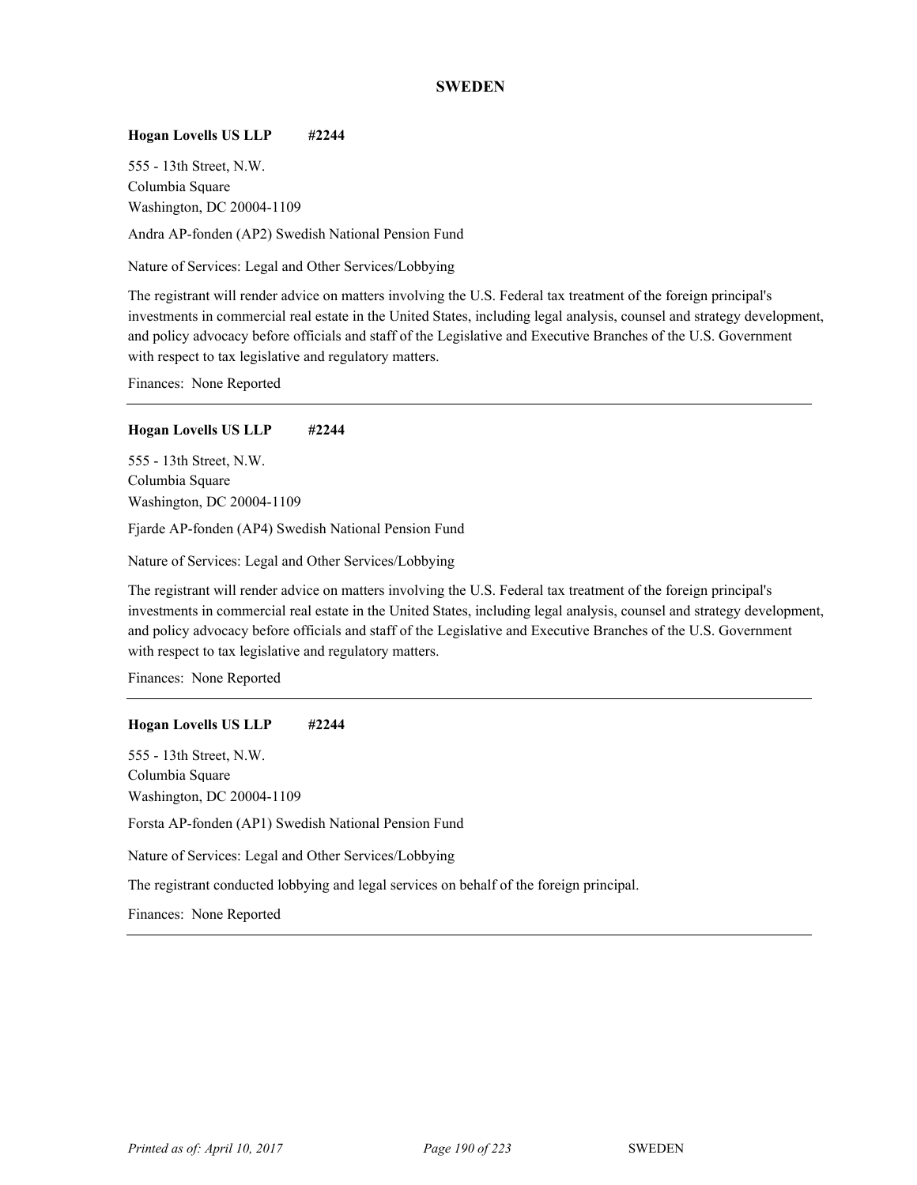## SWEDEN

**Hogan Lovells US LLP #2244**

555 - 13th Street, N.W.
Columbia Square
Washington, DC 20004-1109

Andra AP-fonden (AP2) Swedish National Pension Fund

Nature of Services: Legal and Other Services/Lobbying

The registrant will render advice on matters involving the U.S. Federal tax treatment of the foreign principal's investments in commercial real estate in the United States, including legal analysis, counsel and strategy development, and policy advocacy before officials and staff of the Legislative and Executive Branches of the U.S. Government with respect to tax legislative and regulatory matters.

Finances: None Reported

---

**Hogan Lovells US LLP #2244**

555 - 13th Street, N.W.
Columbia Square
Washington, DC 20004-1109

Fjarde AP-fonden (AP4) Swedish National Pension Fund

Nature of Services: Legal and Other Services/Lobbying

The registrant will render advice on matters involving the U.S. Federal tax treatment of the foreign principal's investments in commercial real estate in the United States, including legal analysis, counsel and strategy development, and policy advocacy before officials and staff of the Legislative and Executive Branches of the U.S. Government with respect to tax legislative and regulatory matters.

Finances: None Reported

---

**Hogan Lovells US LLP #2244**

555 - 13th Street, N.W.
Columbia Square
Washington, DC 20004-1109

Forsta AP-fonden (AP1) Swedish National Pension Fund

Nature of Services: Legal and Other Services/Lobbying

The registrant conducted lobbying and legal services on behalf of the foreign principal.

Finances: None Reported

---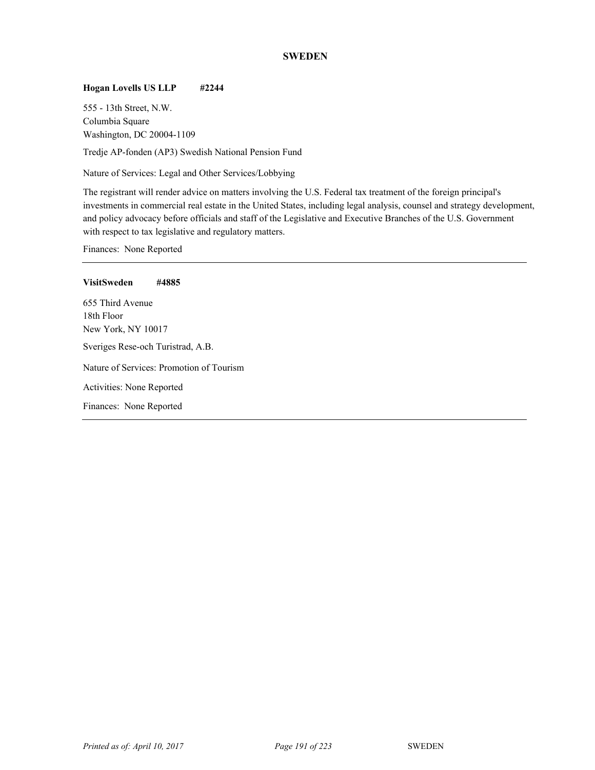## SWEDEN

**Hogan Lovells US LLP #2244**

555 - 13th Street, N.W.
Columbia Square
Washington, DC 20004-1109

Tredje AP-fonden (AP3) Swedish National Pension Fund

Nature of Services: Legal and Other Services/Lobbying

The registrant will render advice on matters involving the U.S. Federal tax treatment of the foreign principal's investments in commercial real estate in the United States, including legal analysis, counsel and strategy development, and policy advocacy before officials and staff of the Legislative and Executive Branches of the U.S. Government with respect to tax legislative and regulatory matters.

Finances: None Reported

---

**VisitSweden #4885**

655 Third Avenue
18th Floor
New York, NY 10017

Sveriges Rese-och Turistrad, A.B.

Nature of Services: Promotion of Tourism

Activities: None Reported

Finances: None Reported

---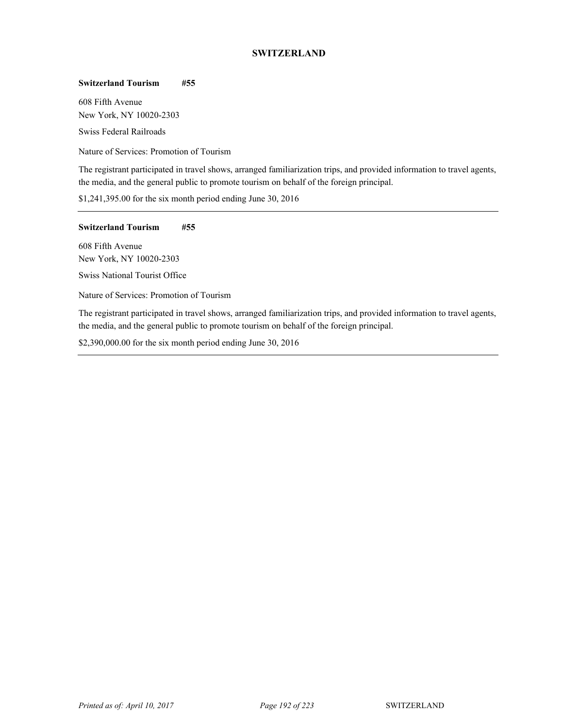## SWITZERLAND

**Switzerland Tourism #55**

608 Fifth Avenue
New York, NY 10020-2303

Swiss Federal Railroads

Nature of Services: Promotion of Tourism

The registrant participated in travel shows, arranged familiarization trips, and provided information to travel agents, the media, and the general public to promote tourism on behalf of the foreign principal.

$1,241,395.00 for the six month period ending June 30, 2016

---

**Switzerland Tourism #55**

608 Fifth Avenue
New York, NY 10020-2303

Swiss National Tourist Office

Nature of Services: Promotion of Tourism

The registrant participated in travel shows, arranged familiarization trips, and provided information to travel agents, the media, and the general public to promote tourism on behalf of the foreign principal.

$2,390,000.00 for the six month period ending June 30, 2016

---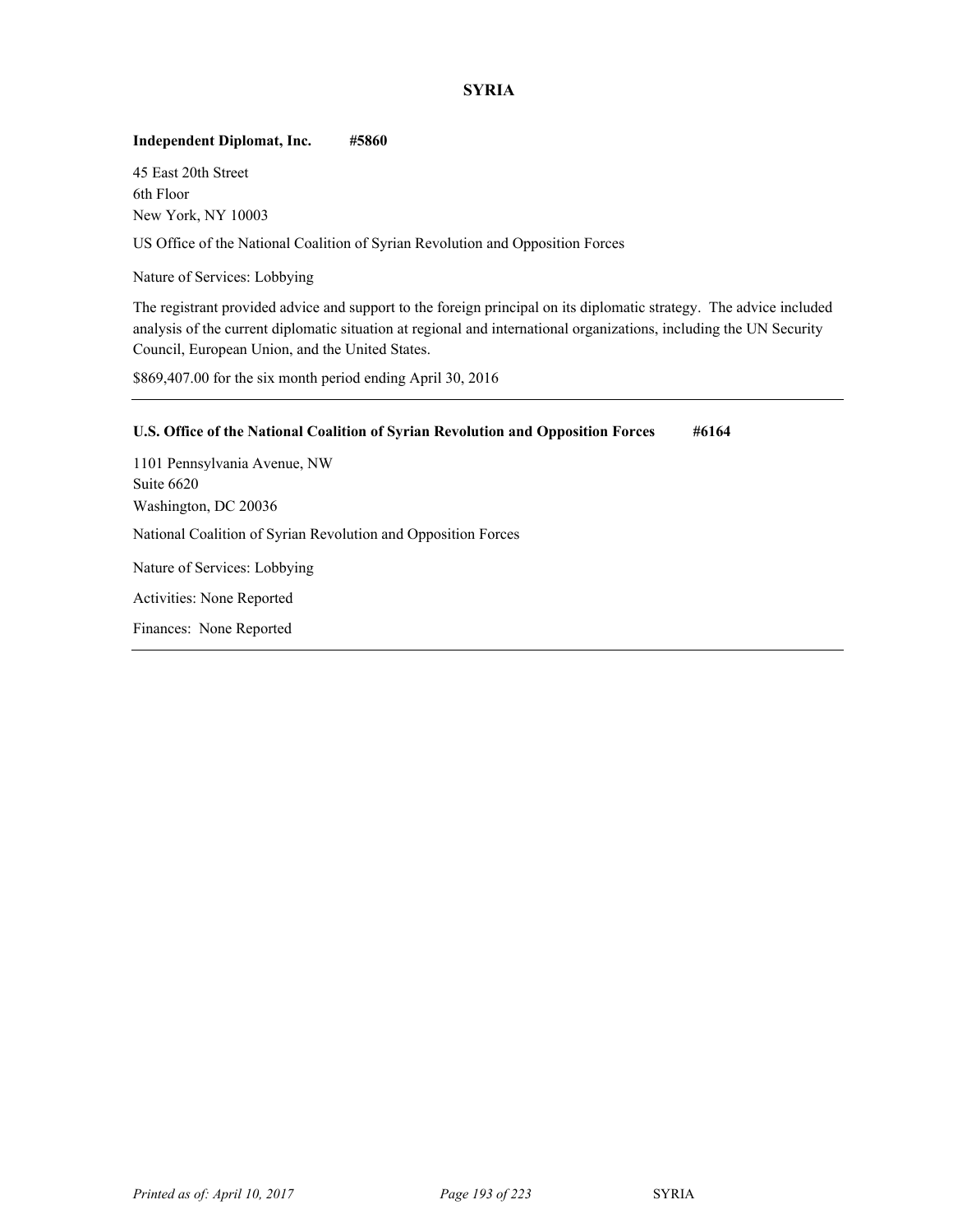## SYRIA

**Independent Diplomat, Inc. #5860**

45 East 20th Street
6th Floor
New York, NY 10003

US Office of the National Coalition of Syrian Revolution and Opposition Forces

Nature of Services: Lobbying

The registrant provided advice and support to the foreign principal on its diplomatic strategy. The advice included analysis of the current diplomatic situation at regional and international organizations, including the UN Security Council, European Union, and the United States.

$869,407.00 for the six month period ending April 30, 2016

---

**U.S. Office of the National Coalition of Syrian Revolution and Opposition Forces #6164**

1101 Pennsylvania Avenue, NW
Suite 6620
Washington, DC 20036

National Coalition of Syrian Revolution and Opposition Forces

Nature of Services: Lobbying

Activities: None Reported

Finances: None Reported

---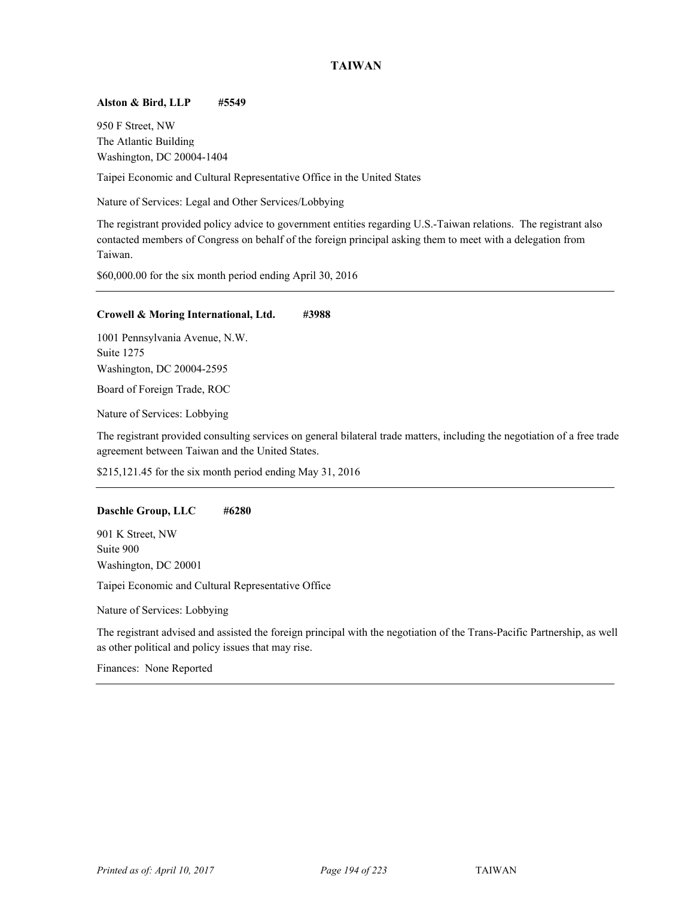## TAIWAN

**Alston & Bird, LLP #5549**

950 F Street, NW
The Atlantic Building
Washington, DC 20004-1404

Taipei Economic and Cultural Representative Office in the United States

Nature of Services: Legal and Other Services/Lobbying

The registrant provided policy advice to government entities regarding U.S.-Taiwan relations. The registrant also contacted members of Congress on behalf of the foreign principal asking them to meet with a delegation from Taiwan.

$60,000.00 for the six month period ending April 30, 2016

---

**Crowell & Moring International, Ltd. #3988**

1001 Pennsylvania Avenue, N.W.
Suite 1275
Washington, DC 20004-2595

Board of Foreign Trade, ROC

Nature of Services: Lobbying

The registrant provided consulting services on general bilateral trade matters, including the negotiation of a free trade agreement between Taiwan and the United States.

$215,121.45 for the six month period ending May 31, 2016

---

**Daschle Group, LLC #6280**

901 K Street, NW
Suite 900
Washington, DC 20001

Taipei Economic and Cultural Representative Office

Nature of Services: Lobbying

The registrant advised and assisted the foreign principal with the negotiation of the Trans-Pacific Partnership, as well as other political and policy issues that may rise.

Finances: None Reported

---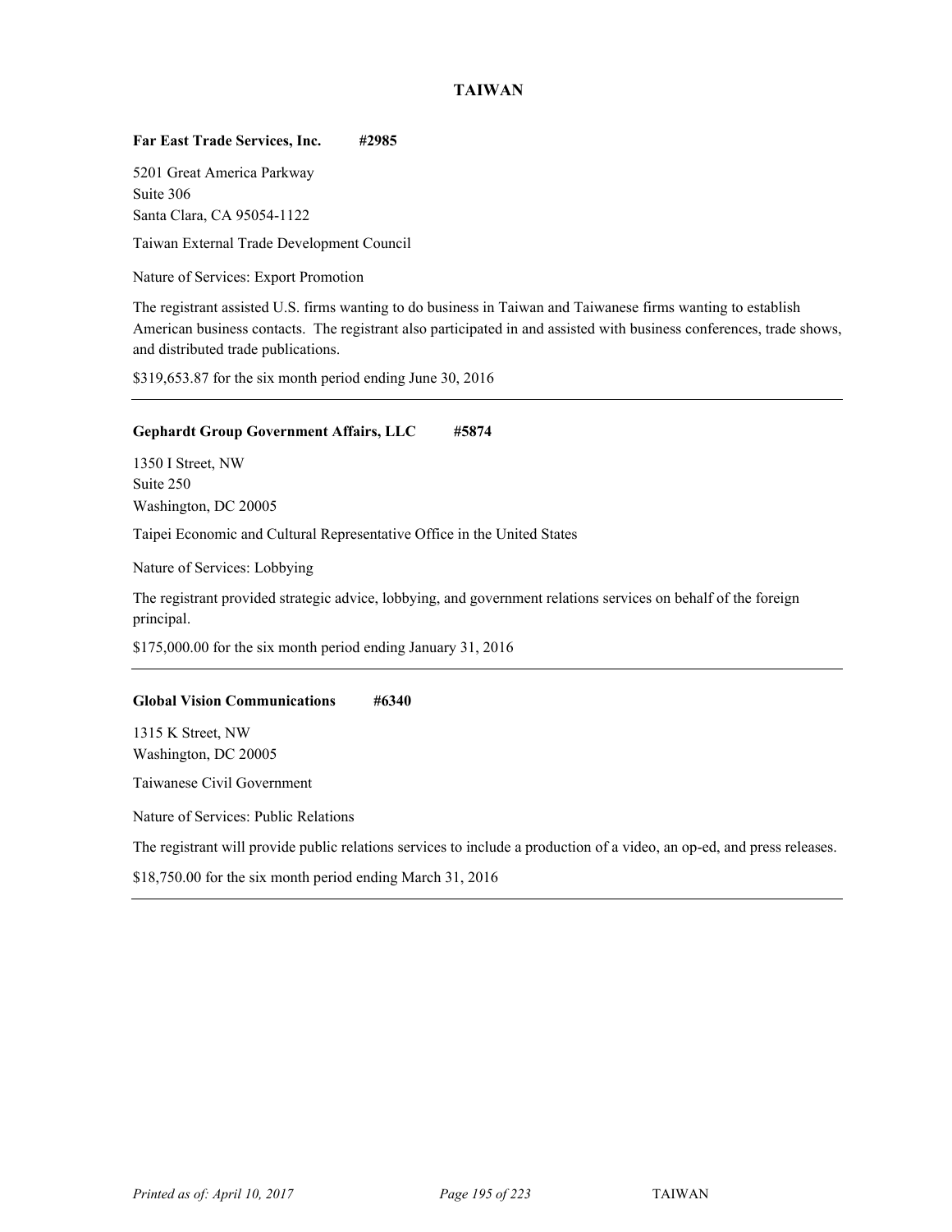# TAIWAN

**Far East Trade Services, Inc. #2985**

5201 Great America Parkway
Suite 306
Santa Clara, CA 95054-1122

Taiwan External Trade Development Council

Nature of Services: Export Promotion

The registrant assisted U.S. firms wanting to do business in Taiwan and Taiwanese firms wanting to establish American business contacts. The registrant also participated in and assisted with business conferences, trade shows, and distributed trade publications.

$319,653.87 for the six month period ending June 30, 2016

---

**Gephardt Group Government Affairs, LLC #5874**

1350 I Street, NW
Suite 250
Washington, DC 20005

Taipei Economic and Cultural Representative Office in the United States

Nature of Services: Lobbying

The registrant provided strategic advice, lobbying, and government relations services on behalf of the foreign principal.

$175,000.00 for the six month period ending January 31, 2016

---

**Global Vision Communications #6340**

1315 K Street, NW
Washington, DC 20005

Taiwanese Civil Government

Nature of Services: Public Relations

The registrant will provide public relations services to include a production of a video, an op-ed, and press releases.

$18,750.00 for the six month period ending March 31, 2016

---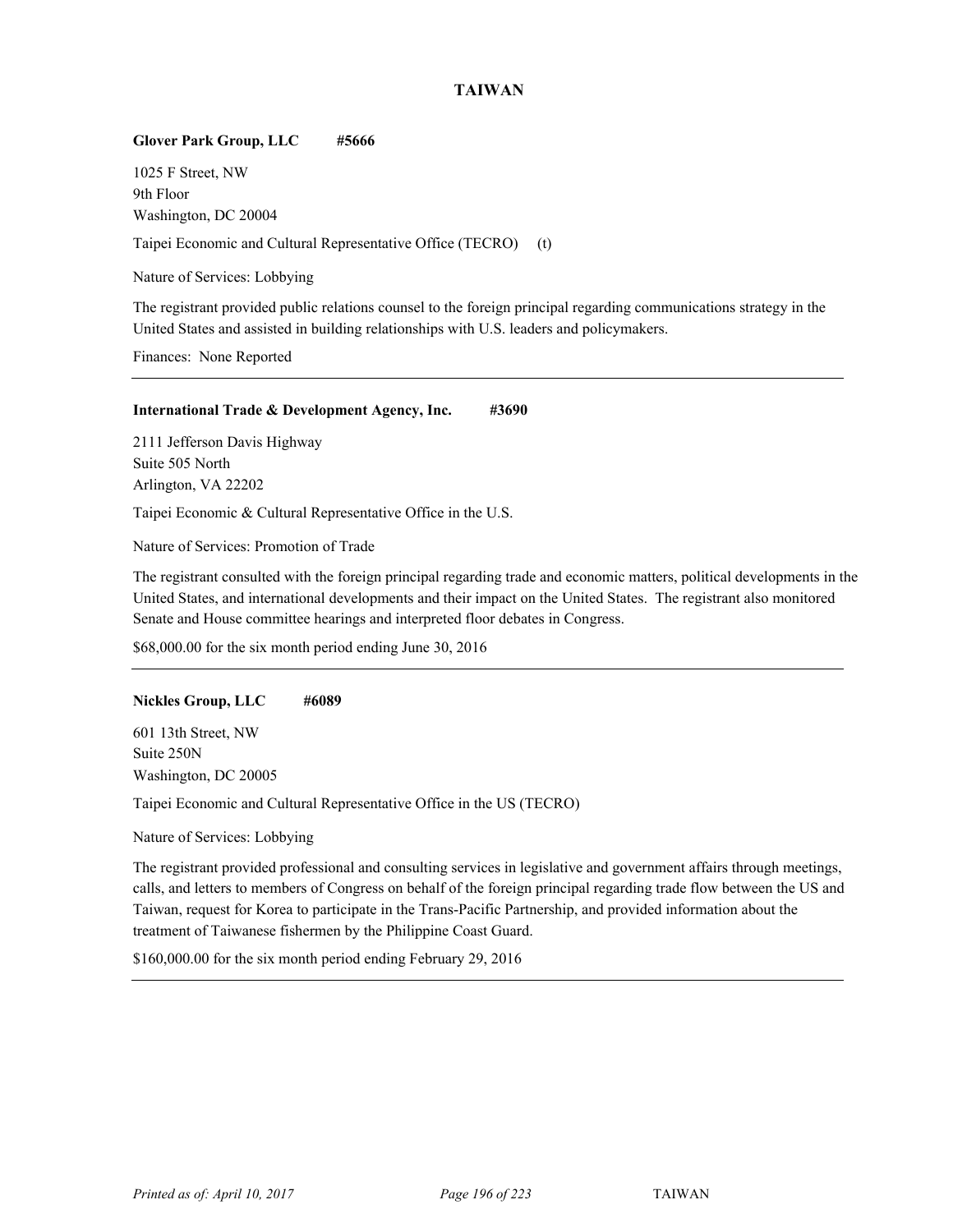# TAIWAN

**Glover Park Group, LLC #5666**

1025 F Street, NW
9th Floor
Washington, DC 20004

Taipei Economic and Cultural Representative Office (TECRO) (t)

Nature of Services: Lobbying

The registrant provided public relations counsel to the foreign principal regarding communications strategy in the United States and assisted in building relationships with U.S. leaders and policymakers.

Finances: None Reported

---

**International Trade & Development Agency, Inc. #3690**

2111 Jefferson Davis Highway
Suite 505 North
Arlington, VA 22202

Taipei Economic & Cultural Representative Office in the U.S.

Nature of Services: Promotion of Trade

The registrant consulted with the foreign principal regarding trade and economic matters, political developments in the United States, and international developments and their impact on the United States. The registrant also monitored Senate and House committee hearings and interpreted floor debates in Congress.

$68,000.00 for the six month period ending June 30, 2016

---

**Nickles Group, LLC #6089**

601 13th Street, NW
Suite 250N
Washington, DC 20005

Taipei Economic and Cultural Representative Office in the US (TECRO)

Nature of Services: Lobbying

The registrant provided professional and consulting services in legislative and government affairs through meetings, calls, and letters to members of Congress on behalf of the foreign principal regarding trade flow between the US and Taiwan, request for Korea to participate in the Trans-Pacific Partnership, and provided information about the treatment of Taiwanese fishermen by the Philippine Coast Guard.

$160,000.00 for the six month period ending February 29, 2016

---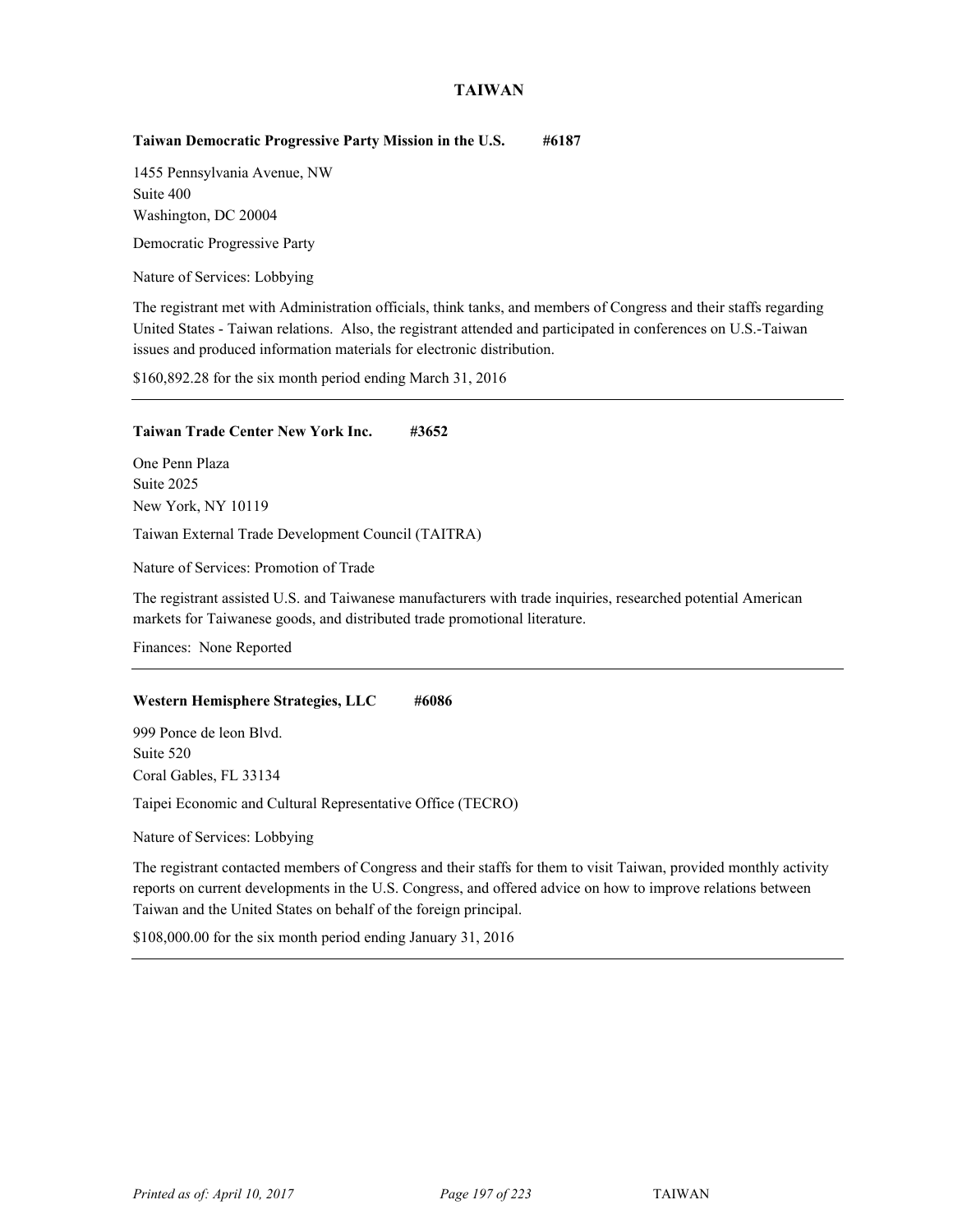# TAIWAN

**Taiwan Democratic Progressive Party Mission in the U.S. #6187**

1455 Pennsylvania Avenue, NW
Suite 400
Washington, DC 20004

Democratic Progressive Party

Nature of Services: Lobbying

The registrant met with Administration officials, think tanks, and members of Congress and their staffs regarding United States - Taiwan relations. Also, the registrant attended and participated in conferences on U.S.-Taiwan issues and produced information materials for electronic distribution.

$160,892.28 for the six month period ending March 31, 2016

---

**Taiwan Trade Center New York Inc. #3652**

One Penn Plaza
Suite 2025
New York, NY 10119

Taiwan External Trade Development Council (TAITRA)

Nature of Services: Promotion of Trade

The registrant assisted U.S. and Taiwanese manufacturers with trade inquiries, researched potential American markets for Taiwanese goods, and distributed trade promotional literature.

Finances: None Reported

---

**Western Hemisphere Strategies, LLC #6086**

999 Ponce de leon Blvd.
Suite 520
Coral Gables, FL 33134

Taipei Economic and Cultural Representative Office (TECRO)

Nature of Services: Lobbying

The registrant contacted members of Congress and their staffs for them to visit Taiwan, provided monthly activity reports on current developments in the U.S. Congress, and offered advice on how to improve relations between Taiwan and the United States on behalf of the foreign principal.

$108,000.00 for the six month period ending January 31, 2016

---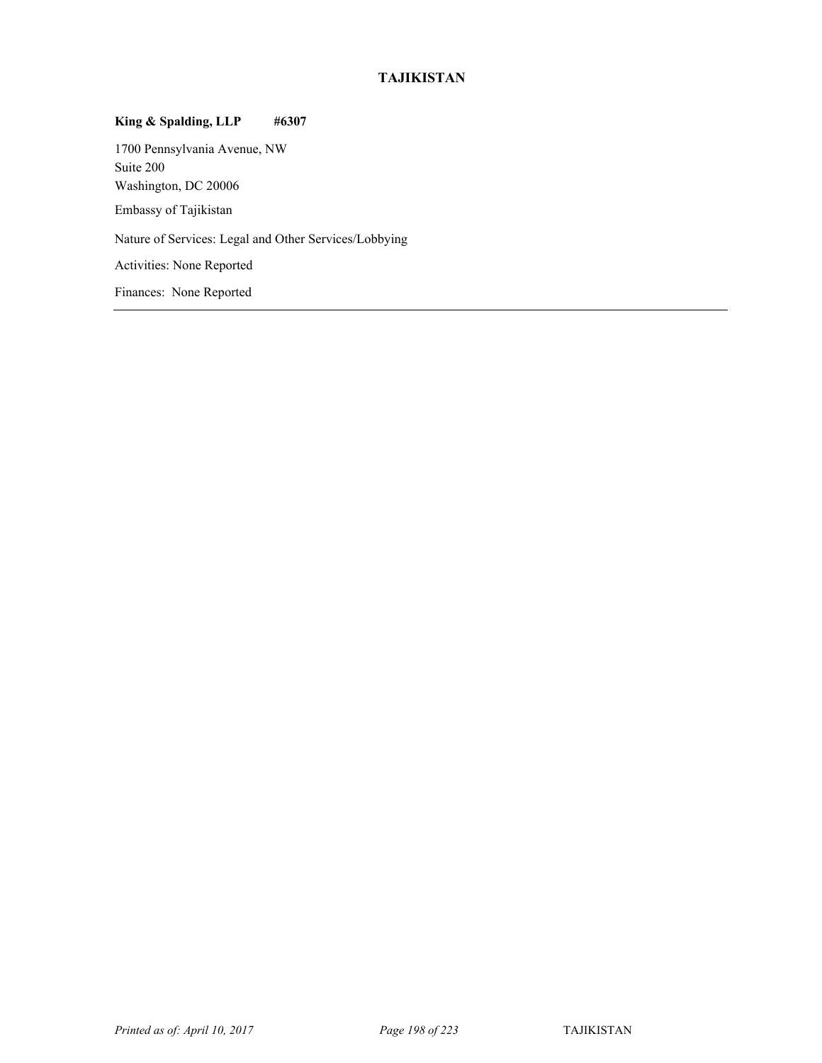## TAJIKISTAN

**King & Spalding, LLP #6307**

1700 Pennsylvania Avenue, NW
Suite 200
Washington, DC 20006

Embassy of Tajikistan

Nature of Services: Legal and Other Services/Lobbying

Activities: None Reported

Finances: None Reported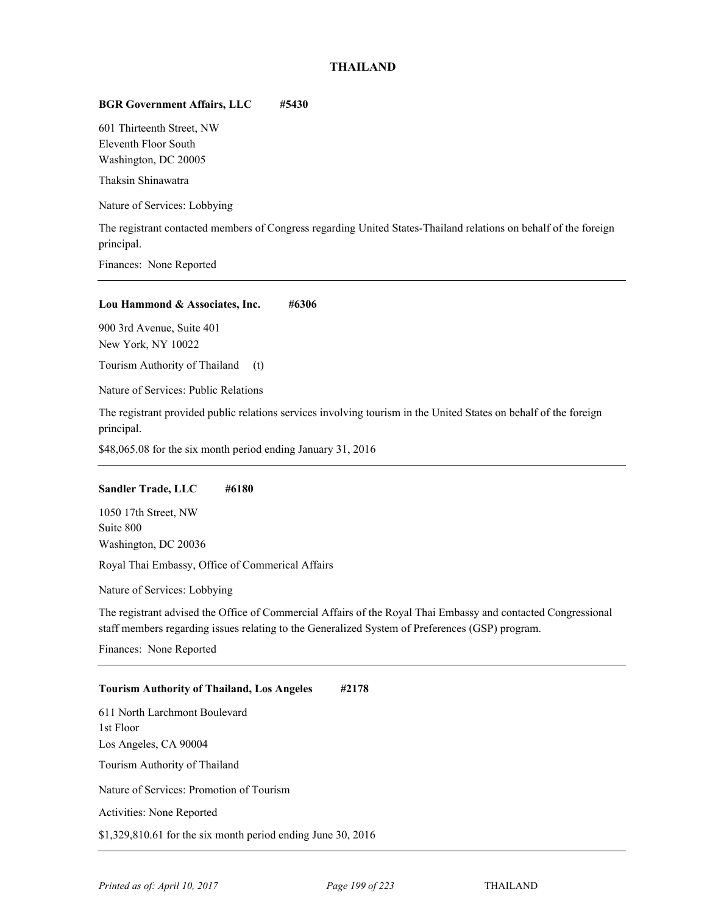## THAILAND

**BGR Government Affairs, LLC #5430**

601 Thirteenth Street, NW
Eleventh Floor South
Washington, DC 20005

Thaksin Shinawatra

Nature of Services: Lobbying

The registrant contacted members of Congress regarding United States-Thailand relations on behalf of the foreign principal.

Finances: None Reported

---

**Lou Hammond & Associates, Inc. #6306**

900 3rd Avenue, Suite 401
New York, NY 10022

Tourism Authority of Thailand (t)

Nature of Services: Public Relations

The registrant provided public relations services involving tourism in the United States on behalf of the foreign principal.

$48,065.08 for the six month period ending January 31, 2016

---

**Sandler Trade, LLC #6180**

1050 17th Street, NW
Suite 800
Washington, DC 20036

Royal Thai Embassy, Office of Commerical Affairs

Nature of Services: Lobbying

The registrant advised the Office of Commercial Affairs of the Royal Thai Embassy and contacted Congressional staff members regarding issues relating to the Generalized System of Preferences (GSP) program.

Finances: None Reported

---

**Tourism Authority of Thailand, Los Angeles #2178**

611 North Larchmont Boulevard
1st Floor
Los Angeles, CA 90004

Tourism Authority of Thailand

Nature of Services: Promotion of Tourism

Activities: None Reported

$1,329,810.61 for the six month period ending June 30, 2016

---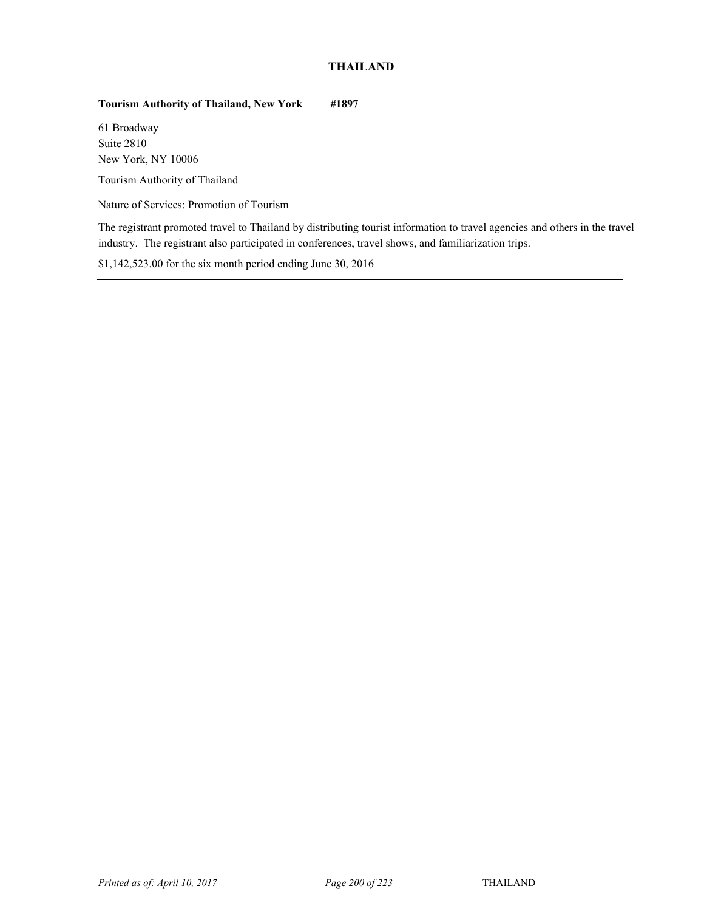## THAILAND

**Tourism Authority of Thailand, New York #1897**

61 Broadway
Suite 2810
New York, NY 10006

Tourism Authority of Thailand

Nature of Services: Promotion of Tourism

The registrant promoted travel to Thailand by distributing tourist information to travel agencies and others in the travel industry. The registrant also participated in conferences, travel shows, and familiarization trips.

$1,142,523.00 for the six month period ending June 30, 2016

---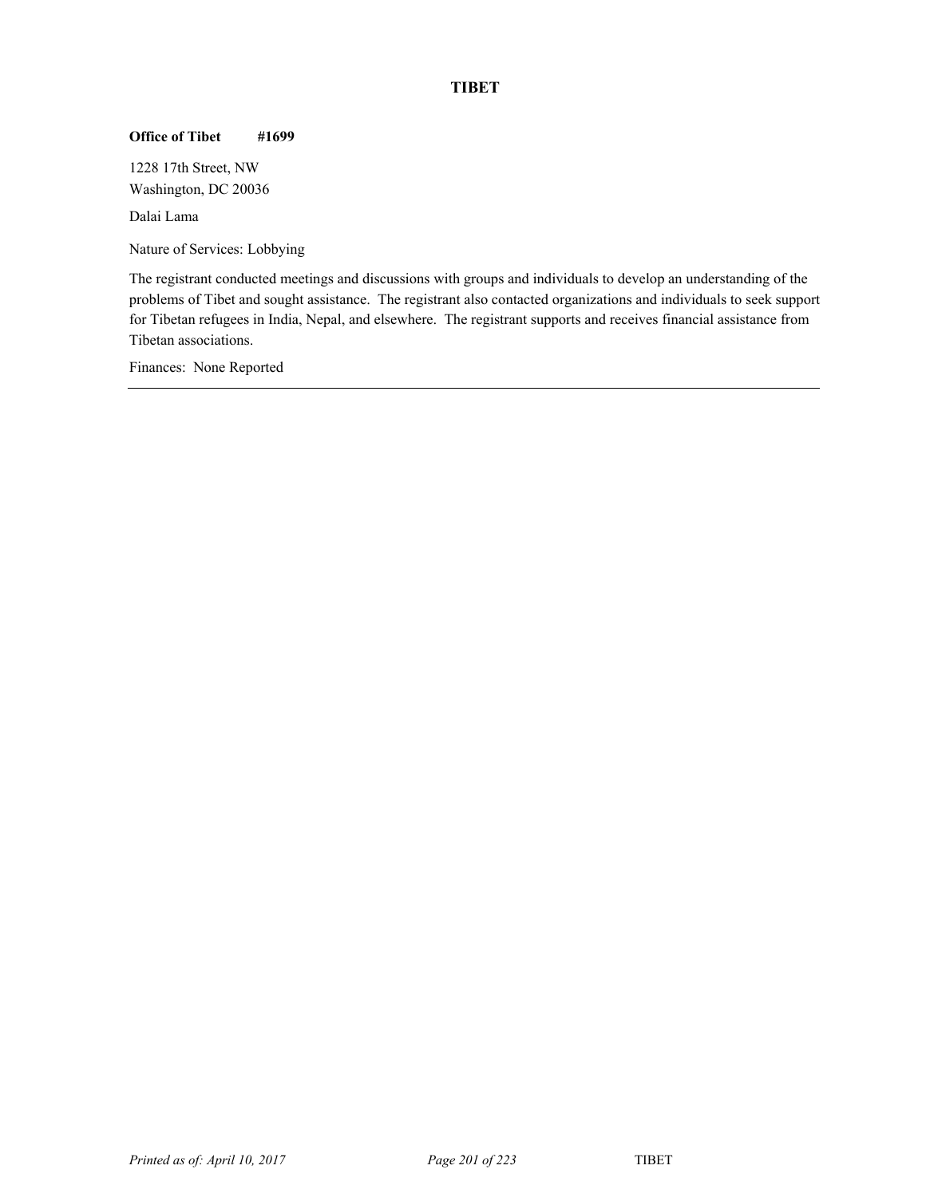# TIBET

**Office of Tibet #1699**

1228 17th Street, NW
Washington, DC 20036

Dalai Lama

Nature of Services: Lobbying

The registrant conducted meetings and discussions with groups and individuals to develop an understanding of the problems of Tibet and sought assistance. The registrant also contacted organizations and individuals to seek support for Tibetan refugees in India, Nepal, and elsewhere. The registrant supports and receives financial assistance from Tibetan associations.

Finances: None Reported

---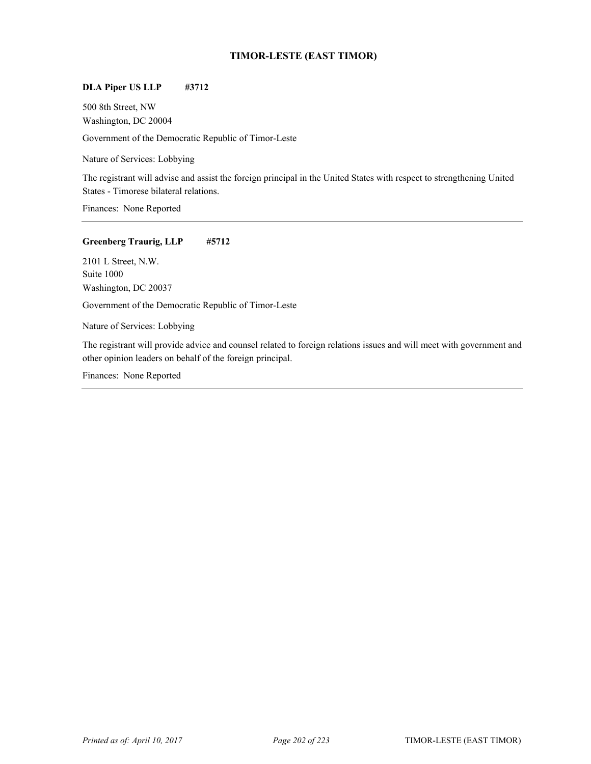## TIMOR-LESTE (EAST TIMOR)

**DLA Piper US LLP #3712**

500 8th Street, NW
Washington, DC 20004

Government of the Democratic Republic of Timor-Leste

Nature of Services: Lobbying

The registrant will advise and assist the foreign principal in the United States with respect to strengthening United States - Timorese bilateral relations.

Finances: None Reported

---

**Greenberg Traurig, LLP #5712**

2101 L Street, N.W.
Suite 1000
Washington, DC 20037

Government of the Democratic Republic of Timor-Leste

Nature of Services: Lobbying

The registrant will provide advice and counsel related to foreign relations issues and will meet with government and other opinion leaders on behalf of the foreign principal.

Finances: None Reported

---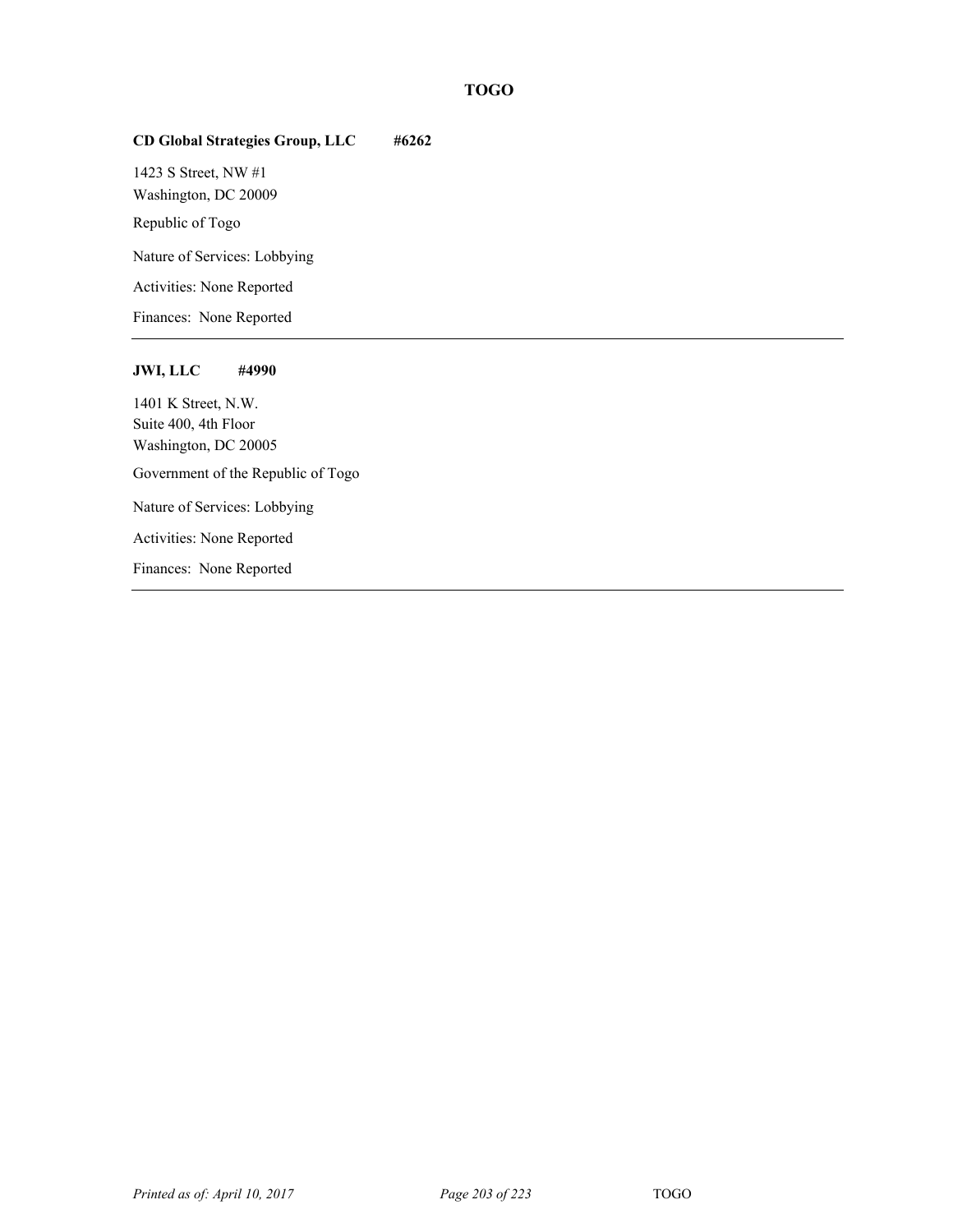# TOGO

**CD Global Strategies Group, LLC #6262**

1423 S Street, NW #1
Washington, DC 20009

Republic of Togo

Nature of Services: Lobbying

Activities: None Reported

Finances: None Reported

---

**JWI, LLC #4990**

1401 K Street, N.W.
Suite 400, 4th Floor
Washington, DC 20005

Government of the Republic of Togo

Nature of Services: Lobbying

Activities: None Reported

Finances: None Reported

---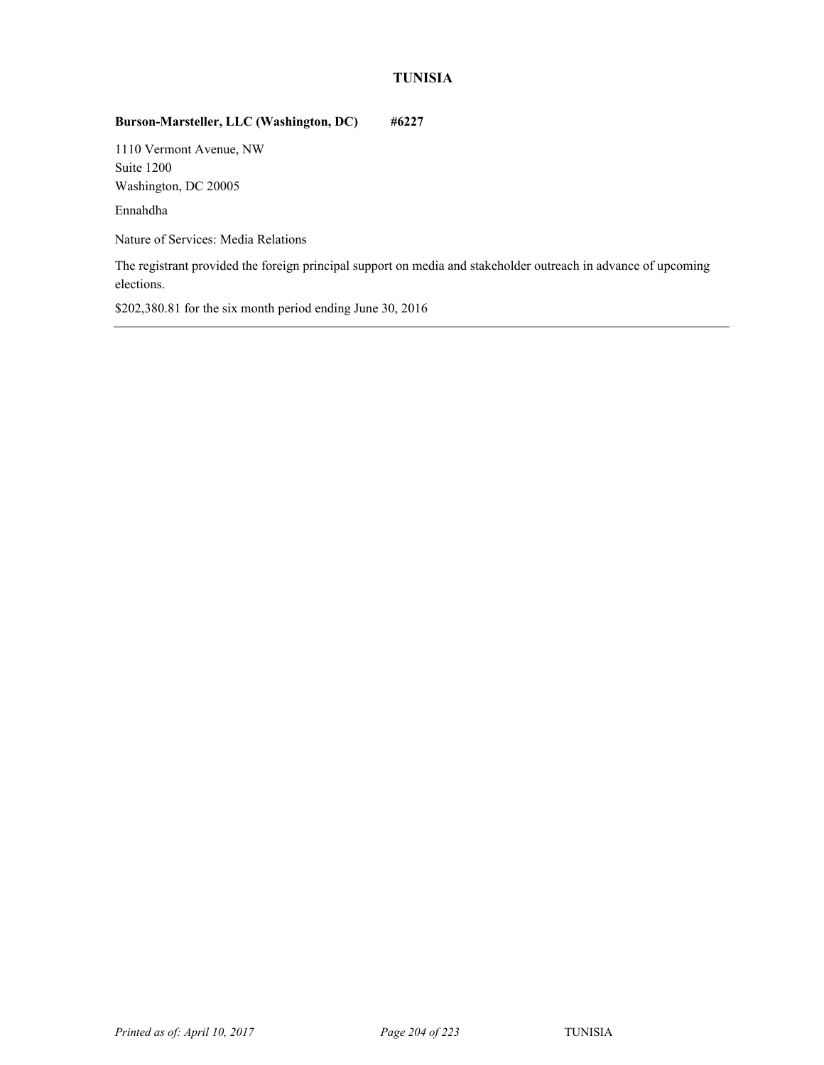## TUNISIA

**Burson-Marsteller, LLC (Washington, DC) #6227**

1110 Vermont Avenue, NW
Suite 1200
Washington, DC 20005

Ennahdha

Nature of Services: Media Relations

The registrant provided the foreign principal support on media and stakeholder outreach in advance of upcoming elections.

$202,380.81 for the six month period ending June 30, 2016

---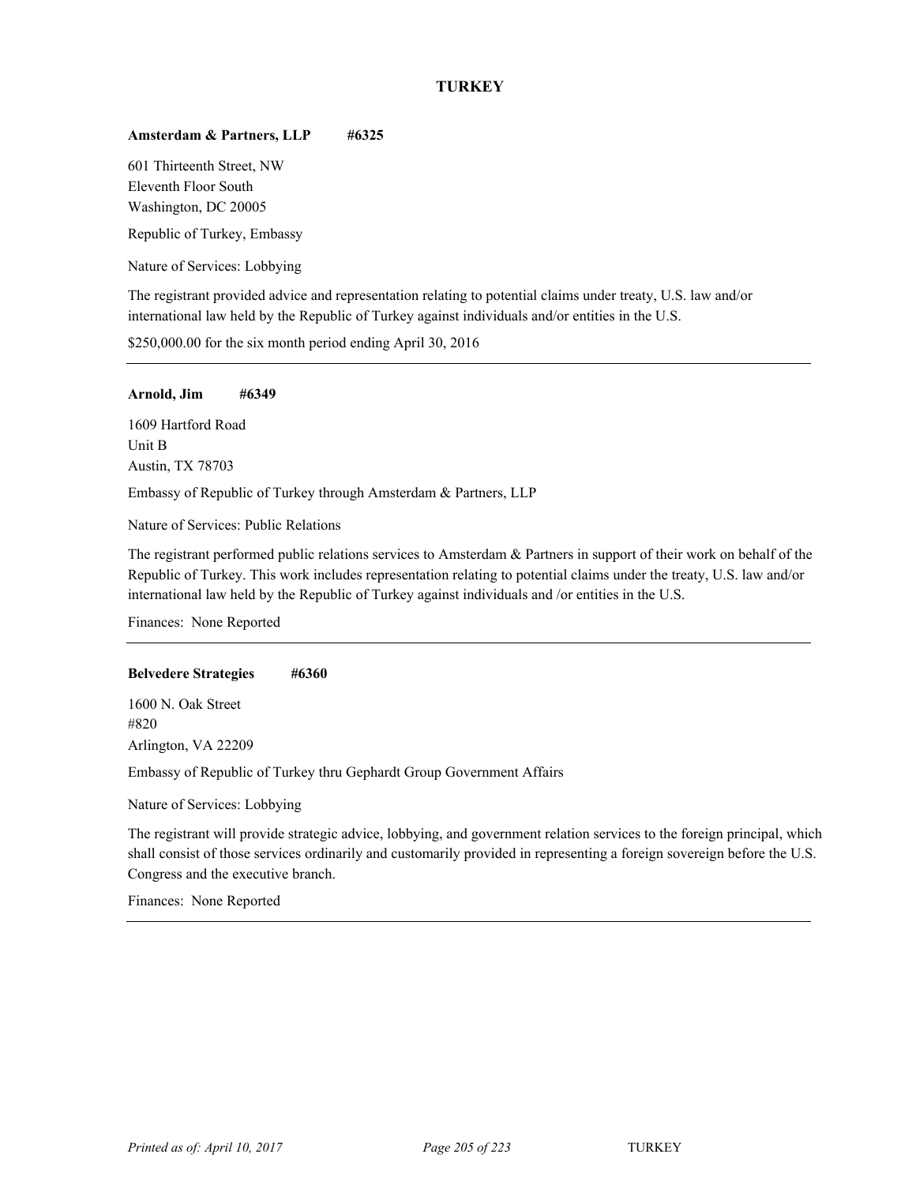## TURKEY

**Amsterdam & Partners, LLP #6325**

601 Thirteenth Street, NW
Eleventh Floor South
Washington, DC 20005

Republic of Turkey, Embassy

Nature of Services: Lobbying

The registrant provided advice and representation relating to potential claims under treaty, U.S. law and/or international law held by the Republic of Turkey against individuals and/or entities in the U.S.

$250,000.00 for the six month period ending April 30, 2016

---

**Arnold, Jim #6349**

1609 Hartford Road
Unit B
Austin, TX 78703

Embassy of Republic of Turkey through Amsterdam & Partners, LLP

Nature of Services: Public Relations

The registrant performed public relations services to Amsterdam & Partners in support of their work on behalf of the Republic of Turkey. This work includes representation relating to potential claims under the treaty, U.S. law and/or international law held by the Republic of Turkey against individuals and /or entities in the U.S.

Finances: None Reported

---

**Belvedere Strategies #6360**

1600 N. Oak Street
#820
Arlington, VA 22209

Embassy of Republic of Turkey thru Gephardt Group Government Affairs

Nature of Services: Lobbying

The registrant will provide strategic advice, lobbying, and government relation services to the foreign principal, which shall consist of those services ordinarily and customarily provided in representing a foreign sovereign before the U.S. Congress and the executive branch.

Finances: None Reported

---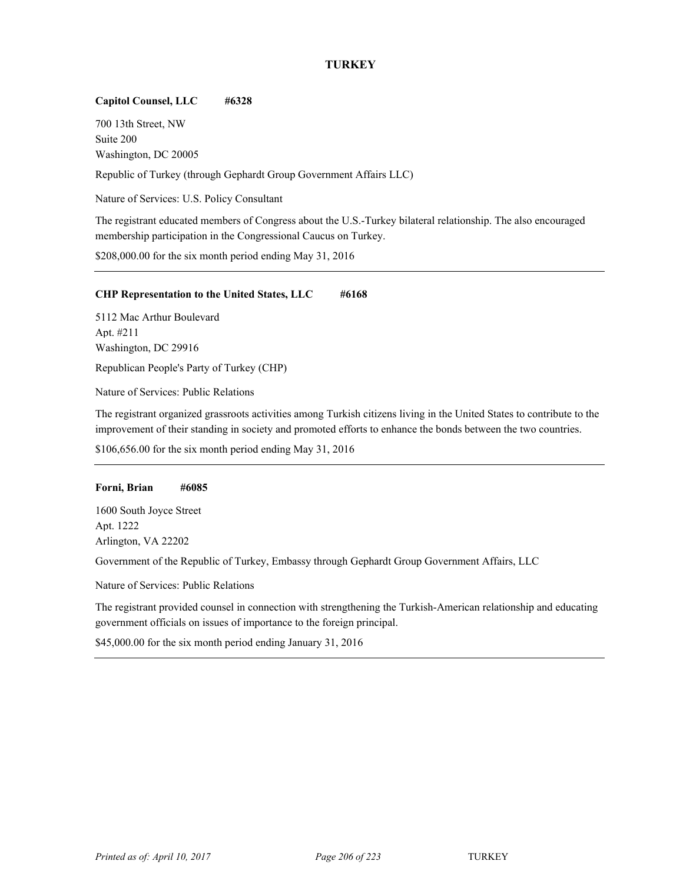# TURKEY

**Capitol Counsel, LLC #6328**

700 13th Street, NW
Suite 200
Washington, DC 20005

Republic of Turkey (through Gephardt Group Government Affairs LLC)

Nature of Services: U.S. Policy Consultant

The registrant educated members of Congress about the U.S.-Turkey bilateral relationship. The also encouraged membership participation in the Congressional Caucus on Turkey.

$208,000.00 for the six month period ending May 31, 2016

---

**CHP Representation to the United States, LLC #6168**

5112 Mac Arthur Boulevard
Apt. #211
Washington, DC 29916

Republican People's Party of Turkey (CHP)

Nature of Services: Public Relations

The registrant organized grassroots activities among Turkish citizens living in the United States to contribute to the improvement of their standing in society and promoted efforts to enhance the bonds between the two countries.

$106,656.00 for the six month period ending May 31, 2016

---

**Forni, Brian #6085**

1600 South Joyce Street
Apt. 1222
Arlington, VA 22202

Government of the Republic of Turkey, Embassy through Gephardt Group Government Affairs, LLC

Nature of Services: Public Relations

The registrant provided counsel in connection with strengthening the Turkish-American relationship and educating government officials on issues of importance to the foreign principal.

$45,000.00 for the six month period ending January 31, 2016

---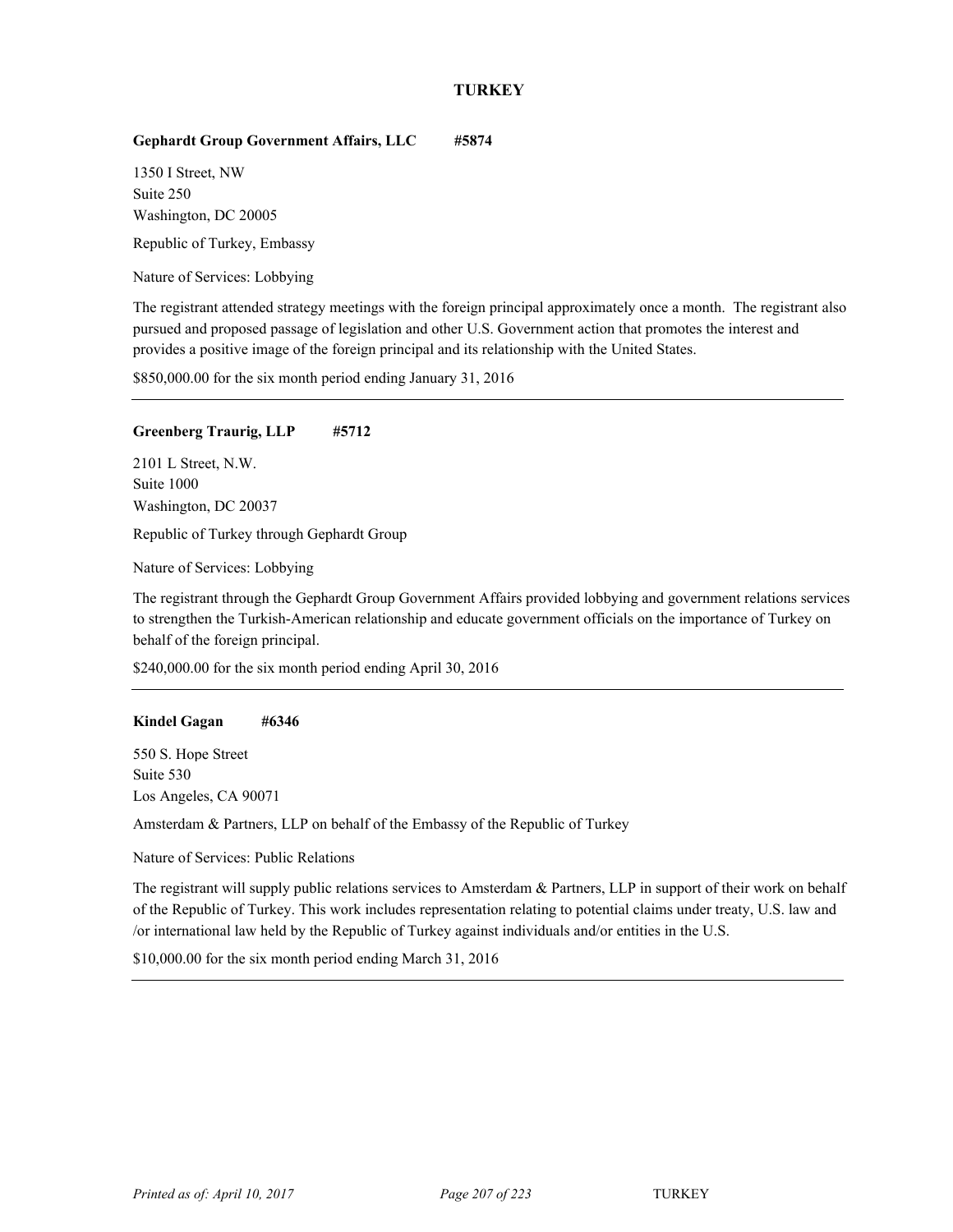# TURKEY

**Gephardt Group Government Affairs, LLC #5874**

1350 I Street, NW
Suite 250
Washington, DC 20005

Republic of Turkey, Embassy

Nature of Services: Lobbying

The registrant attended strategy meetings with the foreign principal approximately once a month. The registrant also pursued and proposed passage of legislation and other U.S. Government action that promotes the interest and provides a positive image of the foreign principal and its relationship with the United States.

$850,000.00 for the six month period ending January 31, 2016

---

**Greenberg Traurig, LLP #5712**

2101 L Street, N.W.
Suite 1000
Washington, DC 20037

Republic of Turkey through Gephardt Group

Nature of Services: Lobbying

The registrant through the Gephardt Group Government Affairs provided lobbying and government relations services to strengthen the Turkish-American relationship and educate government officials on the importance of Turkey on behalf of the foreign principal.

$240,000.00 for the six month period ending April 30, 2016

---

**Kindel Gagan #6346**

550 S. Hope Street
Suite 530
Los Angeles, CA 90071

Amsterdam & Partners, LLP on behalf of the Embassy of the Republic of Turkey

Nature of Services: Public Relations

The registrant will supply public relations services to Amsterdam & Partners, LLP in support of their work on behalf of the Republic of Turkey. This work includes representation relating to potential claims under treaty, U.S. law and /or international law held by the Republic of Turkey against individuals and/or entities in the U.S.

$10,000.00 for the six month period ending March 31, 2016

---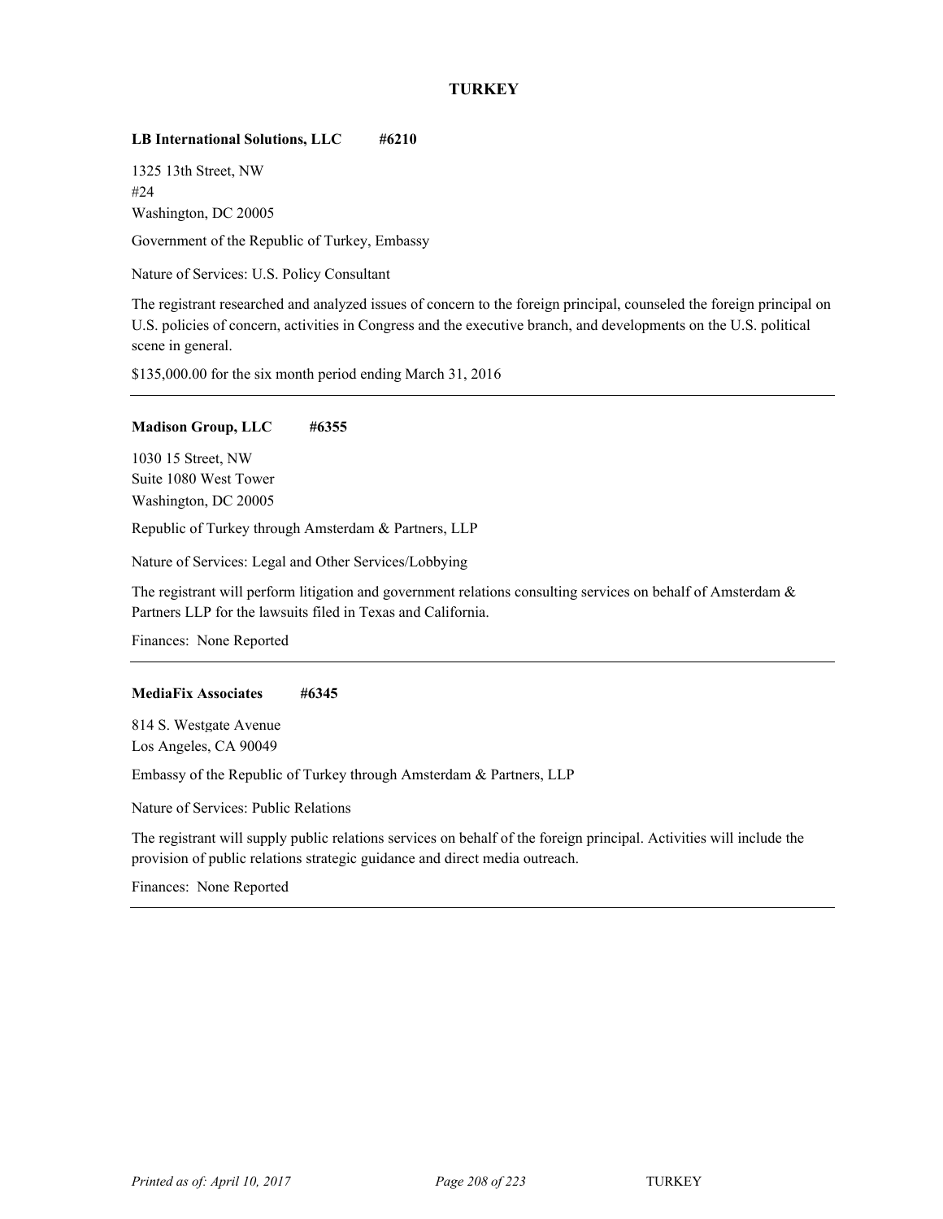## TURKEY

**LB International Solutions, LLC #6210**

1325 13th Street, NW
#24
Washington, DC 20005

Government of the Republic of Turkey, Embassy

Nature of Services: U.S. Policy Consultant

The registrant researched and analyzed issues of concern to the foreign principal, counseled the foreign principal on U.S. policies of concern, activities in Congress and the executive branch, and developments on the U.S. political scene in general.

$135,000.00 for the six month period ending March 31, 2016

---

**Madison Group, LLC #6355**

1030 15 Street, NW
Suite 1080 West Tower
Washington, DC 20005

Republic of Turkey through Amsterdam & Partners, LLP

Nature of Services: Legal and Other Services/Lobbying

The registrant will perform litigation and government relations consulting services on behalf of Amsterdam & Partners LLP for the lawsuits filed in Texas and California.

Finances: None Reported

---

**MediaFix Associates #6345**

814 S. Westgate Avenue
Los Angeles, CA 90049

Embassy of the Republic of Turkey through Amsterdam & Partners, LLP

Nature of Services: Public Relations

The registrant will supply public relations services on behalf of the foreign principal. Activities will include the provision of public relations strategic guidance and direct media outreach.

Finances: None Reported

---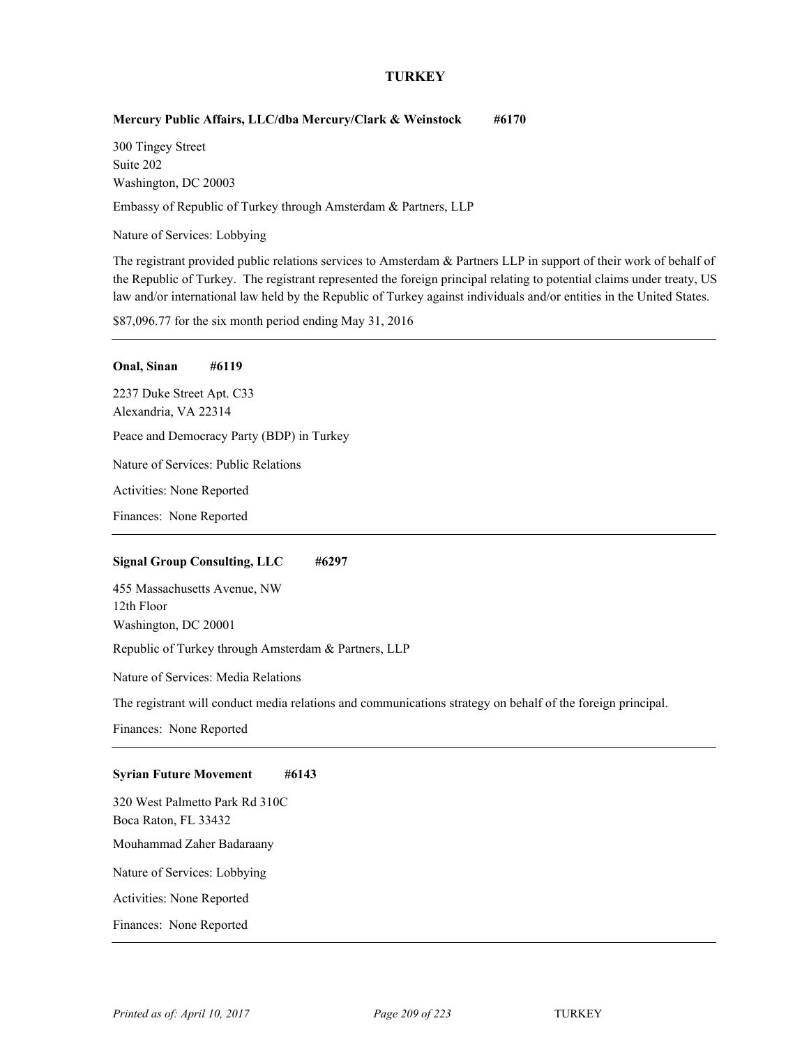## TURKEY

**Mercury Public Affairs, LLC/dba Mercury/Clark & Weinstock #6170**

300 Tingey Street
Suite 202
Washington, DC 20003

Embassy of Republic of Turkey through Amsterdam & Partners, LLP

Nature of Services: Lobbying

The registrant provided public relations services to Amsterdam & Partners LLP in support of their work of behalf of the Republic of Turkey. The registrant represented the foreign principal relating to potential claims under treaty, US law and/or international law held by the Republic of Turkey against individuals and/or entities in the United States.

$87,096.77 for the six month period ending May 31, 2016

---

**Onal, Sinan #6119**

2237 Duke Street Apt. C33
Alexandria, VA 22314

Peace and Democracy Party (BDP) in Turkey

Nature of Services: Public Relations

Activities: None Reported

Finances: None Reported

---

**Signal Group Consulting, LLC #6297**

455 Massachusetts Avenue, NW
12th Floor
Washington, DC 20001

Republic of Turkey through Amsterdam & Partners, LLP

Nature of Services: Media Relations

The registrant will conduct media relations and communications strategy on behalf of the foreign principal.

Finances: None Reported

---

**Syrian Future Movement #6143**

320 West Palmetto Park Rd 310C
Boca Raton, FL 33432

Mouhammad Zaher Badaraany

Nature of Services: Lobbying

Activities: None Reported

Finances: None Reported

---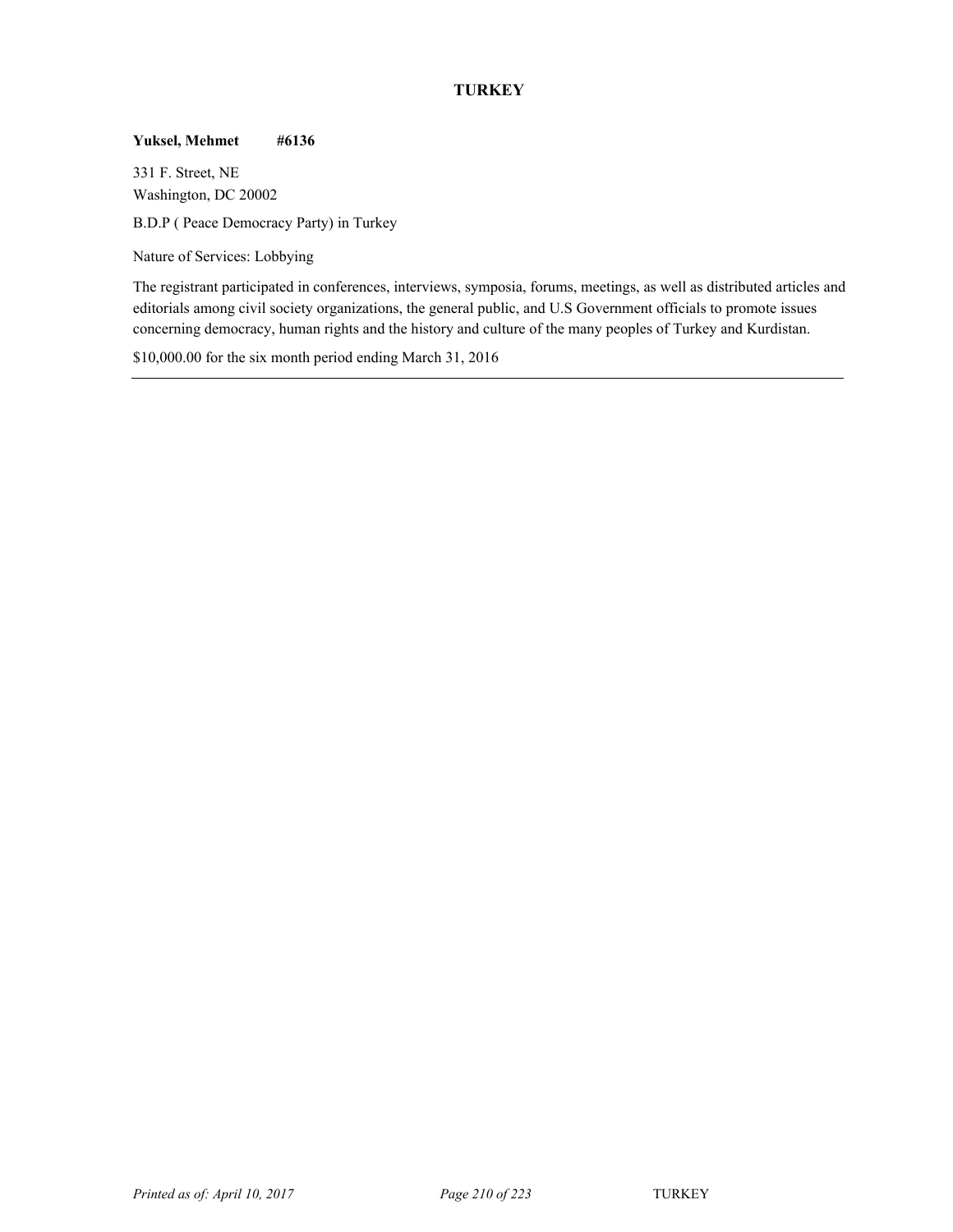## TURKEY

**Yuksel, Mehmet** **#6136**

331 F. Street, NE
Washington, DC 20002

B.D.P ( Peace Democracy Party) in Turkey

Nature of Services: Lobbying

The registrant participated in conferences, interviews, symposia, forums, meetings, as well as distributed articles and editorials among civil society organizations, the general public, and U.S Government officials to promote issues concerning democracy, human rights and the history and culture of the many peoples of Turkey and Kurdistan.

$10,000.00 for the six month period ending March 31, 2016

---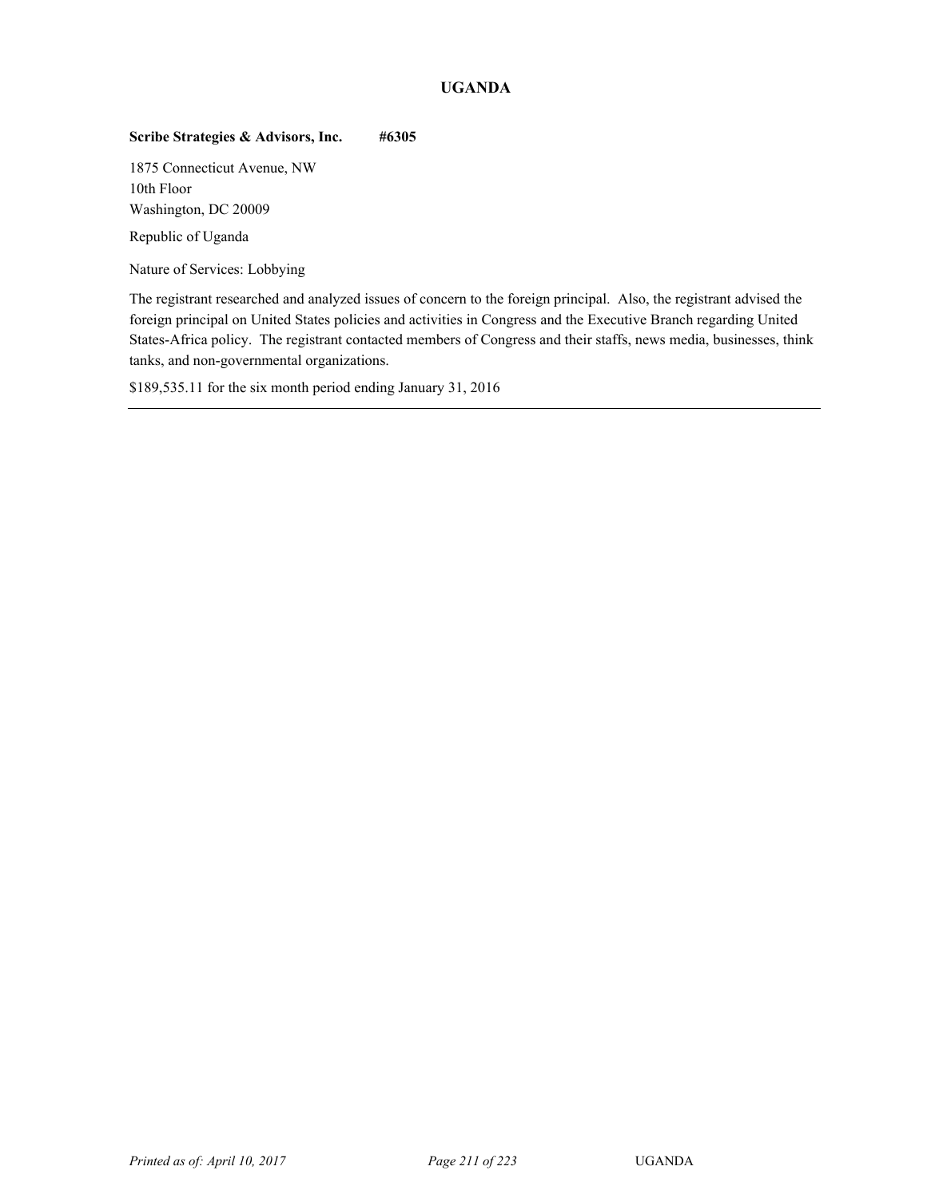## UGANDA

**Scribe Strategies & Advisors, Inc. #6305**

1875 Connecticut Avenue, NW
10th Floor
Washington, DC 20009

Republic of Uganda

Nature of Services: Lobbying

The registrant researched and analyzed issues of concern to the foreign principal. Also, the registrant advised the foreign principal on United States policies and activities in Congress and the Executive Branch regarding United States-Africa policy. The registrant contacted members of Congress and their staffs, news media, businesses, think tanks, and non-governmental organizations.

$189,535.11 for the six month period ending January 31, 2016

---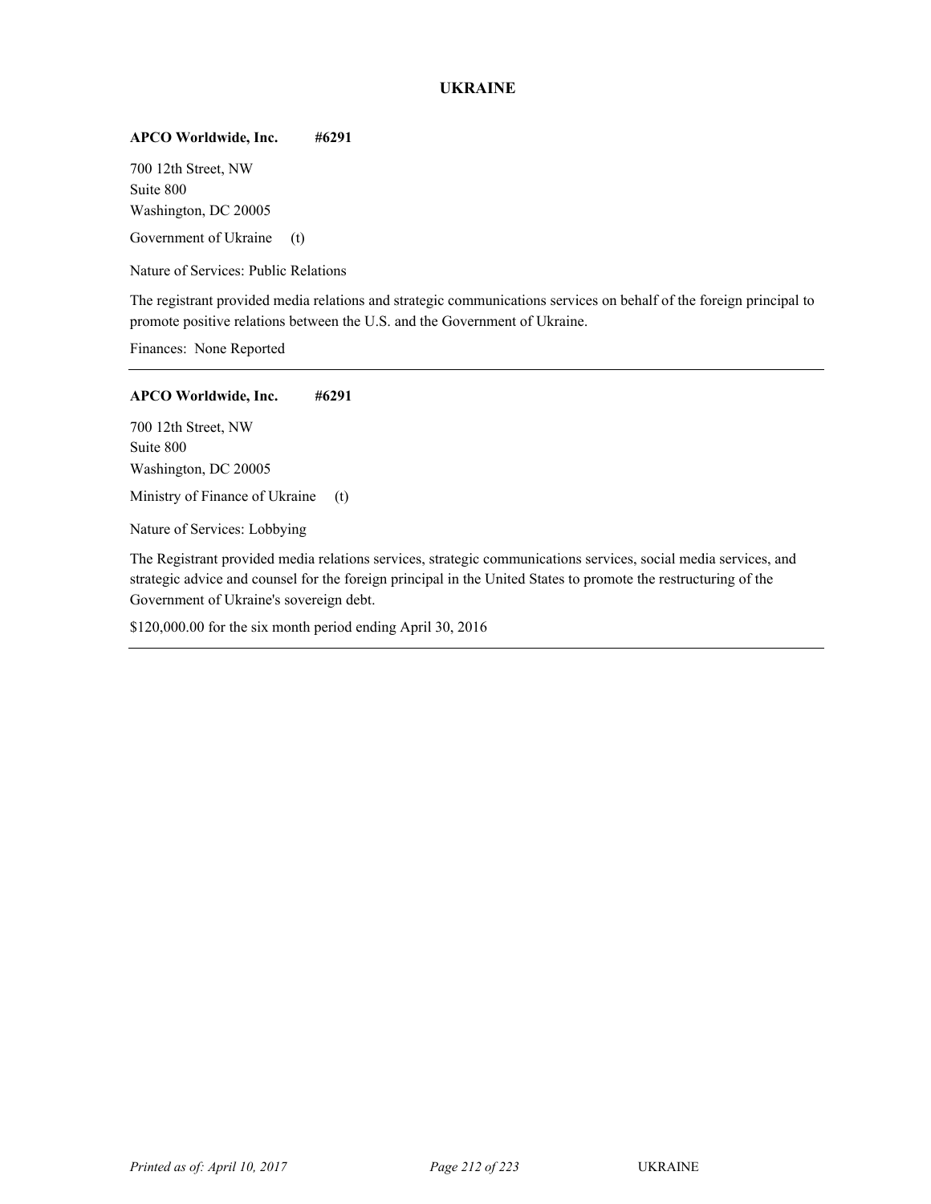## UKRAINE

**APCO Worldwide, Inc. #6291**

700 12th Street, NW
Suite 800
Washington, DC 20005

Government of Ukraine (t)

Nature of Services: Public Relations

The registrant provided media relations and strategic communications services on behalf of the foreign principal to promote positive relations between the U.S. and the Government of Ukraine.

Finances: None Reported

---

**APCO Worldwide, Inc. #6291**

700 12th Street, NW
Suite 800
Washington, DC 20005

Ministry of Finance of Ukraine (t)

Nature of Services: Lobbying

The Registrant provided media relations services, strategic communications services, social media services, and strategic advice and counsel for the foreign principal in the United States to promote the restructuring of the Government of Ukraine's sovereign debt.

$120,000.00 for the six month period ending April 30, 2016

---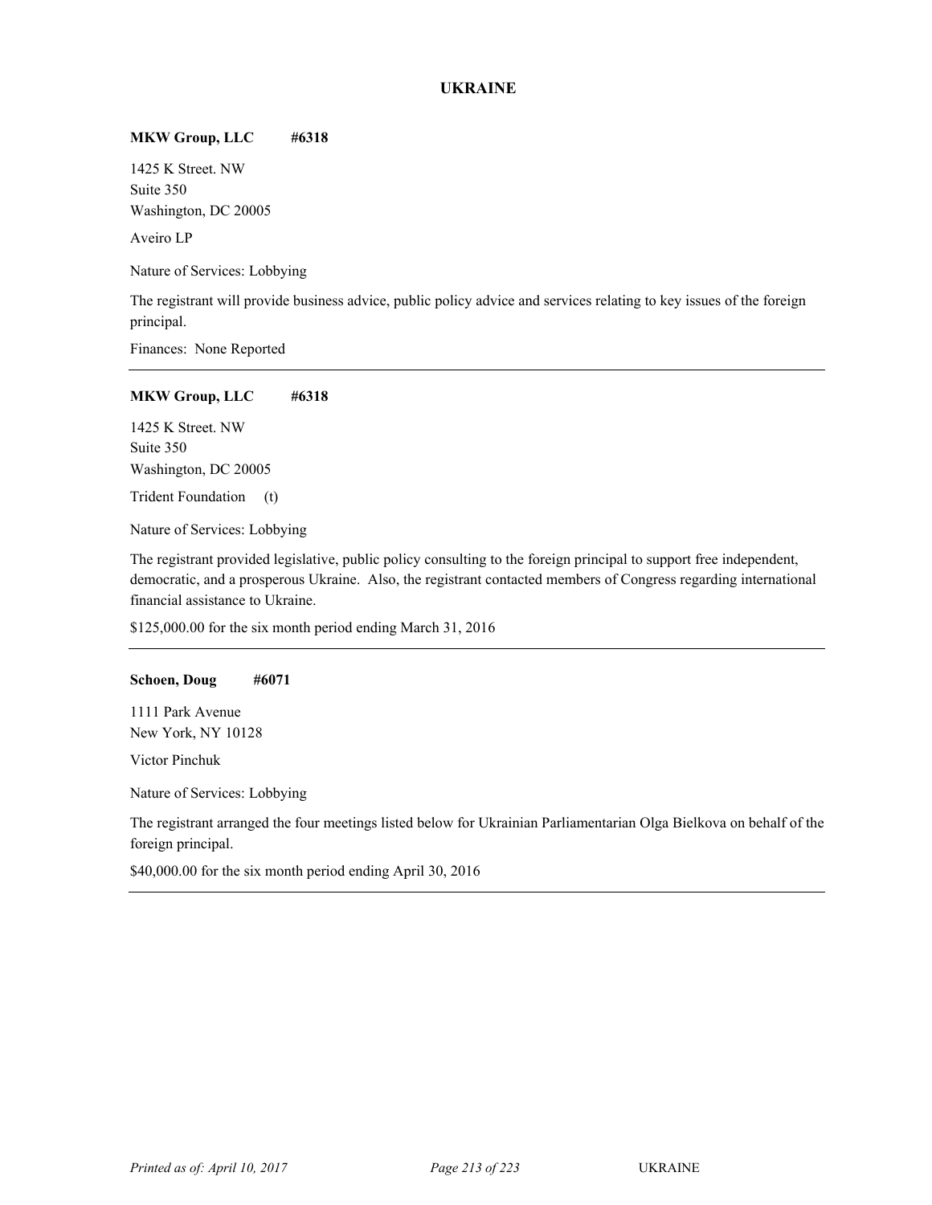## UKRAINE

**MKW Group, LLC #6318**

1425 K Street. NW
Suite 350
Washington, DC 20005

Aveiro LP

Nature of Services: Lobbying

The registrant will provide business advice, public policy advice and services relating to key issues of the foreign principal.

Finances: None Reported

---

**MKW Group, LLC #6318**

1425 K Street. NW
Suite 350
Washington, DC 20005

Trident Foundation (t)

Nature of Services: Lobbying

The registrant provided legislative, public policy consulting to the foreign principal to support free independent, democratic, and a prosperous Ukraine. Also, the registrant contacted members of Congress regarding international financial assistance to Ukraine.

$125,000.00 for the six month period ending March 31, 2016

---

**Schoen, Doug #6071**

1111 Park Avenue
New York, NY 10128

Victor Pinchuk

Nature of Services: Lobbying

The registrant arranged the four meetings listed below for Ukrainian Parliamentarian Olga Bielkova on behalf of the foreign principal.

$40,000.00 for the six month period ending April 30, 2016

---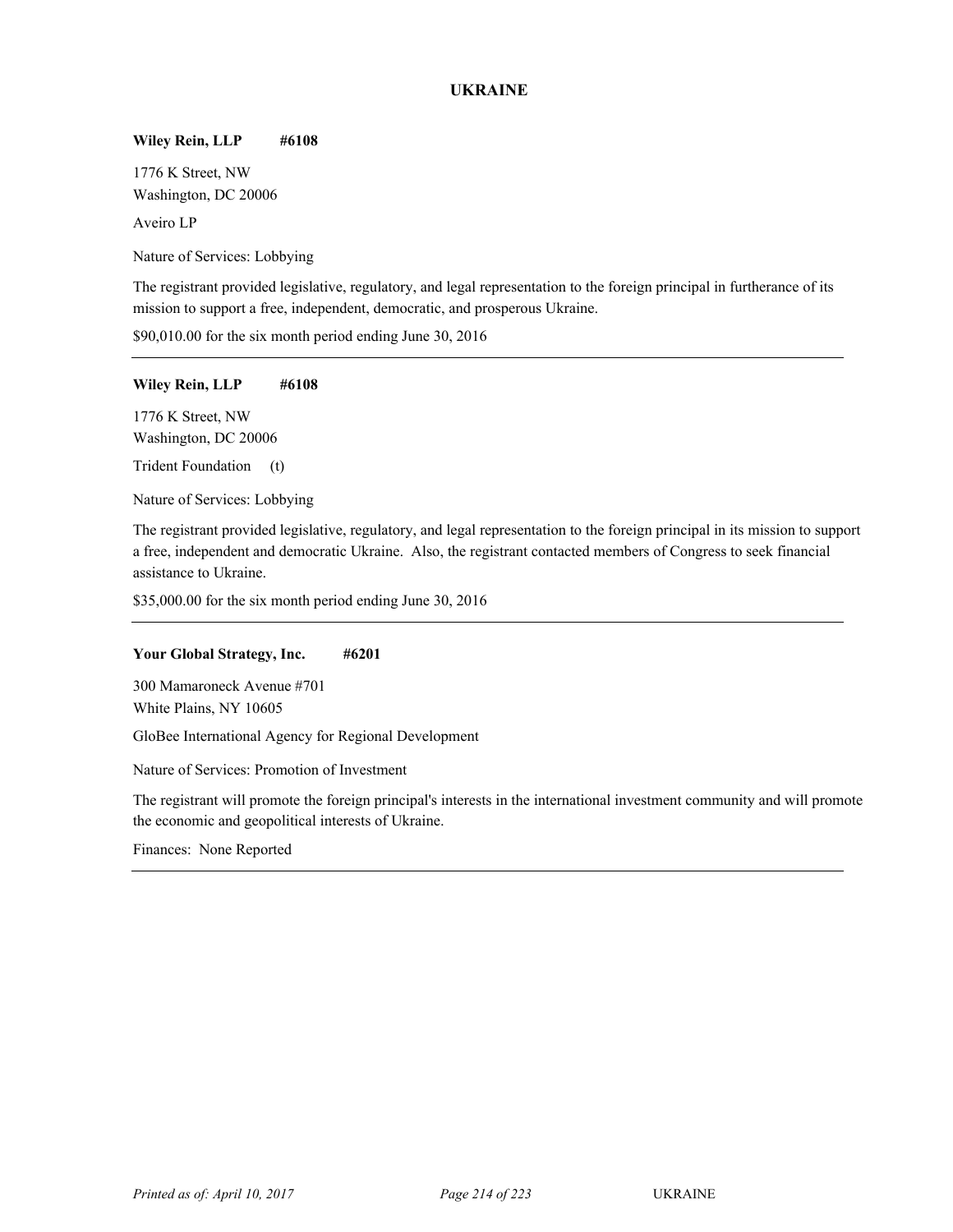## UKRAINE

**Wiley Rein, LLP #6108**

1776 K Street, NW
Washington, DC 20006

Aveiro LP

Nature of Services: Lobbying

The registrant provided legislative, regulatory, and legal representation to the foreign principal in furtherance of its mission to support a free, independent, democratic, and prosperous Ukraine.

$90,010.00 for the six month period ending June 30, 2016

---

**Wiley Rein, LLP #6108**

1776 K Street, NW
Washington, DC 20006

Trident Foundation (t)

Nature of Services: Lobbying

The registrant provided legislative, regulatory, and legal representation to the foreign principal in its mission to support a free, independent and democratic Ukraine. Also, the registrant contacted members of Congress to seek financial assistance to Ukraine.

$35,000.00 for the six month period ending June 30, 2016

---

**Your Global Strategy, Inc. #6201**

300 Mamaroneck Avenue #701
White Plains, NY 10605

GloBee International Agency for Regional Development

Nature of Services: Promotion of Investment

The registrant will promote the foreign principal's interests in the international investment community and will promote the economic and geopolitical interests of Ukraine.

Finances: None Reported

---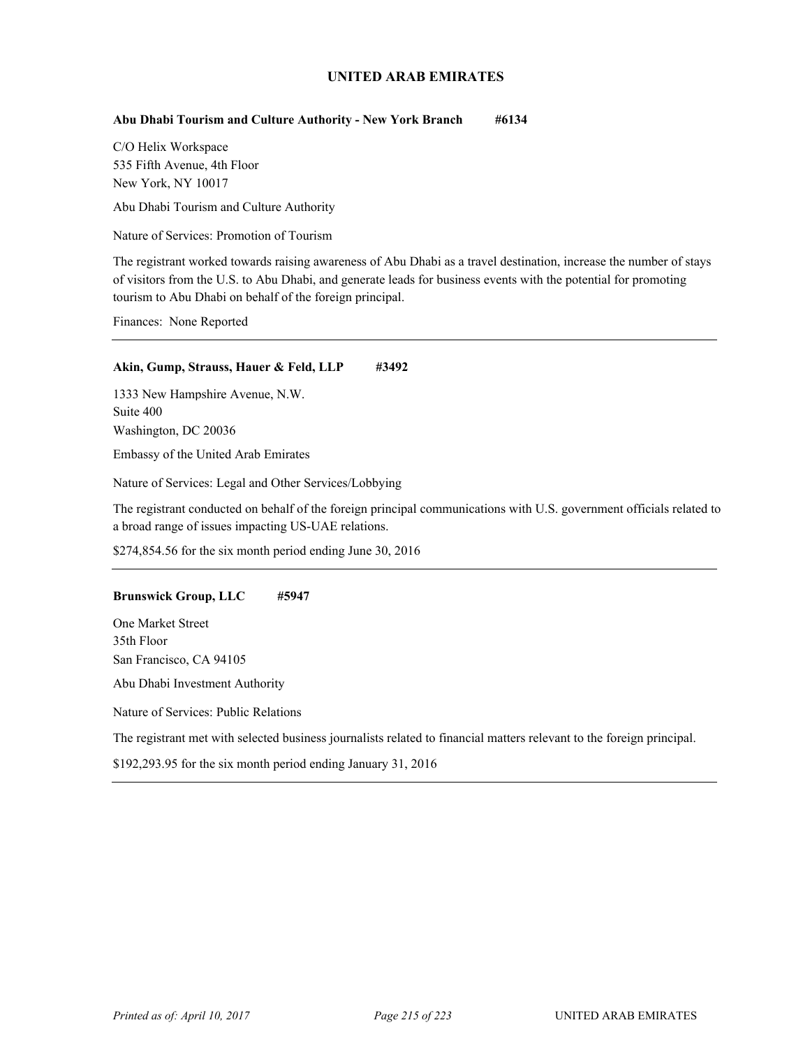## UNITED ARAB EMIRATES

**Abu Dhabi Tourism and Culture Authority - New York Branch #6134**

C/O Helix Workspace
535 Fifth Avenue, 4th Floor
New York, NY 10017

Abu Dhabi Tourism and Culture Authority

Nature of Services: Promotion of Tourism

The registrant worked towards raising awareness of Abu Dhabi as a travel destination, increase the number of stays of visitors from the U.S. to Abu Dhabi, and generate leads for business events with the potential for promoting tourism to Abu Dhabi on behalf of the foreign principal.

Finances: None Reported

---

**Akin, Gump, Strauss, Hauer & Feld, LLP #3492**

1333 New Hampshire Avenue, N.W.
Suite 400
Washington, DC 20036

Embassy of the United Arab Emirates

Nature of Services: Legal and Other Services/Lobbying

The registrant conducted on behalf of the foreign principal communications with U.S. government officials related to a broad range of issues impacting US-UAE relations.

$274,854.56 for the six month period ending June 30, 2016

---

**Brunswick Group, LLC #5947**

One Market Street
35th Floor
San Francisco, CA 94105

Abu Dhabi Investment Authority

Nature of Services: Public Relations

The registrant met with selected business journalists related to financial matters relevant to the foreign principal.

$192,293.95 for the six month period ending January 31, 2016

---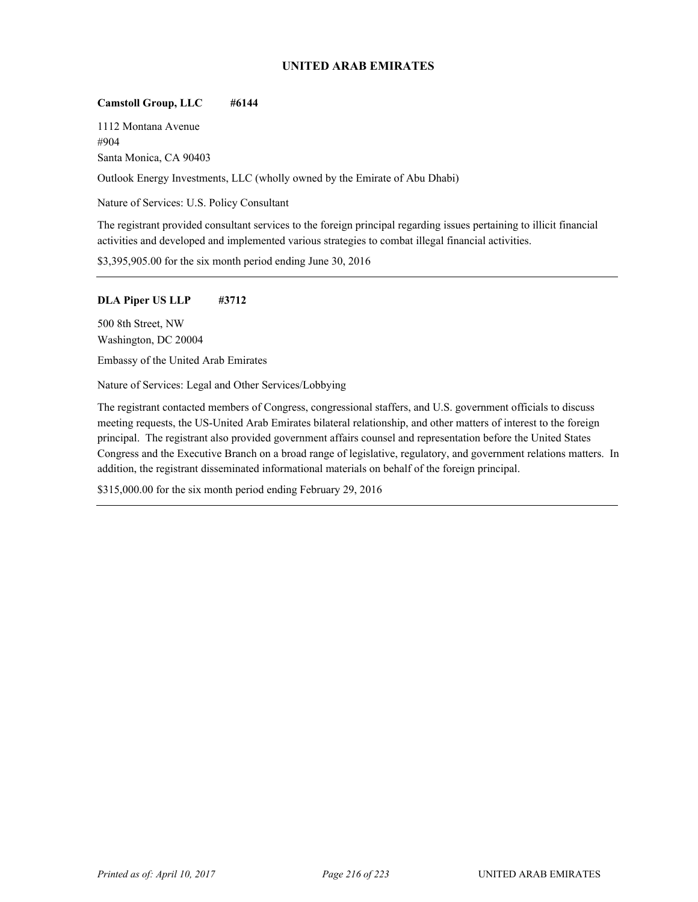## UNITED ARAB EMIRATES

**Camstoll Group, LLC #6144**

1112 Montana Avenue
#904
Santa Monica, CA 90403

Outlook Energy Investments, LLC (wholly owned by the Emirate of Abu Dhabi)

Nature of Services: U.S. Policy Consultant

The registrant provided consultant services to the foreign principal regarding issues pertaining to illicit financial activities and developed and implemented various strategies to combat illegal financial activities.

$3,395,905.00 for the six month period ending June 30, 2016

---

**DLA Piper US LLP #3712**

500 8th Street, NW
Washington, DC 20004

Embassy of the United Arab Emirates

Nature of Services: Legal and Other Services/Lobbying

The registrant contacted members of Congress, congressional staffers, and U.S. government officials to discuss meeting requests, the US-United Arab Emirates bilateral relationship, and other matters of interest to the foreign principal. The registrant also provided government affairs counsel and representation before the United States Congress and the Executive Branch on a broad range of legislative, regulatory, and government relations matters. In addition, the registrant disseminated informational materials on behalf of the foreign principal.

$315,000.00 for the six month period ending February 29, 2016

---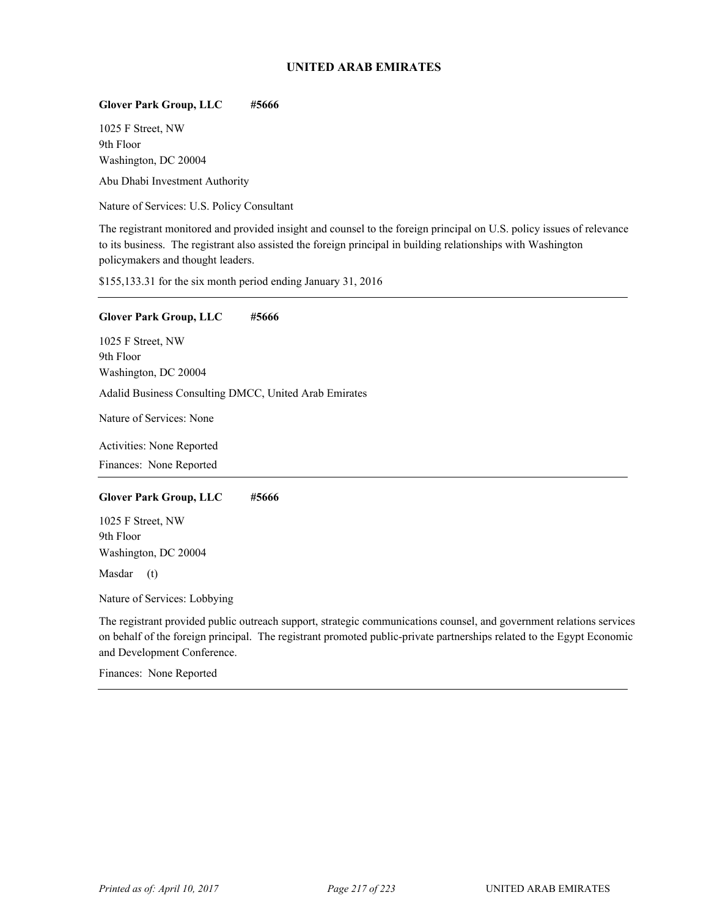## UNITED ARAB EMIRATES

**Glover Park Group, LLC** **#5666**

1025 F Street, NW
9th Floor
Washington, DC 20004

Abu Dhabi Investment Authority

Nature of Services: U.S. Policy Consultant

The registrant monitored and provided insight and counsel to the foreign principal on U.S. policy issues of relevance to its business. The registrant also assisted the foreign principal in building relationships with Washington policymakers and thought leaders.

$155,133.31 for the six month period ending January 31, 2016

---

**Glover Park Group, LLC** **#5666**

1025 F Street, NW
9th Floor
Washington, DC 20004

Adalid Business Consulting DMCC, United Arab Emirates

Nature of Services: None

Activities: None Reported

Finances: None Reported

---

**Glover Park Group, LLC** **#5666**

1025 F Street, NW
9th Floor
Washington, DC 20004

Masdar (t)

Nature of Services: Lobbying

The registrant provided public outreach support, strategic communications counsel, and government relations services on behalf of the foreign principal. The registrant promoted public-private partnerships related to the Egypt Economic and Development Conference.

Finances: None Reported

---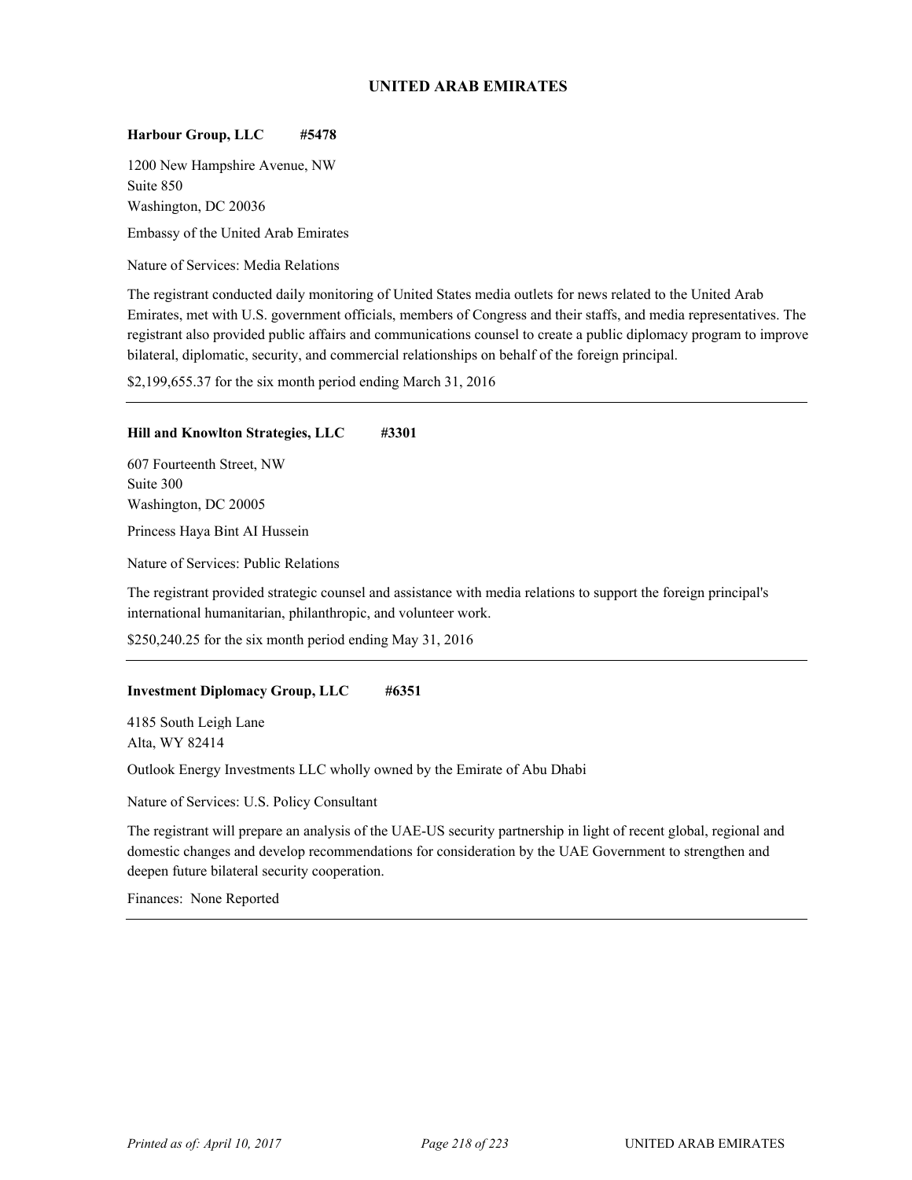## UNITED ARAB EMIRATES

**Harbour Group, LLC #5478**

1200 New Hampshire Avenue, NW
Suite 850
Washington, DC 20036

Embassy of the United Arab Emirates

Nature of Services: Media Relations

The registrant conducted daily monitoring of United States media outlets for news related to the United Arab Emirates, met with U.S. government officials, members of Congress and their staffs, and media representatives. The registrant also provided public affairs and communications counsel to create a public diplomacy program to improve bilateral, diplomatic, security, and commercial relationships on behalf of the foreign principal.

$2,199,655.37 for the six month period ending March 31, 2016

---

**Hill and Knowlton Strategies, LLC #3301**

607 Fourteenth Street, NW
Suite 300
Washington, DC 20005

Princess Haya Bint AI Hussein

Nature of Services: Public Relations

The registrant provided strategic counsel and assistance with media relations to support the foreign principal's international humanitarian, philanthropic, and volunteer work.

$250,240.25 for the six month period ending May 31, 2016

---

**Investment Diplomacy Group, LLC #6351**

4185 South Leigh Lane
Alta, WY 82414

Outlook Energy Investments LLC wholly owned by the Emirate of Abu Dhabi

Nature of Services: U.S. Policy Consultant

The registrant will prepare an analysis of the UAE-US security partnership in light of recent global, regional and domestic changes and develop recommendations for consideration by the UAE Government to strengthen and deepen future bilateral security cooperation.

Finances: None Reported

---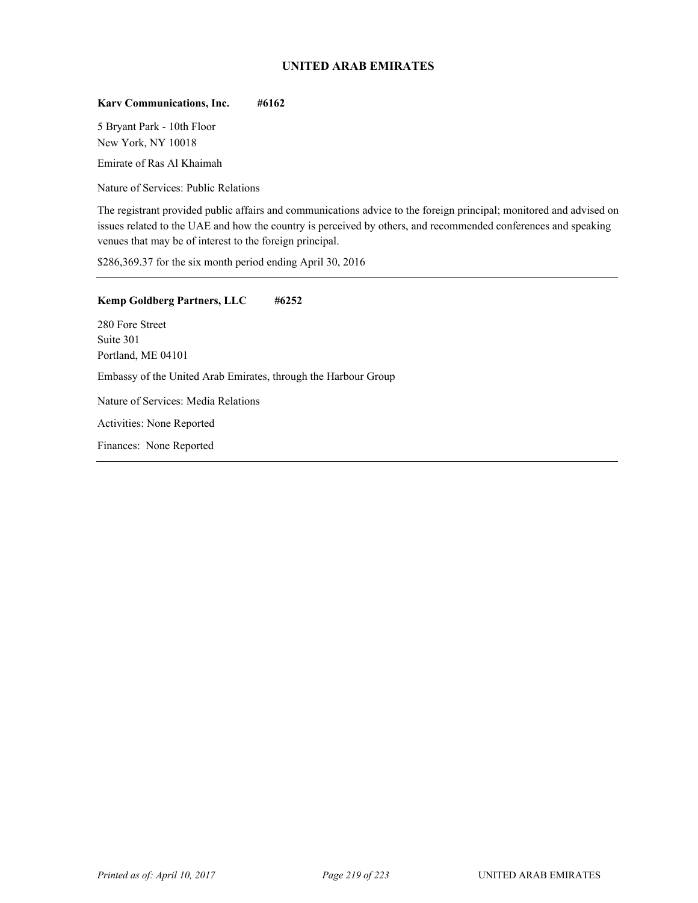## UNITED ARAB EMIRATES

**Karv Communications, Inc.    #6162**

5 Bryant Park - 10th Floor
New York, NY 10018

Emirate of Ras Al Khaimah

Nature of Services: Public Relations

The registrant provided public affairs and communications advice to the foreign principal; monitored and advised on issues related to the UAE and how the country is perceived by others, and recommended conferences and speaking venues that may be of interest to the foreign principal.

$286,369.37 for the six month period ending April 30, 2016

---

**Kemp Goldberg Partners, LLC    #6252**

280 Fore Street
Suite 301
Portland, ME 04101

Embassy of the United Arab Emirates, through the Harbour Group

Nature of Services: Media Relations

Activities: None Reported

Finances: None Reported

---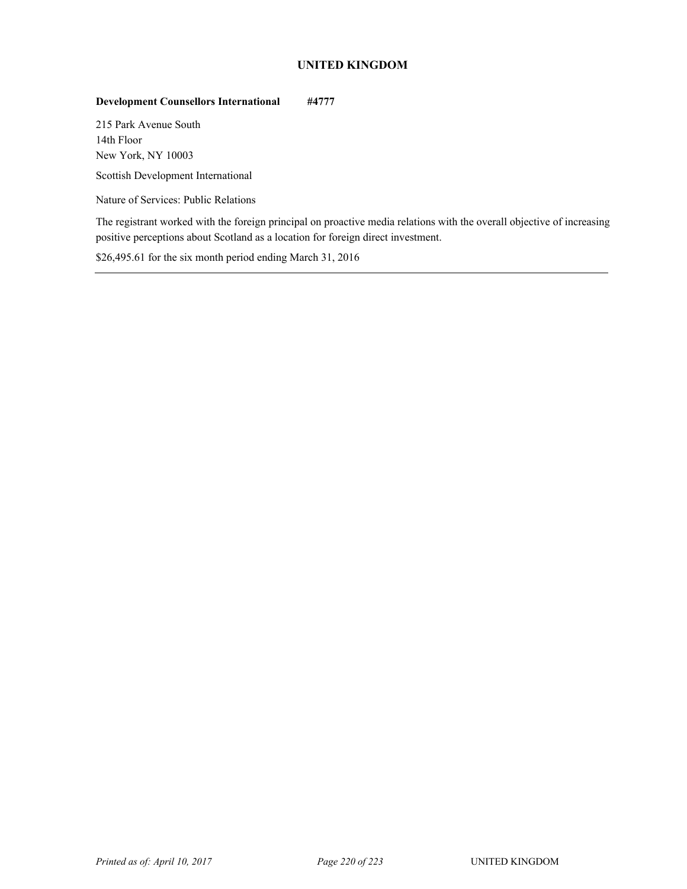## UNITED KINGDOM

**Development Counsellors International** **#4777**

215 Park Avenue South
14th Floor
New York, NY 10003

Scottish Development International

Nature of Services: Public Relations

The registrant worked with the foreign principal on proactive media relations with the overall objective of increasing positive perceptions about Scotland as a location for foreign direct investment.

$26,495.61 for the six month period ending March 31, 2016

---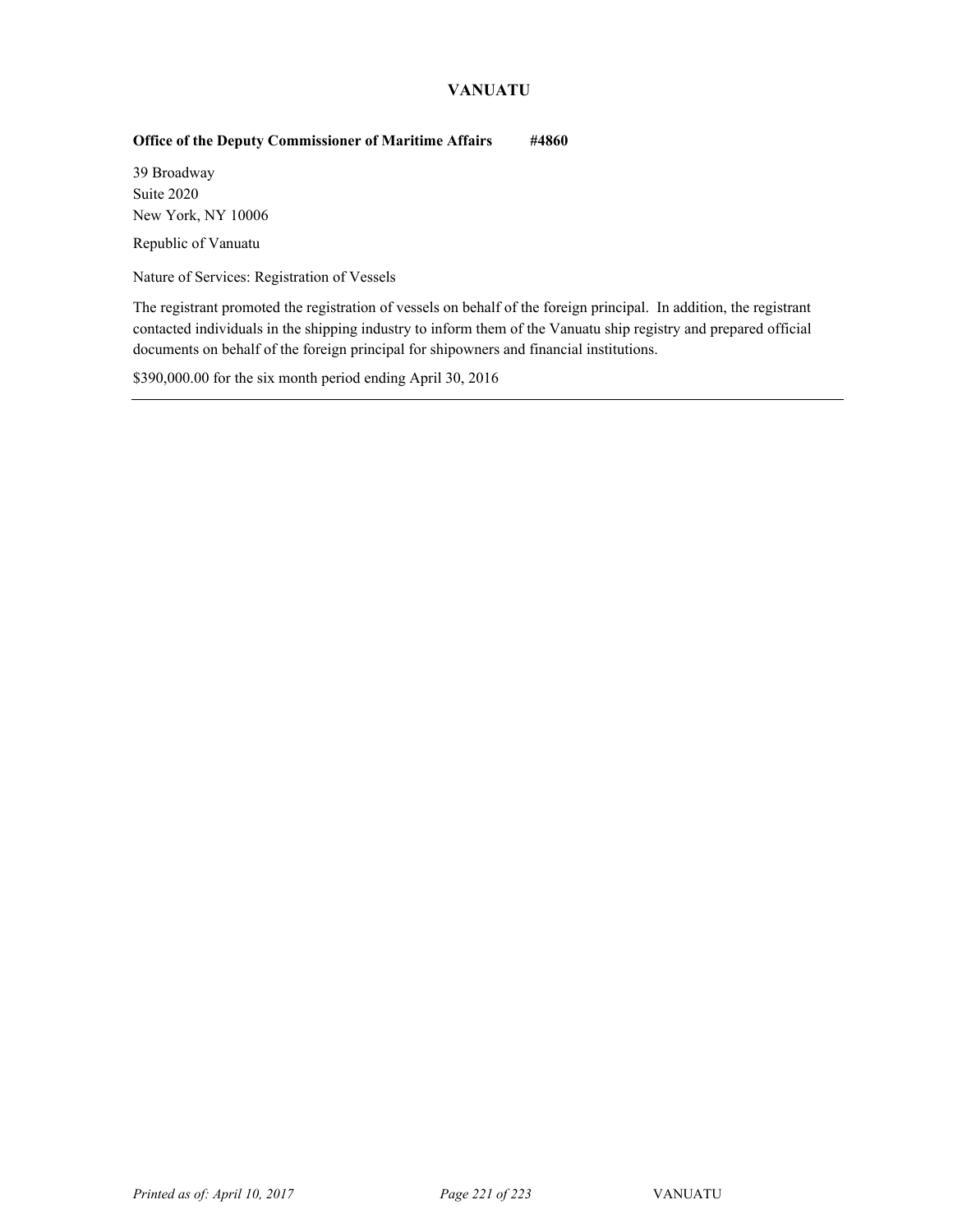## VANUATU

**Office of the Deputy Commissioner of Maritime Affairs #4860**

39 Broadway
Suite 2020
New York, NY 10006

Republic of Vanuatu

Nature of Services: Registration of Vessels

The registrant promoted the registration of vessels on behalf of the foreign principal. In addition, the registrant contacted individuals in the shipping industry to inform them of the Vanuatu ship registry and prepared official documents on behalf of the foreign principal for shipowners and financial institutions.

$390,000.00 for the six month period ending April 30, 2016

---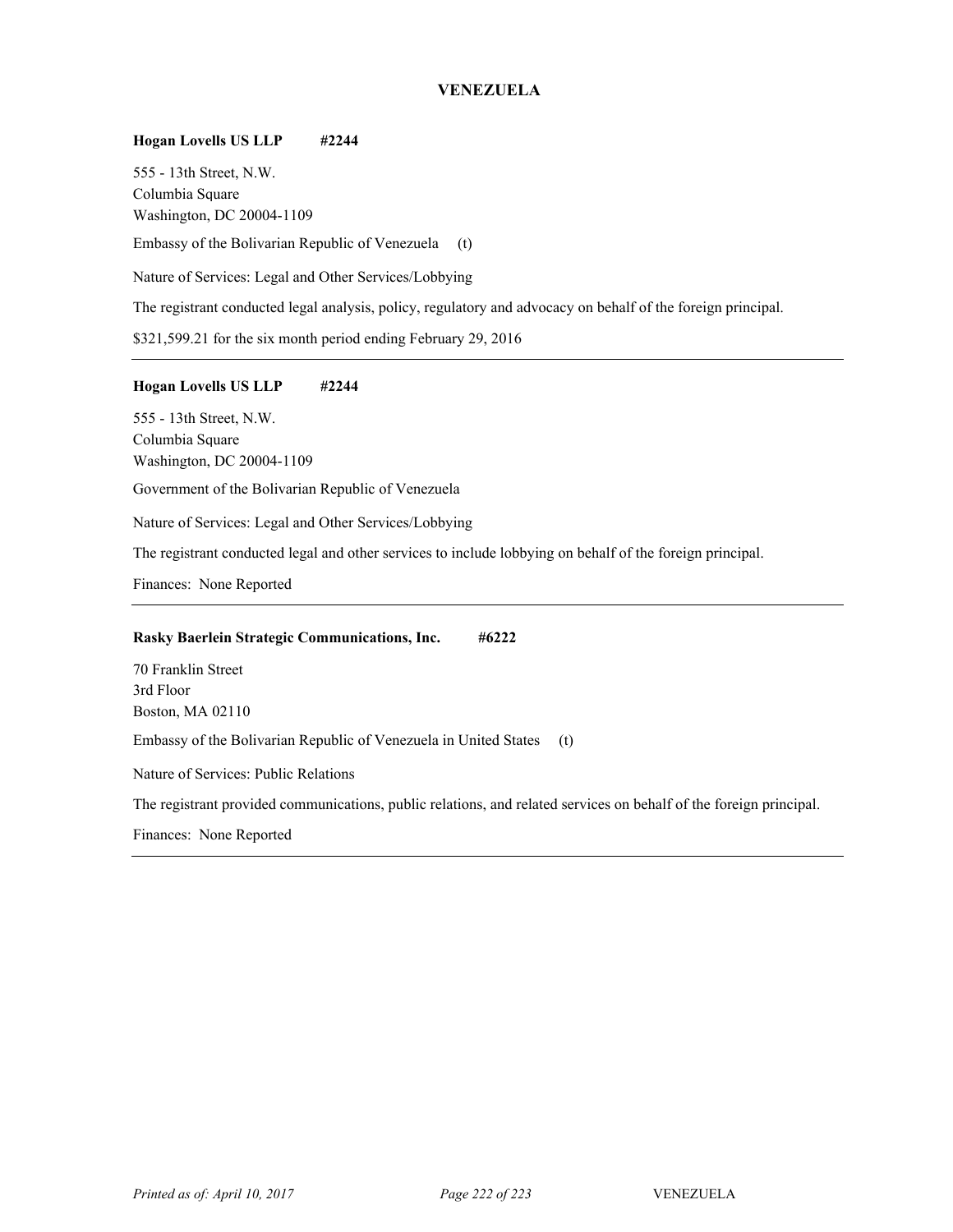## VENEZUELA

**Hogan Lovells US LLP #2244**

555 - 13th Street, N.W.
Columbia Square
Washington, DC 20004-1109

Embassy of the Bolivarian Republic of Venezuela (t)

Nature of Services: Legal and Other Services/Lobbying

The registrant conducted legal analysis, policy, regulatory and advocacy on behalf of the foreign principal.

$321,599.21 for the six month period ending February 29, 2016

---

**Hogan Lovells US LLP #2244**

555 - 13th Street, N.W.
Columbia Square
Washington, DC 20004-1109

Government of the Bolivarian Republic of Venezuela

Nature of Services: Legal and Other Services/Lobbying

The registrant conducted legal and other services to include lobbying on behalf of the foreign principal.

Finances: None Reported

---

**Rasky Baerlein Strategic Communications, Inc. #6222**

70 Franklin Street
3rd Floor
Boston, MA 02110

Embassy of the Bolivarian Republic of Venezuela in United States (t)

Nature of Services: Public Relations

The registrant provided communications, public relations, and related services on behalf of the foreign principal.

Finances: None Reported

---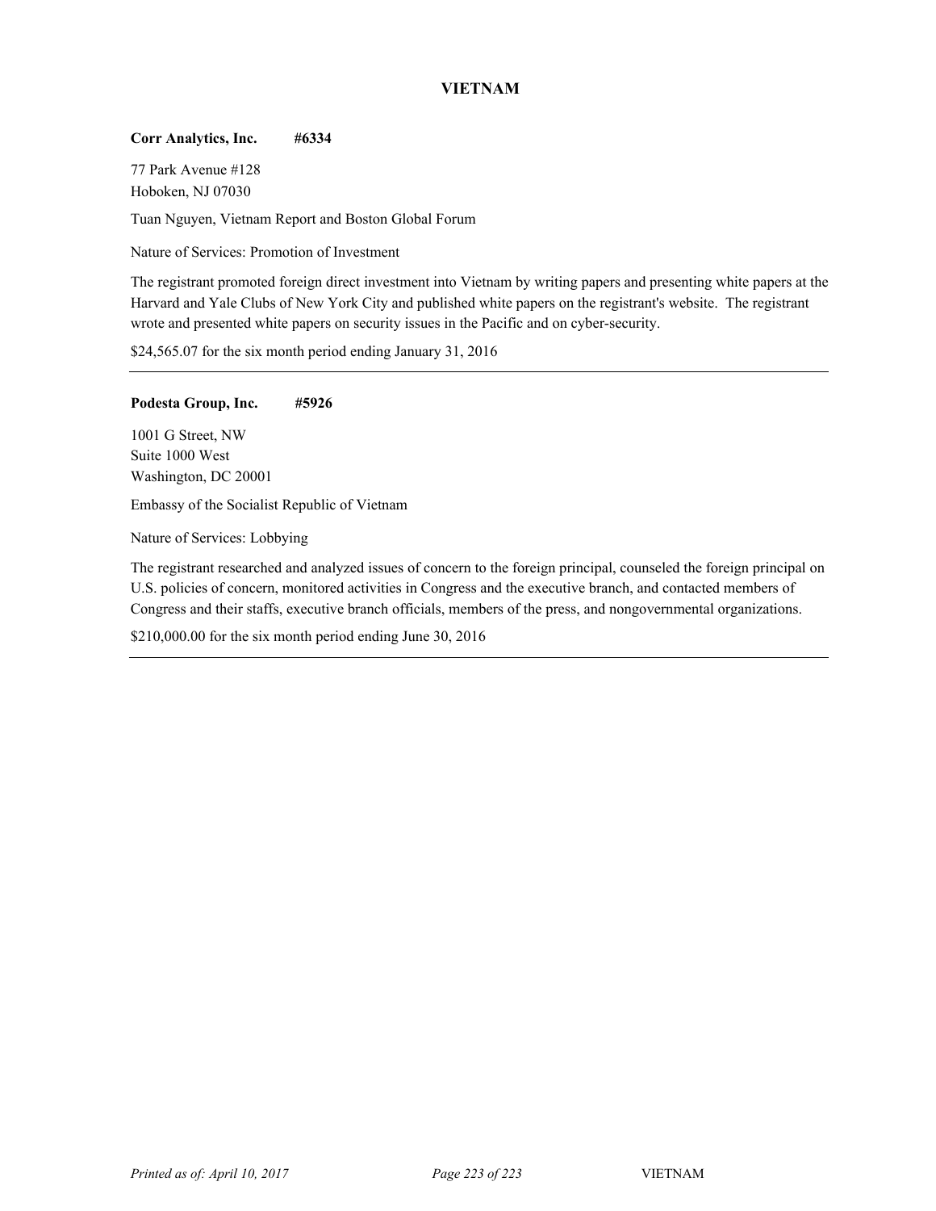## VIETNAM

**Corr Analytics, Inc.** **#6334**

77 Park Avenue #128
Hoboken, NJ 07030

Tuan Nguyen, Vietnam Report and Boston Global Forum

Nature of Services: Promotion of Investment

The registrant promoted foreign direct investment into Vietnam by writing papers and presenting white papers at the Harvard and Yale Clubs of New York City and published white papers on the registrant's website. The registrant wrote and presented white papers on security issues in the Pacific and on cyber-security.

$24,565.07 for the six month period ending January 31, 2016

---

**Podesta Group, Inc.** **#5926**

1001 G Street, NW
Suite 1000 West
Washington, DC 20001

Embassy of the Socialist Republic of Vietnam

Nature of Services: Lobbying

The registrant researched and analyzed issues of concern to the foreign principal, counseled the foreign principal on U.S. policies of concern, monitored activities in Congress and the executive branch, and contacted members of Congress and their staffs, executive branch officials, members of the press, and nongovernmental organizations.

$210,000.00 for the six month period ending June 30, 2016

---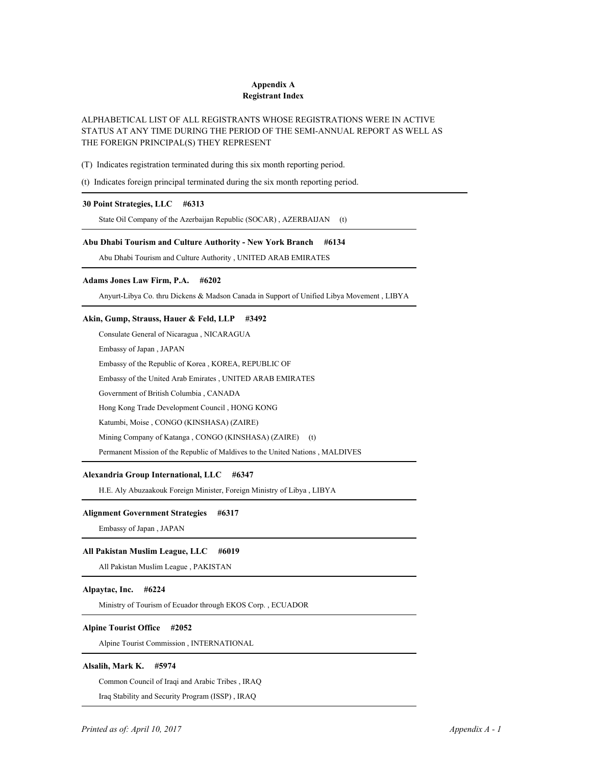## Appendix A
## Registrant Index

ALPHABETICAL LIST OF ALL REGISTRANTS WHOSE REGISTRATIONS WERE IN ACTIVE STATUS AT ANY TIME DURING THE PERIOD OF THE SEMI-ANNUAL REPORT AS WELL AS THE FOREIGN PRINCIPAL(S) THEY REPRESENT

(T) Indicates registration terminated during this six month reporting period.

(t) Indicates foreign principal terminated during the six month reporting period.

---

**30 Point Strategies, LLC #6313**

State Oil Company of the Azerbaijan Republic (SOCAR) , AZERBAIJAN (t)

---

**Abu Dhabi Tourism and Culture Authority - New York Branch #6134**

Abu Dhabi Tourism and Culture Authority , UNITED ARAB EMIRATES

---

**Adams Jones Law Firm, P.A. #6202**

Anyurt-Libya Co. thru Dickens & Madson Canada in Support of Unified Libya Movement , LIBYA

---

**Akin, Gump, Strauss, Hauer & Feld, LLP #3492**

Consulate General of Nicaragua , NICARAGUA

Embassy of Japan , JAPAN

Embassy of the Republic of Korea , KOREA, REPUBLIC OF

Embassy of the United Arab Emirates , UNITED ARAB EMIRATES

Government of British Columbia , CANADA

Hong Kong Trade Development Council , HONG KONG

Katumbi, Moise , CONGO (KINSHASA) (ZAIRE)

Mining Company of Katanga , CONGO (KINSHASA) (ZAIRE) (t)

Permanent Mission of the Republic of Maldives to the United Nations , MALDIVES

---

**Alexandria Group International, LLC #6347**

H.E. Aly Abuzaakouk Foreign Minister, Foreign Ministry of Libya , LIBYA

---

**Alignment Government Strategies #6317**

Embassy of Japan , JAPAN

---

**All Pakistan Muslim League, LLC #6019**

All Pakistan Muslim League , PAKISTAN

---

**Alpaytac, Inc. #6224**

Ministry of Tourism of Ecuador through EKOS Corp. , ECUADOR

---

**Alpine Tourist Office #2052**

Alpine Tourist Commission , INTERNATIONAL

---

**Alsalih, Mark K. #5974**

Common Council of Iraqi and Arabic Tribes , IRAQ

Iraq Stability and Security Program (ISSP) , IRAQ

---

*Printed as of: April 10, 2017*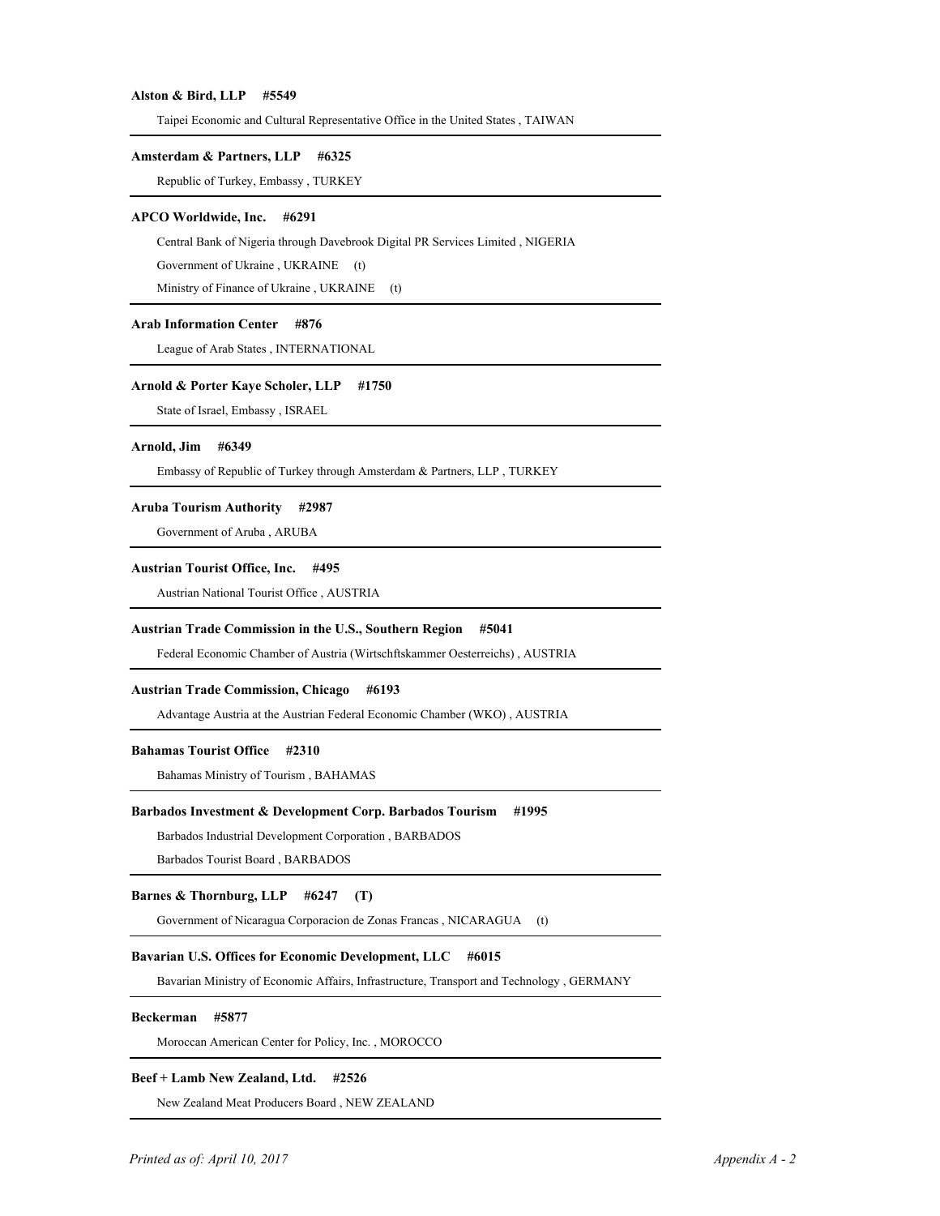**Alston & Bird, LLP #5549**

Taipei Economic and Cultural Representative Office in the United States , TAIWAN

---

**Amsterdam & Partners, LLP #6325**

Republic of Turkey, Embassy , TURKEY

---

**APCO Worldwide, Inc. #6291**

Central Bank of Nigeria through Davebrook Digital PR Services Limited , NIGERIA

Government of Ukraine , UKRAINE (t)

Ministry of Finance of Ukraine , UKRAINE (t)

---

**Arab Information Center #876**

League of Arab States , INTERNATIONAL

---

**Arnold & Porter Kaye Scholer, LLP #1750**

State of Israel, Embassy , ISRAEL

---

**Arnold, Jim #6349**

Embassy of Republic of Turkey through Amsterdam & Partners, LLP , TURKEY

---

**Aruba Tourism Authority #2987**

Government of Aruba , ARUBA

---

**Austrian Tourist Office, Inc. #495**

Austrian National Tourist Office , AUSTRIA

---

**Austrian Trade Commission in the U.S., Southern Region #5041**

Federal Economic Chamber of Austria (Wirtschftskammer Oesterreichs) , AUSTRIA

---

**Austrian Trade Commission, Chicago #6193**

Advantage Austria at the Austrian Federal Economic Chamber (WKO) , AUSTRIA

---

**Bahamas Tourist Office #2310**

Bahamas Ministry of Tourism , BAHAMAS

---

**Barbados Investment & Development Corp. Barbados Tourism #1995**

Barbados Industrial Development Corporation , BARBADOS

Barbados Tourist Board , BARBADOS

---

**Barnes & Thornburg, LLP #6247 (T)**

Government of Nicaragua Corporacion de Zonas Francas , NICARAGUA (t)

---

**Bavarian U.S. Offices for Economic Development, LLC #6015**

Bavarian Ministry of Economic Affairs, Infrastructure, Transport and Technology , GERMANY

---

**Beckerman #5877**

Moroccan American Center for Policy, Inc. , MOROCCO

---

**Beef + Lamb New Zealand, Ltd. #2526**

New Zealand Meat Producers Board , NEW ZEALAND

---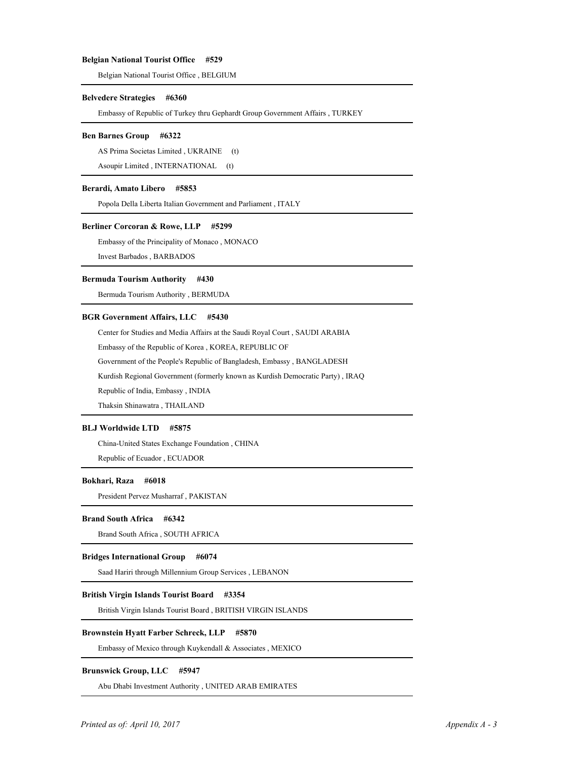**Belgian National Tourist Office #529**

Belgian National Tourist Office , BELGIUM

---

**Belvedere Strategies #6360**

Embassy of Republic of Turkey thru Gephardt Group Government Affairs , TURKEY

---

**Ben Barnes Group #6322**

AS Prima Societas Limited , UKRAINE (t)

Asoupir Limited , INTERNATIONAL (t)

---

**Berardi, Amato Libero #5853**

Popola Della Liberta Italian Government and Parliament , ITALY

---

**Berliner Corcoran & Rowe, LLP #5299**

Embassy of the Principality of Monaco , MONACO

Invest Barbados , BARBADOS

---

**Bermuda Tourism Authority #430**

Bermuda Tourism Authority , BERMUDA

---

**BGR Government Affairs, LLC #5430**

Center for Studies and Media Affairs at the Saudi Royal Court , SAUDI ARABIA

Embassy of the Republic of Korea , KOREA, REPUBLIC OF

Government of the People's Republic of Bangladesh, Embassy , BANGLADESH

Kurdish Regional Government (formerly known as Kurdish Democratic Party) , IRAQ

Republic of India, Embassy , INDIA

Thaksin Shinawatra , THAILAND

---

**BLJ Worldwide LTD #5875**

China-United States Exchange Foundation , CHINA

Republic of Ecuador , ECUADOR

---

**Bokhari, Raza #6018**

President Pervez Musharraf , PAKISTAN

---

**Brand South Africa #6342**

Brand South Africa , SOUTH AFRICA

---

**Bridges International Group #6074**

Saad Hariri through Millennium Group Services , LEBANON

---

**British Virgin Islands Tourist Board #3354**

British Virgin Islands Tourist Board , BRITISH VIRGIN ISLANDS

---

**Brownstein Hyatt Farber Schreck, LLP #5870**

Embassy of Mexico through Kuykendall & Associates , MEXICO

---

**Brunswick Group, LLC #5947**

Abu Dhabi Investment Authority , UNITED ARAB EMIRATES

---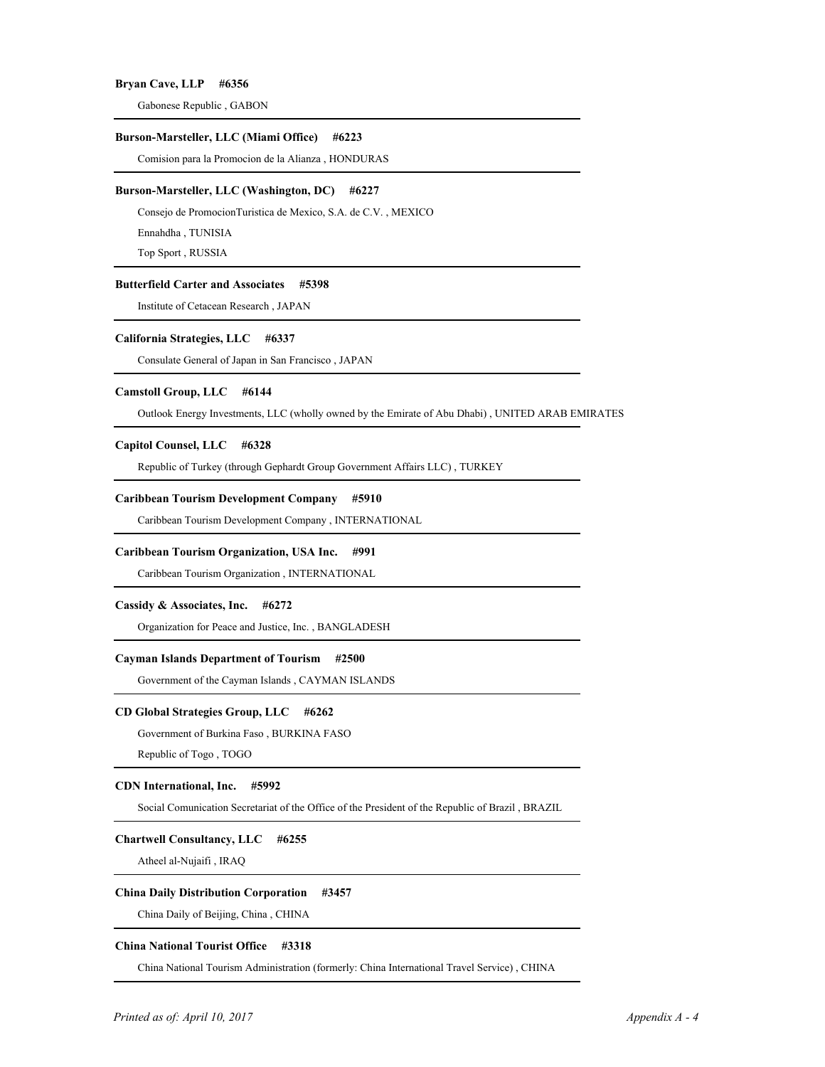**Bryan Cave, LLP #6356**

Gabonese Republic , GABON

---

**Burson-Marsteller, LLC (Miami Office) #6223**

Comision para la Promocion de la Alianza , HONDURAS

---

**Burson-Marsteller, LLC (Washington, DC) #6227**

Consejo de PromocionTuristica de Mexico, S.A. de C.V. , MEXICO

Ennahdha , TUNISIA

Top Sport , RUSSIA

---

**Butterfield Carter and Associates #5398**

Institute of Cetacean Research , JAPAN

---

**California Strategies, LLC #6337**

Consulate General of Japan in San Francisco , JAPAN

---

**Camstoll Group, LLC #6144**

Outlook Energy Investments, LLC (wholly owned by the Emirate of Abu Dhabi) , UNITED ARAB EMIRATES

---

**Capitol Counsel, LLC #6328**

Republic of Turkey (through Gephardt Group Government Affairs LLC) , TURKEY

---

**Caribbean Tourism Development Company #5910**

Caribbean Tourism Development Company , INTERNATIONAL

---

**Caribbean Tourism Organization, USA Inc. #991**

Caribbean Tourism Organization , INTERNATIONAL

---

**Cassidy & Associates, Inc. #6272**

Organization for Peace and Justice, Inc. , BANGLADESH

---

**Cayman Islands Department of Tourism #2500**

Government of the Cayman Islands , CAYMAN ISLANDS

---

**CD Global Strategies Group, LLC #6262**

Government of Burkina Faso , BURKINA FASO

Republic of Togo , TOGO

---

**CDN International, Inc. #5992**

Social Comunication Secretariat of the Office of the President of the Republic of Brazil , BRAZIL

---

**Chartwell Consultancy, LLC #6255**

Atheel al-Nujaifi , IRAQ

---

**China Daily Distribution Corporation #3457**

China Daily of Beijing, China , CHINA

---

**China National Tourist Office #3318**

China National Tourism Administration (formerly: China International Travel Service) , CHINA

---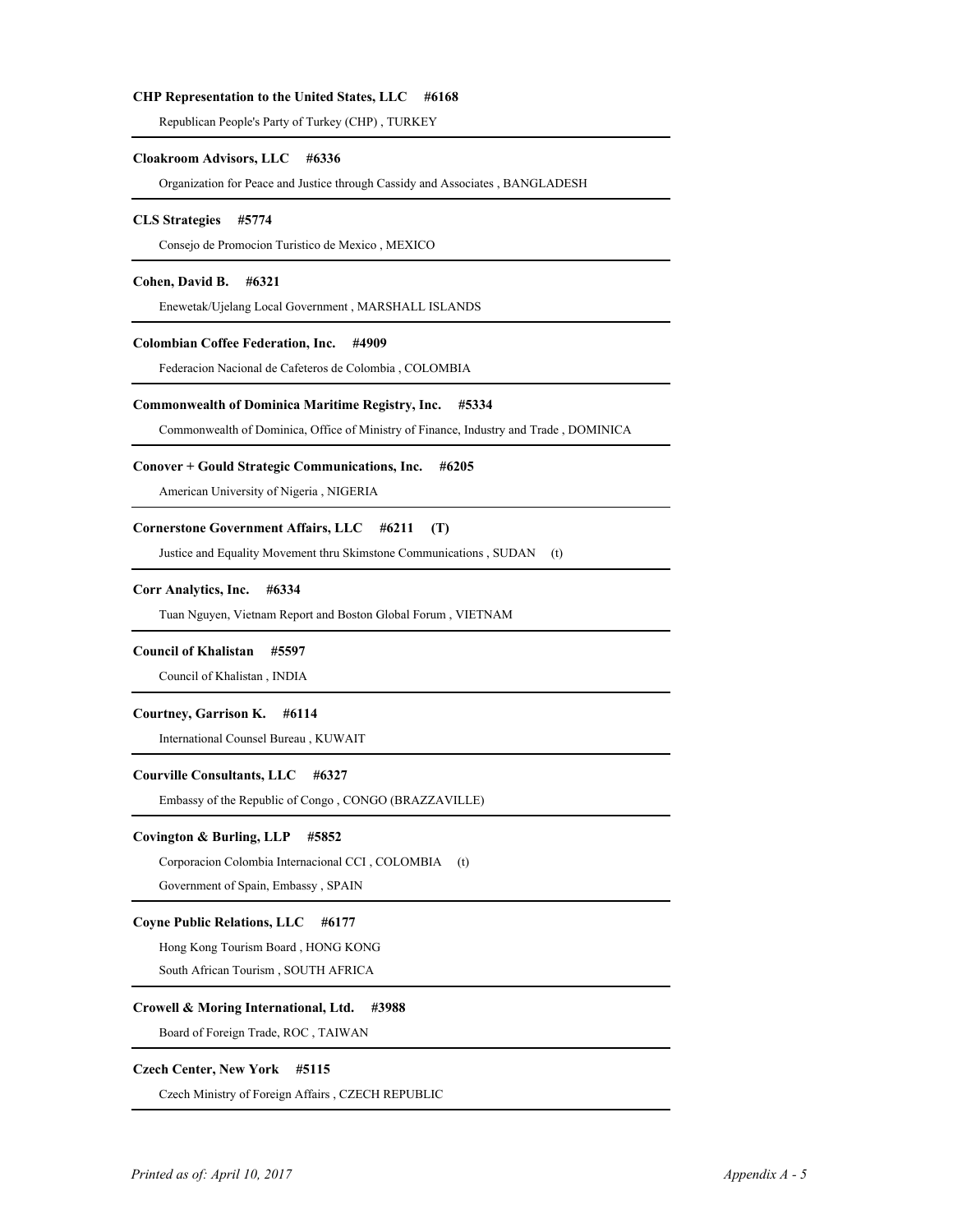**CHP Representation to the United States, LLC #6168**

Republican People's Party of Turkey (CHP) , TURKEY

---

**Cloakroom Advisors, LLC #6336**

Organization for Peace and Justice through Cassidy and Associates , BANGLADESH

---

**CLS Strategies #5774**

Consejo de Promocion Turistico de Mexico , MEXICO

---

**Cohen, David B. #6321**

Enewetak/Ujelang Local Government , MARSHALL ISLANDS

---

**Colombian Coffee Federation, Inc. #4909**

Federacion Nacional de Cafeteros de Colombia , COLOMBIA

---

**Commonwealth of Dominica Maritime Registry, Inc. #5334**

Commonwealth of Dominica, Office of Ministry of Finance, Industry and Trade , DOMINICA

---

**Conover + Gould Strategic Communications, Inc. #6205**

American University of Nigeria , NIGERIA

---

**Cornerstone Government Affairs, LLC #6211 (T)**

Justice and Equality Movement thru Skimstone Communications , SUDAN (t)

---

**Corr Analytics, Inc. #6334**

Tuan Nguyen, Vietnam Report and Boston Global Forum , VIETNAM

---

**Council of Khalistan #5597**

Council of Khalistan , INDIA

---

**Courtney, Garrison K. #6114**

International Counsel Bureau , KUWAIT

---

**Courville Consultants, LLC #6327**

Embassy of the Republic of Congo , CONGO (BRAZZAVILLE)

---

**Covington & Burling, LLP #5852**

Corporacion Colombia Internacional CCI , COLOMBIA (t)

Government of Spain, Embassy , SPAIN

---

**Coyne Public Relations, LLC #6177**

Hong Kong Tourism Board , HONG KONG

South African Tourism , SOUTH AFRICA

---

**Crowell & Moring International, Ltd. #3988**

Board of Foreign Trade, ROC , TAIWAN

---

**Czech Center, New York #5115**

Czech Ministry of Foreign Affairs , CZECH REPUBLIC

---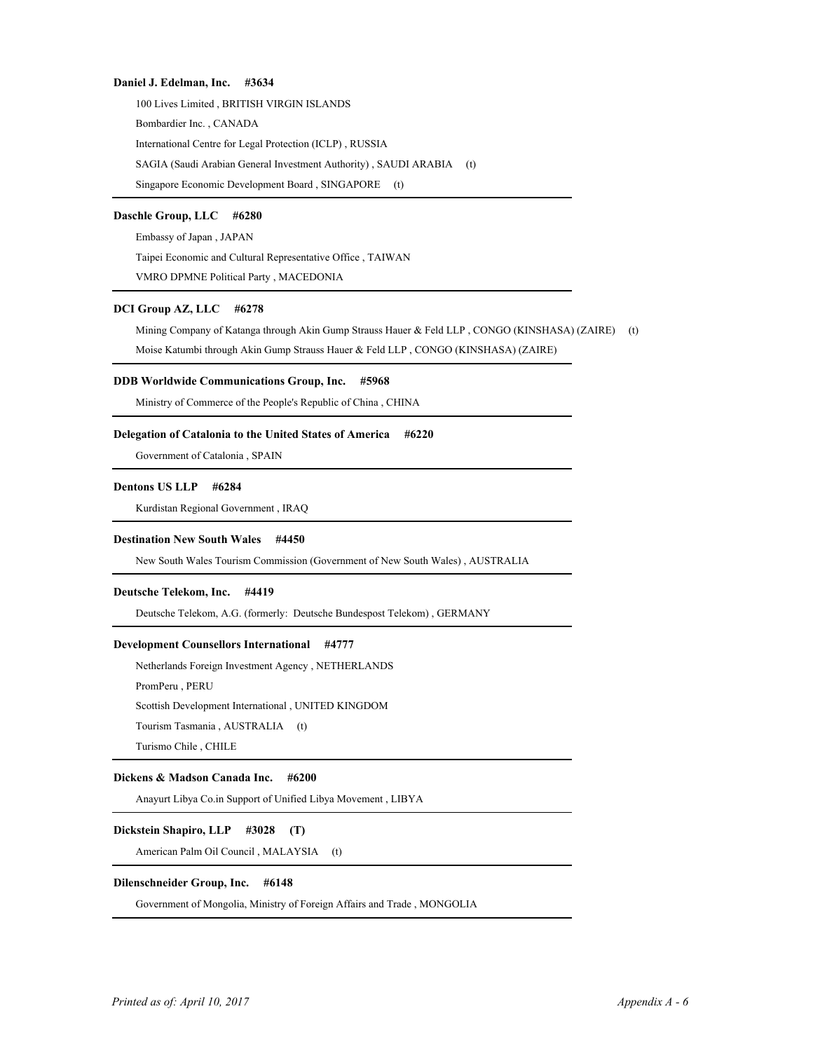**Daniel J. Edelman, Inc. #3634**

100 Lives Limited , BRITISH VIRGIN ISLANDS

Bombardier Inc. , CANADA

International Centre for Legal Protection (ICLP) , RUSSIA

SAGIA (Saudi Arabian General Investment Authority) , SAUDI ARABIA (t)

Singapore Economic Development Board , SINGAPORE (t)

---

**Daschle Group, LLC #6280**

Embassy of Japan , JAPAN

Taipei Economic and Cultural Representative Office , TAIWAN

VMRO DPMNE Political Party , MACEDONIA

---

**DCI Group AZ, LLC #6278**

Mining Company of Katanga through Akin Gump Strauss Hauer & Feld LLP , CONGO (KINSHASA) (ZAIRE) (t)

Moise Katumbi through Akin Gump Strauss Hauer & Feld LLP , CONGO (KINSHASA) (ZAIRE)

---

**DDB Worldwide Communications Group, Inc. #5968**

Ministry of Commerce of the People's Republic of China , CHINA

---

**Delegation of Catalonia to the United States of America #6220**

Government of Catalonia , SPAIN

---

**Dentons US LLP #6284**

Kurdistan Regional Government , IRAQ

---

**Destination New South Wales #4450**

New South Wales Tourism Commission (Government of New South Wales) , AUSTRALIA

---

**Deutsche Telekom, Inc. #4419**

Deutsche Telekom, A.G. (formerly: Deutsche Bundespost Telekom) , GERMANY

---

**Development Counsellors International #4777**

Netherlands Foreign Investment Agency , NETHERLANDS

PromPeru , PERU

Scottish Development International , UNITED KINGDOM

Tourism Tasmania , AUSTRALIA (t)

Turismo Chile , CHILE

---

**Dickens & Madson Canada Inc. #6200**

Anayurt Libya Co.in Support of Unified Libya Movement , LIBYA

---

**Dickstein Shapiro, LLP #3028 (T)**

American Palm Oil Council , MALAYSIA (t)

---

**Dilenschneider Group, Inc. #6148**

Government of Mongolia, Ministry of Foreign Affairs and Trade , MONGOLIA

---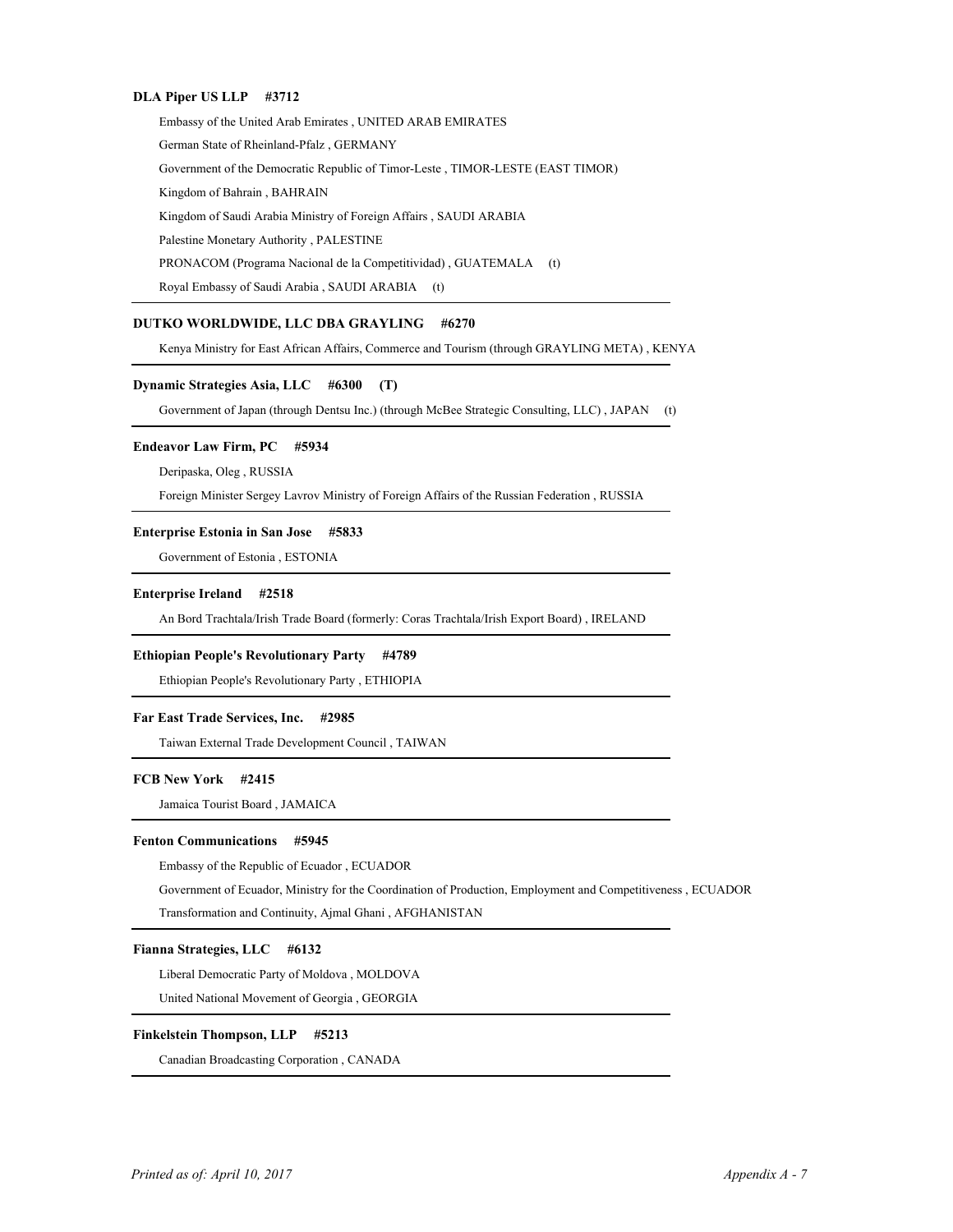**DLA Piper US LLP #3712**

Embassy of the United Arab Emirates , UNITED ARAB EMIRATES

German State of Rheinland-Pfalz , GERMANY

Government of the Democratic Republic of Timor-Leste , TIMOR-LESTE (EAST TIMOR)

Kingdom of Bahrain , BAHRAIN

Kingdom of Saudi Arabia Ministry of Foreign Affairs , SAUDI ARABIA

Palestine Monetary Authority , PALESTINE

PRONACOM (Programa Nacional de la Competitividad) , GUATEMALA (t)

Royal Embassy of Saudi Arabia , SAUDI ARABIA (t)

---

**DUTKO WORLDWIDE, LLC DBA GRAYLING #6270**

Kenya Ministry for East African Affairs, Commerce and Tourism (through GRAYLING META) , KENYA

---

**Dynamic Strategies Asia, LLC #6300 (T)**

Government of Japan (through Dentsu Inc.) (through McBee Strategic Consulting, LLC) , JAPAN (t)

---

**Endeavor Law Firm, PC #5934**

Deripaska, Oleg , RUSSIA

Foreign Minister Sergey Lavrov Ministry of Foreign Affairs of the Russian Federation , RUSSIA

---

**Enterprise Estonia in San Jose #5833**

Government of Estonia , ESTONIA

---

**Enterprise Ireland #2518**

An Bord Trachtala/Irish Trade Board (formerly: Coras Trachtala/Irish Export Board) , IRELAND

---

**Ethiopian People's Revolutionary Party #4789**

Ethiopian People's Revolutionary Party , ETHIOPIA

---

**Far East Trade Services, Inc. #2985**

Taiwan External Trade Development Council , TAIWAN

---

**FCB New York #2415**

Jamaica Tourist Board , JAMAICA

---

**Fenton Communications #5945**

Embassy of the Republic of Ecuador , ECUADOR

Government of Ecuador, Ministry for the Coordination of Production, Employment and Competitiveness , ECUADOR

Transformation and Continuity, Ajmal Ghani , AFGHANISTAN

---

**Fianna Strategies, LLC #6132**

Liberal Democratic Party of Moldova , MOLDOVA

United National Movement of Georgia , GEORGIA

---

**Finkelstein Thompson, LLP #5213**

Canadian Broadcasting Corporation , CANADA

---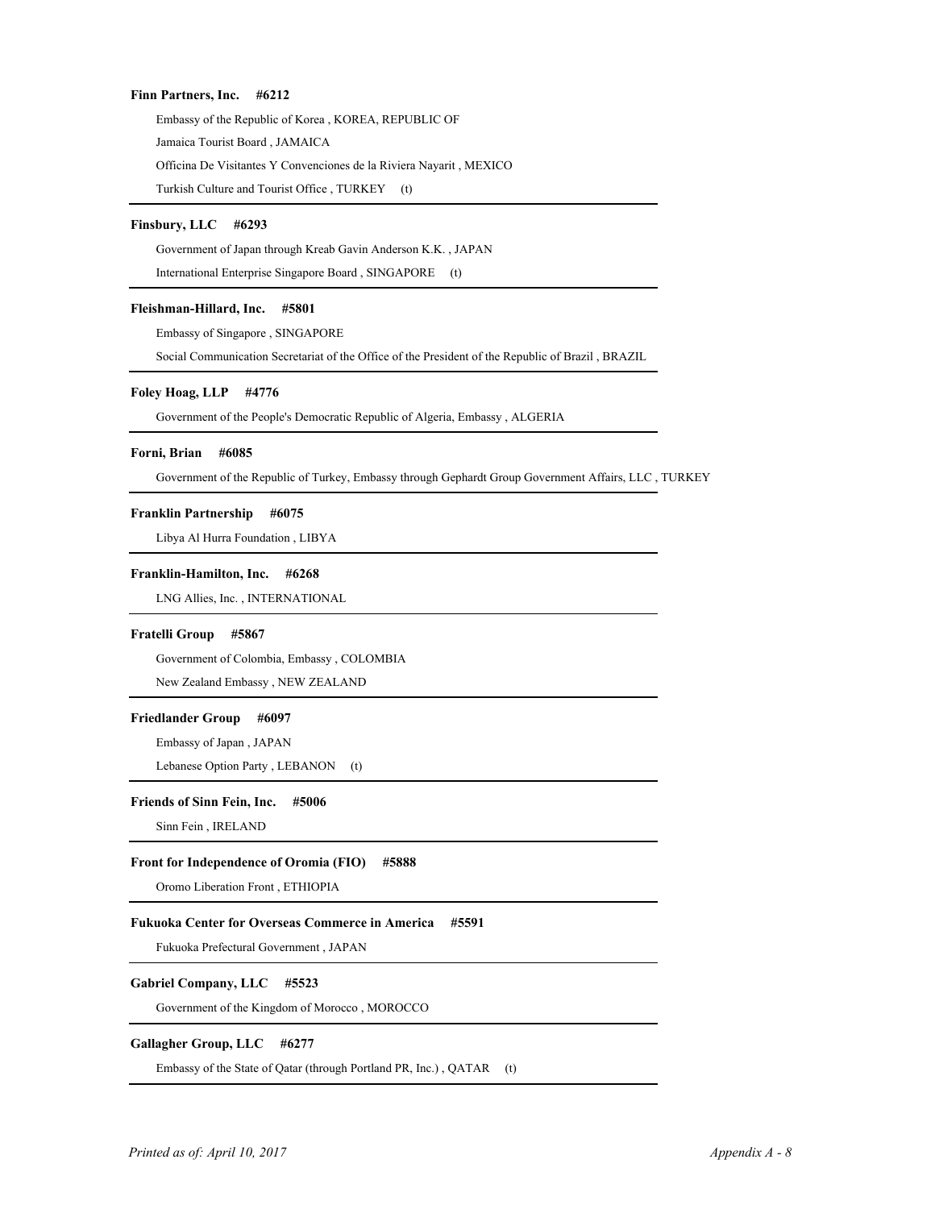**Finn Partners, Inc. #6212**

Embassy of the Republic of Korea , KOREA, REPUBLIC OF

Jamaica Tourist Board , JAMAICA

Officina De Visitantes Y Convenciones de la Riviera Nayarit , MEXICO

Turkish Culture and Tourist Office , TURKEY (t)

---

**Finsbury, LLC #6293**

Government of Japan through Kreab Gavin Anderson K.K. , JAPAN

International Enterprise Singapore Board , SINGAPORE (t)

---

**Fleishman-Hillard, Inc. #5801**

Embassy of Singapore , SINGAPORE

Social Communication Secretariat of the Office of the President of the Republic of Brazil , BRAZIL

---

**Foley Hoag, LLP #4776**

Government of the People's Democratic Republic of Algeria, Embassy , ALGERIA

---

**Forni, Brian #6085**

Government of the Republic of Turkey, Embassy through Gephardt Group Government Affairs, LLC , TURKEY

---

**Franklin Partnership #6075**

Libya Al Hurra Foundation , LIBYA

---

**Franklin-Hamilton, Inc. #6268**

LNG Allies, Inc. , INTERNATIONAL

---

**Fratelli Group #5867**

Government of Colombia, Embassy , COLOMBIA

New Zealand Embassy , NEW ZEALAND

---

**Friedlander Group #6097**

Embassy of Japan , JAPAN

Lebanese Option Party , LEBANON (t)

---

**Friends of Sinn Fein, Inc. #5006**

Sinn Fein , IRELAND

---

**Front for Independence of Oromia (FIO) #5888**

Oromo Liberation Front , ETHIOPIA

---

**Fukuoka Center for Overseas Commerce in America #5591**

Fukuoka Prefectural Government , JAPAN

---

**Gabriel Company, LLC #5523**

Government of the Kingdom of Morocco , MOROCCO

---

**Gallagher Group, LLC #6277**

Embassy of the State of Qatar (through Portland PR, Inc.) , QATAR (t)

---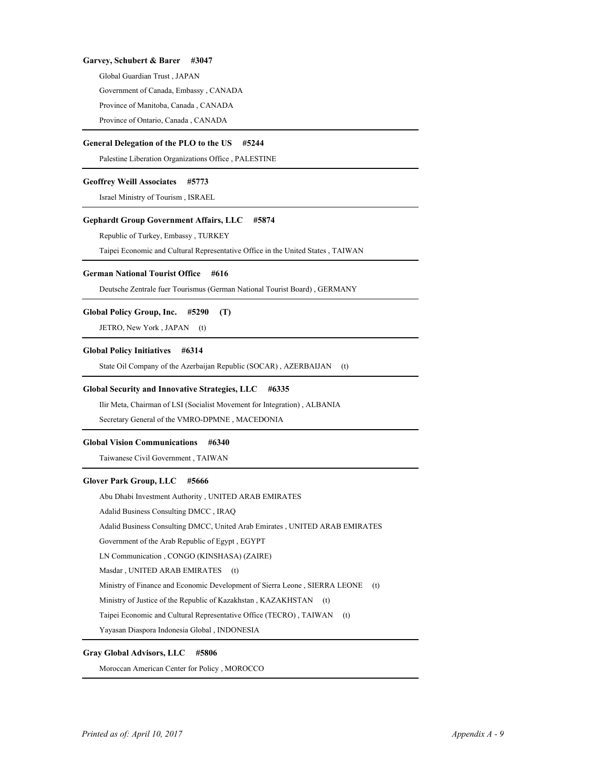**Garvey, Schubert & Barer #3047**

Global Guardian Trust , JAPAN

Government of Canada, Embassy , CANADA

Province of Manitoba, Canada , CANADA

Province of Ontario, Canada , CANADA

---

**General Delegation of the PLO to the US #5244**

Palestine Liberation Organizations Office , PALESTINE

---

**Geoffrey Weill Associates #5773**

Israel Ministry of Tourism , ISRAEL

---

**Gephardt Group Government Affairs, LLC #5874**

Republic of Turkey, Embassy , TURKEY

Taipei Economic and Cultural Representative Office in the United States , TAIWAN

---

**German National Tourist Office #616**

Deutsche Zentrale fuer Tourismus (German National Tourist Board) , GERMANY

---

**Global Policy Group, Inc. #5290 (T)**

JETRO, New York , JAPAN (t)

---

**Global Policy Initiatives #6314**

State Oil Company of the Azerbaijan Republic (SOCAR) , AZERBAIJAN (t)

---

**Global Security and Innovative Strategies, LLC #6335**

Ilir Meta, Chairman of LSI (Socialist Movement for Integration) , ALBANIA

Secretary General of the VMRO-DPMNE , MACEDONIA

---

**Global Vision Communications #6340**

Taiwanese Civil Government , TAIWAN

---

**Glover Park Group, LLC #5666**

Abu Dhabi Investment Authority , UNITED ARAB EMIRATES

Adalid Business Consulting DMCC , IRAQ

Adalid Business Consulting DMCC, United Arab Emirates , UNITED ARAB EMIRATES

Government of the Arab Republic of Egypt , EGYPT

LN Communication , CONGO (KINSHASA) (ZAIRE)

Masdar , UNITED ARAB EMIRATES (t)

Ministry of Finance and Economic Development of Sierra Leone , SIERRA LEONE (t)

Ministry of Justice of the Republic of Kazakhstan , KAZAKHSTAN (t)

Taipei Economic and Cultural Representative Office (TECRO) , TAIWAN (t)

Yayasan Diaspora Indonesia Global , INDONESIA

---

**Gray Global Advisors, LLC #5806**

Moroccan American Center for Policy , MOROCCO

---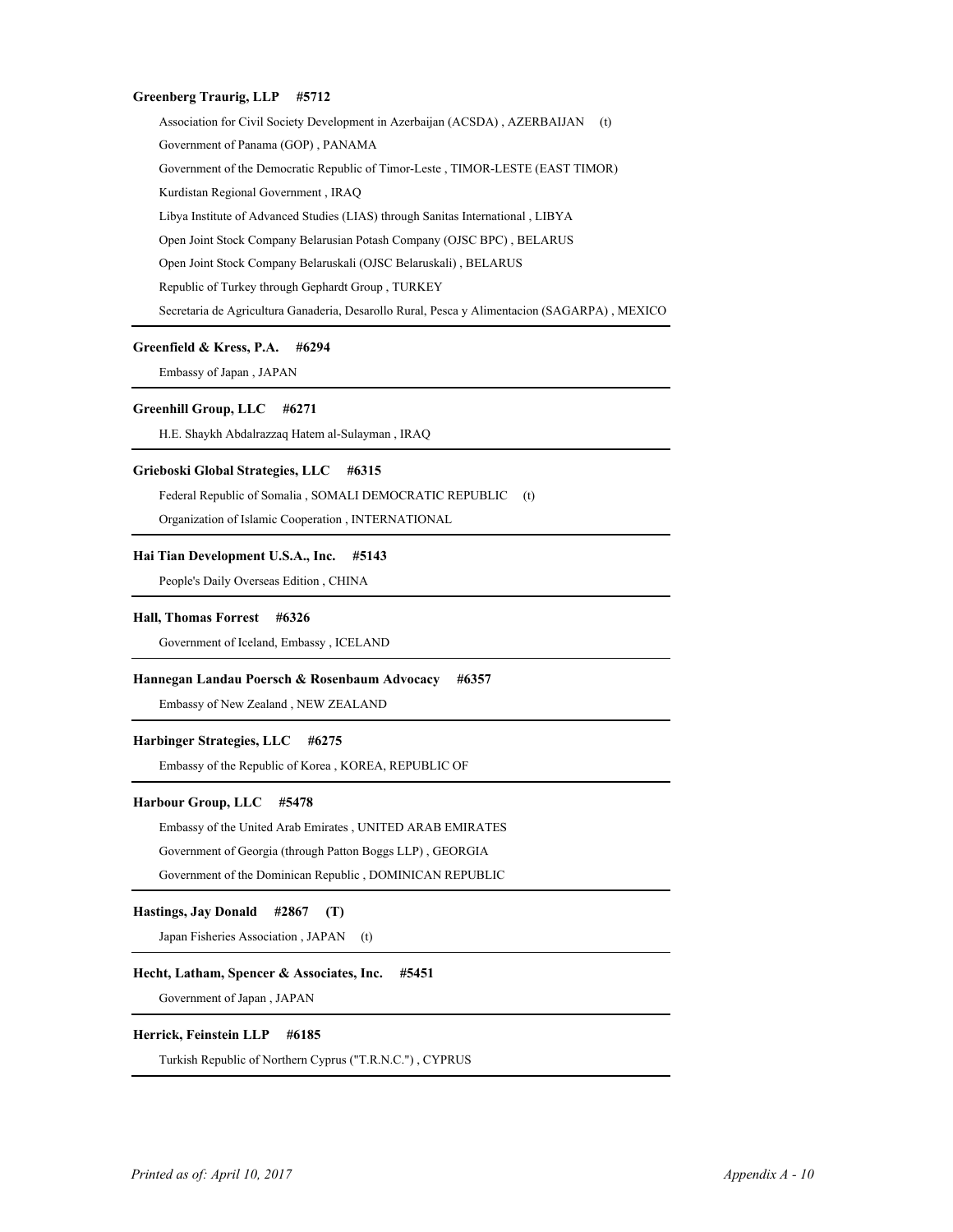**Greenberg Traurig, LLP #5712**

Association for Civil Society Development in Azerbaijan (ACSDA) , AZERBAIJAN (t)

Government of Panama (GOP) , PANAMA

Government of the Democratic Republic of Timor-Leste , TIMOR-LESTE (EAST TIMOR)

Kurdistan Regional Government , IRAQ

Libya Institute of Advanced Studies (LIAS) through Sanitas International , LIBYA

Open Joint Stock Company Belarusian Potash Company (OJSC BPC) , BELARUS

Open Joint Stock Company Belaruskali (OJSC Belaruskali) , BELARUS

Republic of Turkey through Gephardt Group , TURKEY

Secretaria de Agricultura Ganaderia, Desarollo Rural, Pesca y Alimentacion (SAGARPA) , MEXICO

---

**Greenfield & Kress, P.A. #6294**

Embassy of Japan , JAPAN

---

**Greenhill Group, LLC #6271**

H.E. Shaykh Abdalrazzaq Hatem al-Sulayman , IRAQ

---

**Grieboski Global Strategies, LLC #6315**

Federal Republic of Somalia , SOMALI DEMOCRATIC REPUBLIC (t)

Organization of Islamic Cooperation , INTERNATIONAL

---

**Hai Tian Development U.S.A., Inc. #5143**

People's Daily Overseas Edition , CHINA

---

**Hall, Thomas Forrest #6326**

Government of Iceland, Embassy , ICELAND

---

**Hannegan Landau Poersch & Rosenbaum Advocacy #6357**

Embassy of New Zealand , NEW ZEALAND

---

**Harbinger Strategies, LLC #6275**

Embassy of the Republic of Korea , KOREA, REPUBLIC OF

---

**Harbour Group, LLC #5478**

Embassy of the United Arab Emirates , UNITED ARAB EMIRATES

Government of Georgia (through Patton Boggs LLP) , GEORGIA

Government of the Dominican Republic , DOMINICAN REPUBLIC

---

**Hastings, Jay Donald #2867 (T)**

Japan Fisheries Association , JAPAN (t)

---

**Hecht, Latham, Spencer & Associates, Inc. #5451**

Government of Japan , JAPAN

---

**Herrick, Feinstein LLP #6185**

Turkish Republic of Northern Cyprus ("T.R.N.C.") , CYPRUS

---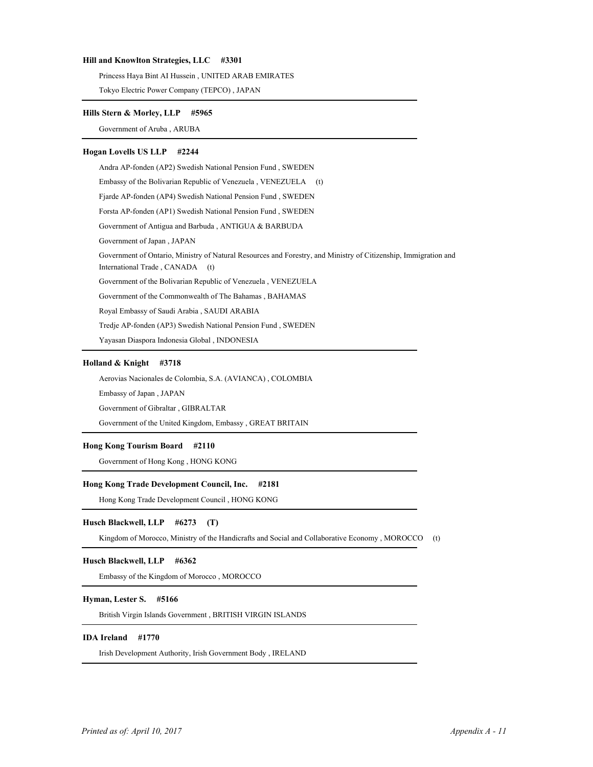**Hill and Knowlton Strategies, LLC #3301**

Princess Haya Bint AI Hussein , UNITED ARAB EMIRATES

Tokyo Electric Power Company (TEPCO) , JAPAN

---

**Hills Stern & Morley, LLP #5965**

Government of Aruba , ARUBA

---

**Hogan Lovells US LLP #2244**

Andra AP-fonden (AP2) Swedish National Pension Fund , SWEDEN

Embassy of the Bolivarian Republic of Venezuela , VENEZUELA (t)

Fjarde AP-fonden (AP4) Swedish National Pension Fund , SWEDEN

Forsta AP-fonden (AP1) Swedish National Pension Fund , SWEDEN

Government of Antigua and Barbuda , ANTIGUA & BARBUDA

Government of Japan , JAPAN

Government of Ontario, Ministry of Natural Resources and Forestry, and Ministry of Citizenship, Immigration and International Trade , CANADA (t)

Government of the Bolivarian Republic of Venezuela , VENEZUELA

Government of the Commonwealth of The Bahamas , BAHAMAS

Royal Embassy of Saudi Arabia , SAUDI ARABIA

Tredje AP-fonden (AP3) Swedish National Pension Fund , SWEDEN

Yayasan Diaspora Indonesia Global , INDONESIA

---

**Holland & Knight #3718**

Aerovias Nacionales de Colombia, S.A. (AVIANCA) , COLOMBIA

Embassy of Japan , JAPAN

Government of Gibraltar , GIBRALTAR

Government of the United Kingdom, Embassy , GREAT BRITAIN

---

**Hong Kong Tourism Board #2110**

Government of Hong Kong , HONG KONG

---

**Hong Kong Trade Development Council, Inc. #2181**

Hong Kong Trade Development Council , HONG KONG

---

**Husch Blackwell, LLP #6273 (T)**

Kingdom of Morocco, Ministry of the Handicrafts and Social and Collaborative Economy , MOROCCO (t)

---

**Husch Blackwell, LLP #6362**

Embassy of the Kingdom of Morocco , MOROCCO

---

**Hyman, Lester S. #5166**

British Virgin Islands Government , BRITISH VIRGIN ISLANDS

---

**IDA Ireland #1770**

Irish Development Authority, Irish Government Body , IRELAND

---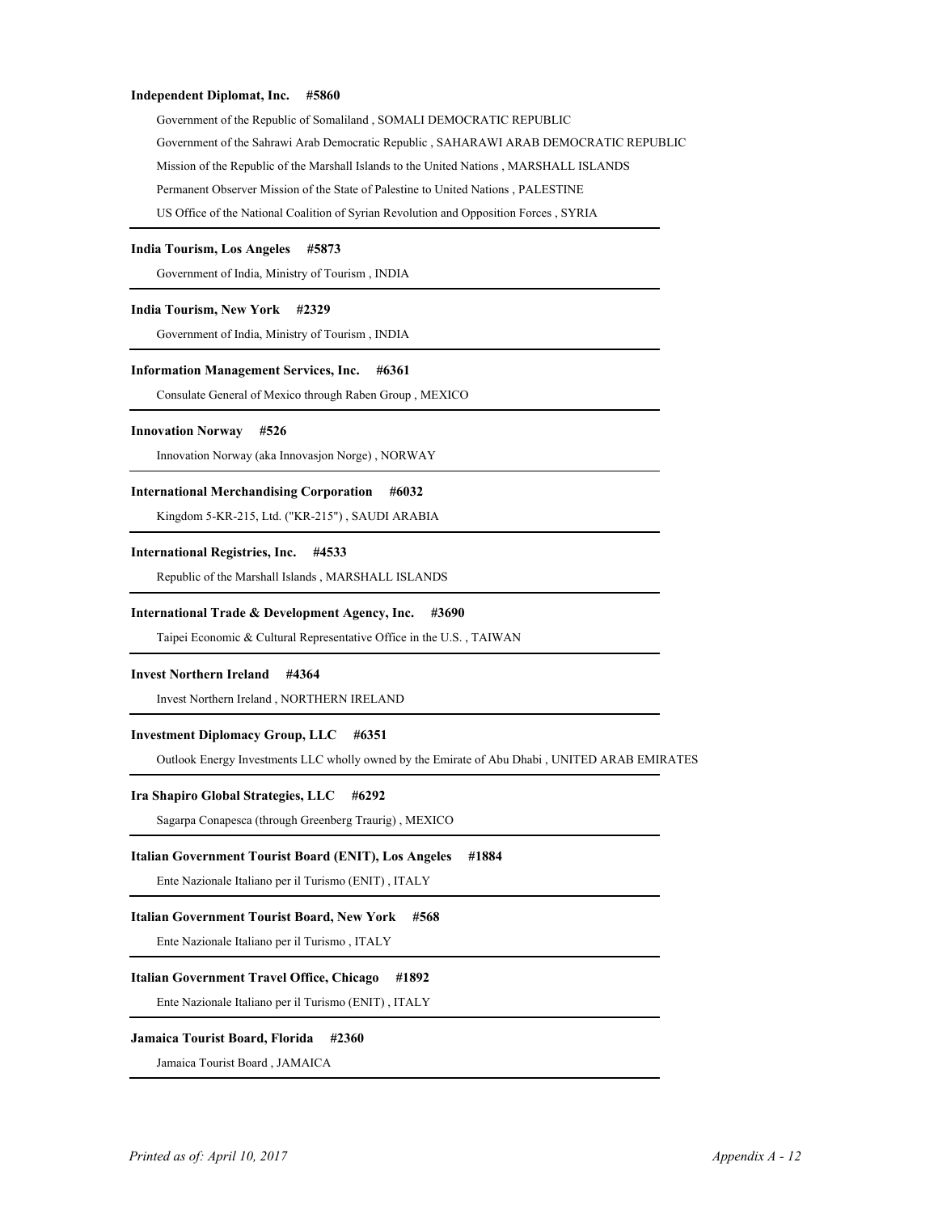**Independent Diplomat, Inc. #5860**

Government of the Republic of Somaliland , SOMALI DEMOCRATIC REPUBLIC

Government of the Sahrawi Arab Democratic Republic , SAHARAWI ARAB DEMOCRATIC REPUBLIC

Mission of the Republic of the Marshall Islands to the United Nations , MARSHALL ISLANDS

Permanent Observer Mission of the State of Palestine to United Nations , PALESTINE

US Office of the National Coalition of Syrian Revolution and Opposition Forces , SYRIA

---

**India Tourism, Los Angeles #5873**

Government of India, Ministry of Tourism , INDIA

---

**India Tourism, New York #2329**

Government of India, Ministry of Tourism , INDIA

---

**Information Management Services, Inc. #6361**

Consulate General of Mexico through Raben Group , MEXICO

---

**Innovation Norway #526**

Innovation Norway (aka Innovasjon Norge) , NORWAY

---

**International Merchandising Corporation #6032**

Kingdom 5-KR-215, Ltd. ("KR-215") , SAUDI ARABIA

---

**International Registries, Inc. #4533**

Republic of the Marshall Islands , MARSHALL ISLANDS

---

**International Trade & Development Agency, Inc. #3690**

Taipei Economic & Cultural Representative Office in the U.S. , TAIWAN

---

**Invest Northern Ireland #4364**

Invest Northern Ireland , NORTHERN IRELAND

---

**Investment Diplomacy Group, LLC #6351**

Outlook Energy Investments LLC wholly owned by the Emirate of Abu Dhabi , UNITED ARAB EMIRATES

---

**Ira Shapiro Global Strategies, LLC #6292**

Sagarpa Conapesca (through Greenberg Traurig) , MEXICO

---

**Italian Government Tourist Board (ENIT), Los Angeles #1884**

Ente Nazionale Italiano per il Turismo (ENIT) , ITALY

---

**Italian Government Tourist Board, New York #568**

Ente Nazionale Italiano per il Turismo , ITALY

---

**Italian Government Travel Office, Chicago #1892**

Ente Nazionale Italiano per il Turismo (ENIT) , ITALY

---

**Jamaica Tourist Board, Florida #2360**

Jamaica Tourist Board , JAMAICA

---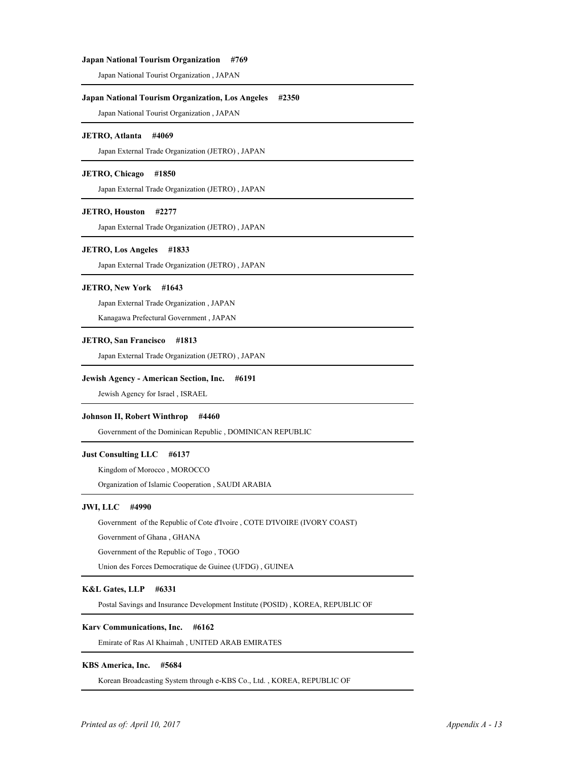**Japan National Tourism Organization #769**

Japan National Tourist Organization , JAPAN

---

**Japan National Tourism Organization, Los Angeles #2350**

Japan National Tourist Organization , JAPAN

---

**JETRO, Atlanta #4069**

Japan External Trade Organization (JETRO) , JAPAN

---

**JETRO, Chicago #1850**

Japan External Trade Organization (JETRO) , JAPAN

---

**JETRO, Houston #2277**

Japan External Trade Organization (JETRO) , JAPAN

---

**JETRO, Los Angeles #1833**

Japan External Trade Organization (JETRO) , JAPAN

---

**JETRO, New York #1643**

Japan External Trade Organization , JAPAN

Kanagawa Prefectural Government , JAPAN

---

**JETRO, San Francisco #1813**

Japan External Trade Organization (JETRO) , JAPAN

---

**Jewish Agency - American Section, Inc. #6191**

Jewish Agency for Israel , ISRAEL

---

**Johnson II, Robert Winthrop #4460**

Government of the Dominican Republic , DOMINICAN REPUBLIC

---

**Just Consulting LLC #6137**

Kingdom of Morocco , MOROCCO

Organization of Islamic Cooperation , SAUDI ARABIA

---

**JWI, LLC #4990**

Government of the Republic of Cote d'Ivoire , COTE D'IVOIRE (IVORY COAST)

Government of Ghana , GHANA

Government of the Republic of Togo , TOGO

Union des Forces Democratique de Guinee (UFDG) , GUINEA

---

**K&L Gates, LLP #6331**

Postal Savings and Insurance Development Institute (POSID) , KOREA, REPUBLIC OF

---

**Karv Communications, Inc. #6162**

Emirate of Ras Al Khaimah , UNITED ARAB EMIRATES

---

**KBS America, Inc. #5684**

Korean Broadcasting System through e-KBS Co., Ltd. , KOREA, REPUBLIC OF

---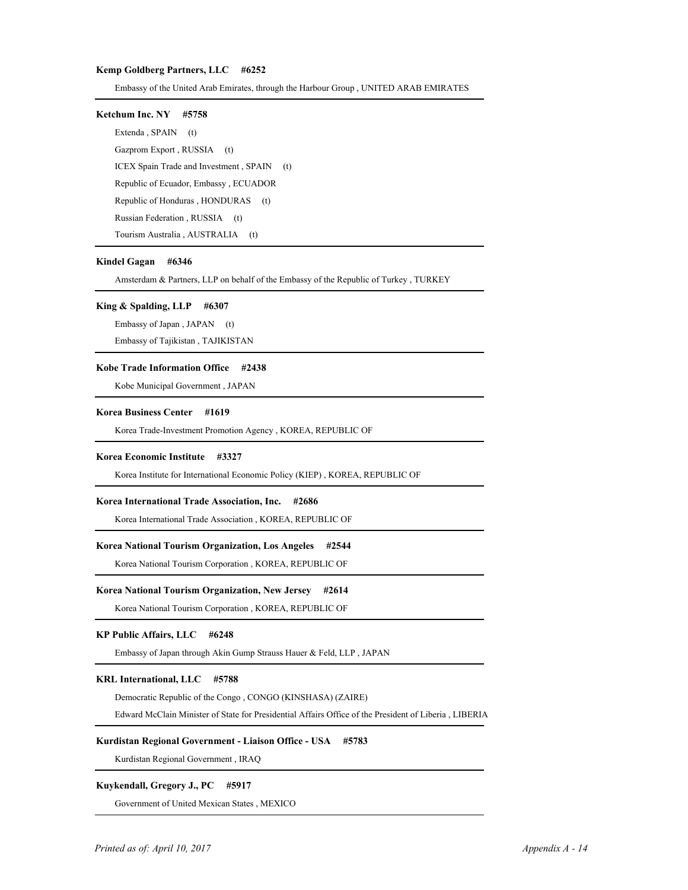**Kemp Goldberg Partners, LLC #6252**

Embassy of the United Arab Emirates, through the Harbour Group , UNITED ARAB EMIRATES

---

**Ketchum Inc. NY #5758**

Extenda , SPAIN (t)

Gazprom Export , RUSSIA (t)

ICEX Spain Trade and Investment , SPAIN (t)

Republic of Ecuador, Embassy , ECUADOR

Republic of Honduras , HONDURAS (t)

Russian Federation , RUSSIA (t)

Tourism Australia , AUSTRALIA (t)

---

**Kindel Gagan #6346**

Amsterdam & Partners, LLP on behalf of the Embassy of the Republic of Turkey , TURKEY

---

**King & Spalding, LLP #6307**

Embassy of Japan , JAPAN (t)

Embassy of Tajikistan , TAJIKISTAN

---

**Kobe Trade Information Office #2438**

Kobe Municipal Government , JAPAN

---

**Korea Business Center #1619**

Korea Trade-Investment Promotion Agency , KOREA, REPUBLIC OF

---

**Korea Economic Institute #3327**

Korea Institute for International Economic Policy (KIEP) , KOREA, REPUBLIC OF

---

**Korea International Trade Association, Inc. #2686**

Korea International Trade Association , KOREA, REPUBLIC OF

---

**Korea National Tourism Organization, Los Angeles #2544**

Korea National Tourism Corporation , KOREA, REPUBLIC OF

---

**Korea National Tourism Organization, New Jersey #2614**

Korea National Tourism Corporation , KOREA, REPUBLIC OF

---

**KP Public Affairs, LLC #6248**

Embassy of Japan through Akin Gump Strauss Hauer & Feld, LLP , JAPAN

---

**KRL International, LLC #5788**

Democratic Republic of the Congo , CONGO (KINSHASA) (ZAIRE)

Edward McClain Minister of State for Presidential Affairs Office of the President of Liberia , LIBERIA

---

**Kurdistan Regional Government - Liaison Office - USA #5783**

Kurdistan Regional Government , IRAQ

---

**Kuykendall, Gregory J., PC #5917**

Government of United Mexican States , MEXICO

---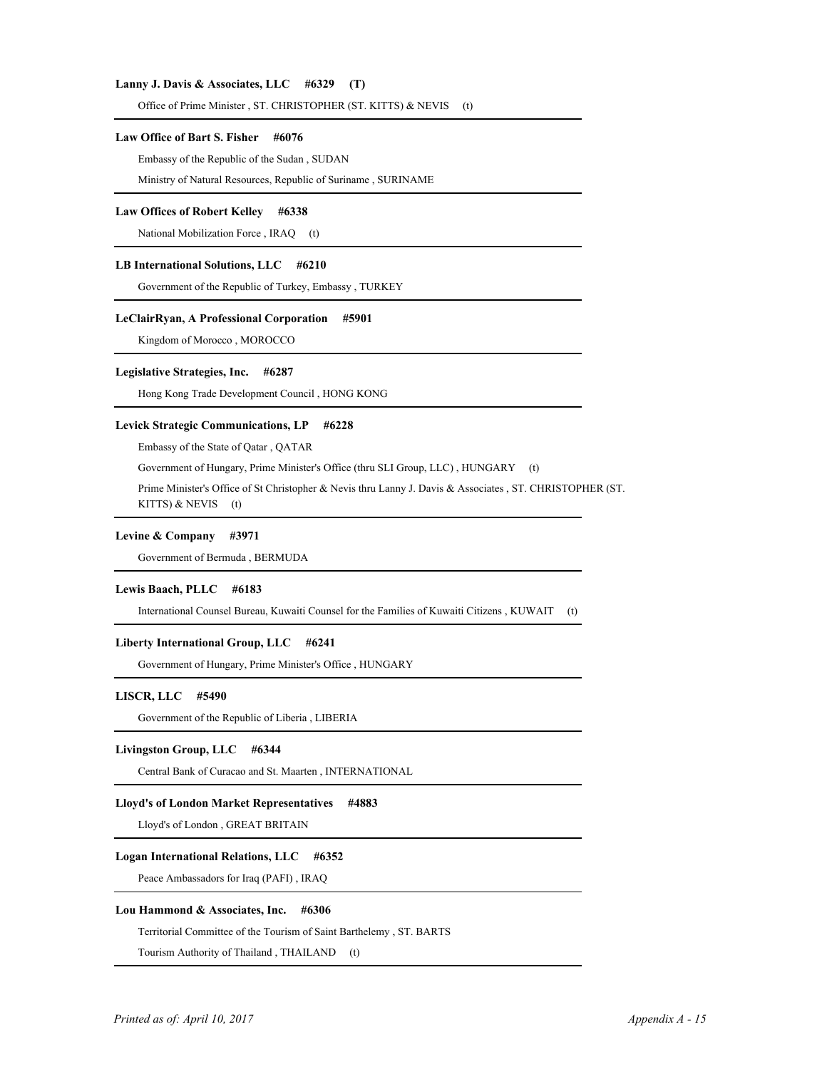**Lanny J. Davis & Associates, LLC #6329 (T)**

Office of Prime Minister , ST. CHRISTOPHER (ST. KITTS) & NEVIS (t)

---

**Law Office of Bart S. Fisher #6076**

Embassy of the Republic of the Sudan , SUDAN

Ministry of Natural Resources, Republic of Suriname , SURINAME

---

**Law Offices of Robert Kelley #6338**

National Mobilization Force , IRAQ (t)

---

**LB International Solutions, LLC #6210**

Government of the Republic of Turkey, Embassy , TURKEY

---

**LeClairRyan, A Professional Corporation #5901**

Kingdom of Morocco , MOROCCO

---

**Legislative Strategies, Inc. #6287**

Hong Kong Trade Development Council , HONG KONG

---

**Levick Strategic Communications, LP #6228**

Embassy of the State of Qatar , QATAR

Government of Hungary, Prime Minister's Office (thru SLI Group, LLC) , HUNGARY (t)

Prime Minister's Office of St Christopher & Nevis thru Lanny J. Davis & Associates , ST. CHRISTOPHER (ST. KITTS) & NEVIS (t)

---

**Levine & Company #3971**

Government of Bermuda , BERMUDA

---

**Lewis Baach, PLLC #6183**

International Counsel Bureau, Kuwaiti Counsel for the Families of Kuwaiti Citizens , KUWAIT (t)

---

**Liberty International Group, LLC #6241**

Government of Hungary, Prime Minister's Office , HUNGARY

---

**LISCR, LLC #5490**

Government of the Republic of Liberia , LIBERIA

---

**Livingston Group, LLC #6344**

Central Bank of Curacao and St. Maarten , INTERNATIONAL

---

**Lloyd's of London Market Representatives #4883**

Lloyd's of London , GREAT BRITAIN

---

**Logan International Relations, LLC #6352**

Peace Ambassadors for Iraq (PAFI) , IRAQ

---

**Lou Hammond & Associates, Inc. #6306**

Territorial Committee of the Tourism of Saint Barthelemy , ST. BARTS

Tourism Authority of Thailand , THAILAND (t)

---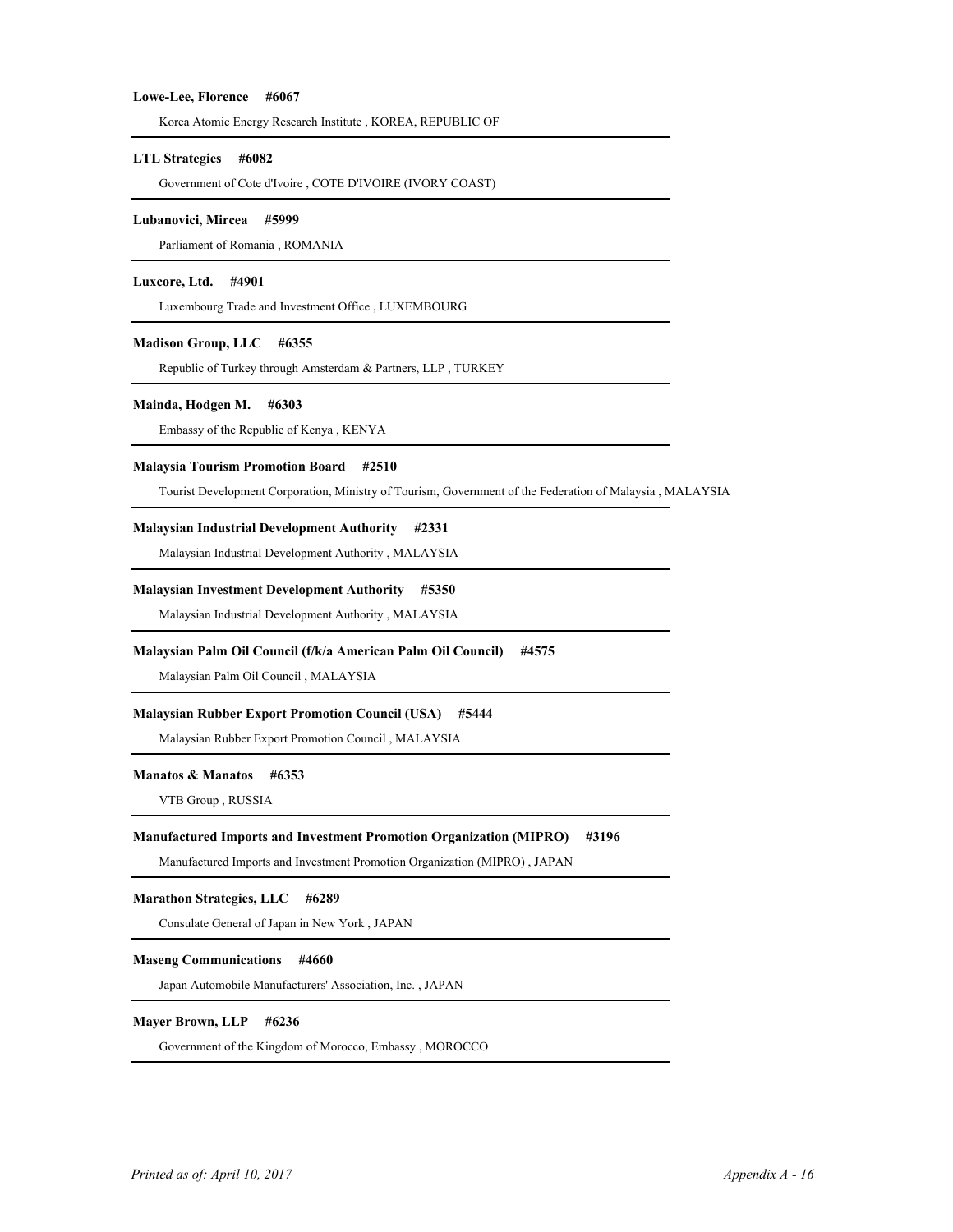**Lowe-Lee, Florence #6067**

Korea Atomic Energy Research Institute , KOREA, REPUBLIC OF

---

**LTL Strategies #6082**

Government of Cote d'Ivoire , COTE D'IVOIRE (IVORY COAST)

---

**Lubanovici, Mircea #5999**

Parliament of Romania , ROMANIA

---

**Luxcore, Ltd. #4901**

Luxembourg Trade and Investment Office , LUXEMBOURG

---

**Madison Group, LLC #6355**

Republic of Turkey through Amsterdam & Partners, LLP , TURKEY

---

**Mainda, Hodgen M. #6303**

Embassy of the Republic of Kenya , KENYA

---

**Malaysia Tourism Promotion Board #2510**

Tourist Development Corporation, Ministry of Tourism, Government of the Federation of Malaysia , MALAYSIA

---

**Malaysian Industrial Development Authority #2331**

Malaysian Industrial Development Authority , MALAYSIA

---

**Malaysian Investment Development Authority #5350**

Malaysian Industrial Development Authority , MALAYSIA

---

**Malaysian Palm Oil Council (f/k/a American Palm Oil Council) #4575**

Malaysian Palm Oil Council , MALAYSIA

---

**Malaysian Rubber Export Promotion Council (USA) #5444**

Malaysian Rubber Export Promotion Council , MALAYSIA

---

**Manatos & Manatos #6353**

VTB Group , RUSSIA

---

**Manufactured Imports and Investment Promotion Organization (MIPRO) #3196**

Manufactured Imports and Investment Promotion Organization (MIPRO) , JAPAN

---

**Marathon Strategies, LLC #6289**

Consulate General of Japan in New York , JAPAN

---

**Maseng Communications #4660**

Japan Automobile Manufacturers' Association, Inc. , JAPAN

---

**Mayer Brown, LLP #6236**

Government of the Kingdom of Morocco, Embassy , MOROCCO

---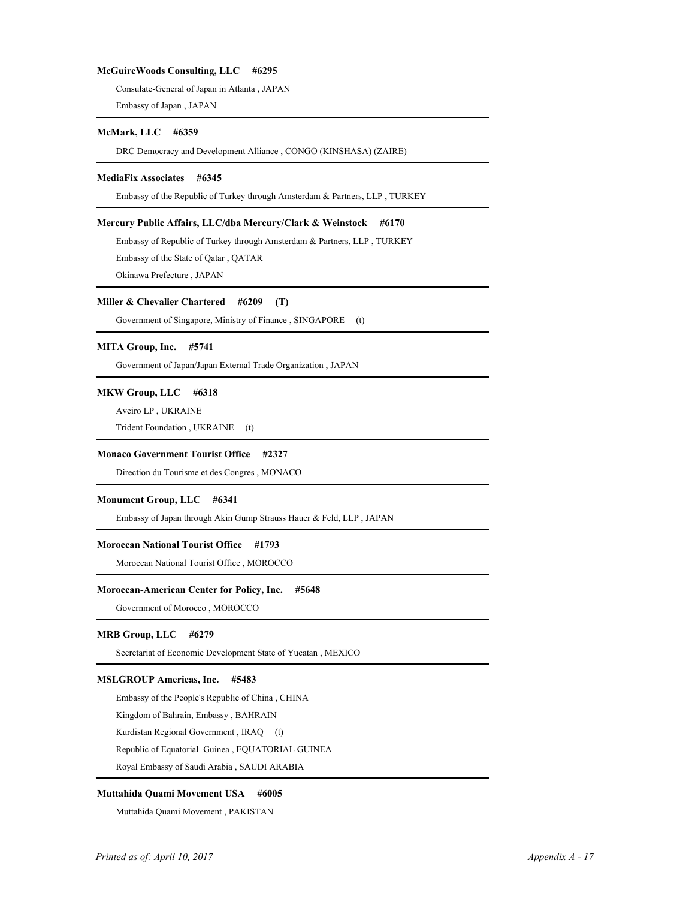**McGuireWoods Consulting, LLC    #6295**

Consulate-General of Japan in Atlanta , JAPAN

Embassy of Japan , JAPAN

---

**McMark, LLC    #6359**

DRC Democracy and Development Alliance , CONGO (KINSHASA) (ZAIRE)

---

**MediaFix Associates    #6345**

Embassy of the Republic of Turkey through Amsterdam & Partners, LLP , TURKEY

---

**Mercury Public Affairs, LLC/dba Mercury/Clark & Weinstock    #6170**

Embassy of Republic of Turkey through Amsterdam & Partners, LLP , TURKEY

Embassy of the State of Qatar , QATAR

Okinawa Prefecture , JAPAN

---

**Miller & Chevalier Chartered    #6209    (T)**

Government of Singapore, Ministry of Finance , SINGAPORE    (t)

---

**MITA Group, Inc.    #5741**

Government of Japan/Japan External Trade Organization , JAPAN

---

**MKW Group, LLC    #6318**

Aveiro LP , UKRAINE

Trident Foundation , UKRAINE    (t)

---

**Monaco Government Tourist Office    #2327**

Direction du Tourisme et des Congres , MONACO

---

**Monument Group, LLC    #6341**

Embassy of Japan through Akin Gump Strauss Hauer & Feld, LLP , JAPAN

---

**Moroccan National Tourist Office    #1793**

Moroccan National Tourist Office , MOROCCO

---

**Moroccan-American Center for Policy, Inc.    #5648**

Government of Morocco , MOROCCO

---

**MRB Group, LLC    #6279**

Secretariat of Economic Development State of Yucatan , MEXICO

---

**MSLGROUP Americas, Inc.    #5483**

Embassy of the People's Republic of China , CHINA

Kingdom of Bahrain, Embassy , BAHRAIN

Kurdistan Regional Government , IRAQ    (t)

Republic of Equatorial  Guinea , EQUATORIAL GUINEA

Royal Embassy of Saudi Arabia , SAUDI ARABIA

---

**Muttahida Quami Movement USA    #6005**

Muttahida Quami Movement , PAKISTAN

---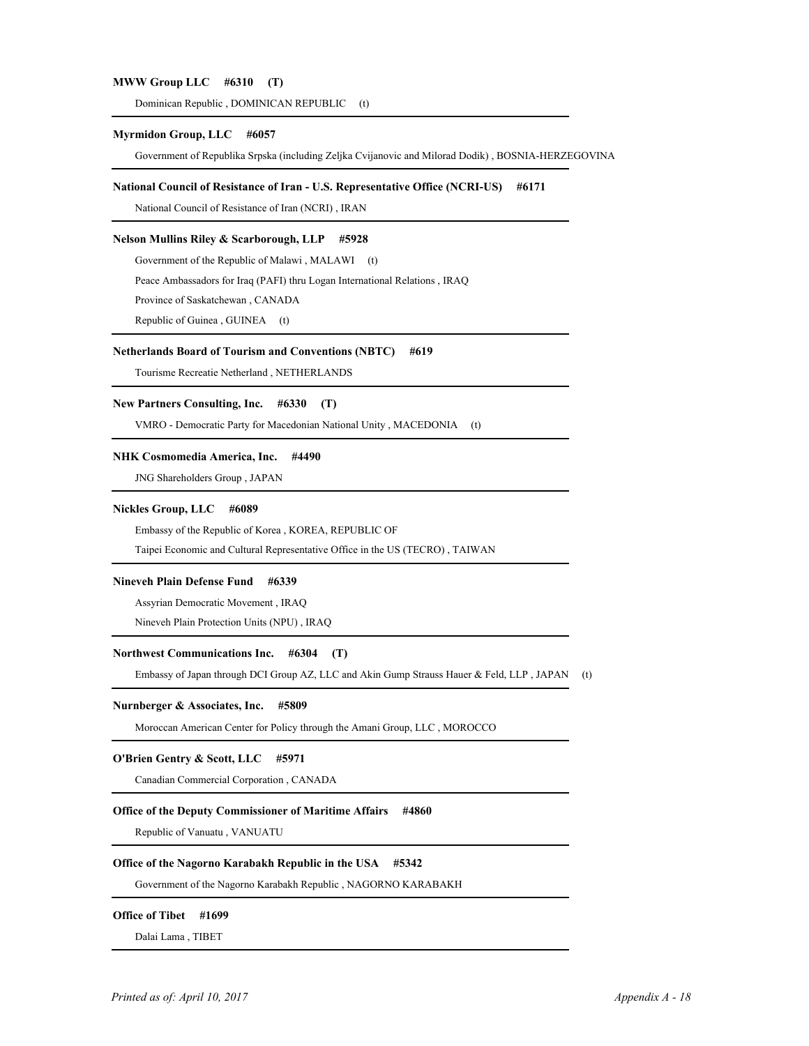**MWW Group LLC #6310 (T)**

Dominican Republic , DOMINICAN REPUBLIC (t)

---

**Myrmidon Group, LLC #6057**

Government of Republika Srpska (including Zeljka Cvijanovic and Milorad Dodik) , BOSNIA-HERZEGOVINA

---

**National Council of Resistance of Iran - U.S. Representative Office (NCRI-US) #6171**

National Council of Resistance of Iran (NCRI) , IRAN

---

**Nelson Mullins Riley & Scarborough, LLP #5928**

Government of the Republic of Malawi , MALAWI (t)

Peace Ambassadors for Iraq (PAFI) thru Logan International Relations , IRAQ

Province of Saskatchewan , CANADA

Republic of Guinea , GUINEA (t)

---

**Netherlands Board of Tourism and Conventions (NBTC) #619**

Tourisme Recreatie Netherland , NETHERLANDS

---

**New Partners Consulting, Inc. #6330 (T)**

VMRO - Democratic Party for Macedonian National Unity , MACEDONIA (t)

---

**NHK Cosmomedia America, Inc. #4490**

JNG Shareholders Group , JAPAN

---

**Nickles Group, LLC #6089**

Embassy of the Republic of Korea , KOREA, REPUBLIC OF

Taipei Economic and Cultural Representative Office in the US (TECRO) , TAIWAN

---

**Nineveh Plain Defense Fund #6339**

Assyrian Democratic Movement , IRAQ

Nineveh Plain Protection Units (NPU) , IRAQ

---

**Northwest Communications Inc. #6304 (T)**

Embassy of Japan through DCI Group AZ, LLC and Akin Gump Strauss Hauer & Feld, LLP , JAPAN (t)

---

**Nurnberger & Associates, Inc. #5809**

Moroccan American Center for Policy through the Amani Group, LLC , MOROCCO

---

**O'Brien Gentry & Scott, LLC #5971**

Canadian Commercial Corporation , CANADA

---

**Office of the Deputy Commissioner of Maritime Affairs #4860**

Republic of Vanuatu , VANUATU

---

**Office of the Nagorno Karabakh Republic in the USA #5342**

Government of the Nagorno Karabakh Republic , NAGORNO KARABAKH

---

**Office of Tibet #1699**

Dalai Lama , TIBET

---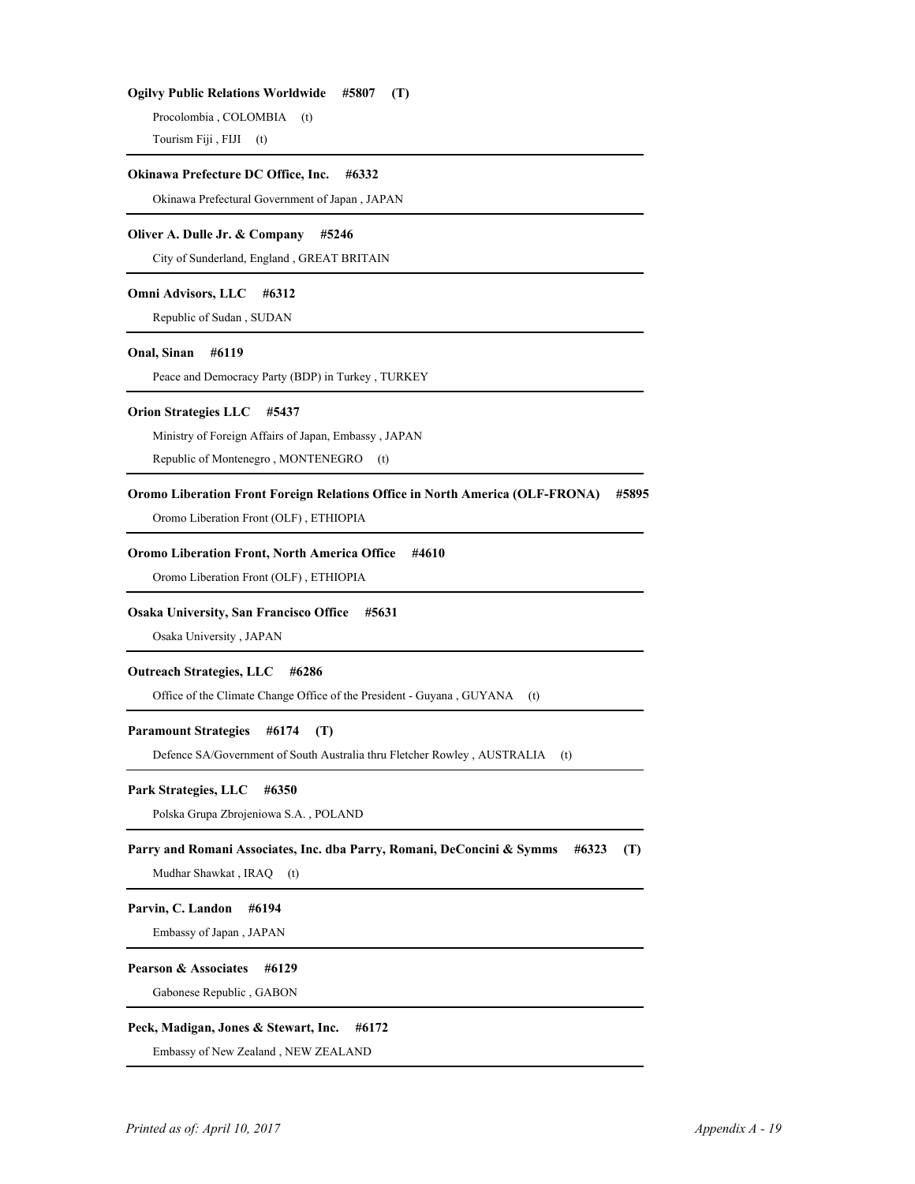**Ogilvy Public Relations Worldwide #5807 (T)**

Procolombia , COLOMBIA (t)

Tourism Fiji , FIJI (t)

---

**Okinawa Prefecture DC Office, Inc. #6332**

Okinawa Prefectural Government of Japan , JAPAN

---

**Oliver A. Dulle Jr. & Company #5246**

City of Sunderland, England , GREAT BRITAIN

---

**Omni Advisors, LLC #6312**

Republic of Sudan , SUDAN

---

**Onal, Sinan #6119**

Peace and Democracy Party (BDP) in Turkey , TURKEY

---

**Orion Strategies LLC #5437**

Ministry of Foreign Affairs of Japan, Embassy , JAPAN

Republic of Montenegro , MONTENEGRO (t)

---

**Oromo Liberation Front Foreign Relations Office in North America (OLF-FRONA) #5895**

Oromo Liberation Front (OLF) , ETHIOPIA

---

**Oromo Liberation Front, North America Office #4610**

Oromo Liberation Front (OLF) , ETHIOPIA

---

**Osaka University, San Francisco Office #5631**

Osaka University , JAPAN

---

**Outreach Strategies, LLC #6286**

Office of the Climate Change Office of the President - Guyana , GUYANA (t)

---

**Paramount Strategies #6174 (T)**

Defence SA/Government of South Australia thru Fletcher Rowley , AUSTRALIA (t)

---

**Park Strategies, LLC #6350**

Polska Grupa Zbrojeniowa S.A. , POLAND

---

**Parry and Romani Associates, Inc. dba Parry, Romani, DeConcini & Symms #6323 (T)**

Mudhar Shawkat , IRAQ (t)

---

**Parvin, C. Landon #6194**

Embassy of Japan , JAPAN

---

**Pearson & Associates #6129**

Gabonese Republic , GABON

---

**Peck, Madigan, Jones & Stewart, Inc. #6172**

Embassy of New Zealand , NEW ZEALAND

---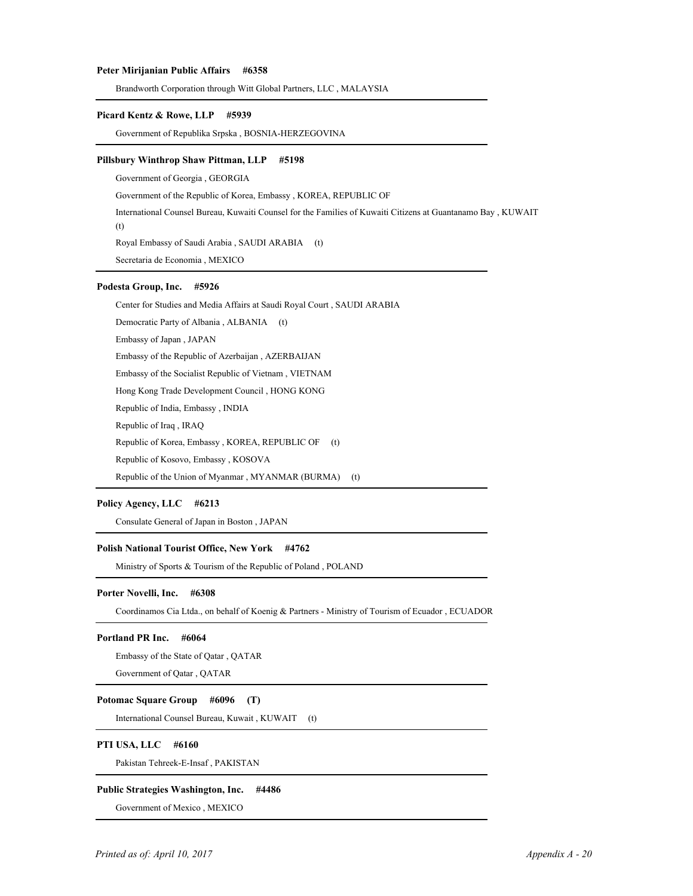**Peter Mirijanian Public Affairs #6358**

Brandworth Corporation through Witt Global Partners, LLC , MALAYSIA

---

**Picard Kentz & Rowe, LLP #5939**

Government of Republika Srpska , BOSNIA-HERZEGOVINA

---

**Pillsbury Winthrop Shaw Pittman, LLP #5198**

Government of Georgia , GEORGIA

Government of the Republic of Korea, Embassy , KOREA, REPUBLIC OF

International Counsel Bureau, Kuwaiti Counsel for the Families of Kuwaiti Citizens at Guantanamo Bay , KUWAIT (t)

Royal Embassy of Saudi Arabia , SAUDI ARABIA (t)

Secretaria de Economia , MEXICO

---

**Podesta Group, Inc. #5926**

Center for Studies and Media Affairs at Saudi Royal Court , SAUDI ARABIA

Democratic Party of Albania , ALBANIA (t)

Embassy of Japan , JAPAN

Embassy of the Republic of Azerbaijan , AZERBAIJAN

Embassy of the Socialist Republic of Vietnam , VIETNAM

Hong Kong Trade Development Council , HONG KONG

Republic of India, Embassy , INDIA

Republic of Iraq , IRAQ

Republic of Korea, Embassy , KOREA, REPUBLIC OF (t)

Republic of Kosovo, Embassy , KOSOVA

Republic of the Union of Myanmar , MYANMAR (BURMA) (t)

---

**Policy Agency, LLC #6213**

Consulate General of Japan in Boston , JAPAN

---

**Polish National Tourist Office, New York #4762**

Ministry of Sports & Tourism of the Republic of Poland , POLAND

---

**Porter Novelli, Inc. #6308**

Coordinamos Cia Ltda., on behalf of Koenig & Partners - Ministry of Tourism of Ecuador , ECUADOR

---

**Portland PR Inc. #6064**

Embassy of the State of Qatar , QATAR

Government of Qatar , QATAR

---

**Potomac Square Group #6096 (T)**

International Counsel Bureau, Kuwait , KUWAIT (t)

---

**PTI USA, LLC #6160**

Pakistan Tehreek-E-Insaf , PAKISTAN

---

**Public Strategies Washington, Inc. #4486**

Government of Mexico , MEXICO

---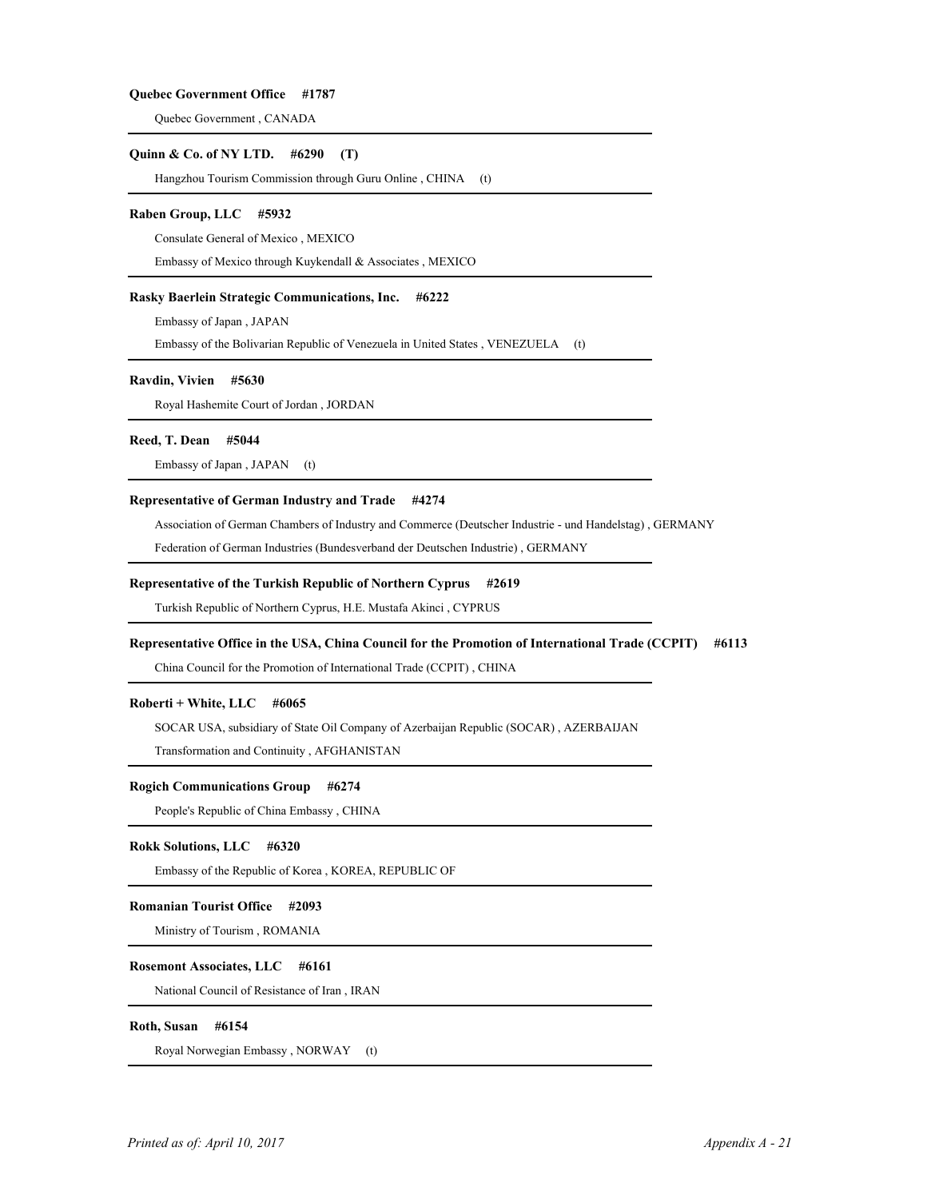**Quebec Government Office #1787**

Quebec Government , CANADA

---

**Quinn & Co. of NY LTD. #6290 (T)**

Hangzhou Tourism Commission through Guru Online , CHINA (t)

---

**Raben Group, LLC #5932**

Consulate General of Mexico , MEXICO

Embassy of Mexico through Kuykendall & Associates , MEXICO

---

**Rasky Baerlein Strategic Communications, Inc. #6222**

Embassy of Japan , JAPAN

Embassy of the Bolivarian Republic of Venezuela in United States , VENEZUELA (t)

---

**Ravdin, Vivien #5630**

Royal Hashemite Court of Jordan , JORDAN

---

**Reed, T. Dean #5044**

Embassy of Japan , JAPAN (t)

---

**Representative of German Industry and Trade #4274**

Association of German Chambers of Industry and Commerce (Deutscher Industrie - und Handelstag) , GERMANY

Federation of German Industries (Bundesverband der Deutschen Industrie) , GERMANY

---

**Representative of the Turkish Republic of Northern Cyprus #2619**

Turkish Republic of Northern Cyprus, H.E. Mustafa Akinci , CYPRUS

---

**Representative Office in the USA, China Council for the Promotion of International Trade (CCPIT) #6113**

China Council for the Promotion of International Trade (CCPIT) , CHINA

---

**Roberti + White, LLC #6065**

SOCAR USA, subsidiary of State Oil Company of Azerbaijan Republic (SOCAR) , AZERBAIJAN

Transformation and Continuity , AFGHANISTAN

---

**Rogich Communications Group #6274**

People's Republic of China Embassy , CHINA

---

**Rokk Solutions, LLC #6320**

Embassy of the Republic of Korea , KOREA, REPUBLIC OF

---

**Romanian Tourist Office #2093**

Ministry of Tourism , ROMANIA

---

**Rosemont Associates, LLC #6161**

National Council of Resistance of Iran , IRAN

---

**Roth, Susan #6154**

Royal Norwegian Embassy , NORWAY (t)

---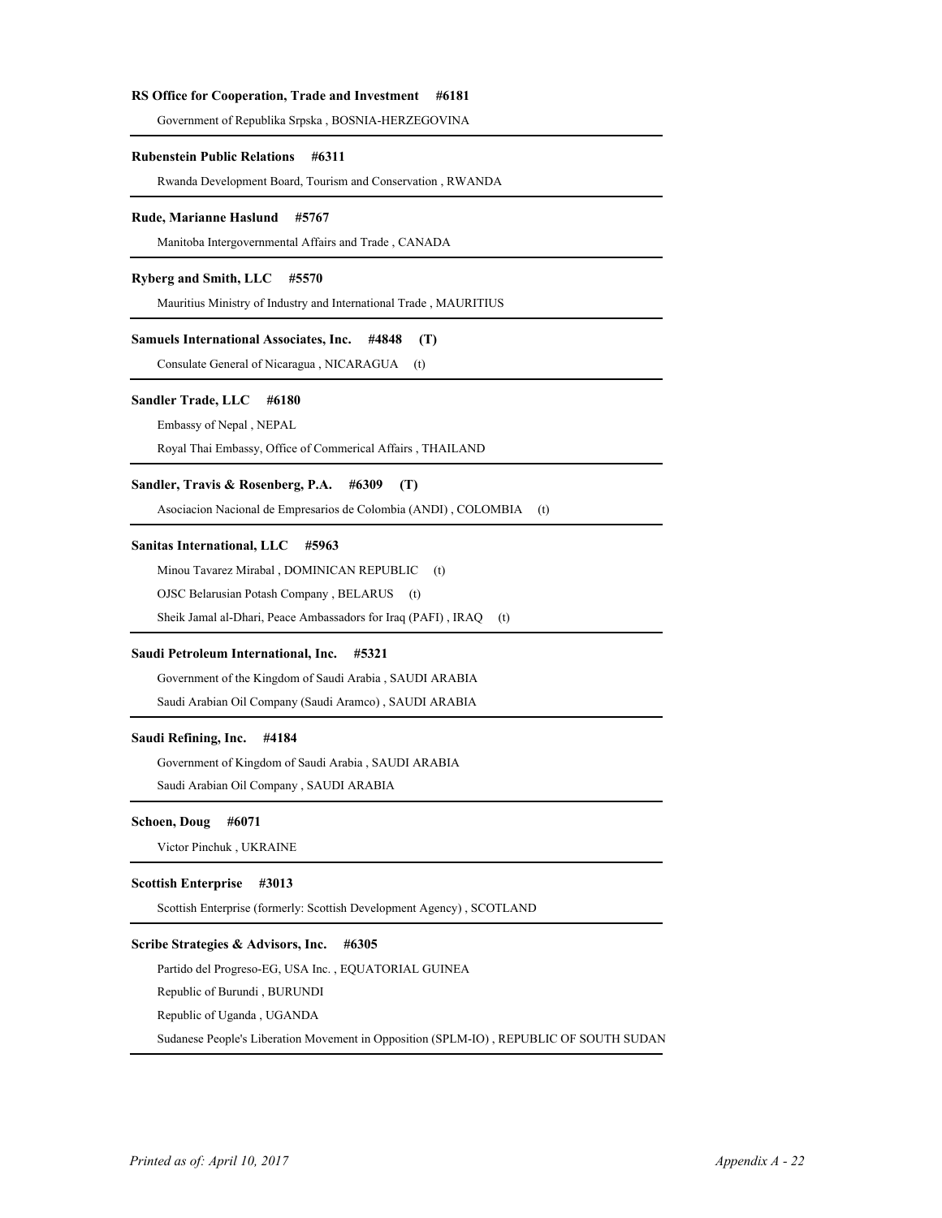**RS Office for Cooperation, Trade and Investment #6181**

Government of Republika Srpska , BOSNIA-HERZEGOVINA

---

**Rubenstein Public Relations #6311**

Rwanda Development Board, Tourism and Conservation , RWANDA

---

**Rude, Marianne Haslund #5767**

Manitoba Intergovernmental Affairs and Trade , CANADA

---

**Ryberg and Smith, LLC #5570**

Mauritius Ministry of Industry and International Trade , MAURITIUS

---

**Samuels International Associates, Inc. #4848 (T)**

Consulate General of Nicaragua , NICARAGUA (t)

---

**Sandler Trade, LLC #6180**

Embassy of Nepal , NEPAL

Royal Thai Embassy, Office of Commerical Affairs , THAILAND

---

**Sandler, Travis & Rosenberg, P.A. #6309 (T)**

Asociacion Nacional de Empresarios de Colombia (ANDI) , COLOMBIA (t)

---

**Sanitas International, LLC #5963**

Minou Tavarez Mirabal , DOMINICAN REPUBLIC (t)

OJSC Belarusian Potash Company , BELARUS (t)

Sheik Jamal al-Dhari, Peace Ambassadors for Iraq (PAFI) , IRAQ (t)

---

**Saudi Petroleum International, Inc. #5321**

Government of the Kingdom of Saudi Arabia , SAUDI ARABIA

Saudi Arabian Oil Company (Saudi Aramco) , SAUDI ARABIA

---

**Saudi Refining, Inc. #4184**

Government of Kingdom of Saudi Arabia , SAUDI ARABIA

Saudi Arabian Oil Company , SAUDI ARABIA

---

**Schoen, Doug #6071**

Victor Pinchuk , UKRAINE

---

**Scottish Enterprise #3013**

Scottish Enterprise (formerly: Scottish Development Agency) , SCOTLAND

---

**Scribe Strategies & Advisors, Inc. #6305**

Partido del Progreso-EG, USA Inc. , EQUATORIAL GUINEA

Republic of Burundi , BURUNDI

Republic of Uganda , UGANDA

Sudanese People's Liberation Movement in Opposition (SPLM-IO) , REPUBLIC OF SOUTH SUDAN

---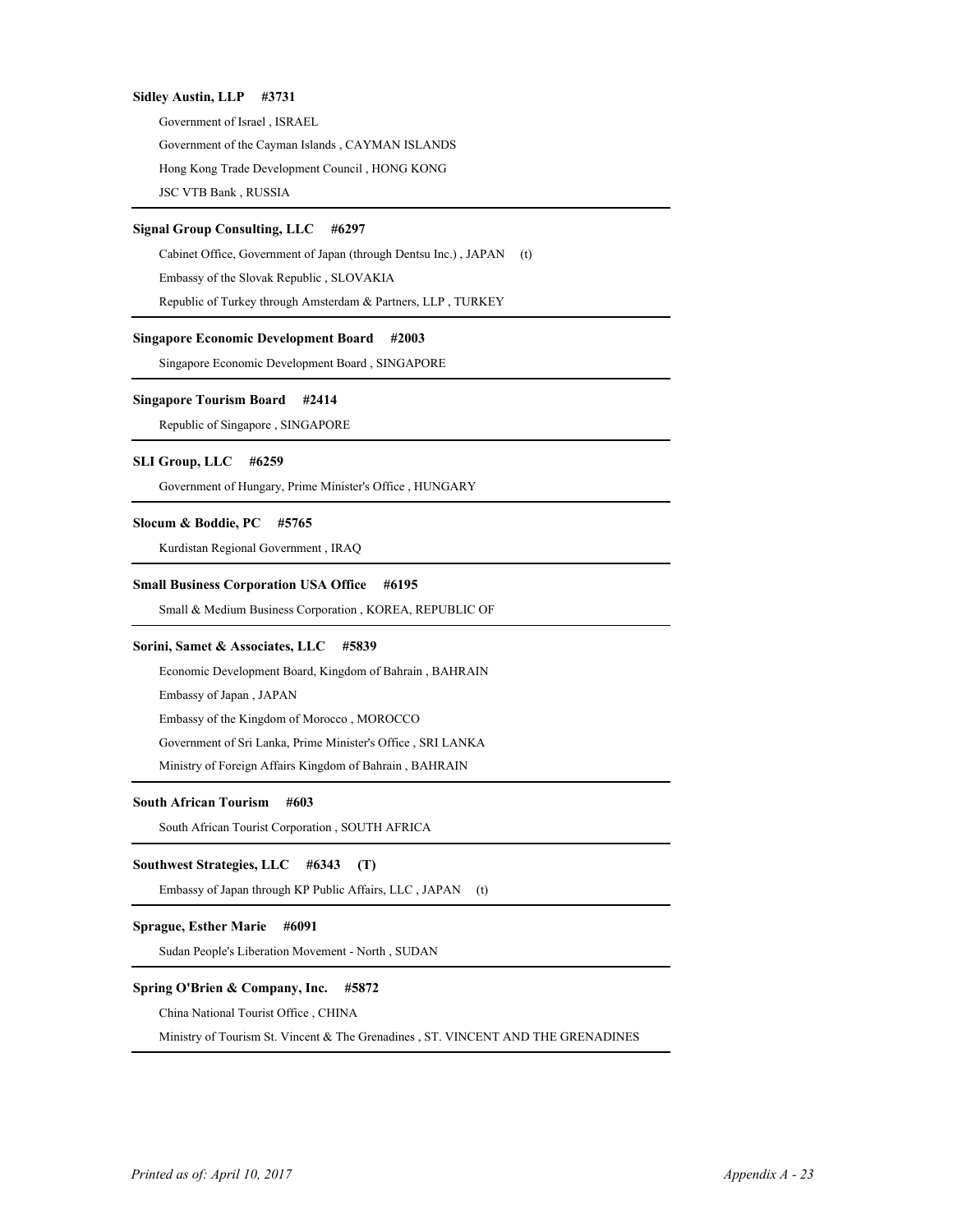**Sidley Austin, LLP #3731**

Government of Israel , ISRAEL

Government of the Cayman Islands , CAYMAN ISLANDS

Hong Kong Trade Development Council , HONG KONG

JSC VTB Bank , RUSSIA

---

**Signal Group Consulting, LLC #6297**

Cabinet Office, Government of Japan (through Dentsu Inc.) , JAPAN (t)

Embassy of the Slovak Republic , SLOVAKIA

Republic of Turkey through Amsterdam & Partners, LLP , TURKEY

---

**Singapore Economic Development Board #2003**

Singapore Economic Development Board , SINGAPORE

---

**Singapore Tourism Board #2414**

Republic of Singapore , SINGAPORE

---

**SLI Group, LLC #6259**

Government of Hungary, Prime Minister's Office , HUNGARY

---

**Slocum & Boddie, PC #5765**

Kurdistan Regional Government , IRAQ

---

**Small Business Corporation USA Office #6195**

Small & Medium Business Corporation , KOREA, REPUBLIC OF

---

**Sorini, Samet & Associates, LLC #5839**

Economic Development Board, Kingdom of Bahrain , BAHRAIN

Embassy of Japan , JAPAN

Embassy of the Kingdom of Morocco , MOROCCO

Government of Sri Lanka, Prime Minister's Office , SRI LANKA

Ministry of Foreign Affairs Kingdom of Bahrain , BAHRAIN

---

**South African Tourism #603**

South African Tourist Corporation , SOUTH AFRICA

---

**Southwest Strategies, LLC #6343 (T)**

Embassy of Japan through KP Public Affairs, LLC , JAPAN (t)

---

**Sprague, Esther Marie #6091**

Sudan People's Liberation Movement - North , SUDAN

---

**Spring O'Brien & Company, Inc. #5872**

China National Tourist Office , CHINA

Ministry of Tourism St. Vincent & The Grenadines , ST. VINCENT AND THE GRENADINES

---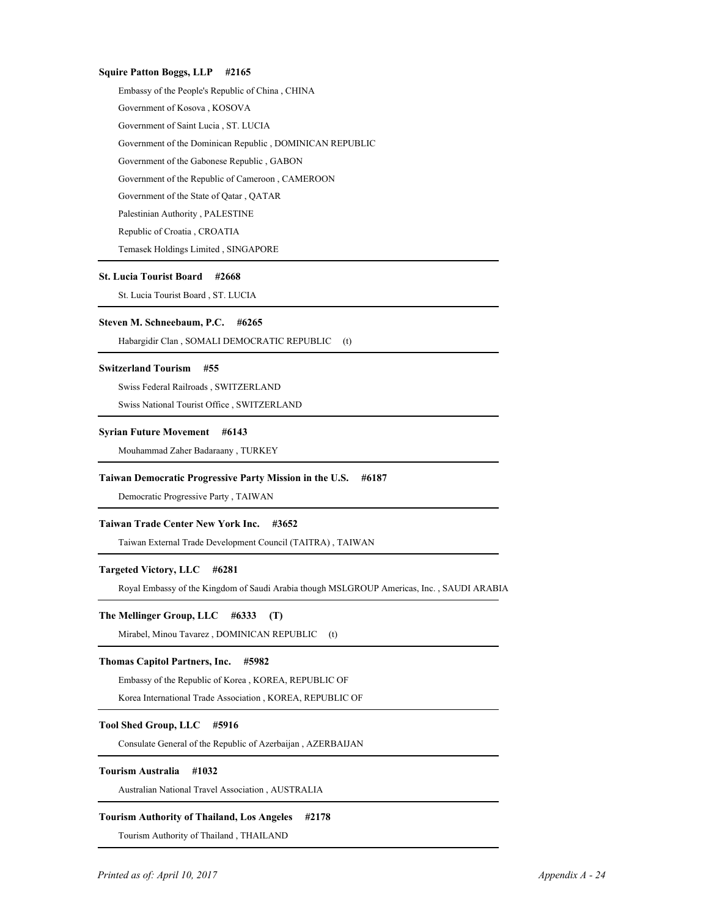**Squire Patton Boggs, LLP #2165**

Embassy of the People's Republic of China , CHINA

Government of Kosova , KOSOVA

Government of Saint Lucia , ST. LUCIA

Government of the Dominican Republic , DOMINICAN REPUBLIC

Government of the Gabonese Republic , GABON

Government of the Republic of Cameroon , CAMEROON

Government of the State of Qatar , QATAR

Palestinian Authority , PALESTINE

Republic of Croatia , CROATIA

Temasek Holdings Limited , SINGAPORE

---

**St. Lucia Tourist Board #2668**

St. Lucia Tourist Board , ST. LUCIA

---

**Steven M. Schneebaum, P.C. #6265**

Habargidir Clan , SOMALI DEMOCRATIC REPUBLIC (t)

---

**Switzerland Tourism #55**

Swiss Federal Railroads , SWITZERLAND

Swiss National Tourist Office , SWITZERLAND

---

**Syrian Future Movement #6143**

Mouhammad Zaher Badaraany , TURKEY

---

**Taiwan Democratic Progressive Party Mission in the U.S. #6187**

Democratic Progressive Party , TAIWAN

---

**Taiwan Trade Center New York Inc. #3652**

Taiwan External Trade Development Council (TAITRA) , TAIWAN

---

**Targeted Victory, LLC #6281**

Royal Embassy of the Kingdom of Saudi Arabia though MSLGROUP Americas, Inc. , SAUDI ARABIA

---

**The Mellinger Group, LLC #6333 (T)**

Mirabel, Minou Tavarez , DOMINICAN REPUBLIC (t)

---

**Thomas Capitol Partners, Inc. #5982**

Embassy of the Republic of Korea , KOREA, REPUBLIC OF

Korea International Trade Association , KOREA, REPUBLIC OF

---

**Tool Shed Group, LLC #5916**

Consulate General of the Republic of Azerbaijan , AZERBAIJAN

---

**Tourism Australia #1032**

Australian National Travel Association , AUSTRALIA

---

**Tourism Authority of Thailand, Los Angeles #2178**

Tourism Authority of Thailand , THAILAND

---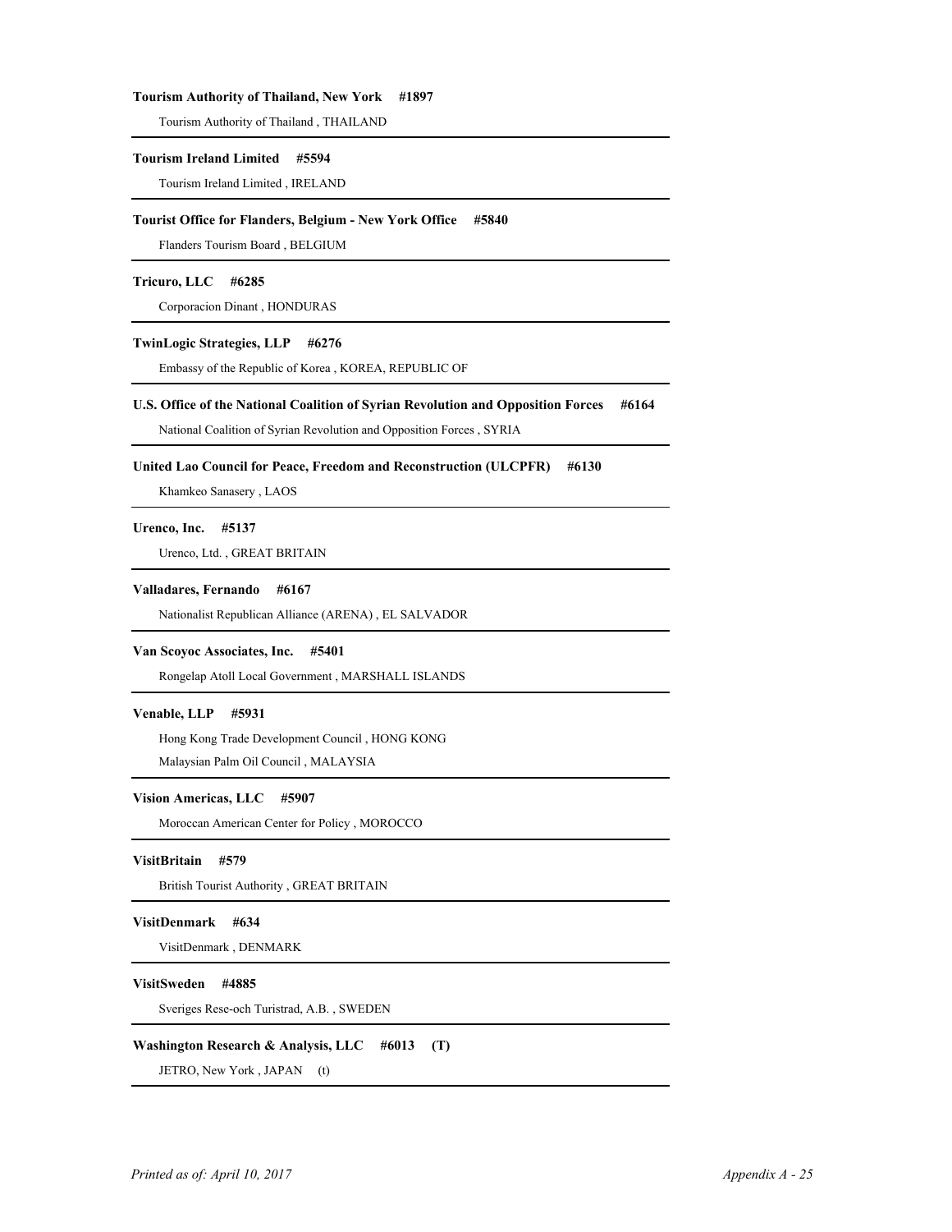**Tourism Authority of Thailand, New York #1897**

Tourism Authority of Thailand , THAILAND

---

**Tourism Ireland Limited #5594**

Tourism Ireland Limited , IRELAND

---

**Tourist Office for Flanders, Belgium - New York Office #5840**

Flanders Tourism Board , BELGIUM

---

**Tricuro, LLC #6285**

Corporacion Dinant , HONDURAS

---

**TwinLogic Strategies, LLP #6276**

Embassy of the Republic of Korea , KOREA, REPUBLIC OF

---

**U.S. Office of the National Coalition of Syrian Revolution and Opposition Forces #6164**

National Coalition of Syrian Revolution and Opposition Forces , SYRIA

---

**United Lao Council for Peace, Freedom and Reconstruction (ULCPFR) #6130**

Khamkeo Sanasery , LAOS

---

**Urenco, Inc. #5137**

Urenco, Ltd. , GREAT BRITAIN

---

**Valladares, Fernando #6167**

Nationalist Republican Alliance (ARENA) , EL SALVADOR

---

**Van Scoyoc Associates, Inc. #5401**

Rongelap Atoll Local Government , MARSHALL ISLANDS

---

**Venable, LLP #5931**

Hong Kong Trade Development Council , HONG KONG

Malaysian Palm Oil Council , MALAYSIA

---

**Vision Americas, LLC #5907**

Moroccan American Center for Policy , MOROCCO

---

**VisitBritain #579**

British Tourist Authority , GREAT BRITAIN

---

**VisitDenmark #634**

VisitDenmark , DENMARK

---

**VisitSweden #4885**

Sveriges Rese-och Turistrad, A.B. , SWEDEN

---

**Washington Research & Analysis, LLC #6013 (T)**

JETRO, New York , JAPAN (t)

---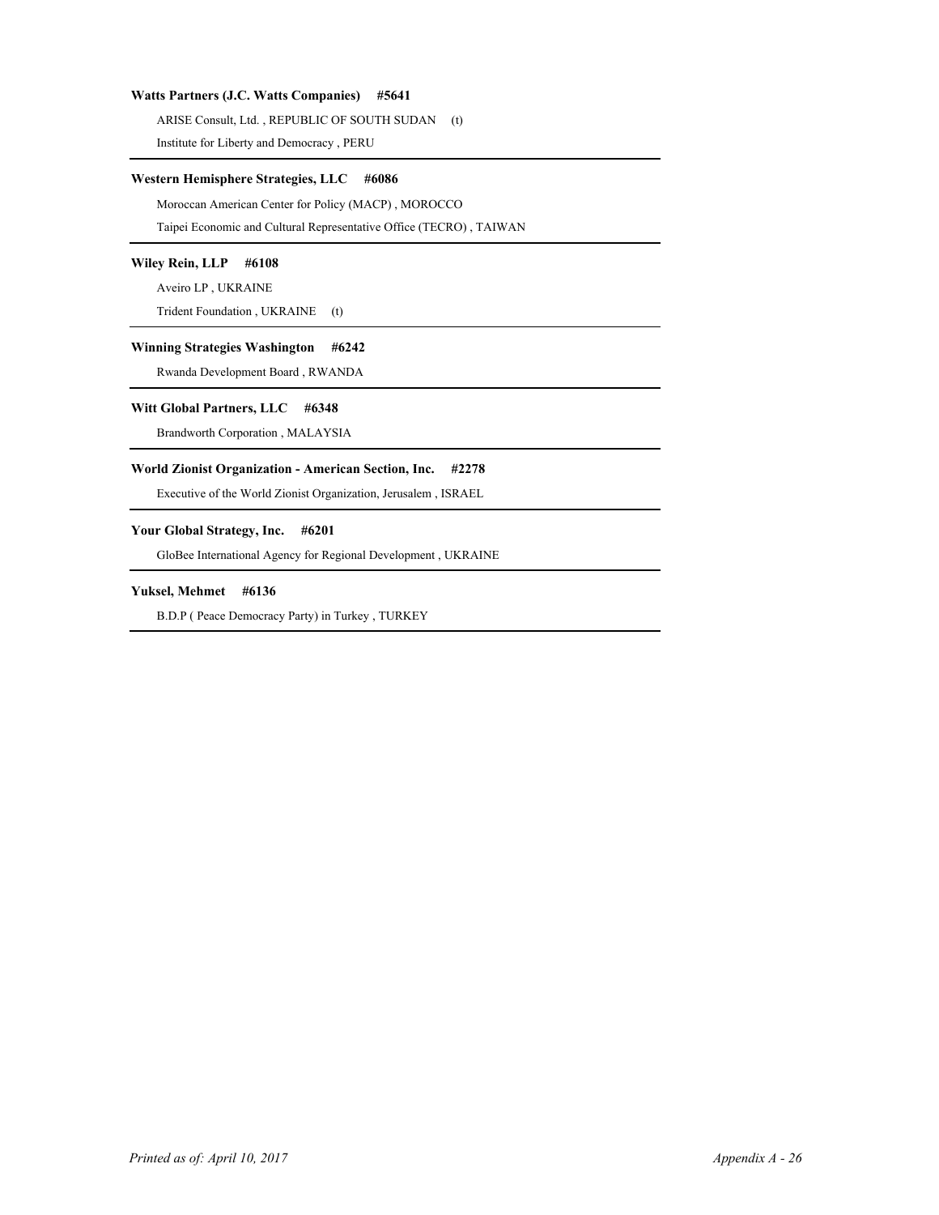**Watts Partners (J.C. Watts Companies) #5641**

ARISE Consult, Ltd. , REPUBLIC OF SOUTH SUDAN (t)

Institute for Liberty and Democracy , PERU

---

**Western Hemisphere Strategies, LLC #6086**

Moroccan American Center for Policy (MACP) , MOROCCO

Taipei Economic and Cultural Representative Office (TECRO) , TAIWAN

---

**Wiley Rein, LLP #6108**

Aveiro LP , UKRAINE

Trident Foundation , UKRAINE (t)

---

**Winning Strategies Washington #6242**

Rwanda Development Board , RWANDA

---

**Witt Global Partners, LLC #6348**

Brandworth Corporation , MALAYSIA

---

**World Zionist Organization - American Section, Inc. #2278**

Executive of the World Zionist Organization, Jerusalem , ISRAEL

---

**Your Global Strategy, Inc. #6201**

GloBee International Agency for Regional Development , UKRAINE

---

**Yuksel, Mehmet #6136**

B.D.P ( Peace Democracy Party) in Turkey , TURKEY

---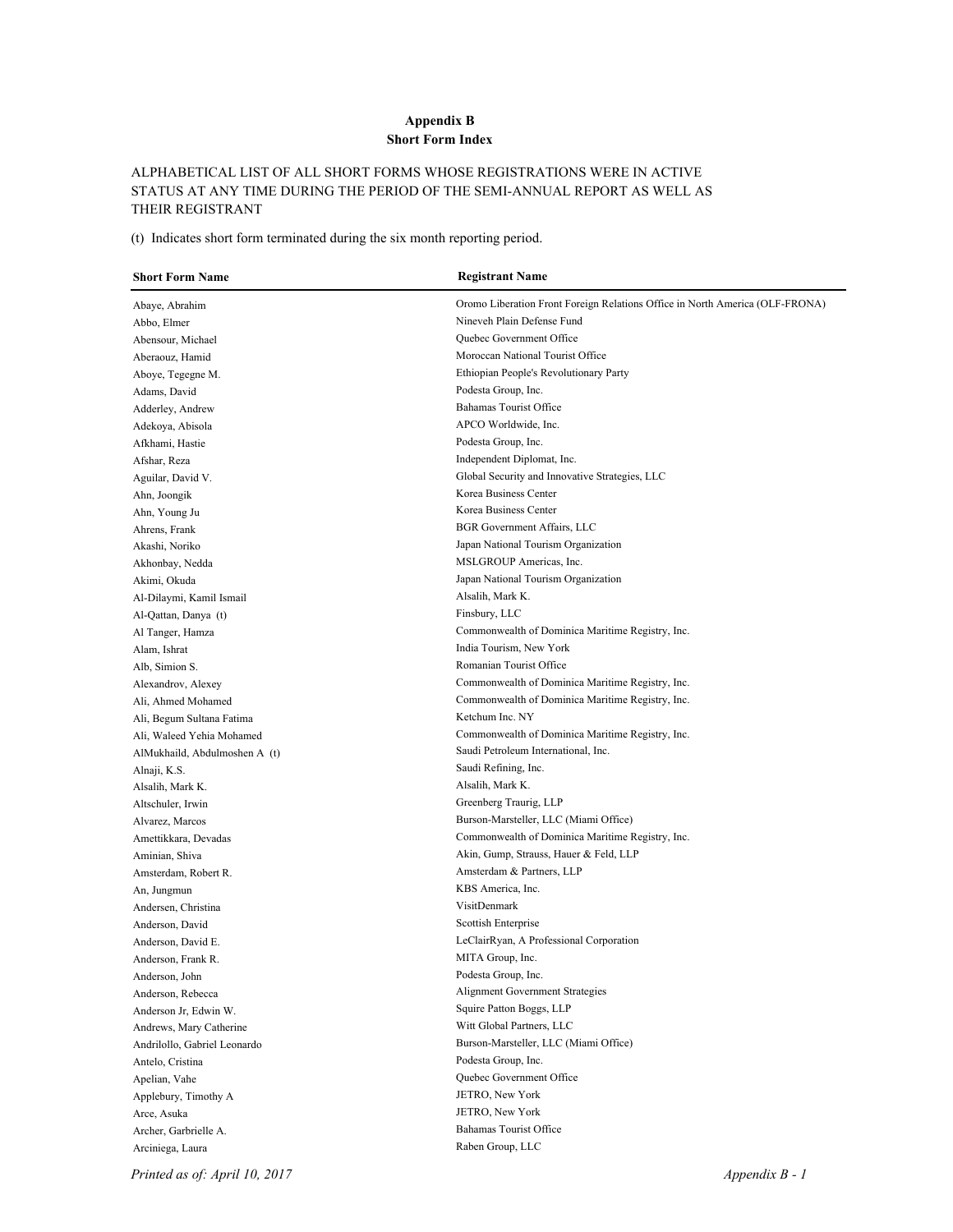**Appendix B**
**Short Form Index**

ALPHABETICAL LIST OF ALL SHORT FORMS WHOSE REGISTRATIONS WERE IN ACTIVE STATUS AT ANY TIME DURING THE PERIOD OF THE SEMI-ANNUAL REPORT AS WELL AS THEIR REGISTRANT

(t) Indicates short form terminated during the six month reporting period.

| Short Form Name | Registrant Name |
|---|---|
| Abaye, Abrahim | Oromo Liberation Front Foreign Relations Office in North America (OLF-FRONA) |
| Abbo, Elmer | Nineveh Plain Defense Fund |
| Abensour, Michael | Quebec Government Office |
| Aberaouz, Hamid | Moroccan National Tourist Office |
| Aboye, Tegegne M. | Ethiopian People's Revolutionary Party |
| Adams, David | Podesta Group, Inc. |
| Adderley, Andrew | Bahamas Tourist Office |
| Adekoya, Abisola | APCO Worldwide, Inc. |
| Afkhami, Hastie | Podesta Group, Inc. |
| Afshar, Reza | Independent Diplomat, Inc. |
| Aguilar, David V. | Global Security and Innovative Strategies, LLC |
| Ahn, Joongik | Korea Business Center |
| Ahn, Young Ju | Korea Business Center |
| Ahrens, Frank | BGR Government Affairs, LLC |
| Akashi, Noriko | Japan National Tourism Organization |
| Akhonbay, Nedda | MSLGROUP Americas, Inc. |
| Akimi, Okuda | Japan National Tourism Organization |
| Al-Dilaymi, Kamil Ismail | Alsalih, Mark K. |
| Al-Qattan, Danya (t) | Finsbury, LLC |
| Al Tanger, Hamza | Commonwealth of Dominica Maritime Registry, Inc. |
| Alam, Ishrat | India Tourism, New York |
| Alb, Simion S. | Romanian Tourist Office |
| Alexandrov, Alexey | Commonwealth of Dominica Maritime Registry, Inc. |
| Ali, Ahmed Mohamed | Commonwealth of Dominica Maritime Registry, Inc. |
| Ali, Begum Sultana Fatima | Ketchum Inc. NY |
| Ali, Waleed Yehia Mohamed | Commonwealth of Dominica Maritime Registry, Inc. |
| AlMukhaild, Abdulmoshen A (t) | Saudi Petroleum International, Inc. |
| Alnaji, K.S. | Saudi Refining, Inc. |
| Alsalih, Mark K. | Alsalih, Mark K. |
| Altschuler, Irwin | Greenberg Traurig, LLP |
| Alvarez, Marcos | Burson-Marsteller, LLC (Miami Office) |
| Amettikkara, Devadas | Commonwealth of Dominica Maritime Registry, Inc. |
| Aminian, Shiva | Akin, Gump, Strauss, Hauer & Feld, LLP |
| Amsterdam, Robert R. | Amsterdam & Partners, LLP |
| An, Jungmun | KBS America, Inc. |
| Andersen, Christina | VisitDenmark |
| Anderson, David | Scottish Enterprise |
| Anderson, David E. | LeClairRyan, A Professional Corporation |
| Anderson, Frank R. | MITA Group, Inc. |
| Anderson, John | Podesta Group, Inc. |
| Anderson, Rebecca | Alignment Government Strategies |
| Anderson Jr, Edwin W. | Squire Patton Boggs, LLP |
| Andrews, Mary Catherine | Witt Global Partners, LLC |
| Andrilollo, Gabriel Leonardo | Burson-Marsteller, LLC (Miami Office) |
| Antelo, Cristina | Podesta Group, Inc. |
| Apelian, Vahe | Quebec Government Office |
| Applebury, Timothy A | JETRO, New York |
| Arce, Asuka | JETRO, New York |
| Archer, Garbrielle A. | Bahamas Tourist Office |
| Arciniega, Laura | Raben Group, LLC |

*Printed as of: April 10, 2017*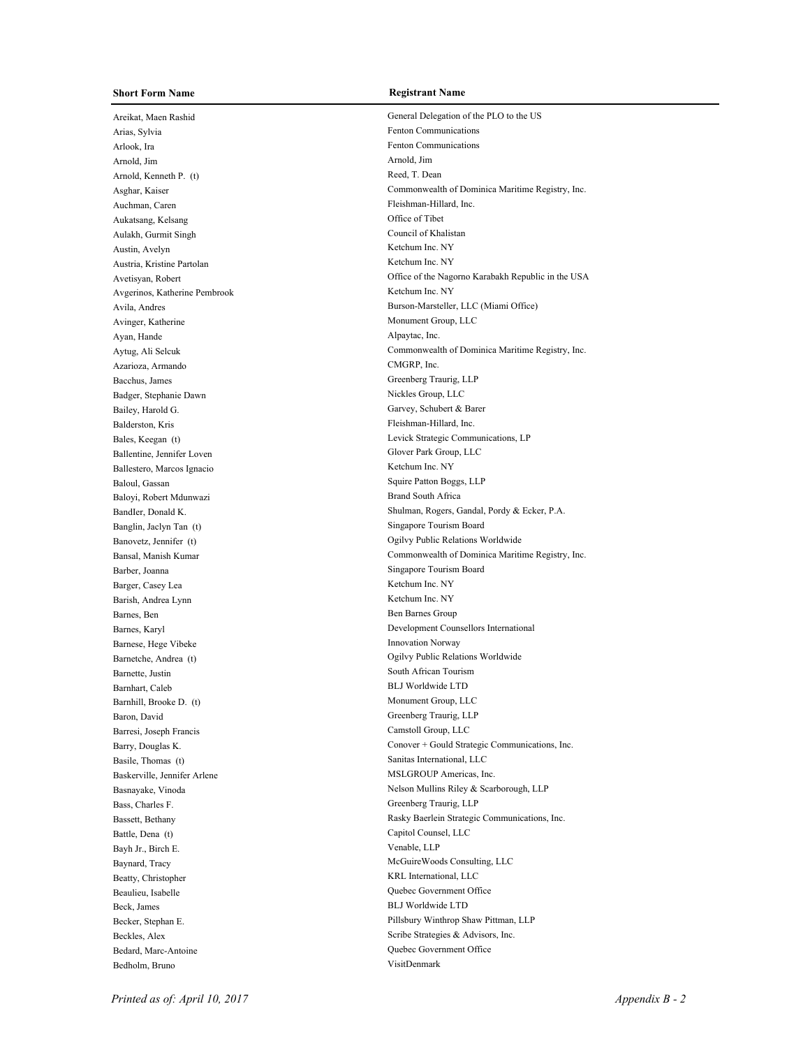| Short Form Name | Registrant Name |
|---|---|
| Areikat, Maen Rashid | General Delegation of the PLO to the US |
| Arias, Sylvia | Fenton Communications |
| Arlook, Ira | Fenton Communications |
| Arnold, Jim | Arnold, Jim |
| Arnold, Kenneth P. (t) | Reed, T. Dean |
| Asghar, Kaiser | Commonwealth of Dominica Maritime Registry, Inc. |
| Auchman, Caren | Fleishman-Hillard, Inc. |
| Aukatsang, Kelsang | Office of Tibet |
| Aulakh, Gurmit Singh | Council of Khalistan |
| Austin, Avelyn | Ketchum Inc. NY |
| Austria, Kristine Partolan | Ketchum Inc. NY |
| Avetisyan, Robert | Office of the Nagorno Karabakh Republic in the USA |
| Avgerinos, Katherine Pembrook | Ketchum Inc. NY |
| Avila, Andres | Burson-Marsteller, LLC (Miami Office) |
| Avinger, Katherine | Monument Group, LLC |
| Ayan, Hande | Alpaytac, Inc. |
| Aytug, Ali Selcuk | Commonwealth of Dominica Maritime Registry, Inc. |
| Azarioza, Armando | CMGRP, Inc. |
| Bacchus, James | Greenberg Traurig, LLP |
| Badger, Stephanie Dawn | Nickles Group, LLC |
| Bailey, Harold G. | Garvey, Schubert & Barer |
| Balderston, Kris | Fleishman-Hillard, Inc. |
| Bales, Keegan (t) | Levick Strategic Communications, LP |
| Ballentine, Jennifer Loven | Glover Park Group, LLC |
| Ballestero, Marcos Ignacio | Ketchum Inc. NY |
| Baloul, Gassan | Squire Patton Boggs, LLP |
| Baloyi, Robert Mdunwazi | Brand South Africa |
| Bandler, Donald K. | Shulman, Rogers, Gandal, Pordy & Ecker, P.A. |
| Banglin, Jaclyn Tan (t) | Singapore Tourism Board |
| Banovetz, Jennifer (t) | Ogilvy Public Relations Worldwide |
| Bansal, Manish Kumar | Commonwealth of Dominica Maritime Registry, Inc. |
| Barber, Joanna | Singapore Tourism Board |
| Barger, Casey Lea | Ketchum Inc. NY |
| Barish, Andrea Lynn | Ketchum Inc. NY |
| Barnes, Ben | Ben Barnes Group |
| Barnes, Karyl | Development Counsellors International |
| Barnese, Hege Vibeke | Innovation Norway |
| Barnetche, Andrea (t) | Ogilvy Public Relations Worldwide |
| Barnette, Justin | South African Tourism |
| Barnhart, Caleb | BLJ Worldwide LTD |
| Barnhill, Brooke D. (t) | Monument Group, LLC |
| Baron, David | Greenberg Traurig, LLP |
| Barresi, Joseph Francis | Camstoll Group, LLC |
| Barry, Douglas K. | Conover + Gould Strategic Communications, Inc. |
| Basile, Thomas (t) | Sanitas International, LLC |
| Baskerville, Jennifer Arlene | MSLGROUP Americas, Inc. |
| Basnayake, Vinoda | Nelson Mullins Riley & Scarborough, LLP |
| Bass, Charles F. | Greenberg Traurig, LLP |
| Bassett, Bethany | Rasky Baerlein Strategic Communications, Inc. |
| Battle, Dena (t) | Capitol Counsel, LLC |
| Bayh Jr., Birch E. | Venable, LLP |
| Baynard, Tracy | McGuireWoods Consulting, LLC |
| Beatty, Christopher | KRL International, LLC |
| Beaulieu, Isabelle | Quebec Government Office |
| Beck, James | BLJ Worldwide LTD |
| Becker, Stephan E. | Pillsbury Winthrop Shaw Pittman, LLP |
| Beckles, Alex | Scribe Strategies & Advisors, Inc. |
| Bedard, Marc-Antoine | Quebec Government Office |
| Bedholm, Bruno | VisitDenmark |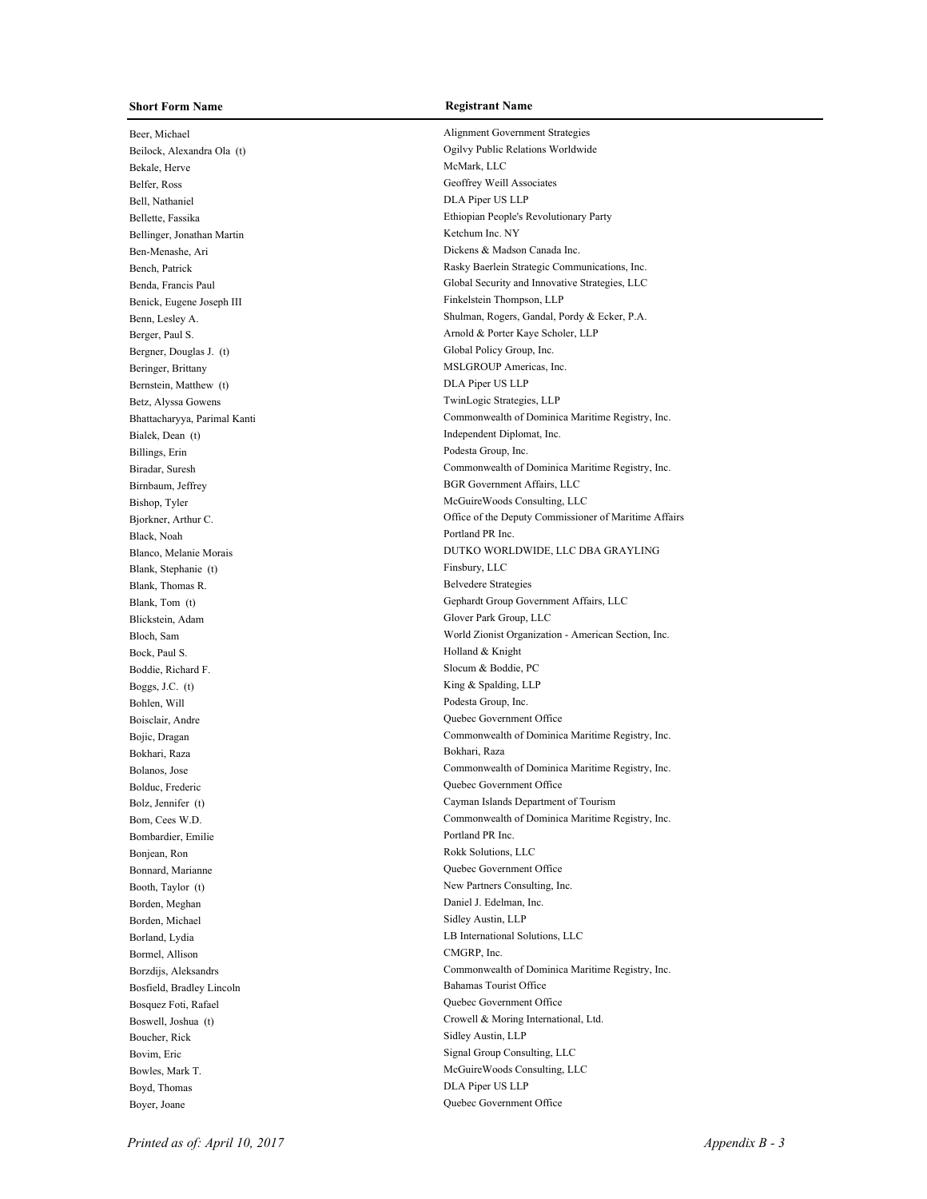| Short Form Name | Registrant Name |
| --- | --- |
| Beer, Michael | Alignment Government Strategies |
| Beilock, Alexandra Ola (t) | Ogilvy Public Relations Worldwide |
| Bekale, Herve | McMark, LLC |
| Belfer, Ross | Geoffrey Weill Associates |
| Bell, Nathaniel | DLA Piper US LLP |
| Bellette, Fassika | Ethiopian People's Revolutionary Party |
| Bellinger, Jonathan Martin | Ketchum Inc. NY |
| Ben-Menashe, Ari | Dickens & Madson Canada Inc. |
| Bench, Patrick | Rasky Baerlein Strategic Communications, Inc. |
| Benda, Francis Paul | Global Security and Innovative Strategies, LLC |
| Benick, Eugene Joseph III | Finkelstein Thompson, LLP |
| Benn, Lesley A. | Shulman, Rogers, Gandal, Pordy & Ecker, P.A. |
| Berger, Paul S. | Arnold & Porter Kaye Scholer, LLP |
| Bergner, Douglas J. (t) | Global Policy Group, Inc. |
| Beringer, Brittany | MSLGROUP Americas, Inc. |
| Bernstein, Matthew (t) | DLA Piper US LLP |
| Betz, Alyssa Gowens | TwinLogic Strategies, LLP |
| Bhattacharyya, Parimal Kanti | Commonwealth of Dominica Maritime Registry, Inc. |
| Bialek, Dean (t) | Independent Diplomat, Inc. |
| Billings, Erin | Podesta Group, Inc. |
| Biradar, Suresh | Commonwealth of Dominica Maritime Registry, Inc. |
| Birnbaum, Jeffrey | BGR Government Affairs, LLC |
| Bishop, Tyler | McGuireWoods Consulting, LLC |
| Bjorkner, Arthur C. | Office of the Deputy Commissioner of Maritime Affairs |
| Black, Noah | Portland PR Inc. |
| Blanco, Melanie Morais | DUTKO WORLDWIDE, LLC DBA GRAYLING |
| Blank, Stephanie (t) | Finsbury, LLC |
| Blank, Thomas R. | Belvedere Strategies |
| Blank, Tom (t) | Gephardt Group Government Affairs, LLC |
| Blickstein, Adam | Glover Park Group, LLC |
| Bloch, Sam | World Zionist Organization - American Section, Inc. |
| Bock, Paul S. | Holland & Knight |
| Boddie, Richard F. | Slocum & Boddie, PC |
| Boggs, J.C. (t) | King & Spalding, LLP |
| Bohlen, Will | Podesta Group, Inc. |
| Boisclair, Andre | Quebec Government Office |
| Bojic, Dragan | Commonwealth of Dominica Maritime Registry, Inc. |
| Bokhari, Raza | Bokhari, Raza |
| Bolanos, Jose | Commonwealth of Dominica Maritime Registry, Inc. |
| Bolduc, Frederic | Quebec Government Office |
| Bolz, Jennifer (t) | Cayman Islands Department of Tourism |
| Bom, Cees W.D. | Commonwealth of Dominica Maritime Registry, Inc. |
| Bombardier, Emilie | Portland PR Inc. |
| Bonjean, Ron | Rokk Solutions, LLC |
| Bonnard, Marianne | Quebec Government Office |
| Booth, Taylor (t) | New Partners Consulting, Inc. |
| Borden, Meghan | Daniel J. Edelman, Inc. |
| Borden, Michael | Sidley Austin, LLP |
| Borland, Lydia | LB International Solutions, LLC |
| Bormel, Allison | CMGRP, Inc. |
| Borzdijs, Aleksandrs | Commonwealth of Dominica Maritime Registry, Inc. |
| Bosfield, Bradley Lincoln | Bahamas Tourist Office |
| Bosquez Foti, Rafael | Quebec Government Office |
| Boswell, Joshua (t) | Crowell & Moring International, Ltd. |
| Boucher, Rick | Sidley Austin, LLP |
| Bovim, Eric | Signal Group Consulting, LLC |
| Bowles, Mark T. | McGuireWoods Consulting, LLC |
| Boyd, Thomas | DLA Piper US LLP |
| Boyer, Joane | Quebec Government Office |

*Printed as of: April 10, 2017*

*Appendix B - 3*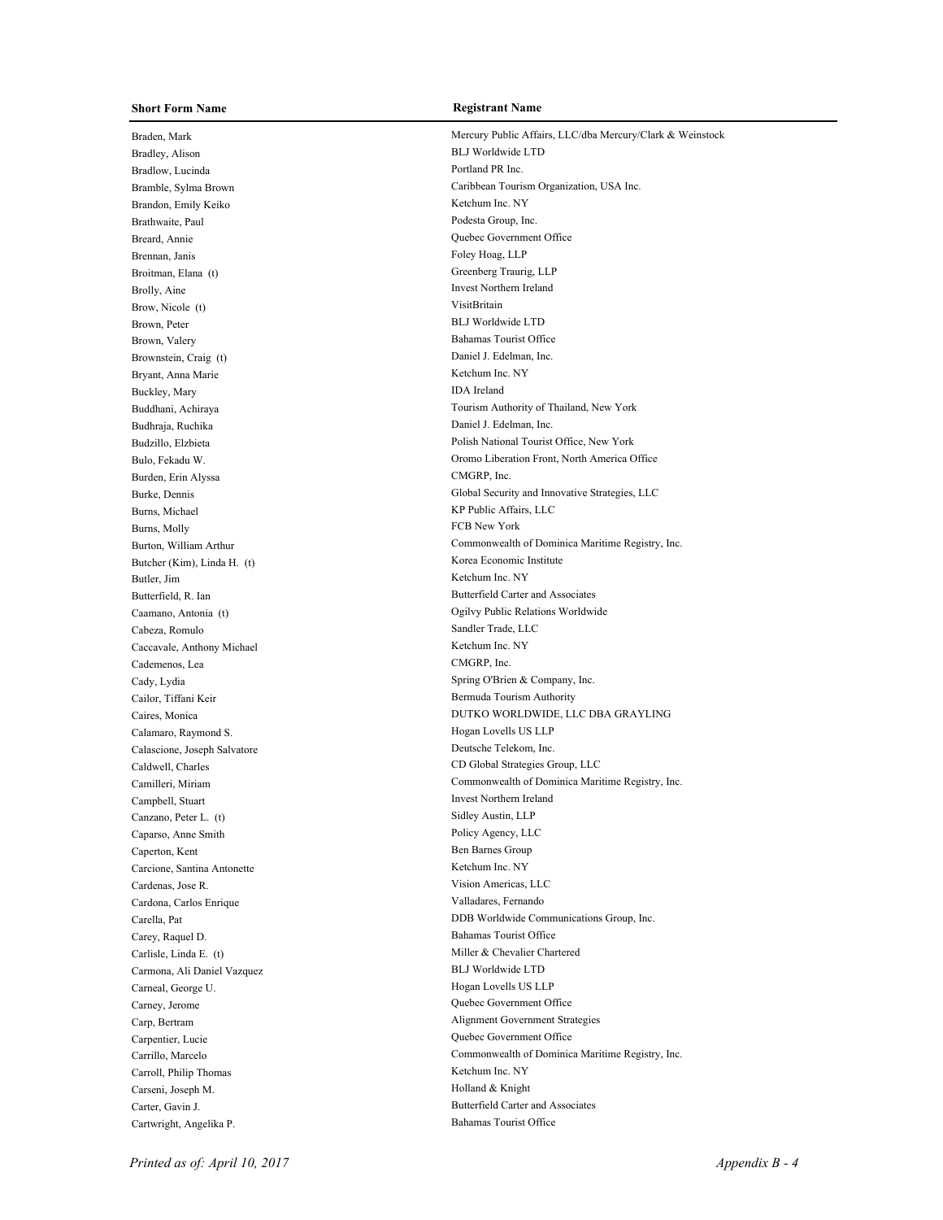| Short Form Name | Registrant Name |
| --- | --- |
| Braden, Mark | Mercury Public Affairs, LLC/dba Mercury/Clark & Weinstock |
| Bradley, Alison | BLJ Worldwide LTD |
| Bradlow, Lucinda | Portland PR Inc. |
| Bramble, Sylma Brown | Caribbean Tourism Organization, USA Inc. |
| Brandon, Emily Keiko | Ketchum Inc. NY |
| Brathwaite, Paul | Podesta Group, Inc. |
| Breard, Annie | Quebec Government Office |
| Brennan, Janis | Foley Hoag, LLP |
| Broitman, Elana (t) | Greenberg Traurig, LLP |
| Brolly, Aine | Invest Northern Ireland |
| Brow, Nicole (t) | VisitBritain |
| Brown, Peter | BLJ Worldwide LTD |
| Brown, Valery | Bahamas Tourist Office |
| Brownstein, Craig (t) | Daniel J. Edelman, Inc. |
| Bryant, Anna Marie | Ketchum Inc. NY |
| Buckley, Mary | IDA Ireland |
| Buddhani, Achiraya | Tourism Authority of Thailand, New York |
| Budhraja, Ruchika | Daniel J. Edelman, Inc. |
| Budzillo, Elzbieta | Polish National Tourist Office, New York |
| Bulo, Fekadu W. | Oromo Liberation Front, North America Office |
| Burden, Erin Alyssa | CMGRP, Inc. |
| Burke, Dennis | Global Security and Innovative Strategies, LLC |
| Burns, Michael | KP Public Affairs, LLC |
| Burns, Molly | FCB New York |
| Burton, William Arthur | Commonwealth of Dominica Maritime Registry, Inc. |
| Butcher (Kim), Linda H. (t) | Korea Economic Institute |
| Butler, Jim | Ketchum Inc. NY |
| Butterfield, R. Ian | Butterfield Carter and Associates |
| Caamano, Antonia (t) | Ogilvy Public Relations Worldwide |
| Cabeza, Romulo | Sandler Trade, LLC |
| Caccavale, Anthony Michael | Ketchum Inc. NY |
| Cademenos, Lea | CMGRP, Inc. |
| Cady, Lydia | Spring O'Brien & Company, Inc. |
| Cailor, Tiffani Keir | Bermuda Tourism Authority |
| Caires, Monica | DUTKO WORLDWIDE, LLC DBA GRAYLING |
| Calamaro, Raymond S. | Hogan Lovells US LLP |
| Calascione, Joseph Salvatore | Deutsche Telekom, Inc. |
| Caldwell, Charles | CD Global Strategies Group, LLC |
| Camilleri, Miriam | Commonwealth of Dominica Maritime Registry, Inc. |
| Campbell, Stuart | Invest Northern Ireland |
| Canzano, Peter L. (t) | Sidley Austin, LLP |
| Caparso, Anne Smith | Policy Agency, LLC |
| Caperton, Kent | Ben Barnes Group |
| Carcione, Santina Antonette | Ketchum Inc. NY |
| Cardenas, Jose R. | Vision Americas, LLC |
| Cardona, Carlos Enrique | Valladares, Fernando |
| Carella, Pat | DDB Worldwide Communications Group, Inc. |
| Carey, Raquel D. | Bahamas Tourist Office |
| Carlisle, Linda E. (t) | Miller & Chevalier Chartered |
| Carmona, Ali Daniel Vazquez | BLJ Worldwide LTD |
| Carneal, George U. | Hogan Lovells US LLP |
| Carney, Jerome | Quebec Government Office |
| Carp, Bertram | Alignment Government Strategies |
| Carpentier, Lucie | Quebec Government Office |
| Carrillo, Marcelo | Commonwealth of Dominica Maritime Registry, Inc. |
| Carroll, Philip Thomas | Ketchum Inc. NY |
| Carseni, Joseph M. | Holland & Knight |
| Carter, Gavin J. | Butterfield Carter and Associates |
| Cartwright, Angelika P. | Bahamas Tourist Office |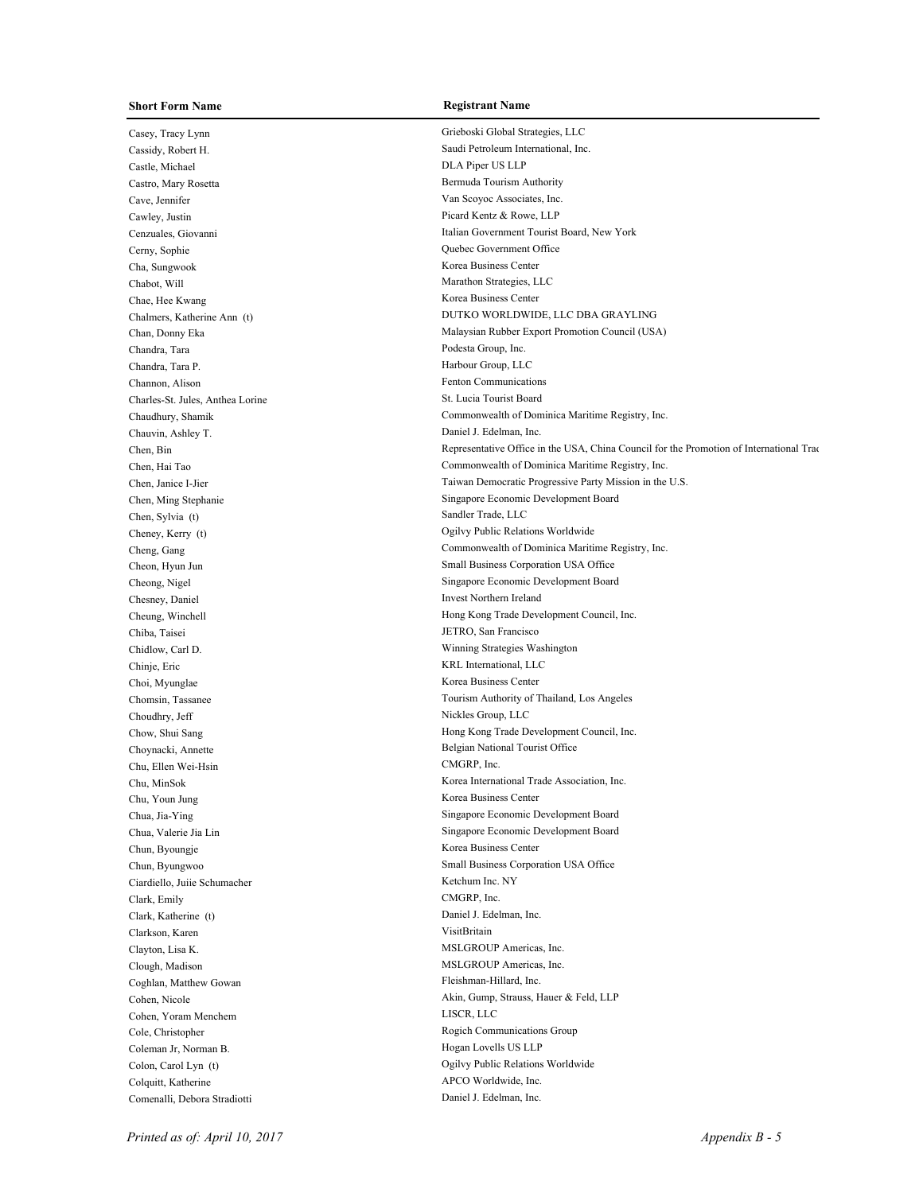| Short Form Name | Registrant Name |
|---|---|
| Casey, Tracy Lynn | Grieboski Global Strategies, LLC |
| Cassidy, Robert H. | Saudi Petroleum International, Inc. |
| Castle, Michael | DLA Piper US LLP |
| Castro, Mary Rosetta | Bermuda Tourism Authority |
| Cave, Jennifer | Van Scoyoc Associates, Inc. |
| Cawley, Justin | Picard Kentz & Rowe, LLP |
| Cenzuales, Giovanni | Italian Government Tourist Board, New York |
| Cerny, Sophie | Quebec Government Office |
| Cha, Sungwook | Korea Business Center |
| Chabot, Will | Marathon Strategies, LLC |
| Chae, Hee Kwang | Korea Business Center |
| Chalmers, Katherine Ann (t) | DUTKO WORLDWIDE, LLC DBA GRAYLING |
| Chan, Donny Eka | Malaysian Rubber Export Promotion Council (USA) |
| Chandra, Tara | Podesta Group, Inc. |
| Chandra, Tara P. | Harbour Group, LLC |
| Channon, Alison | Fenton Communications |
| Charles-St. Jules, Anthea Lorine | St. Lucia Tourist Board |
| Chaudhury, Shamik | Commonwealth of Dominica Maritime Registry, Inc. |
| Chauvin, Ashley T. | Daniel J. Edelman, Inc. |
| Chen, Bin | Representative Office in the USA, China Council for the Promotion of International Trac |
| Chen, Hai Tao | Commonwealth of Dominica Maritime Registry, Inc. |
| Chen, Janice I-Jier | Taiwan Democratic Progressive Party Mission in the U.S. |
| Chen, Ming Stephanie | Singapore Economic Development Board |
| Chen, Sylvia (t) | Sandler Trade, LLC |
| Cheney, Kerry (t) | Ogilvy Public Relations Worldwide |
| Cheng, Gang | Commonwealth of Dominica Maritime Registry, Inc. |
| Cheon, Hyun Jun | Small Business Corporation USA Office |
| Cheong, Nigel | Singapore Economic Development Board |
| Chesney, Daniel | Invest Northern Ireland |
| Cheung, Winchell | Hong Kong Trade Development Council, Inc. |
| Chiba, Taisei | JETRO, San Francisco |
| Chidlow, Carl D. | Winning Strategies Washington |
| Chinje, Eric | KRL International, LLC |
| Choi, Myunglae | Korea Business Center |
| Chomsin, Tassanee | Tourism Authority of Thailand, Los Angeles |
| Choudhry, Jeff | Nickles Group, LLC |
| Chow, Shui Sang | Hong Kong Trade Development Council, Inc. |
| Choynacki, Annette | Belgian National Tourist Office |
| Chu, Ellen Wei-Hsin | CMGRP, Inc. |
| Chu, MinSok | Korea International Trade Association, Inc. |
| Chu, Youn Jung | Korea Business Center |
| Chua, Jia-Ying | Singapore Economic Development Board |
| Chua, Valerie Jia Lin | Singapore Economic Development Board |
| Chun, Byoungje | Korea Business Center |
| Chun, Byungwoo | Small Business Corporation USA Office |
| Ciardiello, Juiie Schumacher | Ketchum Inc. NY |
| Clark, Emily | CMGRP, Inc. |
| Clark, Katherine (t) | Daniel J. Edelman, Inc. |
| Clarkson, Karen | VisitBritain |
| Clayton, Lisa K. | MSLGROUP Americas, Inc. |
| Clough, Madison | MSLGROUP Americas, Inc. |
| Coghlan, Matthew Gowan | Fleishman-Hillard, Inc. |
| Cohen, Nicole | Akin, Gump, Strauss, Hauer & Feld, LLP |
| Cohen, Yoram Menchem | LISCR, LLC |
| Cole, Christopher | Rogich Communications Group |
| Coleman Jr, Norman B. | Hogan Lovells US LLP |
| Colon, Carol Lyn (t) | Ogilvy Public Relations Worldwide |
| Colquitt, Katherine | APCO Worldwide, Inc. |
| Comenalli, Debora Stradiotti | Daniel J. Edelman, Inc. |

*Printed as of: April 10, 2017* *Appendix B - 5*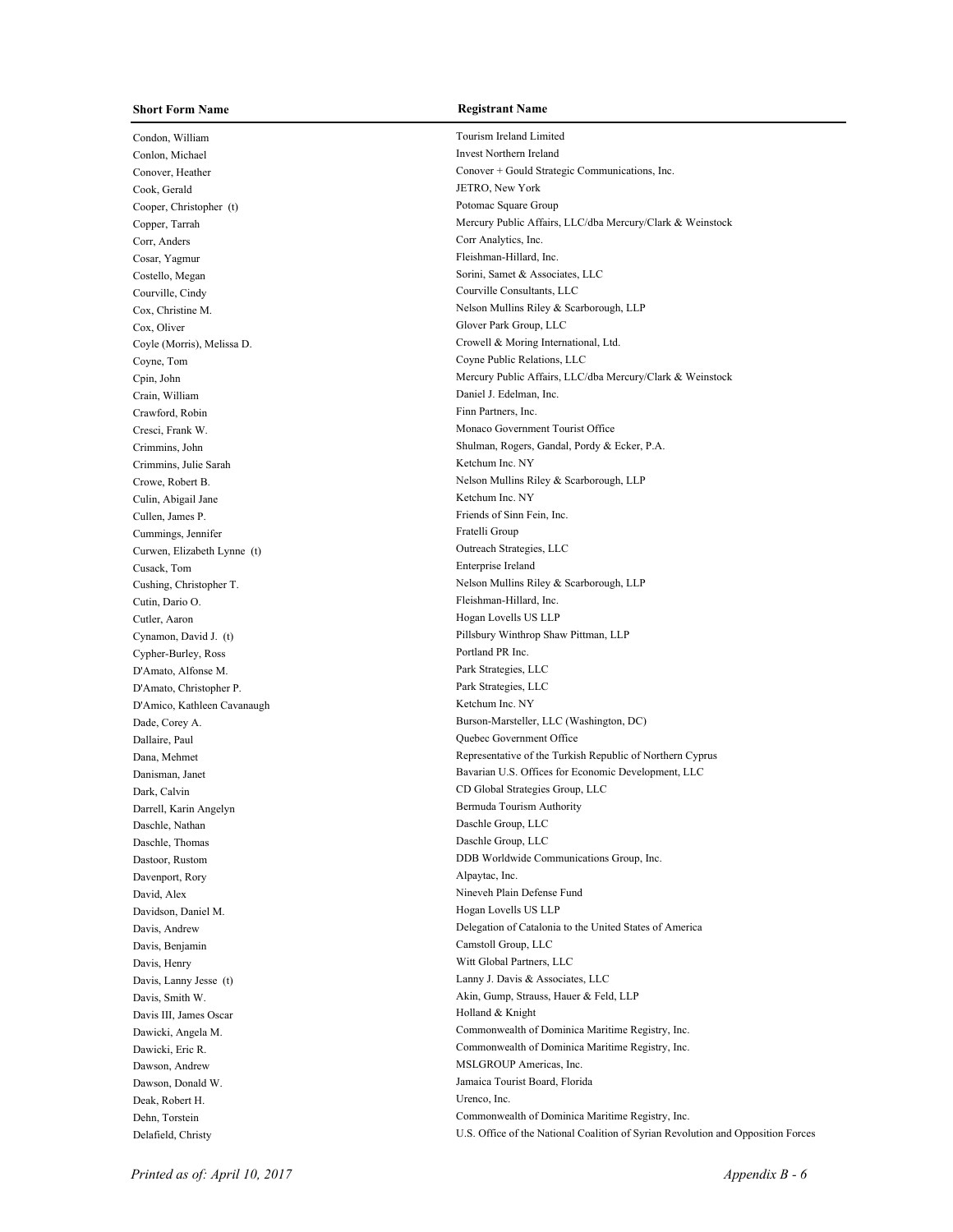| Short Form Name | Registrant Name |
| --- | --- |
| Condon, William | Tourism Ireland Limited |
| Conlon, Michael | Invest Northern Ireland |
| Conover, Heather | Conover + Gould Strategic Communications, Inc. |
| Cook, Gerald | JETRO, New York |
| Cooper, Christopher (t) | Potomac Square Group |
| Copper, Tarrah | Mercury Public Affairs, LLC/dba Mercury/Clark & Weinstock |
| Corr, Anders | Corr Analytics, Inc. |
| Cosar, Yagmur | Fleishman-Hillard, Inc. |
| Costello, Megan | Sorini, Samet & Associates, LLC |
| Courville, Cindy | Courville Consultants, LLC |
| Cox, Christine M. | Nelson Mullins Riley & Scarborough, LLP |
| Cox, Oliver | Glover Park Group, LLC |
| Coyle (Morris), Melissa D. | Crowell & Moring International, Ltd. |
| Coyne, Tom | Coyne Public Relations, LLC |
| Cpin, John | Mercury Public Affairs, LLC/dba Mercury/Clark & Weinstock |
| Crain, William | Daniel J. Edelman, Inc. |
| Crawford, Robin | Finn Partners, Inc. |
| Cresci, Frank W. | Monaco Government Tourist Office |
| Crimmins, John | Shulman, Rogers, Gandal, Pordy & Ecker, P.A. |
| Crimmins, Julie Sarah | Ketchum Inc. NY |
| Crowe, Robert B. | Nelson Mullins Riley & Scarborough, LLP |
| Culin, Abigail Jane | Ketchum Inc. NY |
| Cullen, James P. | Friends of Sinn Fein, Inc. |
| Cummings, Jennifer | Fratelli Group |
| Curwen, Elizabeth Lynne (t) | Outreach Strategies, LLC |
| Cusack, Tom | Enterprise Ireland |
| Cushing, Christopher T. | Nelson Mullins Riley & Scarborough, LLP |
| Cutin, Dario O. | Fleishman-Hillard, Inc. |
| Cutler, Aaron | Hogan Lovells US LLP |
| Cynamon, David J. (t) | Pillsbury Winthrop Shaw Pittman, LLP |
| Cypher-Burley, Ross | Portland PR Inc. |
| D'Amato, Alfonse M. | Park Strategies, LLC |
| D'Amato, Christopher P. | Park Strategies, LLC |
| D'Amico, Kathleen Cavanaugh | Ketchum Inc. NY |
| Dade, Corey A. | Burson-Marsteller, LLC (Washington, DC) |
| Dallaire, Paul | Quebec Government Office |
| Dana, Mehmet | Representative of the Turkish Republic of Northern Cyprus |
| Danisman, Janet | Bavarian U.S. Offices for Economic Development, LLC |
| Dark, Calvin | CD Global Strategies Group, LLC |
| Darrell, Karin Angelyn | Bermuda Tourism Authority |
| Daschle, Nathan | Daschle Group, LLC |
| Daschle, Thomas | Daschle Group, LLC |
| Dastoor, Rustom | DDB Worldwide Communications Group, Inc. |
| Davenport, Rory | Alpaytac, Inc. |
| David, Alex | Nineveh Plain Defense Fund |
| Davidson, Daniel M. | Hogan Lovells US LLP |
| Davis, Andrew | Delegation of Catalonia to the United States of America |
| Davis, Benjamin | Camstoll Group, LLC |
| Davis, Henry | Witt Global Partners, LLC |
| Davis, Lanny Jesse (t) | Lanny J. Davis & Associates, LLC |
| Davis, Smith W. | Akin, Gump, Strauss, Hauer & Feld, LLP |
| Davis III, James Oscar | Holland & Knight |
| Dawicki, Angela M. | Commonwealth of Dominica Maritime Registry, Inc. |
| Dawicki, Eric R. | Commonwealth of Dominica Maritime Registry, Inc. |
| Dawson, Andrew | MSLGROUP Americas, Inc. |
| Dawson, Donald W. | Jamaica Tourist Board, Florida |
| Deak, Robert H. | Urenco, Inc. |
| Dehn, Torstein | Commonwealth of Dominica Maritime Registry, Inc. |
| Delafield, Christy | U.S. Office of the National Coalition of Syrian Revolution and Opposition Forces |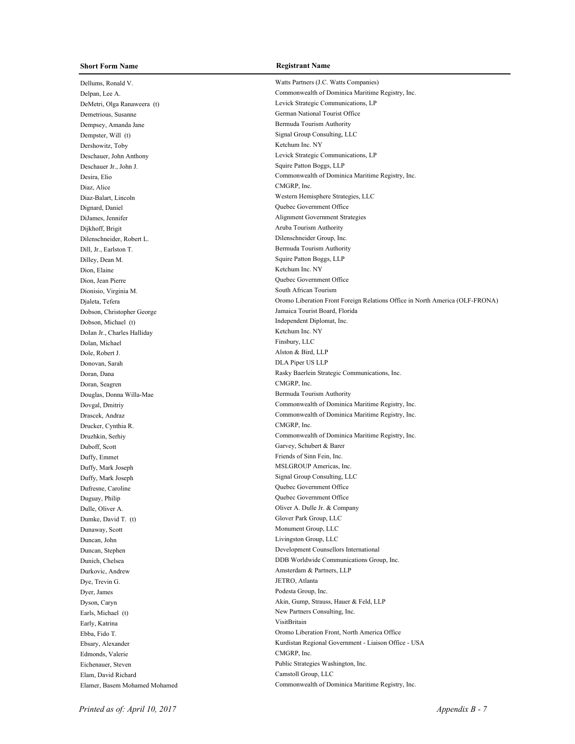| Short Form Name | Registrant Name |
| --- | --- |
| Dellums, Ronald V. | Watts Partners (J.C. Watts Companies) |
| Delpan, Lee A. | Commonwealth of Dominica Maritime Registry, Inc. |
| DeMetri, Olga Ranaweera (t) | Levick Strategic Communications, LP |
| Demetrious, Susanne | German National Tourist Office |
| Dempsey, Amanda Jane | Bermuda Tourism Authority |
| Dempster, Will (t) | Signal Group Consulting, LLC |
| Dershowitz, Toby | Ketchum Inc. NY |
| Deschauer, John Anthony | Levick Strategic Communications, LP |
| Deschauer Jr., John J. | Squire Patton Boggs, LLP |
| Desira, Elio | Commonwealth of Dominica Maritime Registry, Inc. |
| Diaz, Alice | CMGRP, Inc. |
| Diaz-Balart, Lincoln | Western Hemisphere Strategies, LLC |
| Dignard, Daniel | Quebec Government Office |
| DiJames, Jennifer | Alignment Government Strategies |
| Dijkhoff, Brigit | Aruba Tourism Authority |
| Dilenschneider, Robert L. | Dilenschneider Group, Inc. |
| Dill, Jr., Earlston T. | Bermuda Tourism Authority |
| Dilley, Dean M. | Squire Patton Boggs, LLP |
| Dion, Elaine | Ketchum Inc. NY |
| Dion, Jean Pierre | Quebec Government Office |
| Dionisio, Virginia M. | South African Tourism |
| Djaleta, Tefera | Oromo Liberation Front Foreign Relations Office in North America (OLF-FRONA) |
| Dobson, Christopher George | Jamaica Tourist Board, Florida |
| Dobson, Michael (t) | Independent Diplomat, Inc. |
| Dolan Jr., Charles Halliday | Ketchum Inc. NY |
| Dolan, Michael | Finsbury, LLC |
| Dole, Robert J. | Alston & Bird, LLP |
| Donovan, Sarah | DLA Piper US LLP |
| Doran, Dana | Rasky Baerlein Strategic Communications, Inc. |
| Doran, Seagren | CMGRP, Inc. |
| Douglas, Donna Willa-Mae | Bermuda Tourism Authority |
| Dovgal, Dmitriy | Commonwealth of Dominica Maritime Registry, Inc. |
| Drascek, Andraz | Commonwealth of Dominica Maritime Registry, Inc. |
| Drucker, Cynthia R. | CMGRP, Inc. |
| Druzhkin, Serhiy | Commonwealth of Dominica Maritime Registry, Inc. |
| Duboff, Scott | Garvey, Schubert & Barer |
| Duffy, Emmet | Friends of Sinn Fein, Inc. |
| Duffy, Mark Joseph | MSLGROUP Americas, Inc. |
| Duffy, Mark Joseph | Signal Group Consulting, LLC |
| Dufresne, Caroline | Quebec Government Office |
| Duguay, Philip | Quebec Government Office |
| Dulle, Oliver A. | Oliver A. Dulle Jr. & Company |
| Dumke, David T. (t) | Glover Park Group, LLC |
| Dunaway, Scott | Monument Group, LLC |
| Duncan, John | Livingston Group, LLC |
| Duncan, Stephen | Development Counsellors International |
| Dunich, Chelsea | DDB Worldwide Communications Group, Inc. |
| Durkovic, Andrew | Amsterdam & Partners, LLP |
| Dye, Trevin G. | JETRO, Atlanta |
| Dyer, James | Podesta Group, Inc. |
| Dyson, Caryn | Akin, Gump, Strauss, Hauer & Feld, LLP |
| Earls, Michael (t) | New Partners Consulting, Inc. |
| Early, Katrina | VisitBritain |
| Ebba, Fido T. | Oromo Liberation Front, North America Office |
| Ebsary, Alexander | Kurdistan Regional Government - Liaison Office - USA |
| Edmonds, Valerie | CMGRP, Inc. |
| Eichenauer, Steven | Public Strategies Washington, Inc. |
| Elam, David Richard | Camstoll Group, LLC |
| Elamer, Basem Mohamed Mohamed | Commonwealth of Dominica Maritime Registry, Inc. |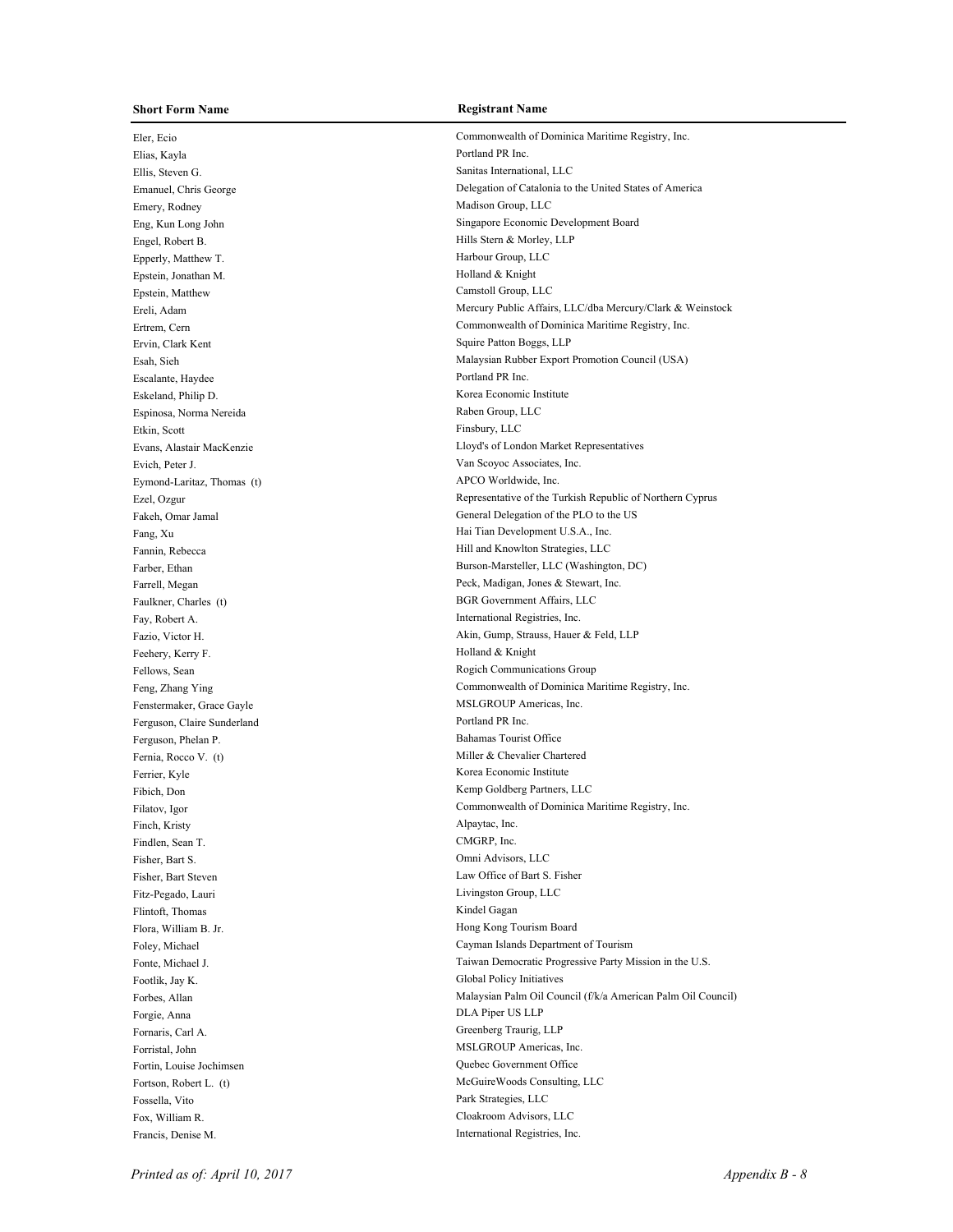| Short Form Name | Registrant Name |
| --- | --- |
| Eler, Ecio | Commonwealth of Dominica Maritime Registry, Inc. |
| Elias, Kayla | Portland PR Inc. |
| Ellis, Steven G. | Sanitas International, LLC |
| Emanuel, Chris George | Delegation of Catalonia to the United States of America |
| Emery, Rodney | Madison Group, LLC |
| Eng, Kun Long John | Singapore Economic Development Board |
| Engel, Robert B. | Hills Stern & Morley, LLP |
| Epperly, Matthew T. | Harbour Group, LLC |
| Epstein, Jonathan M. | Holland & Knight |
| Epstein, Matthew | Camstoll Group, LLC |
| Ereli, Adam | Mercury Public Affairs, LLC/dba Mercury/Clark & Weinstock |
| Ertrem, Cern | Commonwealth of Dominica Maritime Registry, Inc. |
| Ervin, Clark Kent | Squire Patton Boggs, LLP |
| Esah, Sieh | Malaysian Rubber Export Promotion Council (USA) |
| Escalante, Haydee | Portland PR Inc. |
| Eskeland, Philip D. | Korea Economic Institute |
| Espinosa, Norma Nereida | Raben Group, LLC |
| Etkin, Scott | Finsbury, LLC |
| Evans, Alastair MacKenzie | Lloyd's of London Market Representatives |
| Evich, Peter J. | Van Scoyoc Associates, Inc. |
| Eymond-Laritaz, Thomas (t) | APCO Worldwide, Inc. |
| Ezel, Ozgur | Representative of the Turkish Republic of Northern Cyprus |
| Fakeh, Omar Jamal | General Delegation of the PLO to the US |
| Fang, Xu | Hai Tian Development U.S.A., Inc. |
| Fannin, Rebecca | Hill and Knowlton Strategies, LLC |
| Farber, Ethan | Burson-Marsteller, LLC (Washington, DC) |
| Farrell, Megan | Peck, Madigan, Jones & Stewart, Inc. |
| Faulkner, Charles (t) | BGR Government Affairs, LLC |
| Fay, Robert A. | International Registries, Inc. |
| Fazio, Victor H. | Akin, Gump, Strauss, Hauer & Feld, LLP |
| Feehery, Kerry F. | Holland & Knight |
| Fellows, Sean | Rogich Communications Group |
| Feng, Zhang Ying | Commonwealth of Dominica Maritime Registry, Inc. |
| Fenstermaker, Grace Gayle | MSLGROUP Americas, Inc. |
| Ferguson, Claire Sunderland | Portland PR Inc. |
| Ferguson, Phelan P. | Bahamas Tourist Office |
| Fernia, Rocco V. (t) | Miller & Chevalier Chartered |
| Ferrier, Kyle | Korea Economic Institute |
| Fibich, Don | Kemp Goldberg Partners, LLC |
| Filatov, Igor | Commonwealth of Dominica Maritime Registry, Inc. |
| Finch, Kristy | Alpaytac, Inc. |
| Findlen, Sean T. | CMGRP, Inc. |
| Fisher, Bart S. | Omni Advisors, LLC |
| Fisher, Bart Steven | Law Office of Bart S. Fisher |
| Fitz-Pegado, Lauri | Livingston Group, LLC |
| Flintoft, Thomas | Kindel Gagan |
| Flora, William B. Jr. | Hong Kong Tourism Board |
| Foley, Michael | Cayman Islands Department of Tourism |
| Fonte, Michael J. | Taiwan Democratic Progressive Party Mission in the U.S. |
| Footlik, Jay K. | Global Policy Initiatives |
| Forbes, Allan | Malaysian Palm Oil Council (f/k/a American Palm Oil Council) |
| Forgie, Anna | DLA Piper US LLP |
| Fornaris, Carl A. | Greenberg Traurig, LLP |
| Forristal, John | MSLGROUP Americas, Inc. |
| Fortin, Louise Jochimsen | Quebec Government Office |
| Fortson, Robert L. (t) | McGuireWoods Consulting, LLC |
| Fossella, Vito | Park Strategies, LLC |
| Fox, William R. | Cloakroom Advisors, LLC |
| Francis, Denise M. | International Registries, Inc. |

*Printed as of: April 10, 2017*

*Appendix B - 8*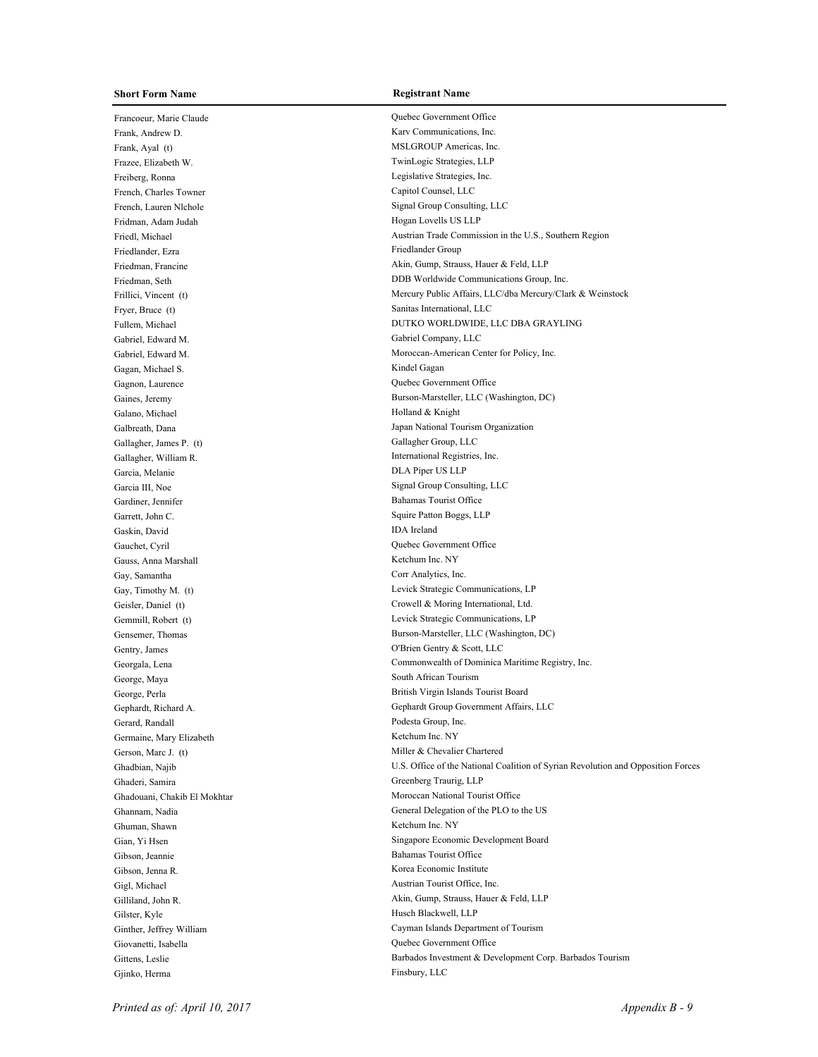| Short Form Name | Registrant Name |
|---|---|
| Francoeur, Marie Claude | Quebec Government Office |
| Frank, Andrew D. | Karv Communications, Inc. |
| Frank, Ayal (t) | MSLGROUP Americas, Inc. |
| Frazee, Elizabeth W. | TwinLogic Strategies, LLP |
| Freiberg, Ronna | Legislative Strategies, Inc. |
| French, Charles Towner | Capitol Counsel, LLC |
| French, Lauren Nlchole | Signal Group Consulting, LLC |
| Fridman, Adam Judah | Hogan Lovells US LLP |
| Friedl, Michael | Austrian Trade Commission in the U.S., Southern Region |
| Friedlander, Ezra | Friedlander Group |
| Friedman, Francine | Akin, Gump, Strauss, Hauer & Feld, LLP |
| Friedman, Seth | DDB Worldwide Communications Group, Inc. |
| Frillici, Vincent (t) | Mercury Public Affairs, LLC/dba Mercury/Clark & Weinstock |
| Fryer, Bruce (t) | Sanitas International, LLC |
| Fullem, Michael | DUTKO WORLDWIDE, LLC DBA GRAYLING |
| Gabriel, Edward M. | Gabriel Company, LLC |
| Gabriel, Edward M. | Moroccan-American Center for Policy, Inc. |
| Gagan, Michael S. | Kindel Gagan |
| Gagnon, Laurence | Quebec Government Office |
| Gaines, Jeremy | Burson-Marsteller, LLC (Washington, DC) |
| Galano, Michael | Holland & Knight |
| Galbreath, Dana | Japan National Tourism Organization |
| Gallagher, James P. (t) | Gallagher Group, LLC |
| Gallagher, William R. | International Registries, Inc. |
| Garcia, Melanie | DLA Piper US LLP |
| Garcia III, Noe | Signal Group Consulting, LLC |
| Gardiner, Jennifer | Bahamas Tourist Office |
| Garrett, John C. | Squire Patton Boggs, LLP |
| Gaskin, David | IDA Ireland |
| Gauchet, Cyril | Quebec Government Office |
| Gauss, Anna Marshall | Ketchum Inc. NY |
| Gay, Samantha | Corr Analytics, Inc. |
| Gay, Timothy M. (t) | Levick Strategic Communications, LP |
| Geisler, Daniel (t) | Crowell & Moring International, Ltd. |
| Gemmill, Robert (t) | Levick Strategic Communications, LP |
| Gensemer, Thomas | Burson-Marsteller, LLC (Washington, DC) |
| Gentry, James | O'Brien Gentry & Scott, LLC |
| Georgala, Lena | Commonwealth of Dominica Maritime Registry, Inc. |
| George, Maya | South African Tourism |
| George, Perla | British Virgin Islands Tourist Board |
| Gephardt, Richard A. | Gephardt Group Government Affairs, LLC |
| Gerard, Randall | Podesta Group, Inc. |
| Germaine, Mary Elizabeth | Ketchum Inc. NY |
| Gerson, Marc J. (t) | Miller & Chevalier Chartered |
| Ghadbian, Najib | U.S. Office of the National Coalition of Syrian Revolution and Opposition Forces |
| Ghaderi, Samira | Greenberg Traurig, LLP |
| Ghadouani, Chakib El Mokhtar | Moroccan National Tourist Office |
| Ghannam, Nadia | General Delegation of the PLO to the US |
| Ghuman, Shawn | Ketchum Inc. NY |
| Gian, Yi Hsen | Singapore Economic Development Board |
| Gibson, Jeannie | Bahamas Tourist Office |
| Gibson, Jenna R. | Korea Economic Institute |
| Gigl, Michael | Austrian Tourist Office, Inc. |
| Gilliland, John R. | Akin, Gump, Strauss, Hauer & Feld, LLP |
| Gilster, Kyle | Husch Blackwell, LLP |
| Ginther, Jeffrey William | Cayman Islands Department of Tourism |
| Giovanetti, Isabella | Quebec Government Office |
| Gittens, Leslie | Barbados Investment & Development Corp. Barbados Tourism |
| Gjinko, Herma | Finsbury, LLC |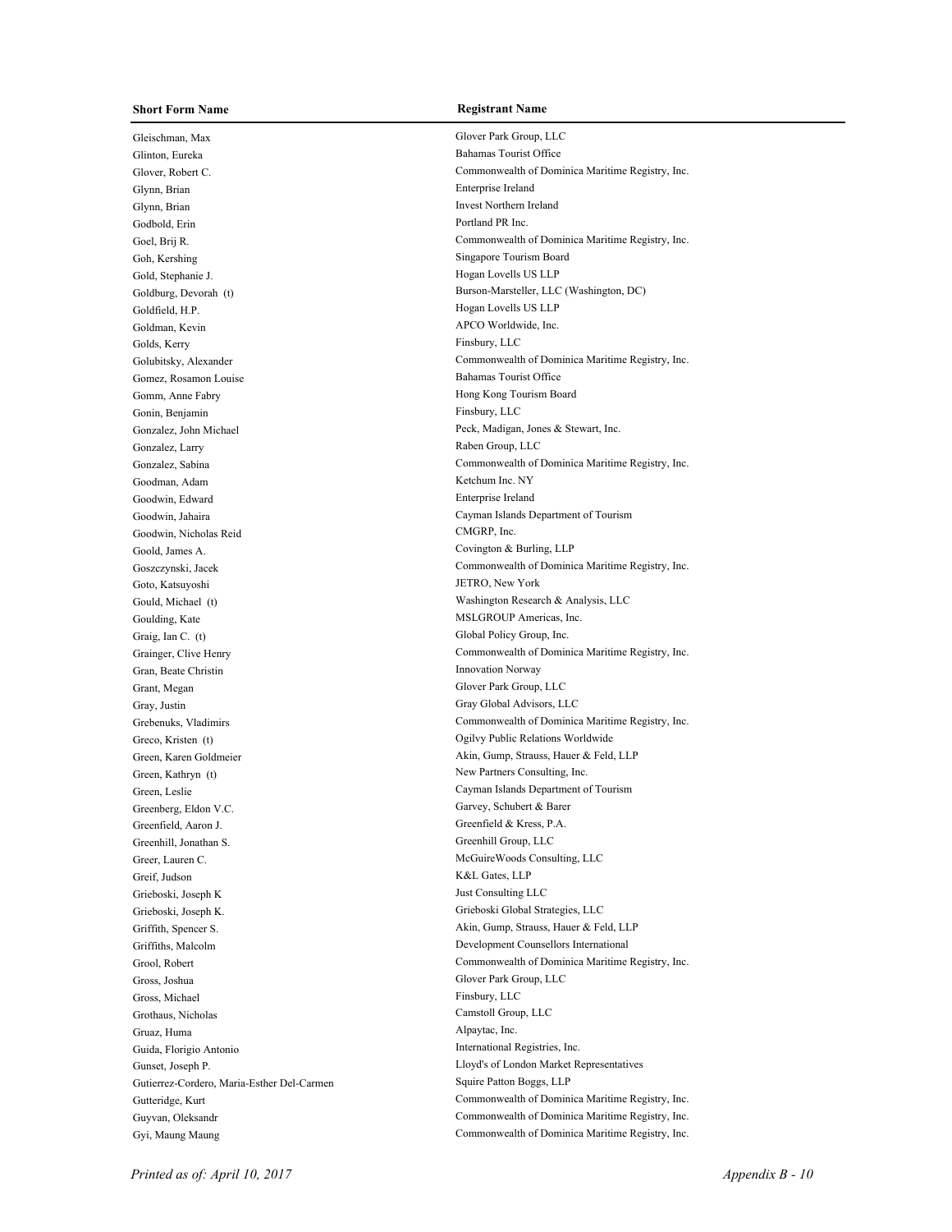| Short Form Name | Registrant Name |
| --- | --- |
| Gleischman, Max | Glover Park Group, LLC |
| Glinton, Eureka | Bahamas Tourist Office |
| Glover, Robert C. | Commonwealth of Dominica Maritime Registry, Inc. |
| Glynn, Brian | Enterprise Ireland |
| Glynn, Brian | Invest Northern Ireland |
| Godbold, Erin | Portland PR Inc. |
| Goel, Brij R. | Commonwealth of Dominica Maritime Registry, Inc. |
| Goh, Kershing | Singapore Tourism Board |
| Gold, Stephanie J. | Hogan Lovells US LLP |
| Goldburg, Devorah (t) | Burson-Marsteller, LLC (Washington, DC) |
| Goldfield, H.P. | Hogan Lovells US LLP |
| Goldman, Kevin | APCO Worldwide, Inc. |
| Golds, Kerry | Finsbury, LLC |
| Golubitsky, Alexander | Commonwealth of Dominica Maritime Registry, Inc. |
| Gomez, Rosamon Louise | Bahamas Tourist Office |
| Gomm, Anne Fabry | Hong Kong Tourism Board |
| Gonin, Benjamin | Finsbury, LLC |
| Gonzalez, John Michael | Peck, Madigan, Jones & Stewart, Inc. |
| Gonzalez, Larry | Raben Group, LLC |
| Gonzalez, Sabina | Commonwealth of Dominica Maritime Registry, Inc. |
| Goodman, Adam | Ketchum Inc. NY |
| Goodwin, Edward | Enterprise Ireland |
| Goodwin, Jahaira | Cayman Islands Department of Tourism |
| Goodwin, Nicholas Reid | CMGRP, Inc. |
| Goold, James A. | Covington & Burling, LLP |
| Goszczynski, Jacek | Commonwealth of Dominica Maritime Registry, Inc. |
| Goto, Katsuyoshi | JETRO, New York |
| Gould, Michael (t) | Washington Research & Analysis, LLC |
| Goulding, Kate | MSLGROUP Americas, Inc. |
| Graig, Ian C. (t) | Global Policy Group, Inc. |
| Grainger, Clive Henry | Commonwealth of Dominica Maritime Registry, Inc. |
| Gran, Beate Christin | Innovation Norway |
| Grant, Megan | Glover Park Group, LLC |
| Gray, Justin | Gray Global Advisors, LLC |
| Grebenuks, Vladimirs | Commonwealth of Dominica Maritime Registry, Inc. |
| Greco, Kristen (t) | Ogilvy Public Relations Worldwide |
| Green, Karen Goldmeier | Akin, Gump, Strauss, Hauer & Feld, LLP |
| Green, Kathryn (t) | New Partners Consulting, Inc. |
| Green, Leslie | Cayman Islands Department of Tourism |
| Greenberg, Eldon V.C. | Garvey, Schubert & Barer |
| Greenfield, Aaron J. | Greenfield & Kress, P.A. |
| Greenhill, Jonathan S. | Greenhill Group, LLC |
| Greer, Lauren C. | McGuireWoods Consulting, LLC |
| Greif, Judson | K&L Gates, LLP |
| Grieboski, Joseph K | Just Consulting LLC |
| Grieboski, Joseph K. | Grieboski Global Strategies, LLC |
| Griffith, Spencer S. | Akin, Gump, Strauss, Hauer & Feld, LLP |
| Griffiths, Malcolm | Development Counsellors International |
| Grool, Robert | Commonwealth of Dominica Maritime Registry, Inc. |
| Gross, Joshua | Glover Park Group, LLC |
| Gross, Michael | Finsbury, LLC |
| Grothaus, Nicholas | Camstoll Group, LLC |
| Gruaz, Huma | Alpaytac, Inc. |
| Guida, Florigio Antonio | International Registries, Inc. |
| Gunset, Joseph P. | Lloyd's of London Market Representatives |
| Gutierrez-Cordero, Maria-Esther Del-Carmen | Squire Patton Boggs, LLP |
| Gutteridge, Kurt | Commonwealth of Dominica Maritime Registry, Inc. |
| Guyvan, Oleksandr | Commonwealth of Dominica Maritime Registry, Inc. |
| Gyi, Maung Maung | Commonwealth of Dominica Maritime Registry, Inc. |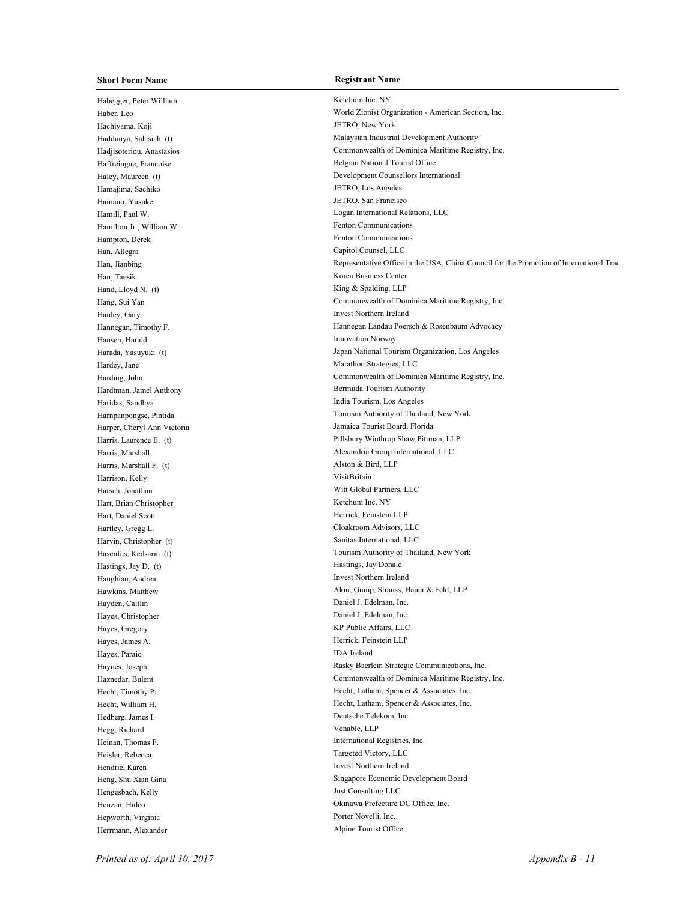| Short Form Name | Registrant Name |
| --- | --- |
| Habegger, Peter William | Ketchum Inc. NY |
| Haber, Leo | World Zionist Organization - American Section, Inc. |
| Hachiyama, Koji | JETRO, New York |
| Haddunya, Salasiah (t) | Malaysian Industrial Development Authority |
| Hadjisoteriou, Anastasios | Commonwealth of Dominica Maritime Registry, Inc. |
| Haffreingue, Francoise | Belgian National Tourist Office |
| Haley, Maureen (t) | Development Counsellors International |
| Hamajima, Sachiko | JETRO, Los Angeles |
| Hamano, Yusuke | JETRO, San Francisco |
| Hamill, Paul W. | Logan International Relations, LLC |
| Hamilton Jr., William W. | Fenton Communications |
| Hampton, Derek | Fenton Communications |
| Han, Allegra | Capitol Counsel, LLC |
| Han, Jianbing | Representative Office in the USA, China Council for the Promotion of International Trac |
| Han, Taesik | Korea Business Center |
| Hand, Lloyd N. (t) | King & Spalding, LLP |
| Hang, Sui Yan | Commonwealth of Dominica Maritime Registry, Inc. |
| Hanley, Gary | Invest Northern Ireland |
| Hannegan, Timothy F. | Hannegan Landau Poersch & Rosenbaum Advocacy |
| Hansen, Harald | Innovation Norway |
| Harada, Yasuyuki (t) | Japan National Tourism Organization, Los Angeles |
| Hardey, Jane | Marathon Strategies, LLC |
| Harding, John | Commonwealth of Dominica Maritime Registry, Inc. |
| Hardtman, Jamel Anthony | Bermuda Tourism Authority |
| Haridas, Sandhya | India Tourism, Los Angeles |
| Harnpanpongse, Pintida | Tourism Authority of Thailand, New York |
| Harper, Cheryl Ann Victoria | Jamaica Tourist Board, Florida |
| Harris, Laurence E. (t) | Pillsbury Winthrop Shaw Pittman, LLP |
| Harris, Marshall | Alexandria Group International, LLC |
| Harris, Marshall F. (t) | Alston & Bird, LLP |
| Harrison, Kelly | VisitBritain |
| Harsch, Jonathan | Witt Global Partners, LLC |
| Hart, Brian Christopher | Ketchum Inc. NY |
| Hart, Daniel Scott | Herrick, Feinstein LLP |
| Hartley, Gregg L. | Cloakroom Advisors, LLC |
| Harvin, Christopher (t) | Sanitas International, LLC |
| Hasenfus, Kedsarin (t) | Tourism Authority of Thailand, New York |
| Hastings, Jay D. (t) | Hastings, Jay Donald |
| Haughian, Andrea | Invest Northern Ireland |
| Hawkins, Matthew | Akin, Gump, Strauss, Hauer & Feld, LLP |
| Hayden, Caitlin | Daniel J. Edelman, Inc. |
| Hayes, Christopher | Daniel J. Edelman, Inc. |
| Hayes, Gregory | KP Public Affairs, LLC |
| Hayes, James A. | Herrick, Feinstein LLP |
| Hayes, Paraic | IDA Ireland |
| Haynes, Joseph | Rasky Baerlein Strategic Communications, Inc. |
| Haznedar, Bulent | Commonwealth of Dominica Maritime Registry, Inc. |
| Hecht, Timothy P. | Hecht, Latham, Spencer & Associates, Inc. |
| Hecht, William H. | Hecht, Latham, Spencer & Associates, Inc. |
| Hedberg, James I. | Deutsche Telekom, Inc. |
| Hegg, Richard | Venable, LLP |
| Heinan, Thomas F. | International Registries, Inc. |
| Heisler, Rebecca | Targeted Victory, LLC |
| Hendrie, Karen | Invest Northern Ireland |
| Heng, Shu Xian Gina | Singapore Economic Development Board |
| Hengesbach, Kelly | Just Consulting LLC |
| Henzan, Hideo | Okinawa Prefecture DC Office, Inc. |
| Hepworth, Virginia | Porter Novelli, Inc. |
| Herrmann, Alexander | Alpine Tourist Office |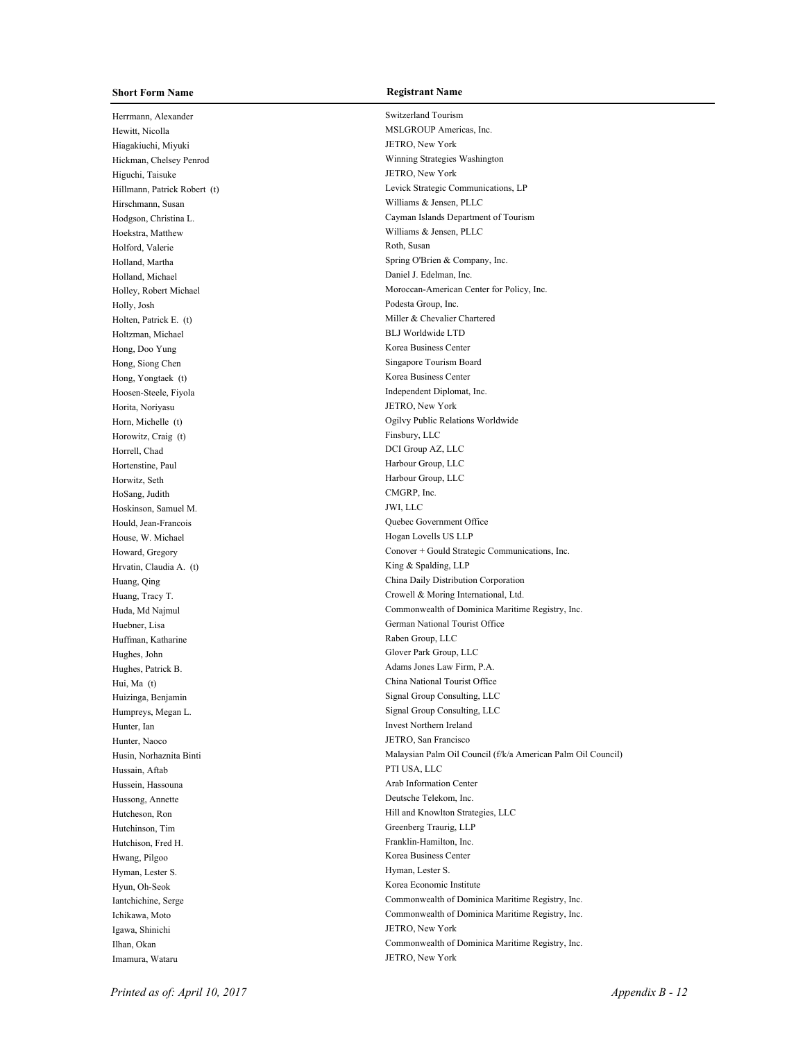| Short Form Name | Registrant Name |
| --- | --- |
| Herrmann, Alexander | Switzerland Tourism |
| Hewitt, Nicolla | MSLGROUP Americas, Inc. |
| Hiagakiuchi, Miyuki | JETRO, New York |
| Hickman, Chelsey Penrod | Winning Strategies Washington |
| Higuchi, Taisuke | JETRO, New York |
| Hillmann, Patrick Robert (t) | Levick Strategic Communications, LP |
| Hirschmann, Susan | Williams & Jensen, PLLC |
| Hodgson, Christina L. | Cayman Islands Department of Tourism |
| Hoekstra, Matthew | Williams & Jensen, PLLC |
| Holford, Valerie | Roth, Susan |
| Holland, Martha | Spring O'Brien & Company, Inc. |
| Holland, Michael | Daniel J. Edelman, Inc. |
| Holley, Robert Michael | Moroccan-American Center for Policy, Inc. |
| Holly, Josh | Podesta Group, Inc. |
| Holten, Patrick E. (t) | Miller & Chevalier Chartered |
| Holtzman, Michael | BLJ Worldwide LTD |
| Hong, Doo Yung | Korea Business Center |
| Hong, Siong Chen | Singapore Tourism Board |
| Hong, Yongtaek (t) | Korea Business Center |
| Hoosen-Steele, Fiyola | Independent Diplomat, Inc. |
| Horita, Noriyasu | JETRO, New York |
| Horn, Michelle (t) | Ogilvy Public Relations Worldwide |
| Horowitz, Craig (t) | Finsbury, LLC |
| Horrell, Chad | DCI Group AZ, LLC |
| Hortenstine, Paul | Harbour Group, LLC |
| Horwitz, Seth | Harbour Group, LLC |
| HoSang, Judith | CMGRP, Inc. |
| Hoskinson, Samuel M. | JWI, LLC |
| Hould, Jean-Francois | Quebec Government Office |
| House, W. Michael | Hogan Lovells US LLP |
| Howard, Gregory | Conover + Gould Strategic Communications, Inc. |
| Hrvatin, Claudia A. (t) | King & Spalding, LLP |
| Huang, Qing | China Daily Distribution Corporation |
| Huang, Tracy T. | Crowell & Moring International, Ltd. |
| Huda, Md Najmul | Commonwealth of Dominica Maritime Registry, Inc. |
| Huebner, Lisa | German National Tourist Office |
| Huffman, Katharine | Raben Group, LLC |
| Hughes, John | Glover Park Group, LLC |
| Hughes, Patrick B. | Adams Jones Law Firm, P.A. |
| Hui, Ma (t) | China National Tourist Office |
| Huizinga, Benjamin | Signal Group Consulting, LLC |
| Humpreys, Megan L. | Signal Group Consulting, LLC |
| Hunter, Ian | Invest Northern Ireland |
| Hunter, Naoco | JETRO, San Francisco |
| Husin, Norhaznita Binti | Malaysian Palm Oil Council (f/k/a American Palm Oil Council) |
| Hussain, Aftab | PTI USA, LLC |
| Hussein, Hassouna | Arab Information Center |
| Hussong, Annette | Deutsche Telekom, Inc. |
| Hutcheson, Ron | Hill and Knowlton Strategies, LLC |
| Hutchinson, Tim | Greenberg Traurig, LLP |
| Hutchison, Fred H. | Franklin-Hamilton, Inc. |
| Hwang, Pilgoo | Korea Business Center |
| Hyman, Lester S. | Hyman, Lester S. |
| Hyun, Oh-Seok | Korea Economic Institute |
| Iantchichine, Serge | Commonwealth of Dominica Maritime Registry, Inc. |
| Ichikawa, Moto | Commonwealth of Dominica Maritime Registry, Inc. |
| Igawa, Shinichi | JETRO, New York |
| Ilhan, Okan | Commonwealth of Dominica Maritime Registry, Inc. |
| Imamura, Wataru | JETRO, New York |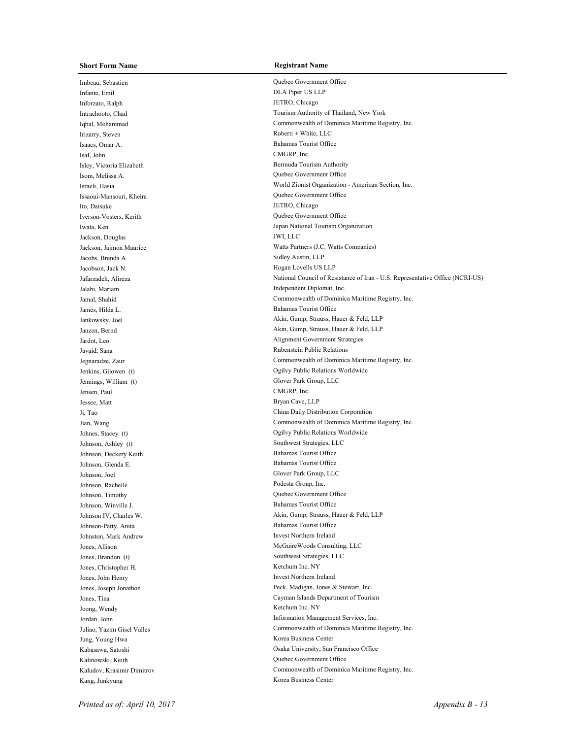| Short Form Name | Registrant Name |
| --- | --- |
| Imbeau, Sebastien | Quebec Government Office |
| Infante, Emil | DLA Piper US LLP |
| Inforzato, Ralph | JETRO, Chicago |
| Intrachooto, Chad | Tourism Authority of Thailand, New York |
| Iqbal, Mohammad | Commonwealth of Dominica Maritime Registry, Inc. |
| Irizarry, Steven | Roberti + White, LLC |
| Isaacs, Omar A. | Bahamas Tourist Office |
| Isaf, John | CMGRP, Inc. |
| Isley, Victoria Elizabeth | Bermuda Tourism Authority |
| Isom, Melissa A. | Quebec Government Office |
| Israeli, Hasia | World Zionist Organization - American Section, Inc. |
| Issaoui-Mansouri, Kheira | Quebec Government Office |
| Ito, Daisuke | JETRO, Chicago |
| Iverson-Vosters, Kerith | Quebec Government Office |
| Iwata, Ken | Japan National Tourism Organization |
| Jackson, Douglas | JWI, LLC |
| Jackson, Jaimon Maurice | Watts Partners (J.C. Watts Companies) |
| Jacobs, Brenda A. | Sidley Austin, LLP |
| Jacobson, Jack N. | Hogan Lovells US LLP |
| Jafarzadeh, Alireza | National Council of Resistance of Iran - U.S. Representative Office (NCRI-US) |
| Jalabi, Mariam | Independent Diplomat, Inc. |
| Jamal, Shahid | Commonwealth of Dominica Maritime Registry, Inc. |
| James, Hilda L. | Bahamas Tourist Office |
| Jankowsky, Joel | Akin, Gump, Strauss, Hauer & Feld, LLP |
| Janzen, Bernd | Akin, Gump, Strauss, Hauer & Feld, LLP |
| Jardot, Leo | Alignment Government Strategies |
| Javaid, Sana | Rubenstein Public Relations |
| Jegnaradze, Zaur | Commonwealth of Dominica Maritime Registry, Inc. |
| Jenkins, Gilowen (t) | Ogilvy Public Relations Worldwide |
| Jennings, William (t) | Glover Park Group, LLC |
| Jensen, Paul | CMGRP, Inc. |
| Jessee, Matt | Bryan Cave, LLP |
| Ji, Tao | China Daily Distribution Corporation |
| Jian, Wang | Commonwealth of Dominica Maritime Registry, Inc. |
| Johnes, Stacey (t) | Ogilvy Public Relations Worldwide |
| Johnson, Ashley (t) | Southwest Strategies, LLC |
| Johnson, Deckery Keith | Bahamas Tourist Office |
| Johnson, Glenda E. | Bahamas Tourist Office |
| Johnson, Joel | Glover Park Group, LLC |
| Johnson, Rachelle | Podesta Group, Inc. |
| Johnson, Timothy | Quebec Government Office |
| Johnson, Winville J. | Bahamas Tourist Office |
| Johnson IV, Charles W. | Akin, Gump, Strauss, Hauer & Feld, LLP |
| Johnson-Patty, Anita | Bahamas Tourist Office |
| Johnston, Mark Andrew | Invest Northern Ireland |
| Jones, Allison | McGuireWoods Consulting, LLC |
| Jones, Brandon (t) | Southwest Strategies, LLC |
| Jones, Christopher H. | Ketchum Inc. NY |
| Jones, John Henry | Invest Northern Ireland |
| Jones, Joseph Jonathon | Peck, Madigan, Jones & Stewart, Inc. |
| Jones, Tina | Cayman Islands Department of Tourism |
| Joong, Wendy | Ketchum Inc. NY |
| Jordan, John | Information Management Services, Inc. |
| Juliao, Yazim Gisel Valles | Commonwealth of Dominica Maritime Registry, Inc. |
| Jung, Young Hwa | Korea Business Center |
| Kabasawa, Satoshi | Osaka University, San Francisco Office |
| Kalinowski, Keith | Quebec Government Office |
| Kaludov, Krasimir Dimitrov | Commonwealth of Dominica Maritime Registry, Inc. |
| Kang, Junkyung | Korea Business Center |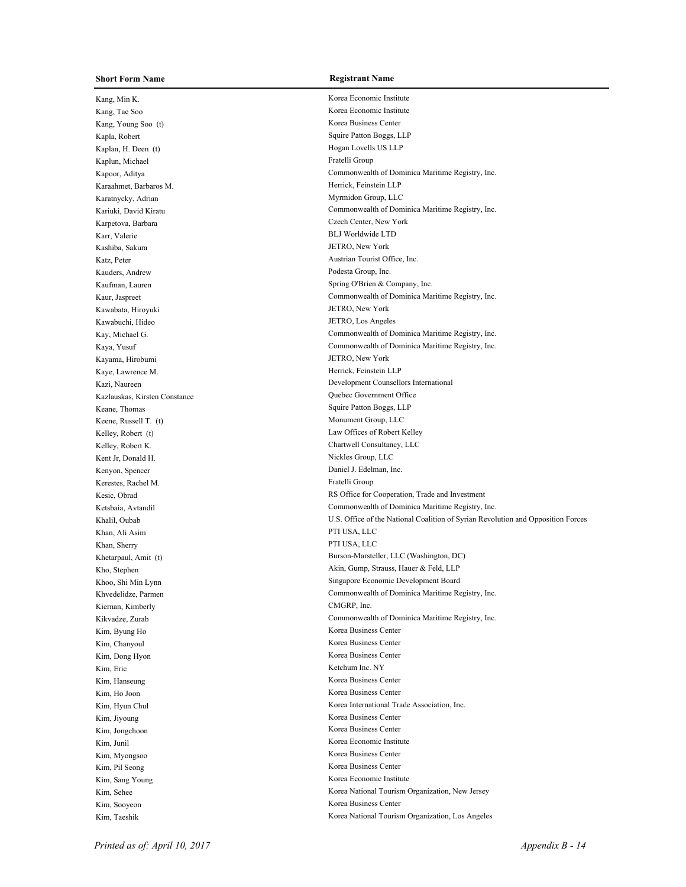| Short Form Name | Registrant Name |
|---|---|
| Kang, Min K. | Korea Economic Institute |
| Kang, Tae Soo | Korea Economic Institute |
| Kang, Young Soo (t) | Korea Business Center |
| Kapla, Robert | Squire Patton Boggs, LLP |
| Kaplan, H. Deen (t) | Hogan Lovells US LLP |
| Kaplun, Michael | Fratelli Group |
| Kapoor, Aditya | Commonwealth of Dominica Maritime Registry, Inc. |
| Karaahmet, Barbaros M. | Herrick, Feinstein LLP |
| Karatnycky, Adrian | Myrmidon Group, LLC |
| Kariuki, David Kiratu | Commonwealth of Dominica Maritime Registry, Inc. |
| Karpetova, Barbara | Czech Center, New York |
| Karr, Valerie | BLJ Worldwide LTD |
| Kashiba, Sakura | JETRO, New York |
| Katz, Peter | Austrian Tourist Office, Inc. |
| Kauders, Andrew | Podesta Group, Inc. |
| Kaufman, Lauren | Spring O'Brien & Company, Inc. |
| Kaur, Jaspreet | Commonwealth of Dominica Maritime Registry, Inc. |
| Kawabata, Hiroyuki | JETRO, New York |
| Kawabuchi, Hideo | JETRO, Los Angeles |
| Kay, Michael G. | Commonwealth of Dominica Maritime Registry, Inc. |
| Kaya, Yusuf | Commonwealth of Dominica Maritime Registry, Inc. |
| Kayama, Hirobumi | JETRO, New York |
| Kaye, Lawrence M. | Herrick, Feinstein LLP |
| Kazi, Naureen | Development Counsellors International |
| Kazlauskas, Kirsten Constance | Quebec Government Office |
| Keane, Thomas | Squire Patton Boggs, LLP |
| Keene, Russell T. (t) | Monument Group, LLC |
| Kelley, Robert (t) | Law Offices of Robert Kelley |
| Kelley, Robert K. | Chartwell Consultancy, LLC |
| Kent Jr, Donald H. | Nickles Group, LLC |
| Kenyon, Spencer | Daniel J. Edelman, Inc. |
| Kerestes, Rachel M. | Fratelli Group |
| Kesic, Obrad | RS Office for Cooperation, Trade and Investment |
| Ketsbaia, Avtandil | Commonwealth of Dominica Maritime Registry, Inc. |
| Khalil, Oubab | U.S. Office of the National Coalition of Syrian Revolution and Opposition Forces |
| Khan, Ali Asim | PTI USA, LLC |
| Khan, Sherry | PTI USA, LLC |
| Khetarpaul, Amit (t) | Burson-Marsteller, LLC (Washington, DC) |
| Kho, Stephen | Akin, Gump, Strauss, Hauer & Feld, LLP |
| Khoo, Shi Min Lynn | Singapore Economic Development Board |
| Khvedelidze, Parmen | Commonwealth of Dominica Maritime Registry, Inc. |
| Kiernan, Kimberly | CMGRP, Inc. |
| Kikvadze, Zurab | Commonwealth of Dominica Maritime Registry, Inc. |
| Kim, Byung Ho | Korea Business Center |
| Kim, Chanyoul | Korea Business Center |
| Kim, Dong Hyon | Korea Business Center |
| Kim, Eric | Ketchum Inc. NY |
| Kim, Hanseung | Korea Business Center |
| Kim, Ho Joon | Korea Business Center |
| Kim, Hyun Chul | Korea International Trade Association, Inc. |
| Kim, Jiyoung | Korea Business Center |
| Kim, Jongchoon | Korea Business Center |
| Kim, Junil | Korea Economic Institute |
| Kim, Myongsoo | Korea Business Center |
| Kim, Pil Seong | Korea Business Center |
| Kim, Sang Young | Korea Economic Institute |
| Kim, Sehee | Korea National Tourism Organization, New Jersey |
| Kim, Sooyeon | Korea Business Center |
| Kim, Taeshik | Korea National Tourism Organization, Los Angeles |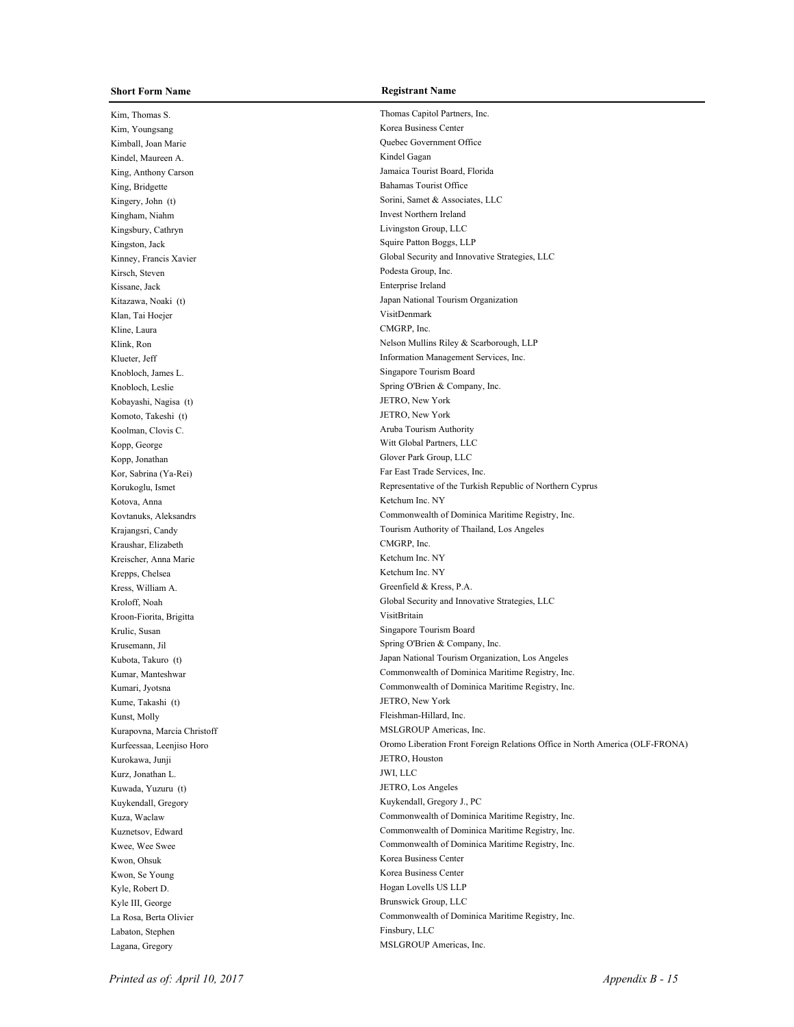| Short Form Name | Registrant Name |
|---|---|
| Kim, Thomas S. | Thomas Capitol Partners, Inc. |
| Kim, Youngsang | Korea Business Center |
| Kimball, Joan Marie | Quebec Government Office |
| Kindel, Maureen A. | Kindel Gagan |
| King, Anthony Carson | Jamaica Tourist Board, Florida |
| King, Bridgette | Bahamas Tourist Office |
| Kingery, John (t) | Sorini, Samet & Associates, LLC |
| Kingham, Niahm | Invest Northern Ireland |
| Kingsbury, Cathryn | Livingston Group, LLC |
| Kingston, Jack | Squire Patton Boggs, LLP |
| Kinney, Francis Xavier | Global Security and Innovative Strategies, LLC |
| Kirsch, Steven | Podesta Group, Inc. |
| Kissane, Jack | Enterprise Ireland |
| Kitazawa, Noaki (t) | Japan National Tourism Organization |
| Klan, Tai Hoejer | VisitDenmark |
| Kline, Laura | CMGRP, Inc. |
| Klink, Ron | Nelson Mullins Riley & Scarborough, LLP |
| Klueter, Jeff | Information Management Services, Inc. |
| Knobloch, James L. | Singapore Tourism Board |
| Knobloch, Leslie | Spring O'Brien & Company, Inc. |
| Kobayashi, Nagisa (t) | JETRO, New York |
| Komoto, Takeshi (t) | JETRO, New York |
| Koolman, Clovis C. | Aruba Tourism Authority |
| Kopp, George | Witt Global Partners, LLC |
| Kopp, Jonathan | Glover Park Group, LLC |
| Kor, Sabrina (Ya-Rei) | Far East Trade Services, Inc. |
| Korukoglu, Ismet | Representative of the Turkish Republic of Northern Cyprus |
| Kotova, Anna | Ketchum Inc. NY |
| Kovtanuks, Aleksandrs | Commonwealth of Dominica Maritime Registry, Inc. |
| Krajangsri, Candy | Tourism Authority of Thailand, Los Angeles |
| Kraushar, Elizabeth | CMGRP, Inc. |
| Kreischer, Anna Marie | Ketchum Inc. NY |
| Krepps, Chelsea | Ketchum Inc. NY |
| Kress, William A. | Greenfield & Kress, P.A. |
| Kroloff, Noah | Global Security and Innovative Strategies, LLC |
| Kroon-Fiorita, Brigitta | VisitBritain |
| Krulic, Susan | Singapore Tourism Board |
| Krusemann, Jil | Spring O'Brien & Company, Inc. |
| Kubota, Takuro (t) | Japan National Tourism Organization, Los Angeles |
| Kumar, Manteshwar | Commonwealth of Dominica Maritime Registry, Inc. |
| Kumari, Jyotsna | Commonwealth of Dominica Maritime Registry, Inc. |
| Kume, Takashi (t) | JETRO, New York |
| Kunst, Molly | Fleishman-Hillard, Inc. |
| Kurapovna, Marcia Christoff | MSLGROUP Americas, Inc. |
| Kurfeessaa, Leenjiso Horo | Oromo Liberation Front Foreign Relations Office in North America (OLF-FRONA) |
| Kurokawa, Junji | JETRO, Houston |
| Kurz, Jonathan L. | JWI, LLC |
| Kuwada, Yuzuru (t) | JETRO, Los Angeles |
| Kuykendall, Gregory | Kuykendall, Gregory J., PC |
| Kuza, Waclaw | Commonwealth of Dominica Maritime Registry, Inc. |
| Kuznetsov, Edward | Commonwealth of Dominica Maritime Registry, Inc. |
| Kwee, Wee Swee | Commonwealth of Dominica Maritime Registry, Inc. |
| Kwon, Ohsuk | Korea Business Center |
| Kwon, Se Young | Korea Business Center |
| Kyle, Robert D. | Hogan Lovells US LLP |
| Kyle III, George | Brunswick Group, LLC |
| La Rosa, Berta Olivier | Commonwealth of Dominica Maritime Registry, Inc. |
| Labaton, Stephen | Finsbury, LLC |
| Lagana, Gregory | MSLGROUP Americas, Inc. |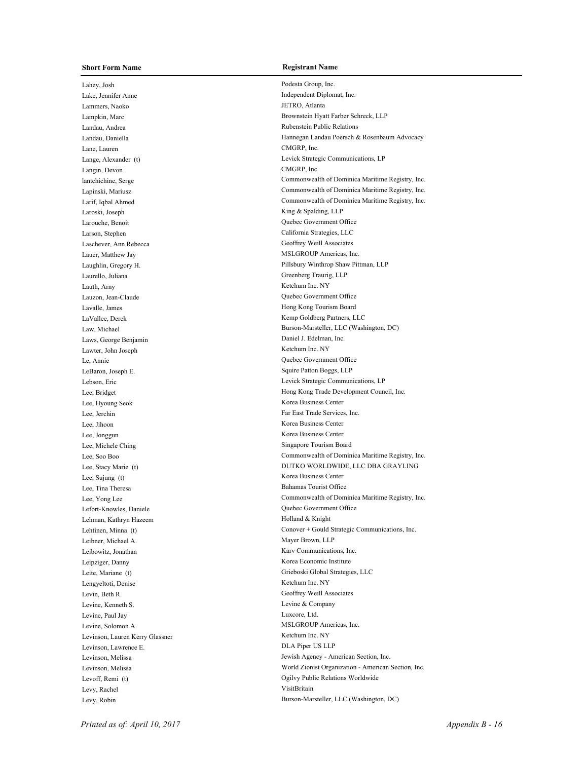| Short Form Name | Registrant Name |
|---|---|
| Lahey, Josh | Podesta Group, Inc. |
| Lake, Jennifer Anne | Independent Diplomat, Inc. |
| Lammers, Naoko | JETRO, Atlanta |
| Lampkin, Marc | Brownstein Hyatt Farber Schreck, LLP |
| Landau, Andrea | Rubenstein Public Relations |
| Landau, Daniella | Hannegan Landau Poersch & Rosenbaum Advocacy |
| Lane, Lauren | CMGRP, Inc. |
| Lange, Alexander (t) | Levick Strategic Communications, LP |
| Langin, Devon | CMGRP, Inc. |
| lantchichine, Serge | Commonwealth of Dominica Maritime Registry, Inc. |
| Lapinski, Mariusz | Commonwealth of Dominica Maritime Registry, Inc. |
| Larif, Iqbal Ahmed | Commonwealth of Dominica Maritime Registry, Inc. |
| Laroski, Joseph | King & Spalding, LLP |
| Larouche, Benoit | Quebec Government Office |
| Larson, Stephen | California Strategies, LLC |
| Laschever, Ann Rebecca | Geoffrey Weill Associates |
| Lauer, Matthew Jay | MSLGROUP Americas, Inc. |
| Laughlin, Gregory H. | Pillsbury Winthrop Shaw Pittman, LLP |
| Laurello, Juliana | Greenberg Traurig, LLP |
| Lauth, Arny | Ketchum Inc. NY |
| Lauzon, Jean-Claude | Quebec Government Office |
| Lavalle, James | Hong Kong Tourism Board |
| LaVallee, Derek | Kemp Goldberg Partners, LLC |
| Law, Michael | Burson-Marsteller, LLC (Washington, DC) |
| Laws, George Benjamin | Daniel J. Edelman, Inc. |
| Lawter, John Joseph | Ketchum Inc. NY |
| Le, Annie | Quebec Government Office |
| LeBaron, Joseph E. | Squire Patton Boggs, LLP |
| Lebson, Eric | Levick Strategic Communications, LP |
| Lee, Bridget | Hong Kong Trade Development Council, Inc. |
| Lee, Hyoung Seok | Korea Business Center |
| Lee, Jerchin | Far East Trade Services, Inc. |
| Lee, Jihoon | Korea Business Center |
| Lee, Jonggun | Korea Business Center |
| Lee, Michele Ching | Singapore Tourism Board |
| Lee, Soo Boo | Commonwealth of Dominica Maritime Registry, Inc. |
| Lee, Stacy Marie (t) | DUTKO WORLDWIDE, LLC DBA GRAYLING |
| Lee, Sujung (t) | Korea Business Center |
| Lee, Tina Theresa | Bahamas Tourist Office |
| Lee, Yong Lee | Commonwealth of Dominica Maritime Registry, Inc. |
| Lefort-Knowles, Daniele | Quebec Government Office |
| Lehman, Kathryn Hazeem | Holland & Knight |
| Lehtinen, Minna (t) | Conover + Gould Strategic Communications, Inc. |
| Leibner, Michael A. | Mayer Brown, LLP |
| Leibowitz, Jonathan | Karv Communications, Inc. |
| Leipziger, Danny | Korea Economic Institute |
| Leite, Mariane (t) | Grieboski Global Strategies, LLC |
| Lengyeltoti, Denise | Ketchum Inc. NY |
| Levin, Beth R. | Geoffrey Weill Associates |
| Levine, Kenneth S. | Levine & Company |
| Levine, Paul Jay | Luxcore, Ltd. |
| Levine, Solomon A. | MSLGROUP Americas, Inc. |
| Levinson, Lauren Kerry Glassner | Ketchum Inc. NY |
| Levinson, Lawrence E. | DLA Piper US LLP |
| Levinson, Melissa | Jewish Agency - American Section, Inc. |
| Levinson, Melissa | World Zionist Organization - American Section, Inc. |
| Levoff, Remi (t) | Ogilvy Public Relations Worldwide |
| Levy, Rachel | VisitBritain |
| Levy, Robin | Burson-Marsteller, LLC (Washington, DC) |

*Printed as of: April 10, 2017*

*Appendix B - 16*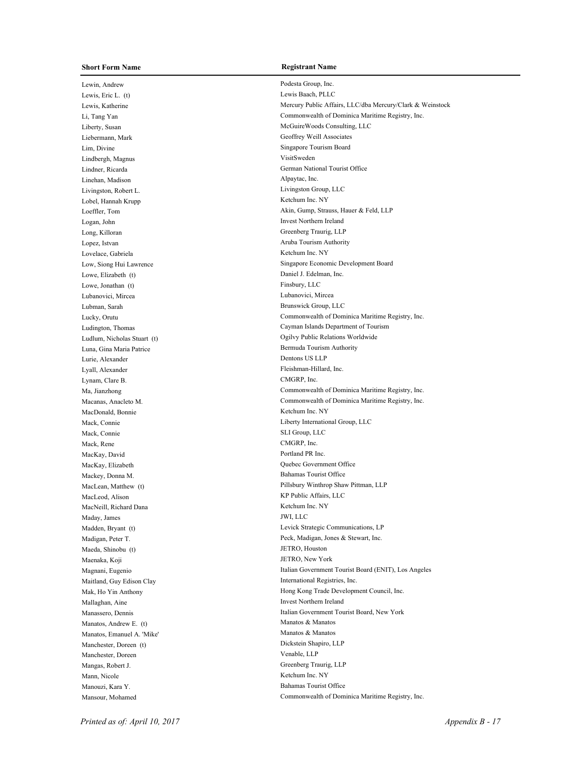| Short Form Name | Registrant Name |
| --- | --- |
| Lewin, Andrew | Podesta Group, Inc. |
| Lewis, Eric L. (t) | Lewis Baach, PLLC |
| Lewis, Katherine | Mercury Public Affairs, LLC/dba Mercury/Clark & Weinstock |
| Li, Tang Yan | Commonwealth of Dominica Maritime Registry, Inc. |
| Liberty, Susan | McGuireWoods Consulting, LLC |
| Liebermann, Mark | Geoffrey Weill Associates |
| Lim, Divine | Singapore Tourism Board |
| Lindbergh, Magnus | VisitSweden |
| Lindner, Ricarda | German National Tourist Office |
| Linehan, Madison | Alpaytac, Inc. |
| Livingston, Robert L. | Livingston Group, LLC |
| Lobel, Hannah Krupp | Ketchum Inc. NY |
| Loeffler, Tom | Akin, Gump, Strauss, Hauer & Feld, LLP |
| Logan, John | Invest Northern Ireland |
| Long, Killoran | Greenberg Traurig, LLP |
| Lopez, Istvan | Aruba Tourism Authority |
| Lovelace, Gabriela | Ketchum Inc. NY |
| Low, Siong Hui Lawrence | Singapore Economic Development Board |
| Lowe, Elizabeth (t) | Daniel J. Edelman, Inc. |
| Lowe, Jonathan (t) | Finsbury, LLC |
| Lubanovici, Mircea | Lubanovici, Mircea |
| Lubman, Sarah | Brunswick Group, LLC |
| Lucky, Orutu | Commonwealth of Dominica Maritime Registry, Inc. |
| Ludington, Thomas | Cayman Islands Department of Tourism |
| Ludlum, Nicholas Stuart (t) | Ogilvy Public Relations Worldwide |
| Luna, Gina Maria Patrice | Bermuda Tourism Authority |
| Lurie, Alexander | Dentons US LLP |
| Lyall, Alexander | Fleishman-Hillard, Inc. |
| Lynam, Clare B. | CMGRP, Inc. |
| Ma, Jianzhong | Commonwealth of Dominica Maritime Registry, Inc. |
| Macanas, Anacleto M. | Commonwealth of Dominica Maritime Registry, Inc. |
| MacDonald, Bonnie | Ketchum Inc. NY |
| Mack, Connie | Liberty International Group, LLC |
| Mack, Connie | SLI Group, LLC |
| Mack, Rene | CMGRP, Inc. |
| MacKay, David | Portland PR Inc. |
| MacKay, Elizabeth | Quebec Government Office |
| Mackey, Donna M. | Bahamas Tourist Office |
| MacLean, Matthew (t) | Pillsbury Winthrop Shaw Pittman, LLP |
| MacLeod, Alison | KP Public Affairs, LLC |
| MacNeill, Richard Dana | Ketchum Inc. NY |
| Maday, James | JWI, LLC |
| Madden, Bryant (t) | Levick Strategic Communications, LP |
| Madigan, Peter T. | Peck, Madigan, Jones & Stewart, Inc. |
| Maeda, Shinobu (t) | JETRO, Houston |
| Maenaka, Koji | JETRO, New York |
| Magnani, Eugenio | Italian Government Tourist Board (ENIT), Los Angeles |
| Maitland, Guy Edison Clay | International Registries, Inc. |
| Mak, Ho Yin Anthony | Hong Kong Trade Development Council, Inc. |
| Mallaghan, Aine | Invest Northern Ireland |
| Manassero, Dennis | Italian Government Tourist Board, New York |
| Manatos, Andrew E. (t) | Manatos & Manatos |
| Manatos, Emanuel A. 'Mike' | Manatos & Manatos |
| Manchester, Doreen (t) | Dickstein Shapiro, LLP |
| Manchester, Doreen | Venable, LLP |
| Mangas, Robert J. | Greenberg Traurig, LLP |
| Mann, Nicole | Ketchum Inc. NY |
| Manouzi, Kara Y. | Bahamas Tourist Office |
| Mansour, Mohamed | Commonwealth of Dominica Maritime Registry, Inc. |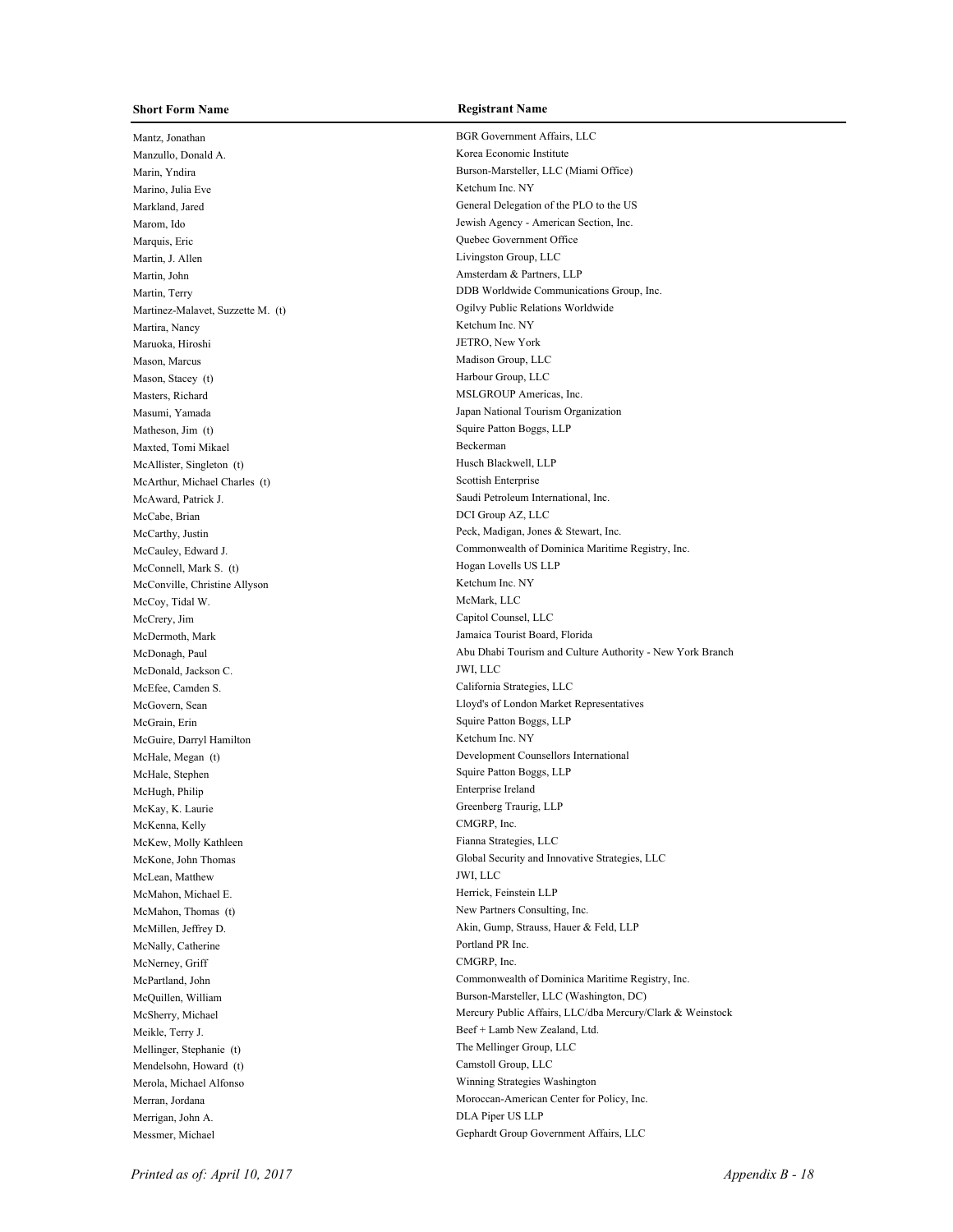| Short Form Name | Registrant Name |
|---|---|
| Mantz, Jonathan | BGR Government Affairs, LLC |
| Manzullo, Donald A. | Korea Economic Institute |
| Marin, Yndira | Burson-Marsteller, LLC (Miami Office) |
| Marino, Julia Eve | Ketchum Inc. NY |
| Markland, Jared | General Delegation of the PLO to the US |
| Marom, Ido | Jewish Agency - American Section, Inc. |
| Marquis, Eric | Quebec Government Office |
| Martin, J. Allen | Livingston Group, LLC |
| Martin, John | Amsterdam & Partners, LLP |
| Martin, Terry | DDB Worldwide Communications Group, Inc. |
| Martinez-Malavet, Suzzette M. (t) | Ogilvy Public Relations Worldwide |
| Martira, Nancy | Ketchum Inc. NY |
| Maruoka, Hiroshi | JETRO, New York |
| Mason, Marcus | Madison Group, LLC |
| Mason, Stacey (t) | Harbour Group, LLC |
| Masters, Richard | MSLGROUP Americas, Inc. |
| Masumi, Yamada | Japan National Tourism Organization |
| Matheson, Jim (t) | Squire Patton Boggs, LLP |
| Maxted, Tomi Mikael | Beckerman |
| McAllister, Singleton (t) | Husch Blackwell, LLP |
| McArthur, Michael Charles (t) | Scottish Enterprise |
| McAward, Patrick J. | Saudi Petroleum International, Inc. |
| McCabe, Brian | DCI Group AZ, LLC |
| McCarthy, Justin | Peck, Madigan, Jones & Stewart, Inc. |
| McCauley, Edward J. | Commonwealth of Dominica Maritime Registry, Inc. |
| McConnell, Mark S. (t) | Hogan Lovells US LLP |
| McConville, Christine Allyson | Ketchum Inc. NY |
| McCoy, Tidal W. | McMark, LLC |
| McCrery, Jim | Capitol Counsel, LLC |
| McDermoth, Mark | Jamaica Tourist Board, Florida |
| McDonagh, Paul | Abu Dhabi Tourism and Culture Authority - New York Branch |
| McDonald, Jackson C. | JWI, LLC |
| McEfee, Camden S. | California Strategies, LLC |
| McGovern, Sean | Lloyd's of London Market Representatives |
| McGrain, Erin | Squire Patton Boggs, LLP |
| McGuire, Darryl Hamilton | Ketchum Inc. NY |
| McHale, Megan (t) | Development Counsellors International |
| McHale, Stephen | Squire Patton Boggs, LLP |
| McHugh, Philip | Enterprise Ireland |
| McKay, K. Laurie | Greenberg Traurig, LLP |
| McKenna, Kelly | CMGRP, Inc. |
| McKew, Molly Kathleen | Fianna Strategies, LLC |
| McKone, John Thomas | Global Security and Innovative Strategies, LLC |
| McLean, Matthew | JWI, LLC |
| McMahon, Michael E. | Herrick, Feinstein LLP |
| McMahon, Thomas (t) | New Partners Consulting, Inc. |
| McMillen, Jeffrey D. | Akin, Gump, Strauss, Hauer & Feld, LLP |
| McNally, Catherine | Portland PR Inc. |
| McNerney, Griff | CMGRP, Inc. |
| McPartland, John | Commonwealth of Dominica Maritime Registry, Inc. |
| McQuillen, William | Burson-Marsteller, LLC (Washington, DC) |
| McSherry, Michael | Mercury Public Affairs, LLC/dba Mercury/Clark & Weinstock |
| Meikle, Terry J. | Beef + Lamb New Zealand, Ltd. |
| Mellinger, Stephanie (t) | The Mellinger Group, LLC |
| Mendelsohn, Howard (t) | Camstoll Group, LLC |
| Merola, Michael Alfonso | Winning Strategies Washington |
| Merran, Jordana | Moroccan-American Center for Policy, Inc. |
| Merrigan, John A. | DLA Piper US LLP |
| Messmer, Michael | Gephardt Group Government Affairs, LLC |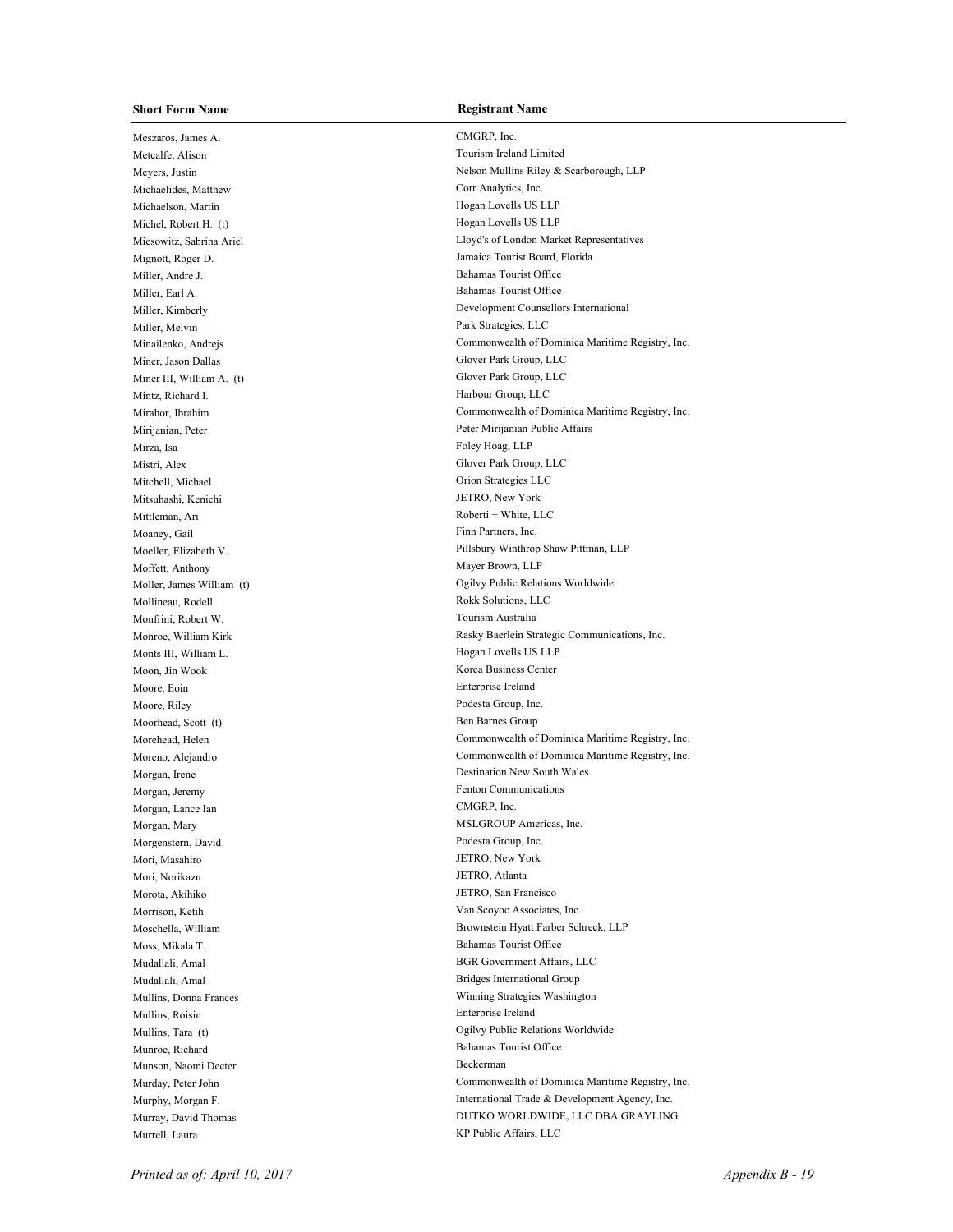| Short Form Name | Registrant Name |
|---|---|
| Meszaros, James A. | CMGRP, Inc. |
| Metcalfe, Alison | Tourism Ireland Limited |
| Meyers, Justin | Nelson Mullins Riley & Scarborough, LLP |
| Michaelides, Matthew | Corr Analytics, Inc. |
| Michaelson, Martin | Hogan Lovells US LLP |
| Michel, Robert H. (t) | Hogan Lovells US LLP |
| Miesowitz, Sabrina Ariel | Lloyd's of London Market Representatives |
| Mignott, Roger D. | Jamaica Tourist Board, Florida |
| Miller, Andre J. | Bahamas Tourist Office |
| Miller, Earl A. | Bahamas Tourist Office |
| Miller, Kimberly | Development Counsellors International |
| Miller, Melvin | Park Strategies, LLC |
| Minailenko, Andrejs | Commonwealth of Dominica Maritime Registry, Inc. |
| Miner, Jason Dallas | Glover Park Group, LLC |
| Miner III, William A. (t) | Glover Park Group, LLC |
| Mintz, Richard I. | Harbour Group, LLC |
| Mirahor, Ibrahim | Commonwealth of Dominica Maritime Registry, Inc. |
| Mirijanian, Peter | Peter Mirijanian Public Affairs |
| Mirza, Isa | Foley Hoag, LLP |
| Mistri, Alex | Glover Park Group, LLC |
| Mitchell, Michael | Orion Strategies LLC |
| Mitsuhashi, Kenichi | JETRO, New York |
| Mittleman, Ari | Roberti + White, LLC |
| Moaney, Gail | Finn Partners, Inc. |
| Moeller, Elizabeth V. | Pillsbury Winthrop Shaw Pittman, LLP |
| Moffett, Anthony | Mayer Brown, LLP |
| Moller, James William (t) | Ogilvy Public Relations Worldwide |
| Mollineau, Rodell | Rokk Solutions, LLC |
| Monfrini, Robert W. | Tourism Australia |
| Monroe, William Kirk | Rasky Baerlein Strategic Communications, Inc. |
| Monts III, William L. | Hogan Lovells US LLP |
| Moon, Jin Wook | Korea Business Center |
| Moore, Eoin | Enterprise Ireland |
| Moore, Riley | Podesta Group, Inc. |
| Moorhead, Scott (t) | Ben Barnes Group |
| Morehead, Helen | Commonwealth of Dominica Maritime Registry, Inc. |
| Moreno, Alejandro | Commonwealth of Dominica Maritime Registry, Inc. |
| Morgan, Irene | Destination New South Wales |
| Morgan, Jeremy | Fenton Communications |
| Morgan, Lance Ian | CMGRP, Inc. |
| Morgan, Mary | MSLGROUP Americas, Inc. |
| Morgenstern, David | Podesta Group, Inc. |
| Mori, Masahiro | JETRO, New York |
| Mori, Norikazu | JETRO, Atlanta |
| Morota, Akihiko | JETRO, San Francisco |
| Morrison, Ketih | Van Scoyoc Associates, Inc. |
| Moschella, William | Brownstein Hyatt Farber Schreck, LLP |
| Moss, Mikala T. | Bahamas Tourist Office |
| Mudallali, Amal | BGR Government Affairs, LLC |
| Mudallali, Amal | Bridges International Group |
| Mullins, Donna Frances | Winning Strategies Washington |
| Mullins, Roisin | Enterprise Ireland |
| Mullins, Tara (t) | Ogilvy Public Relations Worldwide |
| Munroe, Richard | Bahamas Tourist Office |
| Munson, Naomi Decter | Beckerman |
| Murday, Peter John | Commonwealth of Dominica Maritime Registry, Inc. |
| Murphy, Morgan F. | International Trade & Development Agency, Inc. |
| Murray, David Thomas | DUTKO WORLDWIDE, LLC DBA GRAYLING |
| Murrell, Laura | KP Public Affairs, LLC |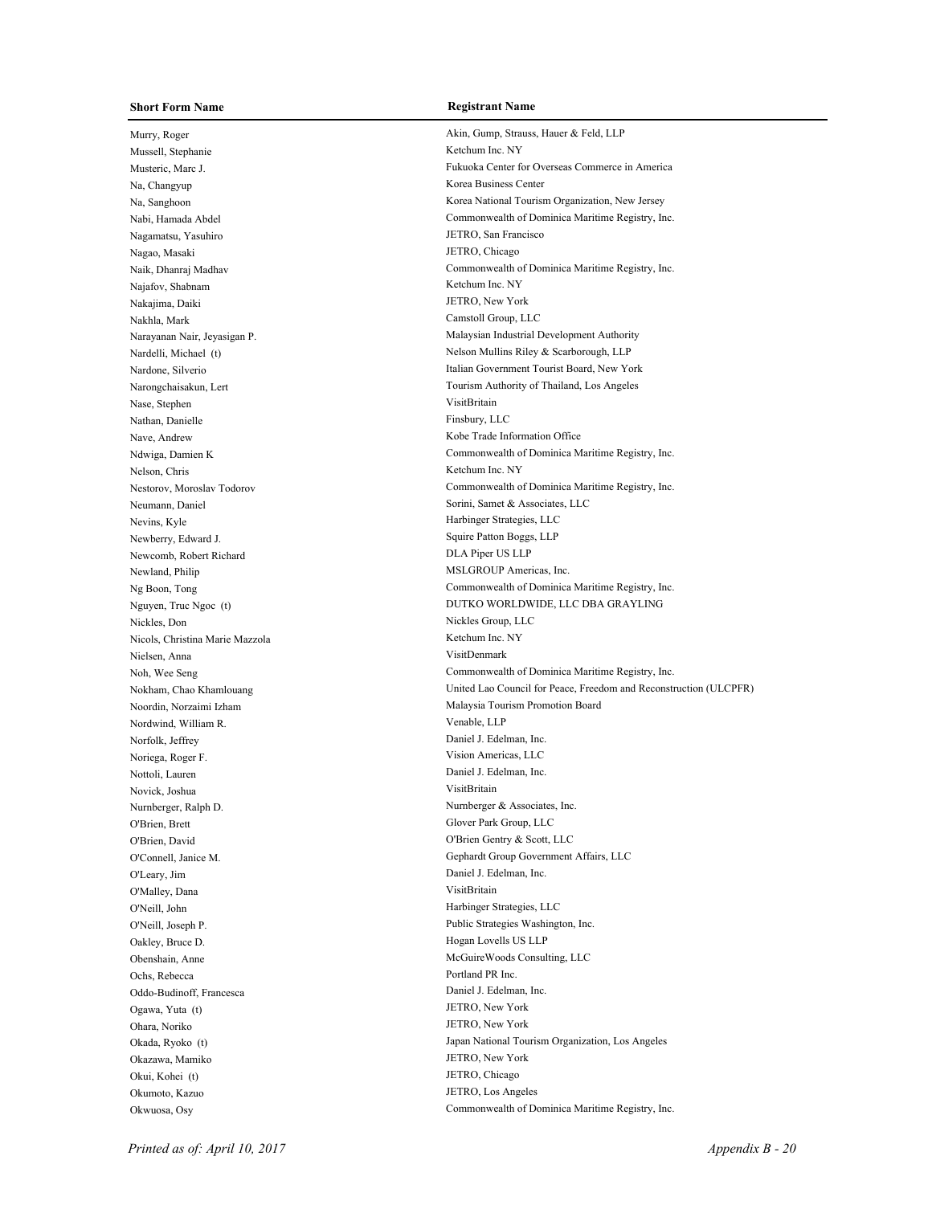| Short Form Name | Registrant Name |
| --- | --- |
| Murry, Roger | Akin, Gump, Strauss, Hauer & Feld, LLP |
| Mussell, Stephanie | Ketchum Inc. NY |
| Musteric, Marc J. | Fukuoka Center for Overseas Commerce in America |
| Na, Changyup | Korea Business Center |
| Na, Sanghoon | Korea National Tourism Organization, New Jersey |
| Nabi, Hamada Abdel | Commonwealth of Dominica Maritime Registry, Inc. |
| Nagamatsu, Yasuhiro | JETRO, San Francisco |
| Nagao, Masaki | JETRO, Chicago |
| Naik, Dhanraj Madhav | Commonwealth of Dominica Maritime Registry, Inc. |
| Najafov, Shabnam | Ketchum Inc. NY |
| Nakajima, Daiki | JETRO, New York |
| Nakhla, Mark | Camstoll Group, LLC |
| Narayanan Nair, Jeyasigan P. | Malaysian Industrial Development Authority |
| Nardelli, Michael (t) | Nelson Mullins Riley & Scarborough, LLP |
| Nardone, Silverio | Italian Government Tourist Board, New York |
| Narongchaisakun, Lert | Tourism Authority of Thailand, Los Angeles |
| Nase, Stephen | VisitBritain |
| Nathan, Danielle | Finsbury, LLC |
| Nave, Andrew | Kobe Trade Information Office |
| Ndwiga, Damien K | Commonwealth of Dominica Maritime Registry, Inc. |
| Nelson, Chris | Ketchum Inc. NY |
| Nestorov, Moroslav Todorov | Commonwealth of Dominica Maritime Registry, Inc. |
| Neumann, Daniel | Sorini, Samet & Associates, LLC |
| Nevins, Kyle | Harbinger Strategies, LLC |
| Newberry, Edward J. | Squire Patton Boggs, LLP |
| Newcomb, Robert Richard | DLA Piper US LLP |
| Newland, Philip | MSLGROUP Americas, Inc. |
| Ng Boon, Tong | Commonwealth of Dominica Maritime Registry, Inc. |
| Nguyen, Truc Ngoc (t) | DUTKO WORLDWIDE, LLC DBA GRAYLING |
| Nickles, Don | Nickles Group, LLC |
| Nicols, Christina Marie Mazzola | Ketchum Inc. NY |
| Nielsen, Anna | VisitDenmark |
| Noh, Wee Seng | Commonwealth of Dominica Maritime Registry, Inc. |
| Nokham, Chao Khamlouang | United Lao Council for Peace, Freedom and Reconstruction (ULCPFR) |
| Noordin, Norzaimi Izham | Malaysia Tourism Promotion Board |
| Nordwind, William R. | Venable, LLP |
| Norfolk, Jeffrey | Daniel J. Edelman, Inc. |
| Noriega, Roger F. | Vision Americas, LLC |
| Nottoli, Lauren | Daniel J. Edelman, Inc. |
| Novick, Joshua | VisitBritain |
| Nurnberger, Ralph D. | Nurnberger & Associates, Inc. |
| O'Brien, Brett | Glover Park Group, LLC |
| O'Brien, David | O'Brien Gentry & Scott, LLC |
| O'Connell, Janice M. | Gephardt Group Government Affairs, LLC |
| O'Leary, Jim | Daniel J. Edelman, Inc. |
| O'Malley, Dana | VisitBritain |
| O'Neill, John | Harbinger Strategies, LLC |
| O'Neill, Joseph P. | Public Strategies Washington, Inc. |
| Oakley, Bruce D. | Hogan Lovells US LLP |
| Obenshain, Anne | McGuireWoods Consulting, LLC |
| Ochs, Rebecca | Portland PR Inc. |
| Oddo-Budinoff, Francesca | Daniel J. Edelman, Inc. |
| Ogawa, Yuta (t) | JETRO, New York |
| Ohara, Noriko | JETRO, New York |
| Okada, Ryoko (t) | Japan National Tourism Organization, Los Angeles |
| Okazawa, Mamiko | JETRO, New York |
| Okui, Kohei (t) | JETRO, Chicago |
| Okumoto, Kazuo | JETRO, Los Angeles |
| Okwuosa, Osy | Commonwealth of Dominica Maritime Registry, Inc. |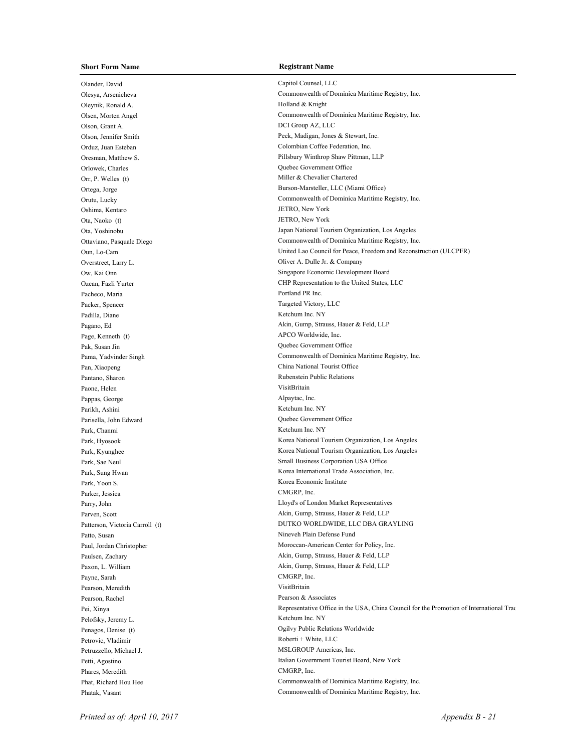| Short Form Name | Registrant Name |
|---|---|
| Olander, David | Capitol Counsel, LLC |
| Olesya, Arsenicheva | Commonwealth of Dominica Maritime Registry, Inc. |
| Oleynik, Ronald A. | Holland & Knight |
| Olsen, Morten Angel | Commonwealth of Dominica Maritime Registry, Inc. |
| Olson, Grant A. | DCI Group AZ, LLC |
| Olson, Jennifer Smith | Peck, Madigan, Jones & Stewart, Inc. |
| Orduz, Juan Esteban | Colombian Coffee Federation, Inc. |
| Oresman, Matthew S. | Pillsbury Winthrop Shaw Pittman, LLP |
| Orlowek, Charles | Quebec Government Office |
| Orr, P. Welles (t) | Miller & Chevalier Chartered |
| Ortega, Jorge | Burson-Marsteller, LLC (Miami Office) |
| Orutu, Lucky | Commonwealth of Dominica Maritime Registry, Inc. |
| Oshima, Kentaro | JETRO, New York |
| Ota, Naoko (t) | JETRO, New York |
| Ota, Yoshinobu | Japan National Tourism Organization, Los Angeles |
| Ottaviano, Pasquale Diego | Commonwealth of Dominica Maritime Registry, Inc. |
| Oun, Lo-Cam | United Lao Council for Peace, Freedom and Reconstruction (ULCPFR) |
| Overstreet, Larry L. | Oliver A. Dulle Jr. & Company |
| Ow, Kai Onn | Singapore Economic Development Board |
| Ozcan, Fazli Yurter | CHP Representation to the United States, LLC |
| Pacheco, Maria | Portland PR Inc. |
| Packer, Spencer | Targeted Victory, LLC |
| Padilla, Diane | Ketchum Inc. NY |
| Pagano, Ed | Akin, Gump, Strauss, Hauer & Feld, LLP |
| Page, Kenneth (t) | APCO Worldwide, Inc. |
| Pak, Susan Jin | Quebec Government Office |
| Pama, Yadvinder Singh | Commonwealth of Dominica Maritime Registry, Inc. |
| Pan, Xiaopeng | China National Tourist Office |
| Pantano, Sharon | Rubenstein Public Relations |
| Paone, Helen | VisitBritain |
| Pappas, George | Alpaytac, Inc. |
| Parikh, Ashini | Ketchum Inc. NY |
| Parisella, John Edward | Quebec Government Office |
| Park, Chanmi | Ketchum Inc. NY |
| Park, Hyosook | Korea National Tourism Organization, Los Angeles |
| Park, Kyunghee | Korea National Tourism Organization, Los Angeles |
| Park, Sae Neul | Small Business Corporation USA Office |
| Park, Sung Hwan | Korea International Trade Association, Inc. |
| Park, Yoon S. | Korea Economic Institute |
| Parker, Jessica | CMGRP, Inc. |
| Parry, John | Lloyd's of London Market Representatives |
| Parven, Scott | Akin, Gump, Strauss, Hauer & Feld, LLP |
| Patterson, Victoria Carroll (t) | DUTKO WORLDWIDE, LLC DBA GRAYLING |
| Patto, Susan | Nineveh Plain Defense Fund |
| Paul, Jordan Christopher | Moroccan-American Center for Policy, Inc. |
| Paulsen, Zachary | Akin, Gump, Strauss, Hauer & Feld, LLP |
| Paxon, L. William | Akin, Gump, Strauss, Hauer & Feld, LLP |
| Payne, Sarah | CMGRP, Inc. |
| Pearson, Meredith | VisitBritain |
| Pearson, Rachel | Pearson & Associates |
| Pei, Xinya | Representative Office in the USA, China Council for the Promotion of International Trac |
| Pelofsky, Jeremy L. | Ketchum Inc. NY |
| Penagos, Denise (t) | Ogilvy Public Relations Worldwide |
| Petrovic, Vladimir | Roberti + White, LLC |
| Petruzzello, Michael J. | MSLGROUP Americas, Inc. |
| Petti, Agostino | Italian Government Tourist Board, New York |
| Phares, Meredith | CMGRP, Inc. |
| Phat, Richard Hou Hee | Commonwealth of Dominica Maritime Registry, Inc. |
| Phatak, Vasant | Commonwealth of Dominica Maritime Registry, Inc. |

*Printed as of: April 10, 2017* *Appendix B - 21*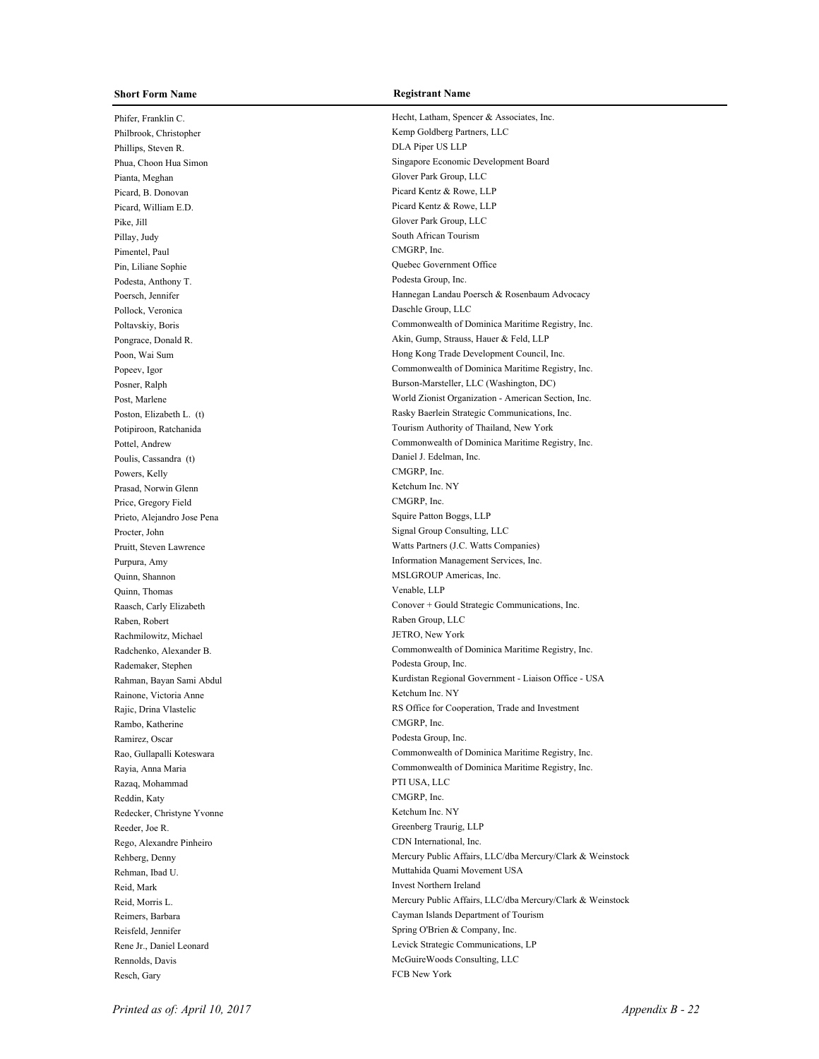| Short Form Name | Registrant Name |
|---|---|
| Phifer, Franklin C. | Hecht, Latham, Spencer & Associates, Inc. |
| Philbrook, Christopher | Kemp Goldberg Partners, LLC |
| Phillips, Steven R. | DLA Piper US LLP |
| Phua, Choon Hua Simon | Singapore Economic Development Board |
| Pianta, Meghan | Glover Park Group, LLC |
| Picard, B. Donovan | Picard Kentz & Rowe, LLP |
| Picard, William E.D. | Picard Kentz & Rowe, LLP |
| Pike, Jill | Glover Park Group, LLC |
| Pillay, Judy | South African Tourism |
| Pimentel, Paul | CMGRP, Inc. |
| Pin, Liliane Sophie | Quebec Government Office |
| Podesta, Anthony T. | Podesta Group, Inc. |
| Poersch, Jennifer | Hannegan Landau Poersch & Rosenbaum Advocacy |
| Pollock, Veronica | Daschle Group, LLC |
| Poltavskiy, Boris | Commonwealth of Dominica Maritime Registry, Inc. |
| Pongrace, Donald R. | Akin, Gump, Strauss, Hauer & Feld, LLP |
| Poon, Wai Sum | Hong Kong Trade Development Council, Inc. |
| Popeev, Igor | Commonwealth of Dominica Maritime Registry, Inc. |
| Posner, Ralph | Burson-Marsteller, LLC (Washington, DC) |
| Post, Marlene | World Zionist Organization - American Section, Inc. |
| Poston, Elizabeth L. (t) | Rasky Baerlein Strategic Communications, Inc. |
| Potipiroon, Ratchanida | Tourism Authority of Thailand, New York |
| Pottel, Andrew | Commonwealth of Dominica Maritime Registry, Inc. |
| Poulis, Cassandra (t) | Daniel J. Edelman, Inc. |
| Powers, Kelly | CMGRP, Inc. |
| Prasad, Norwin Glenn | Ketchum Inc. NY |
| Price, Gregory Field | CMGRP, Inc. |
| Prieto, Alejandro Jose Pena | Squire Patton Boggs, LLP |
| Procter, John | Signal Group Consulting, LLC |
| Pruitt, Steven Lawrence | Watts Partners (J.C. Watts Companies) |
| Purpura, Amy | Information Management Services, Inc. |
| Quinn, Shannon | MSLGROUP Americas, Inc. |
| Quinn, Thomas | Venable, LLP |
| Raasch, Carly Elizabeth | Conover + Gould Strategic Communications, Inc. |
| Raben, Robert | Raben Group, LLC |
| Rachmilowitz, Michael | JETRO, New York |
| Radchenko, Alexander B. | Commonwealth of Dominica Maritime Registry, Inc. |
| Rademaker, Stephen | Podesta Group, Inc. |
| Rahman, Bayan Sami Abdul | Kurdistan Regional Government - Liaison Office - USA |
| Rainone, Victoria Anne | Ketchum Inc. NY |
| Rajic, Drina Vlastelic | RS Office for Cooperation, Trade and Investment |
| Rambo, Katherine | CMGRP, Inc. |
| Ramirez, Oscar | Podesta Group, Inc. |
| Rao, Gullapalli Koteswara | Commonwealth of Dominica Maritime Registry, Inc. |
| Rayia, Anna Maria | Commonwealth of Dominica Maritime Registry, Inc. |
| Razaq, Mohammad | PTI USA, LLC |
| Reddin, Katy | CMGRP, Inc. |
| Redecker, Christyne Yvonne | Ketchum Inc. NY |
| Reeder, Joe R. | Greenberg Traurig, LLP |
| Rego, Alexandre Pinheiro | CDN International, Inc. |
| Rehberg, Denny | Mercury Public Affairs, LLC/dba Mercury/Clark & Weinstock |
| Rehman, Ibad U. | Muttahida Quami Movement USA |
| Reid, Mark | Invest Northern Ireland |
| Reid, Morris L. | Mercury Public Affairs, LLC/dba Mercury/Clark & Weinstock |
| Reimers, Barbara | Cayman Islands Department of Tourism |
| Reisfeld, Jennifer | Spring O'Brien & Company, Inc. |
| Rene Jr., Daniel Leonard | Levick Strategic Communications, LP |
| Rennolds, Davis | McGuireWoods Consulting, LLC |
| Resch, Gary | FCB New York |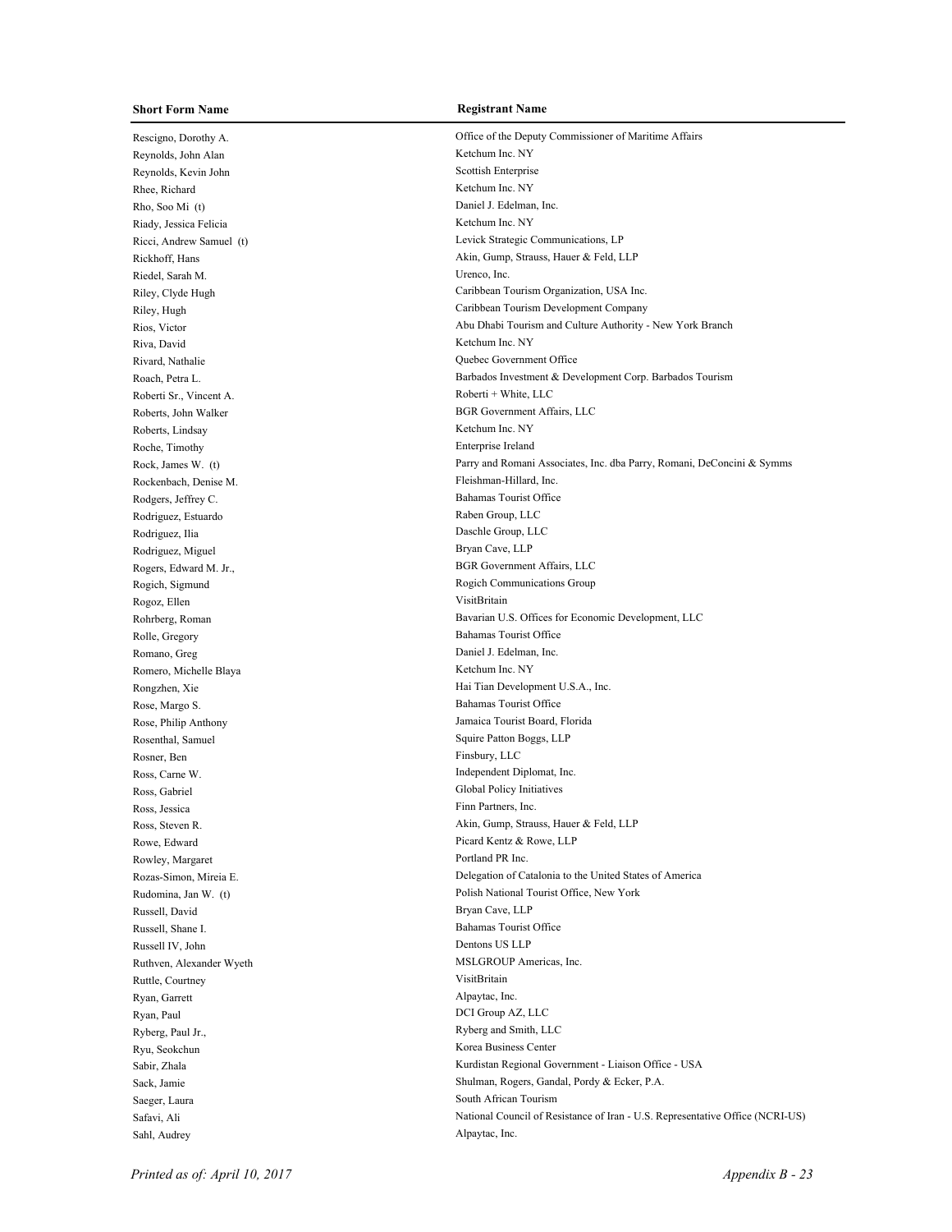| Short Form Name | Registrant Name |
|---|---|
| Rescigno, Dorothy A. | Office of the Deputy Commissioner of Maritime Affairs |
| Reynolds, John Alan | Ketchum Inc. NY |
| Reynolds, Kevin John | Scottish Enterprise |
| Rhee, Richard | Ketchum Inc. NY |
| Rho, Soo Mi (t) | Daniel J. Edelman, Inc. |
| Riady, Jessica Felicia | Ketchum Inc. NY |
| Ricci, Andrew Samuel (t) | Levick Strategic Communications, LP |
| Rickhoff, Hans | Akin, Gump, Strauss, Hauer & Feld, LLP |
| Riedel, Sarah M. | Urenco, Inc. |
| Riley, Clyde Hugh | Caribbean Tourism Organization, USA Inc. |
| Riley, Hugh | Caribbean Tourism Development Company |
| Rios, Victor | Abu Dhabi Tourism and Culture Authority - New York Branch |
| Riva, David | Ketchum Inc. NY |
| Rivard, Nathalie | Quebec Government Office |
| Roach, Petra L. | Barbados Investment & Development Corp. Barbados Tourism |
| Roberti Sr., Vincent A. | Roberti + White, LLC |
| Roberts, John Walker | BGR Government Affairs, LLC |
| Roberts, Lindsay | Ketchum Inc. NY |
| Roche, Timothy | Enterprise Ireland |
| Rock, James W. (t) | Parry and Romani Associates, Inc. dba Parry, Romani, DeConcini & Symms |
| Rockenbach, Denise M. | Fleishman-Hillard, Inc. |
| Rodgers, Jeffrey C. | Bahamas Tourist Office |
| Rodriguez, Estuardo | Raben Group, LLC |
| Rodriguez, Ilia | Daschle Group, LLC |
| Rodriguez, Miguel | Bryan Cave, LLP |
| Rogers, Edward M. Jr., | BGR Government Affairs, LLC |
| Rogich, Sigmund | Rogich Communications Group |
| Rogoz, Ellen | VisitBritain |
| Rohrberg, Roman | Bavarian U.S. Offices for Economic Development, LLC |
| Rolle, Gregory | Bahamas Tourist Office |
| Romano, Greg | Daniel J. Edelman, Inc. |
| Romero, Michelle Blaya | Ketchum Inc. NY |
| Rongzhen, Xie | Hai Tian Development U.S.A., Inc. |
| Rose, Margo S. | Bahamas Tourist Office |
| Rose, Philip Anthony | Jamaica Tourist Board, Florida |
| Rosenthal, Samuel | Squire Patton Boggs, LLP |
| Rosner, Ben | Finsbury, LLC |
| Ross, Carne W. | Independent Diplomat, Inc. |
| Ross, Gabriel | Global Policy Initiatives |
| Ross, Jessica | Finn Partners, Inc. |
| Ross, Steven R. | Akin, Gump, Strauss, Hauer & Feld, LLP |
| Rowe, Edward | Picard Kentz & Rowe, LLP |
| Rowley, Margaret | Portland PR Inc. |
| Rozas-Simon, Mireia E. | Delegation of Catalonia to the United States of America |
| Rudomina, Jan W. (t) | Polish National Tourist Office, New York |
| Russell, David | Bryan Cave, LLP |
| Russell, Shane I. | Bahamas Tourist Office |
| Russell IV, John | Dentons US LLP |
| Ruthven, Alexander Wyeth | MSLGROUP Americas, Inc. |
| Ruttle, Courtney | VisitBritain |
| Ryan, Garrett | Alpaytac, Inc. |
| Ryan, Paul | DCI Group AZ, LLC |
| Ryberg, Paul Jr., | Ryberg and Smith, LLC |
| Ryu, Seokchun | Korea Business Center |
| Sabir, Zhala | Kurdistan Regional Government - Liaison Office - USA |
| Sack, Jamie | Shulman, Rogers, Gandal, Pordy & Ecker, P.A. |
| Saeger, Laura | South African Tourism |
| Safavi, Ali | National Council of Resistance of Iran - U.S. Representative Office (NCRI-US) |
| Sahl, Audrey | Alpaytac, Inc. |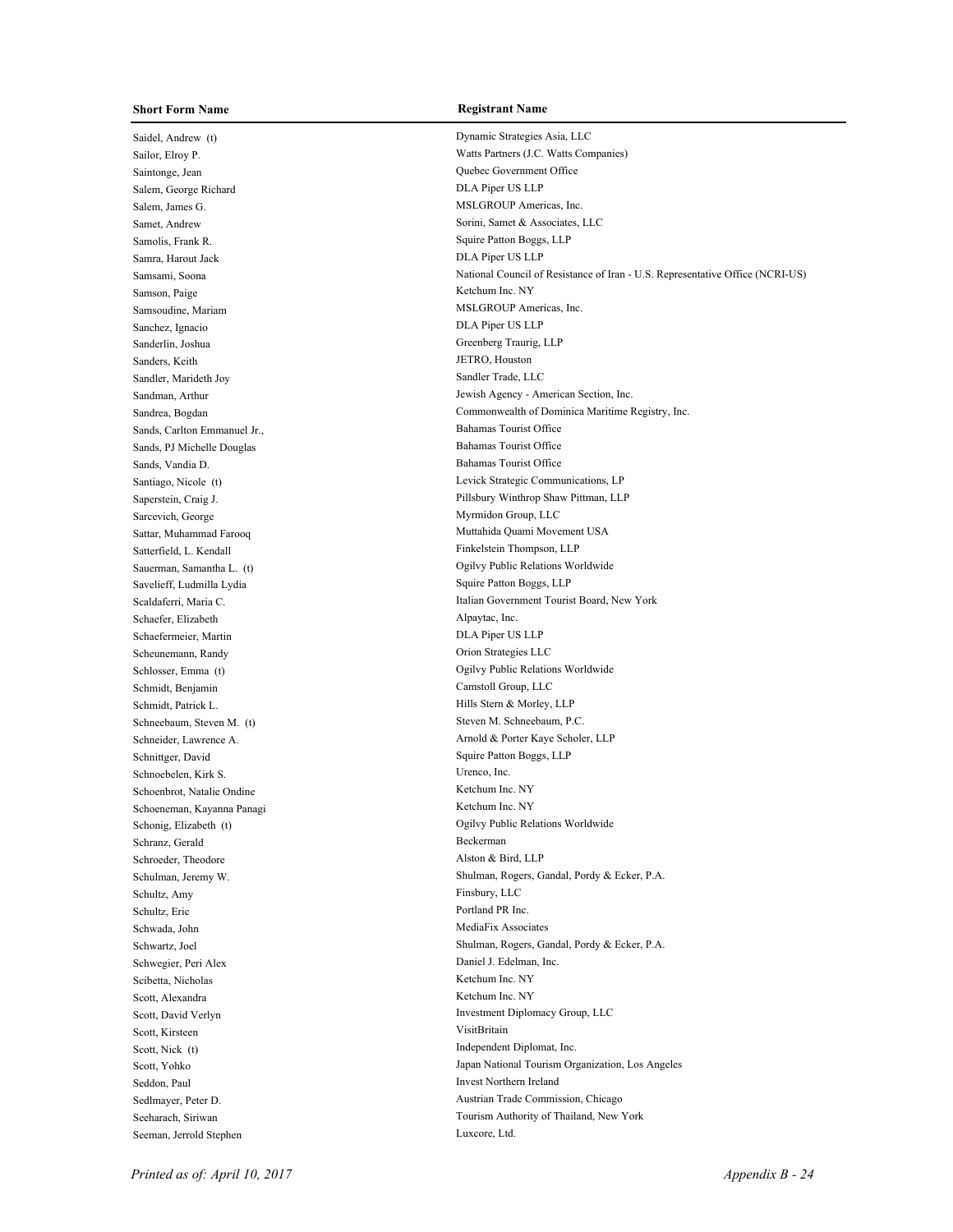| Short Form Name | Registrant Name |
| --- | --- |
| Saidel, Andrew (t) | Dynamic Strategies Asia, LLC |
| Sailor, Elroy P. | Watts Partners (J.C. Watts Companies) |
| Saintonge, Jean | Quebec Government Office |
| Salem, George Richard | DLA Piper US LLP |
| Salem, James G. | MSLGROUP Americas, Inc. |
| Samet, Andrew | Sorini, Samet & Associates, LLC |
| Samolis, Frank R. | Squire Patton Boggs, LLP |
| Samra, Harout Jack | DLA Piper US LLP |
| Samsami, Soona | National Council of Resistance of Iran - U.S. Representative Office (NCRI-US) |
| Samson, Paige | Ketchum Inc. NY |
| Samsoudine, Mariam | MSLGROUP Americas, Inc. |
| Sanchez, Ignacio | DLA Piper US LLP |
| Sanderlin, Joshua | Greenberg Traurig, LLP |
| Sanders, Keith | JETRO, Houston |
| Sandler, Marideth Joy | Sandler Trade, LLC |
| Sandman, Arthur | Jewish Agency - American Section, Inc. |
| Sandrea, Bogdan | Commonwealth of Dominica Maritime Registry, Inc. |
| Sands, Carlton Emmanuel Jr., | Bahamas Tourist Office |
| Sands, PJ Michelle Douglas | Bahamas Tourist Office |
| Sands, Vandia D. | Bahamas Tourist Office |
| Santiago, Nicole (t) | Levick Strategic Communications, LP |
| Saperstein, Craig J. | Pillsbury Winthrop Shaw Pittman, LLP |
| Sarcevich, George | Myrmidon Group, LLC |
| Sattar, Muhammad Farooq | Muttahida Quami Movement USA |
| Satterfield, L. Kendall | Finkelstein Thompson, LLP |
| Sauerman, Samantha L. (t) | Ogilvy Public Relations Worldwide |
| Savelieff, Ludmilla Lydia | Squire Patton Boggs, LLP |
| Scaldaferri, Maria C. | Italian Government Tourist Board, New York |
| Schaefer, Elizabeth | Alpaytac, Inc. |
| Schaefermeier, Martin | DLA Piper US LLP |
| Scheunemann, Randy | Orion Strategies LLC |
| Schlosser, Emma (t) | Ogilvy Public Relations Worldwide |
| Schmidt, Benjamin | Camstoll Group, LLC |
| Schmidt, Patrick L. | Hills Stern & Morley, LLP |
| Schneebaum, Steven M. (t) | Steven M. Schneebaum, P.C. |
| Schneider, Lawrence A. | Arnold & Porter Kaye Scholer, LLP |
| Schnittger, David | Squire Patton Boggs, LLP |
| Schnoebelen, Kirk S. | Urenco, Inc. |
| Schoenbrot, Natalie Ondine | Ketchum Inc. NY |
| Schoeneman, Kayanna Panagi | Ketchum Inc. NY |
| Schonig, Elizabeth (t) | Ogilvy Public Relations Worldwide |
| Schranz, Gerald | Beckerman |
| Schroeder, Theodore | Alston & Bird, LLP |
| Schulman, Jeremy W. | Shulman, Rogers, Gandal, Pordy & Ecker, P.A. |
| Schultz, Amy | Finsbury, LLC |
| Schultz, Eric | Portland PR Inc. |
| Schwada, John | MediaFix Associates |
| Schwartz, Joel | Shulman, Rogers, Gandal, Pordy & Ecker, P.A. |
| Schwegier, Peri Alex | Daniel J. Edelman, Inc. |
| Scibetta, Nicholas | Ketchum Inc. NY |
| Scott, Alexandra | Ketchum Inc. NY |
| Scott, David Verlyn | Investment Diplomacy Group, LLC |
| Scott, Kirsteen | VisitBritain |
| Scott, Nick (t) | Independent Diplomat, Inc. |
| Scott, Yohko | Japan National Tourism Organization, Los Angeles |
| Seddon, Paul | Invest Northern Ireland |
| Sedlmayer, Peter D. | Austrian Trade Commission, Chicago |
| Seeharach, Siriwan | Tourism Authority of Thailand, New York |
| Seeman, Jerrold Stephen | Luxcore, Ltd. |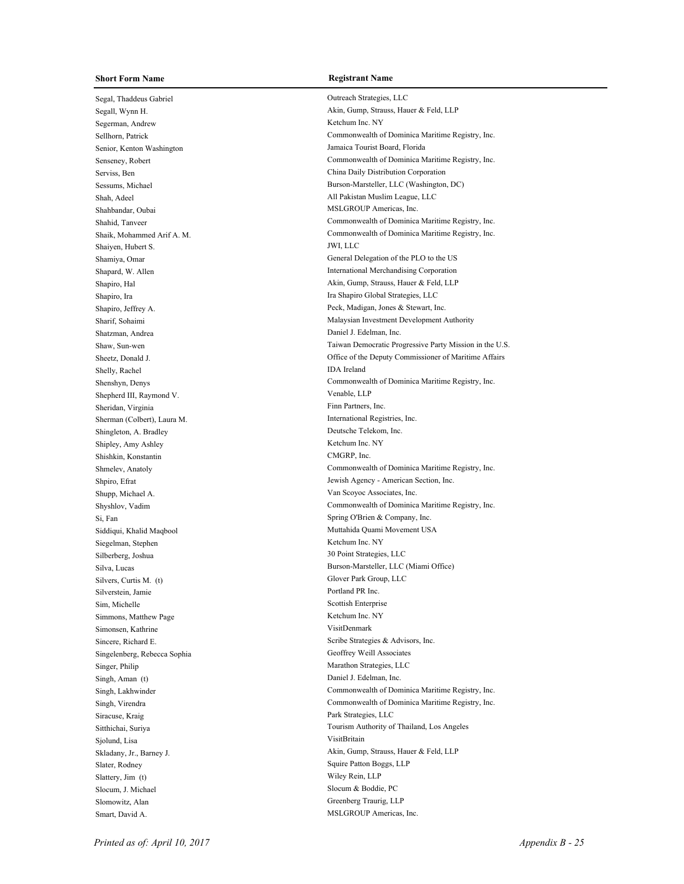| Short Form Name | Registrant Name |
|---|---|
| Segal, Thaddeus Gabriel | Outreach Strategies, LLC |
| Segall, Wynn H. | Akin, Gump, Strauss, Hauer & Feld, LLP |
| Segerman, Andrew | Ketchum Inc. NY |
| Sellhorn, Patrick | Commonwealth of Dominica Maritime Registry, Inc. |
| Senior, Kenton Washington | Jamaica Tourist Board, Florida |
| Senseney, Robert | Commonwealth of Dominica Maritime Registry, Inc. |
| Serviss, Ben | China Daily Distribution Corporation |
| Sessums, Michael | Burson-Marsteller, LLC (Washington, DC) |
| Shah, Adeel | All Pakistan Muslim League, LLC |
| Shahbandar, Oubai | MSLGROUP Americas, Inc. |
| Shahid, Tanveer | Commonwealth of Dominica Maritime Registry, Inc. |
| Shaik, Mohammed Arif A. M. | Commonwealth of Dominica Maritime Registry, Inc. |
| Shaiyen, Hubert S. | JWI, LLC |
| Shamiya, Omar | General Delegation of the PLO to the US |
| Shapard, W. Allen | International Merchandising Corporation |
| Shapiro, Hal | Akin, Gump, Strauss, Hauer & Feld, LLP |
| Shapiro, Ira | Ira Shapiro Global Strategies, LLC |
| Shapiro, Jeffrey A. | Peck, Madigan, Jones & Stewart, Inc. |
| Sharif, Sohaimi | Malaysian Investment Development Authority |
| Shatzman, Andrea | Daniel J. Edelman, Inc. |
| Shaw, Sun-wen | Taiwan Democratic Progressive Party Mission in the U.S. |
| Sheetz, Donald J. | Office of the Deputy Commissioner of Maritime Affairs |
| Shelly, Rachel | IDA Ireland |
| Shenshyn, Denys | Commonwealth of Dominica Maritime Registry, Inc. |
| Shepherd III, Raymond V. | Venable, LLP |
| Sheridan, Virginia | Finn Partners, Inc. |
| Sherman (Colbert), Laura M. | International Registries, Inc. |
| Shingleton, A. Bradley | Deutsche Telekom, Inc. |
| Shipley, Amy Ashley | Ketchum Inc. NY |
| Shishkin, Konstantin | CMGRP, Inc. |
| Shmelev, Anatoly | Commonwealth of Dominica Maritime Registry, Inc. |
| Shpiro, Efrat | Jewish Agency - American Section, Inc. |
| Shupp, Michael A. | Van Scoyoc Associates, Inc. |
| Shyshlov, Vadim | Commonwealth of Dominica Maritime Registry, Inc. |
| Si, Fan | Spring O'Brien & Company, Inc. |
| Siddiqui, Khalid Maqbool | Muttahida Quami Movement USA |
| Siegelman, Stephen | Ketchum Inc. NY |
| Silberberg, Joshua | 30 Point Strategies, LLC |
| Silva, Lucas | Burson-Marsteller, LLC (Miami Office) |
| Silvers, Curtis M. (t) | Glover Park Group, LLC |
| Silverstein, Jamie | Portland PR Inc. |
| Sim, Michelle | Scottish Enterprise |
| Simmons, Matthew Page | Ketchum Inc. NY |
| Simonsen, Kathrine | VisitDenmark |
| Sincere, Richard E. | Scribe Strategies & Advisors, Inc. |
| Singelenberg, Rebecca Sophia | Geoffrey Weill Associates |
| Singer, Philip | Marathon Strategies, LLC |
| Singh, Aman (t) | Daniel J. Edelman, Inc. |
| Singh, Lakhwinder | Commonwealth of Dominica Maritime Registry, Inc. |
| Singh, Virendra | Commonwealth of Dominica Maritime Registry, Inc. |
| Siracuse, Kraig | Park Strategies, LLC |
| Sitthichai, Suriya | Tourism Authority of Thailand, Los Angeles |
| Sjolund, Lisa | VisitBritain |
| Skladany, Jr., Barney J. | Akin, Gump, Strauss, Hauer & Feld, LLP |
| Slater, Rodney | Squire Patton Boggs, LLP |
| Slattery, Jim (t) | Wiley Rein, LLP |
| Slocum, J. Michael | Slocum & Boddie, PC |
| Slomowitz, Alan | Greenberg Traurig, LLP |
| Smart, David A. | MSLGROUP Americas, Inc. |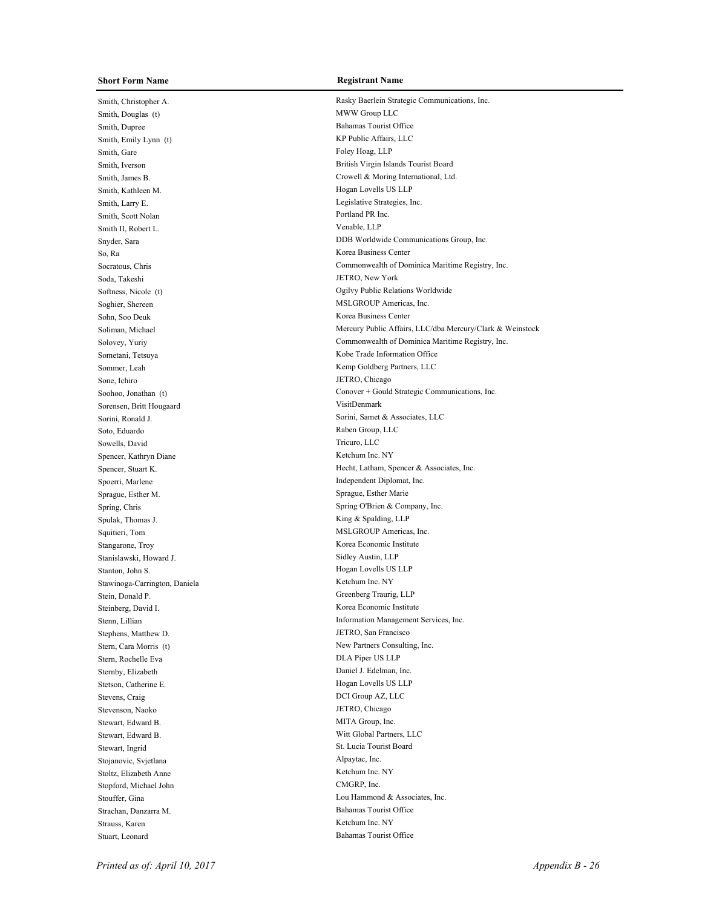| Short Form Name | Registrant Name |
|---|---|
| Smith, Christopher A. | Rasky Baerlein Strategic Communications, Inc. |
| Smith, Douglas (t) | MWW Group LLC |
| Smith, Dupree | Bahamas Tourist Office |
| Smith, Emily Lynn (t) | KP Public Affairs, LLC |
| Smith, Gare | Foley Hoag, LLP |
| Smith, Iverson | British Virgin Islands Tourist Board |
| Smith, James B. | Crowell & Moring International, Ltd. |
| Smith, Kathleen M. | Hogan Lovells US LLP |
| Smith, Larry E. | Legislative Strategies, Inc. |
| Smith, Scott Nolan | Portland PR Inc. |
| Smith II, Robert L. | Venable, LLP |
| Snyder, Sara | DDB Worldwide Communications Group, Inc. |
| So, Ra | Korea Business Center |
| Socratous, Chris | Commonwealth of Dominica Maritime Registry, Inc. |
| Soda, Takeshi | JETRO, New York |
| Softness, Nicole (t) | Ogilvy Public Relations Worldwide |
| Soghier, Shereen | MSLGROUP Americas, Inc. |
| Sohn, Soo Deuk | Korea Business Center |
| Soliman, Michael | Mercury Public Affairs, LLC/dba Mercury/Clark & Weinstock |
| Solovey, Yuriy | Commonwealth of Dominica Maritime Registry, Inc. |
| Sometani, Tetsuya | Kobe Trade Information Office |
| Sommer, Leah | Kemp Goldberg Partners, LLC |
| Sone, Ichiro | JETRO, Chicago |
| Soohoo, Jonathan (t) | Conover + Gould Strategic Communications, Inc. |
| Sorensen, Britt Hougaard | VisitDenmark |
| Sorini, Ronald J. | Sorini, Samet & Associates, LLC |
| Soto, Eduardo | Raben Group, LLC |
| Sowells, David | Tricuro, LLC |
| Spencer, Kathryn Diane | Ketchum Inc. NY |
| Spencer, Stuart K. | Hecht, Latham, Spencer & Associates, Inc. |
| Spoerri, Marlene | Independent Diplomat, Inc. |
| Sprague, Esther M. | Sprague, Esther Marie |
| Spring, Chris | Spring O'Brien & Company, Inc. |
| Spulak, Thomas J. | King & Spalding, LLP |
| Squitieri, Tom | MSLGROUP Americas, Inc. |
| Stangarone, Troy | Korea Economic Institute |
| Stanislawski, Howard J. | Sidley Austin, LLP |
| Stanton, John S. | Hogan Lovells US LLP |
| Stawinoga-Carrington, Daniela | Ketchum Inc. NY |
| Stein, Donald P. | Greenberg Traurig, LLP |
| Steinberg, David I. | Korea Economic Institute |
| Stenn, Lillian | Information Management Services, Inc. |
| Stephens, Matthew D. | JETRO, San Francisco |
| Stern, Cara Morris (t) | New Partners Consulting, Inc. |
| Stern, Rochelle Eva | DLA Piper US LLP |
| Sternby, Elizabeth | Daniel J. Edelman, Inc. |
| Stetson, Catherine E. | Hogan Lovells US LLP |
| Stevens, Craig | DCI Group AZ, LLC |
| Stevenson, Naoko | JETRO, Chicago |
| Stewart, Edward B. | MITA Group, Inc. |
| Stewart, Edward B. | Witt Global Partners, LLC |
| Stewart, Ingrid | St. Lucia Tourist Board |
| Stojanovic, Svjetlana | Alpaytac, Inc. |
| Stoltz, Elizabeth Anne | Ketchum Inc. NY |
| Stopford, Michael John | CMGRP, Inc. |
| Stouffer, Gina | Lou Hammond & Associates, Inc. |
| Strachan, Danzarra M. | Bahamas Tourist Office |
| Strauss, Karen | Ketchum Inc. NY |
| Stuart, Leonard | Bahamas Tourist Office |

*Printed as of: April 10, 2017* *Appendix B - 26*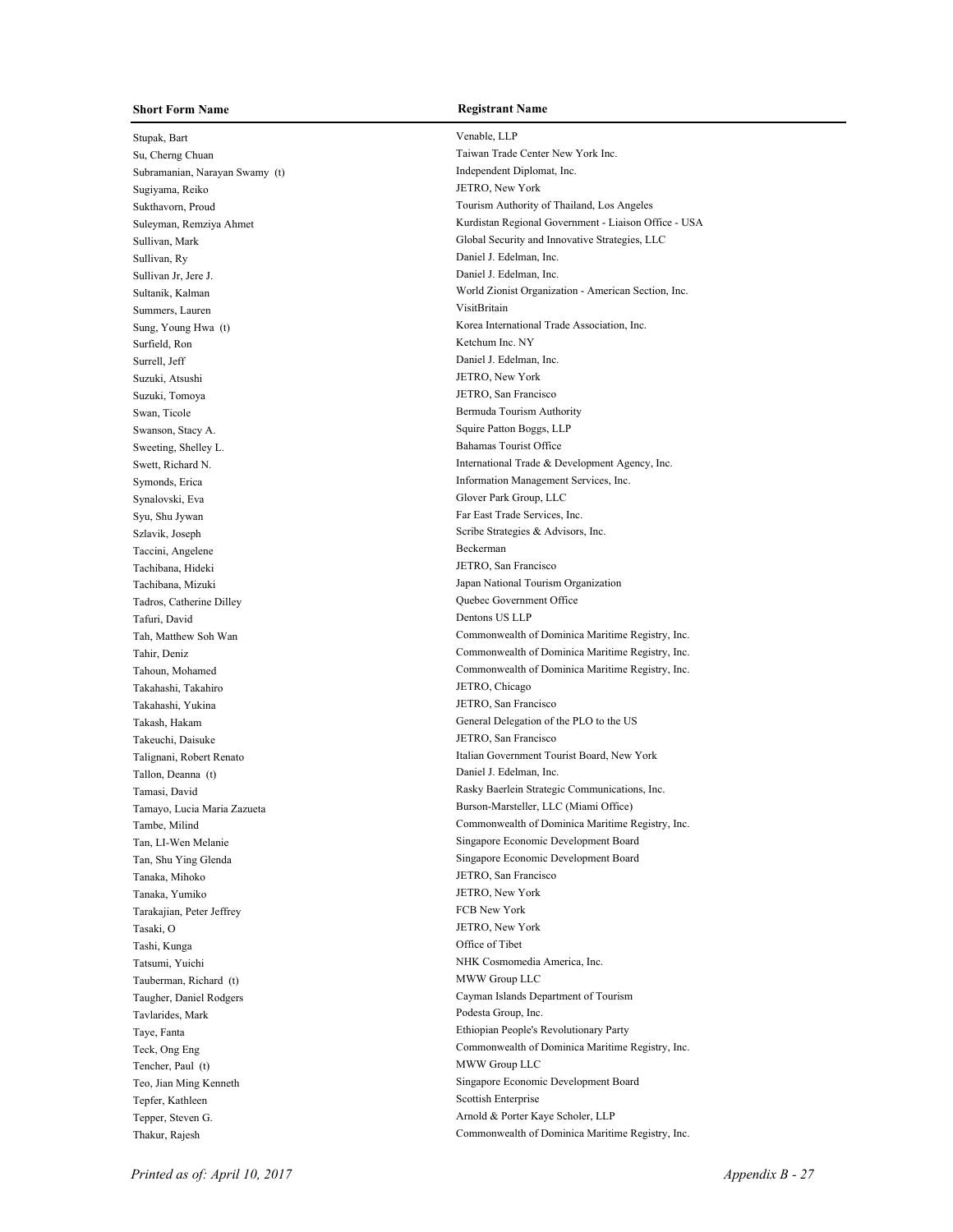| Short Form Name | Registrant Name |
|---|---|
| Stupak, Bart | Venable, LLP |
| Su, Cherng Chuan | Taiwan Trade Center New York Inc. |
| Subramanian, Narayan Swamy (t) | Independent Diplomat, Inc. |
| Sugiyama, Reiko | JETRO, New York |
| Sukthavorn, Proud | Tourism Authority of Thailand, Los Angeles |
| Suleyman, Remziya Ahmet | Kurdistan Regional Government - Liaison Office - USA |
| Sullivan, Mark | Global Security and Innovative Strategies, LLC |
| Sullivan, Ry | Daniel J. Edelman, Inc. |
| Sullivan Jr, Jere J. | Daniel J. Edelman, Inc. |
| Sultanik, Kalman | World Zionist Organization - American Section, Inc. |
| Summers, Lauren | VisitBritain |
| Sung, Young Hwa (t) | Korea International Trade Association, Inc. |
| Surfield, Ron | Ketchum Inc. NY |
| Surrell, Jeff | Daniel J. Edelman, Inc. |
| Suzuki, Atsushi | JETRO, New York |
| Suzuki, Tomoya | JETRO, San Francisco |
| Swan, Ticole | Bermuda Tourism Authority |
| Swanson, Stacy A. | Squire Patton Boggs, LLP |
| Sweeting, Shelley L. | Bahamas Tourist Office |
| Swett, Richard N. | International Trade & Development Agency, Inc. |
| Symonds, Erica | Information Management Services, Inc. |
| Synalovski, Eva | Glover Park Group, LLC |
| Syu, Shu Jywan | Far East Trade Services, Inc. |
| Szlavik, Joseph | Scribe Strategies & Advisors, Inc. |
| Taccini, Angelene | Beckerman |
| Tachibana, Hideki | JETRO, San Francisco |
| Tachibana, Mizuki | Japan National Tourism Organization |
| Tadros, Catherine Dilley | Quebec Government Office |
| Tafuri, David | Dentons US LLP |
| Tah, Matthew Soh Wan | Commonwealth of Dominica Maritime Registry, Inc. |
| Tahir, Deniz | Commonwealth of Dominica Maritime Registry, Inc. |
| Tahoun, Mohamed | Commonwealth of Dominica Maritime Registry, Inc. |
| Takahashi, Takahiro | JETRO, Chicago |
| Takahashi, Yukina | JETRO, San Francisco |
| Takash, Hakam | General Delegation of the PLO to the US |
| Takeuchi, Daisuke | JETRO, San Francisco |
| Talignani, Robert Renato | Italian Government Tourist Board, New York |
| Tallon, Deanna (t) | Daniel J. Edelman, Inc. |
| Tamasi, David | Rasky Baerlein Strategic Communications, Inc. |
| Tamayo, Lucia Maria Zazueta | Burson-Marsteller, LLC (Miami Office) |
| Tambe, Milind | Commonwealth of Dominica Maritime Registry, Inc. |
| Tan, LI-Wen Melanie | Singapore Economic Development Board |
| Tan, Shu Ying Glenda | Singapore Economic Development Board |
| Tanaka, Mihoko | JETRO, San Francisco |
| Tanaka, Yumiko | JETRO, New York |
| Tarakajian, Peter Jeffrey | FCB New York |
| Tasaki, O | JETRO, New York |
| Tashi, Kunga | Office of Tibet |
| Tatsumi, Yuichi | NHK Cosmomedia America, Inc. |
| Tauberman, Richard (t) | MWW Group LLC |
| Taugher, Daniel Rodgers | Cayman Islands Department of Tourism |
| Tavlarides, Mark | Podesta Group, Inc. |
| Taye, Fanta | Ethiopian People's Revolutionary Party |
| Teck, Ong Eng | Commonwealth of Dominica Maritime Registry, Inc. |
| Tencher, Paul (t) | MWW Group LLC |
| Teo, Jian Ming Kenneth | Singapore Economic Development Board |
| Tepfer, Kathleen | Scottish Enterprise |
| Tepper, Steven G. | Arnold & Porter Kaye Scholer, LLP |
| Thakur, Rajesh | Commonwealth of Dominica Maritime Registry, Inc. |

*Printed as of: April 10, 2017*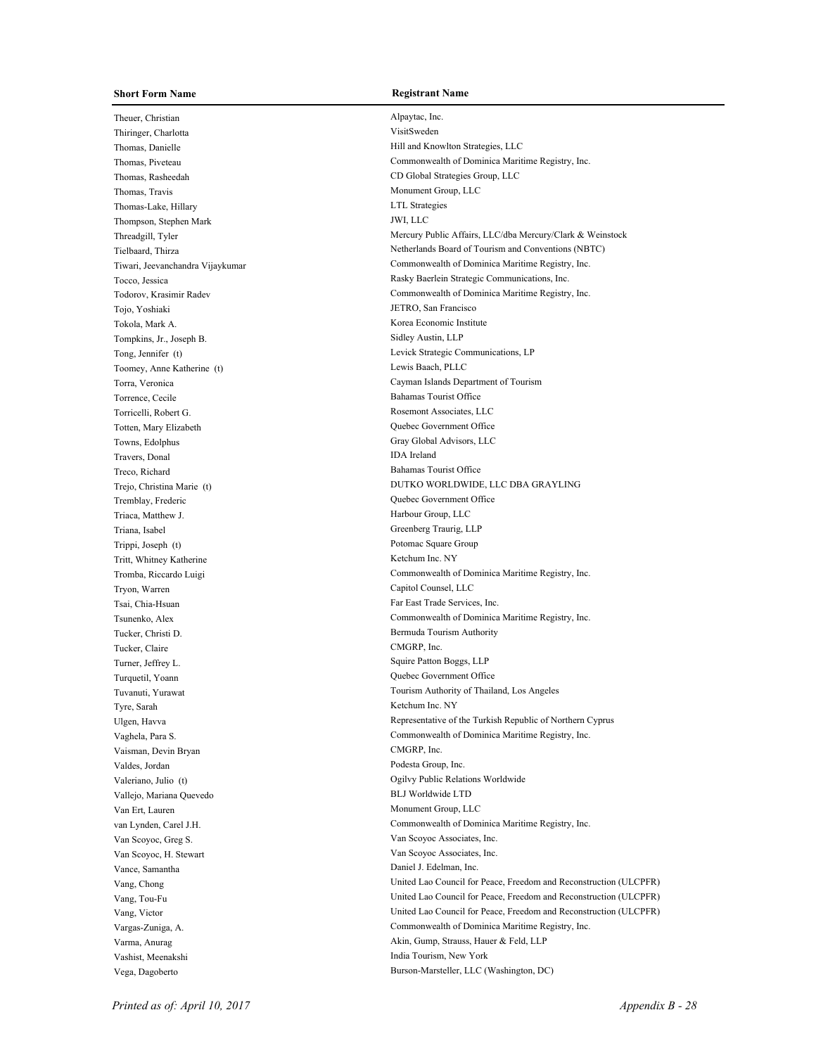| Short Form Name | Registrant Name |
| --- | --- |
| Theuer, Christian | Alpaytac, Inc. |
| Thiringer, Charlotta | VisitSweden |
| Thomas, Danielle | Hill and Knowlton Strategies, LLC |
| Thomas, Piveteau | Commonwealth of Dominica Maritime Registry, Inc. |
| Thomas, Rasheedah | CD Global Strategies Group, LLC |
| Thomas, Travis | Monument Group, LLC |
| Thomas-Lake, Hillary | LTL Strategies |
| Thompson, Stephen Mark | JWI, LLC |
| Threadgill, Tyler | Mercury Public Affairs, LLC/dba Mercury/Clark & Weinstock |
| Tielbaard, Thirza | Netherlands Board of Tourism and Conventions (NBTC) |
| Tiwari, Jeevanchandra Vijaykumar | Commonwealth of Dominica Maritime Registry, Inc. |
| Tocco, Jessica | Rasky Baerlein Strategic Communications, Inc. |
| Todorov, Krasimir Radev | Commonwealth of Dominica Maritime Registry, Inc. |
| Tojo, Yoshiaki | JETRO, San Francisco |
| Tokola, Mark A. | Korea Economic Institute |
| Tompkins, Jr., Joseph B. | Sidley Austin, LLP |
| Tong, Jennifer (t) | Levick Strategic Communications, LP |
| Toomey, Anne Katherine (t) | Lewis Baach, PLLC |
| Torra, Veronica | Cayman Islands Department of Tourism |
| Torrence, Cecile | Bahamas Tourist Office |
| Torricelli, Robert G. | Rosemont Associates, LLC |
| Totten, Mary Elizabeth | Quebec Government Office |
| Towns, Edolphus | Gray Global Advisors, LLC |
| Travers, Donal | IDA Ireland |
| Treco, Richard | Bahamas Tourist Office |
| Trejo, Christina Marie (t) | DUTKO WORLDWIDE, LLC DBA GRAYLING |
| Tremblay, Frederic | Quebec Government Office |
| Triaca, Matthew J. | Harbour Group, LLC |
| Triana, Isabel | Greenberg Traurig, LLP |
| Trippi, Joseph (t) | Potomac Square Group |
| Tritt, Whitney Katherine | Ketchum Inc. NY |
| Tromba, Riccardo Luigi | Commonwealth of Dominica Maritime Registry, Inc. |
| Tryon, Warren | Capitol Counsel, LLC |
| Tsai, Chia-Hsuan | Far East Trade Services, Inc. |
| Tsunenko, Alex | Commonwealth of Dominica Maritime Registry, Inc. |
| Tucker, Christi D. | Bermuda Tourism Authority |
| Tucker, Claire | CMGRP, Inc. |
| Turner, Jeffrey L. | Squire Patton Boggs, LLP |
| Turquetil, Yoann | Quebec Government Office |
| Tuvanuti, Yurawat | Tourism Authority of Thailand, Los Angeles |
| Tyre, Sarah | Ketchum Inc. NY |
| Ulgen, Havva | Representative of the Turkish Republic of Northern Cyprus |
| Vaghela, Para S. | Commonwealth of Dominica Maritime Registry, Inc. |
| Vaisman, Devin Bryan | CMGRP, Inc. |
| Valdes, Jordan | Podesta Group, Inc. |
| Valeriano, Julio (t) | Ogilvy Public Relations Worldwide |
| Vallejo, Mariana Quevedo | BLJ Worldwide LTD |
| Van Ert, Lauren | Monument Group, LLC |
| van Lynden, Carel J.H. | Commonwealth of Dominica Maritime Registry, Inc. |
| Van Scoyoc, Greg S. | Van Scoyoc Associates, Inc. |
| Van Scoyoc, H. Stewart | Van Scoyoc Associates, Inc. |
| Vance, Samantha | Daniel J. Edelman, Inc. |
| Vang, Chong | United Lao Council for Peace, Freedom and Reconstruction (ULCPFR) |
| Vang, Tou-Fu | United Lao Council for Peace, Freedom and Reconstruction (ULCPFR) |
| Vang, Victor | United Lao Council for Peace, Freedom and Reconstruction (ULCPFR) |
| Vargas-Zuniga, A. | Commonwealth of Dominica Maritime Registry, Inc. |
| Varma, Anurag | Akin, Gump, Strauss, Hauer & Feld, LLP |
| Vashist, Meenakshi | India Tourism, New York |
| Vega, Dagoberto | Burson-Marsteller, LLC (Washington, DC) |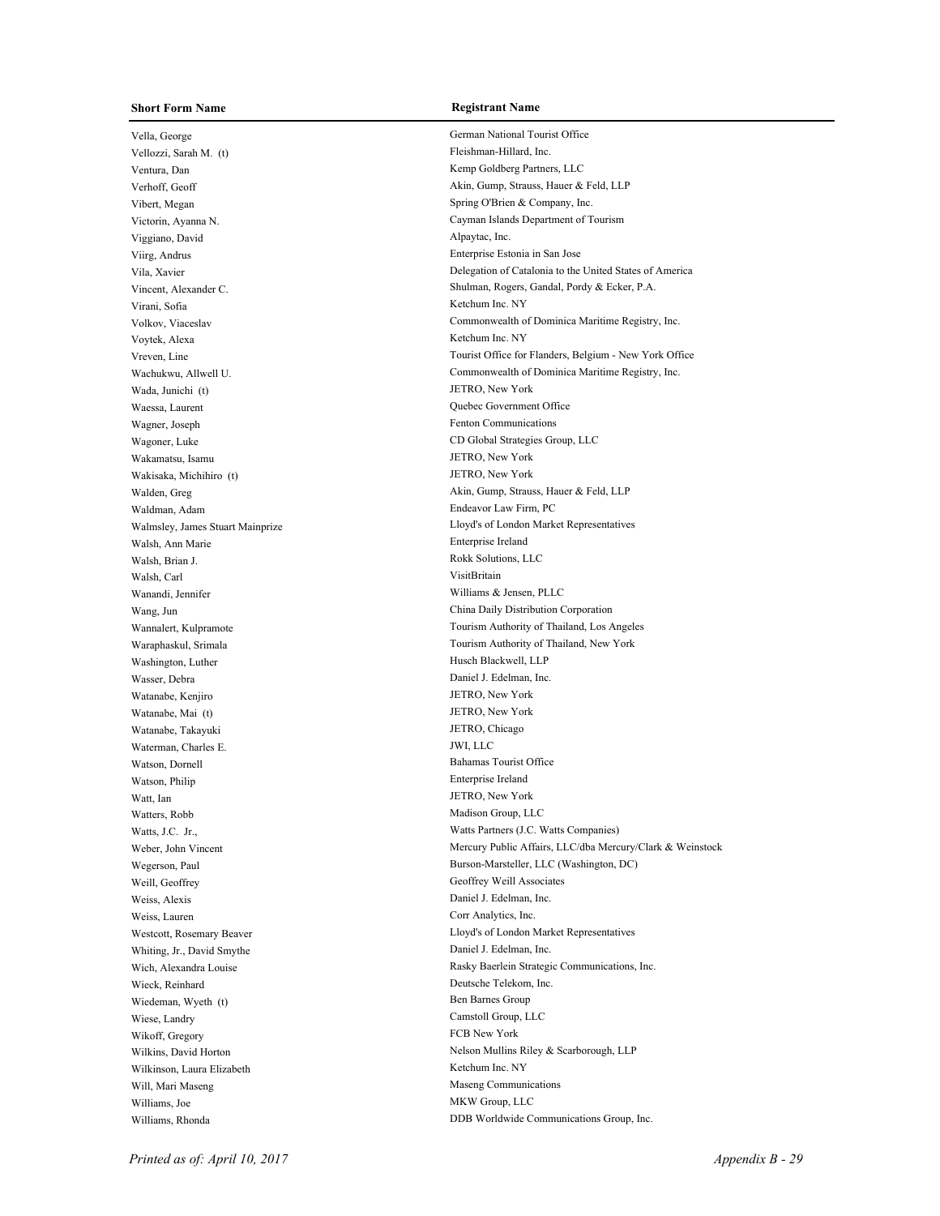| Short Form Name | Registrant Name |
| --- | --- |
| Vella, George | German National Tourist Office |
| Vellozzi, Sarah M. (t) | Fleishman-Hillard, Inc. |
| Ventura, Dan | Kemp Goldberg Partners, LLC |
| Verhoff, Geoff | Akin, Gump, Strauss, Hauer & Feld, LLP |
| Vibert, Megan | Spring O'Brien & Company, Inc. |
| Victorin, Ayanna N. | Cayman Islands Department of Tourism |
| Viggiano, David | Alpaytac, Inc. |
| Viirg, Andrus | Enterprise Estonia in San Jose |
| Vila, Xavier | Delegation of Catalonia to the United States of America |
| Vincent, Alexander C. | Shulman, Rogers, Gandal, Pordy & Ecker, P.A. |
| Virani, Sofia | Ketchum Inc. NY |
| Volkov, Viaceslav | Commonwealth of Dominica Maritime Registry, Inc. |
| Voytek, Alexa | Ketchum Inc. NY |
| Vreven, Line | Tourist Office for Flanders, Belgium - New York Office |
| Wachukwu, Allwell U. | Commonwealth of Dominica Maritime Registry, Inc. |
| Wada, Junichi (t) | JETRO, New York |
| Waessa, Laurent | Quebec Government Office |
| Wagner, Joseph | Fenton Communications |
| Wagoner, Luke | CD Global Strategies Group, LLC |
| Wakamatsu, Isamu | JETRO, New York |
| Wakisaka, Michihiro (t) | JETRO, New York |
| Walden, Greg | Akin, Gump, Strauss, Hauer & Feld, LLP |
| Waldman, Adam | Endeavor Law Firm, PC |
| Walmsley, James Stuart Mainprize | Lloyd's of London Market Representatives |
| Walsh, Ann Marie | Enterprise Ireland |
| Walsh, Brian J. | Rokk Solutions, LLC |
| Walsh, Carl | VisitBritain |
| Wanandi, Jennifer | Williams & Jensen, PLLC |
| Wang, Jun | China Daily Distribution Corporation |
| Wannalert, Kulpramote | Tourism Authority of Thailand, Los Angeles |
| Waraphaskul, Srimala | Tourism Authority of Thailand, New York |
| Washington, Luther | Husch Blackwell, LLP |
| Wasser, Debra | Daniel J. Edelman, Inc. |
| Watanabe, Kenjiro | JETRO, New York |
| Watanabe, Mai (t) | JETRO, New York |
| Watanabe, Takayuki | JETRO, Chicago |
| Waterman, Charles E. | JWI, LLC |
| Watson, Dornell | Bahamas Tourist Office |
| Watson, Philip | Enterprise Ireland |
| Watt, Ian | JETRO, New York |
| Watters, Robb | Madison Group, LLC |
| Watts, J.C. Jr., | Watts Partners (J.C. Watts Companies) |
| Weber, John Vincent | Mercury Public Affairs, LLC/dba Mercury/Clark & Weinstock |
| Wegerson, Paul | Burson-Marsteller, LLC (Washington, DC) |
| Weill, Geoffrey | Geoffrey Weill Associates |
| Weiss, Alexis | Daniel J. Edelman, Inc. |
| Weiss, Lauren | Corr Analytics, Inc. |
| Westcott, Rosemary Beaver | Lloyd's of London Market Representatives |
| Whiting, Jr., David Smythe | Daniel J. Edelman, Inc. |
| Wich, Alexandra Louise | Rasky Baerlein Strategic Communications, Inc. |
| Wieck, Reinhard | Deutsche Telekom, Inc. |
| Wiedeman, Wyeth (t) | Ben Barnes Group |
| Wiese, Landry | Camstoll Group, LLC |
| Wikoff, Gregory | FCB New York |
| Wilkins, David Horton | Nelson Mullins Riley & Scarborough, LLP |
| Wilkinson, Laura Elizabeth | Ketchum Inc. NY |
| Will, Mari Maseng | Maseng Communications |
| Williams, Joe | MKW Group, LLC |
| Williams, Rhonda | DDB Worldwide Communications Group, Inc. |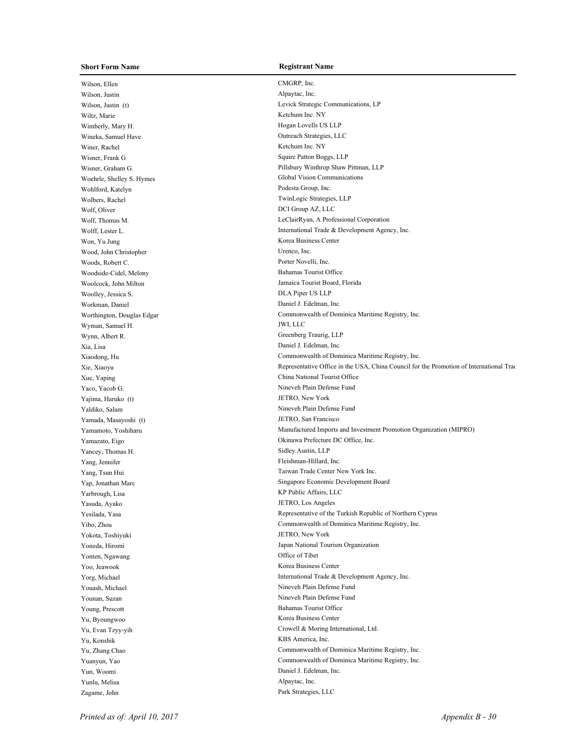| Short Form Name | Registrant Name |
|---|---|
| Wilson, Ellen | CMGRP, Inc. |
| Wilson, Justin | Alpaytac, Inc. |
| Wilson, Justin (t) | Levick Strategic Communications, LP |
| Wiltz, Marie | Ketchum Inc. NY |
| Wimberly, Mary H. | Hogan Lovells US LLP |
| Wineka, Samuel Have | Outreach Strategies, LLC |
| Winer, Rachel | Ketchum Inc. NY |
| Wisner, Frank G | Squire Patton Boggs, LLP |
| Wisner, Graham G. | Pillsbury Winthrop Shaw Pittman, LLP |
| Woehrle, Shelley S. Hymes | Global Vision Communications |
| Wohlford, Katelyn | Podesta Group, Inc. |
| Wolbers, Rachel | TwinLogic Strategies, LLP |
| Wolf, Oliver | DCI Group AZ, LLC |
| Wolf, Thomas M. | LeClairRyan, A Professional Corporation |
| Wolff, Lester L. | International Trade & Development Agency, Inc. |
| Won, Yu Jung | Korea Business Center |
| Wood, John Christopher | Urenco, Inc. |
| Woods, Robert C. | Porter Novelli, Inc. |
| Woodside-Cidel, Melony | Bahamas Tourist Office |
| Woolcock, John Milton | Jamaica Tourist Board, Florida |
| Woolley, Jessica S. | DLA Piper US LLP |
| Workman, Daniel | Daniel J. Edelman, Inc. |
| Worthington, Douglas Edgar | Commonwealth of Dominica Maritime Registry, Inc. |
| Wyman, Samuel H. | JWI, LLC |
| Wynn, Albert R. | Greenberg Traurig, LLP |
| Xia, Lisa | Daniel J. Edelman, Inc. |
| Xiaodong, Hu | Commonwealth of Dominica Maritime Registry, Inc. |
| Xie, Xiaoyu | Representative Office in the USA, China Council for the Promotion of International Trad |
| Xue, Yaping | China National Tourist Office |
| Yaco, Yacob G. | Nineveh Plain Defense Fund |
| Yajima, Haruko (t) | JETRO, New York |
| Yaldiko, Salam | Nineveh Plain Defense Fund |
| Yamada, Masayoshi (t) | JETRO, San Francisco |
| Yamamoto, Yoshiharu | Manufactured Imports and Investment Promotion Organization (MIPRO) |
| Yamazato, Eigo | Okinawa Prefecture DC Office, Inc. |
| Yancey, Thomas H. | Sidley Austin, LLP |
| Yang, Jennifer | Fleishman-Hillard, Inc. |
| Yang, Tsun Hui | Taiwan Trade Center New York Inc. |
| Yap, Jonathan Marc | Singapore Economic Development Board |
| Yarbrough, Lisa | KP Public Affairs, LLC |
| Yasuda, Ayako | JETRO, Los Angeles |
| Yesilada, Yasa | Representative of the Turkish Republic of Northern Cyprus |
| Yibo, Zhou | Commonwealth of Dominica Maritime Registry, Inc. |
| Yokota, Toshiyuki | JETRO, New York |
| Yoneda, Hiromi | Japan National Tourism Organization |
| Yonten, Ngawang | Office of Tibet |
| Yoo, Jeawook | Korea Business Center |
| Yorg, Michael | International Trade & Development Agency, Inc. |
| Youash, Michael | Nineveh Plain Defense Fund |
| Younan, Suzan | Nineveh Plain Defense Fund |
| Young, Prescott | Bahamas Tourist Office |
| Yu, Byoungwoo | Korea Business Center |
| Yu, Evan Tzyy-yih | Crowell & Moring International, Ltd. |
| Yu, Konshik | KBS America, Inc. |
| Yu, Zhang Chao | Commonwealth of Dominica Maritime Registry, Inc. |
| Yuanyun, Yao | Commonwealth of Dominica Maritime Registry, Inc. |
| Yun, Woomi | Daniel J. Edelman, Inc. |
| Yunlu, Melisa | Alpaytac, Inc. |
| Zagame, John | Park Strategies, LLC |

*Printed as of: April 10, 2017*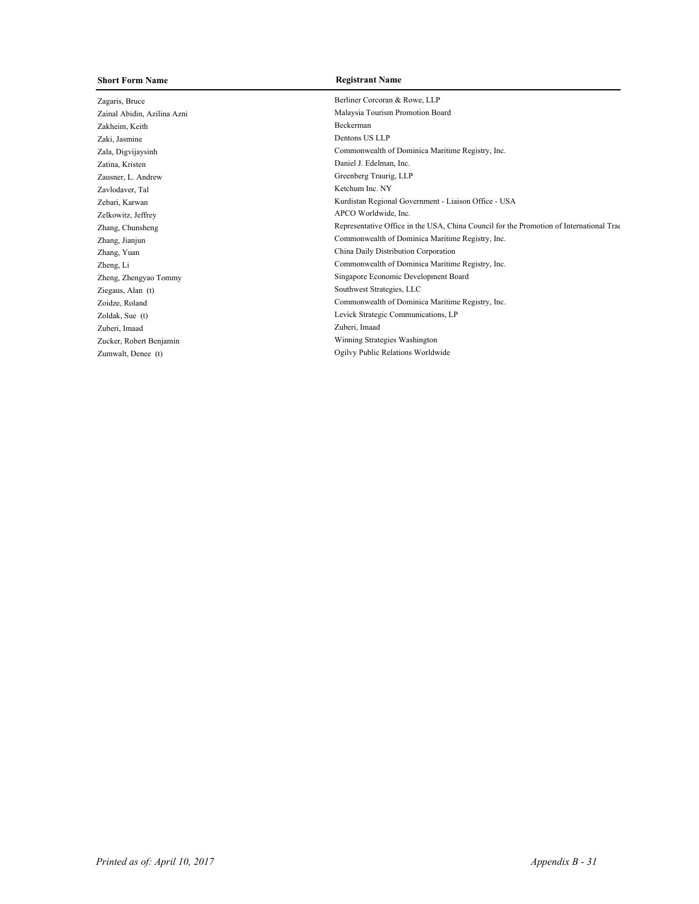| Short Form Name | Registrant Name |
| --- | --- |
| Zagaris, Bruce | Berliner Corcoran & Rowe, LLP |
| Zainal Abidin, Azilina Azni | Malaysia Tourism Promotion Board |
| Zakheim, Keith | Beckerman |
| Zaki, Jasmine | Dentons US LLP |
| Zala, Digvijaysinh | Commonwealth of Dominica Maritime Registry, Inc. |
| Zatina, Kristen | Daniel J. Edelman, Inc. |
| Zausner, L. Andrew | Greenberg Traurig, LLP |
| Zavlodaver, Tal | Ketchum Inc. NY |
| Zebari, Karwan | Kurdistan Regional Government - Liaison Office - USA |
| Zelkowitz, Jeffrey | APCO Worldwide, Inc. |
| Zhang, Chunsheng | Representative Office in the USA, China Council for the Promotion of International Trac |
| Zhang, Jianjun | Commonwealth of Dominica Maritime Registry, Inc. |
| Zhang, Yuan | China Daily Distribution Corporation |
| Zheng, Li | Commonwealth of Dominica Maritime Registry, Inc. |
| Zheng, Zhengyao Tommy | Singapore Economic Development Board |
| Ziegaus, Alan (t) | Southwest Strategies, LLC |
| Zoidze, Roland | Commonwealth of Dominica Maritime Registry, Inc. |
| Zoldak, Sue (t) | Levick Strategic Communications, LP |
| Zuberi, Imaad | Zuberi, Imaad |
| Zucker, Robert Benjamin | Winning Strategies Washington |
| Zumwalt, Denee (t) | Ogilvy Public Relations Worldwide |

*Printed as of: April 10, 2017*

*Appendix B - 31*